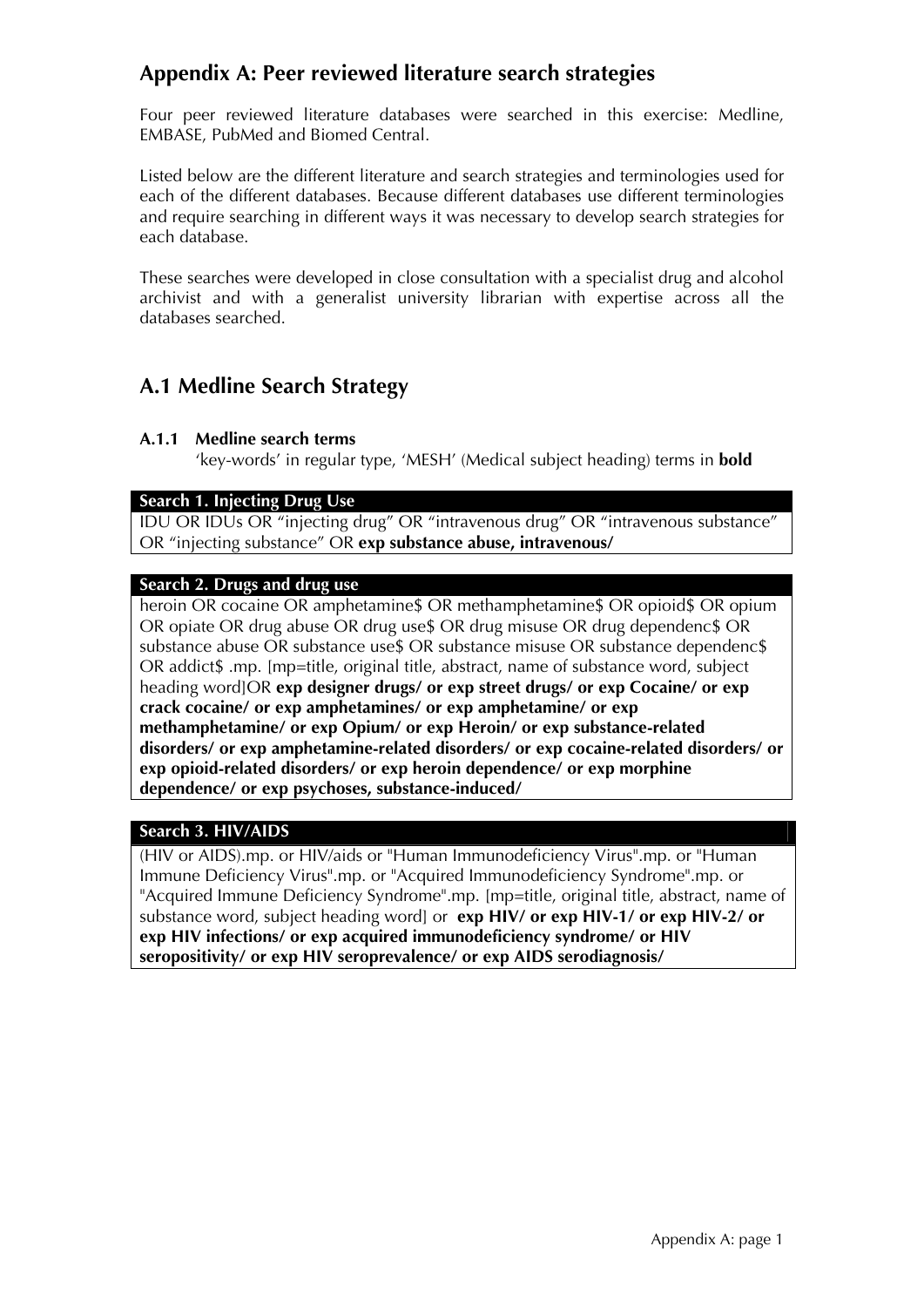## Appendix A: Peer reviewed literature search strategies

Four peer reviewed literature databases were searched in this exercise: Medline, EMBASE, PubMed and Biomed Central.

Listed below are the different literature and search strategies and terminologies used for each of the different databases. Because different databases use different terminologies and require searching in different ways it was necessary to develop search strategies for each database.

These searches were developed in close consultation with a specialist drug and alcohol archivist and with a generalist university librarian with expertise across all the databases searched.

## A.1 Medline Search Strategy

#### A.1.1 Medline search terms

'key-words' in regular type, 'MESH' (Medical subject heading) terms in **bold**

| Search 1. Injecting Drug Use |
| --- |
| IDU OR IDUs OR "injecting drug" OR "intravenous drug" OR "intravenous substance" OR "injecting substance" OR **exp substance abuse, intravenous/** |

| Search 2. Drugs and drug use |
| --- |
| heroin OR cocaine OR amphetamine$ OR methamphetamine$ OR opioid$ OR opium OR opiate OR drug abuse OR drug use$ OR drug misuse OR drug dependenc$ OR substance abuse OR substance use$ OR substance misuse OR substance dependenc$ OR addict$ .mp. [mp=title, original title, abstract, name of substance word, subject heading word]OR **exp designer drugs/ or exp street drugs/ or exp Cocaine/ or exp crack cocaine/ or exp amphetamines/ or exp amphetamine/ or exp methamphetamine/ or exp Opium/ or exp Heroin/ or exp substance-related disorders/ or exp amphetamine-related disorders/ or exp cocaine-related disorders/ or exp opioid-related disorders/ or exp heroin dependence/ or exp morphine dependence/ or exp psychoses, substance-induced/** |

| Search 3. HIV/AIDS |
| --- |
| (HIV or AIDS).mp. or HIV/aids or "Human Immunodeficiency Virus".mp. or "Human Immune Deficiency Virus".mp. or "Acquired Immunodeficiency Syndrome".mp. or "Acquired Immune Deficiency Syndrome".mp. [mp=title, original title, abstract, name of substance word, subject heading word] or **exp HIV/ or exp HIV-1/ or exp HIV-2/ or exp HIV infections/ or exp acquired immunodeficiency syndrome/ or HIV seropositivity/ or exp HIV seroprevalence/ or exp AIDS serodiagnosis/** |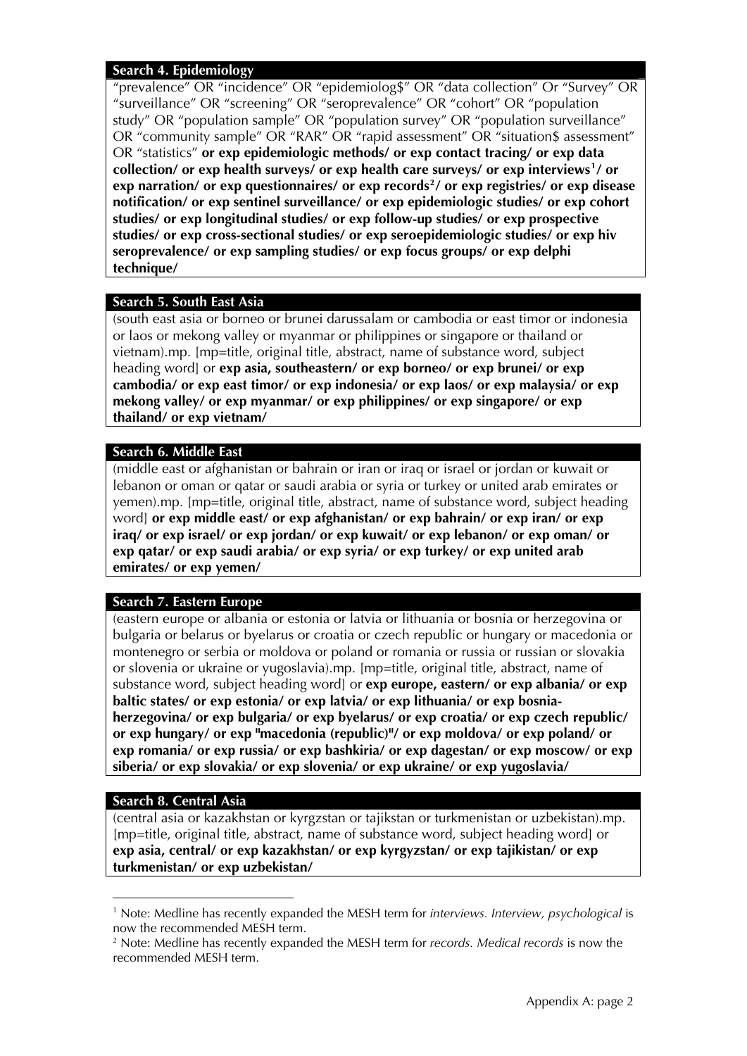### Search 4. Epidemiology

"prevalence" OR "incidence" OR "epidemiolog$" OR "data collection" Or "Survey" OR "surveillance" OR "screening" OR "seroprevalence" OR "cohort" OR "population study" OR "population sample" OR "population survey" OR "population surveillance" OR "community sample" OR "RAR" OR "rapid assessment" OR "situation$ assessment" OR "statistics" **or exp epidemiologic methods/ or exp contact tracing/ or exp data collection/ or exp health surveys/ or exp health care surveys/ or exp interviews[1]/ or exp narration/ or exp questionnaires/ or exp records[2]/ or exp registries/ or exp disease notification/ or exp sentinel surveillance/ or exp epidemiologic studies/ or exp cohort studies/ or exp longitudinal studies/ or exp follow-up studies/ or exp prospective studies/ or exp cross-sectional studies/ or exp seroepidemiologic studies/ or exp hiv seroprevalence/ or exp sampling studies/ or exp focus groups/ or exp delphi technique/**

### Search 5. South East Asia

(south east asia or borneo or brunei darussalam or cambodia or east timor or indonesia or laos or mekong valley or myanmar or philippines or singapore or thailand or vietnam).mp. [mp=title, original title, abstract, name of substance word, subject heading word] or **exp asia, southeastern/ or exp borneo/ or exp brunei/ or exp cambodia/ or exp east timor/ or exp indonesia/ or exp laos/ or exp malaysia/ or exp mekong valley/ or exp myanmar/ or exp philippines/ or exp singapore/ or exp thailand/ or exp vietnam/**

### Search 6. Middle East

(middle east or afghanistan or bahrain or iran or iraq or israel or jordan or kuwait or lebanon or oman or qatar or saudi arabia or syria or turkey or united arab emirates or yemen).mp. [mp=title, original title, abstract, name of substance word, subject heading word] **or exp middle east/ or exp afghanistan/ or exp bahrain/ or exp iran/ or exp iraq/ or exp israel/ or exp jordan/ or exp kuwait/ or exp lebanon/ or exp oman/ or exp qatar/ or exp saudi arabia/ or exp syria/ or exp turkey/ or exp united arab emirates/ or exp yemen/**

### Search 7. Eastern Europe

(eastern europe or albania or estonia or latvia or lithuania or bosnia or herzegovina or bulgaria or belarus or byelarus or croatia or czech republic or hungary or macedonia or montenegro or serbia or moldova or poland or romania or russia or russian or slovakia or slovenia or ukraine or yugoslavia).mp. [mp=title, original title, abstract, name of substance word, subject heading word] or **exp europe, eastern/ or exp albania/ or exp baltic states/ or exp estonia/ or exp latvia/ or exp lithuania/ or exp bosnia-herzegovina/ or exp bulgaria/ or exp byelarus/ or exp croatia/ or exp czech republic/ or exp hungary/ or exp "macedonia (republic)"/ or exp moldova/ or exp poland/ or exp romania/ or exp russia/ or exp bashkiria/ or exp dagestan/ or exp moscow/ or exp siberia/ or exp slovakia/ or exp slovenia/ or exp ukraine/ or exp yugoslavia/**

### Search 8. Central Asia

(central asia or kazakhstan or kyrgzstan or tajikstan or turkmenistan or uzbekistan).mp. [mp=title, original title, abstract, name of substance word, subject heading word] or **exp asia, central/ or exp kazakhstan/ or exp kyrgyzstan/ or exp tajikistan/ or exp turkmenistan/ or exp uzbekistan/**

---

[1] Note: Medline has recently expanded the MESH term for *interviews*. *Interview, psychological* is now the recommended MESH term.

[2] Note: Medline has recently expanded the MESH term for *records*. *Medical records* is now the recommended MESH term.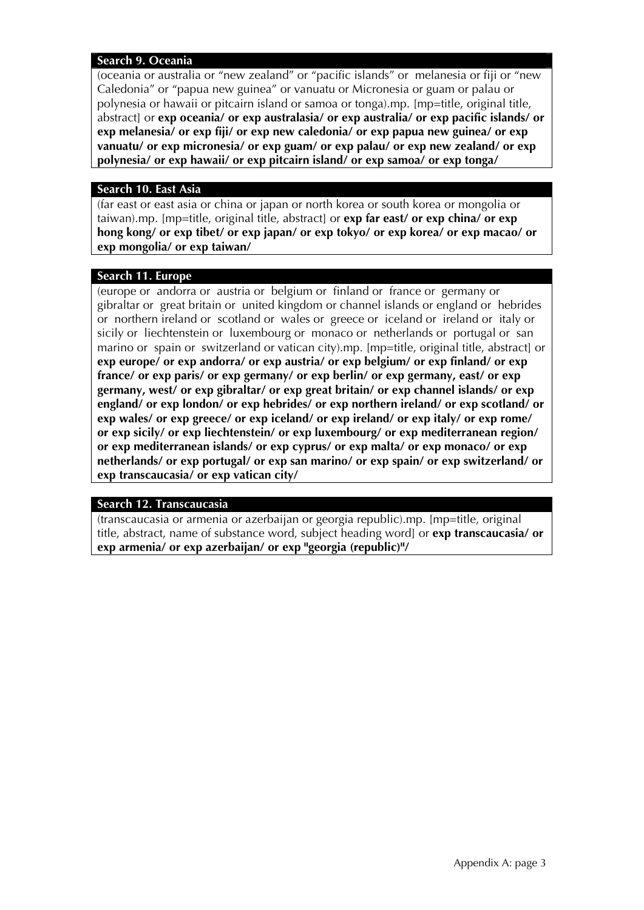### Search 9. Oceania

(oceania or australia or “new zealand” or “pacific islands” or melanesia or fiji or “new Caledonia” or “papua new guinea” or vanuatu or Micronesia or guam or palau or polynesia or hawaii or pitcairn island or samoa or tonga).mp. [mp=title, original title, abstract] or **exp oceania/ or exp australasia/ or exp australia/ or exp pacific islands/ or exp melanesia/ or exp fiji/ or exp new caledonia/ or exp papua new guinea/ or exp vanuatu/ or exp micronesia/ or exp guam/ or exp palau/ or exp new zealand/ or exp polynesia/ or exp hawaii/ or exp pitcairn island/ or exp samoa/ or exp tonga/**

### Search 10. East Asia

(far east or east asia or china or japan or north korea or south korea or mongolia or taiwan).mp. [mp=title, original title, abstract] or **exp far east/ or exp china/ or exp hong kong/ or exp tibet/ or exp japan/ or exp tokyo/ or exp korea/ or exp macao/ or exp mongolia/ or exp taiwan/**

### Search 11. Europe

(europe or andorra or austria or belgium or finland or france or germany or gibraltar or great britain or united kingdom or channel islands or england or hebrides or northern ireland or scotland or wales or greece or iceland or ireland or italy or sicily or liechtenstein or luxembourg or monaco or netherlands or portugal or san marino or spain or switzerland or vatican city).mp. [mp=title, original title, abstract] or **exp europe/ or exp andorra/ or exp austria/ or exp belgium/ or exp finland/ or exp france/ or exp paris/ or exp germany/ or exp berlin/ or exp germany, east/ or exp germany, west/ or exp gibraltar/ or exp great britain/ or exp channel islands/ or exp england/ or exp london/ or exp hebrides/ or exp northern ireland/ or exp scotland/ or exp wales/ or exp greece/ or exp iceland/ or exp ireland/ or exp italy/ or exp rome/ or exp sicily/ or exp liechtenstein/ or exp luxembourg/ or exp mediterranean region/ or exp mediterranean islands/ or exp cyprus/ or exp malta/ or exp monaco/ or exp netherlands/ or exp portugal/ or exp san marino/ or exp spain/ or exp switzerland/ or exp transcaucasia/ or exp vatican city/**

### Search 12. Transcaucasia

(transcaucasia or armenia or azerbaijan or georgia republic).mp. [mp=title, original title, abstract, name of substance word, subject heading word] or **exp transcaucasia/ or exp armenia/ or exp azerbaijan/ or exp "georgia (republic)"/**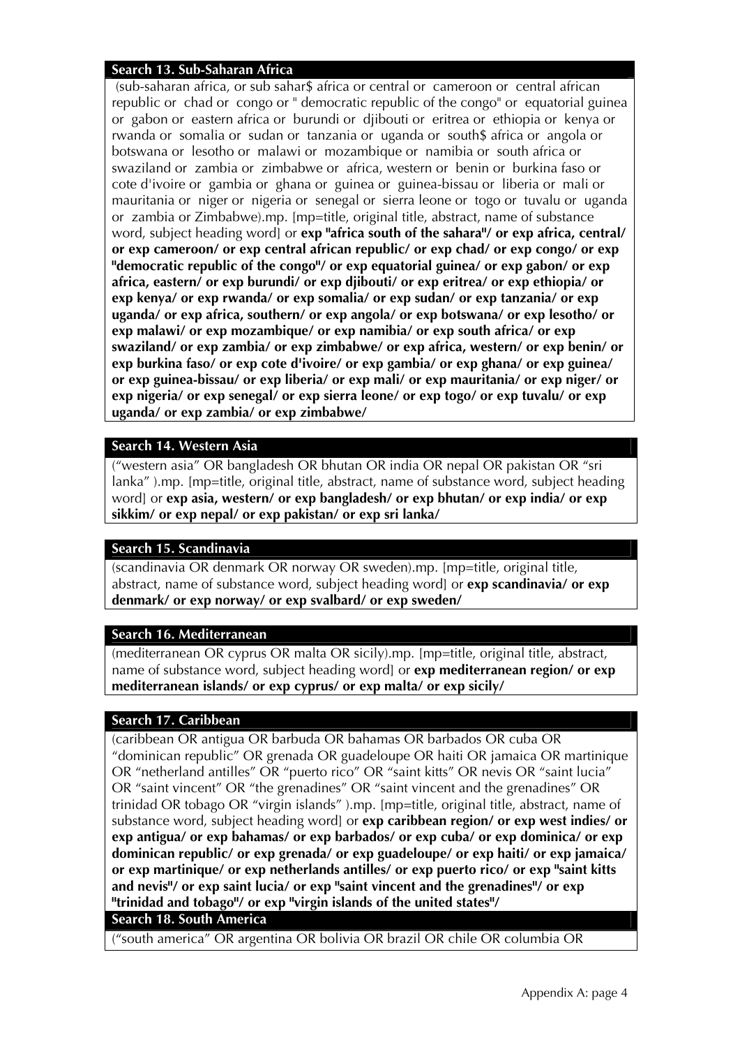**Search 13. Sub-Saharan Africa**

(sub-saharan africa, or sub sahar$ africa or central or cameroon or central african republic or chad or congo or " democratic republic of the congo" or equatorial guinea or gabon or eastern africa or burundi or djibouti or eritrea or ethiopia or kenya or rwanda or somalia or sudan or tanzania or uganda or south$ africa or angola or botswana or lesotho or malawi or mozambique or namibia or south africa or swaziland or zambia or zimbabwe or africa, western or benin or burkina faso or cote d'ivoire or gambia or ghana or guinea or guinea-bissau or liberia or mali or mauritania or niger or nigeria or senegal or sierra leone or togo or tuvalu or uganda or zambia or Zimbabwe).mp. [mp=title, original title, abstract, name of substance word, subject heading word] or **exp "africa south of the sahara"/ or exp africa, central/ or exp cameroon/ or exp central african republic/ or exp chad/ or exp congo/ or exp "democratic republic of the congo"/ or exp equatorial guinea/ or exp gabon/ or exp africa, eastern/ or exp burundi/ or exp djibouti/ or exp eritrea/ or exp ethiopia/ or exp kenya/ or exp rwanda/ or exp somalia/ or exp sudan/ or exp tanzania/ or exp uganda/ or exp africa, southern/ or exp angola/ or exp botswana/ or exp lesotho/ or exp malawi/ or exp mozambique/ or exp namibia/ or exp south africa/ or exp swaziland/ or exp zambia/ or exp zimbabwe/ or exp africa, western/ or exp benin/ or exp burkina faso/ or exp cote d'ivoire/ or exp gambia/ or exp ghana/ or exp guinea/ or exp guinea-bissau/ or exp liberia/ or exp mali/ or exp mauritania/ or exp niger/ or exp nigeria/ or exp senegal/ or exp sierra leone/ or exp togo/ or exp tuvalu/ or exp uganda/ or exp zambia/ or exp zimbabwe/**

**Search 14. Western Asia**

("western asia" OR bangladesh OR bhutan OR india OR nepal OR pakistan OR "sri lanka" ).mp. [mp=title, original title, abstract, name of substance word, subject heading word] or **exp asia, western/ or exp bangladesh/ or exp bhutan/ or exp india/ or exp sikkim/ or exp nepal/ or exp pakistan/ or exp sri lanka/**

**Search 15. Scandinavia**

(scandinavia OR denmark OR norway OR sweden).mp. [mp=title, original title, abstract, name of substance word, subject heading word] or **exp scandinavia/ or exp denmark/ or exp norway/ or exp svalbard/ or exp sweden/**

**Search 16. Mediterranean**

(mediterranean OR cyprus OR malta OR sicily).mp. [mp=title, original title, abstract, name of substance word, subject heading word] or **exp mediterranean region/ or exp mediterranean islands/ or exp cyprus/ or exp malta/ or exp sicily/**

**Search 17. Caribbean**

(caribbean OR antigua OR barbuda OR bahamas OR barbados OR cuba OR "dominican republic" OR grenada OR guadeloupe OR haiti OR jamaica OR martinique OR "netherland antilles" OR "puerto rico" OR "saint kitts" OR nevis OR "saint lucia" OR "saint vincent" OR "the grenadines" OR "saint vincent and the grenadines" OR trinidad OR tobago OR "virgin islands" ).mp. [mp=title, original title, abstract, name of substance word, subject heading word] or **exp caribbean region/ or exp west indies/ or exp antigua/ or exp bahamas/ or exp barbados/ or exp cuba/ or exp dominica/ or exp dominican republic/ or exp grenada/ or exp guadeloupe/ or exp haiti/ or exp jamaica/ or exp martinique/ or exp netherlands antilles/ or exp puerto rico/ or exp "saint kitts and nevis"/ or exp saint lucia/ or exp "saint vincent and the grenadines"/ or exp "trinidad and tobago"/ or exp "virgin islands of the united states"/**

**Search 18. South America**

("south america" OR argentina OR bolivia OR brazil OR chile OR columbia OR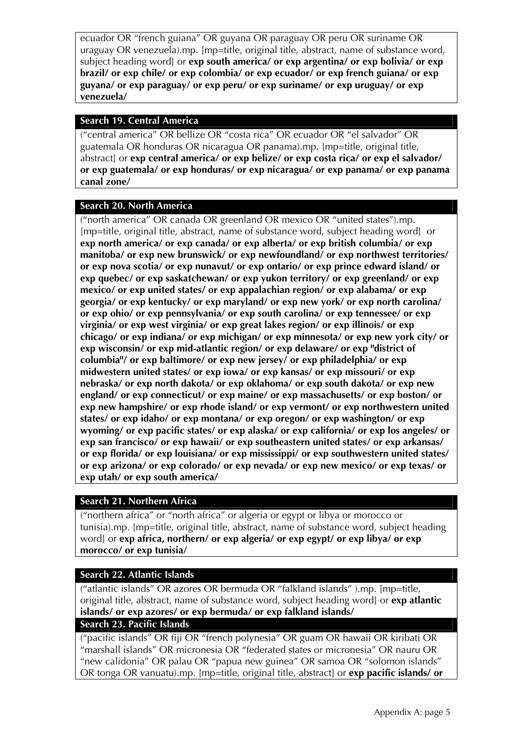ecuador OR "french guiana" OR guyana OR paraguay OR peru OR suriname OR uraguay OR venezuela).mp. [mp=title, original title, abstract, name of substance word, subject heading word] or **exp south america/ or exp argentina/ or exp bolivia/ or exp brazil/ or exp chile/ or exp colombia/ or exp ecuador/ or exp french guiana/ or exp guyana/ or exp paraguay/ or exp peru/ or exp suriname/ or exp uruguay/ or exp venezuela/**

### Search 19. Central America

("central america" OR bellize OR "costa rica" OR ecuador OR "el salvador" OR guatemala OR honduras OR nicaragua OR panama).mp. [mp=title, original title, abstract] or **exp central america/ or exp belize/ or exp costa rica/ or exp el salvador/ or exp guatemala/ or exp honduras/ or exp nicaragua/ or exp panama/ or exp panama canal zone/**

### Search 20. North America

("north america" OR canada OR greenland OR mexico OR "united states").mp. [mp=title, original title, abstract, name of substance word, subject heading word] or **exp north america/ or exp canada/ or exp alberta/ or exp british columbia/ or exp manitoba/ or exp new brunswick/ or exp newfoundland/ or exp northwest territories/ or exp nova scotia/ or exp nunavut/ or exp ontario/ or exp prince edward island/ or exp quebec/ or exp saskatchewan/ or exp yukon territory/ or exp greenland/ or exp mexico/ or exp united states/ or exp appalachian region/ or exp alabama/ or exp georgia/ or exp kentucky/ or exp maryland/ or exp new york/ or exp north carolina/ or exp ohio/ or exp pennsylvania/ or exp south carolina/ or exp tennessee/ or exp virginia/ or exp west virginia/ or exp great lakes region/ or exp illinois/ or exp chicago/ or exp indiana/ or exp michigan/ or exp minnesota/ or exp new york city/ or exp wisconsin/ or exp mid-atlantic region/ or exp delaware/ or exp "district of columbia"/ or exp baltimore/ or exp new jersey/ or exp philadelphia/ or exp midwestern united states/ or exp iowa/ or exp kansas/ or exp missouri/ or exp nebraska/ or exp north dakota/ or exp oklahoma/ or exp south dakota/ or exp new england/ or exp connecticut/ or exp maine/ or exp massachusetts/ or exp boston/ or exp new hampshire/ or exp rhode island/ or exp vermont/ or exp northwestern united states/ or exp idaho/ or exp montana/ or exp oregon/ or exp washington/ or exp wyoming/ or exp pacific states/ or exp alaska/ or exp california/ or exp los angeles/ or exp san francisco/ or exp hawaii/ or exp southeastern united states/ or exp arkansas/ or exp florida/ or exp louisiana/ or exp mississippi/ or exp southwestern united states/ or exp arizona/ or exp colorado/ or exp nevada/ or exp new mexico/ or exp texas/ or exp utah/ or exp south america/**

### Search 21. Northern Africa

("northern africa" or "north africa" or algeria or egypt or libya or morocco or tunisia).mp. [mp=title, original title, abstract, name of substance word, subject heading word] or **exp africa, northern/ or exp algeria/ or exp egypt/ or exp libya/ or exp morocco/ or exp tunisia/**

### Search 22. Atlantic Islands

("atlantic islands" OR azores OR bermuda OR "falkland islands" ).mp. [mp=title, original title, abstract, name of substance word, subject heading word] or **exp atlantic islands/ or exp azores/ or exp bermuda/ or exp falkland islands/**

### Search 23. Pacific Islands

("pacific islands" OR fiji OR "french polynesia" OR guam OR hawaii OR kiribati OR "marshall islands" OR micronesia OR "federated states or micronesia" OR nauru OR "new calidonia" OR palau OR "papua new guinea" OR samoa OR "solomon islands" OR tonga OR vanuatu).mp. [mp=title, original title, abstract] or **exp pacific islands/ or**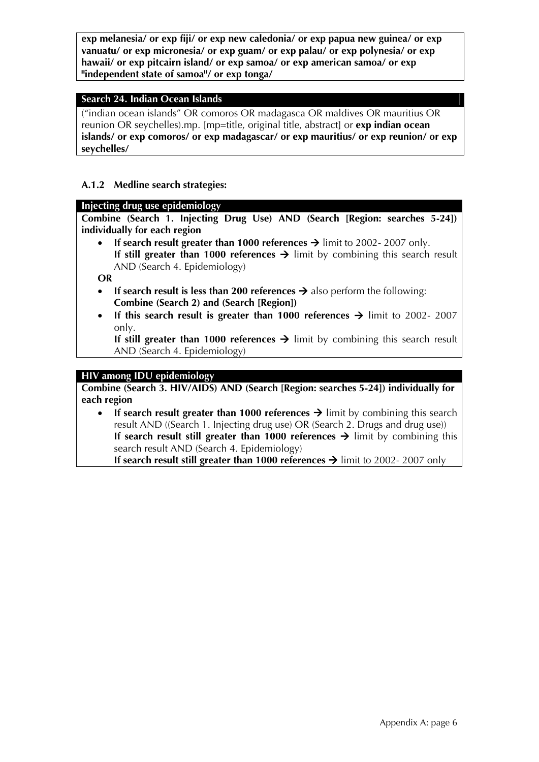**exp melanesia/ or exp fiji/ or exp new caledonia/ or exp papua new guinea/ or exp vanuatu/ or exp micronesia/ or exp guam/ or exp palau/ or exp polynesia/ or exp hawaii/ or exp pitcairn island/ or exp samoa/ or exp american samoa/ or exp "independent state of samoa"/ or exp tonga/**

**Search 24. Indian Ocean Islands**

("indian ocean islands" OR comoros OR madagasca OR maldives OR mauritius OR reunion OR seychelles).mp. [mp=title, original title, abstract] or **exp indian ocean islands/ or exp comoros/ or exp madagascar/ or exp mauritius/ or exp reunion/ or exp seychelles/**

### A.1.2 Medline search strategies:

**Injecting drug use epidemiology**

**Combine (Search 1. Injecting Drug Use) AND (Search [Region: searches 5-24]) individually for each region**

- **If search result greater than 1000 references →** limit to 2002- 2007 only.
  **If still greater than 1000 references →** limit by combining this search result AND (Search 4. Epidemiology)

**OR**

- **If search result is less than 200 references →** also perform the following: **Combine (Search 2) and (Search [Region])**
- **If this search result is greater than 1000 references →** limit to 2002- 2007 only.
  **If still greater than 1000 references →** limit by combining this search result AND (Search 4. Epidemiology)

**HIV among IDU epidemiology**

**Combine (Search 3. HIV/AIDS) AND (Search [Region: searches 5-24]) individually for each region**

- **If search result greater than 1000 references →** limit by combining this search result AND ((Search 1. Injecting drug use) OR (Search 2. Drugs and drug use))
  **If search result still greater than 1000 references →** limit by combining this search result AND (Search 4. Epidemiology)
  **If search result still greater than 1000 references →** limit to 2002- 2007 only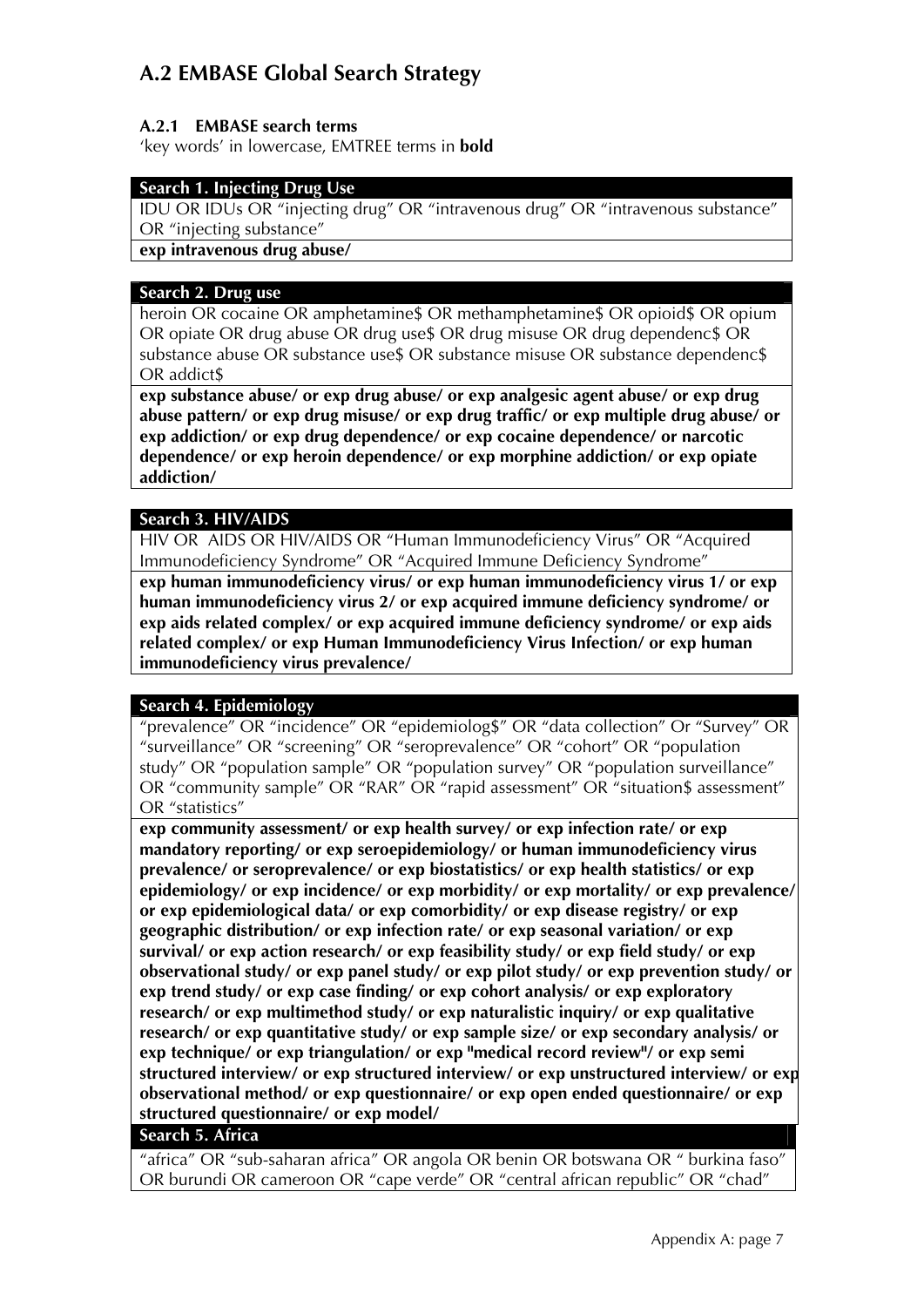## A.2 EMBASE Global Search Strategy

### A.2.1 EMBASE search terms

'key words' in lowercase, EMTREE terms in **bold**

**Search 1. Injecting Drug Use**

IDU OR IDUs OR "injecting drug" OR "intravenous drug" OR "intravenous substance" OR "injecting substance"

**exp intravenous drug abuse/**

**Search 2. Drug use**

heroin OR cocaine OR amphetamine$ OR methamphetamine$ OR opioid$ OR opium OR opiate OR drug abuse OR drug use$ OR drug misuse OR drug dependenc$ OR substance abuse OR substance use$ OR substance misuse OR substance dependenc$ OR addict$

**exp substance abuse/ or exp drug abuse/ or exp analgesic agent abuse/ or exp drug abuse pattern/ or exp drug misuse/ or exp drug traffic/ or exp multiple drug abuse/ or exp addiction/ or exp drug dependence/ or exp cocaine dependence/ or narcotic dependence/ or exp heroin dependence/ or exp morphine addiction/ or exp opiate addiction/**

**Search 3. HIV/AIDS**

HIV OR AIDS OR HIV/AIDS OR "Human Immunodeficiency Virus" OR "Acquired Immunodeficiency Syndrome" OR "Acquired Immune Deficiency Syndrome"

**exp human immunodeficiency virus/ or exp human immunodeficiency virus 1/ or exp human immunodeficiency virus 2/ or exp acquired immune deficiency syndrome/ or exp aids related complex/ or exp acquired immune deficiency syndrome/ or exp aids related complex/ or exp Human Immunodeficiency Virus Infection/ or exp human immunodeficiency virus prevalence/**

**Search 4. Epidemiology**

"prevalence" OR "incidence" OR "epidemiolog$" OR "data collection" Or "Survey" OR "surveillance" OR "screening" OR "seroprevalence" OR "cohort" OR "population study" OR "population sample" OR "population survey" OR "population surveillance" OR "community sample" OR "RAR" OR "rapid assessment" OR "situation$ assessment" OR "statistics"

**exp community assessment/ or exp health survey/ or exp infection rate/ or exp mandatory reporting/ or exp seroepidemiology/ or human immunodeficiency virus prevalence/ or seroprevalence/ or exp biostatistics/ or exp health statistics/ or exp epidemiology/ or exp incidence/ or exp morbidity/ or exp mortality/ or exp prevalence/ or exp epidemiological data/ or exp comorbidity/ or exp disease registry/ or exp geographic distribution/ or exp infection rate/ or exp seasonal variation/ or exp survival/ or exp action research/ or exp feasibility study/ or exp field study/ or exp observational study/ or exp panel study/ or exp pilot study/ or exp prevention study/ or exp trend study/ or exp case finding/ or exp cohort analysis/ or exp exploratory research/ or exp multimethod study/ or exp naturalistic inquiry/ or exp qualitative research/ or exp quantitative study/ or exp sample size/ or exp secondary analysis/ or exp technique/ or exp triangulation/ or exp "medical record review"/ or exp semi structured interview/ or exp structured interview/ or exp unstructured interview/ or exp observational method/ or exp questionnaire/ or exp open ended questionnaire/ or exp structured questionnaire/ or exp model/**

**Search 5. Africa**

"africa" OR "sub-saharan africa" OR angola OR benin OR botswana OR " burkina faso" OR burundi OR cameroon OR "cape verde" OR "central african republic" OR "chad"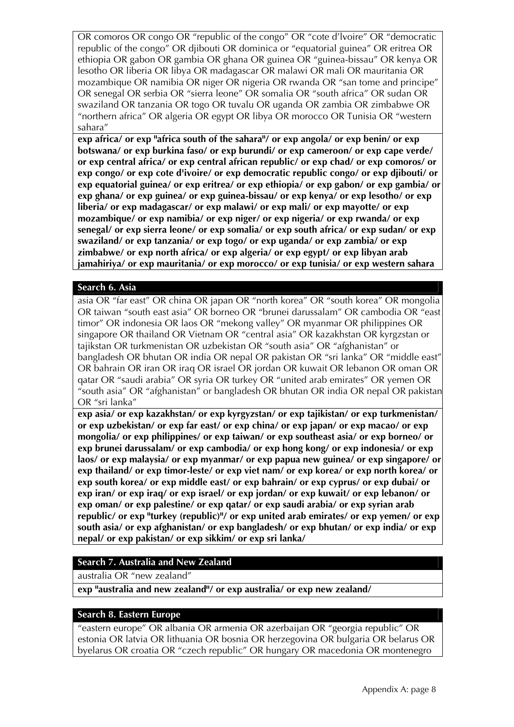OR comoros OR congo OR "republic of the congo" OR "cote d'lvoire" OR "democratic republic of the congo" OR djibouti OR dominica or "equatorial guinea" OR eritrea OR ethiopia OR gabon OR gambia OR ghana OR guinea OR "guinea-bissau" OR kenya OR lesotho OR liberia OR libya OR madagascar OR malawi OR mali OR mauritania OR mozambique OR namibia OR niger OR nigeria OR rwanda OR "san tome and principe" OR senegal OR serbia OR "sierra leone" OR somalia OR "south africa" OR sudan OR swaziland OR tanzania OR togo OR tuvalu OR uganda OR zambia OR zimbabwe OR "northern africa" OR algeria OR egypt OR libya OR morocco OR Tunisia OR "western sahara"

**exp africa/ or exp "africa south of the sahara"/ or exp angola/ or exp benin/ or exp botswana/ or exp burkina faso/ or exp burundi/ or exp cameroon/ or exp cape verde/ or exp central africa/ or exp central african republic/ or exp chad/ or exp comoros/ or exp congo/ or exp cote d'ivoire/ or exp democratic republic congo/ or exp djibouti/ or exp equatorial guinea/ or exp eritrea/ or exp ethiopia/ or exp gabon/ or exp gambia/ or exp ghana/ or exp guinea/ or exp guinea-bissau/ or exp kenya/ or exp lesotho/ or exp liberia/ or exp madagascar/ or exp malawi/ or exp mali/ or exp mayotte/ or exp mozambique/ or exp namibia/ or exp niger/ or exp nigeria/ or exp rwanda/ or exp senegal/ or exp sierra leone/ or exp somalia/ or exp south africa/ or exp sudan/ or exp swaziland/ or exp tanzania/ or exp togo/ or exp uganda/ or exp zambia/ or exp zimbabwe/ or exp north africa/ or exp algeria/ or exp egypt/ or exp libyan arab jamahiriya/ or exp mauritania/ or exp morocco/ or exp tunisia/ or exp western sahara**

**Search 6. Asia**

asia OR "far east" OR china OR japan OR "north korea" OR "south korea" OR mongolia OR taiwan "south east asia" OR borneo OR "brunei darussalam" OR cambodia OR "east timor" OR indonesia OR laos OR "mekong valley" OR myanmar OR philippines OR singapore OR thailand OR Vietnam OR "central asia" OR kazakhstan OR kyrgzstan or tajikstan OR turkmenistan OR uzbekistan OR "south asia" OR "afghanistan" or bangladesh OR bhutan OR india OR nepal OR pakistan OR "sri lanka" OR "middle east" OR bahrain OR iran OR iraq OR israel OR jordan OR kuwait OR lebanon OR oman OR qatar OR "saudi arabia" OR syria OR turkey OR "united arab emirates" OR yemen OR "south asia" OR "afghanistan" or bangladesh OR bhutan OR india OR nepal OR pakistan OR "sri lanka"

**exp asia/ or exp kazakhstan/ or exp kyrgyzstan/ or exp tajikistan/ or exp turkmenistan/ or exp uzbekistan/ or exp far east/ or exp china/ or exp japan/ or exp macao/ or exp mongolia/ or exp philippines/ or exp taiwan/ or exp southeast asia/ or exp borneo/ or exp brunei darussalam/ or exp cambodia/ or exp hong kong/ or exp indonesia/ or exp laos/ or exp malaysia/ or exp myanmar/ or exp papua new guinea/ or exp singapore/ or exp thailand/ or exp timor-leste/ or exp viet nam/ or exp korea/ or exp north korea/ or exp south korea/ or exp middle east/ or exp bahrain/ or exp cyprus/ or exp dubai/ or exp iran/ or exp iraq/ or exp israel/ or exp jordan/ or exp kuwait/ or exp lebanon/ or exp oman/ or exp palestine/ or exp qatar/ or exp saudi arabia/ or exp syrian arab republic/ or exp "turkey (republic)"/ or exp united arab emirates/ or exp yemen/ or exp south asia/ or exp afghanistan/ or exp bangladesh/ or exp bhutan/ or exp india/ or exp nepal/ or exp pakistan/ or exp sikkim/ or exp sri lanka/**

**Search 7. Australia and New Zealand**

australia OR "new zealand"

**exp "australia and new zealand"/ or exp australia/ or exp new zealand/**

**Search 8. Eastern Europe**

"eastern europe" OR albania OR armenia OR azerbaijan OR "georgia republic" OR estonia OR latvia OR lithuania OR bosnia OR herzegovina OR bulgaria OR belarus OR byelarus OR croatia OR "czech republic" OR hungary OR macedonia OR montenegro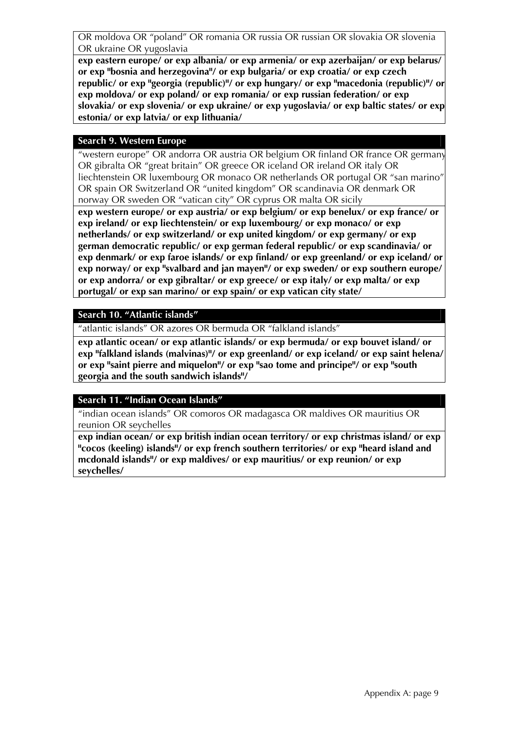OR moldova OR “poland” OR romania OR russia OR russian OR slovakia OR slovenia OR ukraine OR yugoslavia

**exp eastern europe/ or exp albania/ or exp armenia/ or exp azerbaijan/ or exp belarus/ or exp "bosnia and herzegovina"/ or exp bulgaria/ or exp croatia/ or exp czech republic/ or exp "georgia (republic)"/ or exp hungary/ or exp "macedonia (republic)"/ or exp moldova/ or exp poland/ or exp romania/ or exp russian federation/ or exp slovakia/ or exp slovenia/ or exp ukraine/ or exp yugoslavia/ or exp baltic states/ or exp estonia/ or exp latvia/ or exp lithuania/**

### Search 9. Western Europe

“western europe” OR andorra OR austria OR belgium OR finland OR france OR germany OR gibralta OR “great britain” OR greece OR iceland OR ireland OR italy OR liechtenstein OR luxembourg OR monaco OR netherlands OR portugal OR “san marino” OR spain OR Switzerland OR “united kingdom” OR scandinavia OR denmark OR norway OR sweden OR “vatican city” OR cyprus OR malta OR sicily

**exp western europe/ or exp austria/ or exp belgium/ or exp benelux/ or exp france/ or exp ireland/ or exp liechtenstein/ or exp luxembourg/ or exp monaco/ or exp netherlands/ or exp switzerland/ or exp united kingdom/ or exp germany/ or exp german democratic republic/ or exp german federal republic/ or exp scandinavia/ or exp denmark/ or exp faroe islands/ or exp finland/ or exp greenland/ or exp iceland/ or exp norway/ or exp "svalbard and jan mayen"/ or exp sweden/ or exp southern europe/ or exp andorra/ or exp gibraltar/ or exp greece/ or exp italy/ or exp malta/ or exp portugal/ or exp san marino/ or exp spain/ or exp vatican city state/**

### Search 10. “Atlantic islands”

“atlantic islands” OR azores OR bermuda OR “falkland islands”

**exp atlantic ocean/ or exp atlantic islands/ or exp bermuda/ or exp bouvet island/ or exp "falkland islands (malvinas)"/ or exp greenland/ or exp iceland/ or exp saint helena/ or exp "saint pierre and miquelon"/ or exp "sao tome and principe"/ or exp "south georgia and the south sandwich islands"/**

### Search 11. “Indian Ocean Islands”

“indian ocean islands” OR comoros OR madagasca OR maldives OR mauritius OR reunion OR seychelles

**exp indian ocean/ or exp british indian ocean territory/ or exp christmas island/ or exp "cocos (keeling) islands"/ or exp french southern territories/ or exp "heard island and mcdonald islands"/ or exp maldives/ or exp mauritius/ or exp reunion/ or exp seychelles/**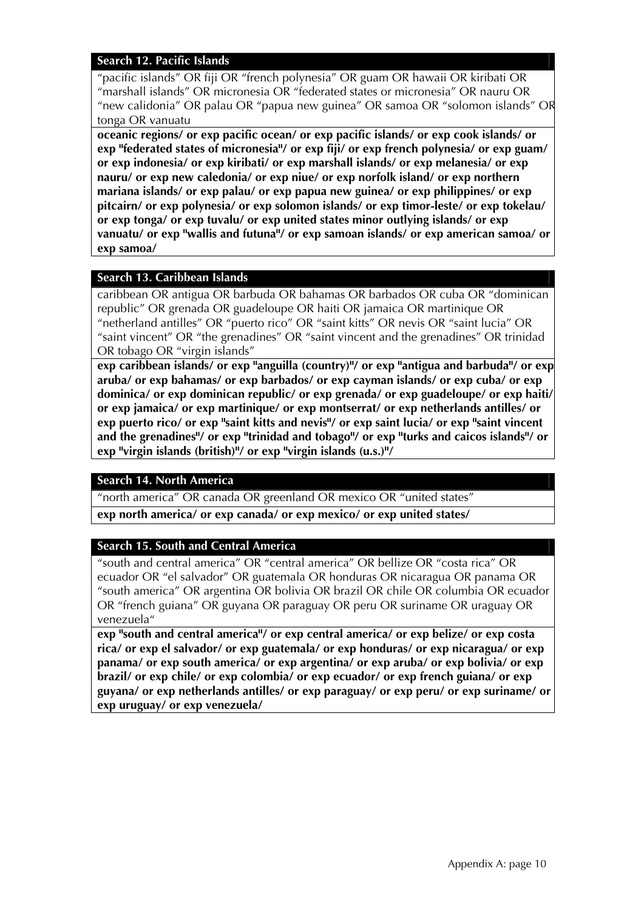### Search 12. Pacific Islands

"pacific islands" OR fiji OR "french polynesia" OR guam OR hawaii OR kiribati OR "marshall islands" OR micronesia OR "federated states or micronesia" OR nauru OR "new calidonia" OR palau OR "papua new guinea" OR samoa OR "solomon islands" OR tonga OR vanuatu

**oceanic regions/ or exp pacific ocean/ or exp pacific islands/ or exp cook islands/ or exp "federated states of micronesia"/ or exp fiji/ or exp french polynesia/ or exp guam/ or exp indonesia/ or exp kiribati/ or exp marshall islands/ or exp melanesia/ or exp nauru/ or exp new caledonia/ or exp niue/ or exp norfolk island/ or exp northern mariana islands/ or exp palau/ or exp papua new guinea/ or exp philippines/ or exp pitcairn/ or exp polynesia/ or exp solomon islands/ or exp timor-leste/ or exp tokelau/ or exp tonga/ or exp tuvalu/ or exp united states minor outlying islands/ or exp vanuatu/ or exp "wallis and futuna"/ or exp samoan islands/ or exp american samoa/ or exp samoa/**

### Search 13. Caribbean Islands

caribbean OR antigua OR barbuda OR bahamas OR barbados OR cuba OR "dominican republic" OR grenada OR guadeloupe OR haiti OR jamaica OR martinique OR "netherland antilles" OR "puerto rico" OR "saint kitts" OR nevis OR "saint lucia" OR "saint vincent" OR "the grenadines" OR "saint vincent and the grenadines" OR trinidad OR tobago OR "virgin islands"

**exp caribbean islands/ or exp "anguilla (country)"/ or exp "antigua and barbuda"/ or exp aruba/ or exp bahamas/ or exp barbados/ or exp cayman islands/ or exp cuba/ or exp dominica/ or exp dominican republic/ or exp grenada/ or exp guadeloupe/ or exp haiti/ or exp jamaica/ or exp martinique/ or exp montserrat/ or exp netherlands antilles/ or exp puerto rico/ or exp "saint kitts and nevis"/ or exp saint lucia/ or exp "saint vincent and the grenadines"/ or exp "trinidad and tobago"/ or exp "turks and caicos islands"/ or exp "virgin islands (british)"/ or exp "virgin islands (u.s.)"/**

### Search 14. North America

"north america" OR canada OR greenland OR mexico OR "united states"

**exp north america/ or exp canada/ or exp mexico/ or exp united states/**

### Search 15. South and Central America

"south and central america" OR "central america" OR bellize OR "costa rica" OR ecuador OR "el salvador" OR guatemala OR honduras OR nicaragua OR panama OR "south america" OR argentina OR bolivia OR brazil OR chile OR columbia OR ecuador OR "french guiana" OR guyana OR paraguay OR peru OR suriname OR uraguay OR venezuela"

**exp "south and central america"/ or exp central america/ or exp belize/ or exp costa rica/ or exp el salvador/ or exp guatemala/ or exp honduras/ or exp nicaragua/ or exp panama/ or exp south america/ or exp argentina/ or exp aruba/ or exp bolivia/ or exp brazil/ or exp chile/ or exp colombia/ or exp ecuador/ or exp french guiana/ or exp guyana/ or exp netherlands antilles/ or exp paraguay/ or exp peru/ or exp suriname/ or exp uruguay/ or exp venezuela/**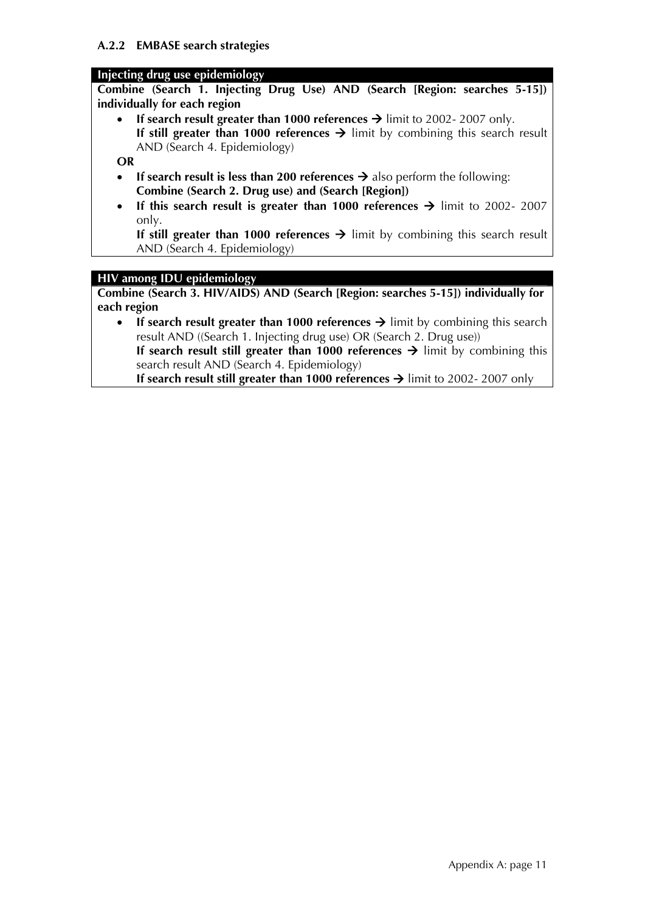### A.2.2 EMBASE search strategies

**Injecting drug use epidemiology**

**Combine (Search 1. Injecting Drug Use) AND (Search [Region: searches 5-15]) individually for each region**

- **If search result greater than 1000 references →** limit to 2002- 2007 only.
  **If still greater than 1000 references →** limit by combining this search result AND (Search 4. Epidemiology)

**OR**

- **If search result is less than 200 references →** also perform the following:
  **Combine (Search 2. Drug use) and (Search [Region])**
- **If this search result is greater than 1000 references →** limit to 2002- 2007 only.
  **If still greater than 1000 references →** limit by combining this search result AND (Search 4. Epidemiology)

**HIV among IDU epidemiology**

**Combine (Search 3. HIV/AIDS) AND (Search [Region: searches 5-15]) individually for each region**

- **If search result greater than 1000 references →** limit by combining this search result AND ((Search 1. Injecting drug use) OR (Search 2. Drug use))
  **If search result still greater than 1000 references →** limit by combining this search result AND (Search 4. Epidemiology)
  **If search result still greater than 1000 references →** limit to 2002- 2007 only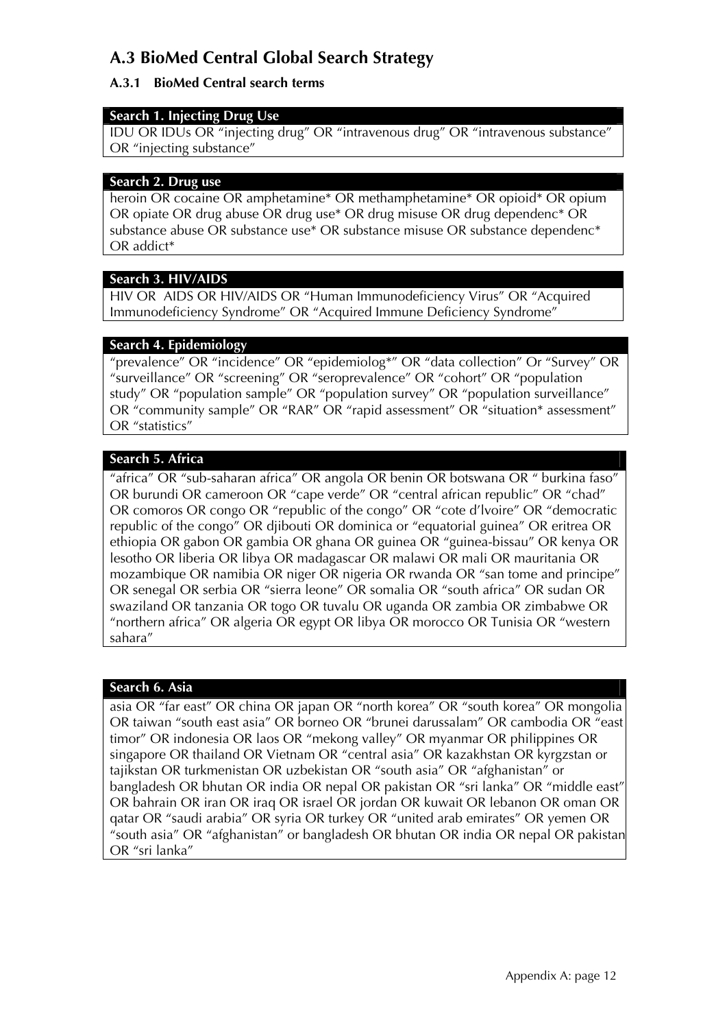## A.3 BioMed Central Global Search Strategy

### A.3.1 BioMed Central search terms

**Search 1. Injecting Drug Use**

IDU OR IDUs OR "injecting drug" OR "intravenous drug" OR "intravenous substance" OR "injecting substance"

**Search 2. Drug use**

heroin OR cocaine OR amphetamine* OR methamphetamine* OR opioid* OR opium OR opiate OR drug abuse OR drug use* OR drug misuse OR drug dependenc* OR substance abuse OR substance use* OR substance misuse OR substance dependenc* OR addict*

**Search 3. HIV/AIDS**

HIV OR AIDS OR HIV/AIDS OR "Human Immunodeficiency Virus" OR "Acquired Immunodeficiency Syndrome" OR "Acquired Immune Deficiency Syndrome"

**Search 4. Epidemiology**

"prevalence" OR "incidence" OR "epidemiolog*" OR "data collection" Or "Survey" OR "surveillance" OR "screening" OR "seroprevalence" OR "cohort" OR "population study" OR "population sample" OR "population survey" OR "population surveillance" OR "community sample" OR "RAR" OR "rapid assessment" OR "situation* assessment" OR "statistics"

**Search 5. Africa**

"africa" OR "sub-saharan africa" OR angola OR benin OR botswana OR " burkina faso" OR burundi OR cameroon OR "cape verde" OR "central african republic" OR "chad" OR comoros OR congo OR "republic of the congo" OR "cote d'lvoire" OR "democratic republic of the congo" OR djibouti OR dominica or "equatorial guinea" OR eritrea OR ethiopia OR gabon OR gambia OR ghana OR guinea OR "guinea-bissau" OR kenya OR lesotho OR liberia OR libya OR madagascar OR malawi OR mali OR mauritania OR mozambique OR namibia OR niger OR nigeria OR rwanda OR "san tome and principe" OR senegal OR serbia OR "sierra leone" OR somalia OR "south africa" OR sudan OR swaziland OR tanzania OR togo OR tuvalu OR uganda OR zambia OR zimbabwe OR "northern africa" OR algeria OR egypt OR libya OR morocco OR Tunisia OR "western sahara"

**Search 6. Asia**

asia OR "far east" OR china OR japan OR "north korea" OR "south korea" OR mongolia OR taiwan "south east asia" OR borneo OR "brunei darussalam" OR cambodia OR "east timor" OR indonesia OR laos OR "mekong valley" OR myanmar OR philippines OR singapore OR thailand OR Vietnam OR "central asia" OR kazakhstan OR kyrgzstan or tajikstan OR turkmenistan OR uzbekistan OR "south asia" OR "afghanistan" or bangladesh OR bhutan OR india OR nepal OR pakistan OR "sri lanka" OR "middle east" OR bahrain OR iran OR iraq OR israel OR jordan OR kuwait OR lebanon OR oman OR qatar OR "saudi arabia" OR syria OR turkey OR "united arab emirates" OR yemen OR "south asia" OR "afghanistan" or bangladesh OR bhutan OR india OR nepal OR pakistan OR "sri lanka"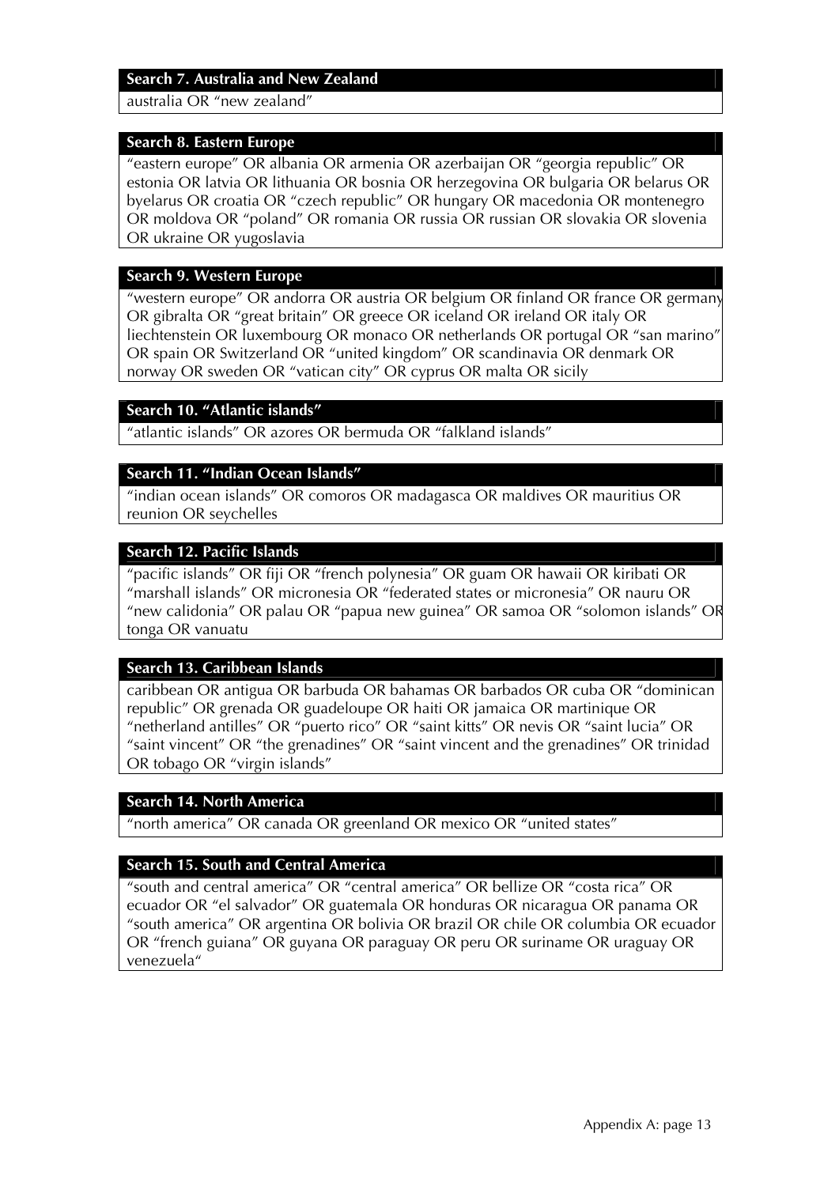**Search 7. Australia and New Zealand**

australia OR "new zealand"

**Search 8. Eastern Europe**

"eastern europe" OR albania OR armenia OR azerbaijan OR "georgia republic" OR estonia OR latvia OR lithuania OR bosnia OR herzegovina OR bulgaria OR belarus OR byelarus OR croatia OR "czech republic" OR hungary OR macedonia OR montenegro OR moldova OR "poland" OR romania OR russia OR russian OR slovakia OR slovenia OR ukraine OR yugoslavia

**Search 9. Western Europe**

"western europe" OR andorra OR austria OR belgium OR finland OR france OR germany OR gibralta OR "great britain" OR greece OR iceland OR ireland OR italy OR liechtenstein OR luxembourg OR monaco OR netherlands OR portugal OR "san marino" OR spain OR Switzerland OR "united kingdom" OR scandinavia OR denmark OR norway OR sweden OR "vatican city" OR cyprus OR malta OR sicily

**Search 10. "Atlantic islands"**

"atlantic islands" OR azores OR bermuda OR "falkland islands"

**Search 11. "Indian Ocean Islands"**

"indian ocean islands" OR comoros OR madagasca OR maldives OR mauritius OR reunion OR seychelles

**Search 12. Pacific Islands**

"pacific islands" OR fiji OR "french polynesia" OR guam OR hawaii OR kiribati OR "marshall islands" OR micronesia OR "federated states or micronesia" OR nauru OR "new calidonia" OR palau OR "papua new guinea" OR samoa OR "solomon islands" OR tonga OR vanuatu

**Search 13. Caribbean Islands**

caribbean OR antigua OR barbuda OR bahamas OR barbados OR cuba OR "dominican republic" OR grenada OR guadeloupe OR haiti OR jamaica OR martinique OR "netherland antilles" OR "puerto rico" OR "saint kitts" OR nevis OR "saint lucia" OR "saint vincent" OR "the grenadines" OR "saint vincent and the grenadines" OR trinidad OR tobago OR "virgin islands"

**Search 14. North America**

"north america" OR canada OR greenland OR mexico OR "united states"

**Search 15. South and Central America**

"south and central america" OR "central america" OR bellize OR "costa rica" OR ecuador OR "el salvador" OR guatemala OR honduras OR nicaragua OR panama OR "south america" OR argentina OR bolivia OR brazil OR chile OR columbia OR ecuador OR "french guiana" OR guyana OR paraguay OR peru OR suriname OR uraguay OR venezuela"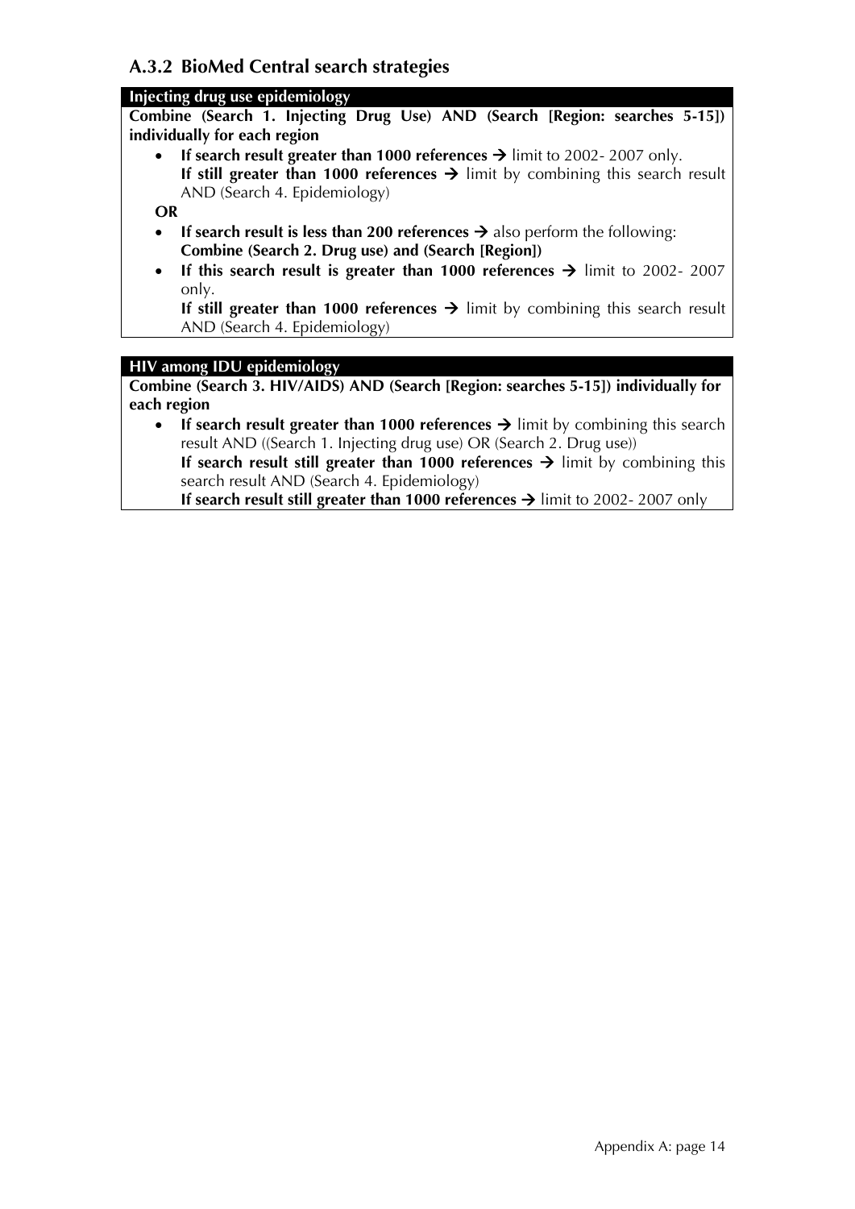### A.3.2 BioMed Central search strategies

**Injecting drug use epidemiology**

**Combine (Search 1. Injecting Drug Use) AND (Search [Region: searches 5-15]) individually for each region**

- **If search result greater than 1000 references →** limit to 2002- 2007 only.
  **If still greater than 1000 references →** limit by combining this search result AND (Search 4. Epidemiology)

**OR**

- **If search result is less than 200 references →** also perform the following:
  **Combine (Search 2. Drug use) and (Search [Region])**
- **If this search result is greater than 1000 references →** limit to 2002- 2007 only.
  **If still greater than 1000 references →** limit by combining this search result AND (Search 4. Epidemiology)

**HIV among IDU epidemiology**

**Combine (Search 3. HIV/AIDS) AND (Search [Region: searches 5-15]) individually for each region**

- **If search result greater than 1000 references →** limit by combining this search result AND ((Search 1. Injecting drug use) OR (Search 2. Drug use))
  **If search result still greater than 1000 references →** limit by combining this search result AND (Search 4. Epidemiology)
  **If search result still greater than 1000 references →** limit to 2002- 2007 only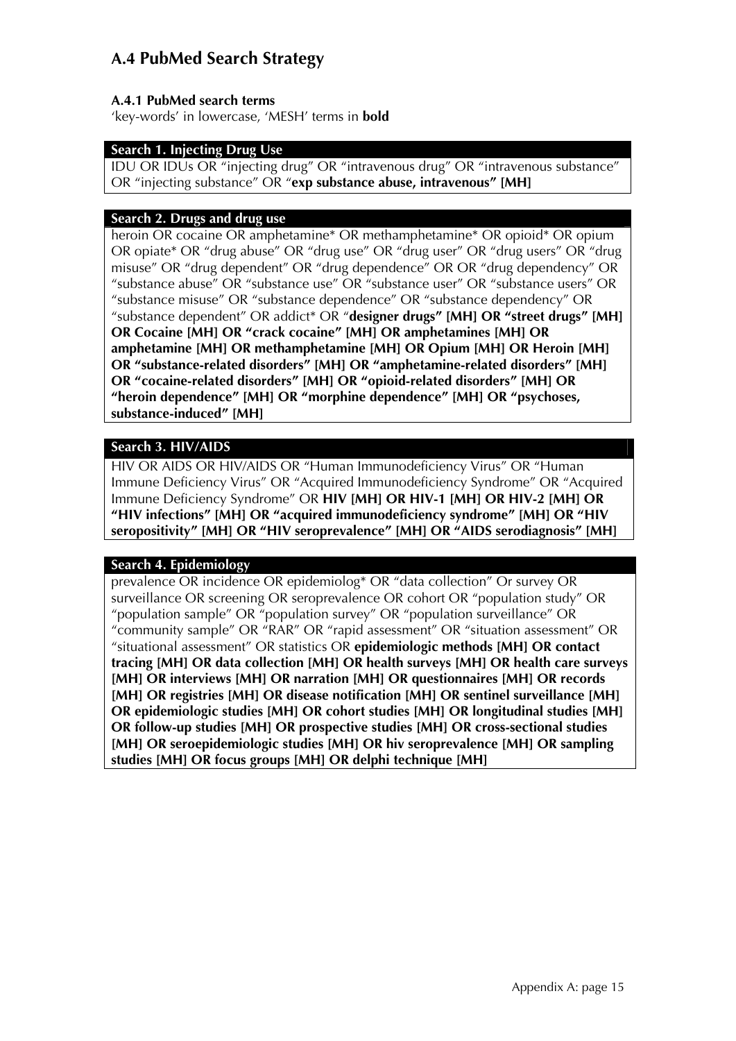## A.4 PubMed Search Strategy

**A.4.1 PubMed search terms**

'key-words' in lowercase, 'MESH' terms in **bold**

**Search 1. Injecting Drug Use**

IDU OR IDUs OR "injecting drug" OR "intravenous drug" OR "intravenous substance" OR "injecting substance" OR "**exp substance abuse, intravenous" [MH]**

**Search 2. Drugs and drug use**

heroin OR cocaine OR amphetamine* OR methamphetamine* OR opioid* OR opium OR opiate* OR "drug abuse" OR "drug use" OR "drug user" OR "drug users" OR "drug misuse" OR "drug dependent" OR "drug dependence" OR OR "drug dependency" OR "substance abuse" OR "substance use" OR "substance user" OR "substance users" OR "substance misuse" OR "substance dependence" OR "substance dependency" OR "substance dependent" OR addict* OR "**designer drugs" [MH] OR "street drugs" [MH] OR Cocaine [MH] OR "crack cocaine" [MH] OR amphetamines [MH] OR amphetamine [MH] OR methamphetamine [MH] OR Opium [MH] OR Heroin [MH] OR "substance-related disorders" [MH] OR "amphetamine-related disorders" [MH] OR "cocaine-related disorders" [MH] OR "opioid-related disorders" [MH] OR "heroin dependence" [MH] OR "morphine dependence" [MH] OR "psychoses, substance-induced" [MH]**

**Search 3. HIV/AIDS**

HIV OR AIDS OR HIV/AIDS OR "Human Immunodeficiency Virus" OR "Human Immune Deficiency Virus" OR "Acquired Immunodeficiency Syndrome" OR "Acquired Immune Deficiency Syndrome" OR **HIV [MH] OR HIV-1 [MH] OR HIV-2 [MH] OR "HIV infections" [MH] OR "acquired immunodeficiency syndrome" [MH] OR "HIV seropositivity" [MH] OR "HIV seroprevalence" [MH] OR "AIDS serodiagnosis" [MH]**

**Search 4. Epidemiology**

prevalence OR incidence OR epidemiolog* OR "data collection" Or survey OR surveillance OR screening OR seroprevalence OR cohort OR "population study" OR "population sample" OR "population survey" OR "population surveillance" OR "community sample" OR "RAR" OR "rapid assessment" OR "situation assessment" OR "situational assessment" OR statistics OR **epidemiologic methods [MH] OR contact tracing [MH] OR data collection [MH] OR health surveys [MH] OR health care surveys [MH] OR interviews [MH] OR narration [MH] OR questionnaires [MH] OR records [MH] OR registries [MH] OR disease notification [MH] OR sentinel surveillance [MH] OR epidemiologic studies [MH] OR cohort studies [MH] OR longitudinal studies [MH] OR follow-up studies [MH] OR prospective studies [MH] OR cross-sectional studies [MH] OR seroepidemiologic studies [MH] OR hiv seroprevalence [MH] OR sampling studies [MH] OR focus groups [MH] OR delphi technique [MH]**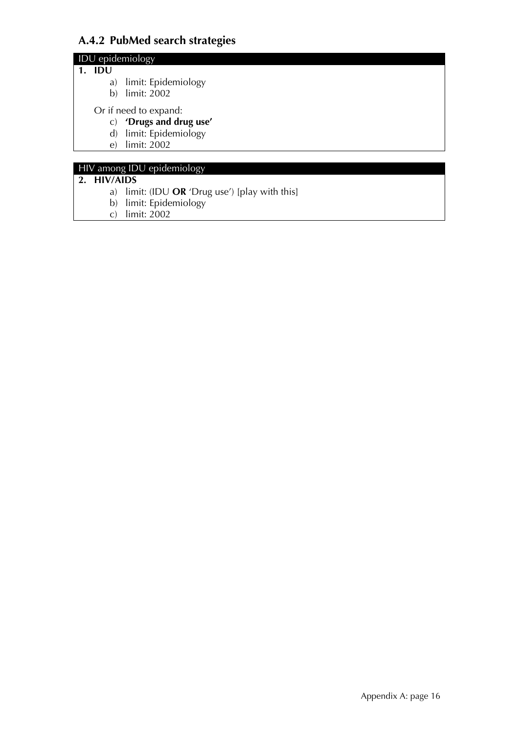### A.4.2 PubMed search strategies

**IDU epidemiology**

1. **IDU**
    a) limit: Epidemiology
    b) limit: 2002

    Or if need to expand:

    c) **'Drugs and drug use'**
    d) limit: Epidemiology
    e) limit: 2002

**HIV among IDU epidemiology**

2. **HIV/AIDS**
    a) limit: (IDU **OR** 'Drug use') [play with this]
    b) limit: Epidemiology
    c) limit: 2002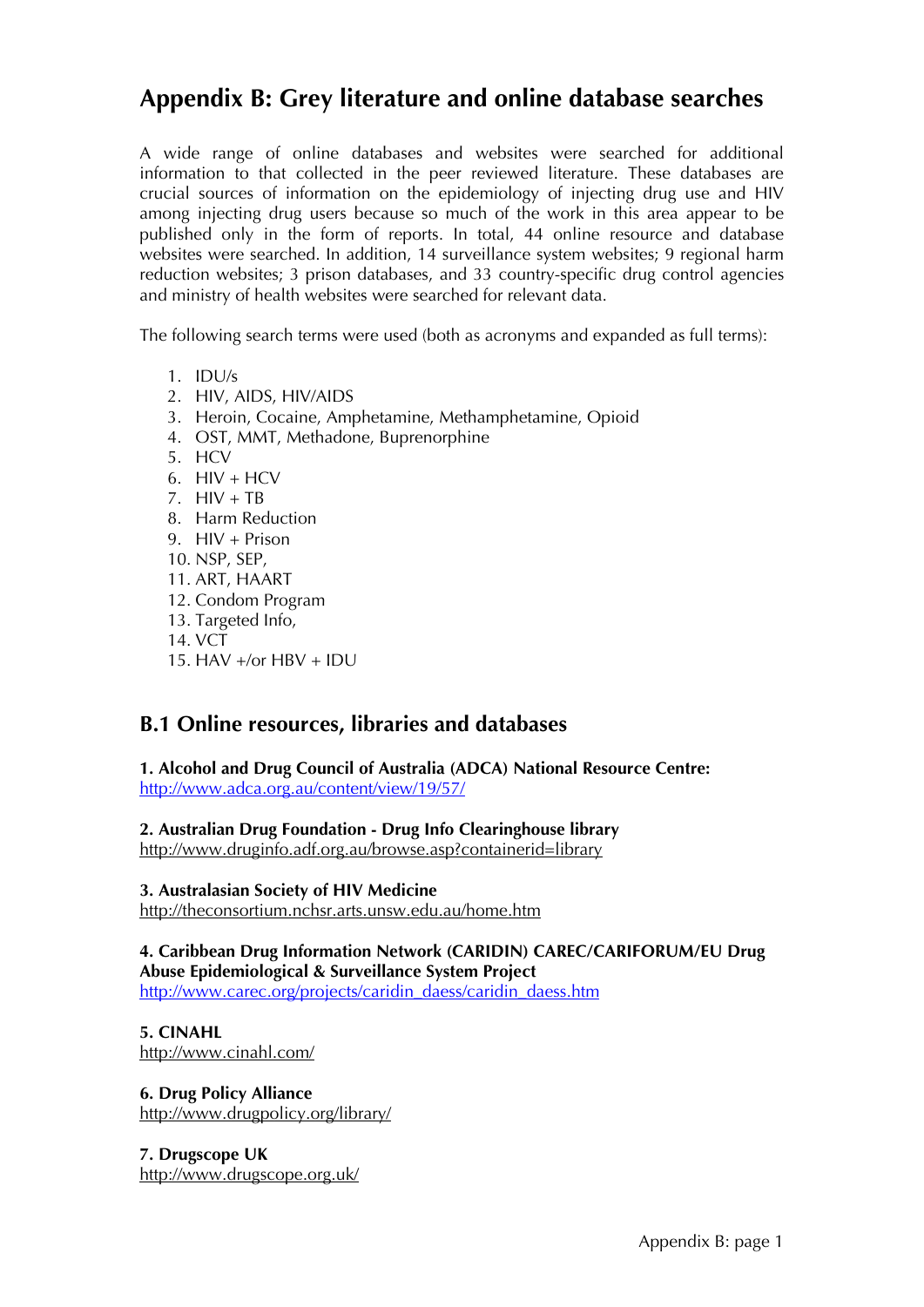# Appendix B: Grey literature and online database searches

A wide range of online databases and websites were searched for additional information to that collected in the peer reviewed literature. These databases are crucial sources of information on the epidemiology of injecting drug use and HIV among injecting drug users because so much of the work in this area appear to be published only in the form of reports. In total, 44 online resource and database websites were searched. In addition, 14 surveillance system websites; 9 regional harm reduction websites; 3 prison databases, and 33 country-specific drug control agencies and ministry of health websites were searched for relevant data.

The following search terms were used (both as acronyms and expanded as full terms):

1. IDU/s
2. HIV, AIDS, HIV/AIDS
3. Heroin, Cocaine, Amphetamine, Methamphetamine, Opioid
4. OST, MMT, Methadone, Buprenorphine
5. HCV
6. HIV + HCV
7. HIV + TB
8. Harm Reduction
9. HIV + Prison
10. NSP, SEP,
11. ART, HAART
12. Condom Program
13. Targeted Info,
14. VCT
15. HAV +/or HBV + IDU

## B.1 Online resources, libraries and databases

**1. Alcohol and Drug Council of Australia (ADCA) National Resource Centre:**
http://www.adca.org.au/content/view/19/57/

**2. Australian Drug Foundation - Drug Info Clearinghouse library**
http://www.druginfo.adf.org.au/browse.asp?containerid=library

**3. Australasian Society of HIV Medicine**
http://theconsortium.nchsr.arts.unsw.edu.au/home.htm

**4. Caribbean Drug Information Network (CARIDIN) CAREC/CARIFORUM/EU Drug Abuse Epidemiological & Surveillance System Project**
http://www.carec.org/projects/caridin_daess/caridin_daess.htm

**5. CINAHL**
http://www.cinahl.com/

**6. Drug Policy Alliance**
http://www.drugpolicy.org/library/

**7. Drugscope UK**
http://www.drugscope.org.uk/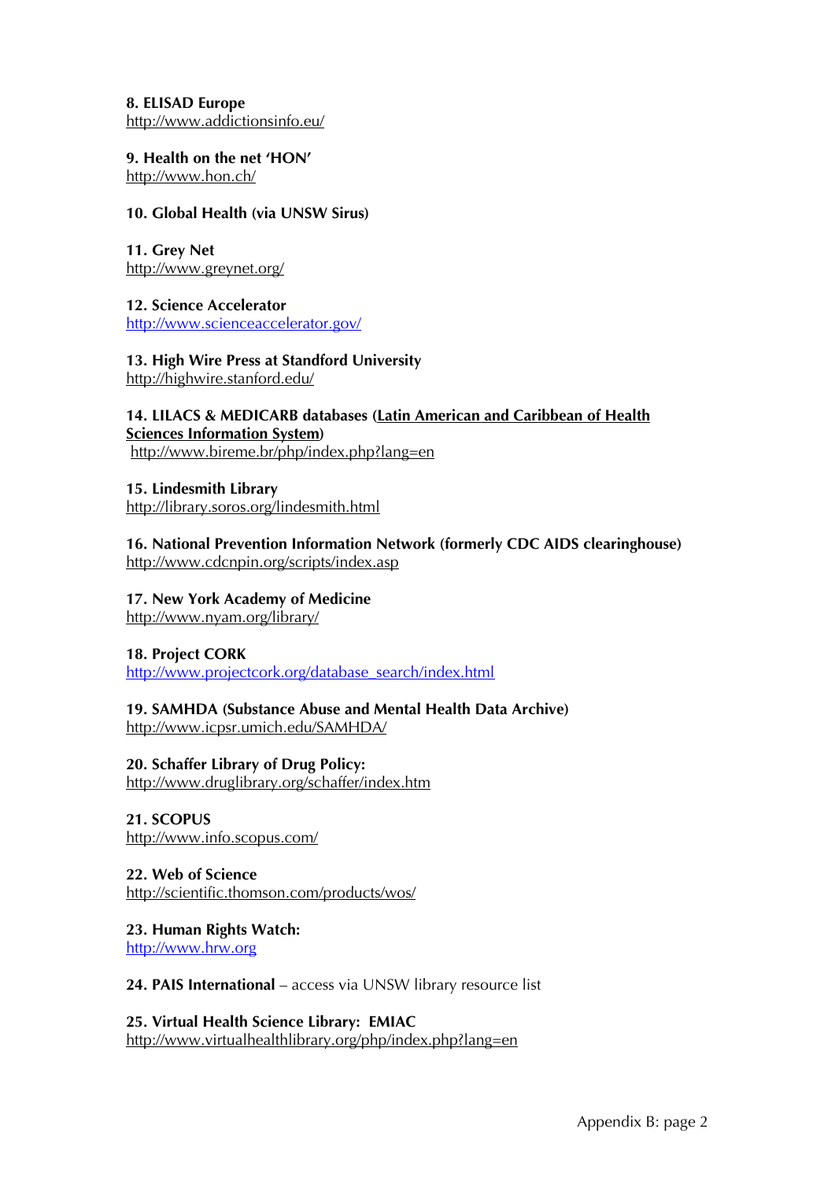**8. ELISAD Europe**
http://www.addictionsinfo.eu/

**9. Health on the net 'HON'**
http://www.hon.ch/

**10. Global Health (via UNSW Sirus)**

**11. Grey Net**
http://www.greynet.org/

**12. Science Accelerator**
http://www.scienceaccelerator.gov/

**13. High Wire Press at Standford University**
http://highwire.stanford.edu/

**14. LILACS & MEDICARB databases (Latin American and Caribbean of Health Sciences Information System)**
http://www.bireme.br/php/index.php?lang=en

**15. Lindesmith Library**
http://library.soros.org/lindesmith.html

**16. National Prevention Information Network (formerly CDC AIDS clearinghouse)**
http://www.cdcnpin.org/scripts/index.asp

**17. New York Academy of Medicine**
http://www.nyam.org/library/

**18. Project CORK**
http://www.projectcork.org/database_search/index.html

**19. SAMHDA (Substance Abuse and Mental Health Data Archive)**
http://www.icpsr.umich.edu/SAMHDA/

**20. Schaffer Library of Drug Policy:**
http://www.druglibrary.org/schaffer/index.htm

**21. SCOPUS**
http://www.info.scopus.com/

**22. Web of Science**
http://scientific.thomson.com/products/wos/

**23. Human Rights Watch:**
http://www.hrw.org

**24. PAIS International** – access via UNSW library resource list

**25. Virtual Health Science Library: EMIAC**
http://www.virtualhealthlibrary.org/php/index.php?lang=en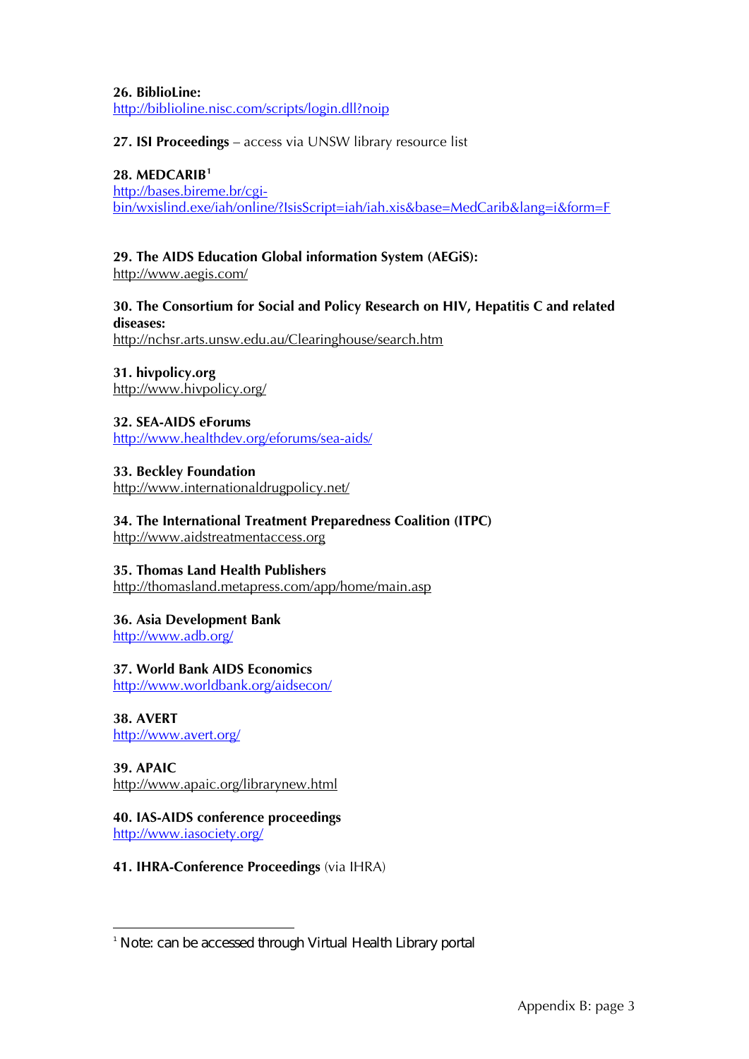**26. BiblioLine:**
http://biblioline.nisc.com/scripts/login.dll?noip

**27. ISI Proceedings** – access via UNSW library resource list

**28. MEDCARIB**[1]
http://bases.bireme.br/cgi-bin/wxislind.exe/iah/online/?IsisScript=iah/iah.xis&base=MedCarib&lang=i&form=F

**29. The AIDS Education Global information System (AEGiS):**
http://www.aegis.com/

**30. The Consortium for Social and Policy Research on HIV, Hepatitis C and related diseases:**
http://nchsr.arts.unsw.edu.au/Clearinghouse/search.htm

**31. hivpolicy.org**
http://www.hivpolicy.org/

**32. SEA-AIDS eForums**
http://www.healthdev.org/eforums/sea-aids/

**33. Beckley Foundation**
http://www.internationaldrugpolicy.net/

**34. The International Treatment Preparedness Coalition (ITPC)**
http://www.aidstreatmentaccess.org

**35. Thomas Land Health Publishers**
http://thomasland.metapress.com/app/home/main.asp

**36. Asia Development Bank**
http://www.adb.org/

**37. World Bank AIDS Economics**
http://www.worldbank.org/aidsecon/

**38. AVERT**
http://www.avert.org/

**39. APAIC**
http://www.apaic.org/librarynew.html

**40. IAS-AIDS conference proceedings**
http://www.iasociety.org/

**41. IHRA-Conference Proceedings** (via IHRA)

---

[1] Note: can be accessed through Virtual Health Library portal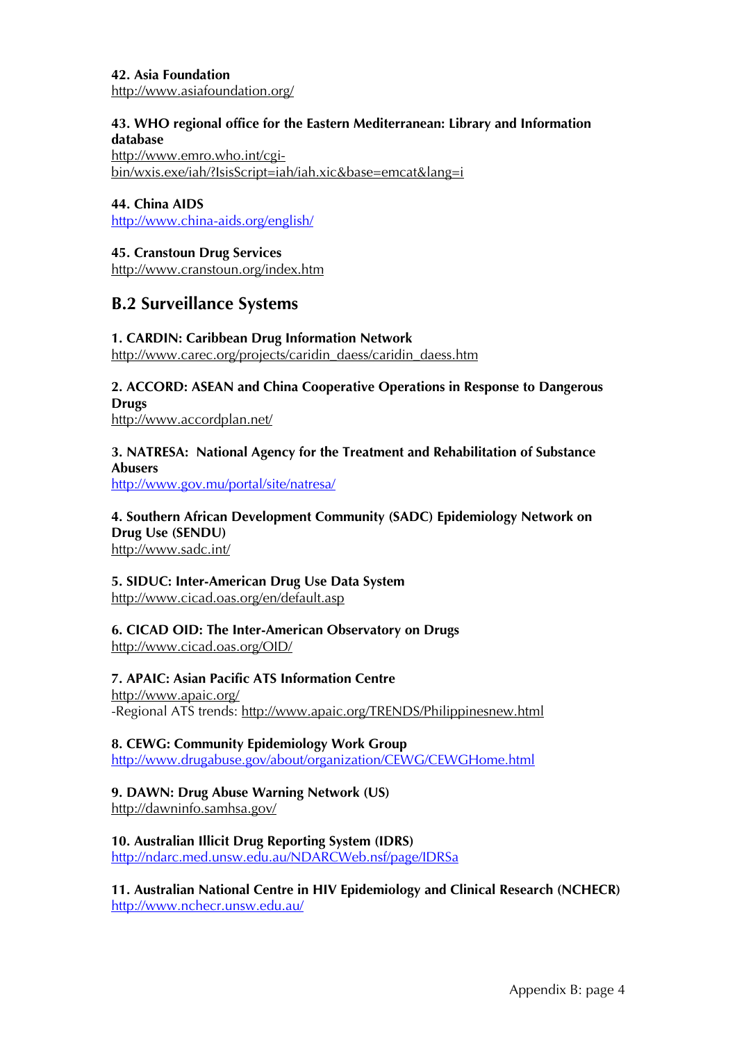**42. Asia Foundation**
http://www.asiafoundation.org/

**43. WHO regional office for the Eastern Mediterranean: Library and Information database**
http://www.emro.who.int/cgi-bin/wxis.exe/iah/?IsisScript=iah/iah.xic&base=emcat&lang=i

**44. China AIDS**
http://www.china-aids.org/english/

**45. Cranstoun Drug Services**
http://www.cranstoun.org/index.htm

## B.2 Surveillance Systems

**1. CARDIN: Caribbean Drug Information Network**
http://www.carec.org/projects/caridin_daess/caridin_daess.htm

**2. ACCORD: ASEAN and China Cooperative Operations in Response to Dangerous Drugs**
http://www.accordplan.net/

**3. NATRESA: National Agency for the Treatment and Rehabilitation of Substance Abusers**
http://www.gov.mu/portal/site/natresa/

**4. Southern African Development Community (SADC) Epidemiology Network on Drug Use (SENDU)**
http://www.sadc.int/

**5. SIDUC: Inter-American Drug Use Data System**
http://www.cicad.oas.org/en/default.asp

**6. CICAD OID: The Inter-American Observatory on Drugs**
http://www.cicad.oas.org/OID/

**7. APAIC: Asian Pacific ATS Information Centre**
http://www.apaic.org/
-Regional ATS trends: http://www.apaic.org/TRENDS/Philippinesnew.html

**8. CEWG: Community Epidemiology Work Group**
http://www.drugabuse.gov/about/organization/CEWG/CEWGHome.html

**9. DAWN: Drug Abuse Warning Network (US)**
http://dawninfo.samhsa.gov/

**10. Australian Illicit Drug Reporting System (IDRS)**
http://ndarc.med.unsw.edu.au/NDARCWeb.nsf/page/IDRSa

**11. Australian National Centre in HIV Epidemiology and Clinical Research (NCHECR)**
http://www.nchecr.unsw.edu.au/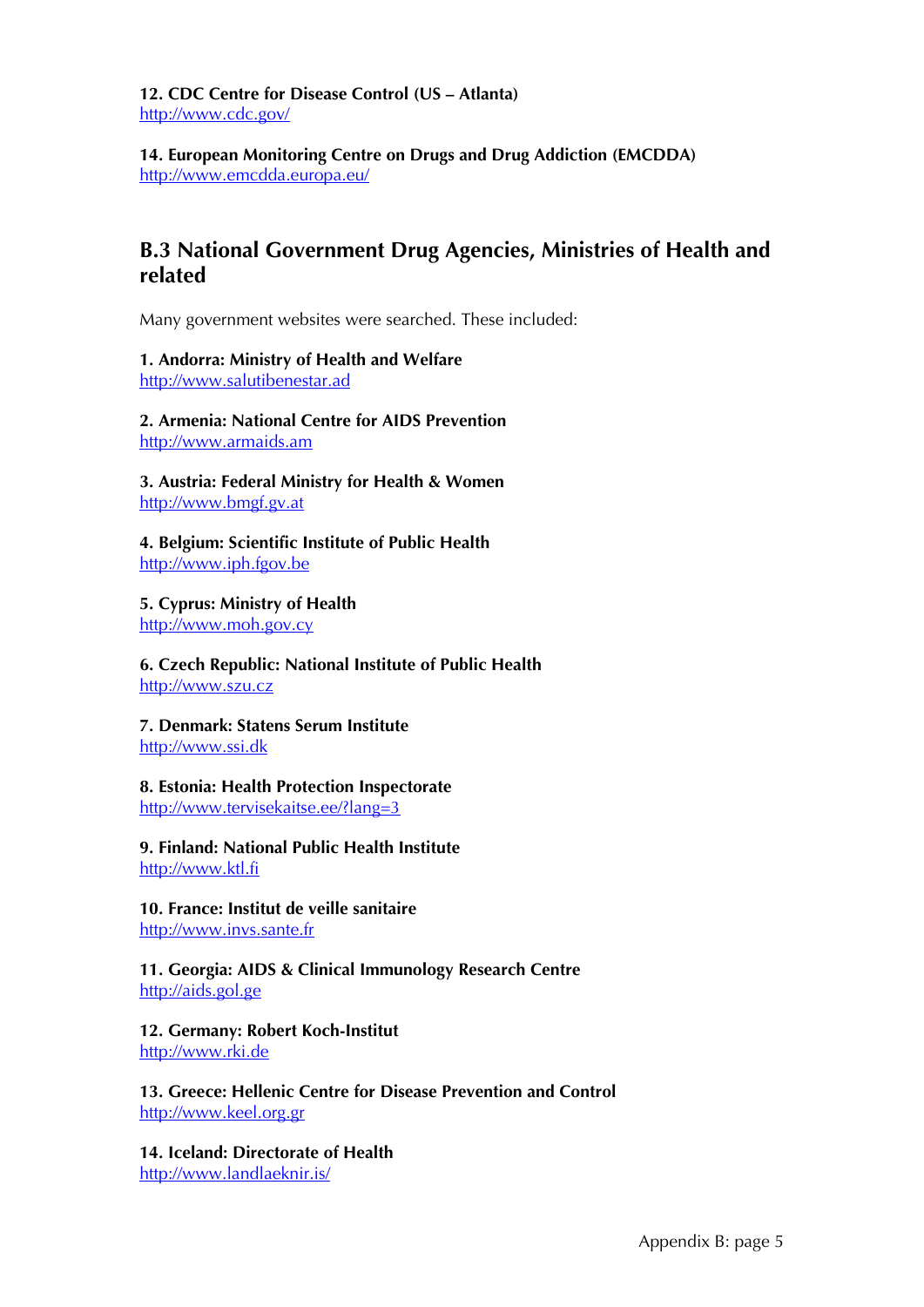**12. CDC Centre for Disease Control (US – Atlanta)**
http://www.cdc.gov/

**14. European Monitoring Centre on Drugs and Drug Addiction (EMCDDA)**
http://www.emcdda.europa.eu/

## B.3 National Government Drug Agencies, Ministries of Health and related

Many government websites were searched. These included:

**1. Andorra: Ministry of Health and Welfare**
http://www.salutibenestar.ad

**2. Armenia: National Centre for AIDS Prevention**
http://www.armaids.am

**3. Austria: Federal Ministry for Health & Women**
http://www.bmgf.gv.at

**4. Belgium: Scientific Institute of Public Health**
http://www.iph.fgov.be

**5. Cyprus: Ministry of Health**
http://www.moh.gov.cy

**6. Czech Republic: National Institute of Public Health**
http://www.szu.cz

**7. Denmark: Statens Serum Institute**
http://www.ssi.dk

**8. Estonia: Health Protection Inspectorate**
http://www.tervisekaitse.ee/?lang=3

**9. Finland: National Public Health Institute**
http://www.ktl.fi

**10. France: Institut de veille sanitaire**
http://www.invs.sante.fr

**11. Georgia: AIDS & Clinical Immunology Research Centre**
http://aids.gol.ge

**12. Germany: Robert Koch-Institut**
http://www.rki.de

**13. Greece: Hellenic Centre for Disease Prevention and Control**
http://www.keel.org.gr

**14. Iceland: Directorate of Health**
http://www.landlaeknir.is/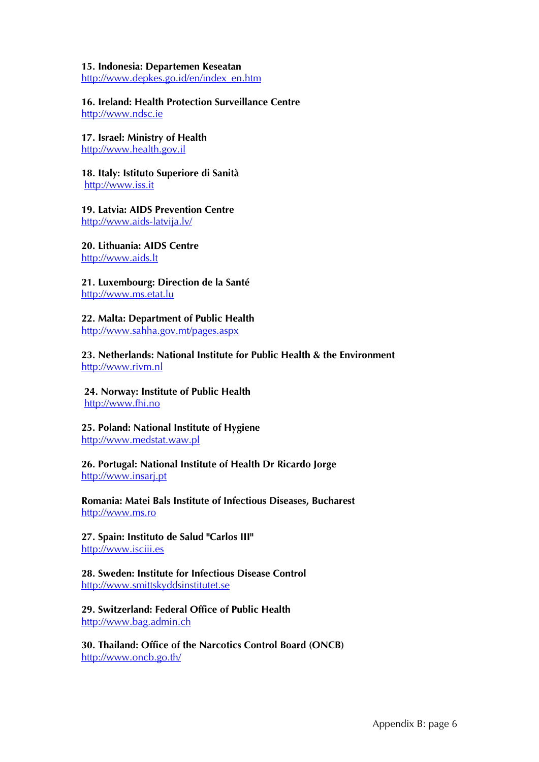**15. Indonesia: Departemen Keseatan**
http://www.depkes.go.id/en/index_en.htm

**16. Ireland: Health Protection Surveillance Centre**
http://www.ndsc.ie

**17. Israel: Ministry of Health**
http://www.health.gov.il

**18. Italy: Istituto Superiore di Sanità**
http://www.iss.it

**19. Latvia: AIDS Prevention Centre**
http://www.aids-latvija.lv/

**20. Lithuania: AIDS Centre**
http://www.aids.lt

**21. Luxembourg: Direction de la Santé**
http://www.ms.etat.lu

**22. Malta: Department of Public Health**
http://www.sahha.gov.mt/pages.aspx

**23. Netherlands: National Institute for Public Health & the Environment**
http://www.rivm.nl

**24. Norway: Institute of Public Health**
http://www.fhi.no

**25. Poland: National Institute of Hygiene**
http://www.medstat.waw.pl

**26. Portugal: National Institute of Health Dr Ricardo Jorge**
http://www.insarj.pt

**Romania: Matei Bals Institute of Infectious Diseases, Bucharest**
http://www.ms.ro

**27. Spain: Instituto de Salud "Carlos III"**
http://www.isciii.es

**28. Sweden: Institute for Infectious Disease Control**
http://www.smittskyddsinstitutet.se

**29. Switzerland: Federal Office of Public Health**
http://www.bag.admin.ch

**30. Thailand: Office of the Narcotics Control Board (ONCB)**
http://www.oncb.go.th/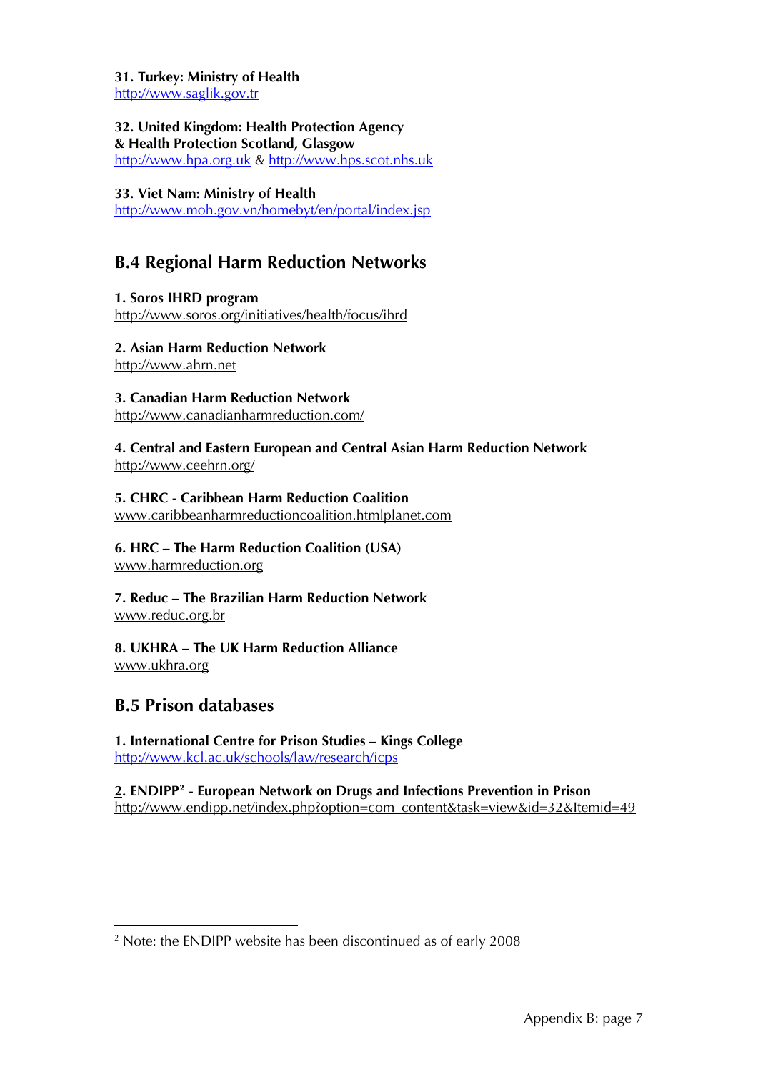**31. Turkey: Ministry of Health**
http://www.saglik.gov.tr

**32. United Kingdom: Health Protection Agency & Health Protection Scotland, Glasgow**
http://www.hpa.org.uk & http://www.hps.scot.nhs.uk

**33. Viet Nam: Ministry of Health**
http://www.moh.gov.vn/homebyt/en/portal/index.jsp

## B.4 Regional Harm Reduction Networks

**1. Soros IHRD program**
http://www.soros.org/initiatives/health/focus/ihrd

**2. Asian Harm Reduction Network**
http://www.ahrn.net

**3. Canadian Harm Reduction Network**
http://www.canadianharmreduction.com/

**4. Central and Eastern European and Central Asian Harm Reduction Network**
http://www.ceehrn.org/

**5. CHRC - Caribbean Harm Reduction Coalition**
www.caribbeanharmreductioncoalition.htmlplanet.com

**6. HRC – The Harm Reduction Coalition (USA)**
www.harmreduction.org

**7. Reduc – The Brazilian Harm Reduction Network**
www.reduc.org.br

**8. UKHRA – The UK Harm Reduction Alliance**
www.ukhra.org

## B.5 Prison databases

**1. International Centre for Prison Studies – Kings College**
http://www.kcl.ac.uk/schools/law/research/icps

**2. ENDIPP[2] - European Network on Drugs and Infections Prevention in Prison**
http://www.endipp.net/index.php?option=com_content&task=view&id=32&Itemid=49

[2] Note: the ENDIPP website has been discontinued as of early 2008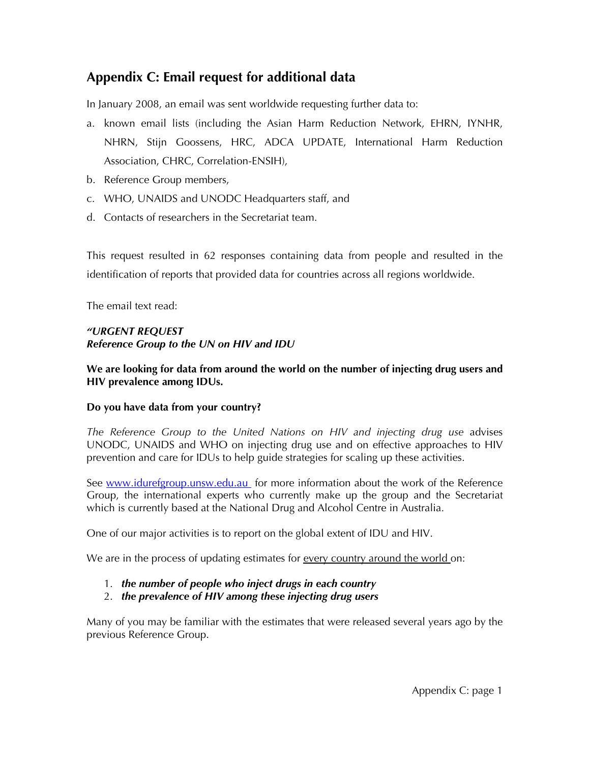## Appendix C: Email request for additional data

In January 2008, an email was sent worldwide requesting further data to:

a. known email lists (including the Asian Harm Reduction Network, EHRN, IYNHR, NHRN, Stijn Goossens, HRC, ADCA UPDATE, International Harm Reduction Association, CHRC, Correlation-ENSIH),
b. Reference Group members,
c. WHO, UNAIDS and UNODC Headquarters staff, and
d. Contacts of researchers in the Secretariat team.

This request resulted in 62 responses containing data from people and resulted in the identification of reports that provided data for countries across all regions worldwide.

The email text read:

***"URGENT REQUEST***
***Reference Group to the UN on HIV and IDU***

**We are looking for data from around the world on the number of injecting drug users and HIV prevalence among IDUs.**

**Do you have data from your country?**

*The Reference Group to the United Nations on HIV and injecting drug use* advises UNODC, UNAIDS and WHO on injecting drug use and on effective approaches to HIV prevention and care for IDUs to help guide strategies for scaling up these activities.

See [www.idurefgroup.unsw.edu.au](http://www.idurefgroup.unsw.edu.au) for more information about the work of the Reference Group, the international experts who currently make up the group and the Secretariat which is currently based at the National Drug and Alcohol Centre in Australia.

One of our major activities is to report on the global extent of IDU and HIV.

We are in the process of updating estimates for <u>every country around the world</u> on:

1. ***the number of people who inject drugs in each country***
2. ***the prevalence of HIV among these injecting drug users***

Many of you may be familiar with the estimates that were released several years ago by the previous Reference Group.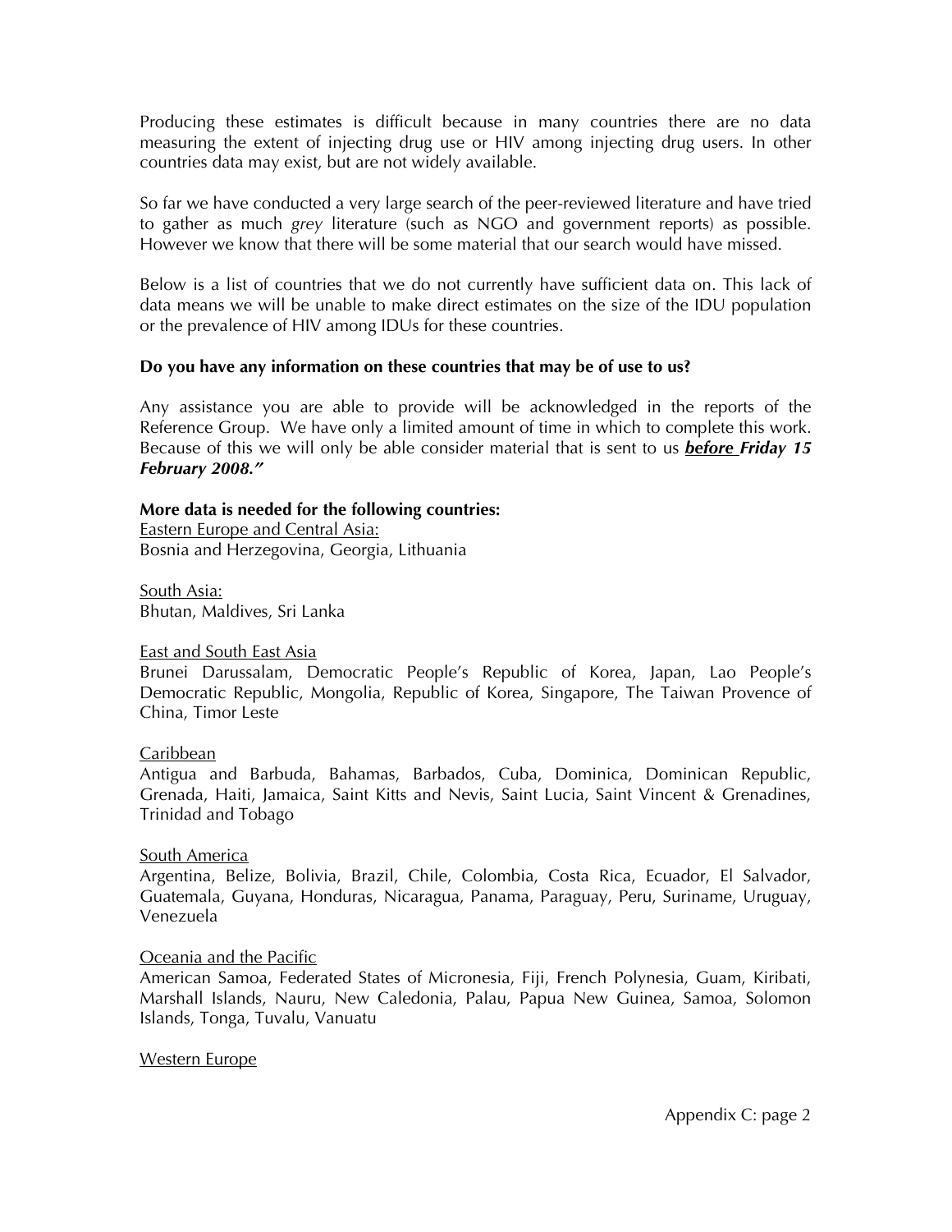Producing these estimates is difficult because in many countries there are no data measuring the extent of injecting drug use or HIV among injecting drug users. In other countries data may exist, but are not widely available.

So far we have conducted a very large search of the peer-reviewed literature and have tried to gather as much *grey* literature (such as NGO and government reports) as possible. However we know that there will be some material that our search would have missed.

Below is a list of countries that we do not currently have sufficient data on. This lack of data means we will be unable to make direct estimates on the size of the IDU population or the prevalence of HIV among IDUs for these countries.

**Do you have any information on these countries that may be of use to us?**

Any assistance you are able to provide will be acknowledged in the reports of the Reference Group. We have only a limited amount of time in which to complete this work. Because of this we will only be able consider material that is sent to us ***before* *Friday 15 February 2008."***

**More data is needed for the following countries:**

Eastern Europe and Central Asia:
Bosnia and Herzegovina, Georgia, Lithuania

South Asia:
Bhutan, Maldives, Sri Lanka

East and South East Asia
Brunei Darussalam, Democratic People's Republic of Korea, Japan, Lao People's Democratic Republic, Mongolia, Republic of Korea, Singapore, The Taiwan Provence of China, Timor Leste

Caribbean
Antigua and Barbuda, Bahamas, Barbados, Cuba, Dominica, Dominican Republic, Grenada, Haiti, Jamaica, Saint Kitts and Nevis, Saint Lucia, Saint Vincent & Grenadines, Trinidad and Tobago

South America
Argentina, Belize, Bolivia, Brazil, Chile, Colombia, Costa Rica, Ecuador, El Salvador, Guatemala, Guyana, Honduras, Nicaragua, Panama, Paraguay, Peru, Suriname, Uruguay, Venezuela

Oceania and the Pacific
American Samoa, Federated States of Micronesia, Fiji, French Polynesia, Guam, Kiribati, Marshall Islands, Nauru, New Caledonia, Palau, Papua New Guinea, Samoa, Solomon Islands, Tonga, Tuvalu, Vanuatu

Western Europe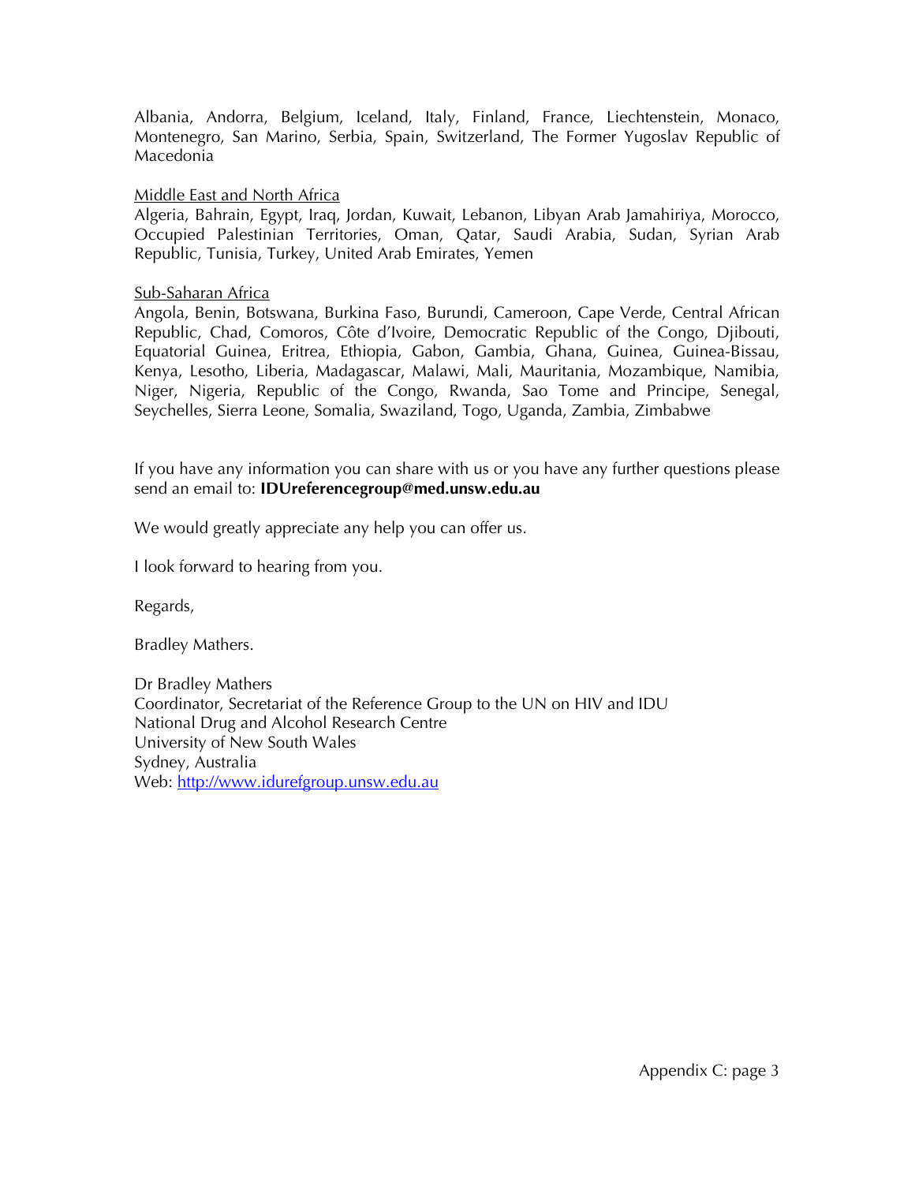Albania, Andorra, Belgium, Iceland, Italy, Finland, France, Liechtenstein, Monaco, Montenegro, San Marino, Serbia, Spain, Switzerland, The Former Yugoslav Republic of Macedonia

Middle East and North Africa
Algeria, Bahrain, Egypt, Iraq, Jordan, Kuwait, Lebanon, Libyan Arab Jamahiriya, Morocco, Occupied Palestinian Territories, Oman, Qatar, Saudi Arabia, Sudan, Syrian Arab Republic, Tunisia, Turkey, United Arab Emirates, Yemen

Sub-Saharan Africa
Angola, Benin, Botswana, Burkina Faso, Burundi, Cameroon, Cape Verde, Central African Republic, Chad, Comoros, Côte d'Ivoire, Democratic Republic of the Congo, Djibouti, Equatorial Guinea, Eritrea, Ethiopia, Gabon, Gambia, Ghana, Guinea, Guinea-Bissau, Kenya, Lesotho, Liberia, Madagascar, Malawi, Mali, Mauritania, Mozambique, Namibia, Niger, Nigeria, Republic of the Congo, Rwanda, Sao Tome and Principe, Senegal, Seychelles, Sierra Leone, Somalia, Swaziland, Togo, Uganda, Zambia, Zimbabwe

If you have any information you can share with us or you have any further questions please send an email to: **IDUreferencegroup@med.unsw.edu.au**

We would greatly appreciate any help you can offer us.

I look forward to hearing from you.

Regards,

Bradley Mathers.

Dr Bradley Mathers
Coordinator, Secretariat of the Reference Group to the UN on HIV and IDU
National Drug and Alcohol Research Centre
University of New South Wales
Sydney, Australia
Web: http://www.idurefgroup.unsw.edu.au

Appendix C: page 3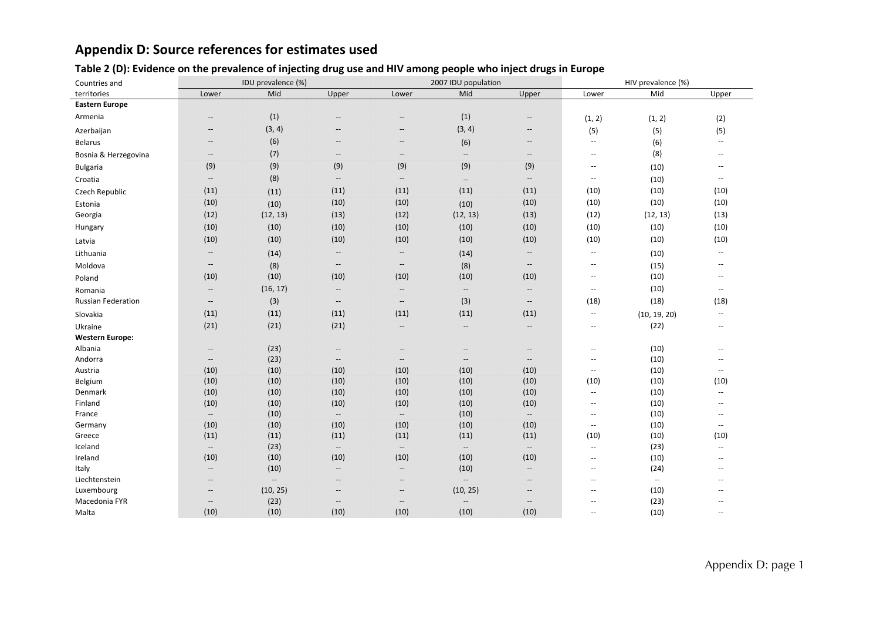# Appendix D: Source references for estimates used

## Table 2 (D): Evidence on the prevalence of injecting drug use and HIV among people who inject drugs in Europe

| Countries and territories | IDU prevalence (%) | | | 2007 IDU population | | | HIV prevalence (%) | | |
|---|---|---|---|---|---|---|---|---|---|
| | Lower | Mid | Upper | Lower | Mid | Upper | Lower | Mid | Upper |
| **Eastern Europe** | | | | | | | | | |
| Armenia | -- | (1) | -- | -- | (1) | -- | (1, 2) | (1, 2) | (2) |
| Azerbaijan | -- | (3, 4) | -- | -- | (3, 4) | -- | (5) | (5) | (5) |
| Belarus | -- | (6) | -- | -- | (6) | -- | -- | (6) | -- |
| Bosnia & Herzegovina | -- | (7) | -- | -- | -- | -- | -- | (8) | -- |
| Bulgaria | (9) | (9) | (9) | (9) | (9) | (9) | -- | (10) | -- |
| Croatia | -- | (8) | -- | -- | -- | -- | -- | (10) | -- |
| Czech Republic | (11) | (11) | (11) | (11) | (11) | (11) | (10) | (10) | (10) |
| Estonia | (10) | (10) | (10) | (10) | (10) | (10) | (10) | (10) | (10) |
| Georgia | (12) | (12, 13) | (13) | (12) | (12, 13) | (13) | (12) | (12, 13) | (13) |
| Hungary | (10) | (10) | (10) | (10) | (10) | (10) | (10) | (10) | (10) |
| Latvia | (10) | (10) | (10) | (10) | (10) | (10) | (10) | (10) | (10) |
| Lithuania | -- | (14) | -- | -- | (14) | -- | -- | (10) | -- |
| Moldova | -- | (8) | -- | -- | (8) | -- | -- | (15) | -- |
| Poland | (10) | (10) | (10) | (10) | (10) | (10) | -- | (10) | -- |
| Romania | -- | (16, 17) | -- | -- | -- | -- | -- | (10) | -- |
| Russian Federation | -- | (3) | -- | -- | (3) | -- | (18) | (18) | (18) |
| Slovakia | (11) | (11) | (11) | (11) | (11) | (11) | -- | (10, 19, 20) | -- |
| Ukraine | (21) | (21) | (21) | -- | -- | -- | -- | (22) | -- |
| **Western Europe:** | | | | | | | | | |
| Albania | -- | (23) | -- | -- | -- | -- | -- | (10) | -- |
| Andorra | -- | (23) | -- | -- | -- | -- | -- | (10) | -- |
| Austria | (10) | (10) | (10) | (10) | (10) | (10) | -- | (10) | -- |
| Belgium | (10) | (10) | (10) | (10) | (10) | (10) | (10) | (10) | (10) |
| Denmark | (10) | (10) | (10) | (10) | (10) | (10) | -- | (10) | -- |
| Finland | (10) | (10) | (10) | (10) | (10) | (10) | -- | (10) | -- |
| France | -- | (10) | -- | -- | (10) | -- | -- | (10) | -- |
| Germany | (10) | (10) | (10) | (10) | (10) | (10) | -- | (10) | -- |
| Greece | (11) | (11) | (11) | (11) | (11) | (11) | (10) | (10) | (10) |
| Iceland | -- | (23) | -- | -- | -- | -- | -- | (23) | -- |
| Ireland | (10) | (10) | (10) | (10) | (10) | (10) | -- | (10) | -- |
| Italy | -- | (10) | -- | -- | (10) | -- | -- | (24) | -- |
| Liechtenstein | -- | -- | -- | -- | -- | -- | -- | -- | -- |
| Luxembourg | -- | (10, 25) | -- | -- | (10, 25) | -- | -- | (10) | -- |
| Macedonia FYR | -- | (23) | -- | -- | -- | -- | -- | (23) | -- |
| Malta | (10) | (10) | (10) | (10) | (10) | (10) | -- | (10) | -- |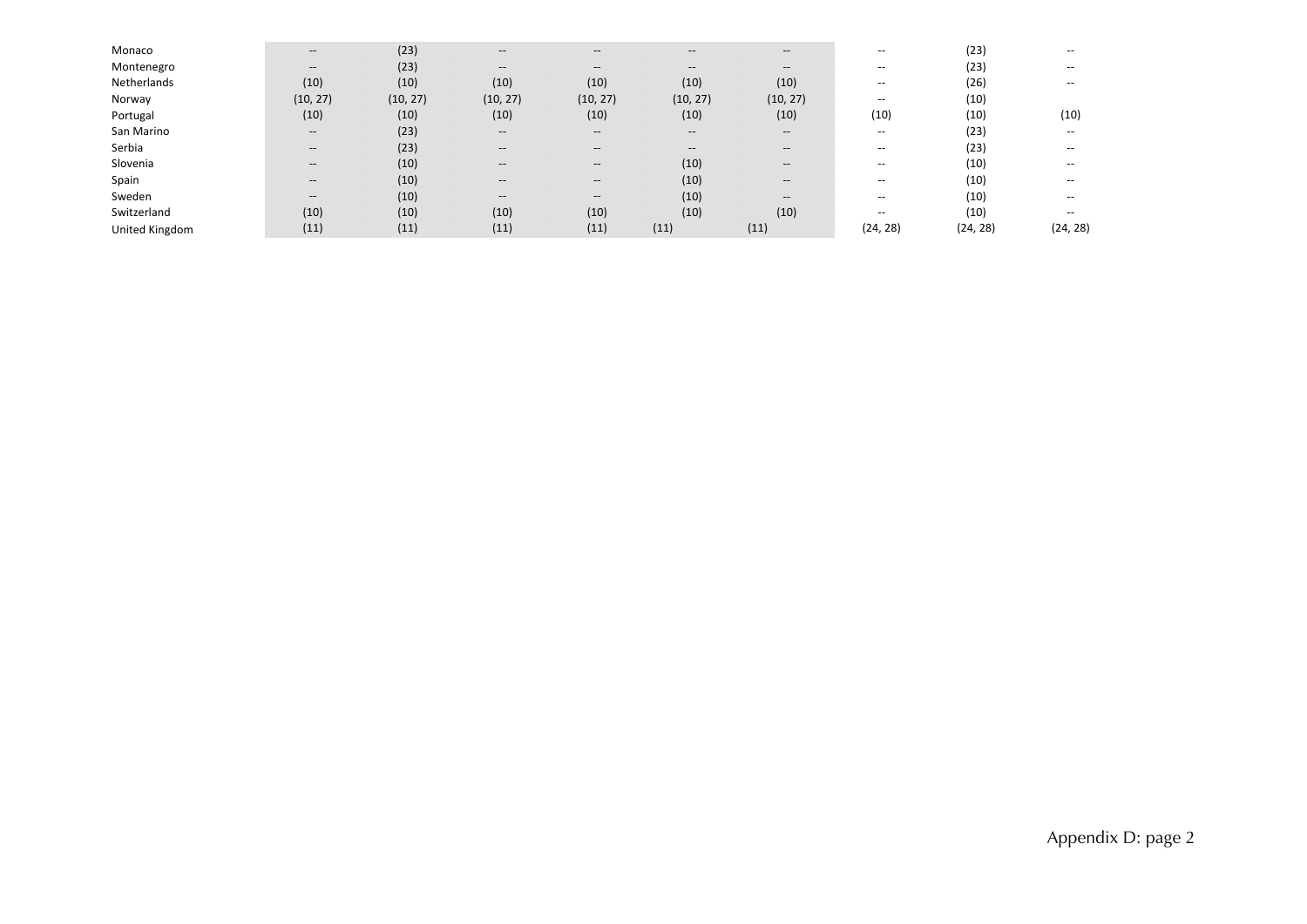| | | | | | | | | | |
|---|---|---|---|---|---|---|---|---|---|
| Monaco | -- | (23) | -- | -- | -- | -- | -- | (23) | -- |
| Montenegro | -- | (23) | -- | -- | -- | -- | -- | (23) | -- |
| Netherlands | (10) | (10) | (10) | (10) | (10) | (10) | -- | (26) | -- |
| Norway | (10, 27) | (10, 27) | (10, 27) | (10, 27) | (10, 27) | (10, 27) | -- | (10) | |
| Portugal | (10) | (10) | (10) | (10) | (10) | (10) | (10) | (10) | (10) |
| San Marino | -- | (23) | -- | -- | -- | -- | -- | (23) | -- |
| Serbia | -- | (23) | -- | -- | -- | -- | -- | (23) | -- |
| Slovenia | -- | (10) | -- | -- | (10) | -- | -- | (10) | -- |
| Spain | -- | (10) | -- | -- | (10) | -- | -- | (10) | -- |
| Sweden | -- | (10) | -- | -- | (10) | -- | -- | (10) | -- |
| Switzerland | (10) | (10) | (10) | (10) | (10) | (10) | -- | (10) | -- |
| United Kingdom | (11) | (11) | (11) | (11) | (11) | (11) | (24, 28) | (24, 28) | (24, 28) |

Appendix D: page 2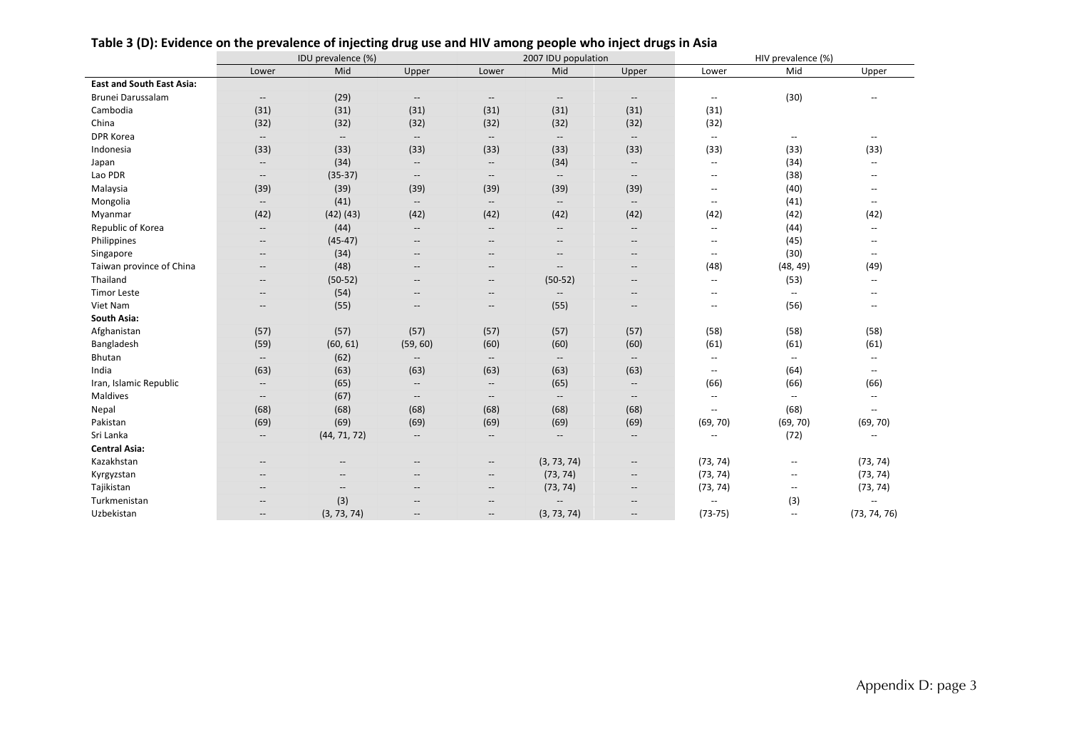**Table 3 (D): Evidence on the prevalence of injecting drug use and HIV among people who inject drugs in Asia**

| | IDU prevalence (%) | | | 2007 IDU population | | | HIV prevalence (%) | | |
|---|---|---|---|---|---|---|---|---|---|
| | Lower | Mid | Upper | Lower | Mid | Upper | Lower | Mid | Upper |
| **East and South East Asia:** | | | | | | | | | |
| Brunei Darussalam | -- | (29) | -- | -- | -- | -- | -- | (30) | -- |
| Cambodia | (31) | (31) | (31) | (31) | (31) | (31) | (31) | | |
| China | (32) | (32) | (32) | (32) | (32) | (32) | (32) | | |
| DPR Korea | -- | -- | -- | -- | -- | -- | -- | -- | -- |
| Indonesia | (33) | (33) | (33) | (33) | (33) | (33) | (33) | (33) | (33) |
| Japan | -- | (34) | -- | -- | (34) | -- | -- | (34) | -- |
| Lao PDR | -- | (35-37) | -- | -- | -- | -- | -- | (38) | -- |
| Malaysia | (39) | (39) | (39) | (39) | (39) | (39) | -- | (40) | -- |
| Mongolia | -- | (41) | -- | -- | -- | -- | -- | (41) | -- |
| Myanmar | (42) | (42) (43) | (42) | (42) | (42) | (42) | (42) | (42) | (42) |
| Republic of Korea | -- | (44) | -- | -- | -- | -- | -- | (44) | -- |
| Philippines | -- | (45-47) | -- | -- | -- | -- | -- | (45) | -- |
| Singapore | -- | (34) | -- | -- | -- | -- | -- | (30) | -- |
| Taiwan province of China | -- | (48) | -- | -- | -- | -- | (48) | (48, 49) | (49) |
| Thailand | -- | (50-52) | -- | -- | (50-52) | -- | -- | (53) | -- |
| Timor Leste | -- | (54) | -- | -- | -- | -- | -- | -- | -- |
| Viet Nam | -- | (55) | -- | -- | (55) | -- | -- | (56) | -- |
| **South Asia:** | | | | | | | | | |
| Afghanistan | (57) | (57) | (57) | (57) | (57) | (57) | (58) | (58) | (58) |
| Bangladesh | (59) | (60, 61) | (59, 60) | (60) | (60) | (60) | (61) | (61) | (61) |
| Bhutan | -- | (62) | -- | -- | -- | -- | -- | -- | -- |
| India | (63) | (63) | (63) | (63) | (63) | (63) | -- | (64) | -- |
| Iran, Islamic Republic | -- | (65) | -- | -- | (65) | -- | (66) | (66) | (66) |
| Maldives | -- | (67) | -- | -- | -- | -- | -- | -- | -- |
| Nepal | (68) | (68) | (68) | (68) | (68) | (68) | -- | (68) | -- |
| Pakistan | (69) | (69) | (69) | (69) | (69) | (69) | (69, 70) | (69, 70) | (69, 70) |
| Sri Lanka | -- | (44, 71, 72) | -- | -- | -- | -- | -- | (72) | -- |
| **Central Asia:** | | | | | | | | | |
| Kazakhstan | -- | -- | -- | -- | (3, 73, 74) | -- | (73, 74) | -- | (73, 74) |
| Kyrgyzstan | -- | -- | -- | -- | (73, 74) | -- | (73, 74) | -- | (73, 74) |
| Tajikistan | -- | -- | -- | -- | (73, 74) | -- | (73, 74) | -- | (73, 74) |
| Turkmenistan | -- | (3) | -- | -- | -- | -- | -- | (3) | -- |
| Uzbekistan | -- | (3, 73, 74) | -- | -- | (3, 73, 74) | -- | (73-75) | -- | (73, 74, 76) |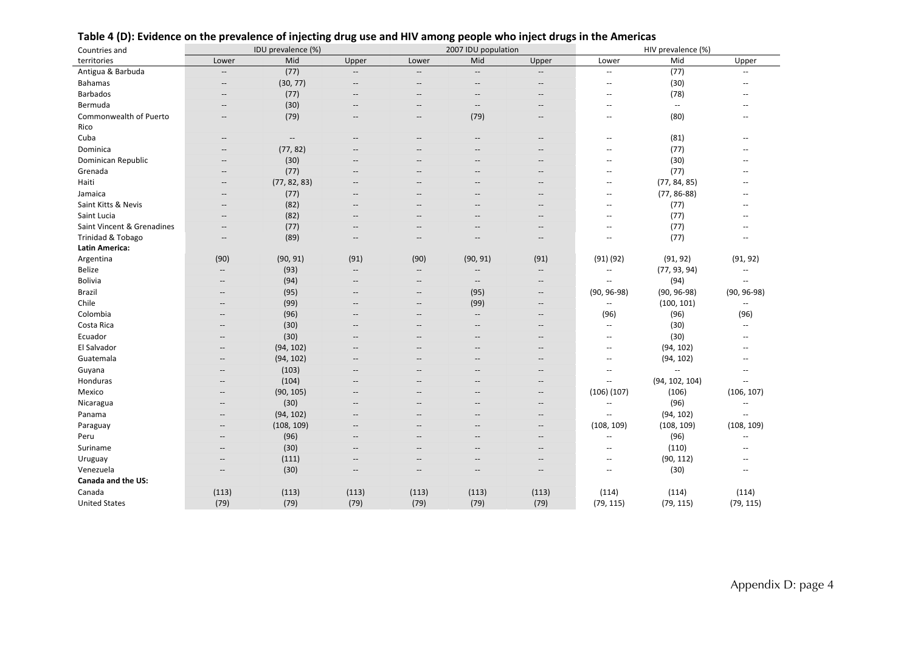### Table 4 (D): Evidence on the prevalence of injecting drug use and HIV among people who inject drugs in the Americas

| Countries and territories | IDU prevalence (%) | | | 2007 IDU population | | | HIV prevalence (%) | | |
|---|---|---|---|---|---|---|---|---|---|
| | Lower | Mid | Upper | Lower | Mid | Upper | Lower | Mid | Upper |
| Antigua & Barbuda | -- | (77) | -- | -- | -- | -- | -- | (77) | -- |
| Bahamas | -- | (30, 77) | -- | -- | -- | -- | -- | (30) | -- |
| Barbados | -- | (77) | -- | -- | -- | -- | -- | (78) | -- |
| Bermuda | -- | (30) | -- | -- | -- | -- | -- | -- | -- |
| Commonwealth of Puerto Rico | -- | (79) | -- | -- | (79) | -- | -- | (80) | -- |
| Cuba | -- | -- | -- | -- | -- | -- | -- | (81) | -- |
| Dominica | -- | (77, 82) | -- | -- | -- | -- | -- | (77) | -- |
| Dominican Republic | -- | (30) | -- | -- | -- | -- | -- | (30) | -- |
| Grenada | -- | (77) | -- | -- | -- | -- | -- | (77) | -- |
| Haiti | -- | (77, 82, 83) | -- | -- | -- | -- | -- | (77, 84, 85) | -- |
| Jamaica | -- | (77) | -- | -- | -- | -- | -- | (77, 86-88) | -- |
| Saint Kitts & Nevis | -- | (82) | -- | -- | -- | -- | -- | (77) | -- |
| Saint Lucia | -- | (82) | -- | -- | -- | -- | -- | (77) | -- |
| Saint Vincent & Grenadines | -- | (77) | -- | -- | -- | -- | -- | (77) | -- |
| Trinidad & Tobago | -- | (89) | -- | -- | -- | -- | -- | (77) | -- |
| **Latin America:** | | | | | | | | | |
| Argentina | (90) | (90, 91) | (91) | (90) | (90, 91) | (91) | (91) (92) | (91, 92) | (91, 92) |
| Belize | -- | (93) | -- | -- | -- | -- | -- | (77, 93, 94) | -- |
| Bolivia | -- | (94) | -- | -- | -- | -- | -- | (94) | -- |
| Brazil | -- | (95) | -- | -- | (95) | -- | (90, 96-98) | (90, 96-98) | (90, 96-98) |
| Chile | -- | (99) | -- | -- | (99) | -- | -- | (100, 101) | -- |
| Colombia | -- | (96) | -- | -- | -- | -- | (96) | (96) | (96) |
| Costa Rica | -- | (30) | -- | -- | -- | -- | -- | (30) | -- |
| Ecuador | -- | (30) | -- | -- | -- | -- | -- | (30) | -- |
| El Salvador | -- | (94, 102) | -- | -- | -- | -- | -- | (94, 102) | -- |
| Guatemala | -- | (94, 102) | -- | -- | -- | -- | -- | (94, 102) | -- |
| Guyana | -- | (103) | -- | -- | -- | -- | -- | -- | -- |
| Honduras | -- | (104) | -- | -- | -- | -- | -- | (94, 102, 104) | -- |
| Mexico | -- | (90, 105) | -- | -- | -- | -- | (106) (107) | (106) | (106, 107) |
| Nicaragua | -- | (30) | -- | -- | -- | -- | -- | (96) | -- |
| Panama | -- | (94, 102) | -- | -- | -- | -- | -- | (94, 102) | -- |
| Paraguay | -- | (108, 109) | -- | -- | -- | -- | (108, 109) | (108, 109) | (108, 109) |
| Peru | -- | (96) | -- | -- | -- | -- | -- | (96) | -- |
| Suriname | -- | (30) | -- | -- | -- | -- | -- | (110) | -- |
| Uruguay | -- | (111) | -- | -- | -- | -- | -- | (90, 112) | -- |
| Venezuela | -- | (30) | -- | -- | -- | -- | -- | (30) | -- |
| **Canada and the US:** | | | | | | | | | |
| Canada | (113) | (113) | (113) | (113) | (113) | (113) | (114) | (114) | (114) |
| United States | (79) | (79) | (79) | (79) | (79) | (79) | (79, 115) | (79, 115) | (79, 115) |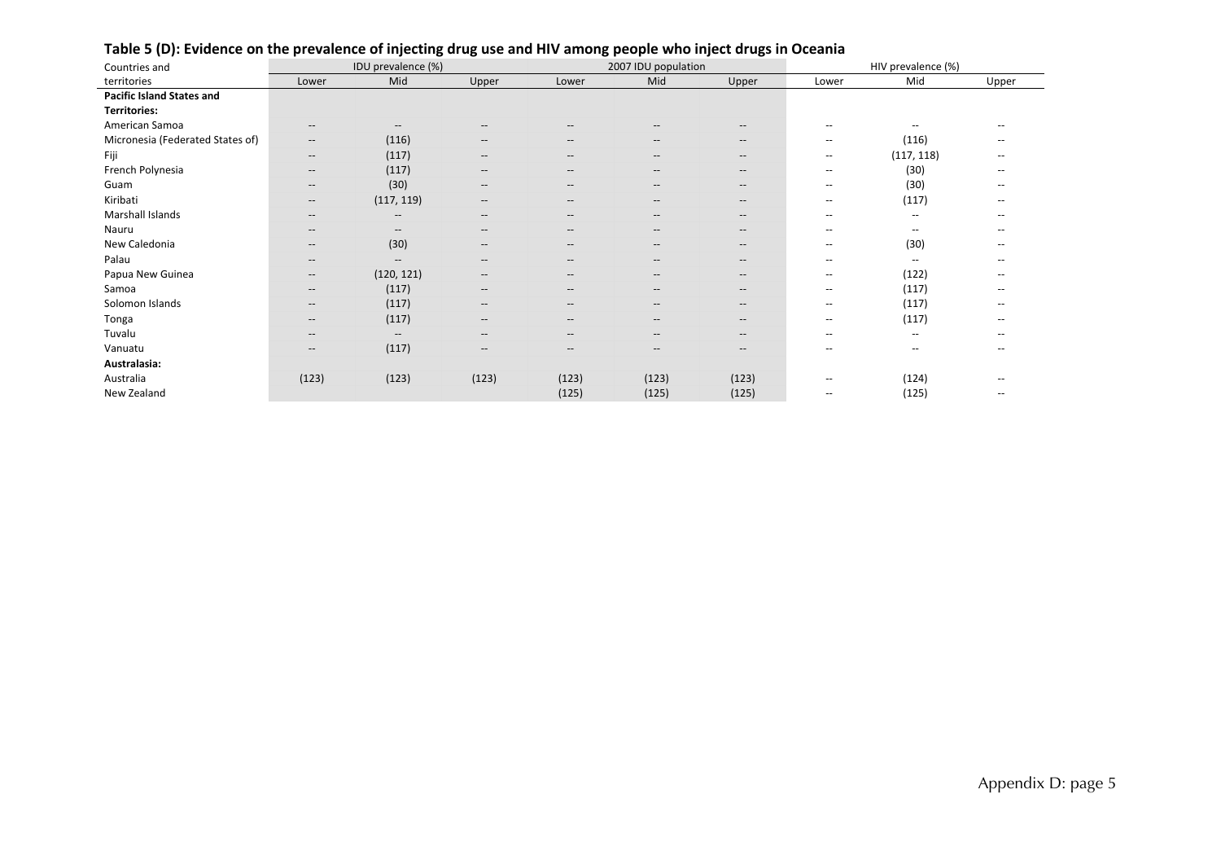## Table 5 (D): Evidence on the prevalence of injecting drug use and HIV among people who inject drugs in Oceania

| Countries and territories | IDU prevalence (%) | | | 2007 IDU population | | | HIV prevalence (%) | | |
|---|---|---|---|---|---|---|---|---|---|
| | Lower | Mid | Upper | Lower | Mid | Upper | Lower | Mid | Upper |
| **Pacific Island States and Territories:** | | | | | | | | | |
| American Samoa | -- | -- | -- | -- | -- | -- | -- | -- | -- |
| Micronesia (Federated States of) | -- | (116) | -- | -- | -- | -- | -- | (116) | -- |
| Fiji | -- | (117) | -- | -- | -- | -- | -- | (117, 118) | -- |
| French Polynesia | -- | (117) | -- | -- | -- | -- | -- | (30) | -- |
| Guam | -- | (30) | -- | -- | -- | -- | -- | (30) | -- |
| Kiribati | -- | (117, 119) | -- | -- | -- | -- | -- | (117) | -- |
| Marshall Islands | -- | -- | -- | -- | -- | -- | -- | -- | -- |
| Nauru | -- | -- | -- | -- | -- | -- | -- | -- | -- |
| New Caledonia | -- | (30) | -- | -- | -- | -- | -- | (30) | -- |
| Palau | -- | -- | -- | -- | -- | -- | -- | -- | -- |
| Papua New Guinea | -- | (120, 121) | -- | -- | -- | -- | -- | (122) | -- |
| Samoa | -- | (117) | -- | -- | -- | -- | -- | (117) | -- |
| Solomon Islands | -- | (117) | -- | -- | -- | -- | -- | (117) | -- |
| Tonga | -- | (117) | -- | -- | -- | -- | -- | (117) | -- |
| Tuvalu | -- | -- | -- | -- | -- | -- | -- | -- | -- |
| Vanuatu | -- | (117) | -- | -- | -- | -- | -- | -- | -- |
| **Australasia:** | | | | | | | | | |
| Australia | (123) | (123) | (123) | (123) | (123) | (123) | -- | (124) | -- |
| New Zealand | | | | (125) | (125) | (125) | -- | (125) | -- |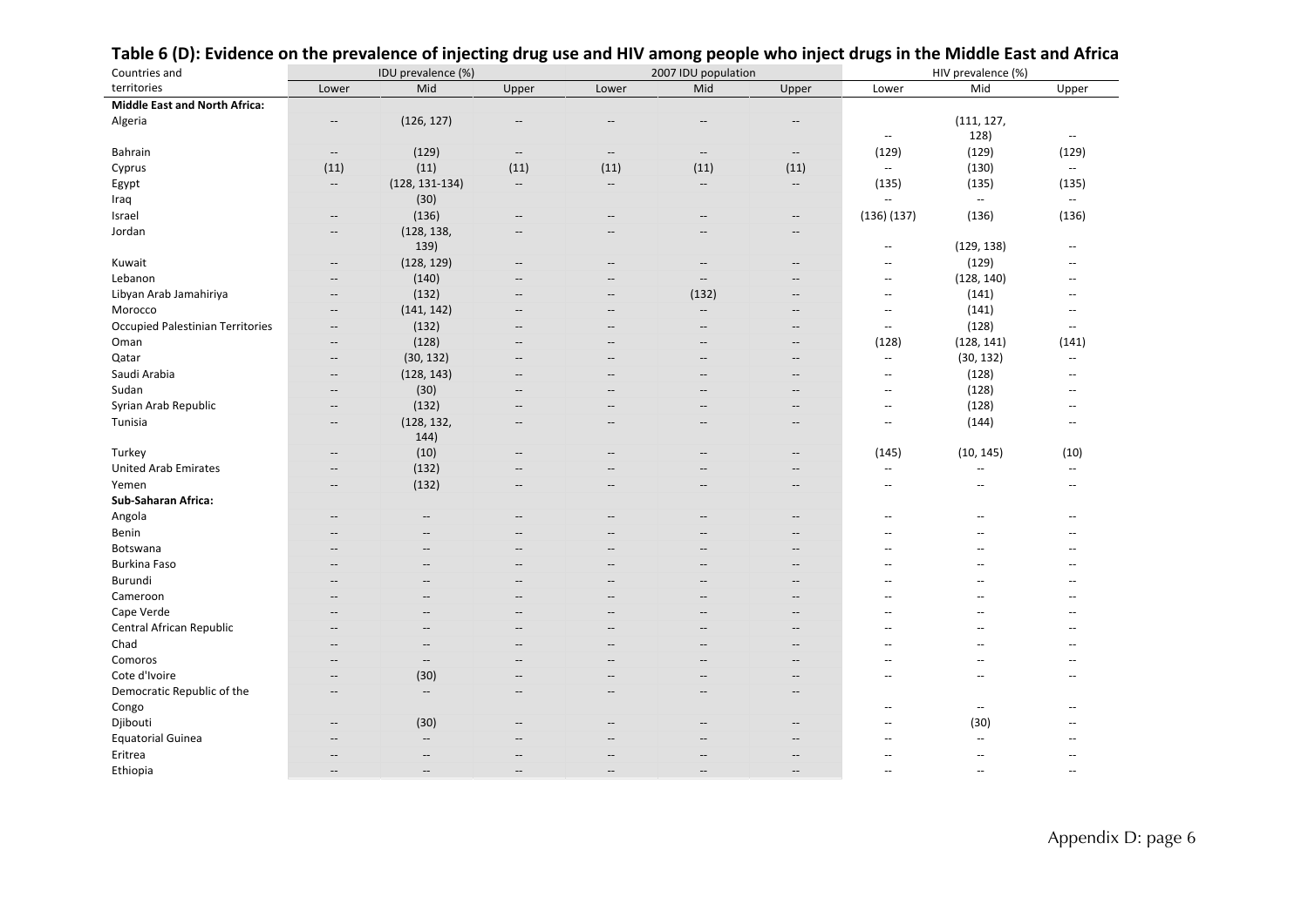## Table 6 (D): Evidence on the prevalence of injecting drug use and HIV among people who inject drugs in the Middle East and Africa

| Countries and territories | IDU prevalence (%) | | | 2007 IDU population | | | HIV prevalence (%) | | |
|---|---|---|---|---|---|---|---|---|---|
| | Lower | Mid | Upper | Lower | Mid | Upper | Lower | Mid | Upper |
| **Middle East and North Africa:** | | | | | | | | | |
| Algeria | -- | (126, 127) | -- | -- | -- | -- | -- | (111, 127, 128) | -- |
| Bahrain | -- | (129) | -- | -- | -- | -- | (129) | (129) | (129) |
| Cyprus | (11) | (11) | (11) | (11) | (11) | (11) | -- | (130) | -- |
| Egypt | -- | (128, 131-134) | -- | -- | -- | -- | (135) | (135) | (135) |
| Iraq | | (30) | | | | | -- | -- | -- |
| Israel | -- | (136) | -- | -- | -- | -- | (136) (137) | (136) | (136) |
| Jordan | -- | (128, 138, 139) | -- | -- | -- | -- | -- | (129, 138) | -- |
| Kuwait | -- | (128, 129) | -- | -- | -- | -- | -- | (129) | -- |
| Lebanon | -- | (140) | -- | -- | -- | -- | -- | (128, 140) | -- |
| Libyan Arab Jamahiriya | -- | (132) | -- | -- | (132) | -- | -- | (141) | -- |
| Morocco | -- | (141, 142) | -- | -- | -- | -- | -- | (141) | -- |
| Occupied Palestinian Territories | -- | (132) | -- | -- | -- | -- | -- | (128) | -- |
| Oman | -- | (128) | -- | -- | -- | -- | (128) | (128, 141) | (141) |
| Qatar | -- | (30, 132) | -- | -- | -- | -- | -- | (30, 132) | -- |
| Saudi Arabia | -- | (128, 143) | -- | -- | -- | -- | -- | (128) | -- |
| Sudan | -- | (30) | -- | -- | -- | -- | -- | (128) | -- |
| Syrian Arab Republic | -- | (132) | -- | -- | -- | -- | -- | (128) | -- |
| Tunisia | -- | (128, 132, 144) | -- | -- | -- | -- | -- | (144) | -- |
| Turkey | -- | (10) | -- | -- | -- | -- | (145) | (10, 145) | (10) |
| United Arab Emirates | -- | (132) | -- | -- | -- | -- | -- | -- | -- |
| Yemen | -- | (132) | -- | -- | -- | -- | -- | -- | -- |
| **Sub-Saharan Africa:** | | | | | | | | | |
| Angola | -- | -- | -- | -- | -- | -- | -- | -- | -- |
| Benin | -- | -- | -- | -- | -- | -- | -- | -- | -- |
| Botswana | -- | -- | -- | -- | -- | -- | -- | -- | -- |
| Burkina Faso | -- | -- | -- | -- | -- | -- | -- | -- | -- |
| Burundi | -- | -- | -- | -- | -- | -- | -- | -- | -- |
| Cameroon | -- | -- | -- | -- | -- | -- | -- | -- | -- |
| Cape Verde | -- | -- | -- | -- | -- | -- | -- | -- | -- |
| Central African Republic | -- | -- | -- | -- | -- | -- | -- | -- | -- |
| Chad | -- | -- | -- | -- | -- | -- | -- | -- | -- |
| Comoros | -- | -- | -- | -- | -- | -- | -- | -- | -- |
| Cote d'Ivoire | -- | (30) | -- | -- | -- | -- | -- | -- | -- |
| Democratic Republic of the Congo | -- | -- | -- | -- | -- | -- | -- | -- | -- |
| Djibouti | -- | (30) | -- | -- | -- | -- | -- | (30) | -- |
| Equatorial Guinea | -- | -- | -- | -- | -- | -- | -- | -- | -- |
| Eritrea | -- | -- | -- | -- | -- | -- | -- | -- | -- |
| Ethiopia | -- | -- | -- | -- | -- | -- | -- | -- | -- |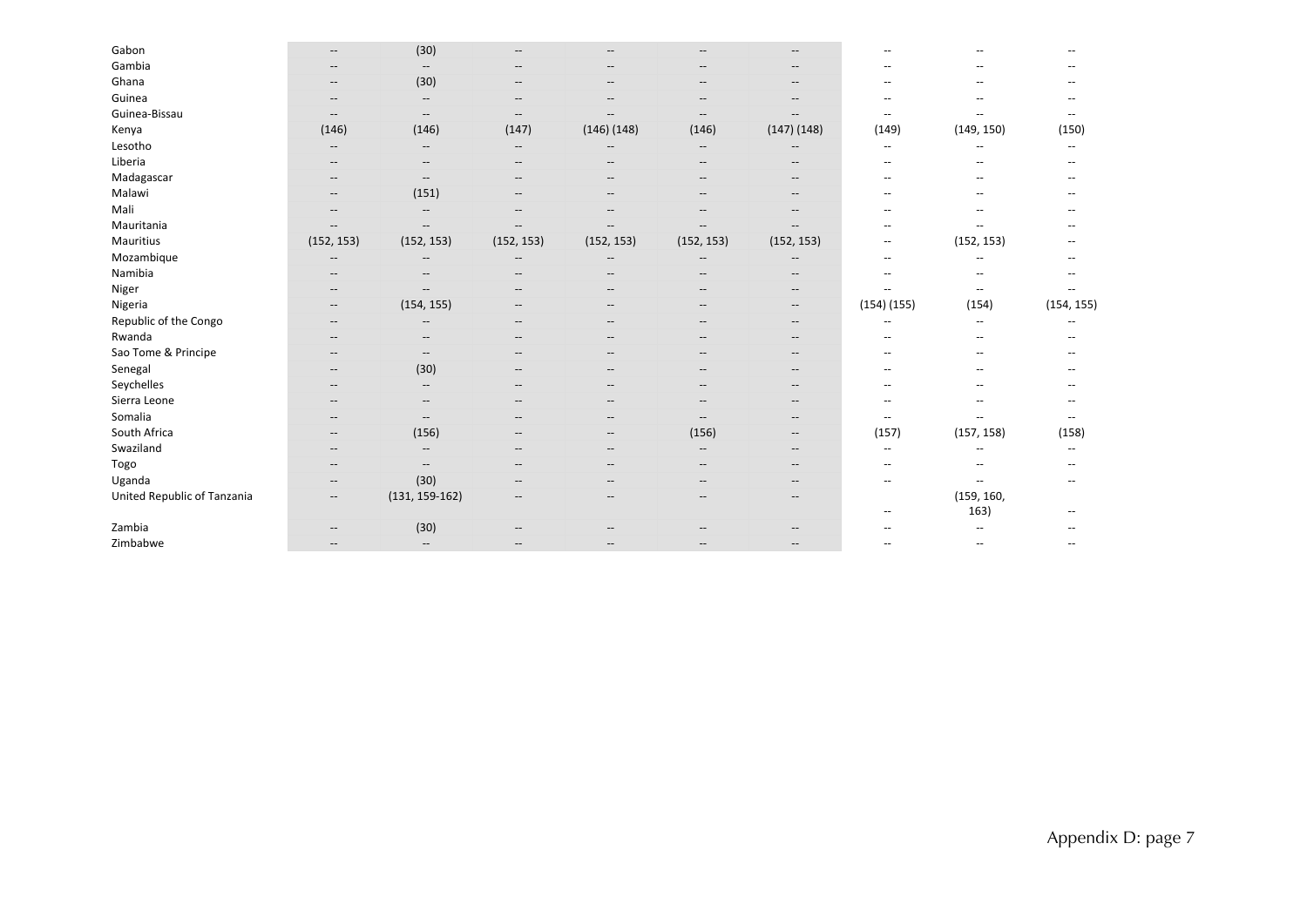| | | | | | | | | | |
|---|---|---|---|---|---|---|---|---|---|
| Gabon | -- | (30) | -- | -- | -- | -- | -- | -- | -- |
| Gambia | -- | -- | -- | -- | -- | -- | -- | -- | -- |
| Ghana | -- | (30) | -- | -- | -- | -- | -- | -- | -- |
| Guinea | -- | -- | -- | -- | -- | -- | -- | -- | -- |
| Guinea-Bissau | -- | -- | -- | -- | -- | -- | -- | -- | -- |
| Kenya | (146) | (146) | (147) | (146) (148) | (146) | (147) (148) | (149) | (149, 150) | (150) |
| Lesotho | -- | -- | -- | -- | -- | -- | -- | -- | -- |
| Liberia | -- | -- | -- | -- | -- | -- | -- | -- | -- |
| Madagascar | -- | -- | -- | -- | -- | -- | -- | -- | -- |
| Malawi | -- | (151) | -- | -- | -- | -- | -- | -- | -- |
| Mali | -- | -- | -- | -- | -- | -- | -- | -- | -- |
| Mauritania | -- | -- | -- | -- | -- | -- | -- | -- | -- |
| Mauritius | (152, 153) | (152, 153) | (152, 153) | (152, 153) | (152, 153) | (152, 153) | -- | (152, 153) | -- |
| Mozambique | -- | -- | -- | -- | -- | -- | -- | -- | -- |
| Namibia | -- | -- | -- | -- | -- | -- | -- | -- | -- |
| Niger | -- | -- | -- | -- | -- | -- | -- | -- | -- |
| Nigeria | -- | (154, 155) | -- | -- | -- | -- | (154) (155) | (154) | (154, 155) |
| Republic of the Congo | -- | -- | -- | -- | -- | -- | -- | -- | -- |
| Rwanda | -- | -- | -- | -- | -- | -- | -- | -- | -- |
| Sao Tome & Principe | -- | -- | -- | -- | -- | -- | -- | -- | -- |
| Senegal | -- | (30) | -- | -- | -- | -- | -- | -- | -- |
| Seychelles | -- | -- | -- | -- | -- | -- | -- | -- | -- |
| Sierra Leone | -- | -- | -- | -- | -- | -- | -- | -- | -- |
| Somalia | -- | -- | -- | -- | -- | -- | -- | -- | -- |
| South Africa | -- | (156) | -- | -- | (156) | -- | (157) | (157, 158) | (158) |
| Swaziland | -- | -- | -- | -- | -- | -- | -- | -- | -- |
| Togo | -- | -- | -- | -- | -- | -- | -- | -- | -- |
| Uganda | -- | (30) | -- | -- | -- | -- | -- | -- | -- |
| United Republic of Tanzania | -- | (131, 159-162) | -- | -- | -- | -- | -- | (159, 160, 163) | -- |
| Zambia | -- | (30) | -- | -- | -- | -- | -- | -- | -- |
| Zimbabwe | -- | -- | -- | -- | -- | -- | -- | -- | -- |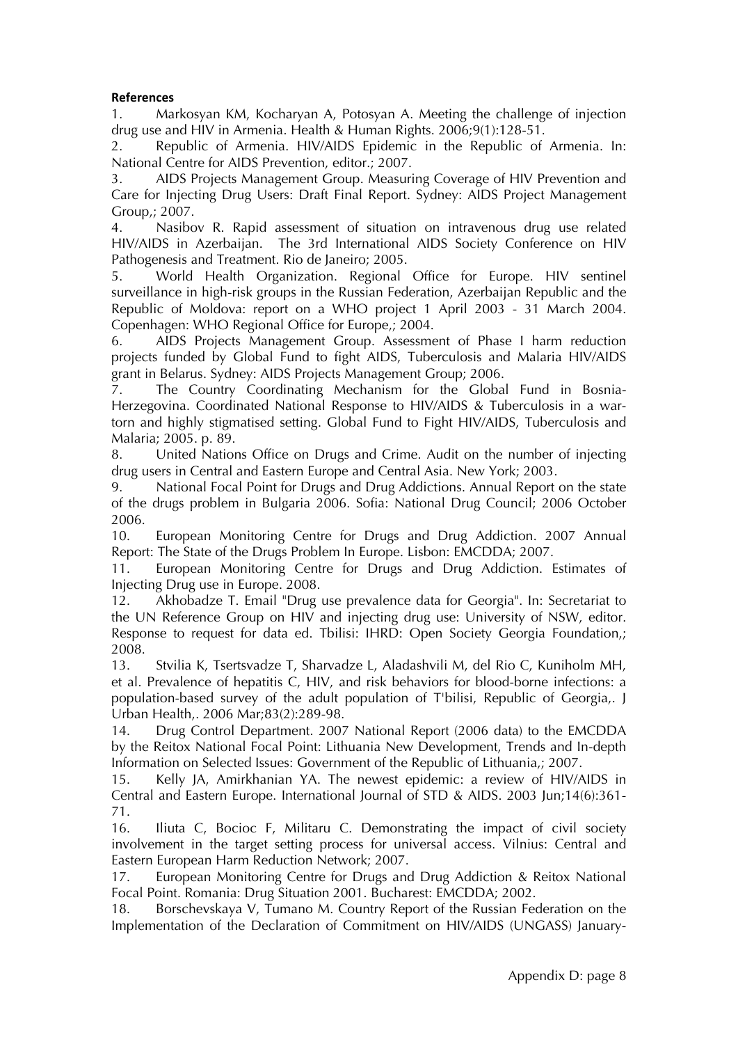**References**

1. Markosyan KM, Kocharyan A, Potosyan A. Meeting the challenge of injection drug use and HIV in Armenia. Health & Human Rights. 2006;9(1):128-51.
2. Republic of Armenia. HIV/AIDS Epidemic in the Republic of Armenia. In: National Centre for AIDS Prevention, editor.; 2007.
3. AIDS Projects Management Group. Measuring Coverage of HIV Prevention and Care for Injecting Drug Users: Draft Final Report. Sydney: AIDS Project Management Group,; 2007.
4. Nasibov R. Rapid assessment of situation on intravenous drug use related HIV/AIDS in Azerbaijan. The 3rd International AIDS Society Conference on HIV Pathogenesis and Treatment. Rio de Janeiro; 2005.
5. World Health Organization. Regional Office for Europe. HIV sentinel surveillance in high-risk groups in the Russian Federation, Azerbaijan Republic and the Republic of Moldova: report on a WHO project 1 April 2003 - 31 March 2004. Copenhagen: WHO Regional Office for Europe,; 2004.
6. AIDS Projects Management Group. Assessment of Phase I harm reduction projects funded by Global Fund to fight AIDS, Tuberculosis and Malaria HIV/AIDS grant in Belarus. Sydney: AIDS Projects Management Group; 2006.
7. The Country Coordinating Mechanism for the Global Fund in Bosnia-Herzegovina. Coordinated National Response to HIV/AIDS & Tuberculosis in a war-torn and highly stigmatised setting. Global Fund to Fight HIV/AIDS, Tuberculosis and Malaria; 2005. p. 89.
8. United Nations Office on Drugs and Crime. Audit on the number of injecting drug users in Central and Eastern Europe and Central Asia. New York; 2003.
9. National Focal Point for Drugs and Drug Addictions. Annual Report on the state of the drugs problem in Bulgaria 2006. Sofia: National Drug Council; 2006 October 2006.
10. European Monitoring Centre for Drugs and Drug Addiction. 2007 Annual Report: The State of the Drugs Problem In Europe. Lisbon: EMCDDA; 2007.
11. European Monitoring Centre for Drugs and Drug Addiction. Estimates of Injecting Drug use in Europe. 2008.
12. Akhobadze T. Email "Drug use prevalence data for Georgia". In: Secretariat to the UN Reference Group on HIV and injecting drug use: University of NSW, editor. Response to request for data ed. Tbilisi: IHRD: Open Society Georgia Foundation,; 2008.
13. Stvilia K, Tsertsvadze T, Sharvadze L, Aladashvili M, del Rio C, Kuniholm MH, et al. Prevalence of hepatitis C, HIV, and risk behaviors for blood-borne infections: a population-based survey of the adult population of T'bilisi, Republic of Georgia,. J Urban Health,. 2006 Mar;83(2):289-98.
14. Drug Control Department. 2007 National Report (2006 data) to the EMCDDA by the Reitox National Focal Point: Lithuania New Development, Trends and In-depth Information on Selected Issues: Government of the Republic of Lithuania,; 2007.
15. Kelly JA, Amirkhanian YA. The newest epidemic: a review of HIV/AIDS in Central and Eastern Europe. International Journal of STD & AIDS. 2003 Jun;14(6):361-71.
16. Iliuta C, Bocioc F, Militaru C. Demonstrating the impact of civil society involvement in the target setting process for universal access. Vilnius: Central and Eastern European Harm Reduction Network; 2007.
17. European Monitoring Centre for Drugs and Drug Addiction & Reitox National Focal Point. Romania: Drug Situation 2001. Bucharest: EMCDDA; 2002.
18. Borschevskaya V, Tumano M. Country Report of the Russian Federation on the Implementation of the Declaration of Commitment on HIV/AIDS (UNGASS) January-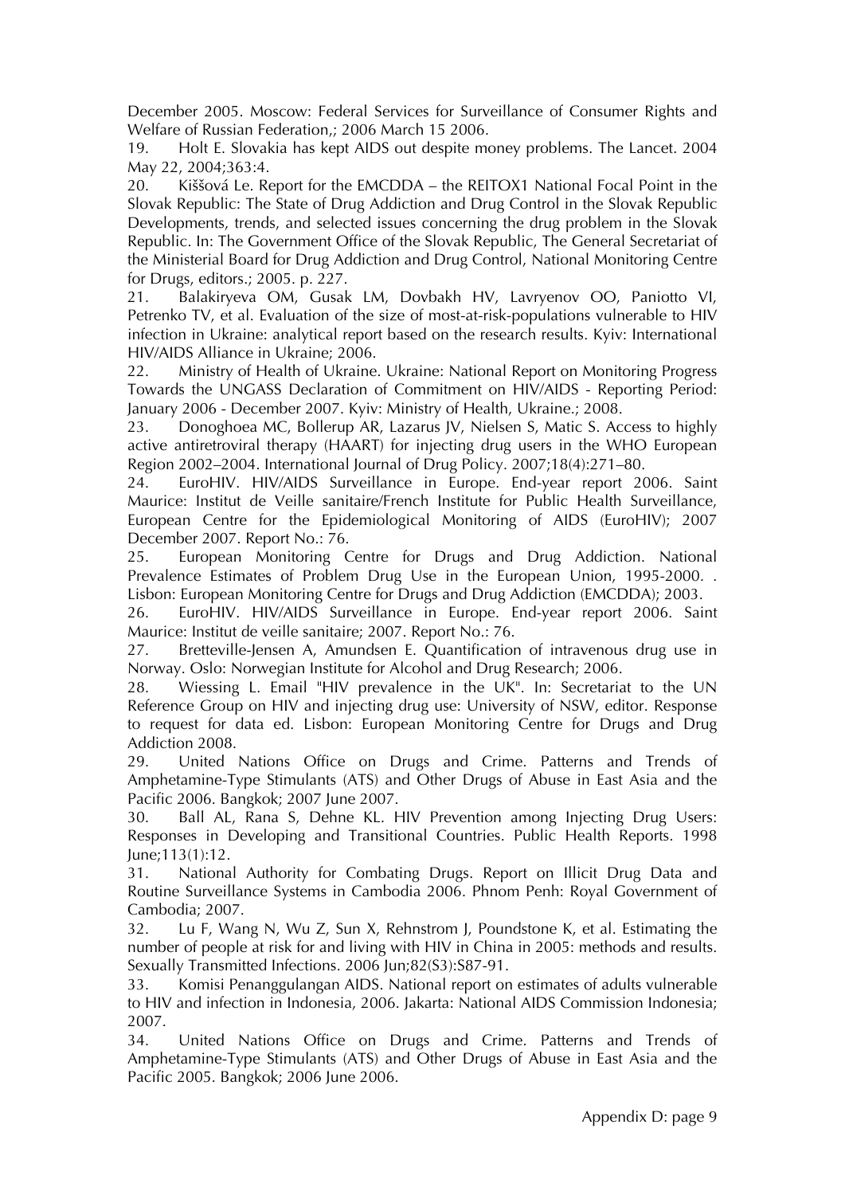December 2005. Moscow: Federal Services for Surveillance of Consumer Rights and Welfare of Russian Federation,; 2006 March 15 2006.

19. Holt E. Slovakia has kept AIDS out despite money problems. The Lancet. 2004 May 22, 2004;363:4.

20. Kiššová Le. Report for the EMCDDA – the REITOX1 National Focal Point in the Slovak Republic: The State of Drug Addiction and Drug Control in the Slovak Republic Developments, trends, and selected issues concerning the drug problem in the Slovak Republic. In: The Government Office of the Slovak Republic, The General Secretariat of the Ministerial Board for Drug Addiction and Drug Control, National Monitoring Centre for Drugs, editors.; 2005. p. 227.

21. Balakiryeva OM, Gusak LM, Dovbakh HV, Lavryenov OO, Paniotto VI, Petrenko TV, et al. Evaluation of the size of most-at-risk-populations vulnerable to HIV infection in Ukraine: analytical report based on the research results. Kyiv: International HIV/AIDS Alliance in Ukraine; 2006.

22. Ministry of Health of Ukraine. Ukraine: National Report on Monitoring Progress Towards the UNGASS Declaration of Commitment on HIV/AIDS - Reporting Period: January 2006 - December 2007. Kyiv: Ministry of Health, Ukraine.; 2008.

23. Donoghoea MC, Bollerup AR, Lazarus JV, Nielsen S, Matic S. Access to highly active antiretroviral therapy (HAART) for injecting drug users in the WHO European Region 2002–2004. International Journal of Drug Policy. 2007;18(4):271–80.

24. EuroHIV. HIV/AIDS Surveillance in Europe. End-year report 2006. Saint Maurice: Institut de Veille sanitaire/French Institute for Public Health Surveillance, European Centre for the Epidemiological Monitoring of AIDS (EuroHIV); 2007 December 2007. Report No.: 76.

25. European Monitoring Centre for Drugs and Drug Addiction. National Prevalence Estimates of Problem Drug Use in the European Union, 1995-2000. . Lisbon: European Monitoring Centre for Drugs and Drug Addiction (EMCDDA); 2003.

26. EuroHIV. HIV/AIDS Surveillance in Europe. End-year report 2006. Saint Maurice: Institut de veille sanitaire; 2007. Report No.: 76.

27. Bretteville-Jensen A, Amundsen E. Quantification of intravenous drug use in Norway. Oslo: Norwegian Institute for Alcohol and Drug Research; 2006.

28. Wiessing L. Email "HIV prevalence in the UK". In: Secretariat to the UN Reference Group on HIV and injecting drug use: University of NSW, editor. Response to request for data ed. Lisbon: European Monitoring Centre for Drugs and Drug Addiction 2008.

29. United Nations Office on Drugs and Crime. Patterns and Trends of Amphetamine-Type Stimulants (ATS) and Other Drugs of Abuse in East Asia and the Pacific 2006. Bangkok; 2007 June 2007.

30. Ball AL, Rana S, Dehne KL. HIV Prevention among Injecting Drug Users: Responses in Developing and Transitional Countries. Public Health Reports. 1998 June;113(1):12.

31. National Authority for Combating Drugs. Report on Illicit Drug Data and Routine Surveillance Systems in Cambodia 2006. Phnom Penh: Royal Government of Cambodia; 2007.

32. Lu F, Wang N, Wu Z, Sun X, Rehnstrom J, Poundstone K, et al. Estimating the number of people at risk for and living with HIV in China in 2005: methods and results. Sexually Transmitted Infections. 2006 Jun;82(S3):S87-91.

33. Komisi Penanggulangan AIDS. National report on estimates of adults vulnerable to HIV and infection in Indonesia, 2006. Jakarta: National AIDS Commission Indonesia; 2007.

34. United Nations Office on Drugs and Crime. Patterns and Trends of Amphetamine-Type Stimulants (ATS) and Other Drugs of Abuse in East Asia and the Pacific 2005. Bangkok; 2006 June 2006.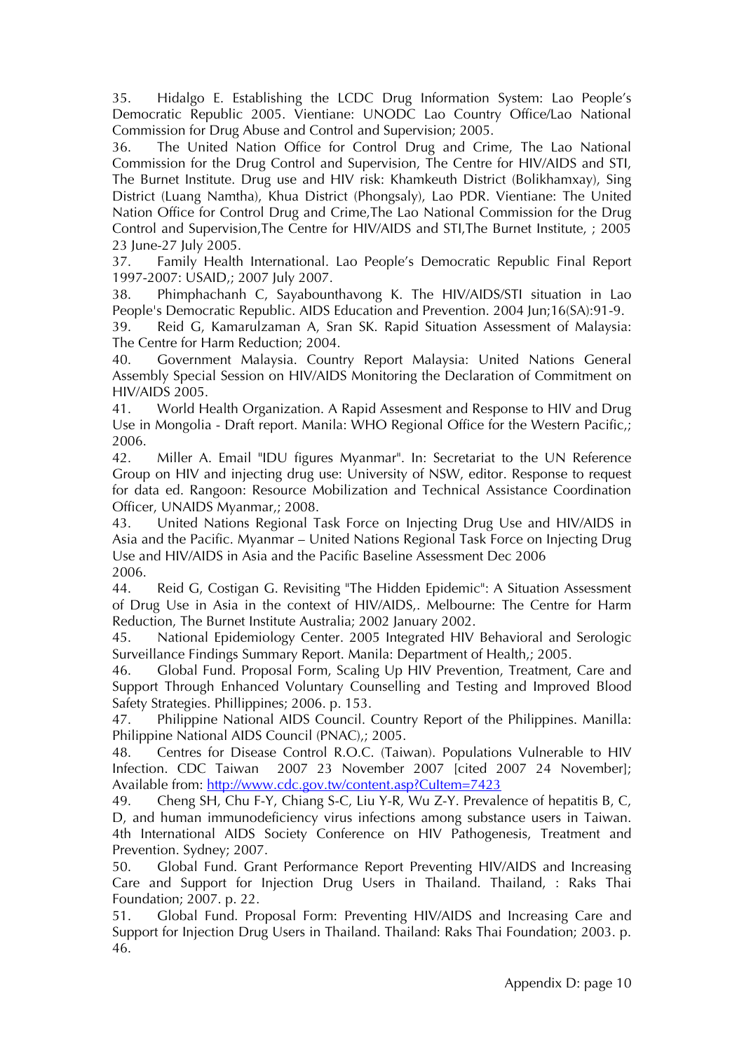35. Hidalgo E. Establishing the LCDC Drug Information System: Lao People's Democratic Republic 2005. Vientiane: UNODC Lao Country Office/Lao National Commission for Drug Abuse and Control and Supervision; 2005.

36. The United Nation Office for Control Drug and Crime, The Lao National Commission for the Drug Control and Supervision, The Centre for HIV/AIDS and STI, The Burnet Institute. Drug use and HIV risk: Khamkeuth District (Bolikhamxay), Sing District (Luang Namtha), Khua District (Phongsaly), Lao PDR. Vientiane: The United Nation Office for Control Drug and Crime,The Lao National Commission for the Drug Control and Supervision,The Centre for HIV/AIDS and STI,The Burnet Institute, ; 2005 23 June-27 July 2005.

37. Family Health International. Lao People's Democratic Republic Final Report 1997-2007: USAID,; 2007 July 2007.

38. Phimphachanh C, Sayabounthavong K. The HIV/AIDS/STI situation in Lao People's Democratic Republic. AIDS Education and Prevention. 2004 Jun;16(SA):91-9.

39. Reid G, Kamarulzaman A, Sran SK. Rapid Situation Assessment of Malaysia: The Centre for Harm Reduction; 2004.

40. Government Malaysia. Country Report Malaysia: United Nations General Assembly Special Session on HIV/AIDS Monitoring the Declaration of Commitment on HIV/AIDS 2005.

41. World Health Organization. A Rapid Assesment and Response to HIV and Drug Use in Mongolia - Draft report. Manila: WHO Regional Office for the Western Pacific,; 2006.

42. Miller A. Email "IDU figures Myanmar". In: Secretariat to the UN Reference Group on HIV and injecting drug use: University of NSW, editor. Response to request for data ed. Rangoon: Resource Mobilization and Technical Assistance Coordination Officer, UNAIDS Myanmar,; 2008.

43. United Nations Regional Task Force on Injecting Drug Use and HIV/AIDS in Asia and the Pacific. Myanmar – United Nations Regional Task Force on Injecting Drug Use and HIV/AIDS in Asia and the Pacific Baseline Assessment Dec 2006 2006.

44. Reid G, Costigan G. Revisiting "The Hidden Epidemic": A Situation Assessment of Drug Use in Asia in the context of HIV/AIDS,. Melbourne: The Centre for Harm Reduction, The Burnet Institute Australia; 2002 January 2002.

45. National Epidemiology Center. 2005 Integrated HIV Behavioral and Serologic Surveillance Findings Summary Report. Manila: Department of Health,; 2005.

46. Global Fund. Proposal Form, Scaling Up HIV Prevention, Treatment, Care and Support Through Enhanced Voluntary Counselling and Testing and Improved Blood Safety Strategies. Phillippines; 2006. p. 153.

47. Philippine National AIDS Council. Country Report of the Philippines. Manilla: Philippine National AIDS Council (PNAC),; 2005.

48. Centres for Disease Control R.O.C. (Taiwan). Populations Vulnerable to HIV Infection. CDC Taiwan 2007 23 November 2007 [cited 2007 24 November]; Available from: http://www.cdc.gov.tw/content.asp?CuItem=7423

49. Cheng SH, Chu F-Y, Chiang S-C, Liu Y-R, Wu Z-Y. Prevalence of hepatitis B, C, D, and human immunodeficiency virus infections among substance users in Taiwan. 4th International AIDS Society Conference on HIV Pathogenesis, Treatment and Prevention. Sydney; 2007.

50. Global Fund. Grant Performance Report Preventing HIV/AIDS and Increasing Care and Support for Injection Drug Users in Thailand. Thailand, : Raks Thai Foundation; 2007. p. 22.

51. Global Fund. Proposal Form: Preventing HIV/AIDS and Increasing Care and Support for Injection Drug Users in Thailand. Thailand: Raks Thai Foundation; 2003. p. 46.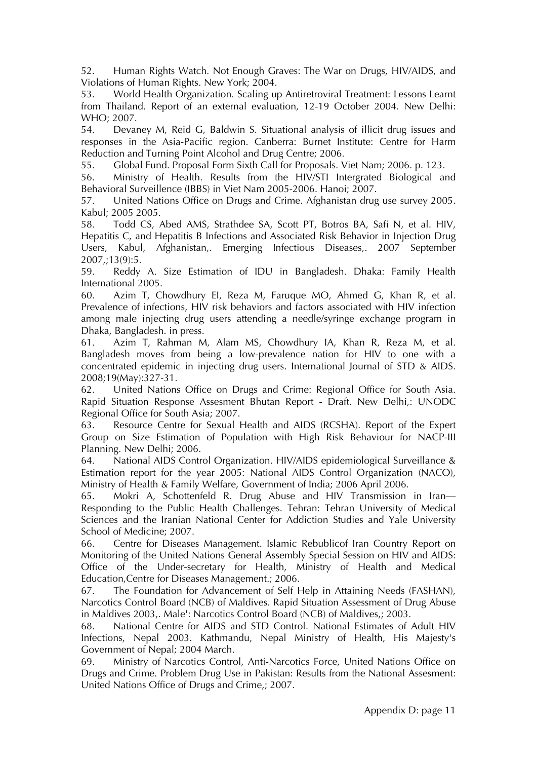52. Human Rights Watch. Not Enough Graves: The War on Drugs, HIV/AIDS, and Violations of Human Rights. New York; 2004.

53. World Health Organization. Scaling up Antiretroviral Treatment: Lessons Learnt from Thailand. Report of an external evaluation, 12-19 October 2004. New Delhi: WHO; 2007.

54. Devaney M, Reid G, Baldwin S. Situational analysis of illicit drug issues and responses in the Asia-Pacific region. Canberra: Burnet Institute: Centre for Harm Reduction and Turning Point Alcohol and Drug Centre; 2006.

55. Global Fund. Proposal Form Sixth Call for Proposals. Viet Nam; 2006. p. 123.

56. Ministry of Health. Results from the HIV/STI Intergrated Biological and Behavioral Surveillence (IBBS) in Viet Nam 2005-2006. Hanoi; 2007.

57. United Nations Office on Drugs and Crime. Afghanistan drug use survey 2005. Kabul; 2005 2005.

58. Todd CS, Abed AMS, Strathdee SA, Scott PT, Botros BA, Safi N, et al. HIV, Hepatitis C, and Hepatitis B Infections and Associated Risk Behavior in Injection Drug Users, Kabul, Afghanistan,. Emerging Infectious Diseases,. 2007 September 2007,;13(9):5.

59. Reddy A. Size Estimation of IDU in Bangladesh. Dhaka: Family Health International 2005.

60. Azim T, Chowdhury EI, Reza M, Faruque MO, Ahmed G, Khan R, et al. Prevalence of infections, HIV risk behaviors and factors associated with HIV infection among male injecting drug users attending a needle/syringe exchange program in Dhaka, Bangladesh. in press.

61. Azim T, Rahman M, Alam MS, Chowdhury IA, Khan R, Reza M, et al. Bangladesh moves from being a low-prevalence nation for HIV to one with a concentrated epidemic in injecting drug users. International Journal of STD & AIDS. 2008;19(May):327-31.

62. United Nations Office on Drugs and Crime: Regional Office for South Asia. Rapid Situation Response Assesment Bhutan Report - Draft. New Delhi,: UNODC Regional Office for South Asia; 2007.

63. Resource Centre for Sexual Health and AIDS (RCSHA). Report of the Expert Group on Size Estimation of Population with High Risk Behaviour for NACP-III Planning. New Delhi; 2006.

64. National AIDS Control Organization. HIV/AIDS epidemiological Surveillance & Estimation report for the year 2005: National AIDS Control Organization (NACO), Ministry of Health & Family Welfare, Government of India; 2006 April 2006.

65. Mokri A, Schottenfeld R. Drug Abuse and HIV Transmission in Iran—Responding to the Public Health Challenges. Tehran: Tehran University of Medical Sciences and the Iranian National Center for Addiction Studies and Yale University School of Medicine; 2007.

66. Centre for Diseases Management. Islamic Rebublicof Iran Country Report on Monitoring of the United Nations General Assembly Special Session on HIV and AIDS: Office of the Under-secretary for Health, Ministry of Health and Medical Education,Centre for Diseases Management.; 2006.

67. The Foundation for Advancement of Self Help in Attaining Needs (FASHAN), Narcotics Control Board (NCB) of Maldives. Rapid Situation Assessment of Drug Abuse in Maldives 2003,. Male': Narcotics Control Board (NCB) of Maldives,; 2003.

68. National Centre for AIDS and STD Control. National Estimates of Adult HIV Infections, Nepal 2003. Kathmandu, Nepal Ministry of Health, His Majesty's Government of Nepal; 2004 March.

69. Ministry of Narcotics Control, Anti-Narcotics Force, United Nations Office on Drugs and Crime. Problem Drug Use in Pakistan: Results from the National Assesment: United Nations Office of Drugs and Crime,; 2007.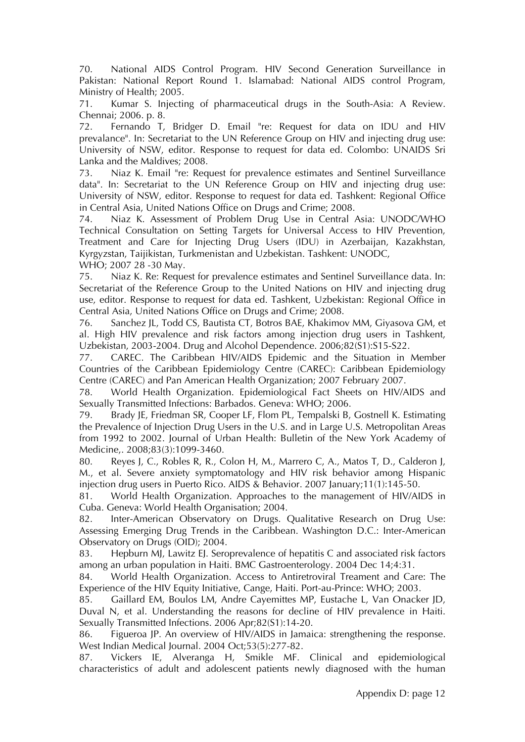70. National AIDS Control Program. HIV Second Generation Surveillance in Pakistan: National Report Round 1. Islamabad: National AIDS control Program, Ministry of Health; 2005.

71. Kumar S. Injecting of pharmaceutical drugs in the South-Asia: A Review. Chennai; 2006. p. 8.

72. Fernando T, Bridger D. Email "re: Request for data on IDU and HIV prevalance". In: Secretariat to the UN Reference Group on HIV and injecting drug use: University of NSW, editor. Response to request for data ed. Colombo: UNAIDS Sri Lanka and the Maldives; 2008.

73. Niaz K. Email "re: Request for prevalence estimates and Sentinel Surveillance data". In: Secretariat to the UN Reference Group on HIV and injecting drug use: University of NSW, editor. Response to request for data ed. Tashkent: Regional Office in Central Asia, United Nations Office on Drugs and Crime; 2008.

74. Niaz K. Assessment of Problem Drug Use in Central Asia: UNODC/WHO Technical Consultation on Setting Targets for Universal Access to HIV Prevention, Treatment and Care for Injecting Drug Users (IDU) in Azerbaijan, Kazakhstan, Kyrgyzstan, Taijikistan, Turkmenistan and Uzbekistan. Tashkent: UNODC, WHO; 2007 28 -30 May.

75. Niaz K. Re: Request for prevalence estimates and Sentinel Surveillance data. In: Secretariat of the Reference Group to the United Nations on HIV and injecting drug use, editor. Response to request for data ed. Tashkent, Uzbekistan: Regional Office in Central Asia, United Nations Office on Drugs and Crime; 2008.

76. Sanchez JL, Todd CS, Bautista CT, Botros BAE, Khakimov MM, Giyasova GM, et al. High HIV prevalence and risk factors among injection drug users in Tashkent, Uzbekistan, 2003-2004. Drug and Alcohol Dependence. 2006;82(S1):S15-S22.

77. CAREC. The Caribbean HIV/AIDS Epidemic and the Situation in Member Countries of the Caribbean Epidemiology Centre (CAREC): Caribbean Epidemiology Centre (CAREC) and Pan American Health Organization; 2007 February 2007.

78. World Health Organization. Epidemiological Fact Sheets on HIV/AIDS and Sexually Transmitted Infections: Barbados. Geneva: WHO; 2006.

79. Brady JE, Friedman SR, Cooper LF, Flom PL, Tempalski B, Gostnell K. Estimating the Prevalence of Injection Drug Users in the U.S. and in Large U.S. Metropolitan Areas from 1992 to 2002. Journal of Urban Health: Bulletin of the New York Academy of Medicine,. 2008;83(3):1099-3460.

80. Reyes J, C., Robles R, R., Colon H, M., Marrero C, A., Matos T, D., Calderon J, M., et al. Severe anxiety symptomatology and HIV risk behavior among Hispanic injection drug users in Puerto Rico. AIDS & Behavior. 2007 January;11(1):145-50.

81. World Health Organization. Approaches to the management of HIV/AIDS in Cuba. Geneva: World Health Organisation; 2004.

82. Inter-American Observatory on Drugs. Qualitative Research on Drug Use: Assessing Emerging Drug Trends in the Caribbean. Washington D.C.: Inter-American Observatory on Drugs (OID); 2004.

83. Hepburn MJ, Lawitz EJ. Seroprevalence of hepatitis C and associated risk factors among an urban population in Haiti. BMC Gastroenterology. 2004 Dec 14;4:31.

84. World Health Organization. Access to Antiretroviral Treament and Care: The Experience of the HIV Equity Initiative, Cange, Haiti. Port-au-Prince: WHO; 2003.

85. Gaillard EM, Boulos LM, Andre Cayemittes MP, Eustache L, Van Onacker JD, Duval N, et al. Understanding the reasons for decline of HIV prevalence in Haiti. Sexually Transmitted Infections. 2006 Apr;82(S1):14-20.

86. Figueroa JP. An overview of HIV/AIDS in Jamaica: strengthening the response. West Indian Medical Journal. 2004 Oct;53(5):277-82.

87. Vickers IE, Alveranga H, Smikle MF. Clinical and epidemiological characteristics of adult and adolescent patients newly diagnosed with the human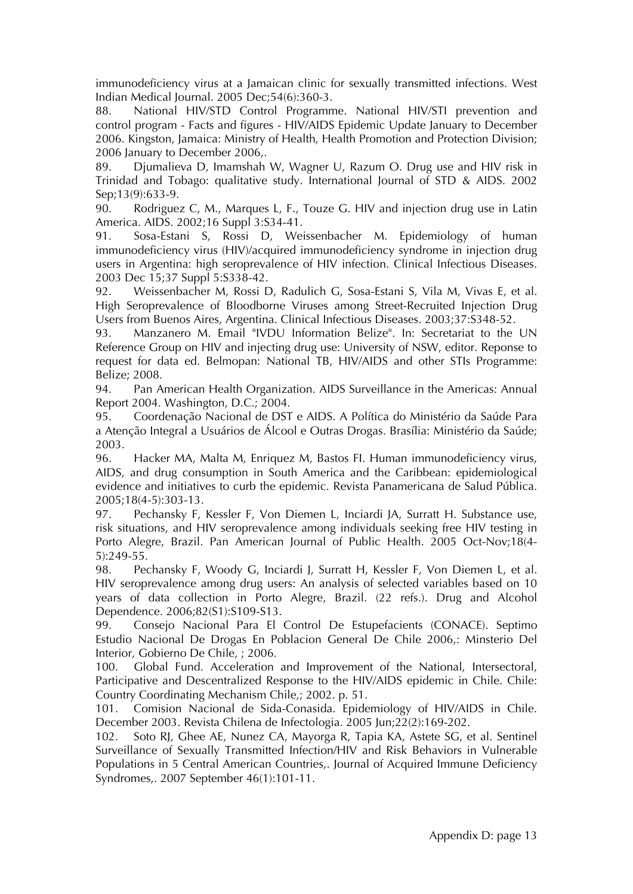immunodeficiency virus at a Jamaican clinic for sexually transmitted infections. West Indian Medical Journal. 2005 Dec;54(6):360-3.

88. National HIV/STD Control Programme. National HIV/STI prevention and control program - Facts and figures - HIV/AIDS Epidemic Update January to December 2006. Kingston, Jamaica: Ministry of Health, Health Promotion and Protection Division; 2006 January to December 2006,.

89. Djumalieva D, Imamshah W, Wagner U, Razum O. Drug use and HIV risk in Trinidad and Tobago: qualitative study. International Journal of STD & AIDS. 2002 Sep;13(9):633-9.

90. Rodriguez C, M., Marques L, F., Touze G. HIV and injection drug use in Latin America. AIDS. 2002;16 Suppl 3:S34-41.

91. Sosa-Estani S, Rossi D, Weissenbacher M. Epidemiology of human immunodeficiency virus (HIV)/acquired immunodeficiency syndrome in injection drug users in Argentina: high seroprevalence of HIV infection. Clinical Infectious Diseases. 2003 Dec 15;37 Suppl 5:S338-42.

92. Weissenbacher M, Rossi D, Radulich G, Sosa-Estani S, Vila M, Vivas E, et al. High Seroprevalence of Bloodborne Viruses among Street-Recruited Injection Drug Users from Buenos Aires, Argentina. Clinical Infectious Diseases. 2003;37:S348-52.

93. Manzanero M. Email "IVDU Information Belize". In: Secretariat to the UN Reference Group on HIV and injecting drug use: University of NSW, editor. Reponse to request for data ed. Belmopan: National TB, HIV/AIDS and other STIs Programme: Belize; 2008.

94. Pan American Health Organization. AIDS Surveillance in the Americas: Annual Report 2004. Washington, D.C.; 2004.

95. Coordenação Nacional de DST e AIDS. A Política do Ministério da Saúde Para a Atenção Integral a Usuários de Álcool e Outras Drogas. Brasília: Ministério da Saúde; 2003.

96. Hacker MA, Malta M, Enriquez M, Bastos FI. Human immunodeficiency virus, AIDS, and drug consumption in South America and the Caribbean: epidemiological evidence and initiatives to curb the epidemic. Revista Panamericana de Salud Pública. 2005;18(4-5):303-13.

97. Pechansky F, Kessler F, Von Diemen L, Inciardi JA, Surratt H. Substance use, risk situations, and HIV seroprevalence among individuals seeking free HIV testing in Porto Alegre, Brazil. Pan American Journal of Public Health. 2005 Oct-Nov;18(4-5):249-55.

98. Pechansky F, Woody G, Inciardi J, Surratt H, Kessler F, Von Diemen L, et al. HIV seroprevalence among drug users: An analysis of selected variables based on 10 years of data collection in Porto Alegre, Brazil. (22 refs.). Drug and Alcohol Dependence. 2006;82(S1):S109-S13.

99. Consejo Nacional Para El Control De Estupefacients (CONACE). Septimo Estudio Nacional De Drogas En Poblacion General De Chile 2006,: Minsterio Del Interior, Gobierno De Chile, ; 2006.

100. Global Fund. Acceleration and Improvement of the National, Intersectoral, Participative and Descentralized Response to the HIV/AIDS epidemic in Chile. Chile: Country Coordinating Mechanism Chile,; 2002. p. 51.

101. Comision Nacional de Sida-Conasida. Epidemiology of HIV/AIDS in Chile. December 2003. Revista Chilena de Infectologia. 2005 Jun;22(2):169-202.

102. Soto RJ, Ghee AE, Nunez CA, Mayorga R, Tapia KA, Astete SG, et al. Sentinel Surveillance of Sexually Transmitted Infection/HIV and Risk Behaviors in Vulnerable Populations in 5 Central American Countries,. Journal of Acquired Immune Deficiency Syndromes,. 2007 September 46(1):101-11.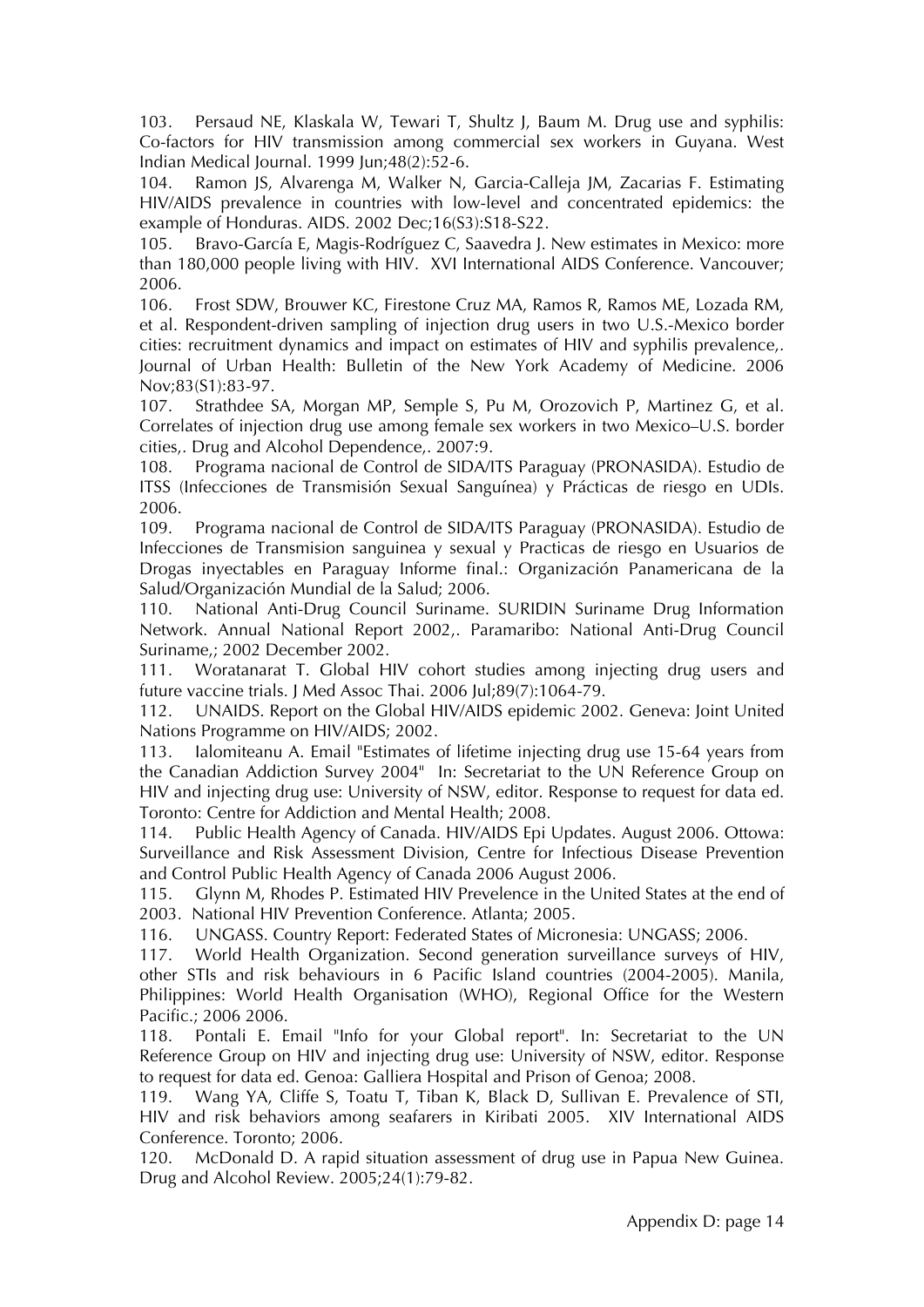103. Persaud NE, Klaskala W, Tewari T, Shultz J, Baum M. Drug use and syphilis: Co-factors for HIV transmission among commercial sex workers in Guyana. West Indian Medical Journal. 1999 Jun;48(2):52-6.

104. Ramon JS, Alvarenga M, Walker N, Garcia-Calleja JM, Zacarias F. Estimating HIV/AIDS prevalence in countries with low-level and concentrated epidemics: the example of Honduras. AIDS. 2002 Dec;16(S3):S18-S22.

105. Bravo-García E, Magis-Rodríguez C, Saavedra J. New estimates in Mexico: more than 180,000 people living with HIV. XVI International AIDS Conference. Vancouver; 2006.

106. Frost SDW, Brouwer KC, Firestone Cruz MA, Ramos R, Ramos ME, Lozada RM, et al. Respondent-driven sampling of injection drug users in two U.S.-Mexico border cities: recruitment dynamics and impact on estimates of HIV and syphilis prevalence,. Journal of Urban Health: Bulletin of the New York Academy of Medicine. 2006 Nov;83(S1):83-97.

107. Strathdee SA, Morgan MP, Semple S, Pu M, Orozovich P, Martinez G, et al. Correlates of injection drug use among female sex workers in two Mexico–U.S. border cities,. Drug and Alcohol Dependence,. 2007:9.

108. Programa nacional de Control de SIDA/ITS Paraguay (PRONASIDA). Estudio de ITSS (Infecciones de Transmisión Sexual Sanguínea) y Prácticas de riesgo en UDIs. 2006.

109. Programa nacional de Control de SIDA/ITS Paraguay (PRONASIDA). Estudio de Infecciones de Transmision sanguinea y sexual y Practicas de riesgo en Usuarios de Drogas inyectables en Paraguay Informe final.: Organización Panamericana de la Salud/Organización Mundial de la Salud; 2006.

110. National Anti-Drug Council Suriname. SURIDIN Suriname Drug Information Network. Annual National Report 2002,. Paramaribo: National Anti-Drug Council Suriname,; 2002 December 2002.

111. Woratanarat T. Global HIV cohort studies among injecting drug users and future vaccine trials. J Med Assoc Thai. 2006 Jul;89(7):1064-79.

112. UNAIDS. Report on the Global HIV/AIDS epidemic 2002. Geneva: Joint United Nations Programme on HIV/AIDS; 2002.

113. Ialomiteanu A. Email "Estimates of lifetime injecting drug use 15-64 years from the Canadian Addiction Survey 2004" In: Secretariat to the UN Reference Group on HIV and injecting drug use: University of NSW, editor. Response to request for data ed. Toronto: Centre for Addiction and Mental Health; 2008.

114. Public Health Agency of Canada. HIV/AIDS Epi Updates. August 2006. Ottowa: Surveillance and Risk Assessment Division, Centre for Infectious Disease Prevention and Control Public Health Agency of Canada 2006 August 2006.

115. Glynn M, Rhodes P. Estimated HIV Prevelence in the United States at the end of 2003. National HIV Prevention Conference. Atlanta; 2005.

116. UNGASS. Country Report: Federated States of Micronesia: UNGASS; 2006.

117. World Health Organization. Second generation surveillance surveys of HIV, other STIs and risk behaviours in 6 Pacific Island countries (2004-2005). Manila, Philippines: World Health Organisation (WHO), Regional Office for the Western Pacific.; 2006 2006.

118. Pontali E. Email "Info for your Global report". In: Secretariat to the UN Reference Group on HIV and injecting drug use: University of NSW, editor. Response to request for data ed. Genoa: Galliera Hospital and Prison of Genoa; 2008.

119. Wang YA, Cliffe S, Toatu T, Tiban K, Black D, Sullivan E. Prevalence of STI, HIV and risk behaviors among seafarers in Kiribati 2005. XIV International AIDS Conference. Toronto; 2006.

120. McDonald D. A rapid situation assessment of drug use in Papua New Guinea. Drug and Alcohol Review. 2005;24(1):79-82.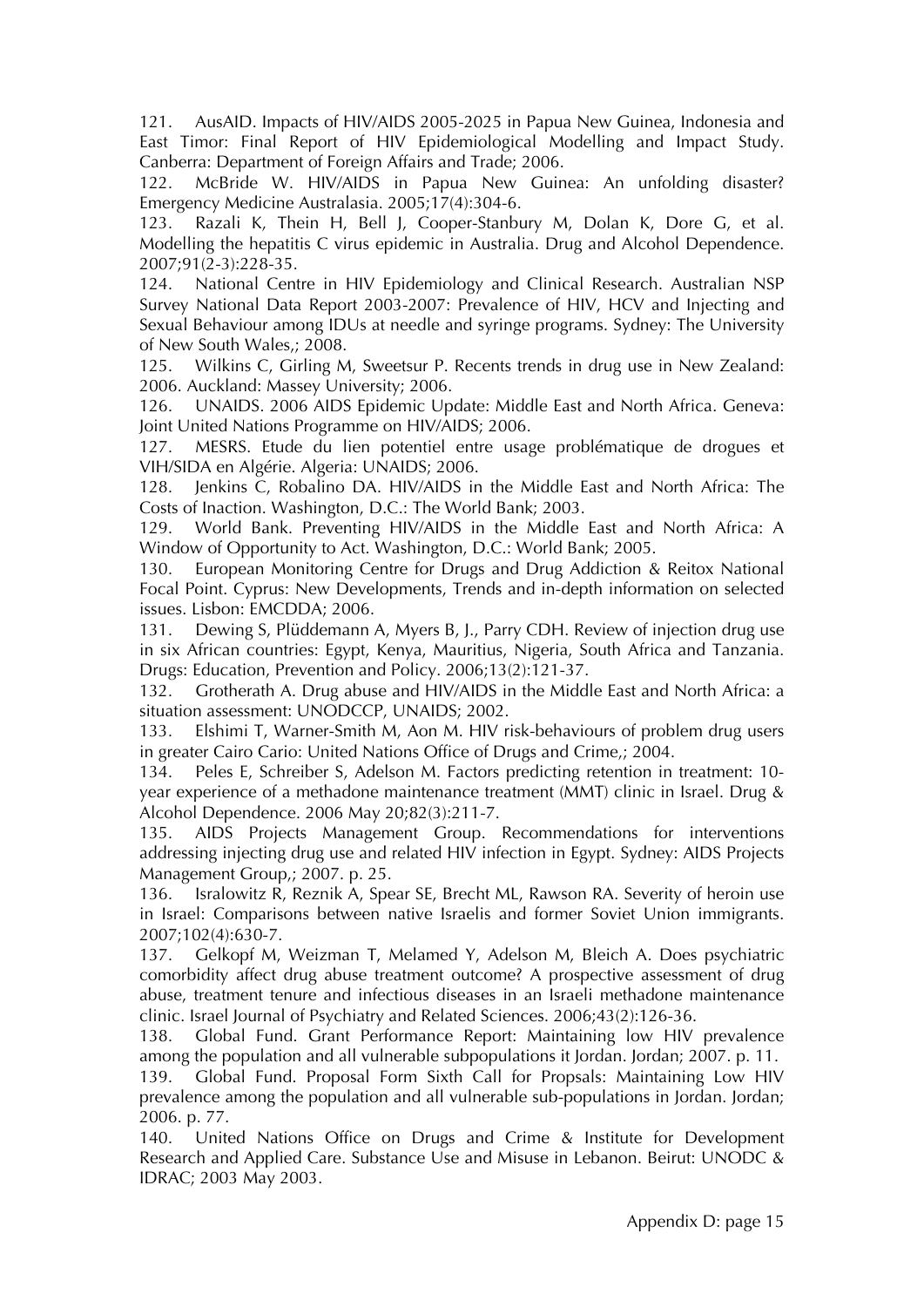121. AusAID. Impacts of HIV/AIDS 2005-2025 in Papua New Guinea, Indonesia and East Timor: Final Report of HIV Epidemiological Modelling and Impact Study. Canberra: Department of Foreign Affairs and Trade; 2006.

122. McBride W. HIV/AIDS in Papua New Guinea: An unfolding disaster? Emergency Medicine Australasia. 2005;17(4):304-6.

123. Razali K, Thein H, Bell J, Cooper-Stanbury M, Dolan K, Dore G, et al. Modelling the hepatitis C virus epidemic in Australia. Drug and Alcohol Dependence. 2007;91(2-3):228-35.

124. National Centre in HIV Epidemiology and Clinical Research. Australian NSP Survey National Data Report 2003-2007: Prevalence of HIV, HCV and Injecting and Sexual Behaviour among IDUs at needle and syringe programs. Sydney: The University of New South Wales,; 2008.

125. Wilkins C, Girling M, Sweetsur P. Recents trends in drug use in New Zealand: 2006. Auckland: Massey University; 2006.

126. UNAIDS. 2006 AIDS Epidemic Update: Middle East and North Africa. Geneva: Joint United Nations Programme on HIV/AIDS; 2006.

127. MESRS. Etude du lien potentiel entre usage problématique de drogues et VIH/SIDA en Algérie. Algeria: UNAIDS; 2006.

128. Jenkins C, Robalino DA. HIV/AIDS in the Middle East and North Africa: The Costs of Inaction. Washington, D.C.: The World Bank; 2003.

129. World Bank. Preventing HIV/AIDS in the Middle East and North Africa: A Window of Opportunity to Act. Washington, D.C.: World Bank; 2005.

130. European Monitoring Centre for Drugs and Drug Addiction & Reitox National Focal Point. Cyprus: New Developments, Trends and in-depth information on selected issues. Lisbon: EMCDDA; 2006.

131. Dewing S, Plüddemann A, Myers B, J., Parry CDH. Review of injection drug use in six African countries: Egypt, Kenya, Mauritius, Nigeria, South Africa and Tanzania. Drugs: Education, Prevention and Policy. 2006;13(2):121-37.

132. Grotherath A. Drug abuse and HIV/AIDS in the Middle East and North Africa: a situation assessment: UNODCCP, UNAIDS; 2002.

133. Elshimi T, Warner-Smith M, Aon M. HIV risk-behaviours of problem drug users in greater Cairo Cario: United Nations Office of Drugs and Crime,; 2004.

134. Peles E, Schreiber S, Adelson M. Factors predicting retention in treatment: 10-year experience of a methadone maintenance treatment (MMT) clinic in Israel. Drug & Alcohol Dependence. 2006 May 20;82(3):211-7.

135. AIDS Projects Management Group. Recommendations for interventions addressing injecting drug use and related HIV infection in Egypt. Sydney: AIDS Projects Management Group,; 2007. p. 25.

136. Isralowitz R, Reznik A, Spear SE, Brecht ML, Rawson RA. Severity of heroin use in Israel: Comparisons between native Israelis and former Soviet Union immigrants. 2007;102(4):630-7.

137. Gelkopf M, Weizman T, Melamed Y, Adelson M, Bleich A. Does psychiatric comorbidity affect drug abuse treatment outcome? A prospective assessment of drug abuse, treatment tenure and infectious diseases in an Israeli methadone maintenance clinic. Israel Journal of Psychiatry and Related Sciences. 2006;43(2):126-36.

138. Global Fund. Grant Performance Report: Maintaining low HIV prevalence among the population and all vulnerable subpopulations it Jordan. Jordan; 2007. p. 11.

139. Global Fund. Proposal Form Sixth Call for Propsals: Maintaining Low HIV prevalence among the population and all vulnerable sub-populations in Jordan. Jordan; 2006. p. 77.

140. United Nations Office on Drugs and Crime & Institute for Development Research and Applied Care. Substance Use and Misuse in Lebanon. Beirut: UNODC & IDRAC; 2003 May 2003.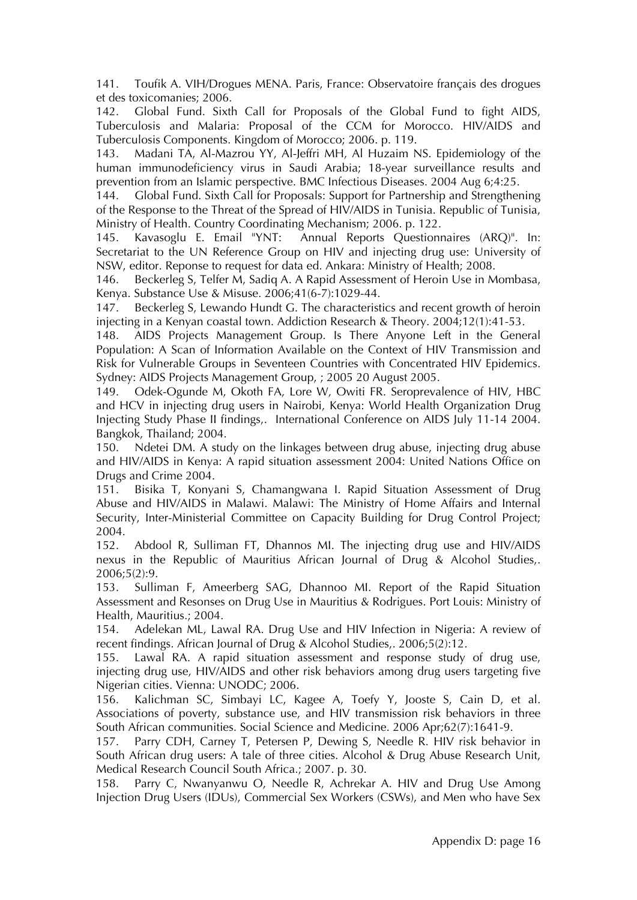141. Toufik A. VIH/Drogues MENA. Paris, France: Observatoire français des drogues et des toxicomanies; 2006.

142. Global Fund. Sixth Call for Proposals of the Global Fund to fight AIDS, Tuberculosis and Malaria: Proposal of the CCM for Morocco. HIV/AIDS and Tuberculosis Components. Kingdom of Morocco; 2006. p. 119.

143. Madani TA, Al-Mazrou YY, Al-Jeffri MH, Al Huzaim NS. Epidemiology of the human immunodeficiency virus in Saudi Arabia; 18-year surveillance results and prevention from an Islamic perspective. BMC Infectious Diseases. 2004 Aug 6;4:25.

144. Global Fund. Sixth Call for Proposals: Support for Partnership and Strengthening of the Response to the Threat of the Spread of HIV/AIDS in Tunisia. Republic of Tunisia, Ministry of Health. Country Coordinating Mechanism; 2006. p. 122.

145. Kavasoglu E. Email "YNT: Annual Reports Questionnaires (ARQ)". In: Secretariat to the UN Reference Group on HIV and injecting drug use: University of NSW, editor. Reponse to request for data ed. Ankara: Ministry of Health; 2008.

146. Beckerleg S, Telfer M, Sadiq A. A Rapid Assessment of Heroin Use in Mombasa, Kenya. Substance Use & Misuse. 2006;41(6-7):1029-44.

147. Beckerleg S, Lewando Hundt G. The characteristics and recent growth of heroin injecting in a Kenyan coastal town. Addiction Research & Theory. 2004;12(1):41-53.

148. AIDS Projects Management Group. Is There Anyone Left in the General Population: A Scan of Information Available on the Context of HIV Transmission and Risk for Vulnerable Groups in Seventeen Countries with Concentrated HIV Epidemics. Sydney: AIDS Projects Management Group, ; 2005 20 August 2005.

149. Odek-Ogunde M, Okoth FA, Lore W, Owiti FR. Seroprevalence of HIV, HBC and HCV in injecting drug users in Nairobi, Kenya: World Health Organization Drug Injecting Study Phase II findings,. International Conference on AIDS July 11-14 2004. Bangkok, Thailand; 2004.

150. Ndetei DM. A study on the linkages between drug abuse, injecting drug abuse and HIV/AIDS in Kenya: A rapid situation assessment 2004: United Nations Office on Drugs and Crime 2004.

151. Bisika T, Konyani S, Chamangwana I. Rapid Situation Assessment of Drug Abuse and HIV/AIDS in Malawi. Malawi: The Ministry of Home Affairs and Internal Security, Inter-Ministerial Committee on Capacity Building for Drug Control Project; 2004.

152. Abdool R, Sulliman FT, Dhannos MI. The injecting drug use and HIV/AIDS nexus in the Republic of Mauritius African Journal of Drug & Alcohol Studies,. 2006;5(2):9.

153. Sulliman F, Ameerberg SAG, Dhannoo MI. Report of the Rapid Situation Assessment and Resonses on Drug Use in Mauritius & Rodrigues. Port Louis: Ministry of Health, Mauritius.; 2004.

154. Adelekan ML, Lawal RA. Drug Use and HIV Infection in Nigeria: A review of recent findings. African Journal of Drug & Alcohol Studies,. 2006;5(2):12.

155. Lawal RA. A rapid situation assessment and response study of drug use, injecting drug use, HIV/AIDS and other risk behaviors among drug users targeting five Nigerian cities. Vienna: UNODC; 2006.

156. Kalichman SC, Simbayi LC, Kagee A, Toefy Y, Jooste S, Cain D, et al. Associations of poverty, substance use, and HIV transmission risk behaviors in three South African communities. Social Science and Medicine. 2006 Apr;62(7):1641-9.

157. Parry CDH, Carney T, Petersen P, Dewing S, Needle R. HIV risk behavior in South African drug users: A tale of three cities. Alcohol & Drug Abuse Research Unit, Medical Research Council South Africa.; 2007. p. 30.

158. Parry C, Nwanyanwu O, Needle R, Achrekar A. HIV and Drug Use Among Injection Drug Users (IDUs), Commercial Sex Workers (CSWs), and Men who have Sex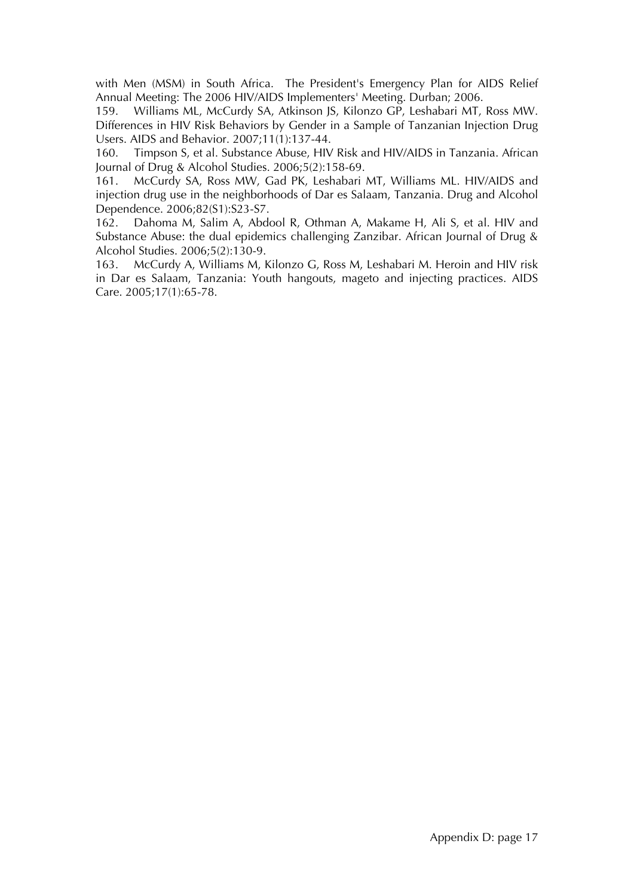with Men (MSM) in South Africa. The President's Emergency Plan for AIDS Relief Annual Meeting: The 2006 HIV/AIDS Implementers' Meeting. Durban; 2006.

159. Williams ML, McCurdy SA, Atkinson JS, Kilonzo GP, Leshabari MT, Ross MW. Differences in HIV Risk Behaviors by Gender in a Sample of Tanzanian Injection Drug Users. AIDS and Behavior. 2007;11(1):137-44.

160. Timpson S, et al. Substance Abuse, HIV Risk and HIV/AIDS in Tanzania. African Journal of Drug & Alcohol Studies. 2006;5(2):158-69.

161. McCurdy SA, Ross MW, Gad PK, Leshabari MT, Williams ML. HIV/AIDS and injection drug use in the neighborhoods of Dar es Salaam, Tanzania. Drug and Alcohol Dependence. 2006;82(S1):S23-S7.

162. Dahoma M, Salim A, Abdool R, Othman A, Makame H, Ali S, et al. HIV and Substance Abuse: the dual epidemics challenging Zanzibar. African Journal of Drug & Alcohol Studies. 2006;5(2):130-9.

163. McCurdy A, Williams M, Kilonzo G, Ross M, Leshabari M. Heroin and HIV risk in Dar es Salaam, Tanzania: Youth hangouts, mageto and injecting practices. AIDS Care. 2005;17(1):65-78.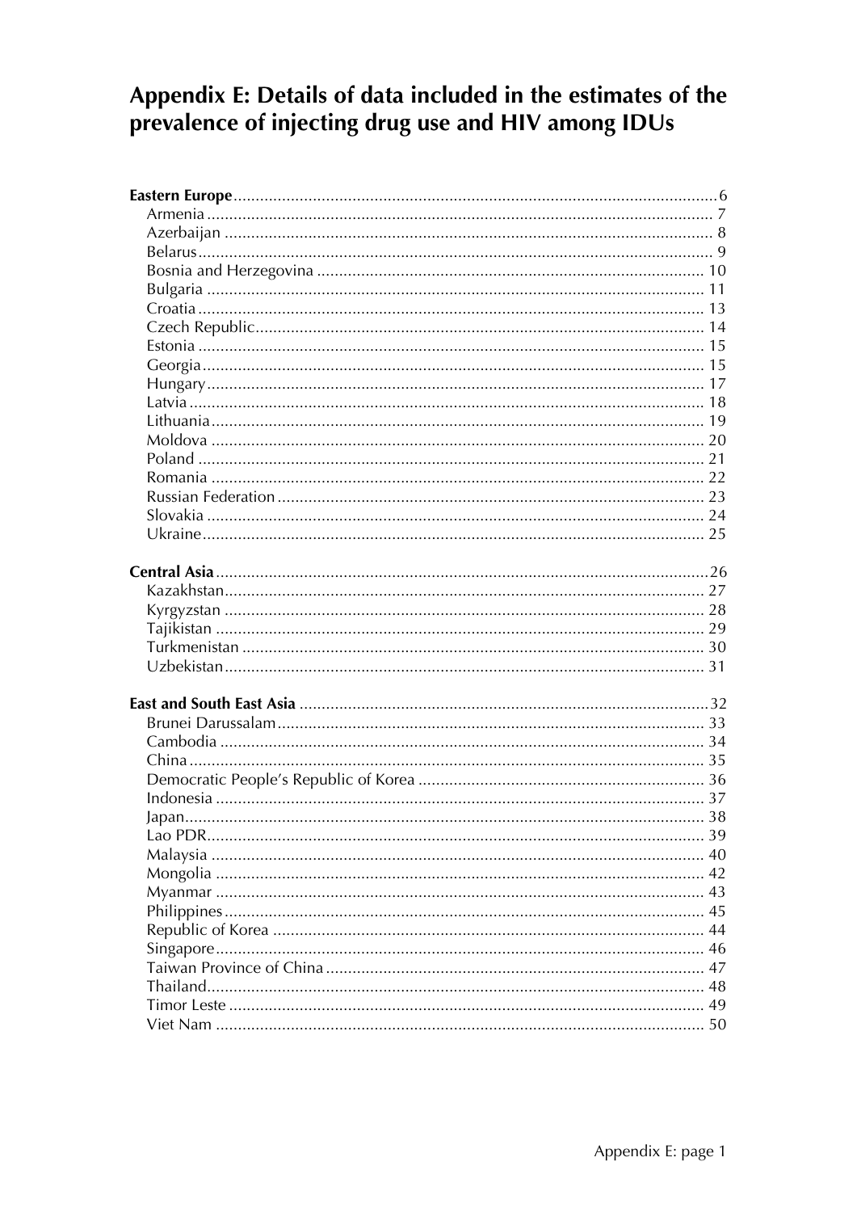# Appendix E: Details of data included in the estimates of the prevalence of injecting drug use and HIV among IDUs

**Eastern Europe** ... 6
- Armenia ... 7
- Azerbaijan ... 8
- Belarus ... 9
- Bosnia and Herzegovina ... 10
- Bulgaria ... 11
- Croatia ... 13
- Czech Republic ... 14
- Estonia ... 15
- Georgia ... 15
- Hungary ... 17
- Latvia ... 18
- Lithuania ... 19
- Moldova ... 20
- Poland ... 21
- Romania ... 22
- Russian Federation ... 23
- Slovakia ... 24
- Ukraine ... 25

**Central Asia** ... 26
- Kazakhstan ... 27
- Kyrgyzstan ... 28
- Tajikistan ... 29
- Turkmenistan ... 30
- Uzbekistan ... 31

**East and South East Asia** ... 32
- Brunei Darussalam ... 33
- Cambodia ... 34
- China ... 35
- Democratic People's Republic of Korea ... 36
- Indonesia ... 37
- Japan ... 38
- Lao PDR ... 39
- Malaysia ... 40
- Mongolia ... 42
- Myanmar ... 43
- Philippines ... 45
- Republic of Korea ... 44
- Singapore ... 46
- Taiwan Province of China ... 47
- Thailand ... 48
- Timor Leste ... 49
- Viet Nam ... 50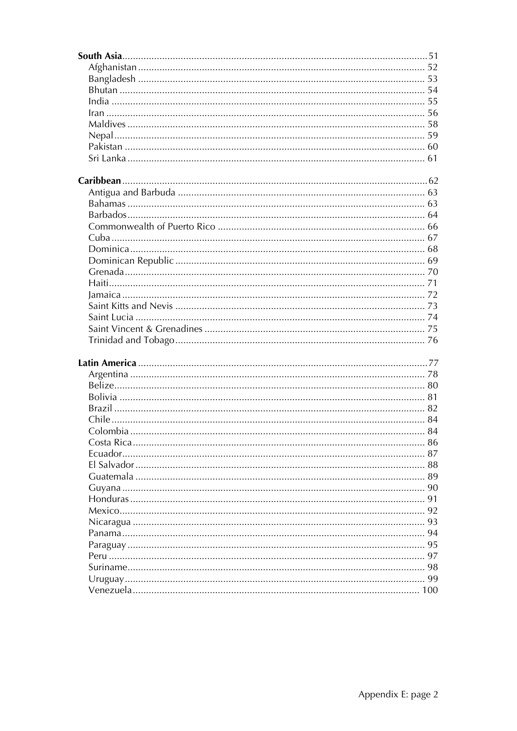**South Asia** ........ 51
- Afghanistan ........ 52
- Bangladesh ........ 53
- Bhutan ........ 54
- India ........ 55
- Iran ........ 56
- Maldives ........ 58
- Nepal ........ 59
- Pakistan ........ 60
- Sri Lanka ........ 61

**Caribbean** ........ 62
- Antigua and Barbuda ........ 63
- Bahamas ........ 63
- Barbados ........ 64
- Commonwealth of Puerto Rico ........ 66
- Cuba ........ 67
- Dominica ........ 68
- Dominican Republic ........ 69
- Grenada ........ 70
- Haiti ........ 71
- Jamaica ........ 72
- Saint Kitts and Nevis ........ 73
- Saint Lucia ........ 74
- Saint Vincent & Grenadines ........ 75
- Trinidad and Tobago ........ 76

**Latin America** ........ 77
- Argentina ........ 78
- Belize ........ 80
- Bolivia ........ 81
- Brazil ........ 82
- Chile ........ 84
- Colombia ........ 84
- Costa Rica ........ 86
- Ecuador ........ 87
- El Salvador ........ 88
- Guatemala ........ 89
- Guyana ........ 90
- Honduras ........ 91
- Mexico ........ 92
- Nicaragua ........ 93
- Panama ........ 94
- Paraguay ........ 95
- Peru ........ 97
- Suriname ........ 98
- Uruguay ........ 99
- Venezuela ........ 100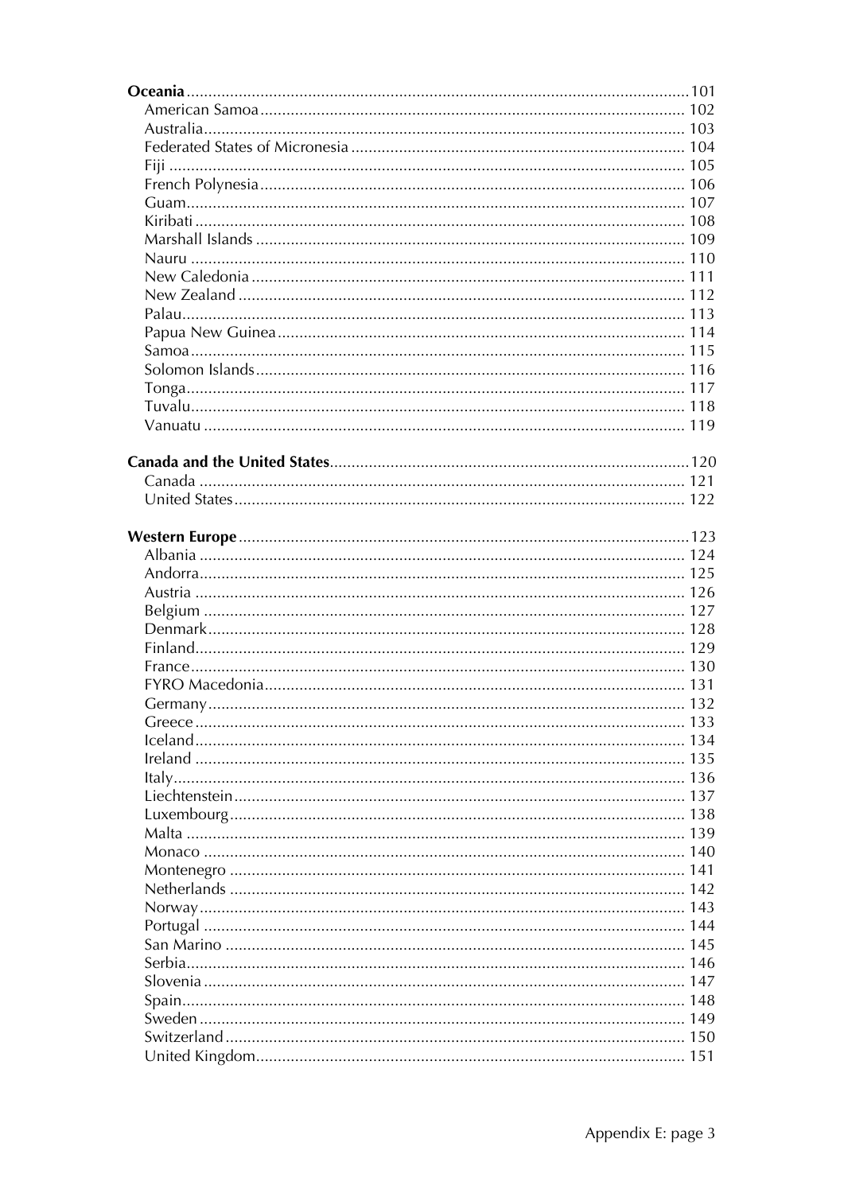**Oceania** .................................................................................................................. 101

American Samoa ................................................................................................ 102

Australia ............................................................................................................. 103

Federated States of Micronesia ............................................................................ 104

Fiji ..................................................................................................................... 105

French Polynesia ................................................................................................ 106

Guam ................................................................................................................. 107

Kiribati ............................................................................................................... 108

Marshall Islands ................................................................................................. 109

Nauru ................................................................................................................ 110

New Caledonia .................................................................................................. 111

New Zealand ..................................................................................................... 112

Palau .................................................................................................................. 113

Papua New Guinea ............................................................................................ 114

Samoa ................................................................................................................ 115

Solomon Islands ................................................................................................. 116

Tonga ................................................................................................................. 117

Tuvalu ................................................................................................................ 118

Vanuatu ............................................................................................................. 119

**Canada and the United States** .................................................................................. 120

Canada .............................................................................................................. 121

United States ...................................................................................................... 122

**Western Europe** ...................................................................................................... 123

Albania .............................................................................................................. 124

Andorra .............................................................................................................. 125

Austria ............................................................................................................... 126

Belgium ............................................................................................................. 127

Denmark ............................................................................................................ 128

Finland ............................................................................................................... 129

France ................................................................................................................ 130

FYRO Macedonia ............................................................................................... 131

Germany ............................................................................................................ 132

Greece ............................................................................................................... 133

Iceland ............................................................................................................... 134

Ireland ............................................................................................................... 135

Italy .................................................................................................................... 136

Liechtenstein ...................................................................................................... 137

Luxembourg ....................................................................................................... 138

Malta ................................................................................................................. 139

Monaco ............................................................................................................. 140

Montenegro ....................................................................................................... 141

Netherlands ....................................................................................................... 142

Norway .............................................................................................................. 143

Portugal ............................................................................................................. 144

San Marino ........................................................................................................ 145

Serbia ................................................................................................................. 146

Slovenia ............................................................................................................. 147

Spain .................................................................................................................. 148

Sweden .............................................................................................................. 149

Switzerland ........................................................................................................ 150

United Kingdom ................................................................................................. 151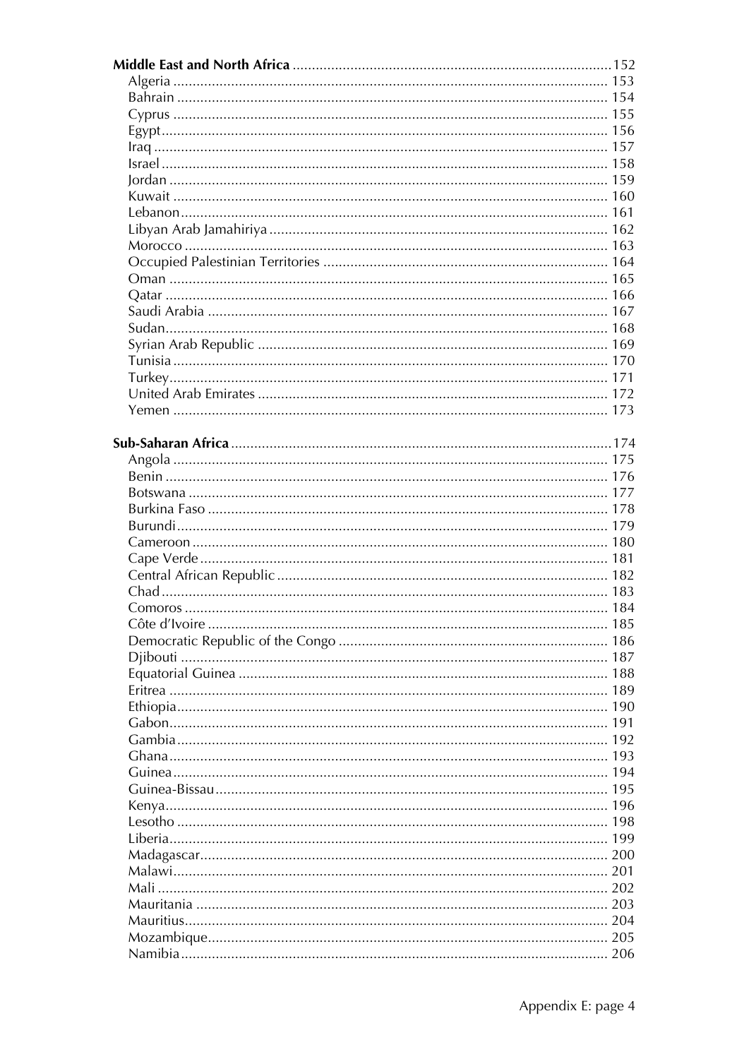**Middle East and North Africa** .......... 152

- Algeria .......... 153
- Bahrain .......... 154
- Cyprus .......... 155
- Egypt .......... 156
- Iraq .......... 157
- Israel .......... 158
- Jordan .......... 159
- Kuwait .......... 160
- Lebanon .......... 161
- Libyan Arab Jamahiriya .......... 162
- Morocco .......... 163
- Occupied Palestinian Territories .......... 164
- Oman .......... 165
- Qatar .......... 166
- Saudi Arabia .......... 167
- Sudan .......... 168
- Syrian Arab Republic .......... 169
- Tunisia .......... 170
- Turkey .......... 171
- United Arab Emirates .......... 172
- Yemen .......... 173

**Sub-Saharan Africa** .......... 174

- Angola .......... 175
- Benin .......... 176
- Botswana .......... 177
- Burkina Faso .......... 178
- Burundi .......... 179
- Cameroon .......... 180
- Cape Verde .......... 181
- Central African Republic .......... 182
- Chad .......... 183
- Comoros .......... 184
- Côte d'Ivoire .......... 185
- Democratic Republic of the Congo .......... 186
- Djibouti .......... 187
- Equatorial Guinea .......... 188
- Eritrea .......... 189
- Ethiopia .......... 190
- Gabon .......... 191
- Gambia .......... 192
- Ghana .......... 193
- Guinea .......... 194
- Guinea-Bissau .......... 195
- Kenya .......... 196
- Lesotho .......... 198
- Liberia .......... 199
- Madagascar .......... 200
- Malawi .......... 201
- Mali .......... 202
- Mauritania .......... 203
- Mauritius .......... 204
- Mozambique .......... 205
- Namibia .......... 206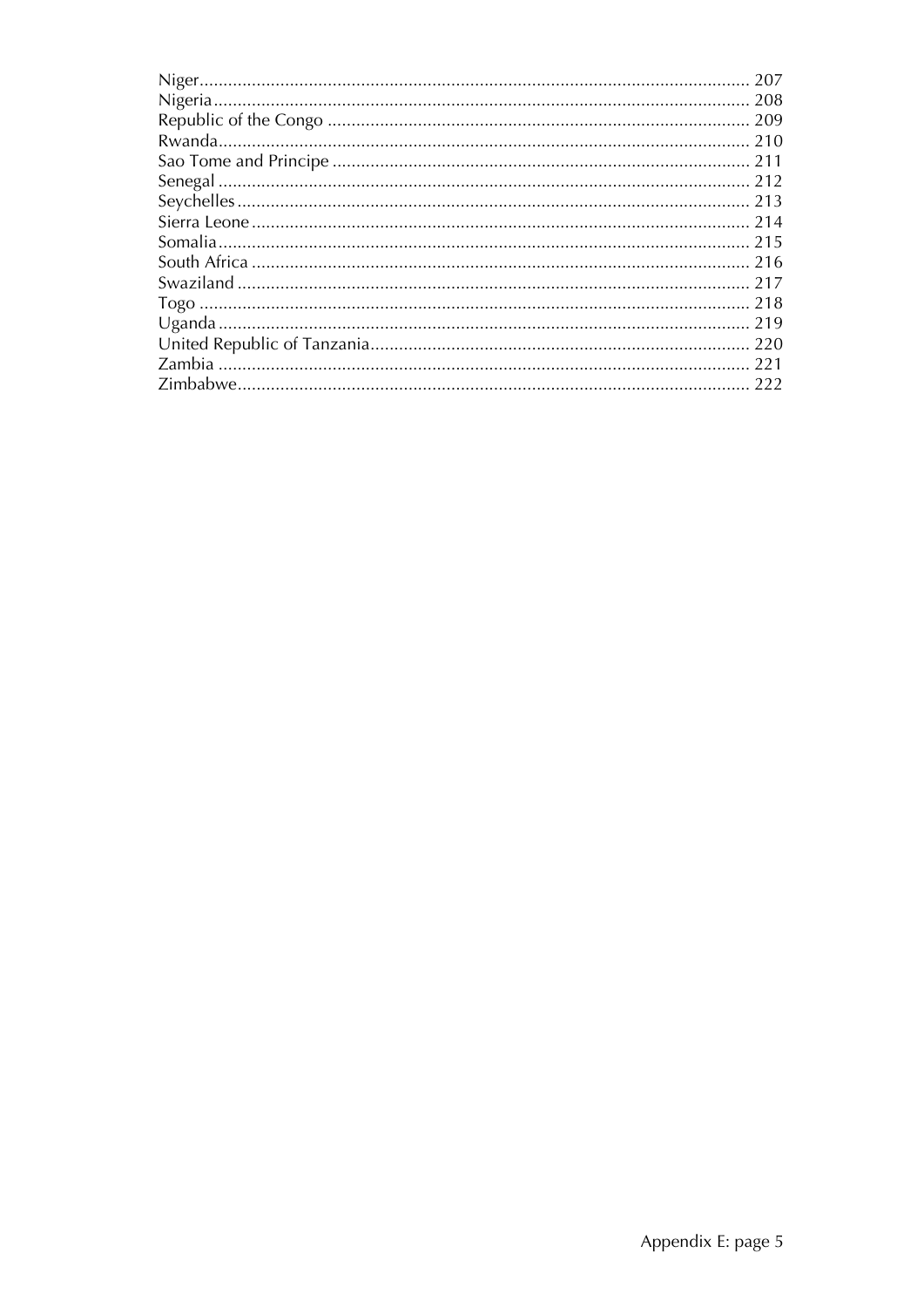Niger ........................................................................................................ 207
Nigeria ..................................................................................................... 208
Republic of the Congo ............................................................................. 209
Rwanda .................................................................................................... 210
Sao Tome and Principe ............................................................................ 211
Senegal .................................................................................................... 212
Seychelles ................................................................................................ 213
Sierra Leone ............................................................................................. 214
Somalia .................................................................................................... 215
South Africa ............................................................................................. 216
Swaziland ................................................................................................. 217
Togo ........................................................................................................ 218
Uganda ..................................................................................................... 219
United Republic of Tanzania .................................................................... 220
Zambia ..................................................................................................... 221
Zimbabwe ................................................................................................. 222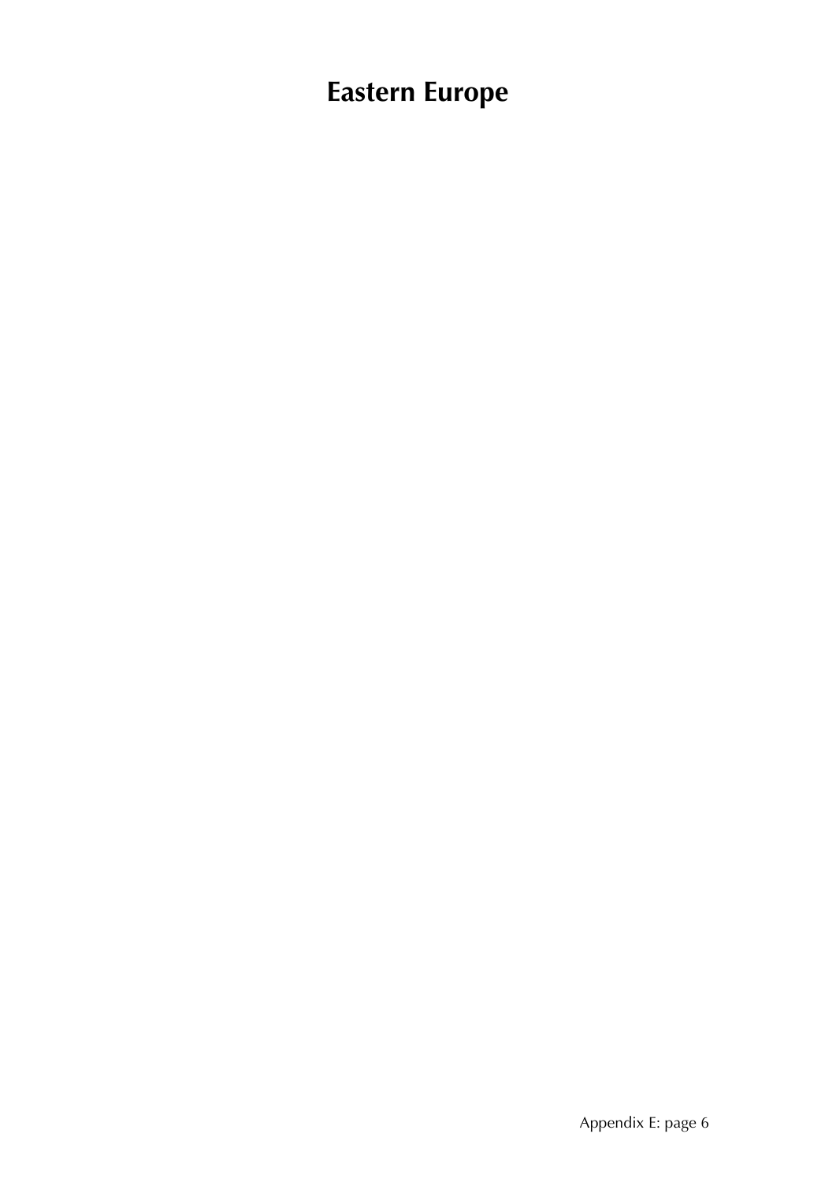# Eastern Europe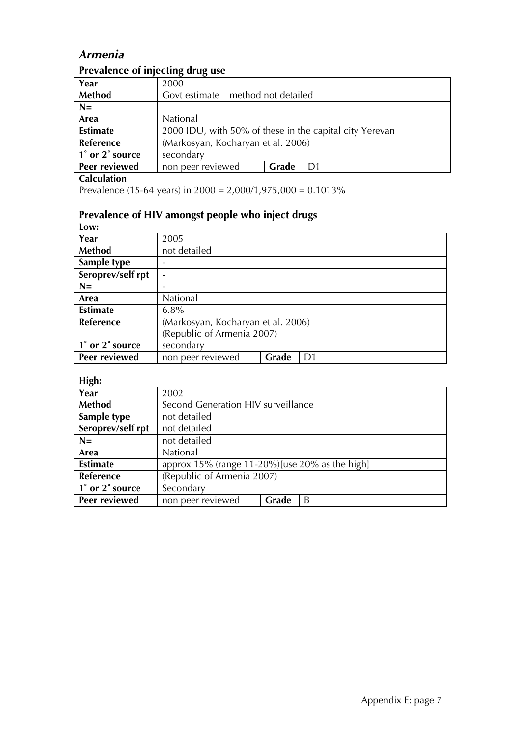## *Armenia*

### Prevalence of injecting drug use

| Year | 2000 | | |
|---|---|---|---|
| **Method** | Govt estimate – method not detailed | | |
| **N=** | | | |
| **Area** | National | | |
| **Estimate** | 2000 IDU, with 50% of these in the capital city Yerevan | | |
| **Reference** | (Markosyan, Kocharyan et al. 2006) | | |
| **1˚ or 2˚ source** | secondary | | |
| **Peer reviewed** | non peer reviewed | **Grade** | D1 |

**Calculation**

Prevalence (15-64 years) in 2000 = 2,000/1,975,000 = 0.1013%

### Prevalence of HIV amongst people who inject drugs

**Low:**

| Year | 2005 | | |
|---|---|---|---|
| **Method** | not detailed | | |
| **Sample type** | - | | |
| **Seroprev/self rpt** | - | | |
| **N=** | - | | |
| **Area** | National | | |
| **Estimate** | 6.8% | | |
| **Reference** | (Markosyan, Kocharyan et al. 2006) (Republic of Armenia 2007) | | |
| **1˚ or 2˚ source** | secondary | | |
| **Peer reviewed** | non peer reviewed | **Grade** | D1 |

**High:**

| Year | 2002 | | |
|---|---|---|---|
| **Method** | Second Generation HIV surveillance | | |
| **Sample type** | not detailed | | |
| **Seroprev/self rpt** | not detailed | | |
| **N=** | not detailed | | |
| **Area** | National | | |
| **Estimate** | approx 15% (range 11-20%)[use 20% as the high] | | |
| **Reference** | (Republic of Armenia 2007) | | |
| **1˚ or 2˚ source** | Secondary | | |
| **Peer reviewed** | non peer reviewed | **Grade** | B |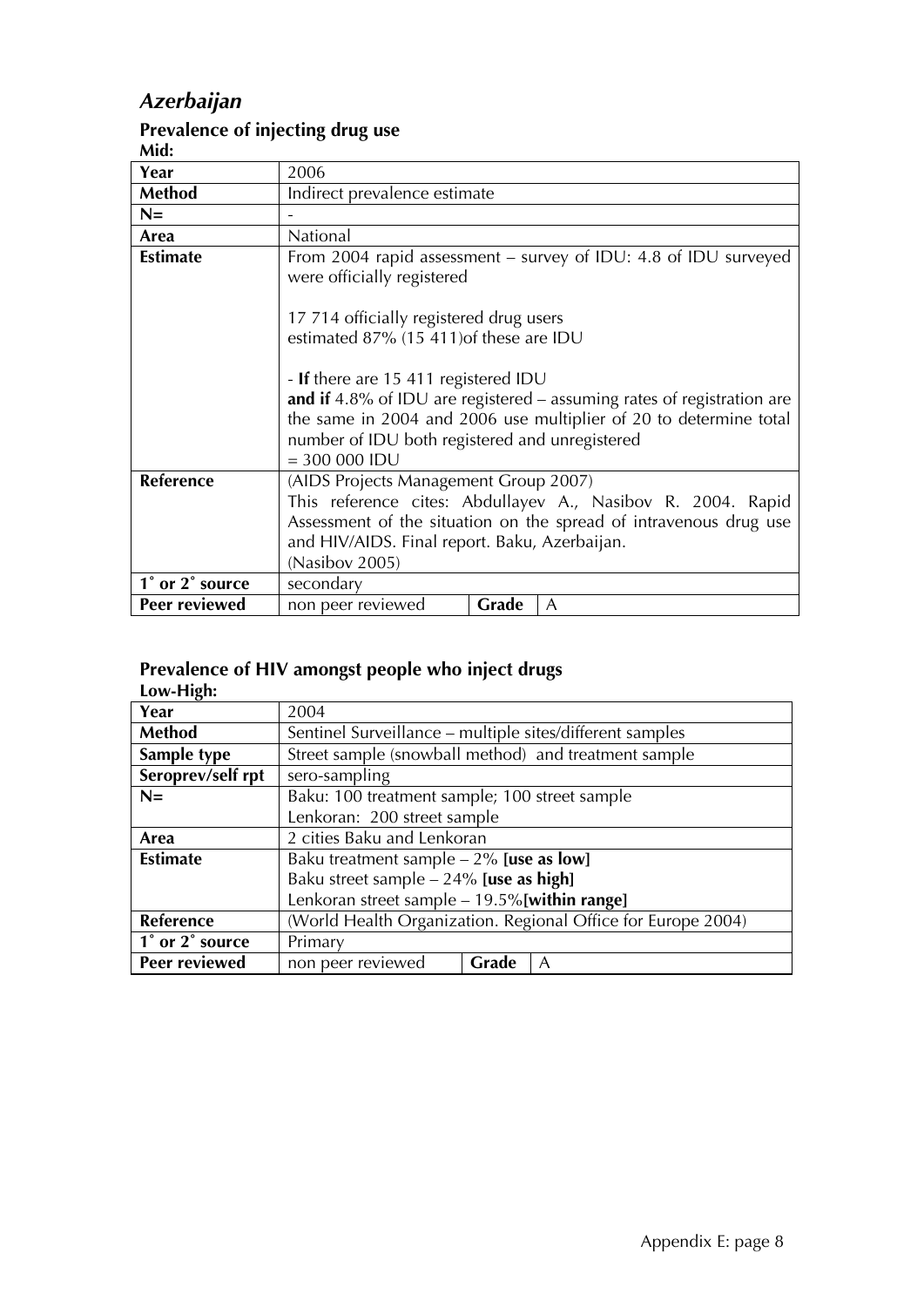## *Azerbaijan*

### Prevalence of injecting drug use

**Mid:**

| Year | 2006 | | |
|---|---|---|---|
| **Method** | Indirect prevalence estimate | | |
| **N=** | - | | |
| **Area** | National | | |
| **Estimate** | From 2004 rapid assessment – survey of IDU: 4.8 of IDU surveyed were officially registered<br><br>17 714 officially registered drug users<br>estimated 87% (15 411)of these are IDU<br><br>- **If** there are 15 411 registered IDU<br>**and if** 4.8% of IDU are registered – assuming rates of registration are the same in 2004 and 2006 use multiplier of 20 to determine total number of IDU both registered and unregistered<br>= 300 000 IDU | | |
| **Reference** | (AIDS Projects Management Group 2007)<br>This reference cites: Abdullayev A., Nasibov R. 2004. Rapid Assessment of the situation on the spread of intravenous drug use and HIV/AIDS. Final report. Baku, Azerbaijan.<br>(Nasibov 2005) | | |
| **1˚ or 2˚ source** | secondary | | |
| **Peer reviewed** | non peer reviewed | **Grade** | A |

### Prevalence of HIV amongst people who inject drugs

**Low-High:**

| Year | 2004 | | |
|---|---|---|---|
| **Method** | Sentinel Surveillance – multiple sites/different samples | | |
| **Sample type** | Street sample (snowball method) and treatment sample | | |
| **Seroprev/self rpt** | sero-sampling | | |
| **N=** | Baku: 100 treatment sample; 100 street sample<br>Lenkoran: 200 street sample | | |
| **Area** | 2 cities Baku and Lenkoran | | |
| **Estimate** | Baku treatment sample – 2% **[use as low]**<br>Baku street sample – 24% **[use as high]**<br>Lenkoran street sample – 19.5%**[within range]** | | |
| **Reference** | (World Health Organization. Regional Office for Europe 2004) | | |
| **1˚ or 2˚ source** | Primary | | |
| **Peer reviewed** | non peer reviewed | **Grade** | A |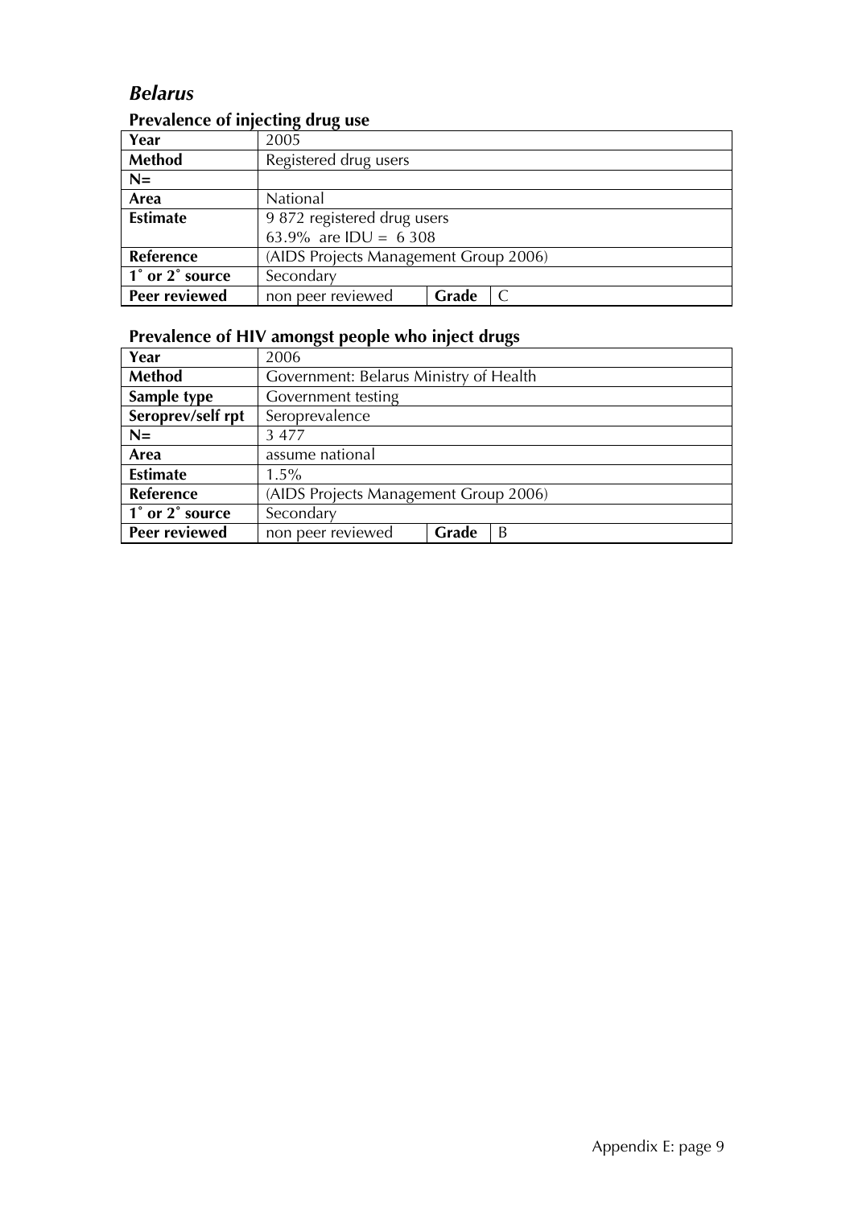## *Belarus*

### Prevalence of injecting drug use

| Year | 2005 | | |
|---|---|---|---|
| **Method** | Registered drug users | | |
| **N=** | | | |
| **Area** | National | | |
| **Estimate** | 9 872 registered drug users<br>63.9% are IDU = 6 308 | | |
| **Reference** | (AIDS Projects Management Group 2006) | | |
| **1˚ or 2˚ source** | Secondary | | |
| **Peer reviewed** | non peer reviewed | **Grade** | C |

### Prevalence of HIV amongst people who inject drugs

| Year | 2006 | | |
|---|---|---|---|
| **Method** | Government: Belarus Ministry of Health | | |
| **Sample type** | Government testing | | |
| **Seroprev/self rpt** | Seroprevalence | | |
| **N=** | 3 477 | | |
| **Area** | assume national | | |
| **Estimate** | 1.5% | | |
| **Reference** | (AIDS Projects Management Group 2006) | | |
| **1˚ or 2˚ source** | Secondary | | |
| **Peer reviewed** | non peer reviewed | **Grade** | B |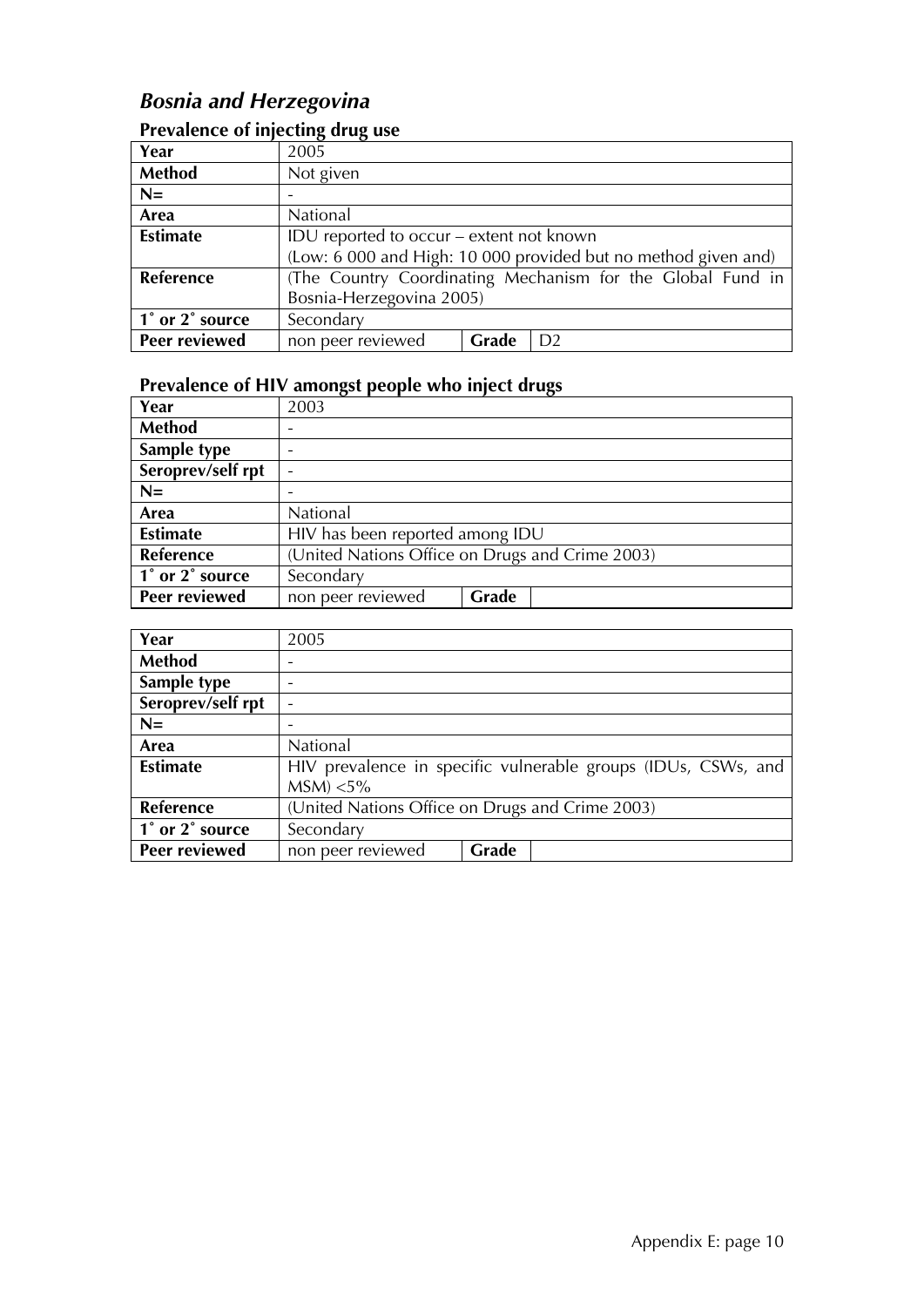# *Bosnia and Herzegovina*

## Prevalence of injecting drug use

| | | | |
|---|---|---|---|
| **Year** | 2005 | | |
| **Method** | Not given | | |
| **N=** | - | | |
| **Area** | National | | |
| **Estimate** | IDU reported to occur – extent not known (Low: 6 000 and High: 10 000 provided but no method given and) | | |
| **Reference** | (The Country Coordinating Mechanism for the Global Fund in Bosnia-Herzegovina 2005) | | |
| **1˚ or 2˚ source** | Secondary | | |
| **Peer reviewed** | non peer reviewed | **Grade** | D2 |

## Prevalence of HIV amongst people who inject drugs

| | | | |
|---|---|---|---|
| **Year** | 2003 | | |
| **Method** | - | | |
| **Sample type** | - | | |
| **Seroprev/self rpt** | - | | |
| **N=** | - | | |
| **Area** | National | | |
| **Estimate** | HIV has been reported among IDU | | |
| **Reference** | (United Nations Office on Drugs and Crime 2003) | | |
| **1˚ or 2˚ source** | Secondary | | |
| **Peer reviewed** | non peer reviewed | **Grade** | |

| | | | |
|---|---|---|---|
| **Year** | 2005 | | |
| **Method** | - | | |
| **Sample type** | - | | |
| **Seroprev/self rpt** | - | | |
| **N=** | - | | |
| **Area** | National | | |
| **Estimate** | HIV prevalence in specific vulnerable groups (IDUs, CSWs, and MSM) <5% | | |
| **Reference** | (United Nations Office on Drugs and Crime 2003) | | |
| **1˚ or 2˚ source** | Secondary | | |
| **Peer reviewed** | non peer reviewed | **Grade** | |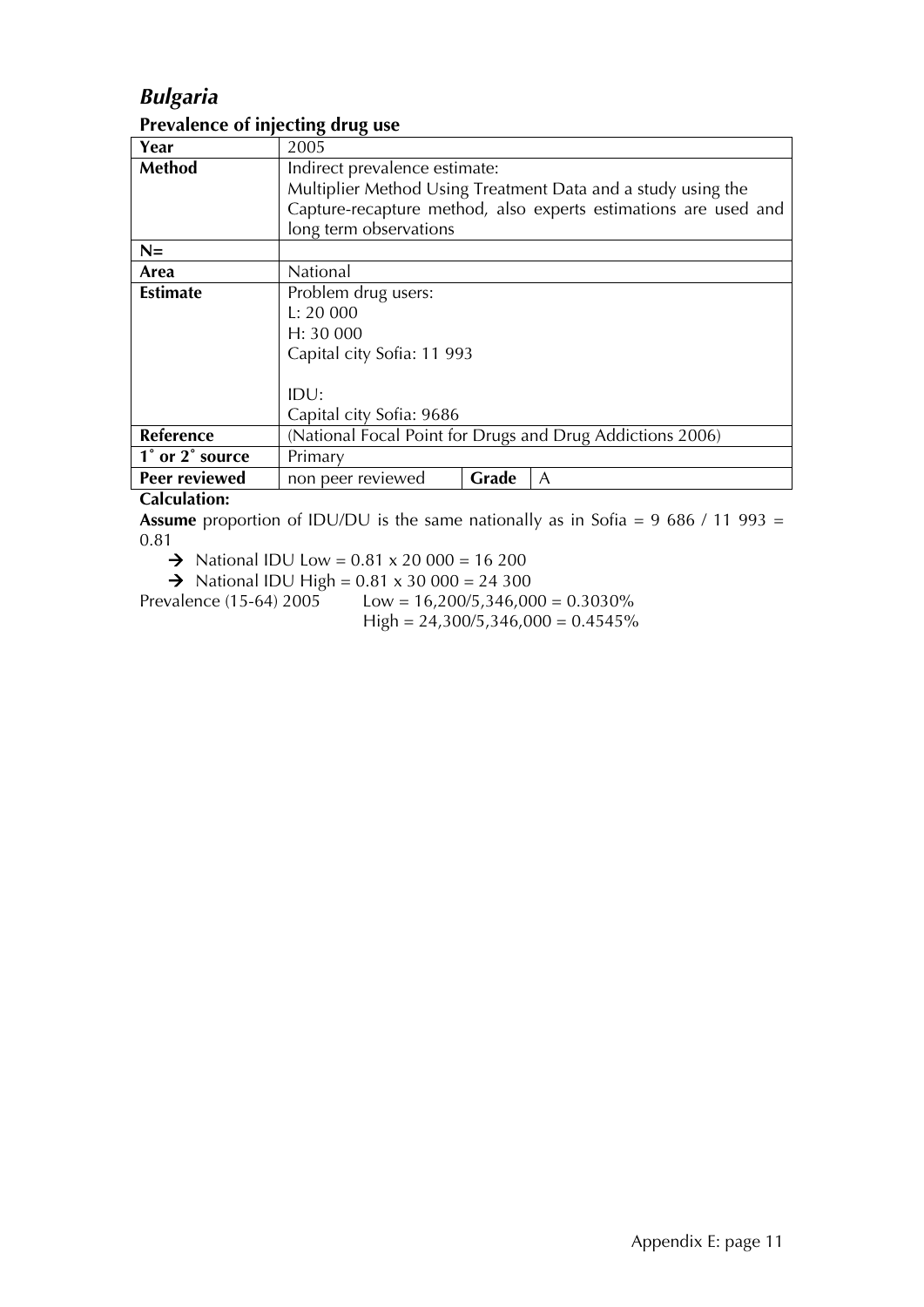## *Bulgaria*

### Prevalence of injecting drug use

| **Year** | 2005 | | |
|---|---|---|---|
| **Method** | Indirect prevalence estimate:<br>Multiplier Method Using Treatment Data and a study using the Capture-recapture method, also experts estimations are used and long term observations | | |
| **N=** | | | |
| **Area** | National | | |
| **Estimate** | Problem drug users:<br>L: 20 000<br>H: 30 000<br>Capital city Sofia: 11 993<br><br>IDU:<br>Capital city Sofia: 9686 | | |
| **Reference** | (National Focal Point for Drugs and Drug Addictions 2006) | | |
| **1˚ or 2˚ source** | Primary | | |
| **Peer reviewed** | non peer reviewed | **Grade** | A |

**Calculation:**

**Assume** proportion of IDU/DU is the same nationally as in Sofia = 9 686 / 11 993 = 0.81

- → National IDU Low = 0.81 x 20 000 = 16 200
- → National IDU High = 0.81 x 30 000 = 24 300

Prevalence (15-64) 2005 Low = 16,200/5,346,000 = 0.3030%

High = 24,300/5,346,000 = 0.4545%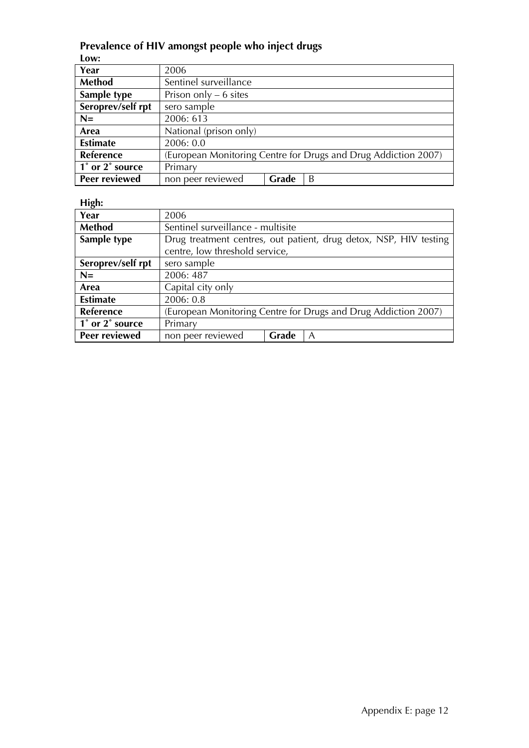### Prevalence of HIV amongst people who inject drugs

**Low:**

| Year | 2006 | | |
|---|---|---|---|
| **Method** | Sentinel surveillance | | |
| **Sample type** | Prison only – 6 sites | | |
| **Seroprev/self rpt** | sero sample | | |
| **N=** | 2006: 613 | | |
| **Area** | National (prison only) | | |
| **Estimate** | 2006: 0.0 | | |
| **Reference** | (European Monitoring Centre for Drugs and Drug Addiction 2007) | | |
| **1° or 2° source** | Primary | | |
| **Peer reviewed** | non peer reviewed | **Grade** | B |

**High:**

| Year | 2006 | | |
|---|---|---|---|
| **Method** | Sentinel surveillance - multisite | | |
| **Sample type** | Drug treatment centres, out patient, drug detox, NSP, HIV testing centre, low threshold service, | | |
| **Seroprev/self rpt** | sero sample | | |
| **N=** | 2006: 487 | | |
| **Area** | Capital city only | | |
| **Estimate** | 2006: 0.8 | | |
| **Reference** | (European Monitoring Centre for Drugs and Drug Addiction 2007) | | |
| **1° or 2° source** | Primary | | |
| **Peer reviewed** | non peer reviewed | **Grade** | A |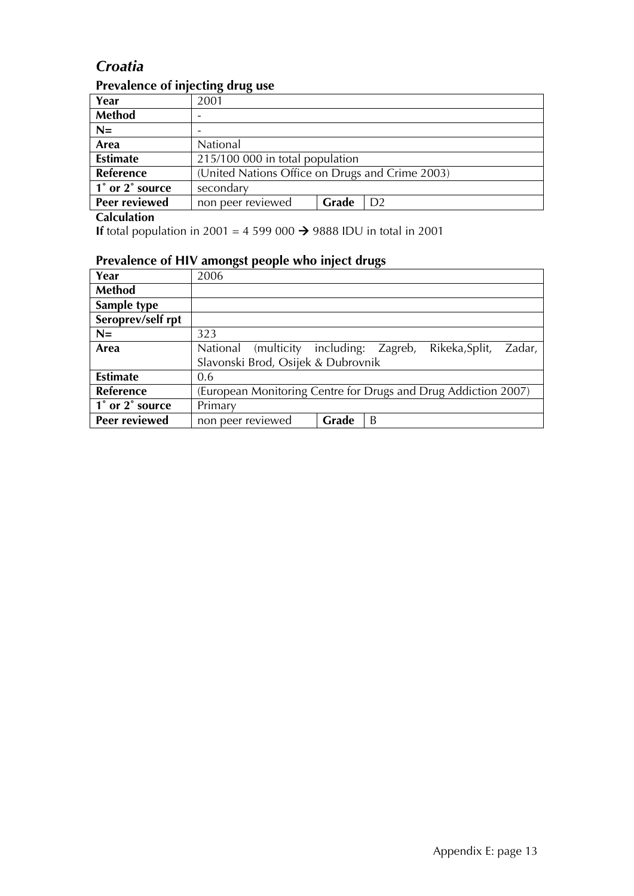## *Croatia*

### Prevalence of injecting drug use

| | | | |
|---|---|---|---|
| **Year** | 2001 | | |
| **Method** | - | | |
| **N=** | - | | |
| **Area** | National | | |
| **Estimate** | 215/100 000 in total population | | |
| **Reference** | (United Nations Office on Drugs and Crime 2003) | | |
| **1˚ or 2˚ source** | secondary | | |
| **Peer reviewed** | non peer reviewed | **Grade** | D2 |

**Calculation**

**If** total population in 2001 = 4 599 000 → 9888 IDU in total in 2001

### Prevalence of HIV amongst people who inject drugs

| | | | |
|---|---|---|---|
| **Year** | 2006 | | |
| **Method** | | | |
| **Sample type** | | | |
| **Seroprev/self rpt** | | | |
| **N=** | 323 | | |
| **Area** | National (multicity including: Zagreb, Rikeka,Split, Zadar, Slavonski Brod, Osijek & Dubrovnik | | |
| **Estimate** | 0.6 | | |
| **Reference** | (European Monitoring Centre for Drugs and Drug Addiction 2007) | | |
| **1˚ or 2˚ source** | Primary | | |
| **Peer reviewed** | non peer reviewed | **Grade** | B |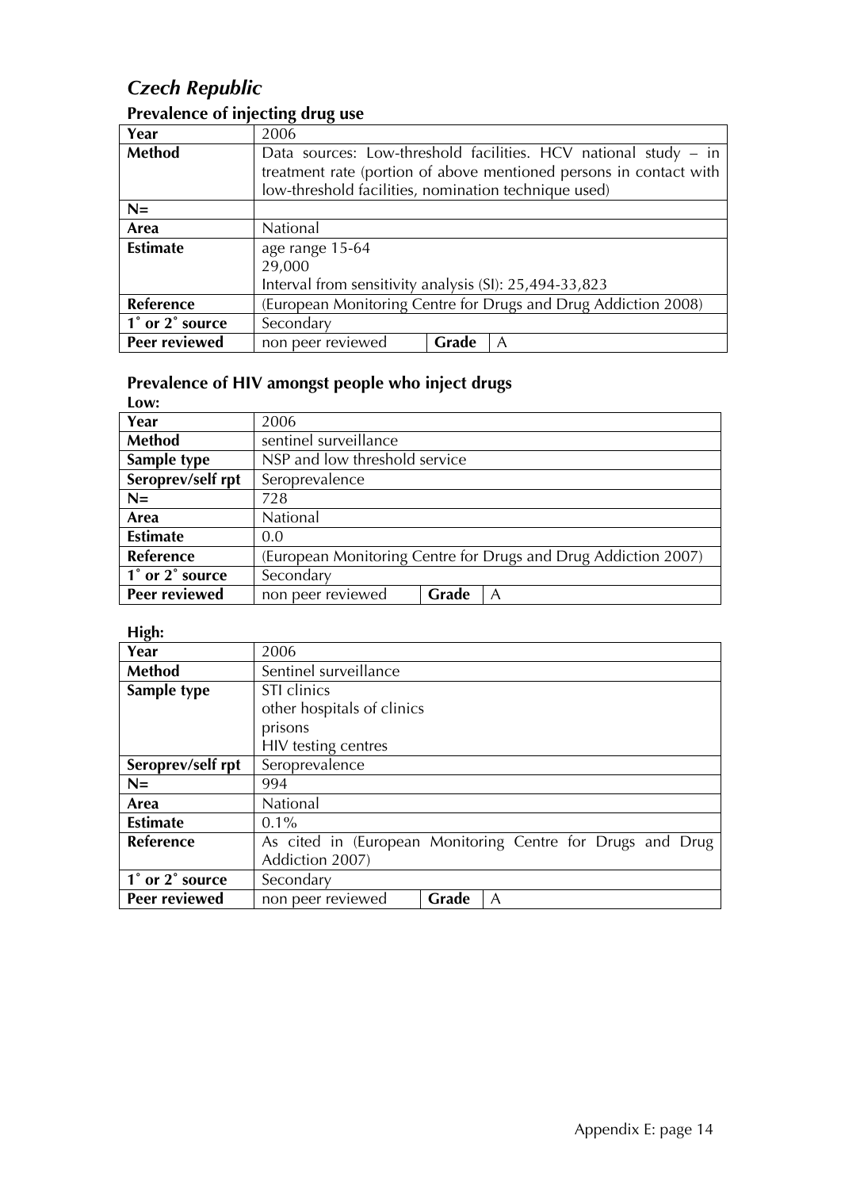# *Czech Republic*

## Prevalence of injecting drug use

| Year | 2006 | | |
|---|---|---|---|
| **Method** | Data sources: Low-threshold facilities. HCV national study – in treatment rate (portion of above mentioned persons in contact with low-threshold facilities, nomination technique used) | | |
| **N=** | | | |
| **Area** | National | | |
| **Estimate** | age range 15-64<br>29,000<br>Interval from sensitivity analysis (SI): 25,494-33,823 | | |
| **Reference** | (European Monitoring Centre for Drugs and Drug Addiction 2008) | | |
| **1˚ or 2˚ source** | Secondary | | |
| **Peer reviewed** | non peer reviewed | **Grade** | A |

## Prevalence of HIV amongst people who inject drugs

**Low:**

| Year | 2006 | | |
|---|---|---|---|
| **Method** | sentinel surveillance | | |
| **Sample type** | NSP and low threshold service | | |
| **Seroprev/self rpt** | Seroprevalence | | |
| **N=** | 728 | | |
| **Area** | National | | |
| **Estimate** | 0.0 | | |
| **Reference** | (European Monitoring Centre for Drugs and Drug Addiction 2007) | | |
| **1˚ or 2˚ source** | Secondary | | |
| **Peer reviewed** | non peer reviewed | **Grade** | A |

**High:**

| Year | 2006 | | |
|---|---|---|---|
| **Method** | Sentinel surveillance | | |
| **Sample type** | STI clinics<br>other hospitals of clinics<br>prisons<br>HIV testing centres | | |
| **Seroprev/self rpt** | Seroprevalence | | |
| **N=** | 994 | | |
| **Area** | National | | |
| **Estimate** | 0.1% | | |
| **Reference** | As cited in (European Monitoring Centre for Drugs and Drug Addiction 2007) | | |
| **1˚ or 2˚ source** | Secondary | | |
| **Peer reviewed** | non peer reviewed | **Grade** | A |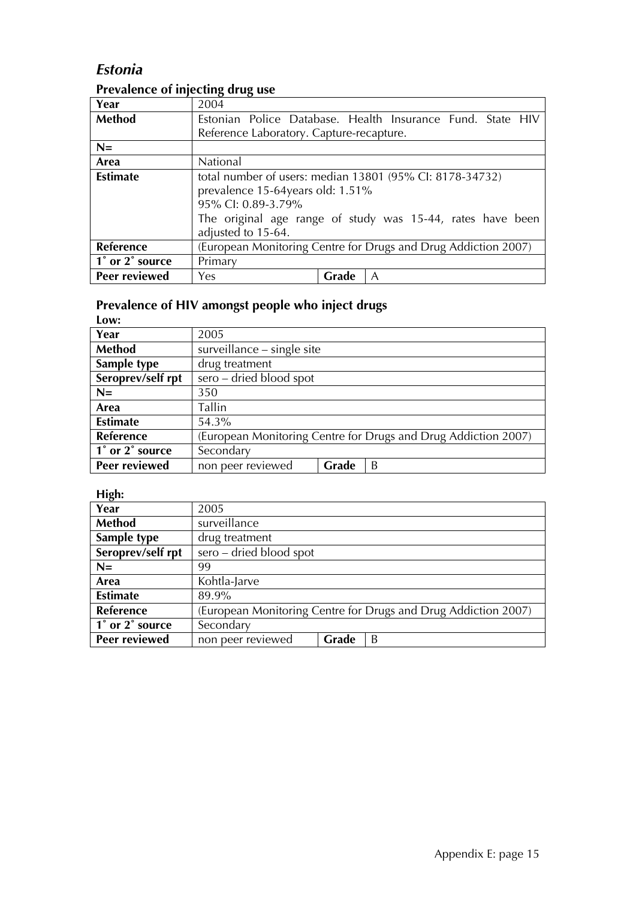## *Estonia*

### Prevalence of injecting drug use

| Year | 2004 | | |
|---|---|---|---|
| **Method** | Estonian Police Database. Health Insurance Fund. State HIV Reference Laboratory. Capture-recapture. | | |
| **N=** | | | |
| **Area** | National | | |
| **Estimate** | total number of users: median 13801 (95% CI: 8178-34732)<br>prevalence 15-64years old: 1.51%<br>95% CI: 0.89-3.79%<br>The original age range of study was 15-44, rates have been adjusted to 15-64. | | |
| **Reference** | (European Monitoring Centre for Drugs and Drug Addiction 2007) | | |
| **1˚ or 2˚ source** | Primary | | |
| **Peer reviewed** | Yes | **Grade** | A |

### Prevalence of HIV amongst people who inject drugs

**Low:**

| Year | 2005 | | |
|---|---|---|---|
| **Method** | surveillance – single site | | |
| **Sample type** | drug treatment | | |
| **Seroprev/self rpt** | sero – dried blood spot | | |
| **N=** | 350 | | |
| **Area** | Tallin | | |
| **Estimate** | 54.3% | | |
| **Reference** | (European Monitoring Centre for Drugs and Drug Addiction 2007) | | |
| **1˚ or 2˚ source** | Secondary | | |
| **Peer reviewed** | non peer reviewed | **Grade** | B |

**High:**

| Year | 2005 | | |
|---|---|---|---|
| **Method** | surveillance | | |
| **Sample type** | drug treatment | | |
| **Seroprev/self rpt** | sero – dried blood spot | | |
| **N=** | 99 | | |
| **Area** | Kohtla-Jarve | | |
| **Estimate** | 89.9% | | |
| **Reference** | (European Monitoring Centre for Drugs and Drug Addiction 2007) | | |
| **1˚ or 2˚ source** | Secondary | | |
| **Peer reviewed** | non peer reviewed | **Grade** | B |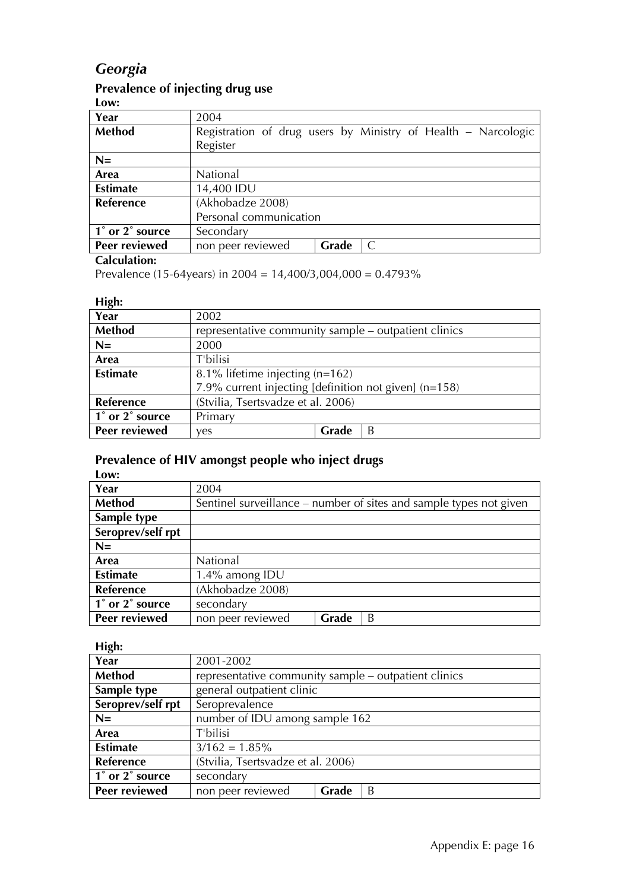# *Georgia*

## Prevalence of injecting drug use

**Low:**

| **Year** | 2004 | | |
|---|---|---|---|
| **Method** | Registration of drug users by Ministry of Health – Narcologic Register | | |
| **N=** | | | |
| **Area** | National | | |
| **Estimate** | 14,400 IDU | | |
| **Reference** | (Akhobadze 2008)<br>Personal communication | | |
| **1˚ or 2˚ source** | Secondary | | |
| **Peer reviewed** | non peer reviewed | **Grade** | C |

**Calculation:**

Prevalence (15-64years) in 2004 = 14,400/3,004,000 = 0.4793%

**High:**

| **Year** | 2002 | | |
|---|---|---|---|
| **Method** | representative community sample – outpatient clinics | | |
| **N=** | 2000 | | |
| **Area** | T'bilisi | | |
| **Estimate** | 8.1% lifetime injecting (n=162)<br>7.9% current injecting [definition not given] (n=158) | | |
| **Reference** | (Stvilia, Tsertsvadze et al. 2006) | | |
| **1˚ or 2˚ source** | Primary | | |
| **Peer reviewed** | yes | **Grade** | B |

## Prevalence of HIV amongst people who inject drugs

**Low:**

| **Year** | 2004 | | |
|---|---|---|---|
| **Method** | Sentinel surveillance – number of sites and sample types not given | | |
| **Sample type** | | | |
| **Seroprev/self rpt** | | | |
| **N=** | | | |
| **Area** | National | | |
| **Estimate** | 1.4% among IDU | | |
| **Reference** | (Akhobadze 2008) | | |
| **1˚ or 2˚ source** | secondary | | |
| **Peer reviewed** | non peer reviewed | **Grade** | B |

**High:**

| **Year** | 2001-2002 | | |
|---|---|---|---|
| **Method** | representative community sample – outpatient clinics | | |
| **Sample type** | general outpatient clinic | | |
| **Seroprev/self rpt** | Seroprevalence | | |
| **N=** | number of IDU among sample 162 | | |
| **Area** | T'bilisi | | |
| **Estimate** | 3/162 = 1.85% | | |
| **Reference** | (Stvilia, Tsertsvadze et al. 2006) | | |
| **1˚ or 2˚ source** | secondary | | |
| **Peer reviewed** | non peer reviewed | **Grade** | B |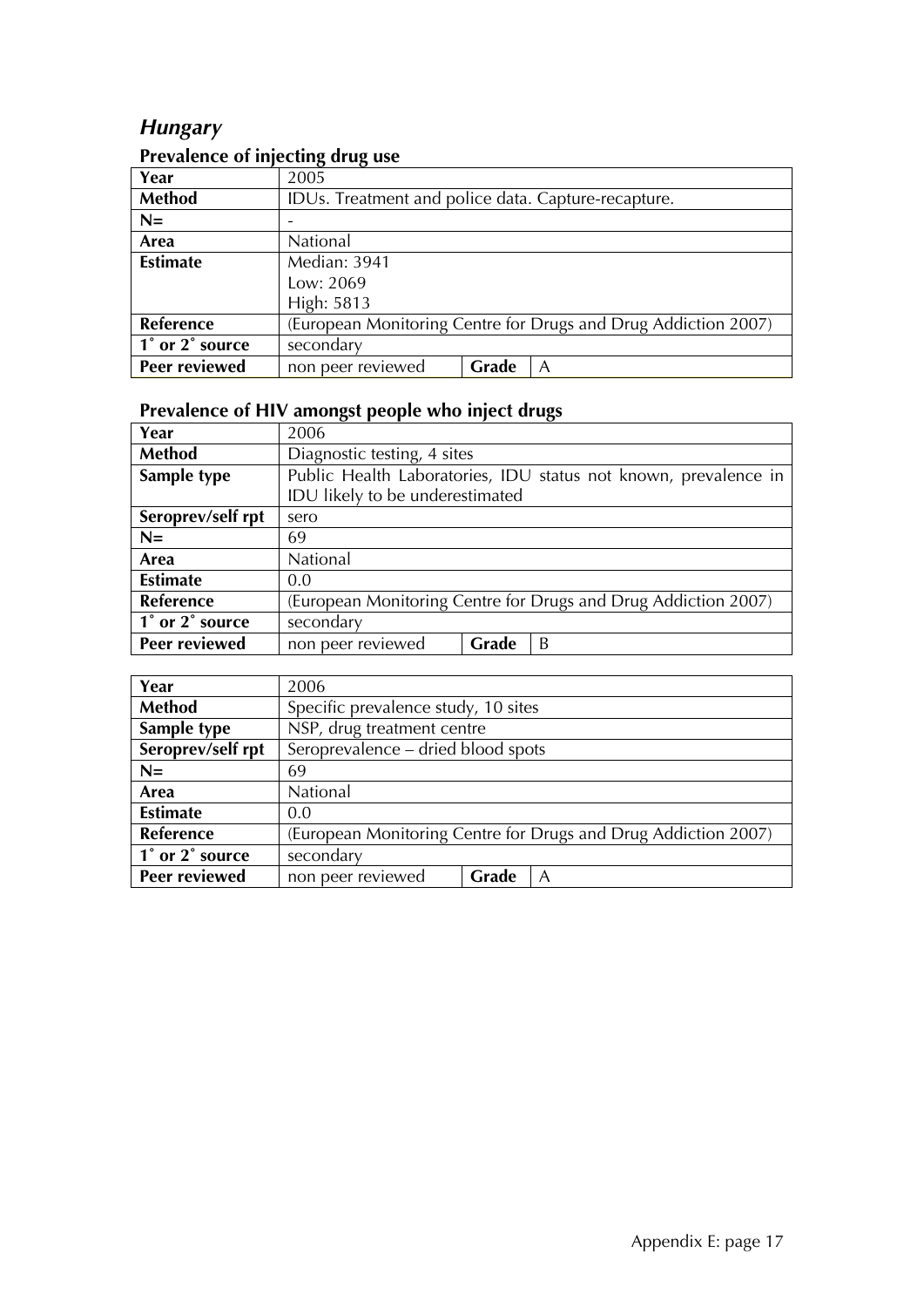## *Hungary*

### Prevalence of injecting drug use

| Year | 2005 | | |
|---|---|---|---|
| **Method** | IDUs. Treatment and police data. Capture-recapture. | | |
| **N=** | - | | |
| **Area** | National | | |
| **Estimate** | Median: 3941<br>Low: 2069<br>High: 5813 | | |
| **Reference** | (European Monitoring Centre for Drugs and Drug Addiction 2007) | | |
| **1˚ or 2˚ source** | secondary | | |
| **Peer reviewed** | non peer reviewed | **Grade** | A |

### Prevalence of HIV amongst people who inject drugs

| Year | 2006 | | |
|---|---|---|---|
| **Method** | Diagnostic testing, 4 sites | | |
| **Sample type** | Public Health Laboratories, IDU status not known, prevalence in IDU likely to be underestimated | | |
| **Seroprev/self rpt** | sero | | |
| **N=** | 69 | | |
| **Area** | National | | |
| **Estimate** | 0.0 | | |
| **Reference** | (European Monitoring Centre for Drugs and Drug Addiction 2007) | | |
| **1˚ or 2˚ source** | secondary | | |
| **Peer reviewed** | non peer reviewed | **Grade** | B |

| Year | 2006 | | |
|---|---|---|---|
| **Method** | Specific prevalence study, 10 sites | | |
| **Sample type** | NSP, drug treatment centre | | |
| **Seroprev/self rpt** | Seroprevalence – dried blood spots | | |
| **N=** | 69 | | |
| **Area** | National | | |
| **Estimate** | 0.0 | | |
| **Reference** | (European Monitoring Centre for Drugs and Drug Addiction 2007) | | |
| **1˚ or 2˚ source** | secondary | | |
| **Peer reviewed** | non peer reviewed | **Grade** | A |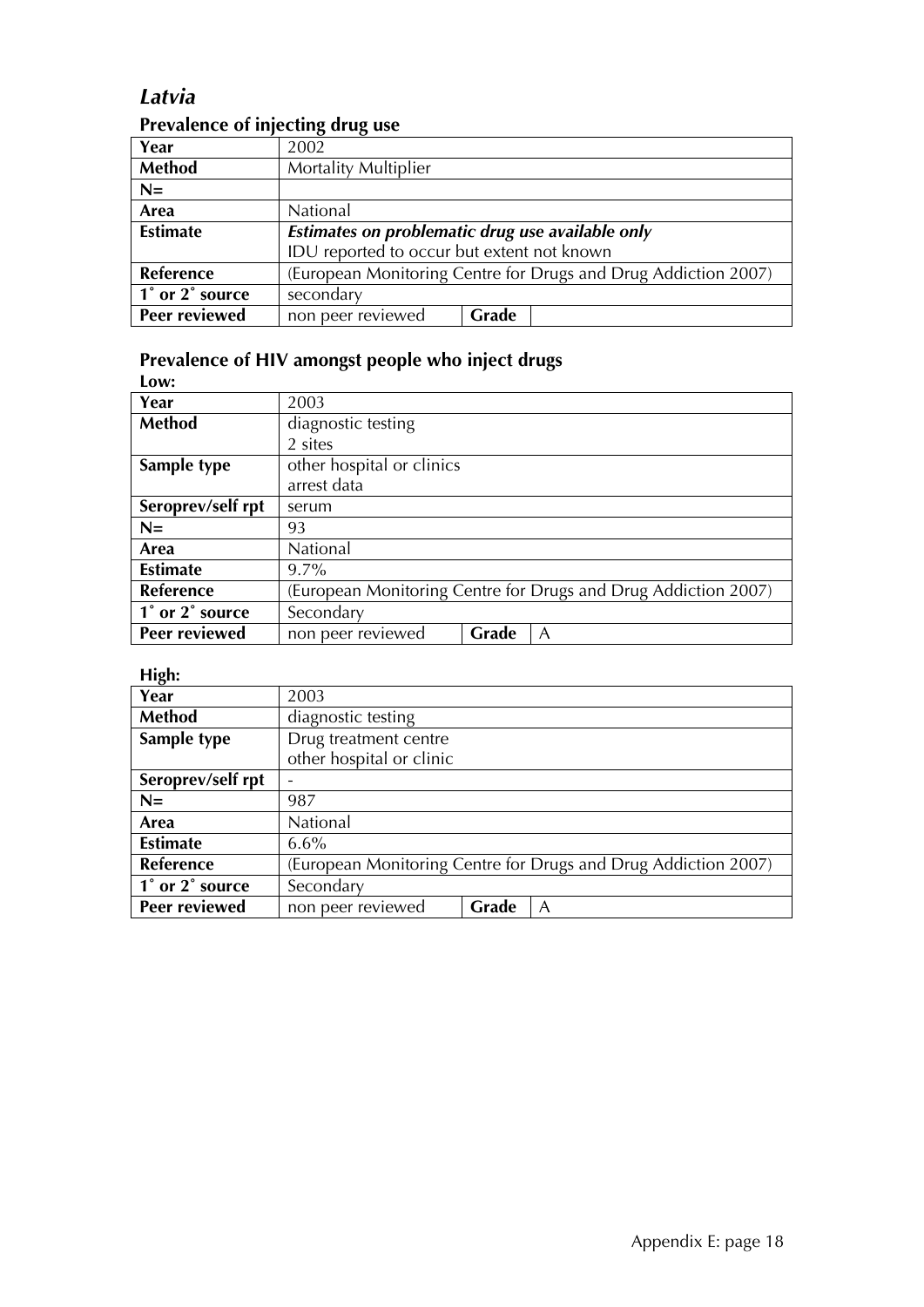## *Latvia*

### Prevalence of injecting drug use

| Year | 2002 | | |
|---|---|---|---|
| **Method** | Mortality Multiplier | | |
| **N=** | | | |
| **Area** | National | | |
| **Estimate** | ***Estimates on problematic drug use available only*** IDU reported to occur but extent not known | | |
| **Reference** | (European Monitoring Centre for Drugs and Drug Addiction 2007) | | |
| **1˚ or 2˚ source** | secondary | | |
| **Peer reviewed** | non peer reviewed | **Grade** | |

### Prevalence of HIV amongst people who inject drugs

**Low:**

| Year | 2003 | | |
|---|---|---|---|
| **Method** | diagnostic testing 2 sites | | |
| **Sample type** | other hospital or clinics arrest data | | |
| **Seroprev/self rpt** | serum | | |
| **N=** | 93 | | |
| **Area** | National | | |
| **Estimate** | 9.7% | | |
| **Reference** | (European Monitoring Centre for Drugs and Drug Addiction 2007) | | |
| **1˚ or 2˚ source** | Secondary | | |
| **Peer reviewed** | non peer reviewed | **Grade** | A |

**High:**

| Year | 2003 | | |
|---|---|---|---|
| **Method** | diagnostic testing | | |
| **Sample type** | Drug treatment centre other hospital or clinic | | |
| **Seroprev/self rpt** | - | | |
| **N=** | 987 | | |
| **Area** | National | | |
| **Estimate** | 6.6% | | |
| **Reference** | (European Monitoring Centre for Drugs and Drug Addiction 2007) | | |
| **1˚ or 2˚ source** | Secondary | | |
| **Peer reviewed** | non peer reviewed | **Grade** | A |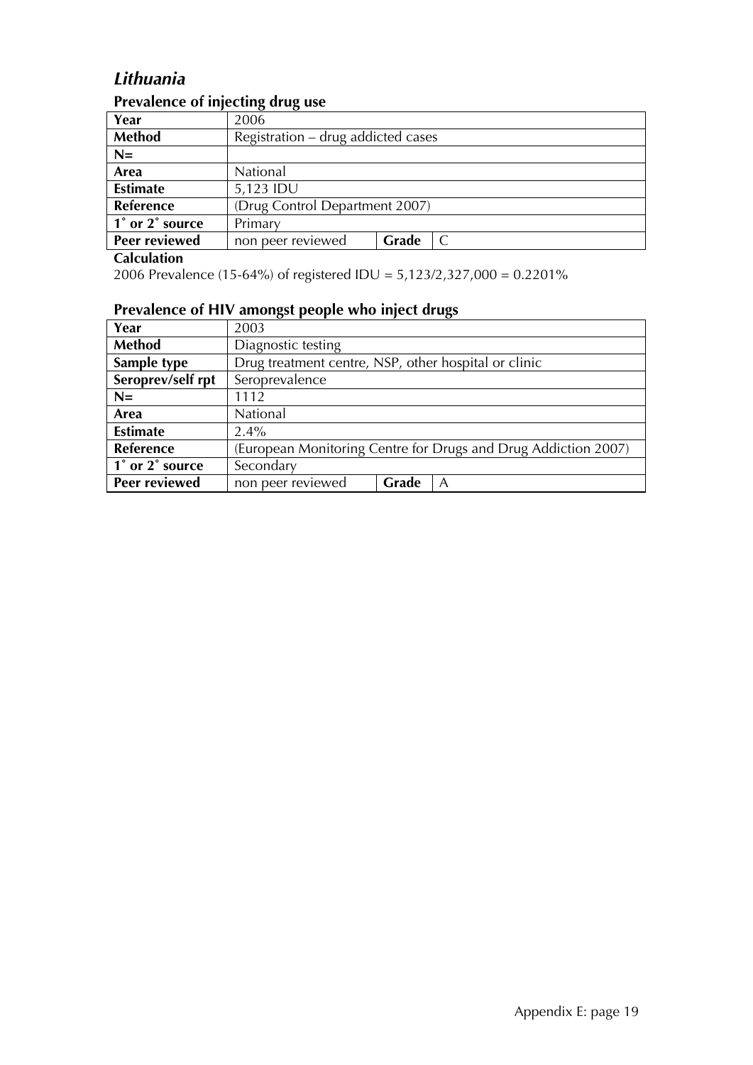## *Lithuania*

### Prevalence of injecting drug use

| Year | 2006 | | |
|---|---|---|---|
| **Method** | Registration – drug addicted cases | | |
| **N=** | | | |
| **Area** | National | | |
| **Estimate** | 5,123 IDU | | |
| **Reference** | (Drug Control Department 2007) | | |
| **1˚ or 2˚ source** | Primary | | |
| **Peer reviewed** | non peer reviewed | **Grade** | C |

**Calculation**

2006 Prevalence (15-64%) of registered IDU = 5,123/2,327,000 = 0.2201%

### Prevalence of HIV amongst people who inject drugs

| Year | 2003 | | |
|---|---|---|---|
| **Method** | Diagnostic testing | | |
| **Sample type** | Drug treatment centre, NSP, other hospital or clinic | | |
| **Seroprev/self rpt** | Seroprevalence | | |
| **N=** | 1112 | | |
| **Area** | National | | |
| **Estimate** | 2.4% | | |
| **Reference** | (European Monitoring Centre for Drugs and Drug Addiction 2007) | | |
| **1˚ or 2˚ source** | Secondary | | |
| **Peer reviewed** | non peer reviewed | **Grade** | A |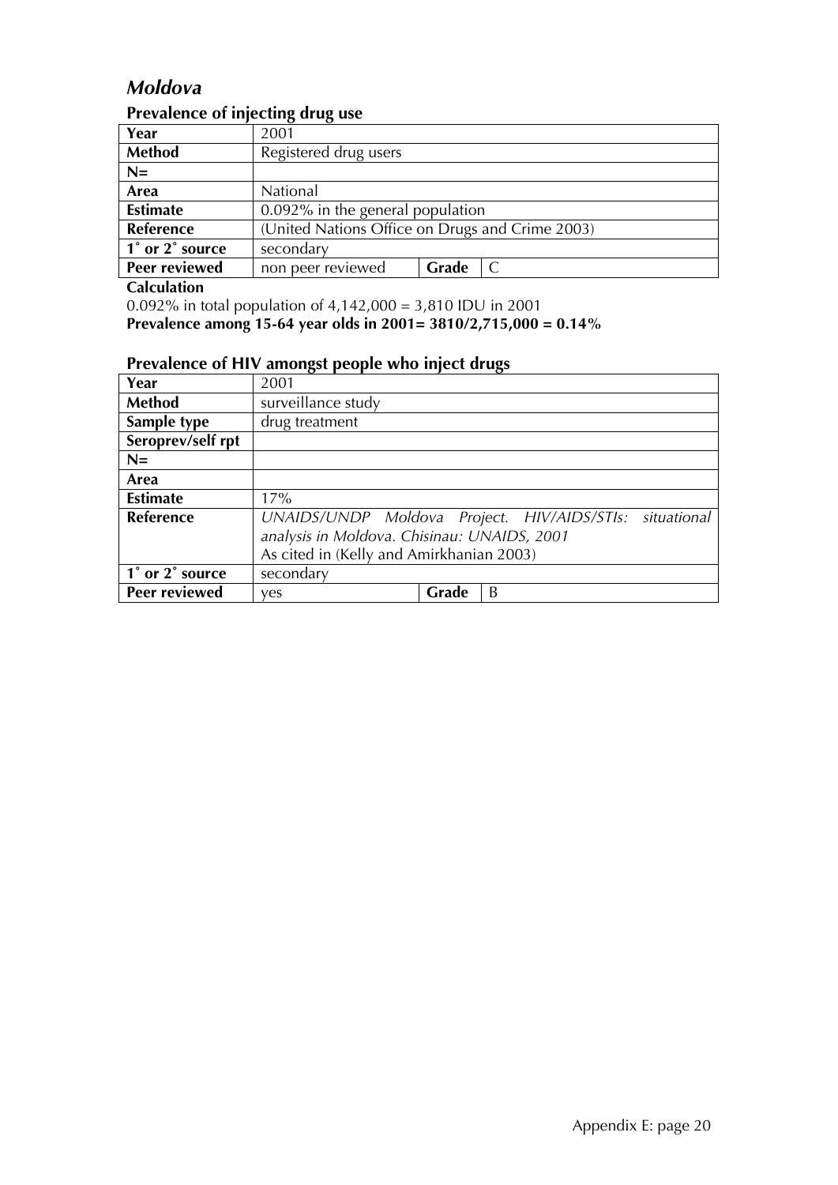## *Moldova*

### Prevalence of injecting drug use

| | | | |
|---|---|---|---|
| **Year** | 2001 | | |
| **Method** | Registered drug users | | |
| **N=** | | | |
| **Area** | National | | |
| **Estimate** | 0.092% in the general population | | |
| **Reference** | (United Nations Office on Drugs and Crime 2003) | | |
| **1˚ or 2˚ source** | secondary | | |
| **Peer reviewed** | non peer reviewed | **Grade** | C |

**Calculation**

0.092% in total population of 4,142,000 = 3,810 IDU in 2001

**Prevalence among 15-64 year olds in 2001= 3810/2,715,000 = 0.14%**

### Prevalence of HIV amongst people who inject drugs

| | | | |
|---|---|---|---|
| **Year** | 2001 | | |
| **Method** | surveillance study | | |
| **Sample type** | drug treatment | | |
| **Seroprev/self rpt** | | | |
| **N=** | | | |
| **Area** | | | |
| **Estimate** | 17% | | |
| **Reference** | *UNAIDS/UNDP Moldova Project. HIV/AIDS/STIs: situational analysis in Moldova. Chisinau: UNAIDS, 2001* As cited in (Kelly and Amirkhanian 2003) | | |
| **1˚ or 2˚ source** | secondary | | |
| **Peer reviewed** | yes | **Grade** | B |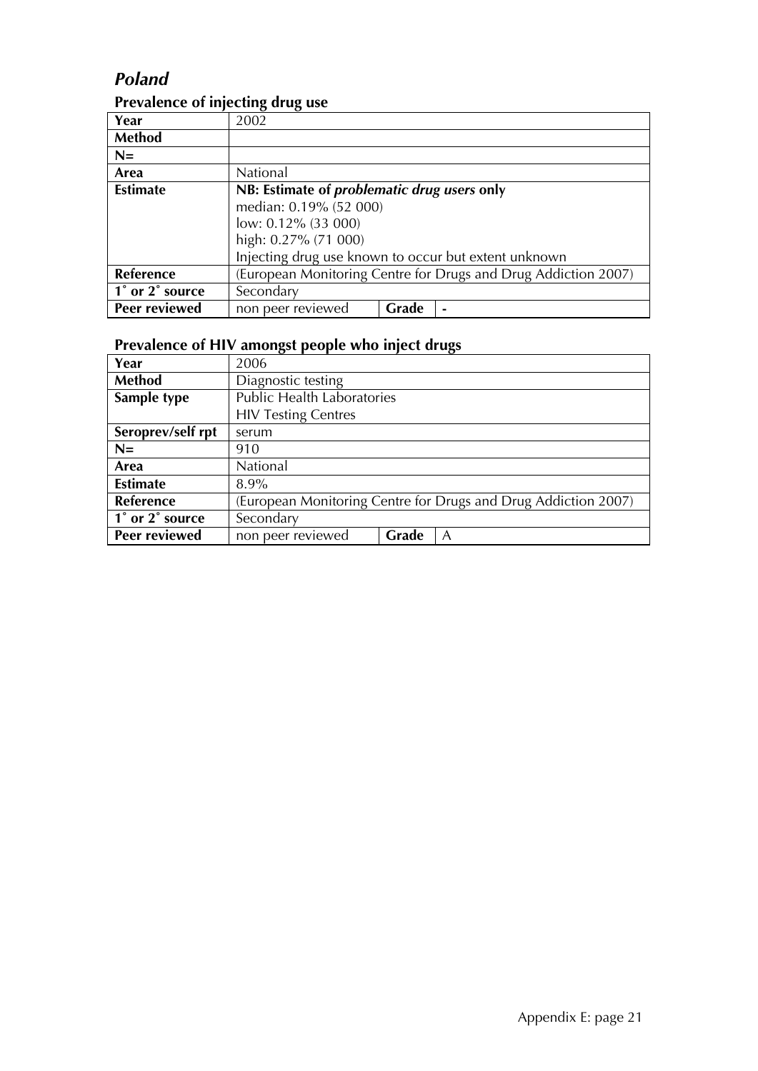# *Poland*

## Prevalence of injecting drug use

| **Year** | 2002 | | |
|---|---|---|---|
| **Method** | | | |
| **N=** | | | |
| **Area** | National | | |
| **Estimate** | **NB: Estimate of *problematic drug users* only**<br>median: 0.19% (52 000)<br>low: 0.12% (33 000)<br>high: 0.27% (71 000)<br>Injecting drug use known to occur but extent unknown | | |
| **Reference** | (European Monitoring Centre for Drugs and Drug Addiction 2007) | | |
| **1˚ or 2˚ source** | Secondary | | |
| **Peer reviewed** | non peer reviewed | **Grade** | - |

## Prevalence of HIV amongst people who inject drugs

| **Year** | 2006 | | |
|---|---|---|---|
| **Method** | Diagnostic testing | | |
| **Sample type** | Public Health Laboratories<br>HIV Testing Centres | | |
| **Seroprev/self rpt** | serum | | |
| **N=** | 910 | | |
| **Area** | National | | |
| **Estimate** | 8.9% | | |
| **Reference** | (European Monitoring Centre for Drugs and Drug Addiction 2007) | | |
| **1˚ or 2˚ source** | Secondary | | |
| **Peer reviewed** | non peer reviewed | **Grade** | A |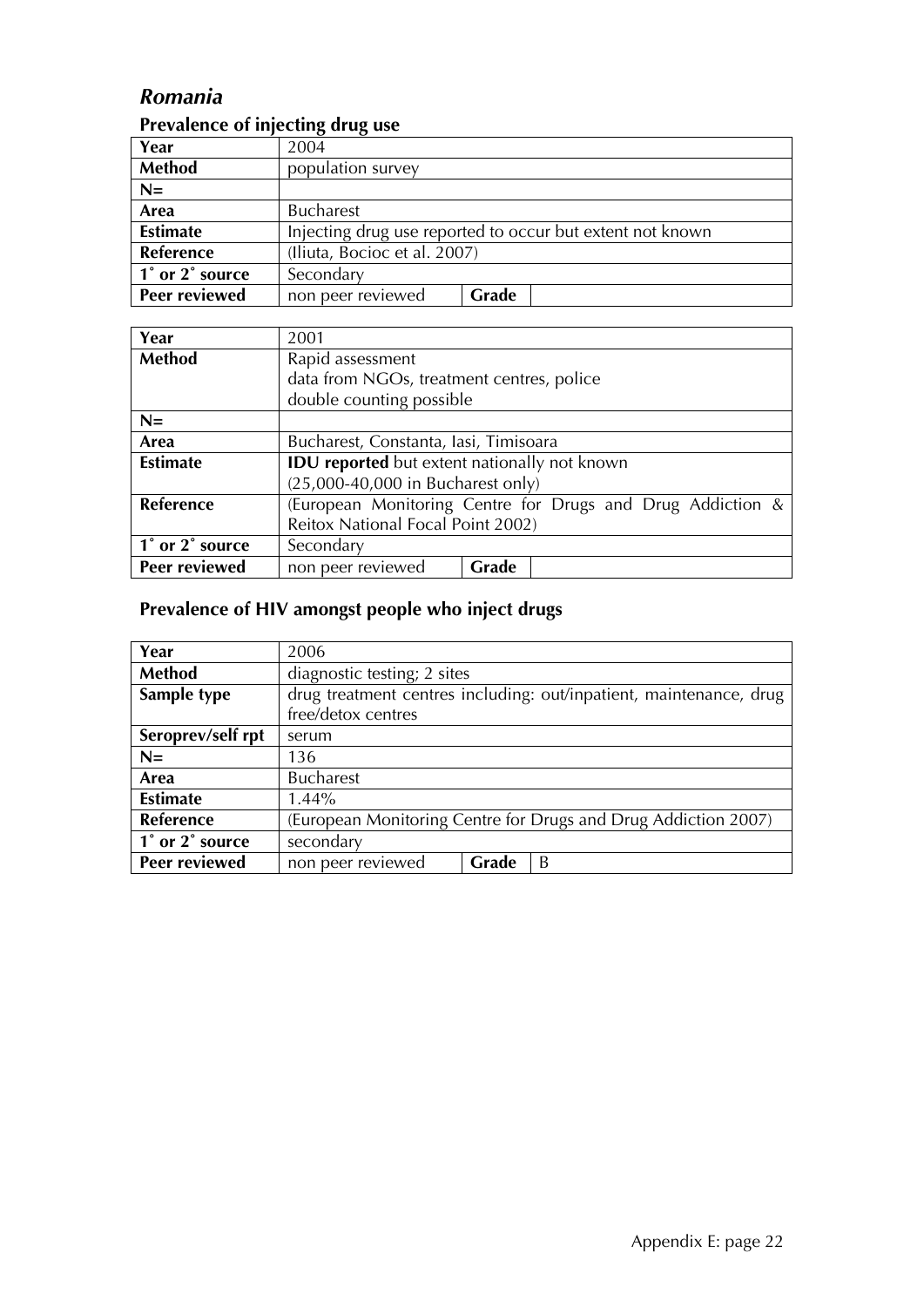## *Romania*

### Prevalence of injecting drug use

| Year | 2004 | | |
|---|---|---|---|
| **Method** | population survey | | |
| **N=** | | | |
| **Area** | Bucharest | | |
| **Estimate** | Injecting drug use reported to occur but extent not known | | |
| **Reference** | (Iliuta, Bocioc et al. 2007) | | |
| **1˚ or 2˚ source** | Secondary | | |
| **Peer reviewed** | non peer reviewed | **Grade** | |

| Year | 2001 | | |
|---|---|---|---|
| **Method** | Rapid assessment<br>data from NGOs, treatment centres, police<br>double counting possible | | |
| **N=** | | | |
| **Area** | Bucharest, Constanta, Iasi, Timisoara | | |
| **Estimate** | **IDU reported** but extent nationally not known<br>(25,000-40,000 in Bucharest only) | | |
| **Reference** | (European Monitoring Centre for Drugs and Drug Addiction & Reitox National Focal Point 2002) | | |
| **1˚ or 2˚ source** | Secondary | | |
| **Peer reviewed** | non peer reviewed | **Grade** | |

### Prevalence of HIV amongst people who inject drugs

| Year | 2006 | | |
|---|---|---|---|
| **Method** | diagnostic testing; 2 sites | | |
| **Sample type** | drug treatment centres including: out/inpatient, maintenance, drug free/detox centres | | |
| **Seroprev/self rpt** | serum | | |
| **N=** | 136 | | |
| **Area** | Bucharest | | |
| **Estimate** | 1.44% | | |
| **Reference** | (European Monitoring Centre for Drugs and Drug Addiction 2007) | | |
| **1˚ or 2˚ source** | secondary | | |
| **Peer reviewed** | non peer reviewed | **Grade** | B |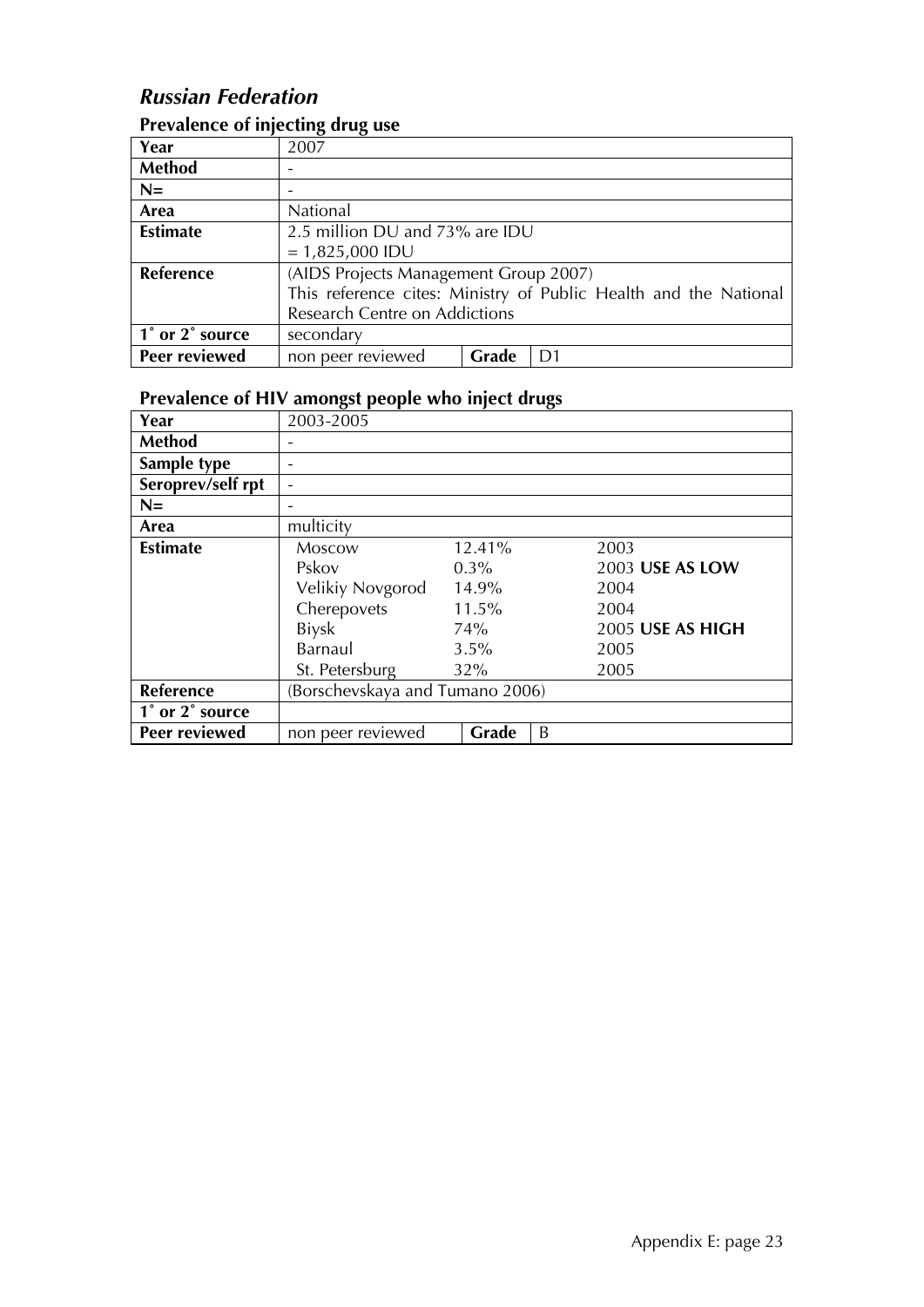## *Russian Federation*

### Prevalence of injecting drug use

| Year | 2007 | | |
|---|---|---|---|
| **Method** | - | | |
| **N=** | - | | |
| **Area** | National | | |
| **Estimate** | 2.5 million DU and 73% are IDU<br>= 1,825,000 IDU | | |
| **Reference** | (AIDS Projects Management Group 2007)<br>This reference cites: Ministry of Public Health and the National Research Centre on Addictions | | |
| **1˚ or 2˚ source** | secondary | | |
| **Peer reviewed** | non peer reviewed | **Grade** | D1 |

### Prevalence of HIV amongst people who inject drugs

| Year | 2003-2005 | | |
|---|---|---|---|
| **Method** | - | | |
| **Sample type** | - | | |
| **Seroprev/self rpt** | - | | |
| **N=** | - | | |
| **Area** | multicity | | |
| **Estimate** | Moscow | 12.41% | 2003 |
| | Pskov | 0.3% | 2003 **USE AS LOW** |
| | Velikiy Novgorod | 14.9% | 2004 |
| | Cherepovets | 11.5% | 2004 |
| | Biysk | 74% | 2005 **USE AS HIGH** |
| | Barnaul | 3.5% | 2005 |
| | St. Petersburg | 32% | 2005 |
| **Reference** | (Borschevskaya and Tumano 2006) | | |
| **1˚ or 2˚ source** | | | |
| **Peer reviewed** | non peer reviewed | **Grade** | B |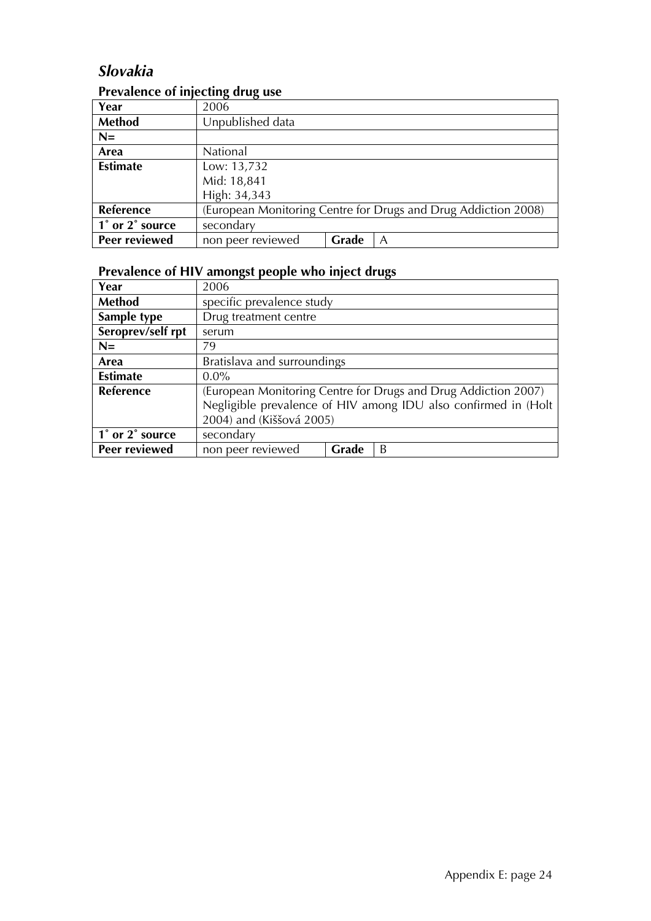## *Slovakia*

### Prevalence of injecting drug use

| Year | 2006 | | |
|---|---|---|---|
| **Method** | Unpublished data | | |
| **N=** | | | |
| **Area** | National | | |
| **Estimate** | Low: 13,732<br>Mid: 18,841<br>High: 34,343 | | |
| **Reference** | (European Monitoring Centre for Drugs and Drug Addiction 2008) | | |
| **1˚ or 2˚ source** | secondary | | |
| **Peer reviewed** | non peer reviewed | **Grade** | A |

### Prevalence of HIV amongst people who inject drugs

| Year | 2006 | | |
|---|---|---|---|
| **Method** | specific prevalence study | | |
| **Sample type** | Drug treatment centre | | |
| **Seroprev/self rpt** | serum | | |
| **N=** | 79 | | |
| **Area** | Bratislava and surroundings | | |
| **Estimate** | 0.0% | | |
| **Reference** | (European Monitoring Centre for Drugs and Drug Addiction 2007) Negligible prevalence of HIV among IDU also confirmed in (Holt 2004) and (Kiššová 2005) | | |
| **1˚ or 2˚ source** | secondary | | |
| **Peer reviewed** | non peer reviewed | **Grade** | B |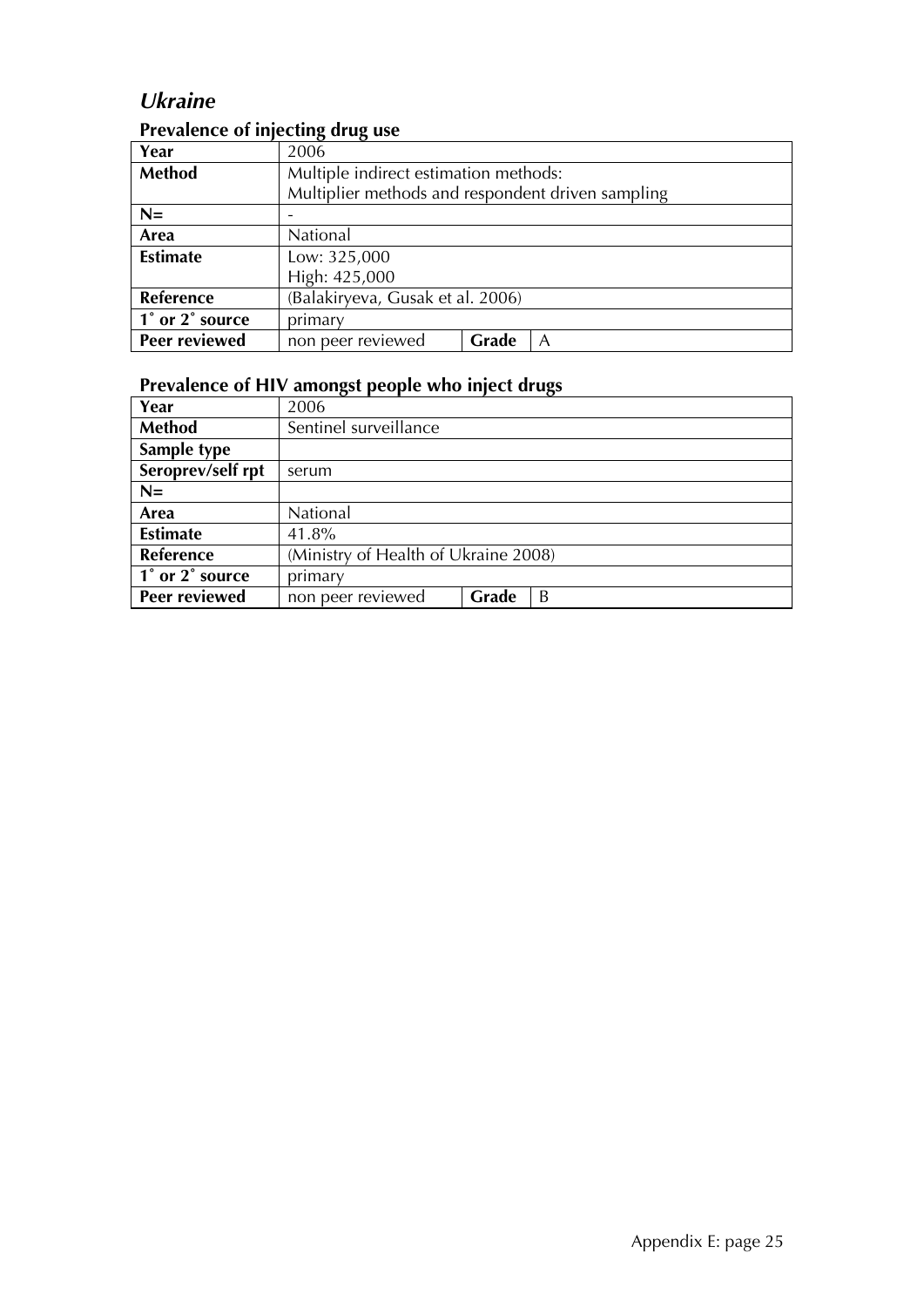## *Ukraine*

### Prevalence of injecting drug use

| Year | 2006 | | |
|---|---|---|---|
| **Method** | Multiple indirect estimation methods: Multiplier methods and respondent driven sampling | | |
| **N=** | - | | |
| **Area** | National | | |
| **Estimate** | Low: 325,000<br>High: 425,000 | | |
| **Reference** | (Balakiryeva, Gusak et al. 2006) | | |
| **1˚ or 2˚ source** | primary | | |
| **Peer reviewed** | non peer reviewed | **Grade** | A |

### Prevalence of HIV amongst people who inject drugs

| Year | 2006 | | |
|---|---|---|---|
| **Method** | Sentinel surveillance | | |
| **Sample type** | | | |
| **Seroprev/self rpt** | serum | | |
| **N=** | | | |
| **Area** | National | | |
| **Estimate** | 41.8% | | |
| **Reference** | (Ministry of Health of Ukraine 2008) | | |
| **1˚ or 2˚ source** | primary | | |
| **Peer reviewed** | non peer reviewed | **Grade** | B |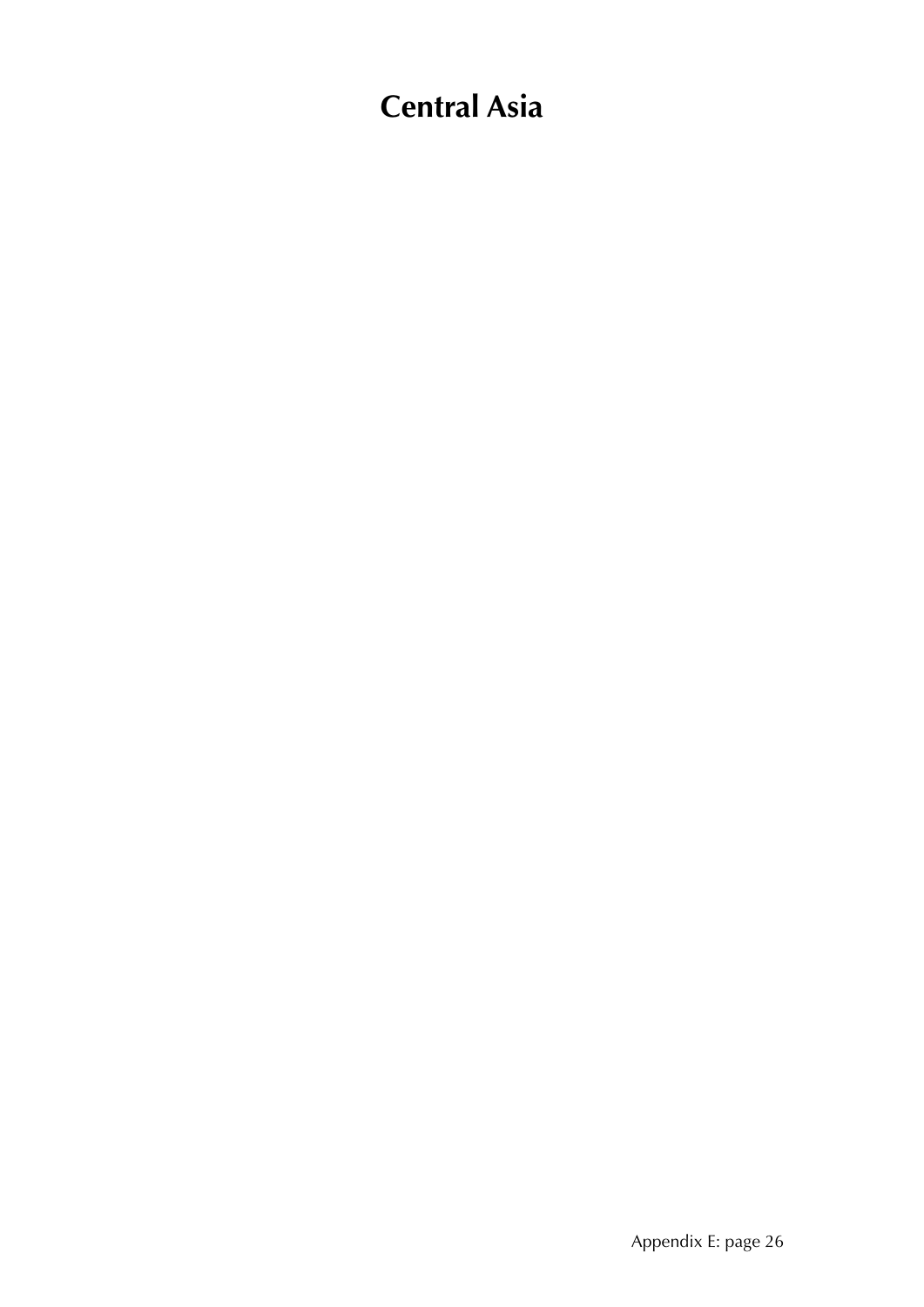# Central Asia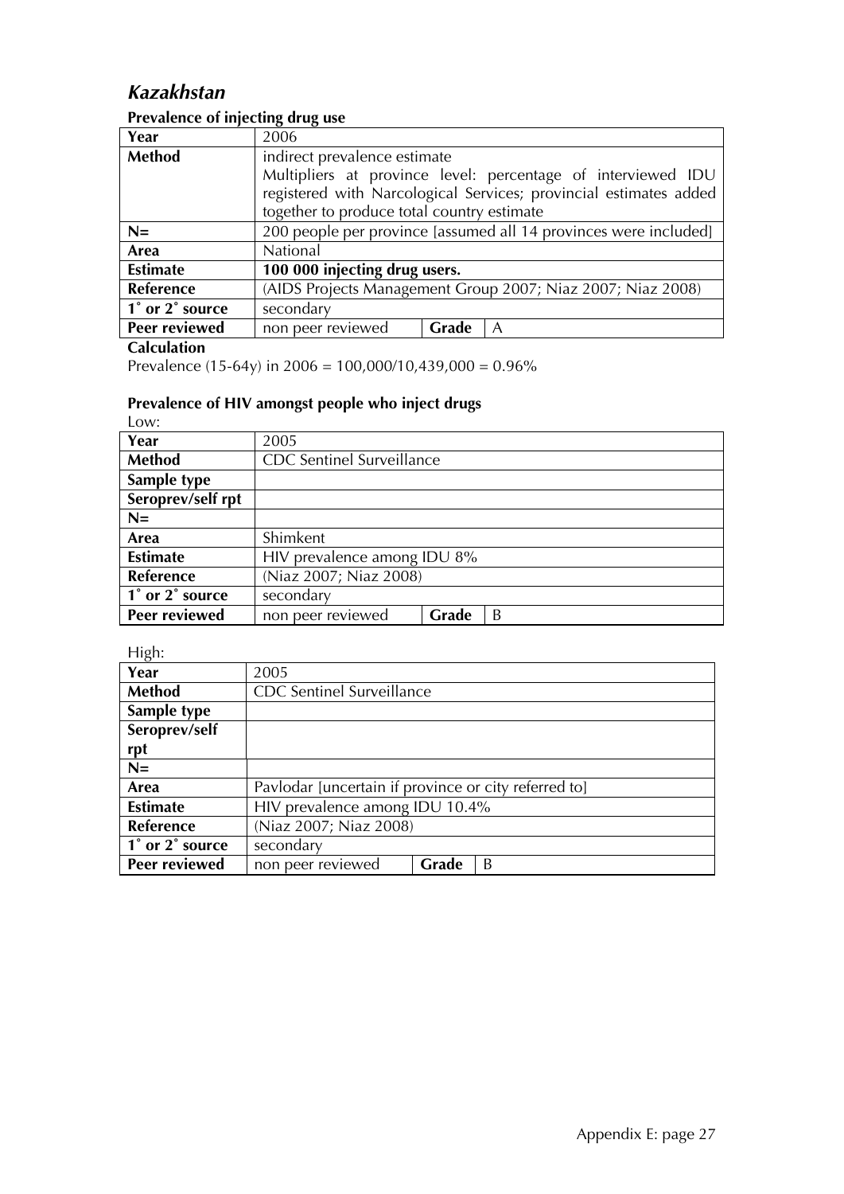## *Kazakhstan*

### Prevalence of injecting drug use

| **Year** | 2006 | | |
|---|---|---|---|
| **Method** | indirect prevalence estimate<br>Multipliers at province level: percentage of interviewed IDU registered with Narcological Services; provincial estimates added together to produce total country estimate | | |
| **N=** | 200 people per province [assumed all 14 provinces were included] | | |
| **Area** | National | | |
| **Estimate** | **100 000 injecting drug users.** | | |
| **Reference** | (AIDS Projects Management Group 2007; Niaz 2007; Niaz 2008) | | |
| **1˚ or 2˚ source** | secondary | | |
| **Peer reviewed** | non peer reviewed | **Grade** | A |

**Calculation**

Prevalence (15-64y) in 2006 = 100,000/10,439,000 = 0.96%

### Prevalence of HIV amongst people who inject drugs

Low:

| **Year** | 2005 | | |
|---|---|---|---|
| **Method** | CDC Sentinel Surveillance | | |
| **Sample type** | | | |
| **Seroprev/self rpt** | | | |
| **N=** | | | |
| **Area** | Shimkent | | |
| **Estimate** | HIV prevalence among IDU 8% | | |
| **Reference** | (Niaz 2007; Niaz 2008) | | |
| **1˚ or 2˚ source** | secondary | | |
| **Peer reviewed** | non peer reviewed | **Grade** | B |

High:

| **Year** | 2005 | | |
|---|---|---|---|
| **Method** | CDC Sentinel Surveillance | | |
| **Sample type** | | | |
| **Seroprev/self rpt** | | | |
| **N=** | | | |
| **Area** | Pavlodar [uncertain if province or city referred to] | | |
| **Estimate** | HIV prevalence among IDU 10.4% | | |
| **Reference** | (Niaz 2007; Niaz 2008) | | |
| **1˚ or 2˚ source** | secondary | | |
| **Peer reviewed** | non peer reviewed | **Grade** | B |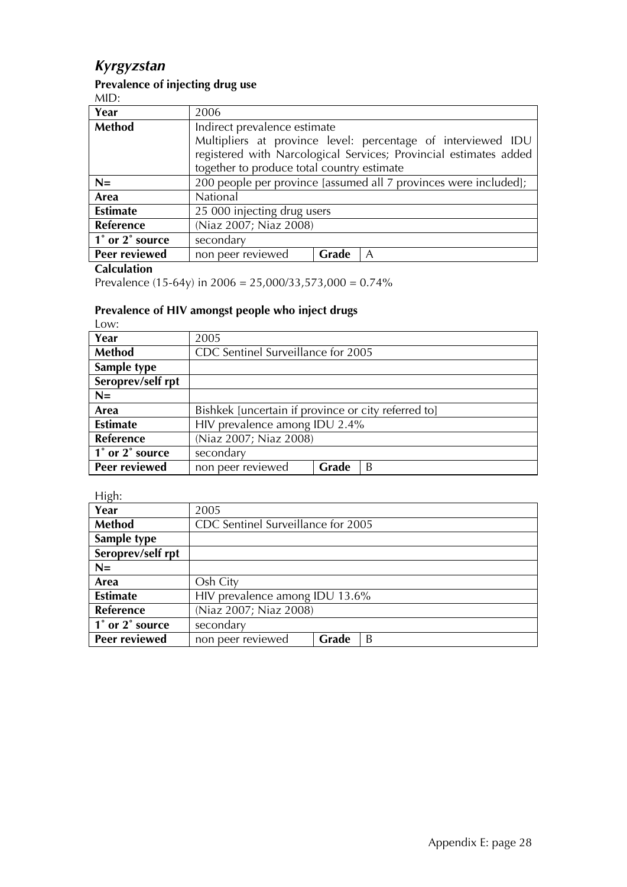## *Kyrgyzstan*

### Prevalence of injecting drug use

MID:

| **Year** | 2006 | | |
|---|---|---|---|
| **Method** | Indirect prevalence estimate<br>Multipliers at province level: percentage of interviewed IDU registered with Narcological Services; Provincial estimates added together to produce total country estimate | | |
| **N=** | 200 people per province [assumed all 7 provinces were included]; | | |
| **Area** | National | | |
| **Estimate** | 25 000 injecting drug users | | |
| **Reference** | (Niaz 2007; Niaz 2008) | | |
| **1˚ or 2˚ source** | secondary | | |
| **Peer reviewed** | non peer reviewed | **Grade** | A |

**Calculation**

Prevalence (15-64y) in 2006 = 25,000/33,573,000 = 0.74%

### Prevalence of HIV amongst people who inject drugs

Low:

| **Year** | 2005 | | |
|---|---|---|---|
| **Method** | CDC Sentinel Surveillance for 2005 | | |
| **Sample type** | | | |
| **Seroprev/self rpt** | | | |
| **N=** | | | |
| **Area** | Bishkek [uncertain if province or city referred to] | | |
| **Estimate** | HIV prevalence among IDU 2.4% | | |
| **Reference** | (Niaz 2007; Niaz 2008) | | |
| **1˚ or 2˚ source** | secondary | | |
| **Peer reviewed** | non peer reviewed | **Grade** | B |

High:

| **Year** | 2005 | | |
|---|---|---|---|
| **Method** | CDC Sentinel Surveillance for 2005 | | |
| **Sample type** | | | |
| **Seroprev/self rpt** | | | |
| **N=** | | | |
| **Area** | Osh City | | |
| **Estimate** | HIV prevalence among IDU 13.6% | | |
| **Reference** | (Niaz 2007; Niaz 2008) | | |
| **1˚ or 2˚ source** | secondary | | |
| **Peer reviewed** | non peer reviewed | **Grade** | B |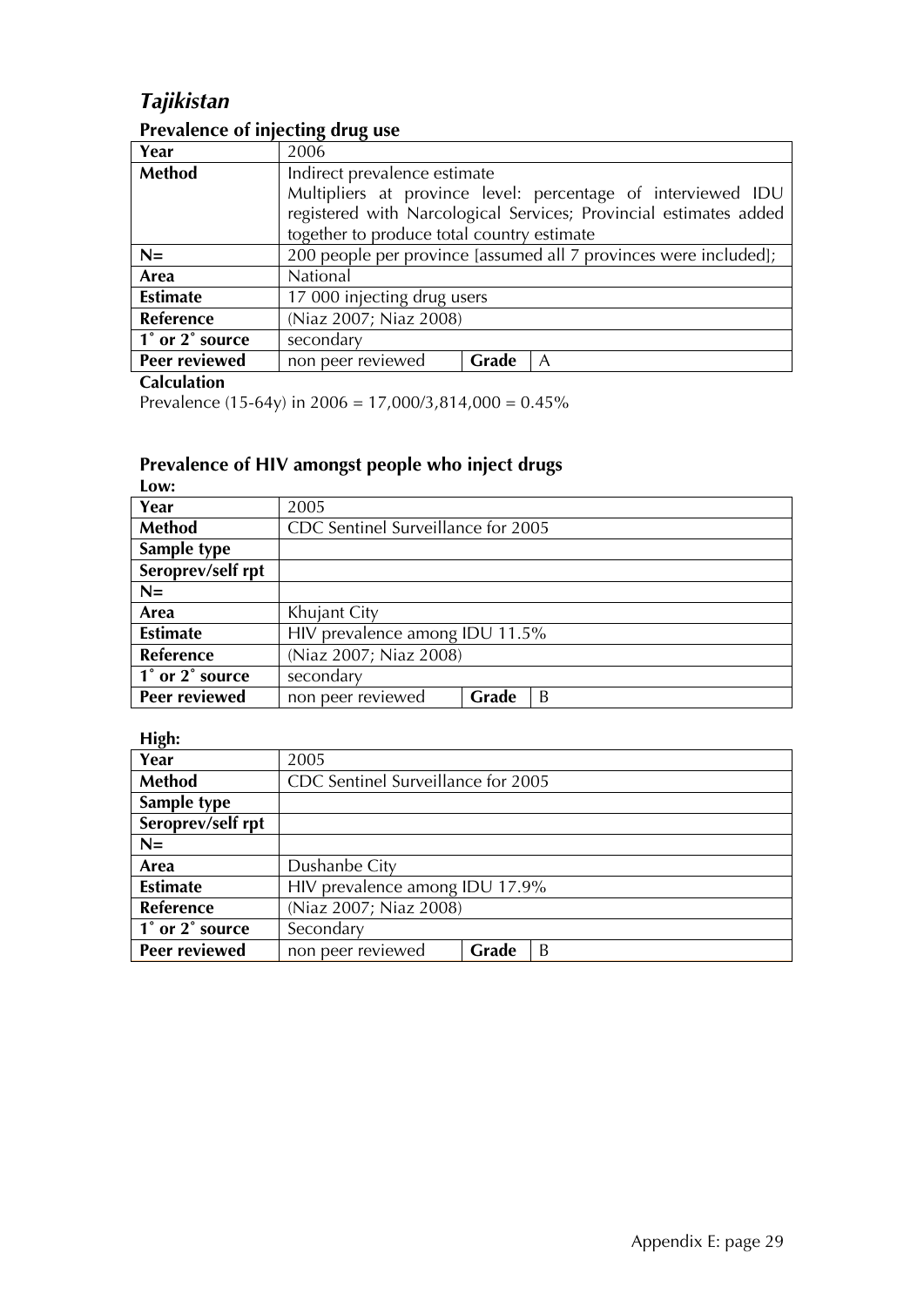## *Tajikistan*

### Prevalence of injecting drug use

| Year | 2006 | | |
|---|---|---|---|
| **Method** | Indirect prevalence estimate<br>Multipliers at province level: percentage of interviewed IDU registered with Narcological Services; Provincial estimates added together to produce total country estimate | | |
| **N=** | 200 people per province [assumed all 7 provinces were included]; | | |
| **Area** | National | | |
| **Estimate** | 17 000 injecting drug users | | |
| **Reference** | (Niaz 2007; Niaz 2008) | | |
| **1˚ or 2˚ source** | secondary | | |
| **Peer reviewed** | non peer reviewed | **Grade** | A |

**Calculation**

Prevalence (15-64y) in 2006 = 17,000/3,814,000 = 0.45%

### Prevalence of HIV amongst people who inject drugs

**Low:**

| Year | 2005 | | |
|---|---|---|---|
| **Method** | CDC Sentinel Surveillance for 2005 | | |
| **Sample type** | | | |
| **Seroprev/self rpt** | | | |
| **N=** | | | |
| **Area** | Khujant City | | |
| **Estimate** | HIV prevalence among IDU 11.5% | | |
| **Reference** | (Niaz 2007; Niaz 2008) | | |
| **1˚ or 2˚ source** | secondary | | |
| **Peer reviewed** | non peer reviewed | **Grade** | B |

**High:**

| Year | 2005 | | |
|---|---|---|---|
| **Method** | CDC Sentinel Surveillance for 2005 | | |
| **Sample type** | | | |
| **Seroprev/self rpt** | | | |
| **N=** | | | |
| **Area** | Dushanbe City | | |
| **Estimate** | HIV prevalence among IDU 17.9% | | |
| **Reference** | (Niaz 2007; Niaz 2008) | | |
| **1˚ or 2˚ source** | Secondary | | |
| **Peer reviewed** | non peer reviewed | **Grade** | B |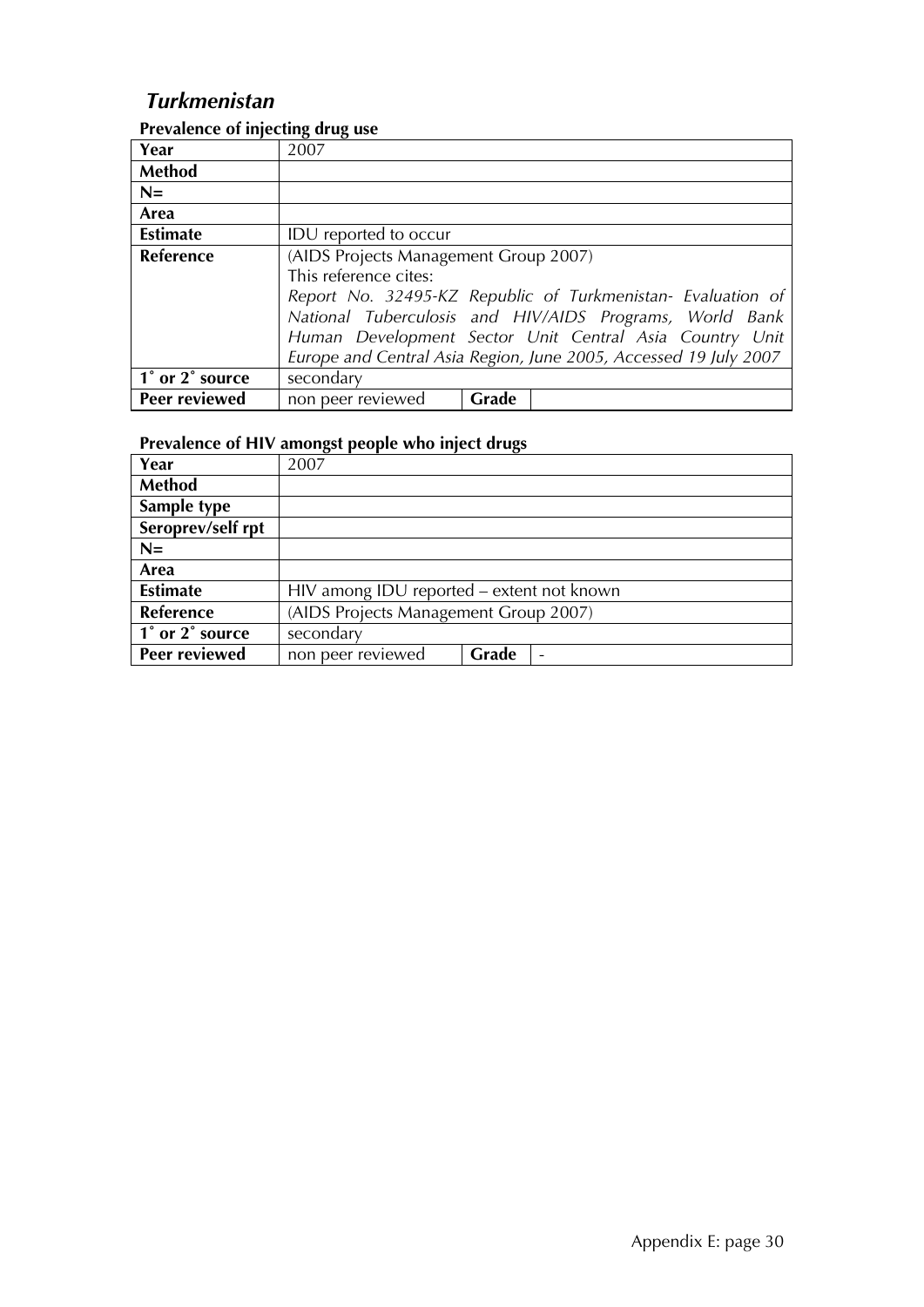## *Turkmenistan*

**Prevalence of injecting drug use**

| | | | |
|---|---|---|---|
| **Year** | 2007 | | |
| **Method** | | | |
| **N=** | | | |
| **Area** | | | |
| **Estimate** | IDU reported to occur | | |
| **Reference** | (AIDS Projects Management Group 2007)<br>This reference cites:<br>*Report No. 32495-KZ Republic of Turkmenistan- Evaluation of National Tuberculosis and HIV/AIDS Programs, World Bank Human Development Sector Unit Central Asia Country Unit Europe and Central Asia Region, June 2005, Accessed 19 July 2007* | | |
| **1˚ or 2˚ source** | secondary | | |
| **Peer reviewed** | non peer reviewed | **Grade** | |

**Prevalence of HIV amongst people who inject drugs**

| | | | |
|---|---|---|---|
| **Year** | 2007 | | |
| **Method** | | | |
| **Sample type** | | | |
| **Seroprev/self rpt** | | | |
| **N=** | | | |
| **Area** | | | |
| **Estimate** | HIV among IDU reported – extent not known | | |
| **Reference** | (AIDS Projects Management Group 2007) | | |
| **1˚ or 2˚ source** | secondary | | |
| **Peer reviewed** | non peer reviewed | **Grade** | - |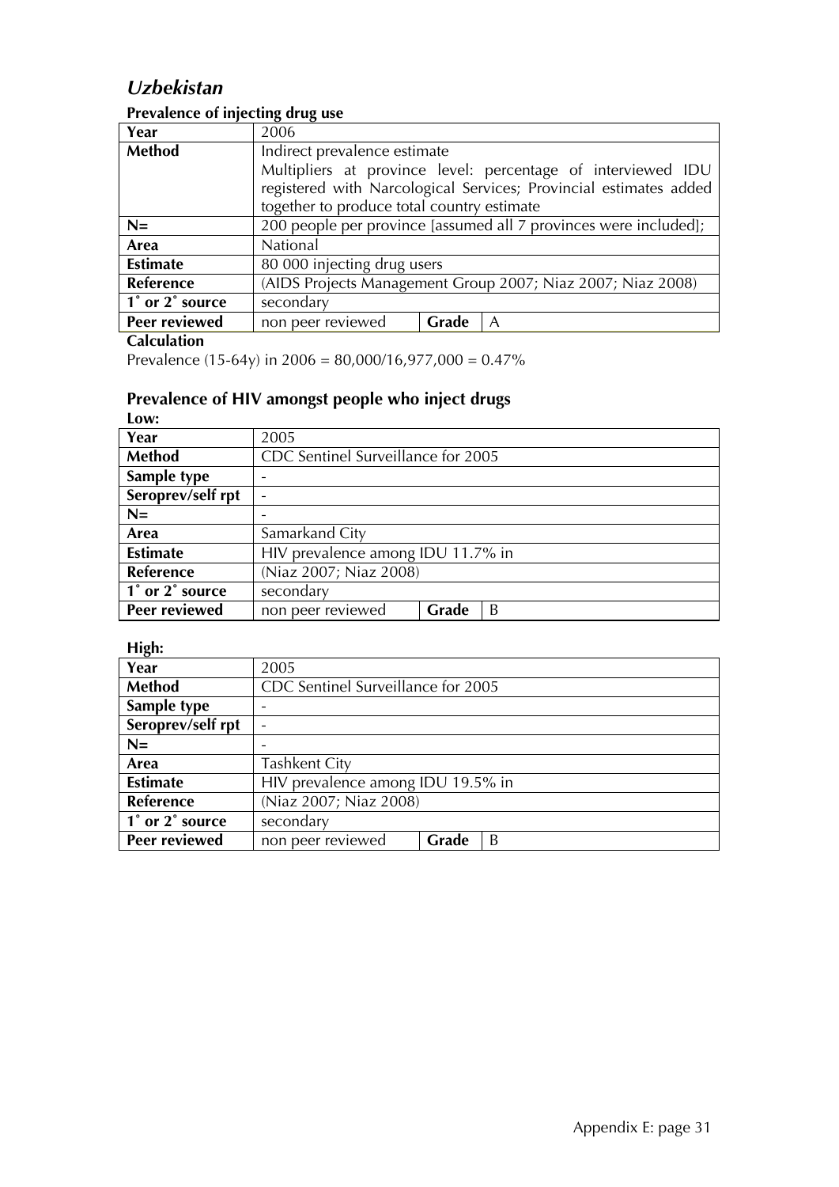# *Uzbekistan*

### Prevalence of injecting drug use

| Year | 2006 | | |
|---|---|---|---|
| **Method** | Indirect prevalence estimate<br>Multipliers at province level: percentage of interviewed IDU registered with Narcological Services; Provincial estimates added together to produce total country estimate | | |
| **N=** | 200 people per province [assumed all 7 provinces were included]; | | |
| **Area** | National | | |
| **Estimate** | 80 000 injecting drug users | | |
| **Reference** | (AIDS Projects Management Group 2007; Niaz 2007; Niaz 2008) | | |
| **1˚ or 2˚ source** | secondary | | |
| **Peer reviewed** | non peer reviewed | **Grade** | A |

**Calculation**

Prevalence (15-64y) in 2006 = 80,000/16,977,000 = 0.47%

## Prevalence of HIV amongst people who inject drugs

**Low:**

| Year | 2005 | | |
|---|---|---|---|
| **Method** | CDC Sentinel Surveillance for 2005 | | |
| **Sample type** | - | | |
| **Seroprev/self rpt** | - | | |
| **N=** | - | | |
| **Area** | Samarkand City | | |
| **Estimate** | HIV prevalence among IDU 11.7% in | | |
| **Reference** | (Niaz 2007; Niaz 2008) | | |
| **1˚ or 2˚ source** | secondary | | |
| **Peer reviewed** | non peer reviewed | **Grade** | B |

**High:**

| Year | 2005 | | |
|---|---|---|---|
| **Method** | CDC Sentinel Surveillance for 2005 | | |
| **Sample type** | - | | |
| **Seroprev/self rpt** | - | | |
| **N=** | - | | |
| **Area** | Tashkent City | | |
| **Estimate** | HIV prevalence among IDU 19.5% in | | |
| **Reference** | (Niaz 2007; Niaz 2008) | | |
| **1˚ or 2˚ source** | secondary | | |
| **Peer reviewed** | non peer reviewed | **Grade** | B |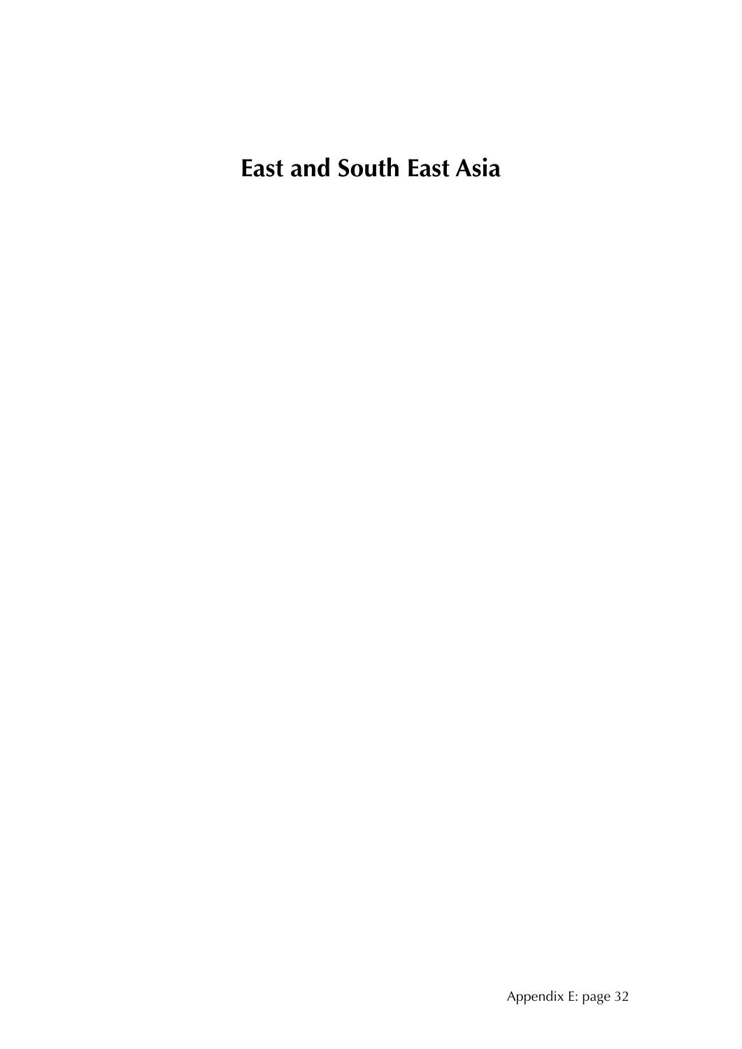# East and South East Asia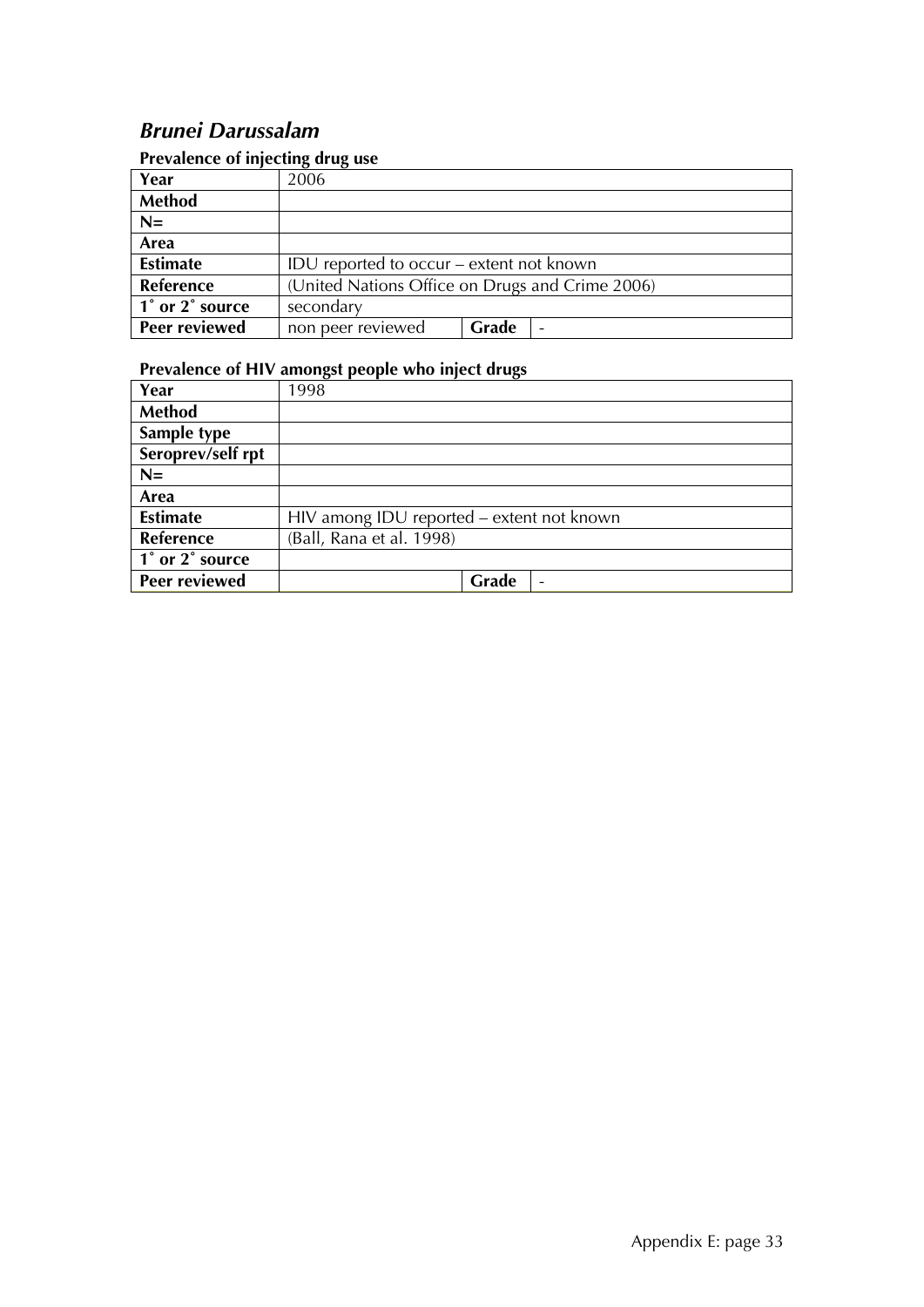## *Brunei Darussalam*

### Prevalence of injecting drug use

| Year | 2006 | | |
|---|---|---|---|
| **Method** | | | |
| **N=** | | | |
| **Area** | | | |
| **Estimate** | IDU reported to occur – extent not known | | |
| **Reference** | (United Nations Office on Drugs and Crime 2006) | | |
| **1˚ or 2˚ source** | secondary | | |
| **Peer reviewed** | non peer reviewed | **Grade** | - |

### Prevalence of HIV amongst people who inject drugs

| Year | 1998 | | |
|---|---|---|---|
| **Method** | | | |
| **Sample type** | | | |
| **Seroprev/self rpt** | | | |
| **N=** | | | |
| **Area** | | | |
| **Estimate** | HIV among IDU reported – extent not known | | |
| **Reference** | (Ball, Rana et al. 1998) | | |
| **1˚ or 2˚ source** | | | |
| **Peer reviewed** | | **Grade** | - |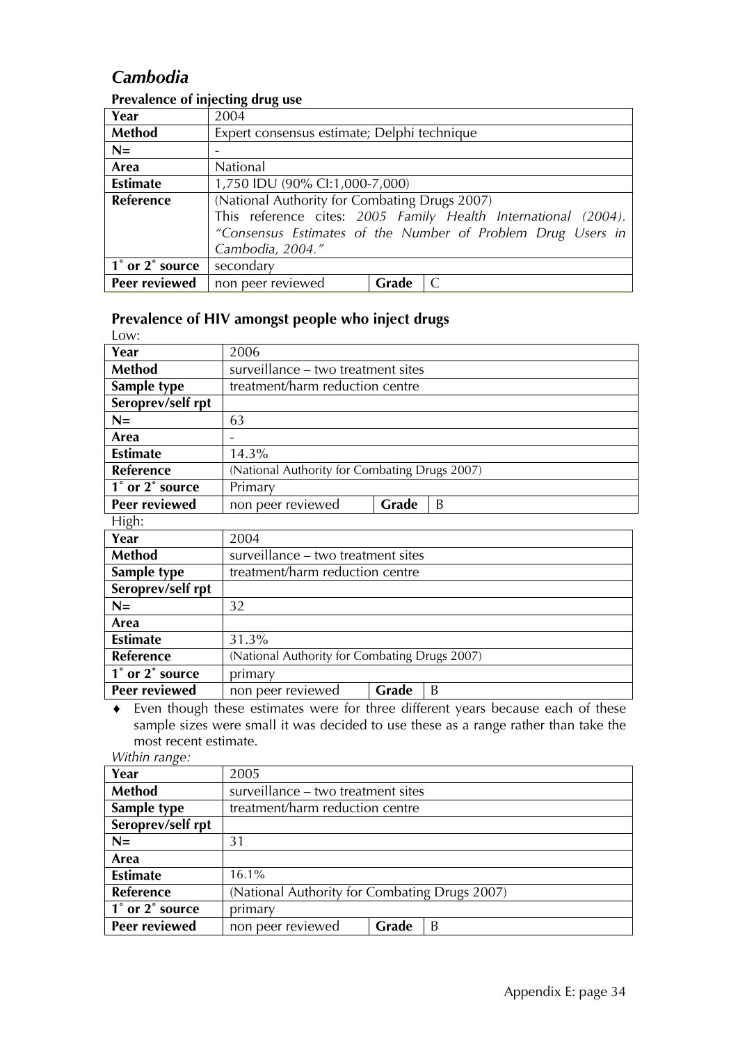## *Cambodia*

### Prevalence of injecting drug use

| Year | 2004 | | |
|---|---|---|---|
| **Method** | Expert consensus estimate; Delphi technique | | |
| **N=** | - | | |
| **Area** | National | | |
| **Estimate** | 1,750 IDU (90% CI:1,000-7,000) | | |
| **Reference** | (National Authority for Combating Drugs 2007) This reference cites: *2005 Family Health International (2004). "Consensus Estimates of the Number of Problem Drug Users in Cambodia, 2004."* | | |
| **1˚ or 2˚ source** | secondary | | |
| **Peer reviewed** | non peer reviewed | **Grade** | C |

### Prevalence of HIV amongst people who inject drugs

Low:

| Year | 2006 | | |
|---|---|---|---|
| **Method** | surveillance – two treatment sites | | |
| **Sample type** | treatment/harm reduction centre | | |
| **Seroprev/self rpt** | | | |
| **N=** | 63 | | |
| **Area** | - | | |
| **Estimate** | 14.3% | | |
| **Reference** | (National Authority for Combating Drugs 2007) | | |
| **1˚ or 2˚ source** | Primary | | |
| **Peer reviewed** | non peer reviewed | **Grade** | B |

High:

| Year | 2004 | | |
|---|---|---|---|
| **Method** | surveillance – two treatment sites | | |
| **Sample type** | treatment/harm reduction centre | | |
| **Seroprev/self rpt** | | | |
| **N=** | 32 | | |
| **Area** | | | |
| **Estimate** | 31.3% | | |
| **Reference** | (National Authority for Combating Drugs 2007) | | |
| **1˚ or 2˚ source** | primary | | |
| **Peer reviewed** | non peer reviewed | **Grade** | B |

- Even though these estimates were for three different years because each of these sample sizes were small it was decided to use these as a range rather than take the most recent estimate.

*Within range:*

| Year | 2005 | | |
|---|---|---|---|
| **Method** | surveillance – two treatment sites | | |
| **Sample type** | treatment/harm reduction centre | | |
| **Seroprev/self rpt** | | | |
| **N=** | 31 | | |
| **Area** | | | |
| **Estimate** | 16.1% | | |
| **Reference** | (National Authority for Combating Drugs 2007) | | |
| **1˚ or 2˚ source** | primary | | |
| **Peer reviewed** | non peer reviewed | **Grade** | B |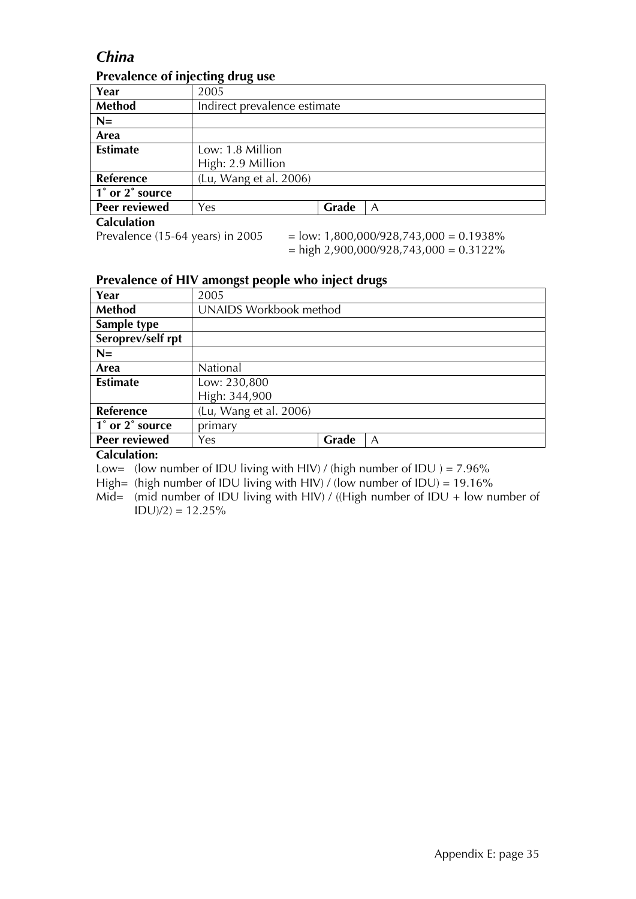## *China*

### Prevalence of injecting drug use

| Year | 2005 | | |
|---|---|---|---|
| **Method** | Indirect prevalence estimate | | |
| **N=** | | | |
| **Area** | | | |
| **Estimate** | Low: 1.8 Million<br>High: 2.9 Million | | |
| **Reference** | (Lu, Wang et al. 2006) | | |
| **1˚ or 2˚ source** | | | |
| **Peer reviewed** | Yes | **Grade** | A |

**Calculation**

Prevalence (15-64 years) in 2005 = low: 1,800,000/928,743,000 = 0.1938%
= high 2,900,000/928,743,000 = 0.3122%

### Prevalence of HIV amongst people who inject drugs

| Year | 2005 | | |
|---|---|---|---|
| **Method** | UNAIDS Workbook method | | |
| **Sample type** | | | |
| **Seroprev/self rpt** | | | |
| **N=** | | | |
| **Area** | National | | |
| **Estimate** | Low: 230,800<br>High: 344,900 | | |
| **Reference** | (Lu, Wang et al. 2006) | | |
| **1˚ or 2˚ source** | primary | | |
| **Peer reviewed** | Yes | **Grade** | A |

**Calculation:**

Low= (low number of IDU living with HIV) / (high number of IDU ) = 7.96%
High= (high number of IDU living with HIV) / (low number of IDU) = 19.16%
Mid= (mid number of IDU living with HIV) / ((High number of IDU + low number of IDU)/2) = 12.25%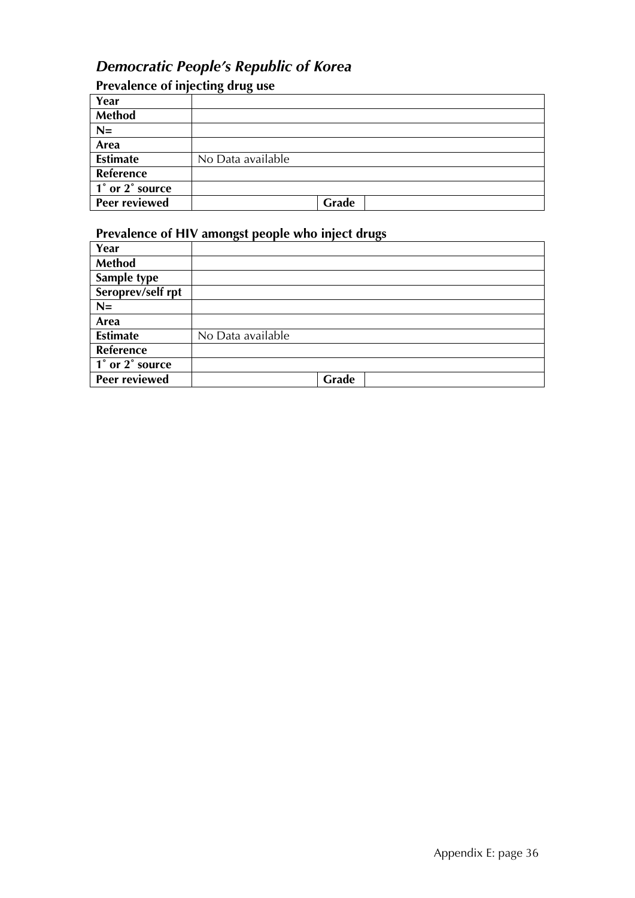## *Democratic People's Republic of Korea*

### Prevalence of injecting drug use

| | | | |
|---|---|---|---|
| **Year** | | | |
| **Method** | | | |
| **N=** | | | |
| **Area** | | | |
| **Estimate** | No Data available | | |
| **Reference** | | | |
| **1˚ or 2˚ source** | | | |
| **Peer reviewed** | | **Grade** | |

### Prevalence of HIV amongst people who inject drugs

| | | | |
|---|---|---|---|
| **Year** | | | |
| **Method** | | | |
| **Sample type** | | | |
| **Seroprev/self rpt** | | | |
| **N=** | | | |
| **Area** | | | |
| **Estimate** | No Data available | | |
| **Reference** | | | |
| **1˚ or 2˚ source** | | | |
| **Peer reviewed** | | **Grade** | |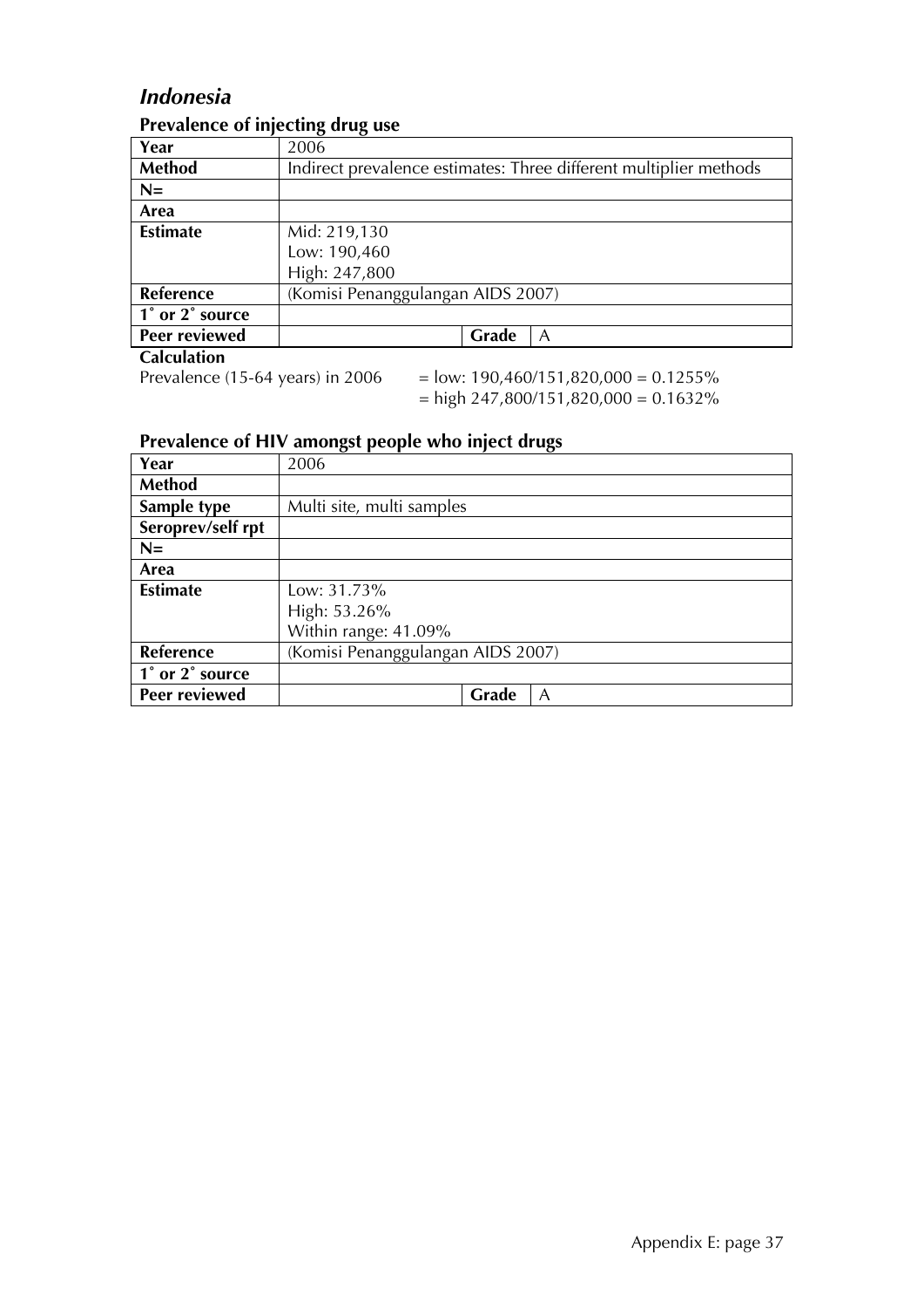# *Indonesia*

## Prevalence of injecting drug use

| Year | 2006 | | |
|---|---|---|---|
| **Method** | Indirect prevalence estimates: Three different multiplier methods | | |
| **N=** | | | |
| **Area** | | | |
| **Estimate** | Mid: 219,130<br>Low: 190,460<br>High: 247,800 | | |
| **Reference** | (Komisi Penanggulangan AIDS 2007) | | |
| **1˚ or 2˚ source** | | | |
| **Peer reviewed** | | **Grade** | A |

**Calculation**

Prevalence (15-64 years) in 2006 = low: 190,460/151,820,000 = 0.1255%
= high 247,800/151,820,000 = 0.1632%

## Prevalence of HIV amongst people who inject drugs

| Year | 2006 | | |
|---|---|---|---|
| **Method** | | | |
| **Sample type** | Multi site, multi samples | | |
| **Seroprev/self rpt** | | | |
| **N=** | | | |
| **Area** | | | |
| **Estimate** | Low: 31.73%<br>High: 53.26%<br>Within range: 41.09% | | |
| **Reference** | (Komisi Penanggulangan AIDS 2007) | | |
| **1˚ or 2˚ source** | | | |
| **Peer reviewed** | | **Grade** | A |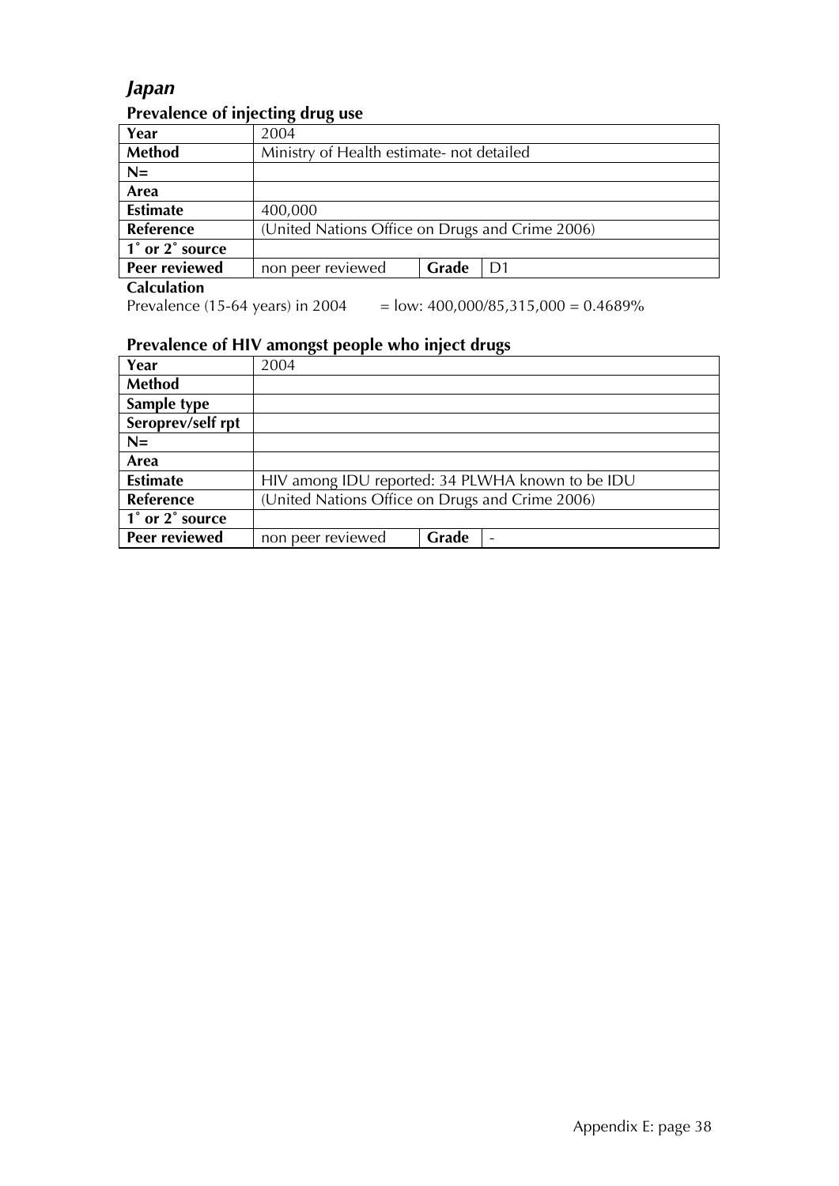## *Japan*

### Prevalence of injecting drug use

| Year | 2004 | | |
|---|---|---|---|
| **Method** | Ministry of Health estimate- not detailed | | |
| **N=** | | | |
| **Area** | | | |
| **Estimate** | 400,000 | | |
| **Reference** | (United Nations Office on Drugs and Crime 2006) | | |
| **1˚ or 2˚ source** | | | |
| **Peer reviewed** | non peer reviewed | **Grade** | D1 |

**Calculation**

Prevalence (15-64 years) in 2004 = low: 400,000/85,315,000 = 0.4689%

### Prevalence of HIV amongst people who inject drugs

| Year | 2004 | | |
|---|---|---|---|
| **Method** | | | |
| **Sample type** | | | |
| **Seroprev/self rpt** | | | |
| **N=** | | | |
| **Area** | | | |
| **Estimate** | HIV among IDU reported: 34 PLWHA known to be IDU | | |
| **Reference** | (United Nations Office on Drugs and Crime 2006) | | |
| **1˚ or 2˚ source** | | | |
| **Peer reviewed** | non peer reviewed | **Grade** | - |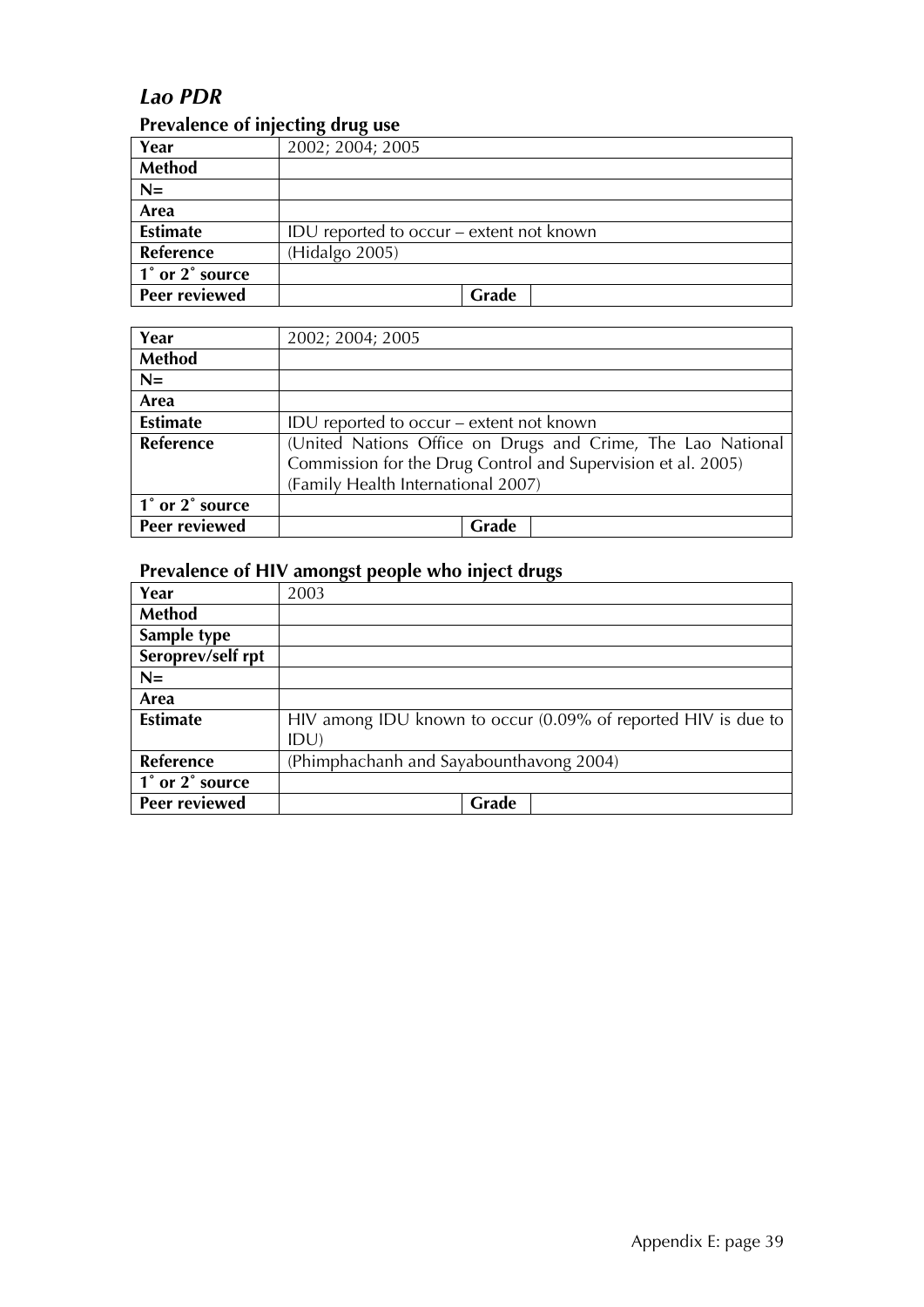## *Lao PDR*

### Prevalence of injecting drug use

| Year | 2002; 2004; 2005 | | |
|---|---|---|---|
| Method | | | |
| N= | | | |
| Area | | | |
| Estimate | IDU reported to occur – extent not known | | |
| Reference | (Hidalgo 2005) | | |
| 1˚ or 2˚ source | | | |
| Peer reviewed | | Grade | |

| Year | 2002; 2004; 2005 | | |
|---|---|---|---|
| Method | | | |
| N= | | | |
| Area | | | |
| Estimate | IDU reported to occur – extent not known | | |
| Reference | (United Nations Office on Drugs and Crime, The Lao National Commission for the Drug Control and Supervision et al. 2005) (Family Health International 2007) | | |
| 1˚ or 2˚ source | | | |
| Peer reviewed | | Grade | |

### Prevalence of HIV amongst people who inject drugs

| Year | 2003 | | |
|---|---|---|---|
| Method | | | |
| Sample type | | | |
| Seroprev/self rpt | | | |
| N= | | | |
| Area | | | |
| Estimate | HIV among IDU known to occur (0.09% of reported HIV is due to IDU) | | |
| Reference | (Phimphachanh and Sayabounthavong 2004) | | |
| 1˚ or 2˚ source | | | |
| Peer reviewed | | Grade | |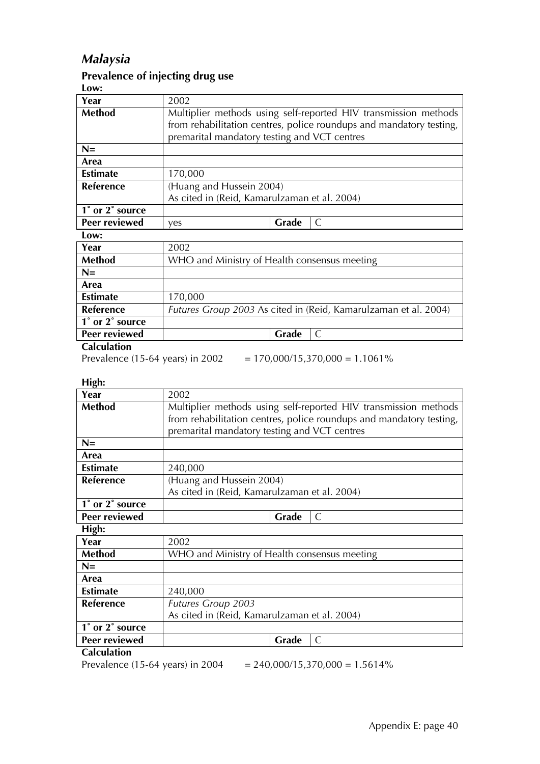## *Malaysia*

### Prevalence of injecting drug use

**Low:**

| **Year** | 2002 | | |
|---|---|---|---|
| **Method** | Multiplier methods using self-reported HIV transmission methods from rehabilitation centres, police roundups and mandatory testing, premarital mandatory testing and VCT centres | | |
| **N=** | | | |
| **Area** | | | |
| **Estimate** | 170,000 | | |
| **Reference** | (Huang and Hussein 2004) As cited in (Reid, Kamarulzaman et al. 2004) | | |
| **1˚ or 2˚ source** | | | |
| **Peer reviewed** | yes | **Grade** | C |

**Low:**

| **Year** | 2002 | | |
|---|---|---|---|
| **Method** | WHO and Ministry of Health consensus meeting | | |
| **N=** | | | |
| **Area** | | | |
| **Estimate** | 170,000 | | |
| **Reference** | *Futures Group 2003* As cited in (Reid, Kamarulzaman et al. 2004) | | |
| **1˚ or 2˚ source** | | | |
| **Peer reviewed** | | **Grade** | C |

**Calculation**

Prevalence (15-64 years) in 2002 = 170,000/15,370,000 = 1.1061%

**High:**

| **Year** | 2002 | | |
|---|---|---|---|
| **Method** | Multiplier methods using self-reported HIV transmission methods from rehabilitation centres, police roundups and mandatory testing, premarital mandatory testing and VCT centres | | |
| **N=** | | | |
| **Area** | | | |
| **Estimate** | 240,000 | | |
| **Reference** | (Huang and Hussein 2004) As cited in (Reid, Kamarulzaman et al. 2004) | | |
| **1˚ or 2˚ source** | | | |
| **Peer reviewed** | | **Grade** | C |

**High:**

| **Year** | 2002 | | |
|---|---|---|---|
| **Method** | WHO and Ministry of Health consensus meeting | | |
| **N=** | | | |
| **Area** | | | |
| **Estimate** | 240,000 | | |
| **Reference** | *Futures Group 2003* As cited in (Reid, Kamarulzaman et al. 2004) | | |
| **1˚ or 2˚ source** | | | |
| **Peer reviewed** | | **Grade** | C |

**Calculation**

Prevalence (15-64 years) in 2004 = 240,000/15,370,000 = 1.5614%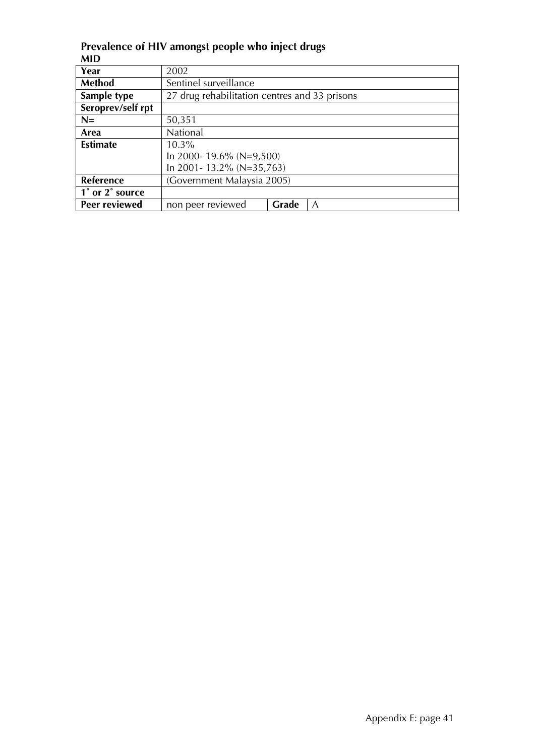**Prevalence of HIV amongst people who inject drugs**

**MID**

| | | | |
|---|---|---|---|
| **Year** | 2002 | | |
| **Method** | Sentinel surveillance | | |
| **Sample type** | 27 drug rehabilitation centres and 33 prisons | | |
| **Seroprev/self rpt** | | | |
| **N=** | 50,351 | | |
| **Area** | National | | |
| **Estimate** | 10.3%<br>In 2000- 19.6% (N=9,500)<br>In 2001- 13.2% (N=35,763) | | |
| **Reference** | (Government Malaysia 2005) | | |
| **1˚ or 2˚ source** | | | |
| **Peer reviewed** | non peer reviewed | **Grade** | A |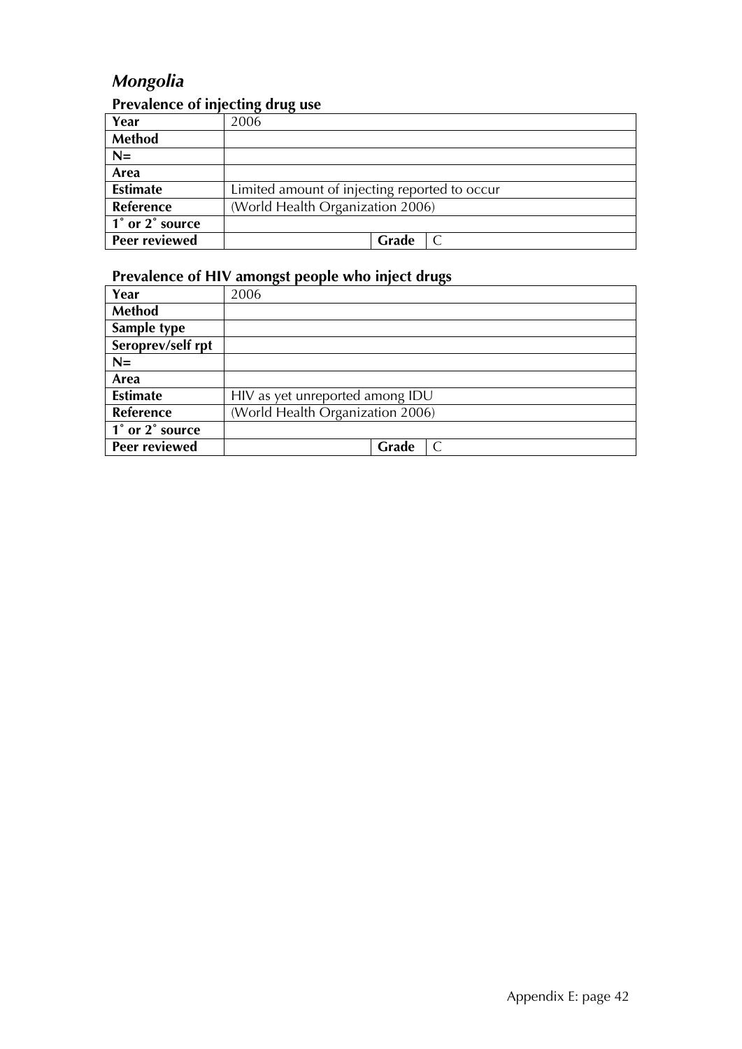## *Mongolia*

### Prevalence of injecting drug use

| Year | 2006 | | |
|---|---|---|---|
| **Method** | | | |
| **N=** | | | |
| **Area** | | | |
| **Estimate** | Limited amount of injecting reported to occur | | |
| **Reference** | (World Health Organization 2006) | | |
| **1˚ or 2˚ source** | | | |
| **Peer reviewed** | | **Grade** | C |

### Prevalence of HIV amongst people who inject drugs

| Year | 2006 | | |
|---|---|---|---|
| **Method** | | | |
| **Sample type** | | | |
| **Seroprev/self rpt** | | | |
| **N=** | | | |
| **Area** | | | |
| **Estimate** | HIV as yet unreported among IDU | | |
| **Reference** | (World Health Organization 2006) | | |
| **1˚ or 2˚ source** | | | |
| **Peer reviewed** | | **Grade** | C |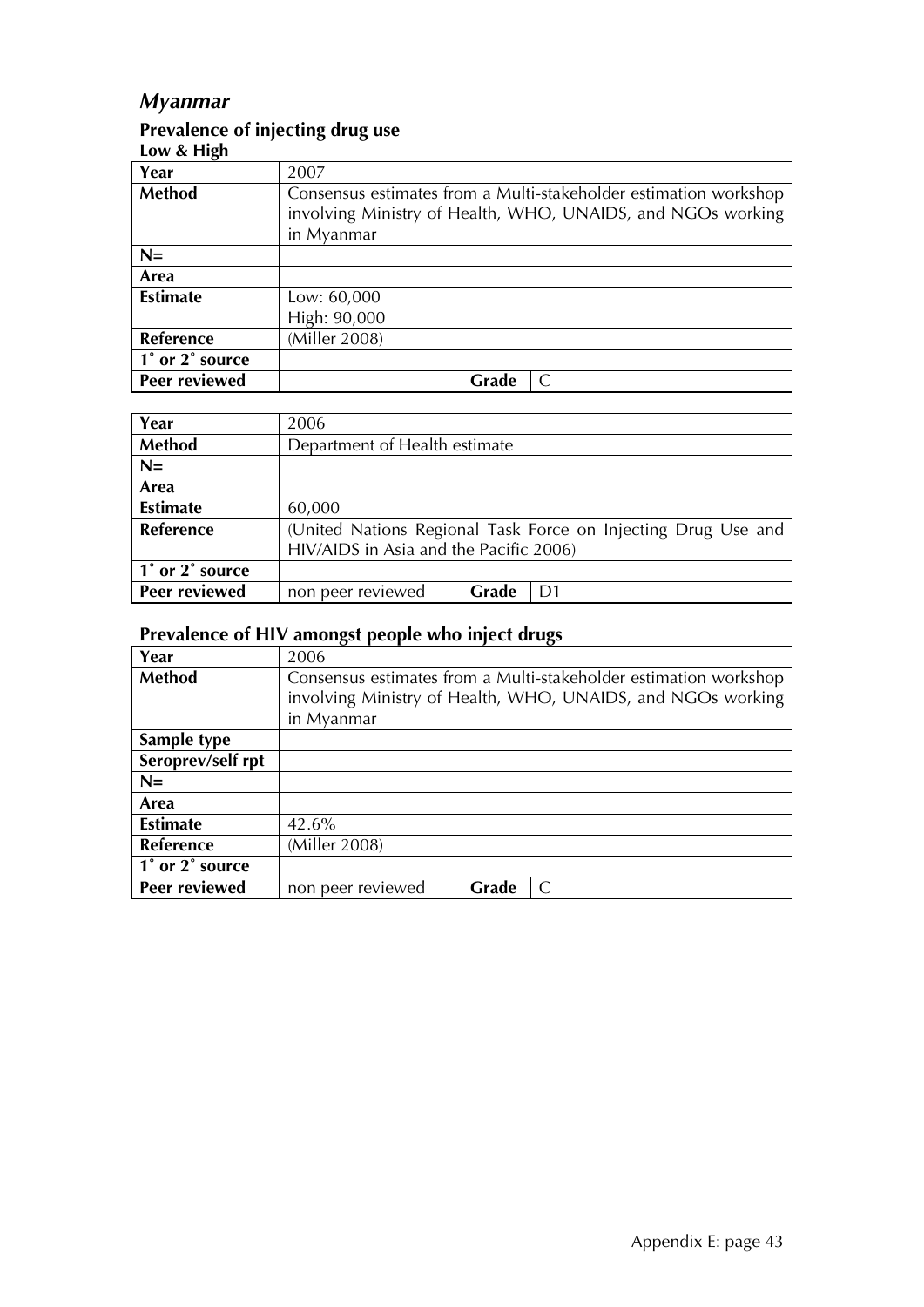## *Myanmar*

### Prevalence of injecting drug use

**Low & High**

| **Year** | 2007 | | |
|---|---|---|---|
| **Method** | Consensus estimates from a Multi-stakeholder estimation workshop involving Ministry of Health, WHO, UNAIDS, and NGOs working in Myanmar | | |
| **N=** | | | |
| **Area** | | | |
| **Estimate** | Low: 60,000<br>High: 90,000 | | |
| **Reference** | (Miller 2008) | | |
| **1˚ or 2˚ source** | | | |
| **Peer reviewed** | | **Grade** | C |

| **Year** | 2006 | | |
|---|---|---|---|
| **Method** | Department of Health estimate | | |
| **N=** | | | |
| **Area** | | | |
| **Estimate** | 60,000 | | |
| **Reference** | (United Nations Regional Task Force on Injecting Drug Use and HIV/AIDS in Asia and the Pacific 2006) | | |
| **1˚ or 2˚ source** | | | |
| **Peer reviewed** | non peer reviewed | **Grade** | D1 |

### Prevalence of HIV amongst people who inject drugs

| **Year** | 2006 | | |
|---|---|---|---|
| **Method** | Consensus estimates from a Multi-stakeholder estimation workshop involving Ministry of Health, WHO, UNAIDS, and NGOs working in Myanmar | | |
| **Sample type** | | | |
| **Seroprev/self rpt** | | | |
| **N=** | | | |
| **Area** | | | |
| **Estimate** | 42.6% | | |
| **Reference** | (Miller 2008) | | |
| **1˚ or 2˚ source** | | | |
| **Peer reviewed** | non peer reviewed | **Grade** | C |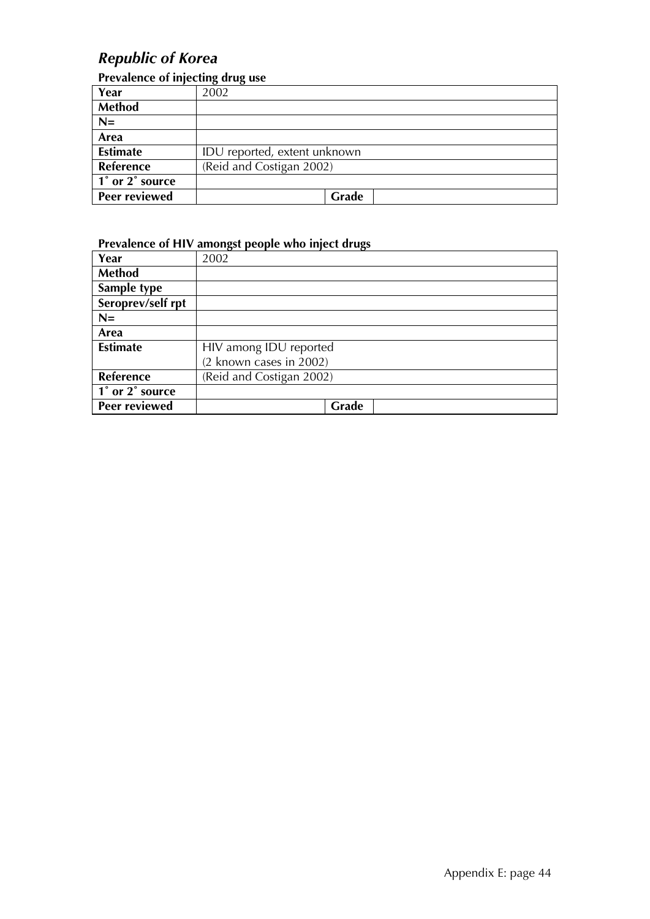## *Republic of Korea*

### Prevalence of injecting drug use

| Year | 2002 | | |
|---|---|---|---|
| **Method** | | | |
| **N=** | | | |
| **Area** | | | |
| **Estimate** | IDU reported, extent unknown | | |
| **Reference** | (Reid and Costigan 2002) | | |
| **1˚ or 2˚ source** | | | |
| **Peer reviewed** | | **Grade** | |

### Prevalence of HIV amongst people who inject drugs

| Year | 2002 | | |
|---|---|---|---|
| **Method** | | | |
| **Sample type** | | | |
| **Seroprev/self rpt** | | | |
| **N=** | | | |
| **Area** | | | |
| **Estimate** | HIV among IDU reported<br>(2 known cases in 2002) | | |
| **Reference** | (Reid and Costigan 2002) | | |
| **1˚ or 2˚ source** | | | |
| **Peer reviewed** | | **Grade** | |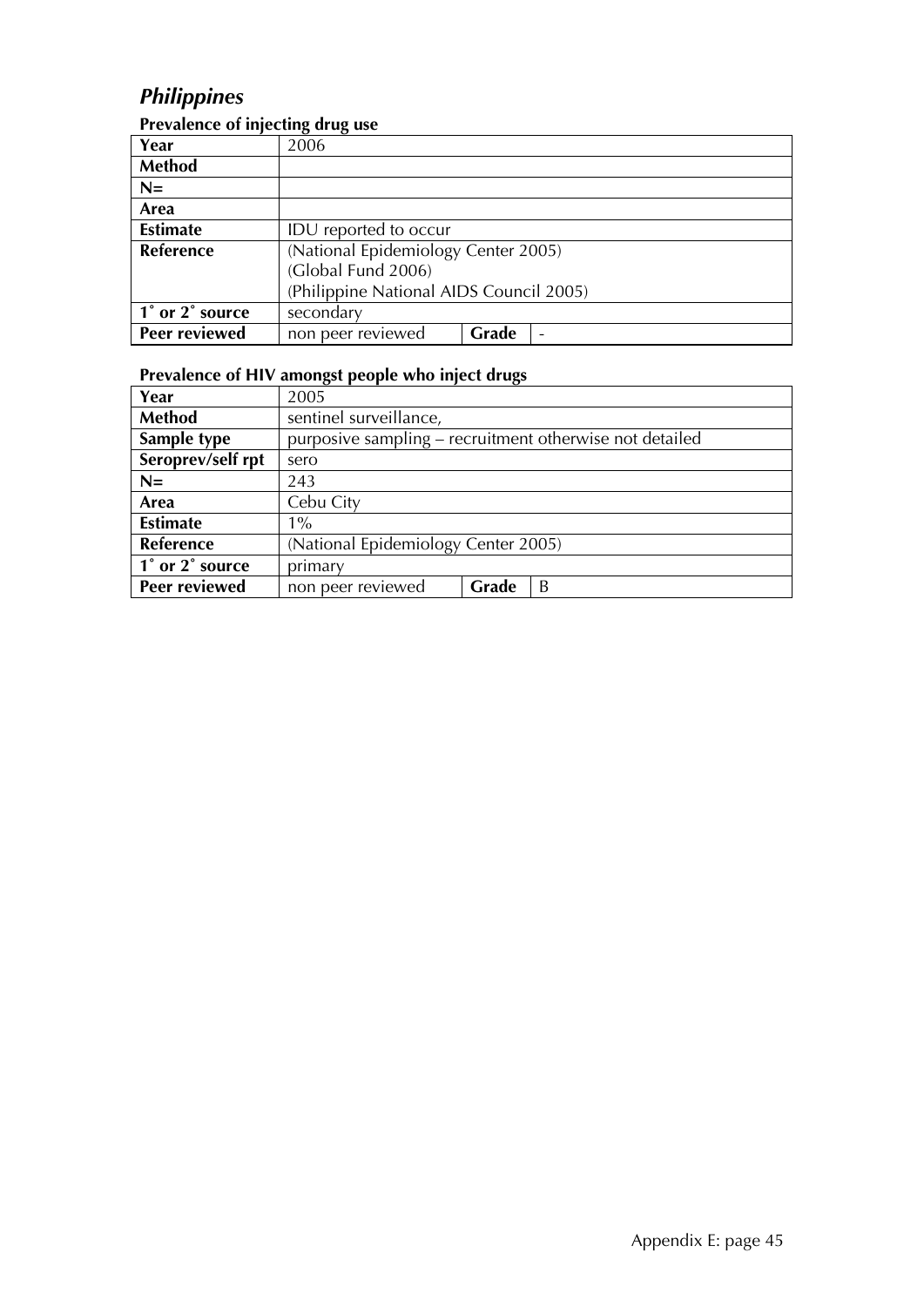## *Philippines*

### Prevalence of injecting drug use

| Year | 2006 | | |
|---|---|---|---|
| **Method** | | | |
| **N=** | | | |
| **Area** | | | |
| **Estimate** | IDU reported to occur | | |
| **Reference** | (National Epidemiology Center 2005)<br>(Global Fund 2006)<br>(Philippine National AIDS Council 2005) | | |
| **1˚ or 2˚ source** | secondary | | |
| **Peer reviewed** | non peer reviewed | **Grade** | - |

### Prevalence of HIV amongst people who inject drugs

| Year | 2005 | | |
|---|---|---|---|
| **Method** | sentinel surveillance, | | |
| **Sample type** | purposive sampling – recruitment otherwise not detailed | | |
| **Seroprev/self rpt** | sero | | |
| **N=** | 243 | | |
| **Area** | Cebu City | | |
| **Estimate** | 1% | | |
| **Reference** | (National Epidemiology Center 2005) | | |
| **1˚ or 2˚ source** | primary | | |
| **Peer reviewed** | non peer reviewed | **Grade** | B |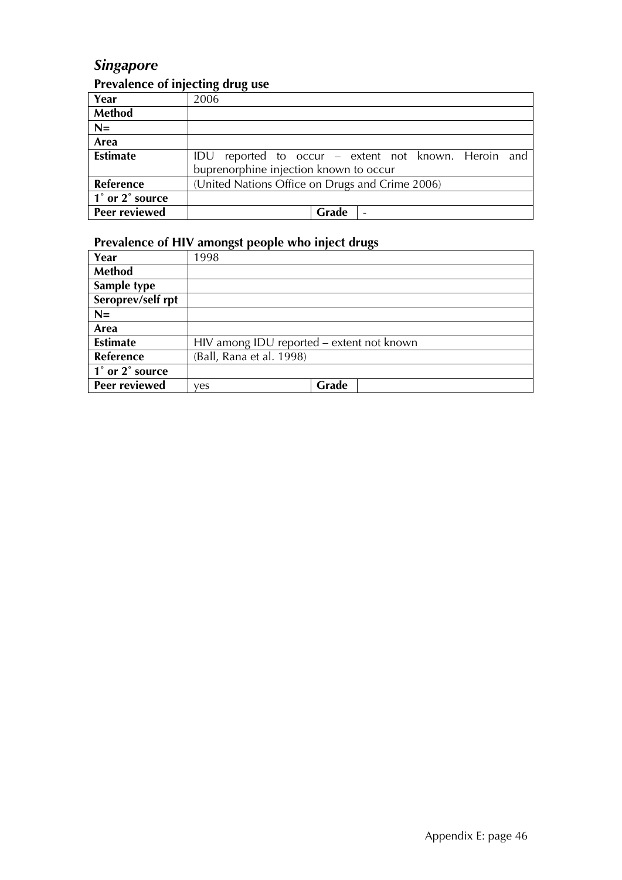## *Singapore*

### Prevalence of injecting drug use

| Year | 2006 | | |
|---|---|---|---|
| **Method** | | | |
| **N=** | | | |
| **Area** | | | |
| **Estimate** | IDU reported to occur – extent not known. Heroin and buprenorphine injection known to occur | | |
| **Reference** | (United Nations Office on Drugs and Crime 2006) | | |
| **1˚ or 2˚ source** | | | |
| **Peer reviewed** | | **Grade** | - |

### Prevalence of HIV amongst people who inject drugs

| Year | 1998 | | |
|---|---|---|---|
| **Method** | | | |
| **Sample type** | | | |
| **Seroprev/self rpt** | | | |
| **N=** | | | |
| **Area** | | | |
| **Estimate** | HIV among IDU reported – extent not known | | |
| **Reference** | (Ball, Rana et al. 1998) | | |
| **1˚ or 2˚ source** | | | |
| **Peer reviewed** | yes | **Grade** | |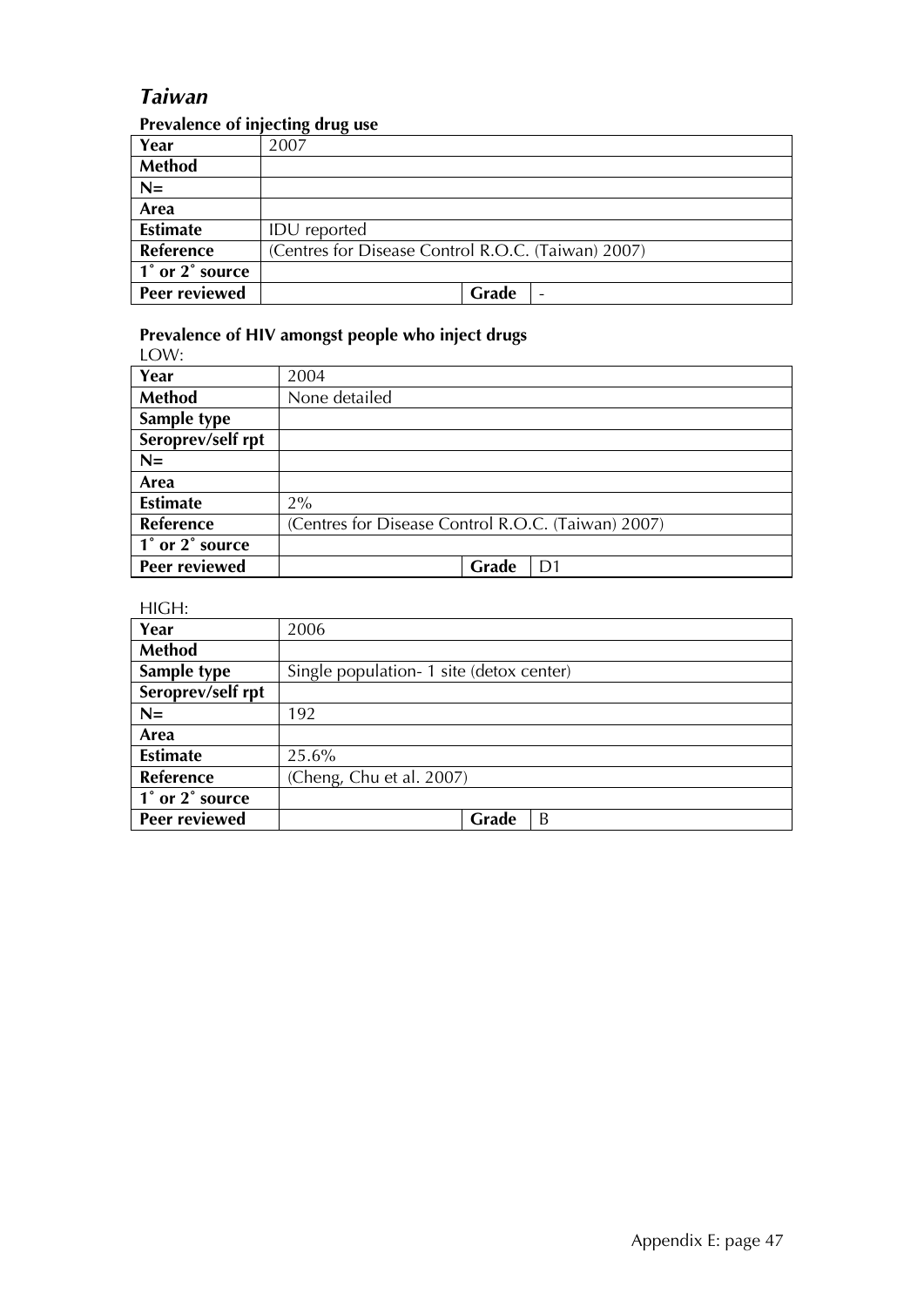# *Taiwan*

### Prevalence of injecting drug use

| **Year** | 2007 | | |
|---|---|---|---|
| **Method** | | | |
| **N=** | | | |
| **Area** | | | |
| **Estimate** | IDU reported | | |
| **Reference** | (Centres for Disease Control R.O.C. (Taiwan) 2007) | | |
| **1˚ or 2˚ source** | | | |
| **Peer reviewed** | | **Grade** | - |

### Prevalence of HIV amongst people who inject drugs

LOW:

| **Year** | 2004 | | |
|---|---|---|---|
| **Method** | None detailed | | |
| **Sample type** | | | |
| **Seroprev/self rpt** | | | |
| **N=** | | | |
| **Area** | | | |
| **Estimate** | 2% | | |
| **Reference** | (Centres for Disease Control R.O.C. (Taiwan) 2007) | | |
| **1˚ or 2˚ source** | | | |
| **Peer reviewed** | | **Grade** | D1 |

HIGH:

| **Year** | 2006 | | |
|---|---|---|---|
| **Method** | | | |
| **Sample type** | Single population- 1 site (detox center) | | |
| **Seroprev/self rpt** | | | |
| **N=** | 192 | | |
| **Area** | | | |
| **Estimate** | 25.6% | | |
| **Reference** | (Cheng, Chu et al. 2007) | | |
| **1˚ or 2˚ source** | | | |
| **Peer reviewed** | | **Grade** | B |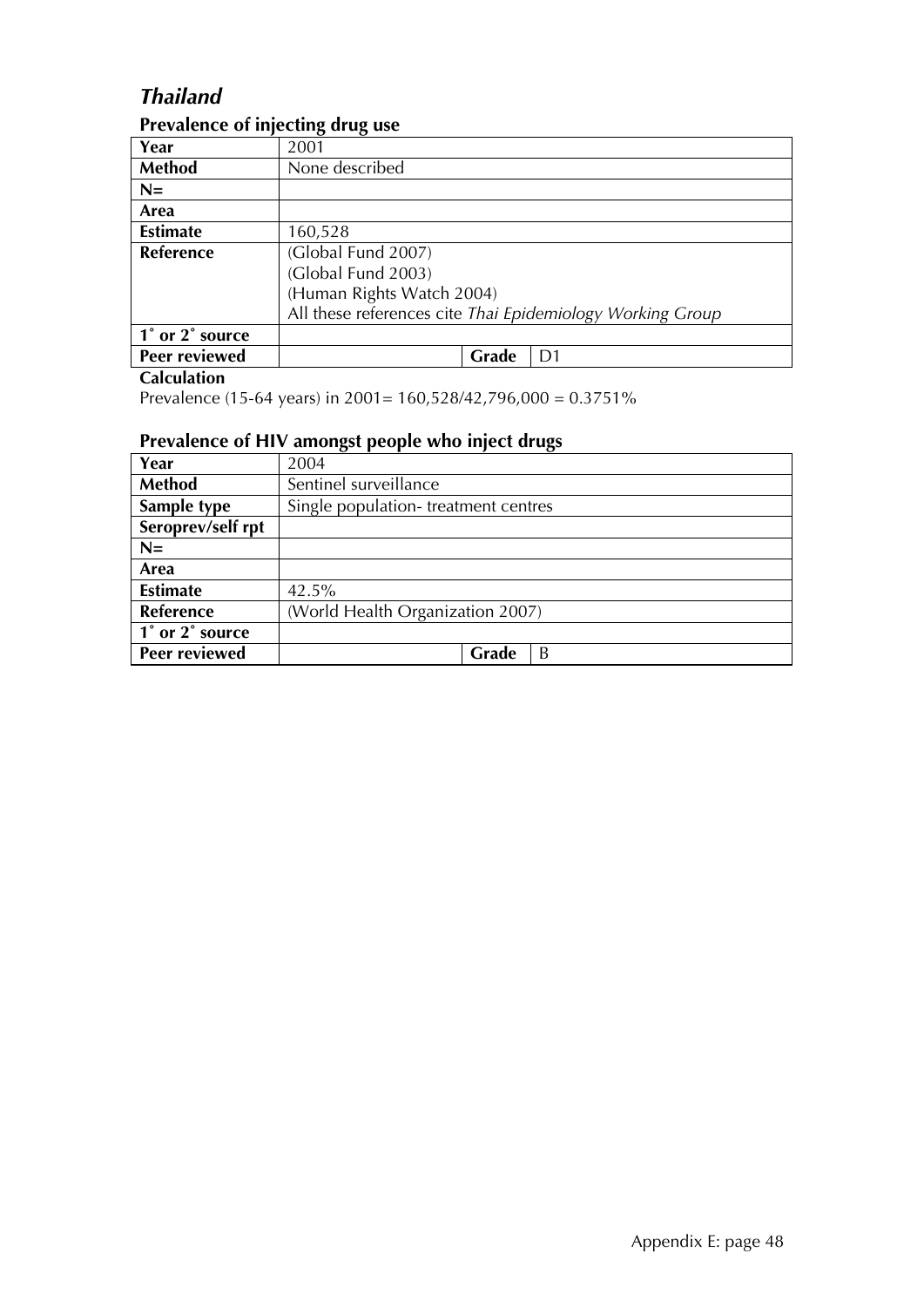## *Thailand*

### Prevalence of injecting drug use

| **Year** | 2001 | | |
|---|---|---|---|
| **Method** | None described | | |
| **N=** | | | |
| **Area** | | | |
| **Estimate** | 160,528 | | |
| **Reference** | (Global Fund 2007)<br>(Global Fund 2003)<br>(Human Rights Watch 2004)<br>All these references cite *Thai Epidemiology Working Group* | | |
| **1˚ or 2˚ source** | | | |
| **Peer reviewed** | | **Grade** | D1 |

**Calculation**

Prevalence (15-64 years) in 2001= 160,528/42,796,000 = 0.3751%

### Prevalence of HIV amongst people who inject drugs

| **Year** | 2004 | | |
|---|---|---|---|
| **Method** | Sentinel surveillance | | |
| **Sample type** | Single population- treatment centres | | |
| **Seroprev/self rpt** | | | |
| **N=** | | | |
| **Area** | | | |
| **Estimate** | 42.5% | | |
| **Reference** | (World Health Organization 2007) | | |
| **1˚ or 2˚ source** | | | |
| **Peer reviewed** | | **Grade** | B |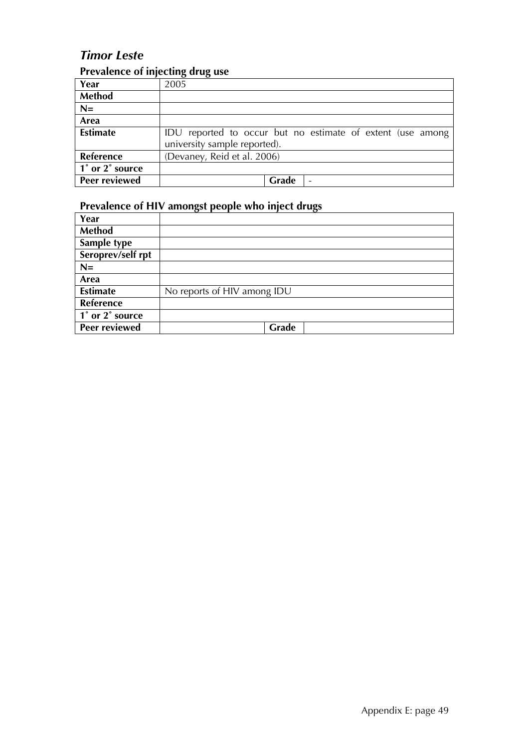# *Timor Leste*

## Prevalence of injecting drug use

| | | | |
|---|---|---|---|
| **Year** | 2005 | | |
| **Method** | | | |
| **N=** | | | |
| **Area** | | | |
| **Estimate** | IDU reported to occur but no estimate of extent (use among university sample reported). | | |
| **Reference** | (Devaney, Reid et al. 2006) | | |
| **1˚ or 2˚ source** | | | |
| **Peer reviewed** | | **Grade** | - |

## Prevalence of HIV amongst people who inject drugs

| | | | |
|---|---|---|---|
| **Year** | | | |
| **Method** | | | |
| **Sample type** | | | |
| **Seroprev/self rpt** | | | |
| **N=** | | | |
| **Area** | | | |
| **Estimate** | No reports of HIV among IDU | | |
| **Reference** | | | |
| **1˚ or 2˚ source** | | | |
| **Peer reviewed** | | **Grade** | |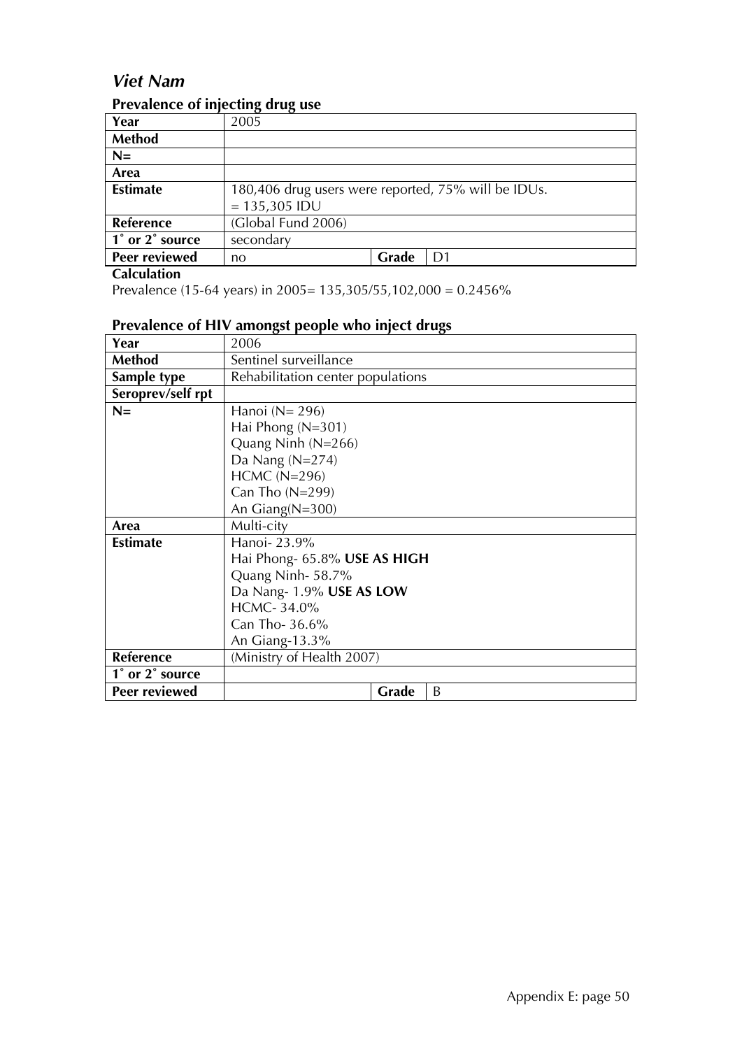## *Viet Nam*

### Prevalence of injecting drug use

| Year | 2005 | | |
|---|---|---|---|
| **Method** | | | |
| **N=** | | | |
| **Area** | | | |
| **Estimate** | 180,406 drug users were reported, 75% will be IDUs.<br>= 135,305 IDU | | |
| **Reference** | (Global Fund 2006) | | |
| **1˚ or 2˚ source** | secondary | | |
| **Peer reviewed** | no | **Grade** | D1 |

**Calculation**

Prevalence (15-64 years) in 2005= 135,305/55,102,000 = 0.2456%

### Prevalence of HIV amongst people who inject drugs

| Year | 2006 | | |
|---|---|---|---|
| **Method** | Sentinel surveillance | | |
| **Sample type** | Rehabilitation center populations | | |
| **Seroprev/self rpt** | | | |
| **N=** | Hanoi (N= 296)<br>Hai Phong (N=301)<br>Quang Ninh (N=266)<br>Da Nang (N=274)<br>HCMC (N=296)<br>Can Tho (N=299)<br>An Giang(N=300) | | |
| **Area** | Multi-city | | |
| **Estimate** | Hanoi- 23.9%<br>Hai Phong- 65.8% **USE AS HIGH**<br>Quang Ninh- 58.7%<br>Da Nang- 1.9% **USE AS LOW**<br>HCMC- 34.0%<br>Can Tho- 36.6%<br>An Giang-13.3% | | |
| **Reference** | (Ministry of Health 2007) | | |
| **1˚ or 2˚ source** | | | |
| **Peer reviewed** | | **Grade** | B |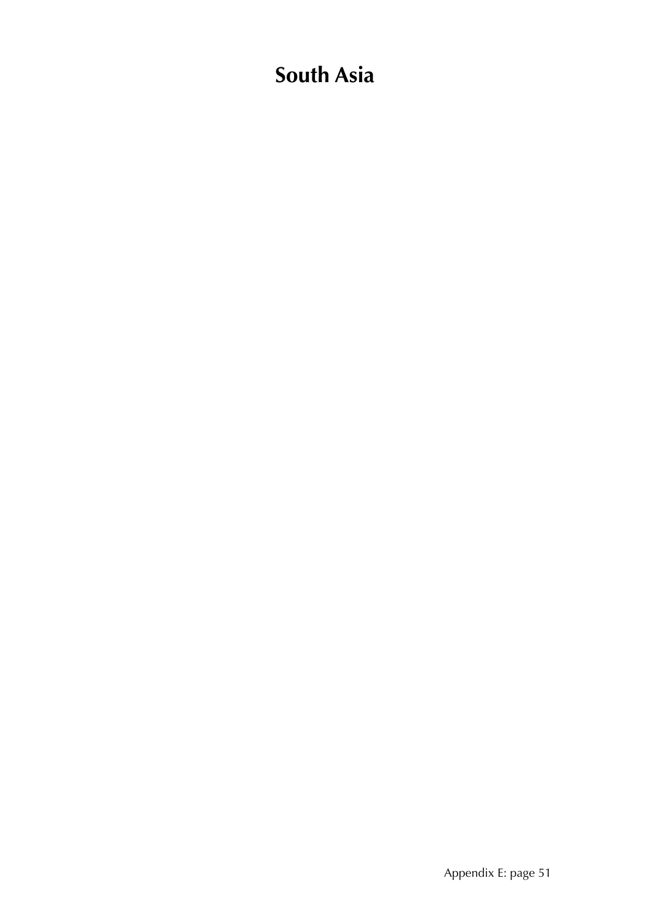# South Asia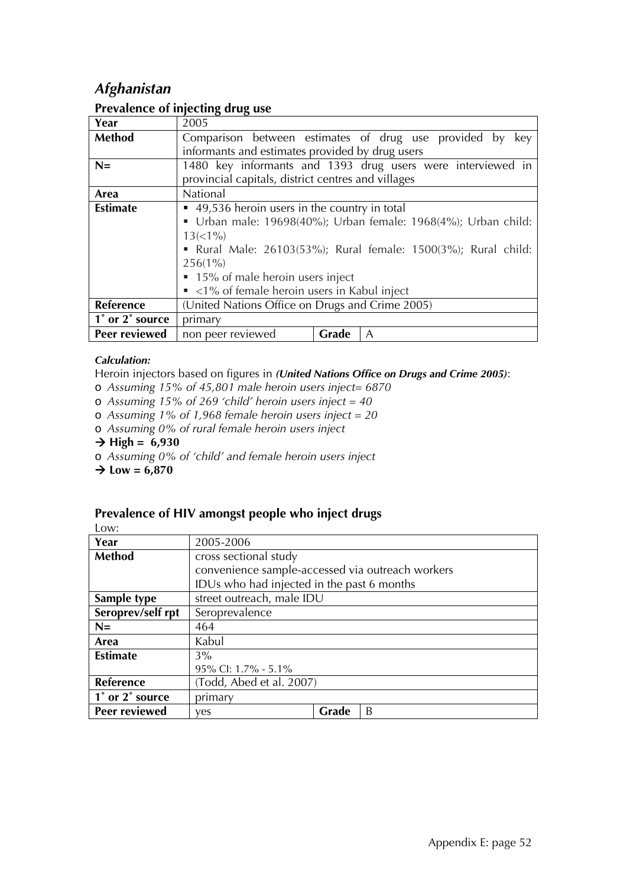# *Afghanistan*

## Prevalence of injecting drug use

| Year | 2005 | | |
|---|---|---|---|
| **Method** | Comparison between estimates of drug use provided by key informants and estimates provided by drug users | | |
| **N=** | 1480 key informants and 1393 drug users were interviewed in provincial capitals, district centres and villages | | |
| **Area** | National | | |
| **Estimate** | ▪ 49,536 heroin users in the country in total<br>▪ Urban male: 19698(40%); Urban female: 1968(4%); Urban child: 13(<1%)<br>▪ Rural Male: 26103(53%); Rural female: 1500(3%); Rural child: 256(1%)<br>▪ 15% of male heroin users inject<br>▪ <1% of female heroin users in Kabul inject | | |
| **Reference** | (United Nations Office on Drugs and Crime 2005) | | |
| **1˚ or 2˚ source** | primary | | |
| **Peer reviewed** | non peer reviewed | **Grade** | A |

***Calculation:***

Heroin injectors based on figures in ***(United Nations Office on Drugs and Crime 2005)***:

- *Assuming 15% of 45,801 male heroin users inject= 6870*
- *Assuming 15% of 269 'child' heroin users inject = 40*
- *Assuming 1% of 1,968 female heroin users inject = 20*
- *Assuming 0% of rural female heroin users inject*

→ **High = 6,930**

- *Assuming 0% of 'child' and female heroin users inject*

→ **Low = 6,870**

## Prevalence of HIV amongst people who inject drugs

Low:

| Year | 2005-2006 | | |
|---|---|---|---|
| **Method** | cross sectional study<br>convenience sample-accessed via outreach workers<br>IDUs who had injected in the past 6 months | | |
| **Sample type** | street outreach, male IDU | | |
| **Seroprev/self rpt** | Seroprevalence | | |
| **N=** | 464 | | |
| **Area** | Kabul | | |
| **Estimate** | 3%<br>95% CI: 1.7% - 5.1% | | |
| **Reference** | (Todd, Abed et al. 2007) | | |
| **1˚ or 2˚ source** | primary | | |
| **Peer reviewed** | yes | **Grade** | B |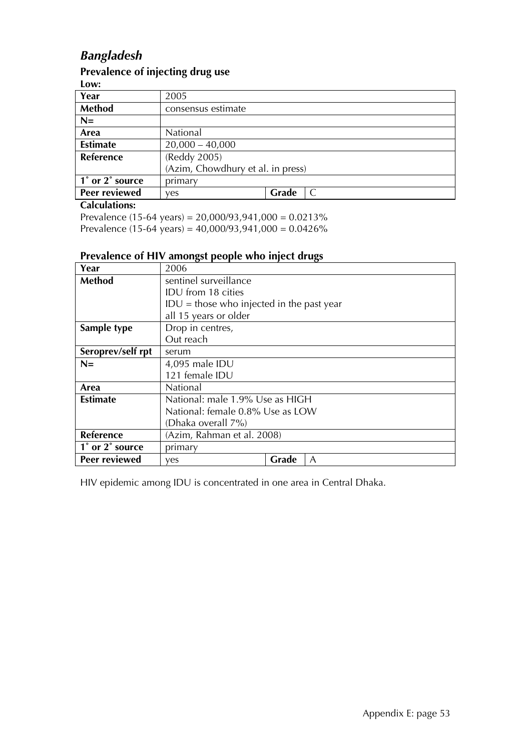## *Bangladesh*

### Prevalence of injecting drug use

**Low:**

| **Year** | 2005 | | |
|---|---|---|---|
| **Method** | consensus estimate | | |
| **N=** | | | |
| **Area** | National | | |
| **Estimate** | 20,000 – 40,000 | | |
| **Reference** | (Reddy 2005)<br>(Azim, Chowdhury et al. in press) | | |
| **1˚ or 2˚ source** | primary | | |
| **Peer reviewed** | yes | **Grade** | C |

**Calculations:**

Prevalence (15-64 years) = 20,000/93,941,000 = 0.0213%
Prevalence (15-64 years) = 40,000/93,941,000 = 0.0426%

### Prevalence of HIV amongst people who inject drugs

| **Year** | 2006 | | |
|---|---|---|---|
| **Method** | sentinel surveillance<br>IDU from 18 cities<br>IDU = those who injected in the past year<br>all 15 years or older | | |
| **Sample type** | Drop in centres,<br>Out reach | | |
| **Seroprev/self rpt** | serum | | |
| **N=** | 4,095 male IDU<br>121 female IDU | | |
| **Area** | National | | |
| **Estimate** | National: male 1.9% Use as HIGH<br>National: female 0.8% Use as LOW<br>(Dhaka overall 7%) | | |
| **Reference** | (Azim, Rahman et al. 2008) | | |
| **1˚ or 2˚ source** | primary | | |
| **Peer reviewed** | yes | **Grade** | A |

HIV epidemic among IDU is concentrated in one area in Central Dhaka.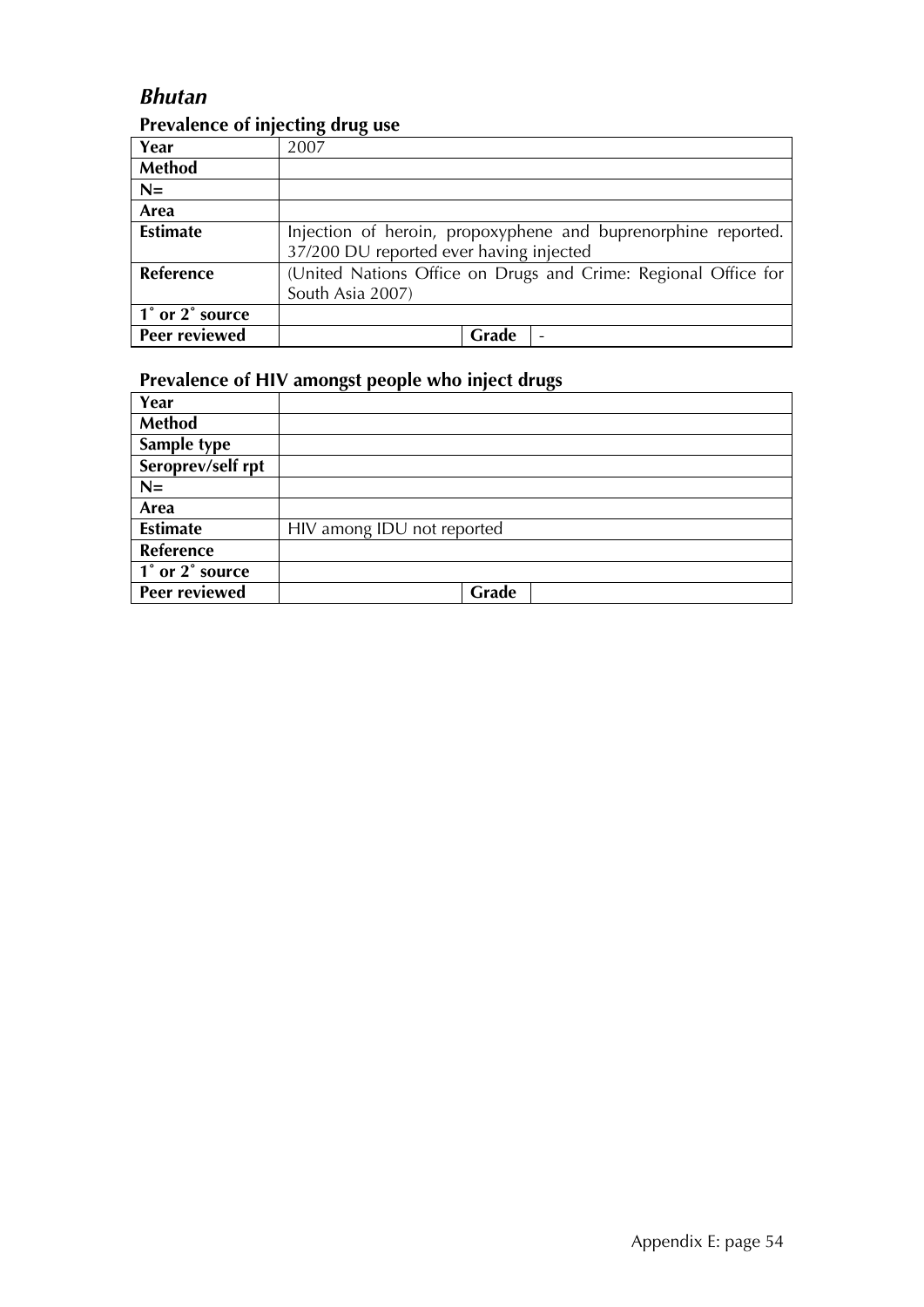# *Bhutan*

## Prevalence of injecting drug use

| Year | 2007 | | |
|---|---|---|---|
| **Method** | | | |
| **N=** | | | |
| **Area** | | | |
| **Estimate** | Injection of heroin, propoxyphene and buprenorphine reported. 37/200 DU reported ever having injected | | |
| **Reference** | (United Nations Office on Drugs and Crime: Regional Office for South Asia 2007) | | |
| **1˚ or 2˚ source** | | | |
| **Peer reviewed** | | **Grade** | - |

## Prevalence of HIV amongst people who inject drugs

| Year | | | |
|---|---|---|---|
| **Method** | | | |
| **Sample type** | | | |
| **Seroprev/self rpt** | | | |
| **N=** | | | |
| **Area** | | | |
| **Estimate** | HIV among IDU not reported | | |
| **Reference** | | | |
| **1˚ or 2˚ source** | | | |
| **Peer reviewed** | | **Grade** | |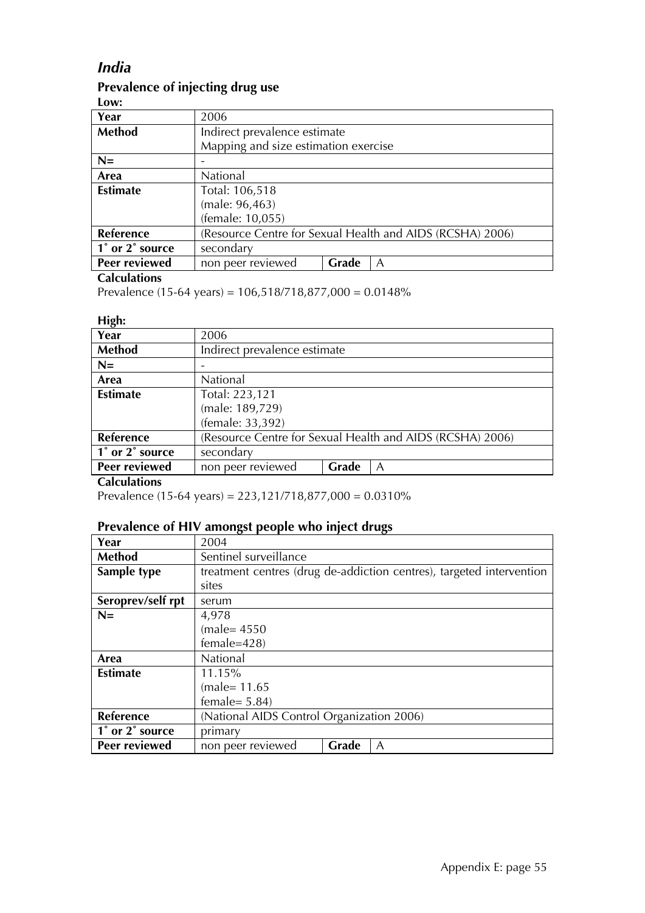## *India*

### Prevalence of injecting drug use

**Low:**

| **Year** | 2006 | | |
|---|---|---|---|
| **Method** | Indirect prevalence estimate<br>Mapping and size estimation exercise | | |
| **N=** | - | | |
| **Area** | National | | |
| **Estimate** | Total: 106,518<br>(male: 96,463)<br>(female: 10,055) | | |
| **Reference** | (Resource Centre for Sexual Health and AIDS (RCSHA) 2006) | | |
| **1˚ or 2˚ source** | secondary | | |
| **Peer reviewed** | non peer reviewed | **Grade** | A |

**Calculations**

Prevalence (15-64 years) = 106,518/718,877,000 = 0.0148%

**High:**

| **Year** | 2006 | | |
|---|---|---|---|
| **Method** | Indirect prevalence estimate | | |
| **N=** | - | | |
| **Area** | National | | |
| **Estimate** | Total: 223,121<br>(male: 189,729)<br>(female: 33,392) | | |
| **Reference** | (Resource Centre for Sexual Health and AIDS (RCSHA) 2006) | | |
| **1˚ or 2˚ source** | secondary | | |
| **Peer reviewed** | non peer reviewed | **Grade** | A |

**Calculations**

Prevalence (15-64 years) = 223,121/718,877,000 = 0.0310%

### Prevalence of HIV amongst people who inject drugs

| **Year** | 2004 | | |
|---|---|---|---|
| **Method** | Sentinel surveillance | | |
| **Sample type** | treatment centres (drug de-addiction centres), targeted intervention sites | | |
| **Seroprev/self rpt** | serum | | |
| **N=** | 4,978<br>(male= 4550<br>female=428) | | |
| **Area** | National | | |
| **Estimate** | 11.15%<br>(male= 11.65<br>female= 5.84) | | |
| **Reference** | (National AIDS Control Organization 2006) | | |
| **1˚ or 2˚ source** | primary | | |
| **Peer reviewed** | non peer reviewed | **Grade** | A |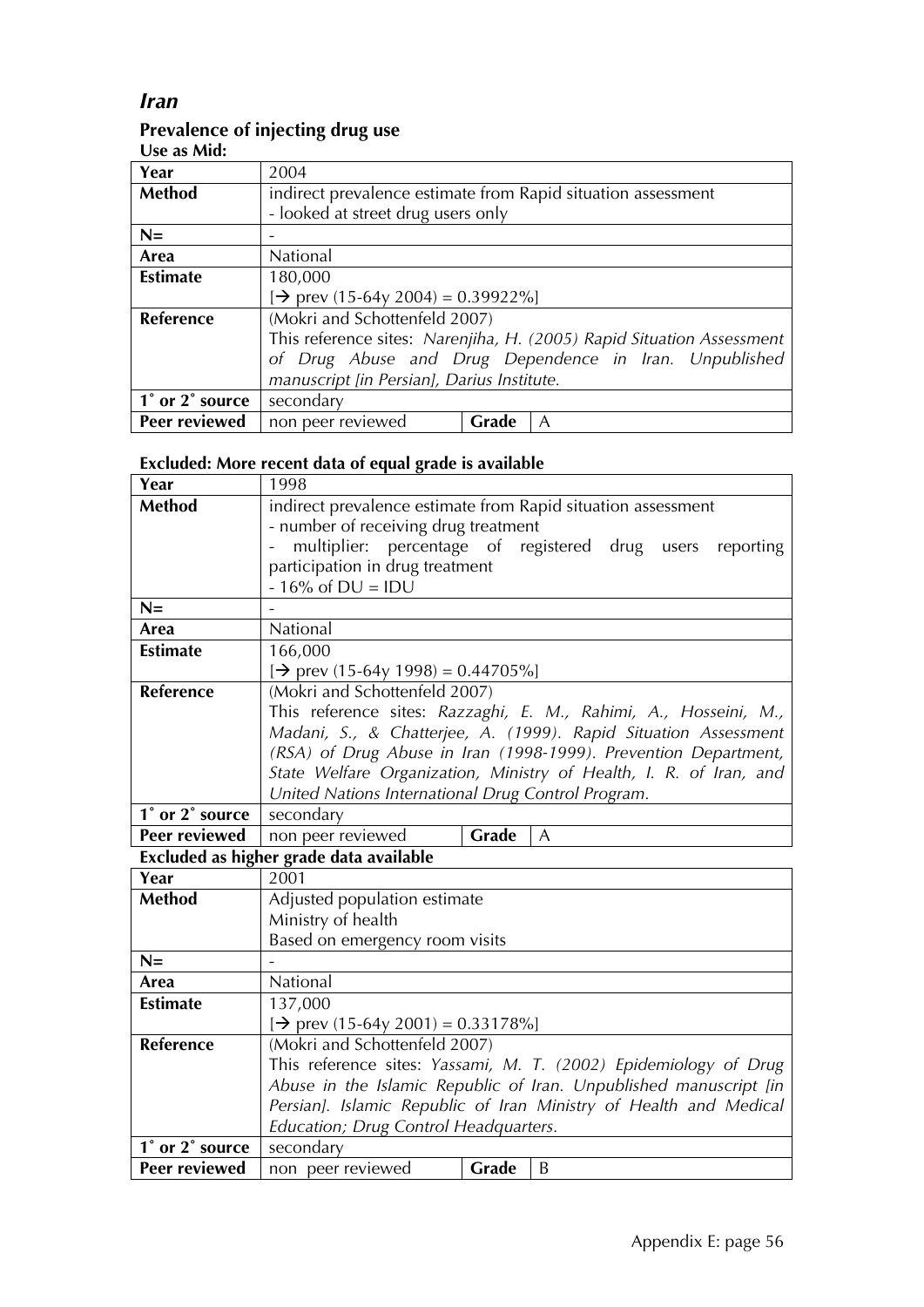## *Iran*

### Prevalence of injecting drug use

**Use as Mid:**

| **Year** | 2004 | | |
|---|---|---|---|
| **Method** | indirect prevalence estimate from Rapid situation assessment<br>- looked at street drug users only | | |
| **N=** | - | | |
| **Area** | National | | |
| **Estimate** | 180,000<br>[→ prev (15-64y 2004) = 0.39922%] | | |
| **Reference** | (Mokri and Schottenfeld 2007)<br>This reference sites: *Narenjiha, H. (2005) Rapid Situation Assessment of Drug Abuse and Drug Dependence in Iran. Unpublished manuscript [in Persian], Darius Institute.* | | |
| **1˚ or 2˚ source** | secondary | | |
| **Peer reviewed** | non peer reviewed | **Grade** | A |

**Excluded: More recent data of equal grade is available**

| **Year** | 1998 | | |
|---|---|---|---|
| **Method** | indirect prevalence estimate from Rapid situation assessment<br>- number of receiving drug treatment<br>- multiplier: percentage of registered drug users reporting participation in drug treatment<br>- 16% of DU = IDU | | |
| **N=** | - | | |
| **Area** | National | | |
| **Estimate** | 166,000<br>[→ prev (15-64y 1998) = 0.44705%] | | |
| **Reference** | (Mokri and Schottenfeld 2007)<br>This reference sites: *Razzaghi, E. M., Rahimi, A., Hosseini, M., Madani, S., & Chatterjee, A. (1999). Rapid Situation Assessment (RSA) of Drug Abuse in Iran (1998-1999). Prevention Department, State Welfare Organization, Ministry of Health, I. R. of Iran, and United Nations International Drug Control Program.* | | |
| **1˚ or 2˚ source** | secondary | | |
| **Peer reviewed** | non peer reviewed | **Grade** | A |

**Excluded as higher grade data available**

| **Year** | 2001 | | |
|---|---|---|---|
| **Method** | Adjusted population estimate<br>Ministry of health<br>Based on emergency room visits | | |
| **N=** | - | | |
| **Area** | National | | |
| **Estimate** | 137,000<br>[→ prev (15-64y 2001) = 0.33178%] | | |
| **Reference** | (Mokri and Schottenfeld 2007)<br>This reference sites: *Yassami, M. T. (2002) Epidemiology of Drug Abuse in the Islamic Republic of Iran. Unpublished manuscript [in Persian]. Islamic Republic of Iran Ministry of Health and Medical Education; Drug Control Headquarters.* | | |
| **1˚ or 2˚ source** | secondary | | |
| **Peer reviewed** | non peer reviewed | **Grade** | B |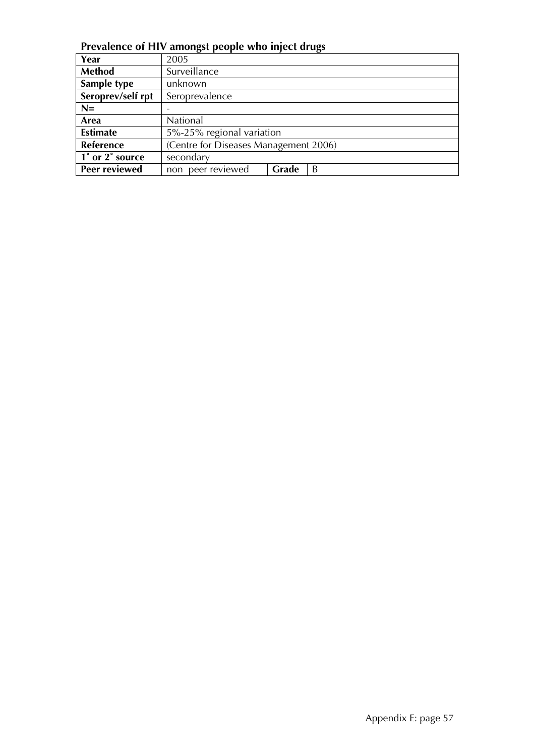**Prevalence of HIV amongst people who inject drugs**

| Year | 2005 | | |
|---|---|---|---|
| **Method** | Surveillance | | |
| **Sample type** | unknown | | |
| **Seroprev/self rpt** | Seroprevalence | | |
| **N=** | - | | |
| **Area** | National | | |
| **Estimate** | 5%-25% regional variation | | |
| **Reference** | (Centre for Diseases Management 2006) | | |
| **1˚ or 2˚ source** | secondary | | |
| **Peer reviewed** | non peer reviewed | **Grade** | B |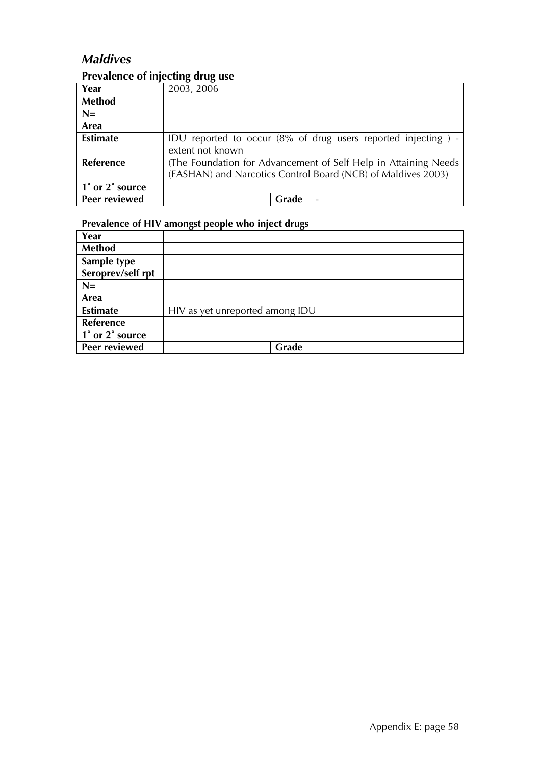## *Maldives*

### Prevalence of injecting drug use

| | | | |
|---|---|---|---|
| **Year** | 2003, 2006 | | |
| **Method** | | | |
| **N=** | | | |
| **Area** | | | |
| **Estimate** | IDU reported to occur (8% of drug users reported injecting ) - extent not known | | |
| **Reference** | (The Foundation for Advancement of Self Help in Attaining Needs (FASHAN) and Narcotics Control Board (NCB) of Maldives 2003) | | |
| **1˚ or 2˚ source** | | | |
| **Peer reviewed** | | **Grade** | - |

### Prevalence of HIV amongst people who inject drugs

| | | | |
|---|---|---|---|
| **Year** | | | |
| **Method** | | | |
| **Sample type** | | | |
| **Seroprev/self rpt** | | | |
| **N=** | | | |
| **Area** | | | |
| **Estimate** | HIV as yet unreported among IDU | | |
| **Reference** | | | |
| **1˚ or 2˚ source** | | | |
| **Peer reviewed** | | **Grade** | |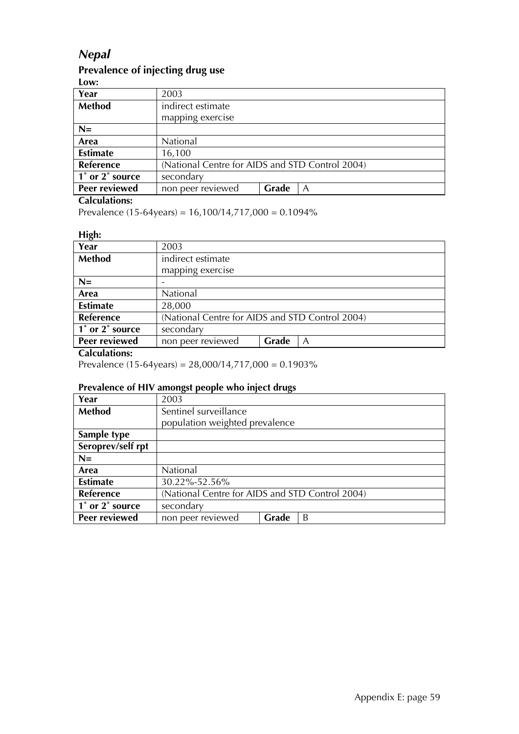# *Nepal*

## Prevalence of injecting drug use

**Low:**

| **Year** | 2003 | | |
|---|---|---|---|
| **Method** | indirect estimate<br>mapping exercise | | |
| **N=** | | | |
| **Area** | National | | |
| **Estimate** | 16,100 | | |
| **Reference** | (National Centre for AIDS and STD Control 2004) | | |
| **1˚ or 2˚ source** | secondary | | |
| **Peer reviewed** | non peer reviewed | **Grade** | A |

**Calculations:**

Prevalence (15-64years) = 16,100/14,717,000 = 0.1094%

**High:**

| **Year** | 2003 | | |
|---|---|---|---|
| **Method** | indirect estimate<br>mapping exercise | | |
| **N=** | - | | |
| **Area** | National | | |
| **Estimate** | 28,000 | | |
| **Reference** | (National Centre for AIDS and STD Control 2004) | | |
| **1˚ or 2˚ source** | secondary | | |
| **Peer reviewed** | non peer reviewed | **Grade** | A |

**Calculations:**

Prevalence (15-64years) = 28,000/14,717,000 = 0.1903%

## Prevalence of HIV amongst people who inject drugs

| **Year** | 2003 | | |
|---|---|---|---|
| **Method** | Sentinel surveillance<br>population weighted prevalence | | |
| **Sample type** | | | |
| **Seroprev/self rpt** | | | |
| **N=** | | | |
| **Area** | National | | |
| **Estimate** | 30.22%-52.56% | | |
| **Reference** | (National Centre for AIDS and STD Control 2004) | | |
| **1˚ or 2˚ source** | secondary | | |
| **Peer reviewed** | non peer reviewed | **Grade** | B |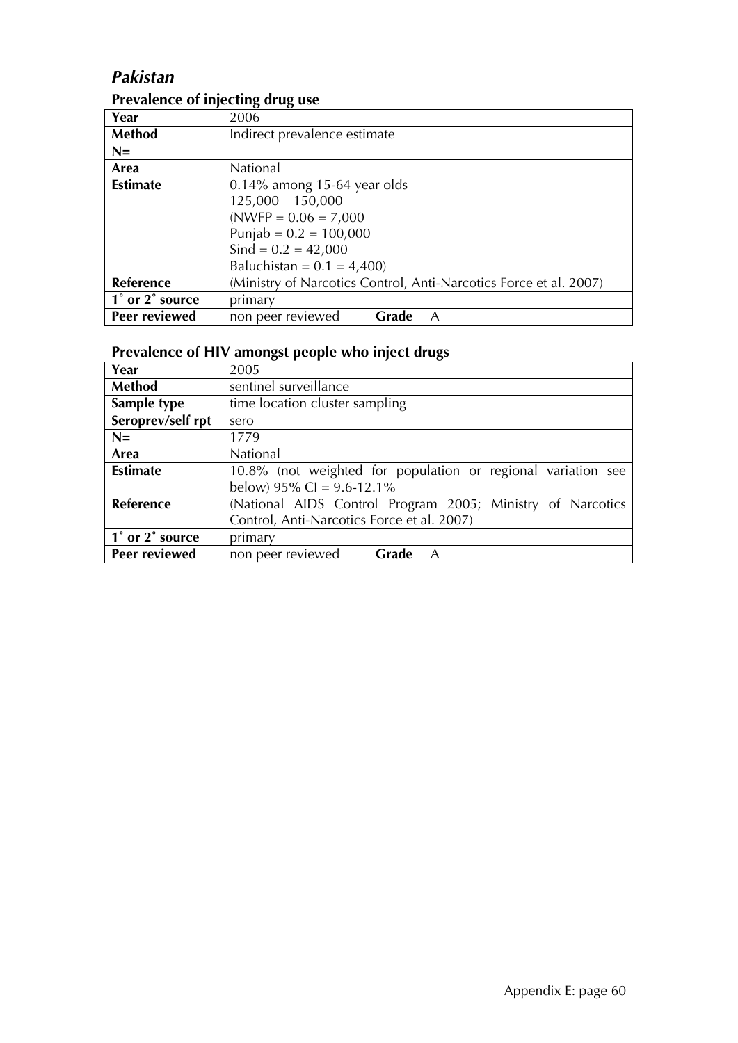# *Pakistan*

## Prevalence of injecting drug use

| **Year** | 2006 | | |
|---|---|---|---|
| **Method** | Indirect prevalence estimate | | |
| **N=** | | | |
| **Area** | National | | |
| **Estimate** | 0.14% among 15-64 year olds<br>125,000 – 150,000<br>(NWFP = 0.06 = 7,000<br>Punjab = 0.2 = 100,000<br>Sind = 0.2 = 42,000<br>Baluchistan = 0.1 = 4,400) | | |
| **Reference** | (Ministry of Narcotics Control, Anti-Narcotics Force et al. 2007) | | |
| **1˚ or 2˚ source** | primary | | |
| **Peer reviewed** | non peer reviewed | **Grade** | A |

## Prevalence of HIV amongst people who inject drugs

| **Year** | 2005 | | |
|---|---|---|---|
| **Method** | sentinel surveillance | | |
| **Sample type** | time location cluster sampling | | |
| **Seroprev/self rpt** | sero | | |
| **N=** | 1779 | | |
| **Area** | National | | |
| **Estimate** | 10.8% (not weighted for population or regional variation see below) 95% CI = 9.6-12.1% | | |
| **Reference** | (National AIDS Control Program 2005; Ministry of Narcotics Control, Anti-Narcotics Force et al. 2007) | | |
| **1˚ or 2˚ source** | primary | | |
| **Peer reviewed** | non peer reviewed | **Grade** | A |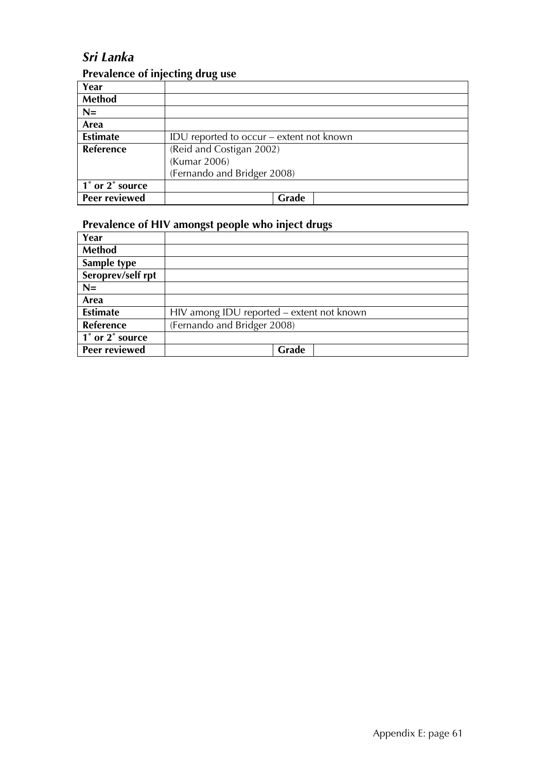## *Sri Lanka*

### Prevalence of injecting drug use

| | | | |
|---|---|---|---|
| **Year** | | | |
| **Method** | | | |
| **N=** | | | |
| **Area** | | | |
| **Estimate** | IDU reported to occur – extent not known | | |
| **Reference** | (Reid and Costigan 2002)<br>(Kumar 2006)<br>(Fernando and Bridger 2008) | | |
| **1˚ or 2˚ source** | | | |
| **Peer reviewed** | | **Grade** | |

### Prevalence of HIV amongst people who inject drugs

| | | | |
|---|---|---|---|
| **Year** | | | |
| **Method** | | | |
| **Sample type** | | | |
| **Seroprev/self rpt** | | | |
| **N=** | | | |
| **Area** | | | |
| **Estimate** | HIV among IDU reported – extent not known | | |
| **Reference** | (Fernando and Bridger 2008) | | |
| **1˚ or 2˚ source** | | | |
| **Peer reviewed** | | **Grade** | |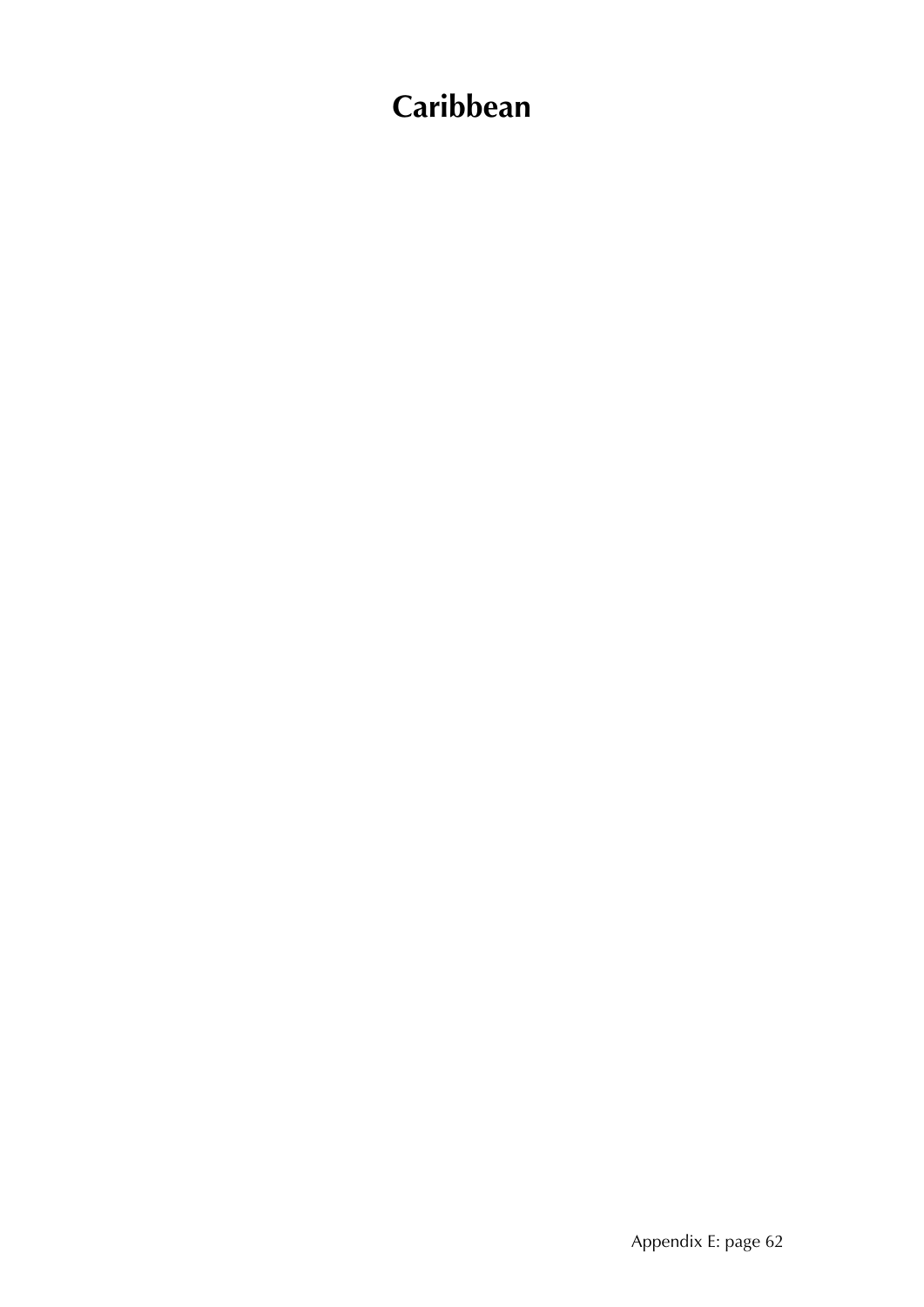# Caribbean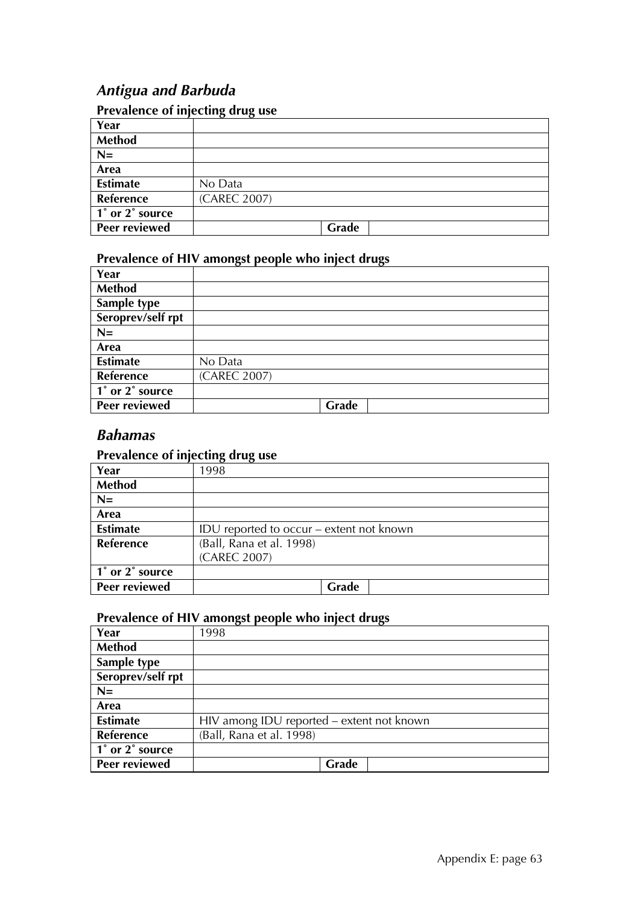## *Antigua and Barbuda*

### Prevalence of injecting drug use

| Year | | | |
|---|---|---|---|
| **Method** | | | |
| **N=** | | | |
| **Area** | | | |
| **Estimate** | No Data | | |
| **Reference** | (CAREC 2007) | | |
| **1˚ or 2˚ source** | | | |
| **Peer reviewed** | | **Grade** | |

### Prevalence of HIV amongst people who inject drugs

| Year | | | |
|---|---|---|---|
| **Method** | | | |
| **Sample type** | | | |
| **Seroprev/self rpt** | | | |
| **N=** | | | |
| **Area** | | | |
| **Estimate** | No Data | | |
| **Reference** | (CAREC 2007) | | |
| **1˚ or 2˚ source** | | | |
| **Peer reviewed** | | **Grade** | |

## *Bahamas*

### Prevalence of injecting drug use

| Year | 1998 | | |
|---|---|---|---|
| **Method** | | | |
| **N=** | | | |
| **Area** | | | |
| **Estimate** | IDU reported to occur – extent not known | | |
| **Reference** | (Ball, Rana et al. 1998)<br>(CAREC 2007) | | |
| **1˚ or 2˚ source** | | | |
| **Peer reviewed** | | **Grade** | |

### Prevalence of HIV amongst people who inject drugs

| Year | 1998 | | |
|---|---|---|---|
| **Method** | | | |
| **Sample type** | | | |
| **Seroprev/self rpt** | | | |
| **N=** | | | |
| **Area** | | | |
| **Estimate** | HIV among IDU reported – extent not known | | |
| **Reference** | (Ball, Rana et al. 1998) | | |
| **1˚ or 2˚ source** | | | |
| **Peer reviewed** | | **Grade** | |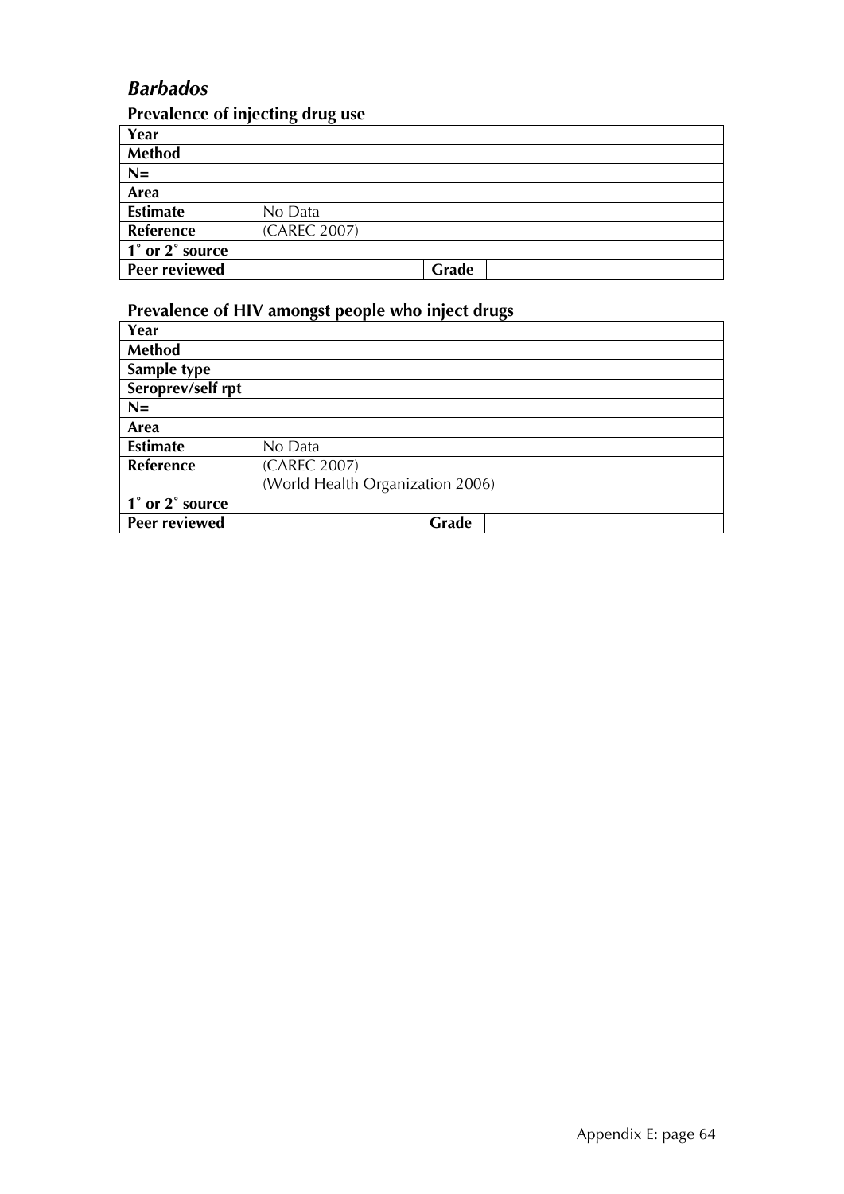## *Barbados*

### Prevalence of injecting drug use

| Year | | | |
|---|---|---|---|
| Method | | | |
| N= | | | |
| Area | | | |
| Estimate | No Data | | |
| Reference | (CAREC 2007) | | |
| 1˚ or 2˚ source | | | |
| Peer reviewed | | **Grade** | |

### Prevalence of HIV amongst people who inject drugs

| Year | | | |
|---|---|---|---|
| Method | | | |
| Sample type | | | |
| Seroprev/self rpt | | | |
| N= | | | |
| Area | | | |
| Estimate | No Data | | |
| Reference | (CAREC 2007)<br>(World Health Organization 2006) | | |
| 1˚ or 2˚ source | | | |
| Peer reviewed | | **Grade** | |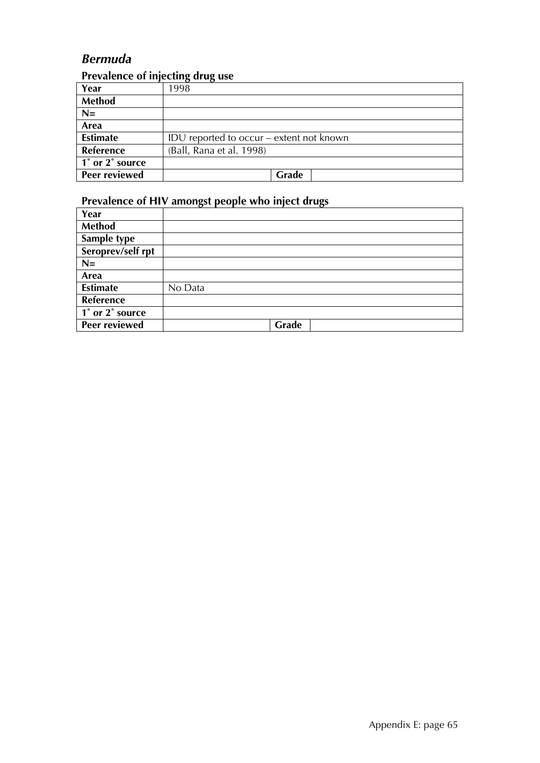## *Bermuda*

### Prevalence of injecting drug use

| | | | |
|---|---|---|---|
| **Year** | 1998 | | |
| **Method** | | | |
| **N=** | | | |
| **Area** | | | |
| **Estimate** | IDU reported to occur – extent not known | | |
| **Reference** | (Ball, Rana et al. 1998) | | |
| **1˚ or 2˚ source** | | | |
| **Peer reviewed** | | **Grade** | |

### Prevalence of HIV amongst people who inject drugs

| | | | |
|---|---|---|---|
| **Year** | | | |
| **Method** | | | |
| **Sample type** | | | |
| **Seroprev/self rpt** | | | |
| **N=** | | | |
| **Area** | | | |
| **Estimate** | No Data | | |
| **Reference** | | | |
| **1˚ or 2˚ source** | | | |
| **Peer reviewed** | | **Grade** | |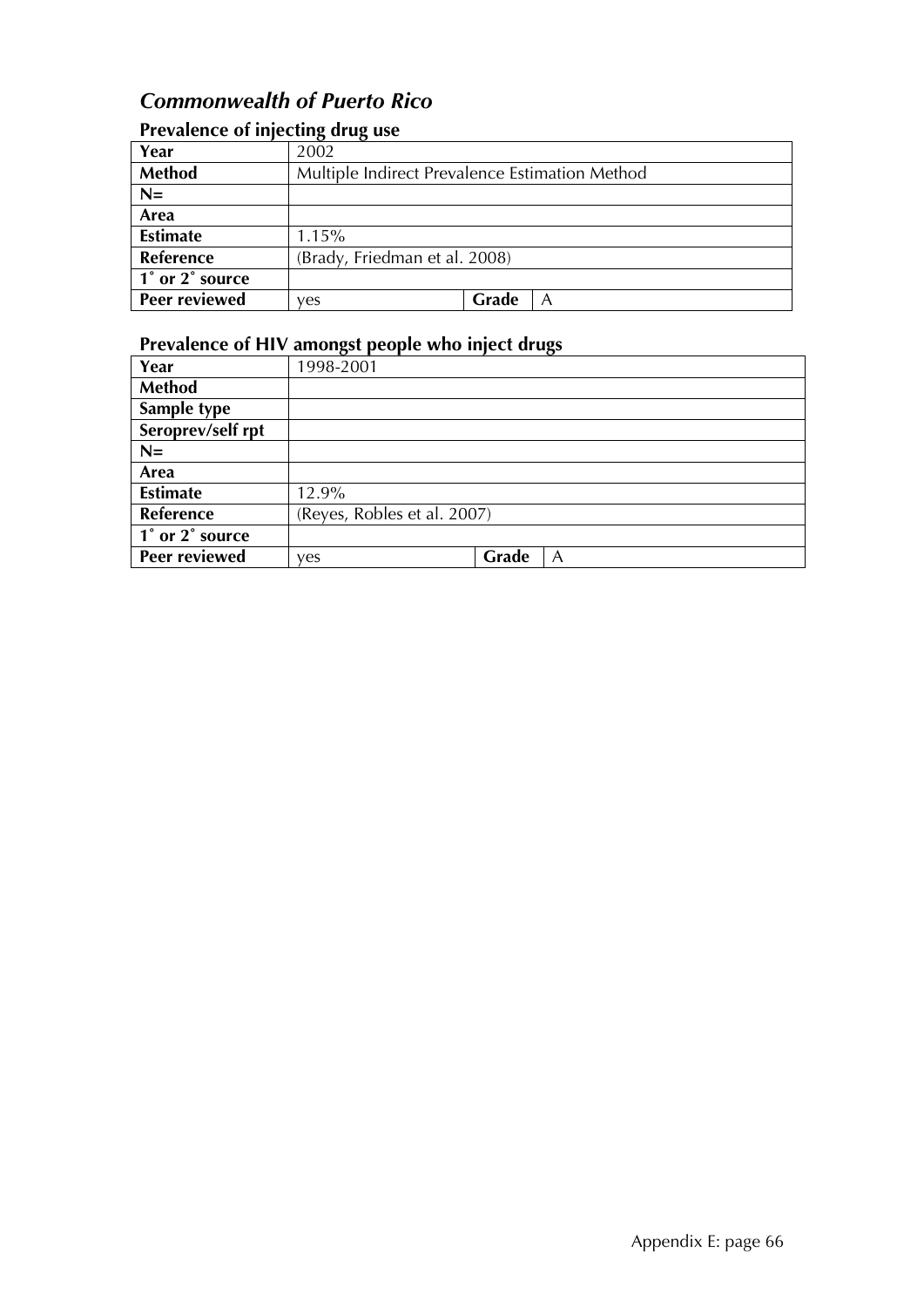## *Commonwealth of Puerto Rico*

### Prevalence of injecting drug use

| Year | 2002 | | |
|---|---|---|---|
| **Method** | Multiple Indirect Prevalence Estimation Method | | |
| **N=** | | | |
| **Area** | | | |
| **Estimate** | 1.15% | | |
| **Reference** | (Brady, Friedman et al. 2008) | | |
| **1˚ or 2˚ source** | | | |
| **Peer reviewed** | yes | **Grade** | A |

### Prevalence of HIV amongst people who inject drugs

| Year | 1998-2001 | | |
|---|---|---|---|
| **Method** | | | |
| **Sample type** | | | |
| **Seroprev/self rpt** | | | |
| **N=** | | | |
| **Area** | | | |
| **Estimate** | 12.9% | | |
| **Reference** | (Reyes, Robles et al. 2007) | | |
| **1˚ or 2˚ source** | | | |
| **Peer reviewed** | yes | **Grade** | A |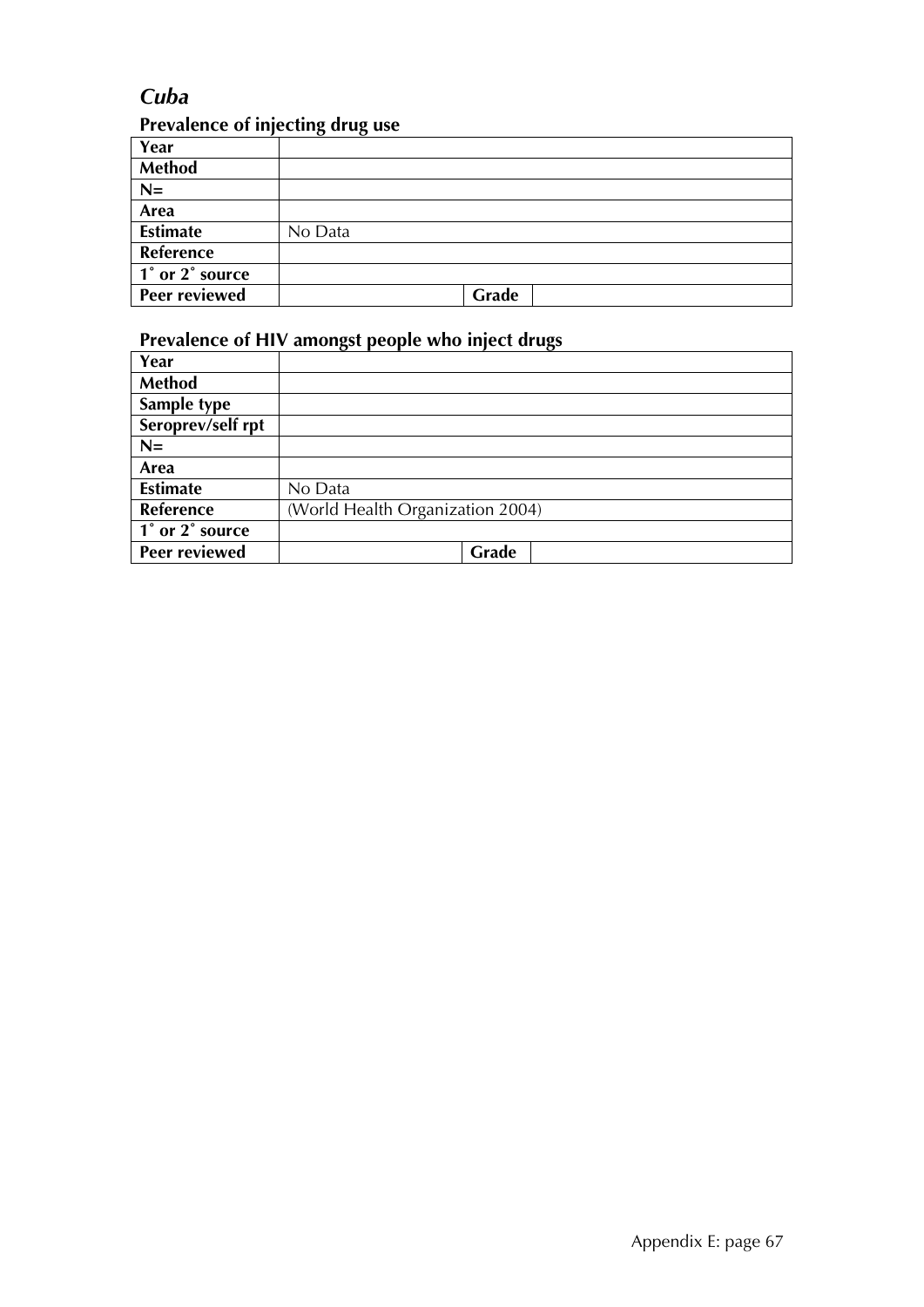## *Cuba*

### Prevalence of injecting drug use

| | | | |
|---|---|---|---|
| **Year** | | | |
| **Method** | | | |
| **N=** | | | |
| **Area** | | | |
| **Estimate** | No Data | | |
| **Reference** | | | |
| **1˚ or 2˚ source** | | | |
| **Peer reviewed** | | **Grade** | |

### Prevalence of HIV amongst people who inject drugs

| | | | |
|---|---|---|---|
| **Year** | | | |
| **Method** | | | |
| **Sample type** | | | |
| **Seroprev/self rpt** | | | |
| **N=** | | | |
| **Area** | | | |
| **Estimate** | No Data | | |
| **Reference** | (World Health Organization 2004) | | |
| **1˚ or 2˚ source** | | | |
| **Peer reviewed** | | **Grade** | |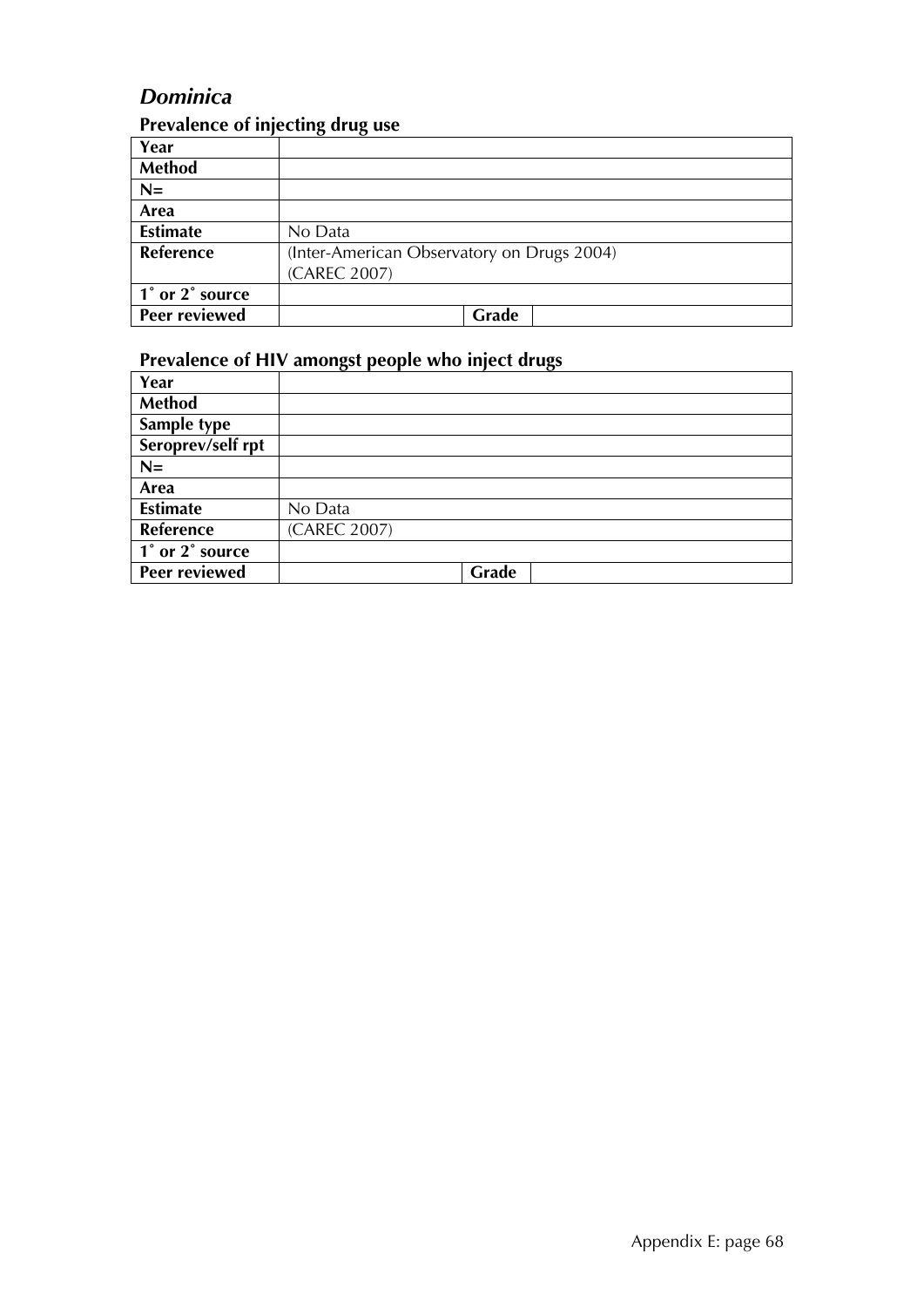## *Dominica*

### Prevalence of injecting drug use

| Year | | | |
|---|---|---|---|
| **Method** | | | |
| **N=** | | | |
| **Area** | | | |
| **Estimate** | No Data | | |
| **Reference** | (Inter-American Observatory on Drugs 2004) (CAREC 2007) | | |
| **1˚ or 2˚ source** | | | |
| **Peer reviewed** | | **Grade** | |

### Prevalence of HIV amongst people who inject drugs

| Year | | | |
|---|---|---|---|
| **Method** | | | |
| **Sample type** | | | |
| **Seroprev/self rpt** | | | |
| **N=** | | | |
| **Area** | | | |
| **Estimate** | No Data | | |
| **Reference** | (CAREC 2007) | | |
| **1˚ or 2˚ source** | | | |
| **Peer reviewed** | | **Grade** | |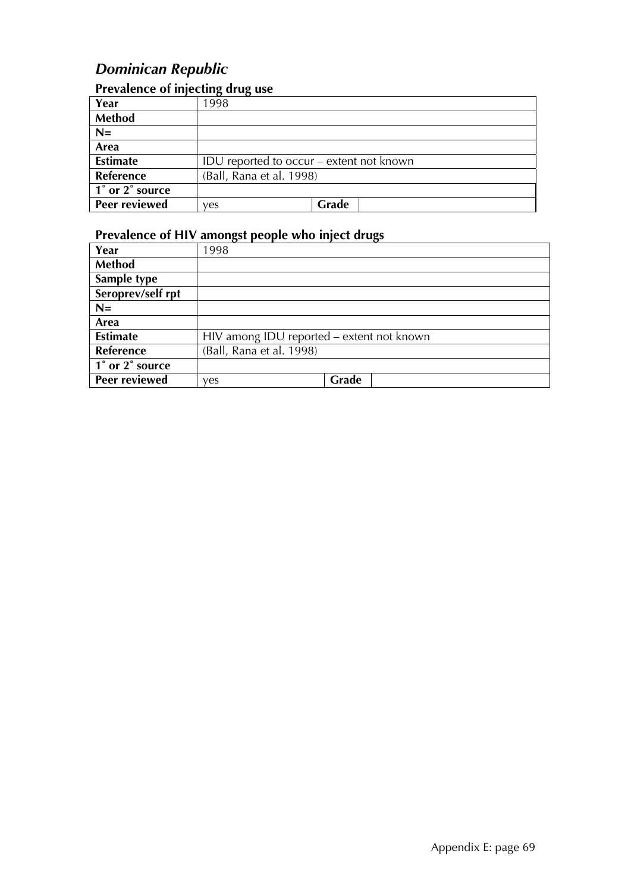## *Dominican Republic*

### Prevalence of injecting drug use

| Year | 1998 | | |
|---|---|---|---|
| **Method** | | | |
| **N=** | | | |
| **Area** | | | |
| **Estimate** | IDU reported to occur – extent not known | | |
| **Reference** | (Ball, Rana et al. 1998) | | |
| **1˚ or 2˚ source** | | | |
| **Peer reviewed** | yes | **Grade** | |

### Prevalence of HIV amongst people who inject drugs

| Year | 1998 | | |
|---|---|---|---|
| **Method** | | | |
| **Sample type** | | | |
| **Seroprev/self rpt** | | | |
| **N=** | | | |
| **Area** | | | |
| **Estimate** | HIV among IDU reported – extent not known | | |
| **Reference** | (Ball, Rana et al. 1998) | | |
| **1˚ or 2˚ source** | | | |
| **Peer reviewed** | yes | **Grade** | |

Appendix E: page 69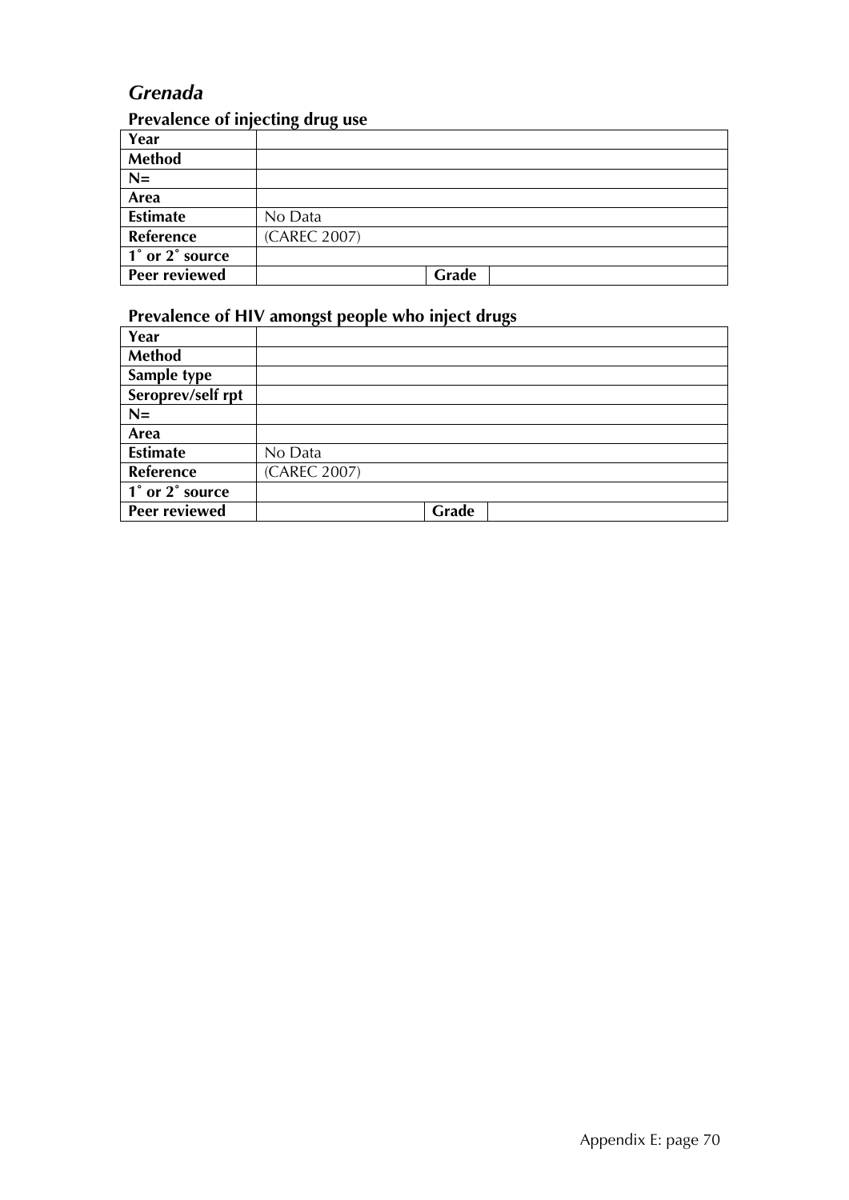## *Grenada*

### Prevalence of injecting drug use

| | | | |
|---|---|---|---|
| **Year** | | | |
| **Method** | | | |
| **N=** | | | |
| **Area** | | | |
| **Estimate** | No Data | | |
| **Reference** | (CAREC 2007) | | |
| **1˚ or 2˚ source** | | | |
| **Peer reviewed** | | **Grade** | |

### Prevalence of HIV amongst people who inject drugs

| | | | |
|---|---|---|---|
| **Year** | | | |
| **Method** | | | |
| **Sample type** | | | |
| **Seroprev/self rpt** | | | |
| **N=** | | | |
| **Area** | | | |
| **Estimate** | No Data | | |
| **Reference** | (CAREC 2007) | | |
| **1˚ or 2˚ source** | | | |
| **Peer reviewed** | | **Grade** | |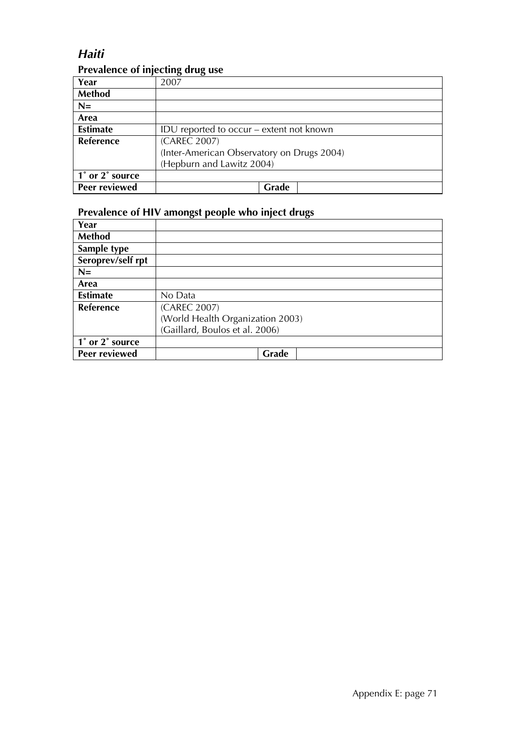## *Haiti*

### Prevalence of injecting drug use

| Year | 2007 | | |
|---|---|---|---|
| **Method** | | | |
| **N=** | | | |
| **Area** | | | |
| **Estimate** | IDU reported to occur – extent not known | | |
| **Reference** | (CAREC 2007)<br>(Inter-American Observatory on Drugs 2004)<br>(Hepburn and Lawitz 2004) | | |
| **1˚ or 2˚ source** | | | |
| **Peer reviewed** | | **Grade** | |

### Prevalence of HIV amongst people who inject drugs

| Year | | | |
|---|---|---|---|
| **Method** | | | |
| **Sample type** | | | |
| **Seroprev/self rpt** | | | |
| **N=** | | | |
| **Area** | | | |
| **Estimate** | No Data | | |
| **Reference** | (CAREC 2007)<br>(World Health Organization 2003)<br>(Gaillard, Boulos et al. 2006) | | |
| **1˚ or 2˚ source** | | | |
| **Peer reviewed** | | **Grade** | |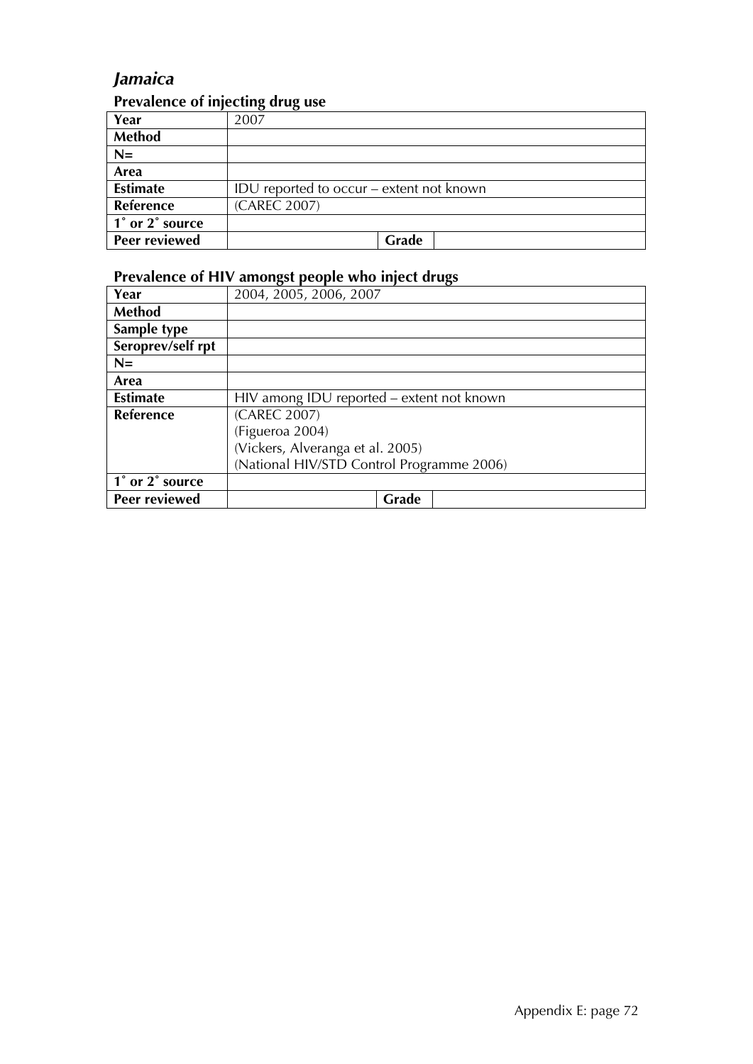## *Jamaica*

### Prevalence of injecting drug use

| Year | 2007 | | |
|---|---|---|---|
| Method | | | |
| N= | | | |
| Area | | | |
| Estimate | IDU reported to occur – extent not known | | |
| Reference | (CAREC 2007) | | |
| 1˚ or 2˚ source | | | |
| Peer reviewed | | Grade | |

### Prevalence of HIV amongst people who inject drugs

| Year | 2004, 2005, 2006, 2007 | | |
|---|---|---|---|
| Method | | | |
| Sample type | | | |
| Seroprev/self rpt | | | |
| N= | | | |
| Area | | | |
| Estimate | HIV among IDU reported – extent not known | | |
| Reference | (CAREC 2007)<br>(Figueroa 2004)<br>(Vickers, Alveranga et al. 2005)<br>(National HIV/STD Control Programme 2006) | | |
| 1˚ or 2˚ source | | | |
| Peer reviewed | | Grade | |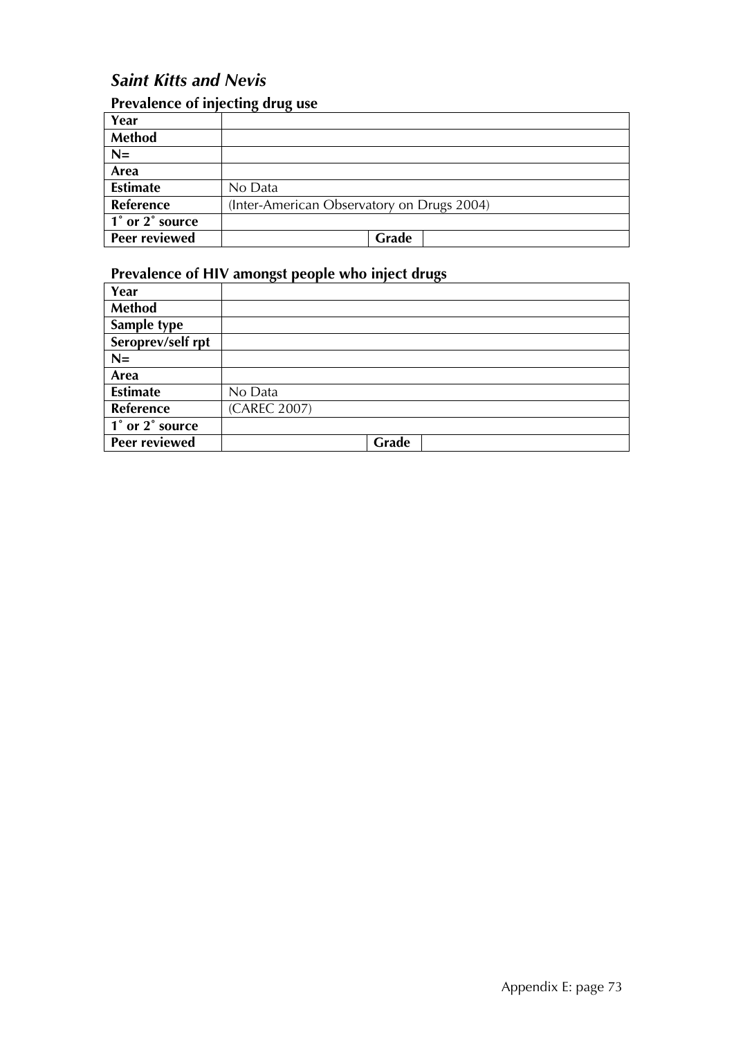## *Saint Kitts and Nevis*

### Prevalence of injecting drug use

| Year | | | |
|---|---|---|---|
| **Method** | | | |
| **N=** | | | |
| **Area** | | | |
| **Estimate** | No Data | | |
| **Reference** | (Inter-American Observatory on Drugs 2004) | | |
| **1˚ or 2˚ source** | | | |
| **Peer reviewed** | | **Grade** | |

### Prevalence of HIV amongst people who inject drugs

| Year | | | |
|---|---|---|---|
| **Method** | | | |
| **Sample type** | | | |
| **Seroprev/self rpt** | | | |
| **N=** | | | |
| **Area** | | | |
| **Estimate** | No Data | | |
| **Reference** | (CAREC 2007) | | |
| **1˚ or 2˚ source** | | | |
| **Peer reviewed** | | **Grade** | |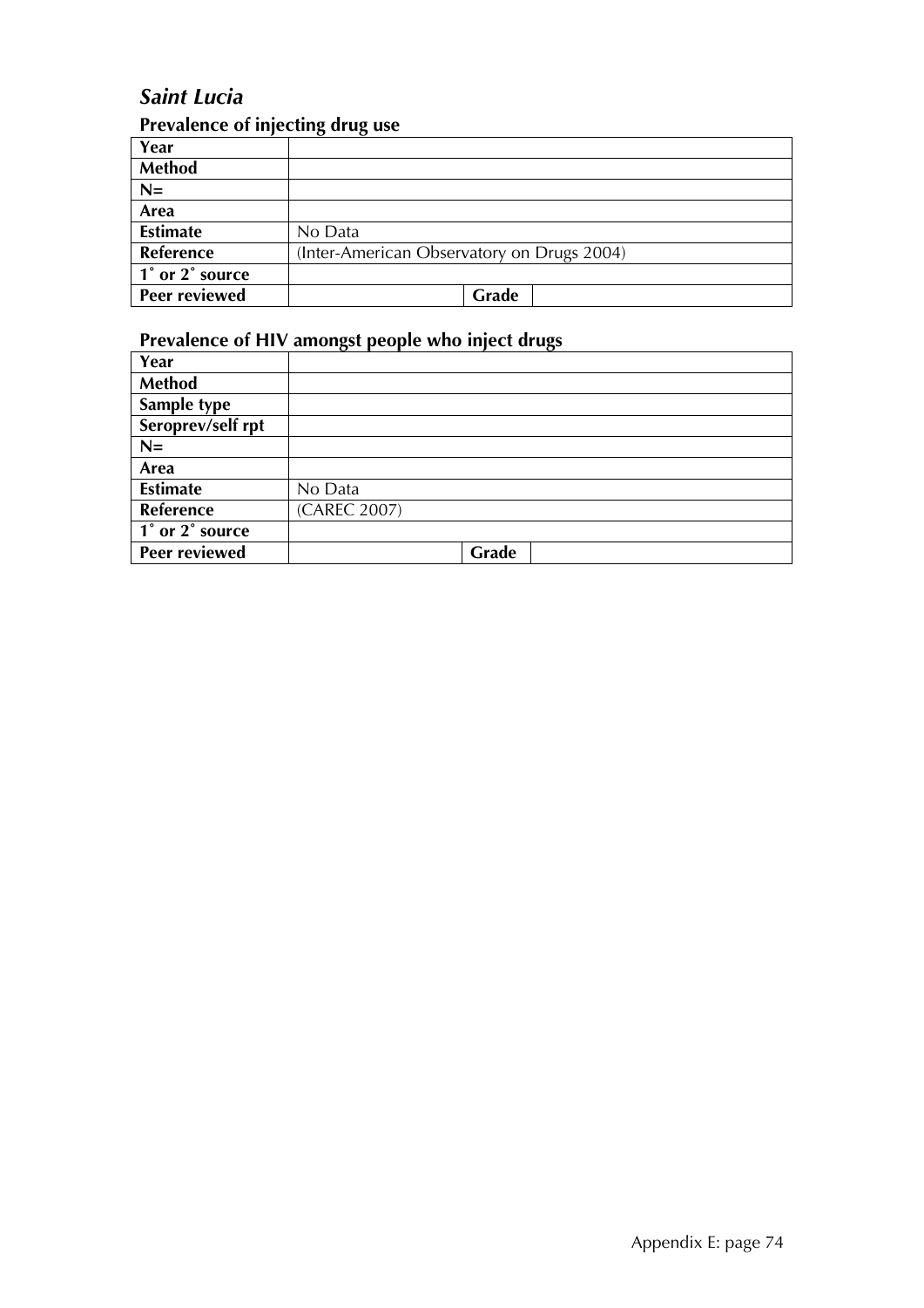## *Saint Lucia*

### Prevalence of injecting drug use

| | | | |
|---|---|---|---|
| **Year** | | | |
| **Method** | | | |
| **N=** | | | |
| **Area** | | | |
| **Estimate** | No Data | | |
| **Reference** | (Inter-American Observatory on Drugs 2004) | | |
| **1˚ or 2˚ source** | | | |
| **Peer reviewed** | | **Grade** | |

### Prevalence of HIV amongst people who inject drugs

| | | | |
|---|---|---|---|
| **Year** | | | |
| **Method** | | | |
| **Sample type** | | | |
| **Seroprev/self rpt** | | | |
| **N=** | | | |
| **Area** | | | |
| **Estimate** | No Data | | |
| **Reference** | (CAREC 2007) | | |
| **1˚ or 2˚ source** | | | |
| **Peer reviewed** | | **Grade** | |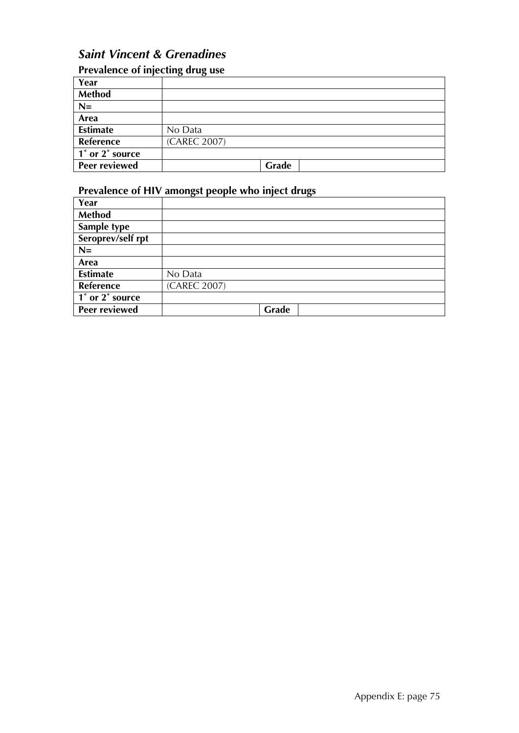## *Saint Vincent & Grenadines*

### Prevalence of injecting drug use

| Year | | | |
|---|---|---|---|
| **Method** | | | |
| **N=** | | | |
| **Area** | | | |
| **Estimate** | No Data | | |
| **Reference** | (CAREC 2007) | | |
| **1˚ or 2˚ source** | | | |
| **Peer reviewed** | | **Grade** | |

### Prevalence of HIV amongst people who inject drugs

| Year | | | |
|---|---|---|---|
| **Method** | | | |
| **Sample type** | | | |
| **Seroprev/self rpt** | | | |
| **N=** | | | |
| **Area** | | | |
| **Estimate** | No Data | | |
| **Reference** | (CAREC 2007) | | |
| **1˚ or 2˚ source** | | | |
| **Peer reviewed** | | **Grade** | |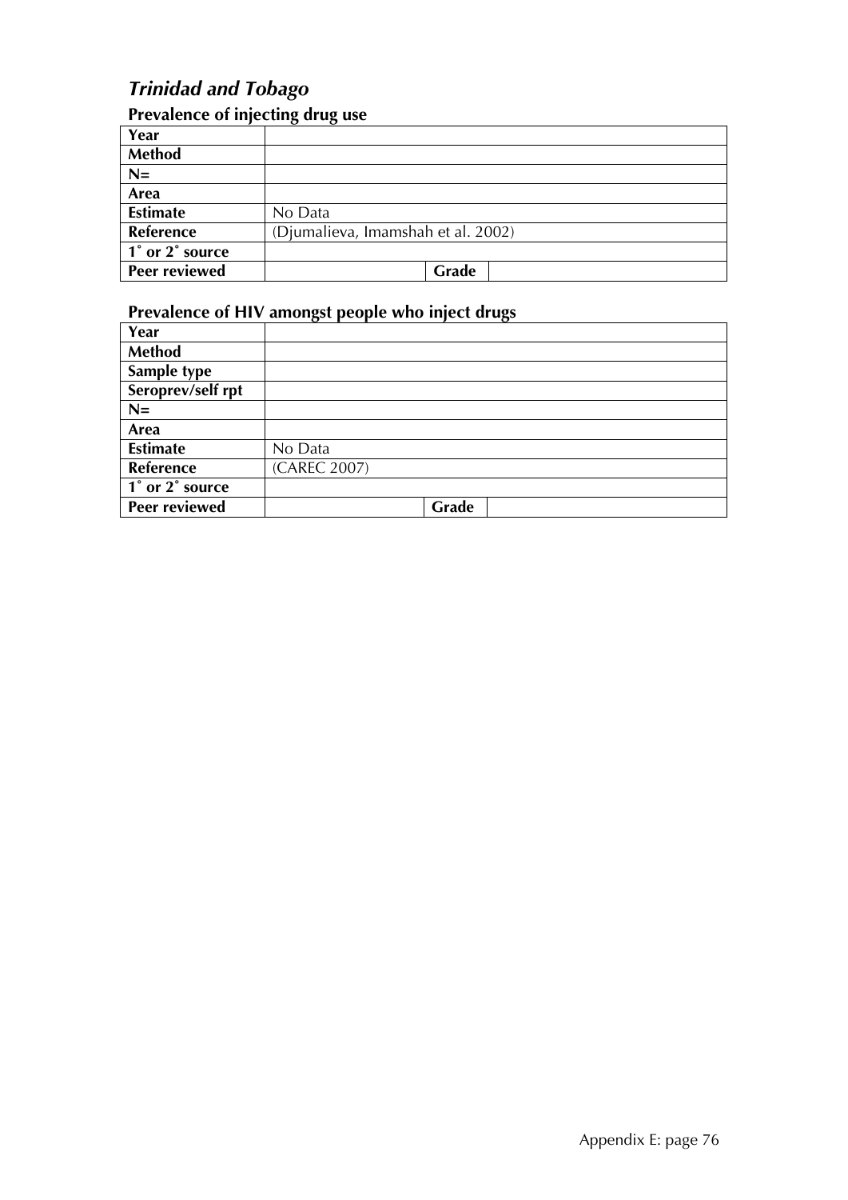## *Trinidad and Tobago*

### Prevalence of injecting drug use

| Year | | | |
|---|---|---|---|
| Method | | | |
| N= | | | |
| Area | | | |
| Estimate | No Data | | |
| Reference | (Djumalieva, Imamshah et al. 2002) | | |
| 1˚ or 2˚ source | | | |
| Peer reviewed | | Grade | |

### Prevalence of HIV amongst people who inject drugs

| Year | | | |
|---|---|---|---|
| Method | | | |
| Sample type | | | |
| Seroprev/self rpt | | | |
| N= | | | |
| Area | | | |
| Estimate | No Data | | |
| Reference | (CAREC 2007) | | |
| 1˚ or 2˚ source | | | |
| Peer reviewed | | Grade | |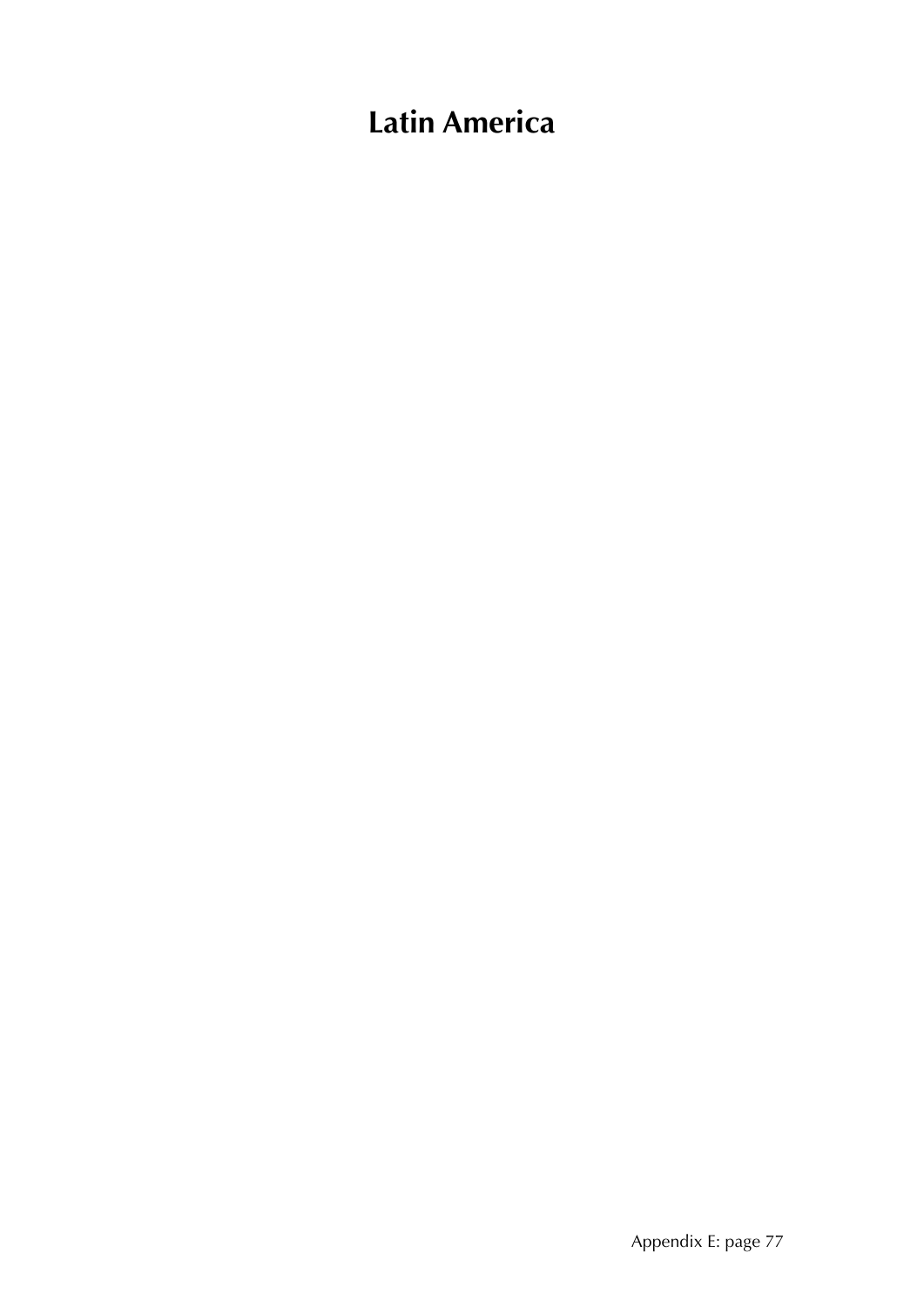# Latin America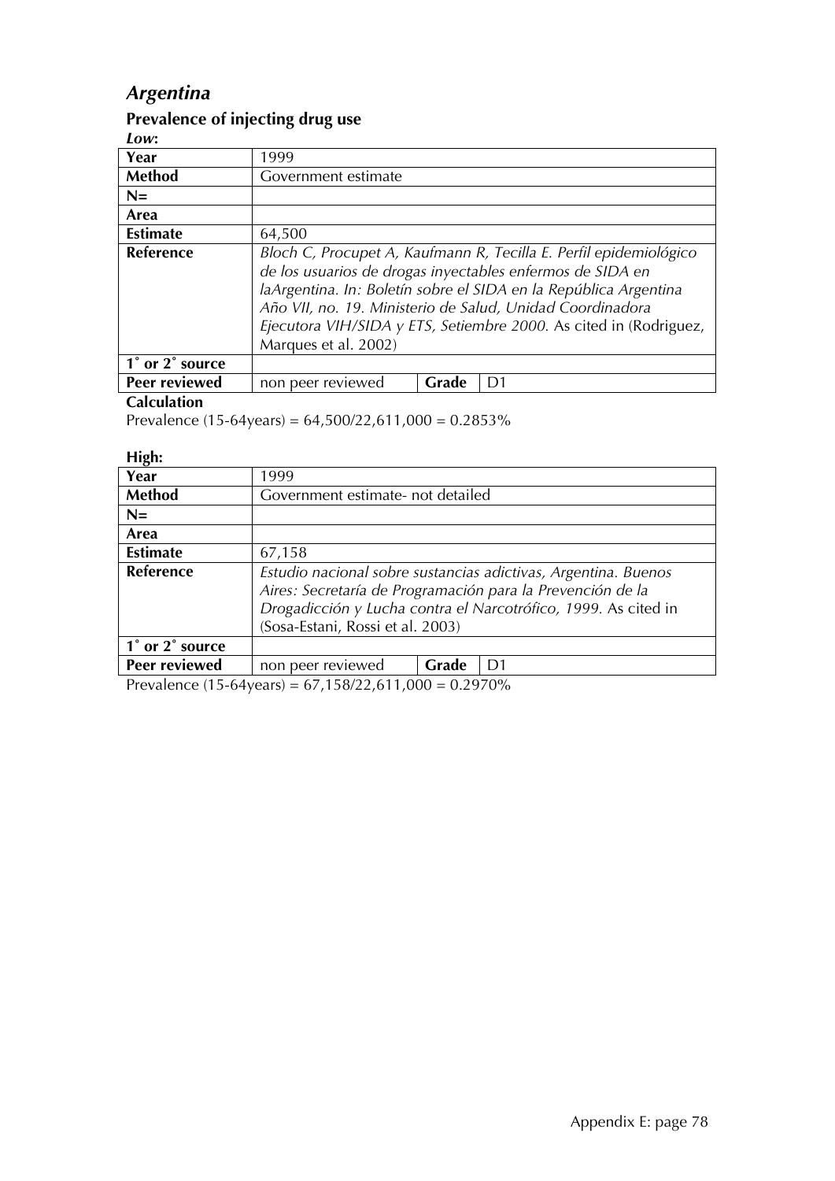## *Argentina*

### Prevalence of injecting drug use

***Low*:**

| Year | 1999 | | |
|---|---|---|---|
| **Method** | Government estimate | | |
| **N=** | | | |
| **Area** | | | |
| **Estimate** | 64,500 | | |
| **Reference** | *Bloch C, Procupet A, Kaufmann R, Tecilla E. Perfil epidemiológico de los usuarios de drogas inyectables enfermos de SIDA en laArgentina. In: Boletín sobre el SIDA en la República Argentina Año VII, no. 19. Ministerio de Salud, Unidad Coordinadora Ejecutora VIH/SIDA y ETS, Setiembre 2000.* As cited in (Rodriguez, Marques et al. 2002) | | |
| **1˚ or 2˚ source** | | | |
| **Peer reviewed** | non peer reviewed | **Grade** | D1 |

**Calculation**

Prevalence (15-64years) = 64,500/22,611,000 = 0.2853%

**High:**

| Year | 1999 | | |
|---|---|---|---|
| **Method** | Government estimate- not detailed | | |
| **N=** | | | |
| **Area** | | | |
| **Estimate** | 67,158 | | |
| **Reference** | *Estudio nacional sobre sustancias adictivas, Argentina. Buenos Aires: Secretaría de Programación para la Prevención de la Drogadicción y Lucha contra el Narcotrófico, 1999.* As cited in (Sosa-Estani, Rossi et al. 2003) | | |
| **1˚ or 2˚ source** | | | |
| **Peer reviewed** | non peer reviewed | **Grade** | D1 |

Prevalence (15-64years) = 67,158/22,611,000 = 0.2970%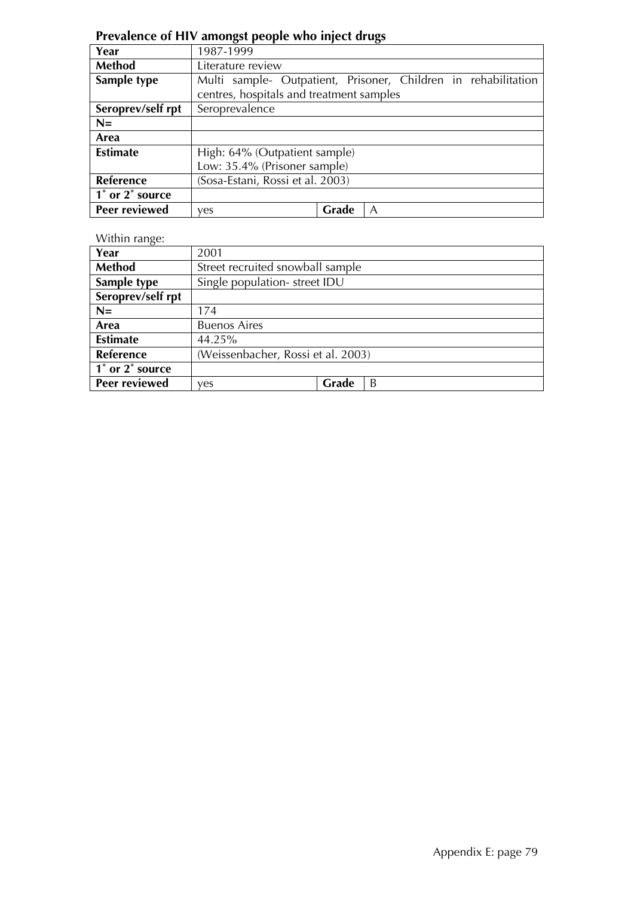**Prevalence of HIV amongst people who inject drugs**

| Year | 1987-1999 | | |
|---|---|---|---|
| **Method** | Literature review | | |
| **Sample type** | Multi sample- Outpatient, Prisoner, Children in rehabilitation centres, hospitals and treatment samples | | |
| **Seroprev/self rpt** | Seroprevalence | | |
| **N=** | | | |
| **Area** | | | |
| **Estimate** | High: 64% (Outpatient sample)<br>Low: 35.4% (Prisoner sample) | | |
| **Reference** | (Sosa-Estani, Rossi et al. 2003) | | |
| **1° or 2° source** | | | |
| **Peer reviewed** | yes | **Grade** | A |

Within range:

| Year | 2001 | | |
|---|---|---|---|
| **Method** | Street recruited snowball sample | | |
| **Sample type** | Single population- street IDU | | |
| **Seroprev/self rpt** | | | |
| **N=** | 174 | | |
| **Area** | Buenos Aires | | |
| **Estimate** | 44.25% | | |
| **Reference** | (Weissenbacher, Rossi et al. 2003) | | |
| **1° or 2° source** | | | |
| **Peer reviewed** | yes | **Grade** | B |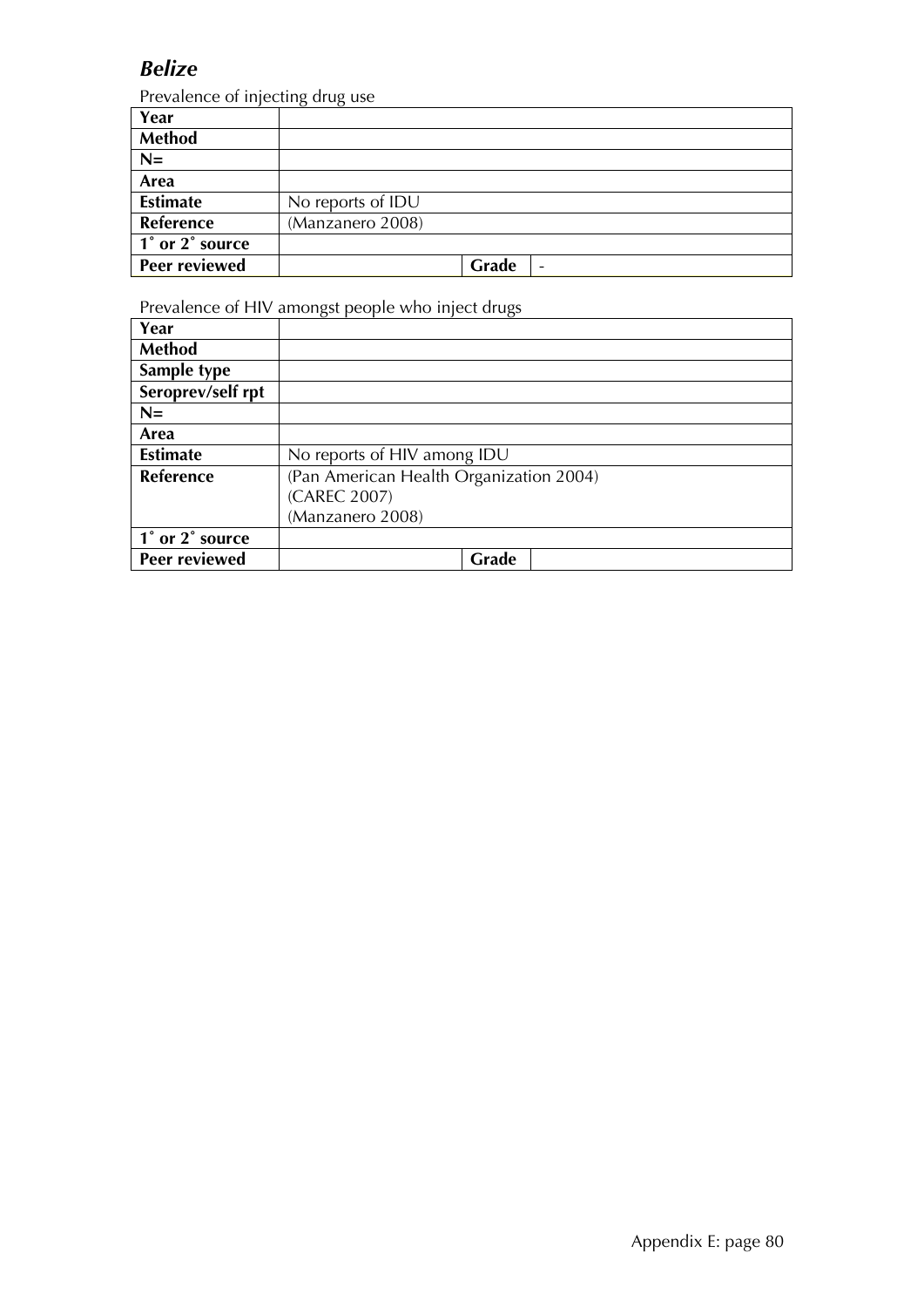## *Belize*

Prevalence of injecting drug use

| Year | | | |
|---|---|---|---|
| Method | | | |
| N= | | | |
| Area | | | |
| Estimate | No reports of IDU | | |
| Reference | (Manzanero 2008) | | |
| 1˚ or 2˚ source | | | |
| Peer reviewed | | Grade | - |

Prevalence of HIV amongst people who inject drugs

| Year | | | |
|---|---|---|---|
| Method | | | |
| Sample type | | | |
| Seroprev/self rpt | | | |
| N= | | | |
| Area | | | |
| Estimate | No reports of HIV among IDU | | |
| Reference | (Pan American Health Organization 2004)<br>(CAREC 2007)<br>(Manzanero 2008) | | |
| 1˚ or 2˚ source | | | |
| Peer reviewed | | Grade | |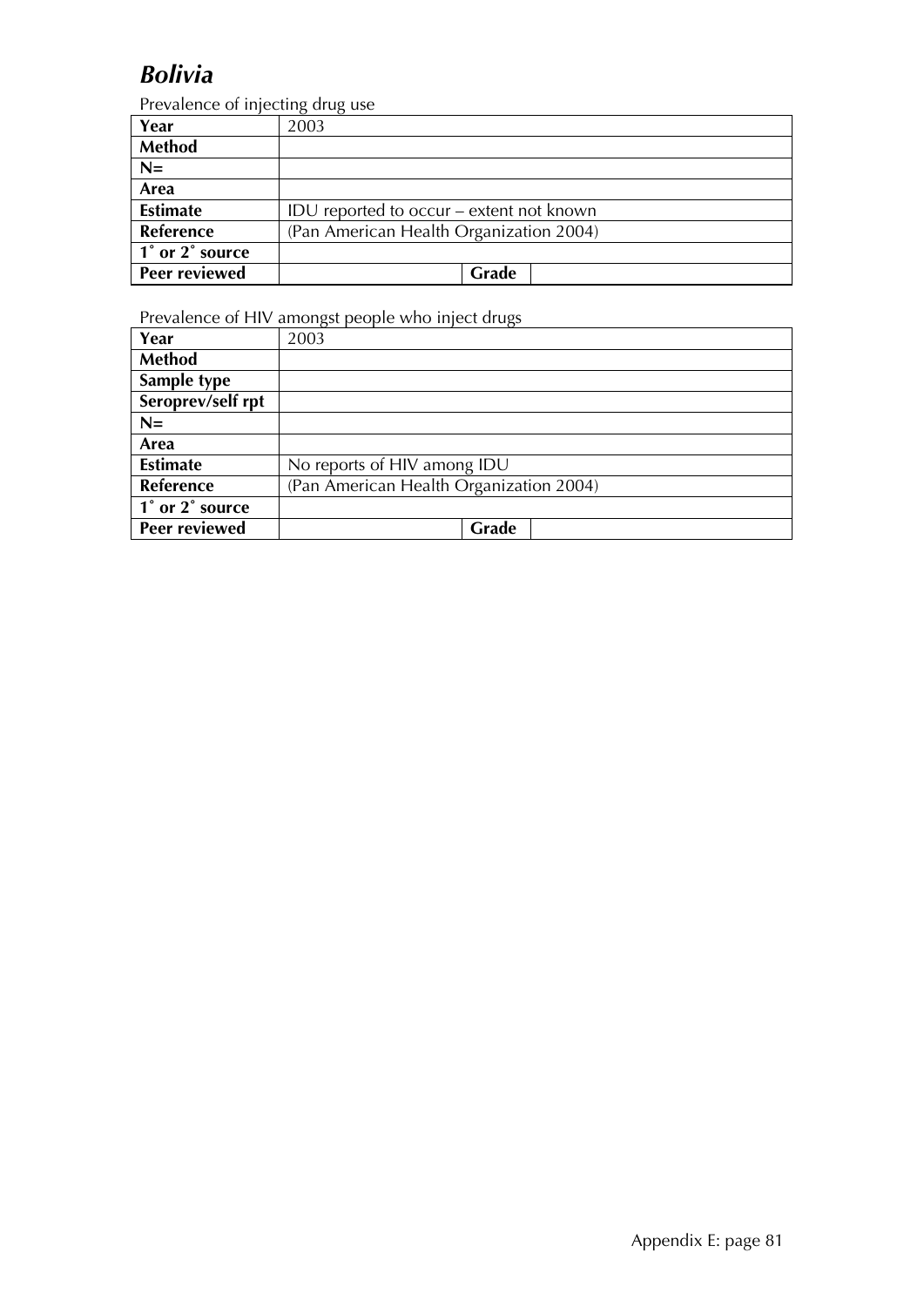## *Bolivia*

Prevalence of injecting drug use

| | | | |
|---|---|---|---|
| **Year** | 2003 | | |
| **Method** | | | |
| **N=** | | | |
| **Area** | | | |
| **Estimate** | IDU reported to occur – extent not known | | |
| **Reference** | (Pan American Health Organization 2004) | | |
| **1˚ or 2˚ source** | | | |
| **Peer reviewed** | | **Grade** | |

Prevalence of HIV amongst people who inject drugs

| | | | |
|---|---|---|---|
| **Year** | 2003 | | |
| **Method** | | | |
| **Sample type** | | | |
| **Seroprev/self rpt** | | | |
| **N=** | | | |
| **Area** | | | |
| **Estimate** | No reports of HIV among IDU | | |
| **Reference** | (Pan American Health Organization 2004) | | |
| **1˚ or 2˚ source** | | | |
| **Peer reviewed** | | **Grade** | |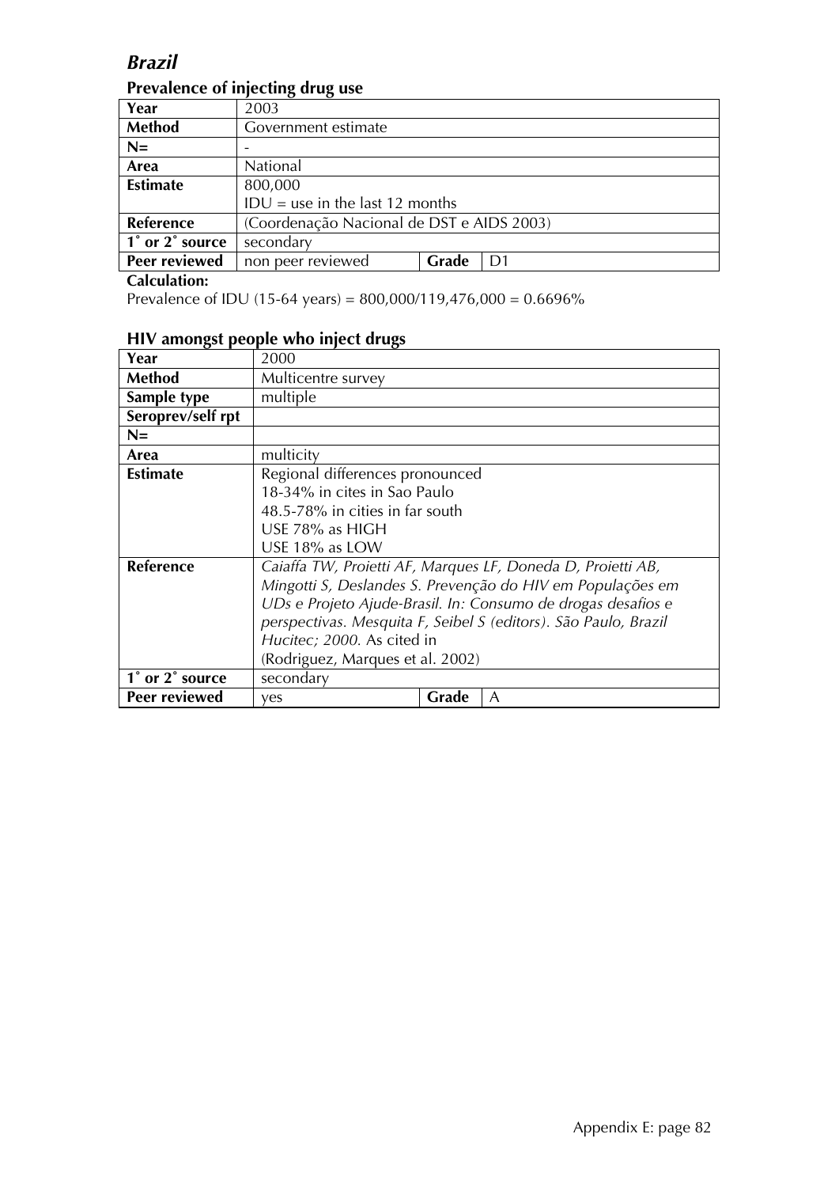## *Brazil*

### Prevalence of injecting drug use

| Year | 2003 | | |
|---|---|---|---|
| **Method** | Government estimate | | |
| **N=** | - | | |
| **Area** | National | | |
| **Estimate** | 800,000<br>IDU = use in the last 12 months | | |
| **Reference** | (Coordenação Nacional de DST e AIDS 2003) | | |
| **1˚ or 2˚ source** | secondary | | |
| **Peer reviewed** | non peer reviewed | **Grade** | D1 |

**Calculation:**

Prevalence of IDU (15-64 years) = 800,000/119,476,000 = 0.6696%

### HIV amongst people who inject drugs

| Year | 2000 | | |
|---|---|---|---|
| **Method** | Multicentre survey | | |
| **Sample type** | multiple | | |
| **Seroprev/self rpt** | | | |
| **N=** | | | |
| **Area** | multicity | | |
| **Estimate** | Regional differences pronounced<br>18-34% in cites in Sao Paulo<br>48.5-78% in cities in far south<br>USE 78% as HIGH<br>USE 18% as LOW | | |
| **Reference** | *Caiaffa TW, Proietti AF, Marques LF, Doneda D, Proietti AB, Mingotti S, Deslandes S. Prevenção do HIV em Populações em UDs e Projeto Ajude-Brasil. In: Consumo de drogas desafios e perspectivas. Mesquita F, Seibel S (editors). São Paulo, Brazil Hucitec; 2000.* As cited in<br>(Rodriguez, Marques et al. 2002) | | |
| **1˚ or 2˚ source** | secondary | | |
| **Peer reviewed** | yes | **Grade** | A |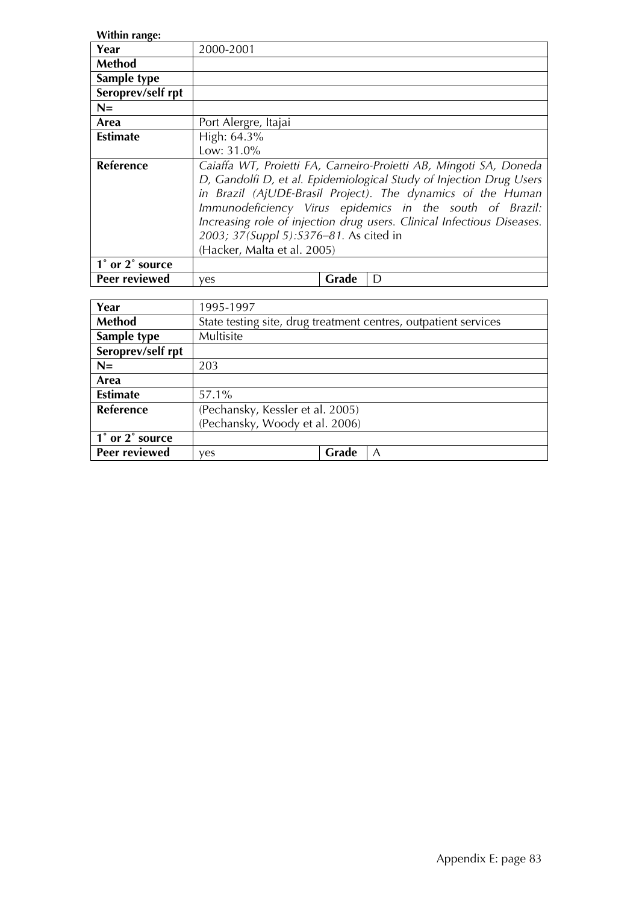**Within range:**

| Year | 2000-2001 | | |
|---|---|---|---|
| **Method** | | | |
| **Sample type** | | | |
| **Seroprev/self rpt** | | | |
| **N=** | | | |
| **Area** | Port Alergre, Itajai | | |
| **Estimate** | High: 64.3%<br>Low: 31.0% | | |
| **Reference** | *Caiaffa WT, Proietti FA, Carneiro-Proietti AB, Mingoti SA, Doneda D, Gandolfi D, et al. Epidemiological Study of Injection Drug Users in Brazil (AjUDE-Brasil Project). The dynamics of the Human Immunodeficiency Virus epidemics in the south of Brazil: Increasing role of injection drug users. Clinical Infectious Diseases. 2003; 37(Suppl 5):S376–81.* As cited in<br>(Hacker, Malta et al. 2005) | | |
| **1˚ or 2˚ source** | | | |
| **Peer reviewed** | yes | **Grade** | D |

| Year | 1995-1997 | | |
|---|---|---|---|
| **Method** | State testing site, drug treatment centres, outpatient services | | |
| **Sample type** | Multisite | | |
| **Seroprev/self rpt** | | | |
| **N=** | 203 | | |
| **Area** | | | |
| **Estimate** | 57.1% | | |
| **Reference** | (Pechansky, Kessler et al. 2005)<br>(Pechansky, Woody et al. 2006) | | |
| **1˚ or 2˚ source** | | | |
| **Peer reviewed** | yes | **Grade** | A |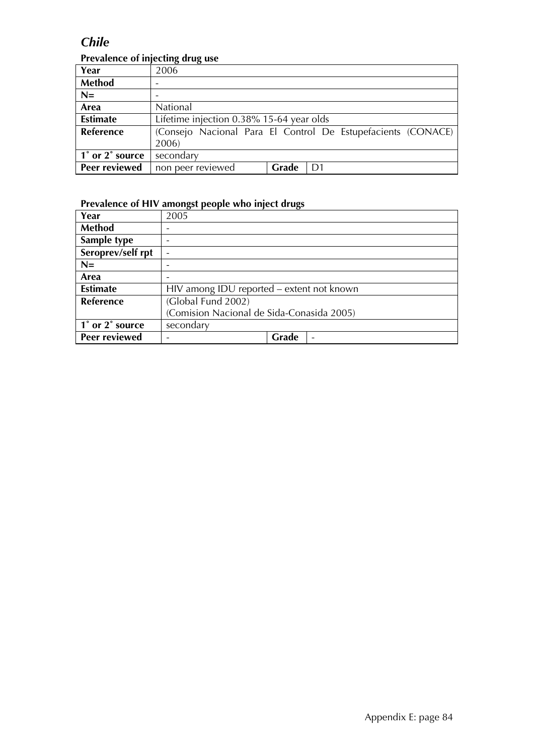## *Chile*

### Prevalence of injecting drug use

| | | | |
|---|---|---|---|
| **Year** | 2006 | | |
| **Method** | - | | |
| **N=** | - | | |
| **Area** | National | | |
| **Estimate** | Lifetime injection 0.38% 15-64 year olds | | |
| **Reference** | (Consejo Nacional Para El Control De Estupefacients (CONACE) 2006) | | |
| **1˚ or 2˚ source** | secondary | | |
| **Peer reviewed** | non peer reviewed | **Grade** | D1 |

### Prevalence of HIV amongst people who inject drugs

| | | | |
|---|---|---|---|
| **Year** | 2005 | | |
| **Method** | - | | |
| **Sample type** | - | | |
| **Seroprev/self rpt** | - | | |
| **N=** | - | | |
| **Area** | - | | |
| **Estimate** | HIV among IDU reported – extent not known | | |
| **Reference** | (Global Fund 2002)<br>(Comision Nacional de Sida-Conasida 2005) | | |
| **1˚ or 2˚ source** | secondary | | |
| **Peer reviewed** | - | **Grade** | - |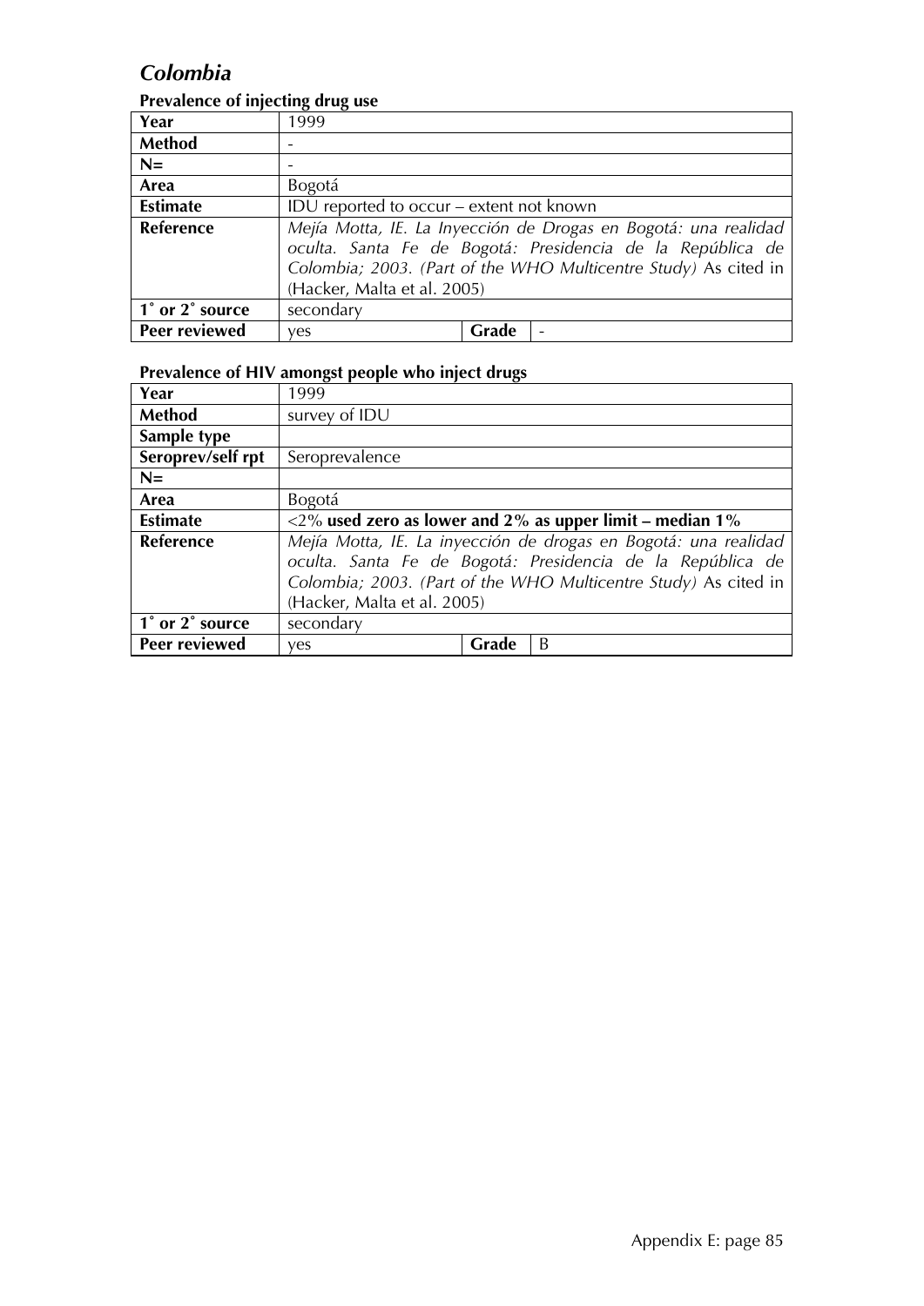## *Colombia*

### Prevalence of injecting drug use

| Year | 1999 | | |
|---|---|---|---|
| **Method** | - | | |
| **N=** | - | | |
| **Area** | Bogotá | | |
| **Estimate** | IDU reported to occur – extent not known | | |
| **Reference** | *Mejía Motta, IE. La Inyección de Drogas en Bogotá: una realidad oculta. Santa Fe de Bogotá: Presidencia de la República de Colombia; 2003. (Part of the WHO Multicentre Study)* As cited in (Hacker, Malta et al. 2005) | | |
| **1˚ or 2˚ source** | secondary | | |
| **Peer reviewed** | yes | **Grade** | - |

### Prevalence of HIV amongst people who inject drugs

| Year | 1999 | | |
|---|---|---|---|
| **Method** | survey of IDU | | |
| **Sample type** | | | |
| **Seroprev/self rpt** | Seroprevalence | | |
| **N=** | | | |
| **Area** | Bogotá | | |
| **Estimate** | <2% **used zero as lower and 2% as upper limit – median 1%** | | |
| **Reference** | *Mejía Motta, IE. La inyección de drogas en Bogotá: una realidad oculta. Santa Fe de Bogotá: Presidencia de la República de Colombia; 2003. (Part of the WHO Multicentre Study)* As cited in (Hacker, Malta et al. 2005) | | |
| **1˚ or 2˚ source** | secondary | | |
| **Peer reviewed** | yes | **Grade** | B |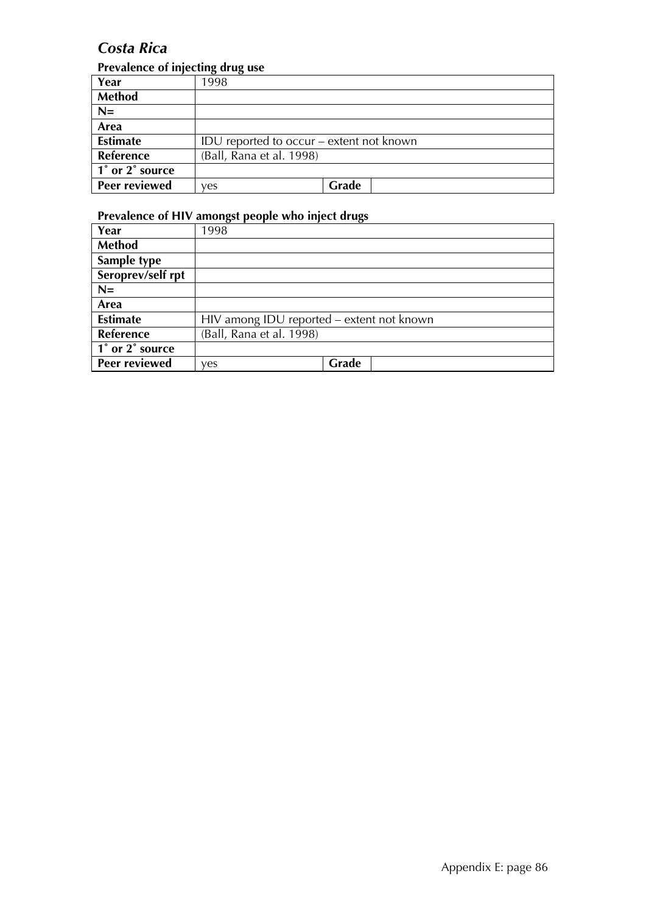## *Costa Rica*

### Prevalence of injecting drug use

| Year | 1998 | | |
|---|---|---|---|
| **Method** | | | |
| **N=** | | | |
| **Area** | | | |
| **Estimate** | IDU reported to occur – extent not known | | |
| **Reference** | (Ball, Rana et al. 1998) | | |
| **1˚ or 2˚ source** | | | |
| **Peer reviewed** | yes | **Grade** | |

### Prevalence of HIV amongst people who inject drugs

| Year | 1998 | | |
|---|---|---|---|
| **Method** | | | |
| **Sample type** | | | |
| **Seroprev/self rpt** | | | |
| **N=** | | | |
| **Area** | | | |
| **Estimate** | HIV among IDU reported – extent not known | | |
| **Reference** | (Ball, Rana et al. 1998) | | |
| **1˚ or 2˚ source** | | | |
| **Peer reviewed** | yes | **Grade** | |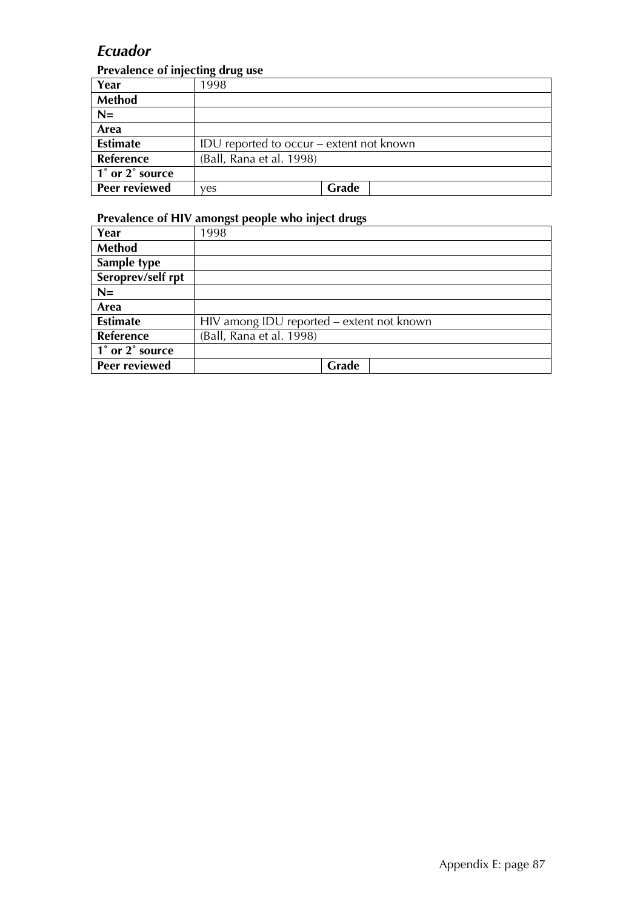# *Ecuador*

**Prevalence of injecting drug use**

| **Year** | 1998 | | |
|---|---|---|---|
| **Method** | | | |
| **N=** | | | |
| **Area** | | | |
| **Estimate** | IDU reported to occur – extent not known | | |
| **Reference** | (Ball, Rana et al. 1998) | | |
| **1˚ or 2˚ source** | | | |
| **Peer reviewed** | yes | **Grade** | |

**Prevalence of HIV amongst people who inject drugs**

| **Year** | 1998 | | |
|---|---|---|---|
| **Method** | | | |
| **Sample type** | | | |
| **Seroprev/self rpt** | | | |
| **N=** | | | |
| **Area** | | | |
| **Estimate** | HIV among IDU reported – extent not known | | |
| **Reference** | (Ball, Rana et al. 1998) | | |
| **1˚ or 2˚ source** | | | |
| **Peer reviewed** | | **Grade** | |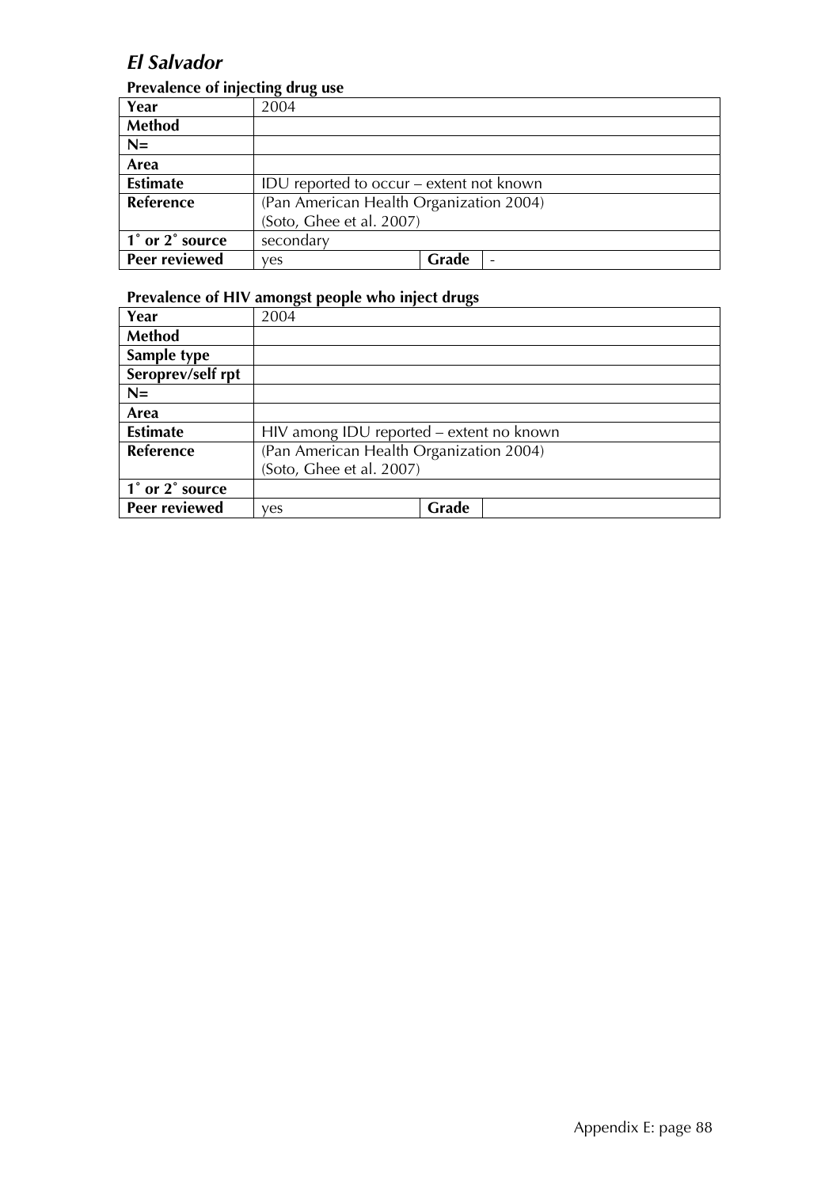# *El Salvador*

### Prevalence of injecting drug use

| Year | 2004 | | |
|---|---|---|---|
| **Method** | | | |
| **N=** | | | |
| **Area** | | | |
| **Estimate** | IDU reported to occur – extent not known | | |
| **Reference** | (Pan American Health Organization 2004) (Soto, Ghee et al. 2007) | | |
| **1˚ or 2˚ source** | secondary | | |
| **Peer reviewed** | yes | **Grade** | - |

### Prevalence of HIV amongst people who inject drugs

| Year | 2004 | | |
|---|---|---|---|
| **Method** | | | |
| **Sample type** | | | |
| **Seroprev/self rpt** | | | |
| **N=** | | | |
| **Area** | | | |
| **Estimate** | HIV among IDU reported – extent no known | | |
| **Reference** | (Pan American Health Organization 2004) (Soto, Ghee et al. 2007) | | |
| **1˚ or 2˚ source** | | | |
| **Peer reviewed** | yes | **Grade** | |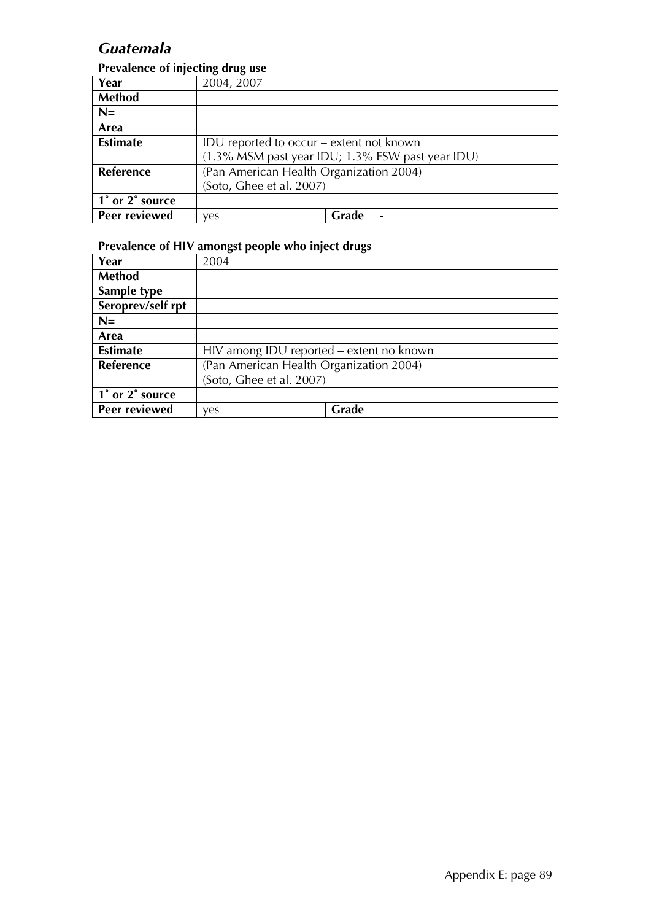## *Guatemala*

### Prevalence of injecting drug use

| Year | 2004, 2007 | | |
|---|---|---|---|
| Method | | | |
| N= | | | |
| Area | | | |
| Estimate | IDU reported to occur – extent not known<br>(1.3% MSM past year IDU; 1.3% FSW past year IDU) | | |
| Reference | (Pan American Health Organization 2004)<br>(Soto, Ghee et al. 2007) | | |
| 1˚ or 2˚ source | | | |
| Peer reviewed | yes | Grade | - |

### Prevalence of HIV amongst people who inject drugs

| Year | 2004 | | |
|---|---|---|---|
| Method | | | |
| Sample type | | | |
| Seroprev/self rpt | | | |
| N= | | | |
| Area | | | |
| Estimate | HIV among IDU reported – extent no known | | |
| Reference | (Pan American Health Organization 2004)<br>(Soto, Ghee et al. 2007) | | |
| 1˚ or 2˚ source | | | |
| Peer reviewed | yes | Grade | |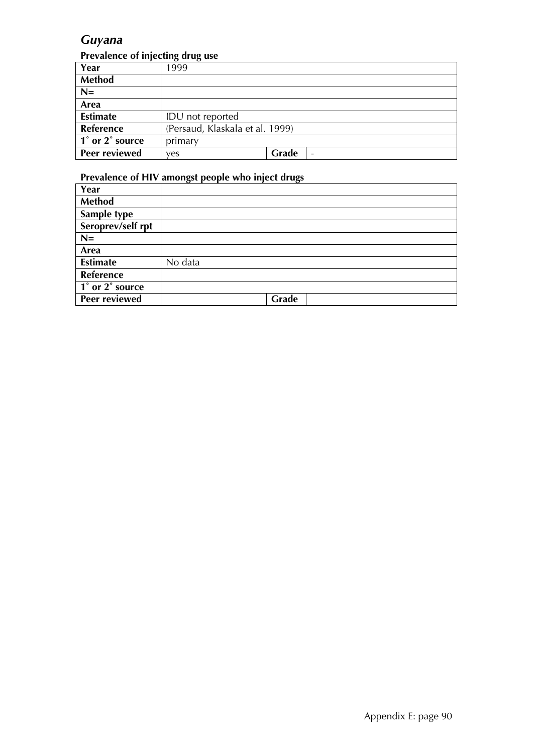## *Guyana*

### Prevalence of injecting drug use

| Year | 1999 | | |
|---|---|---|---|
| **Method** | | | |
| **N=** | | | |
| **Area** | | | |
| **Estimate** | IDU not reported | | |
| **Reference** | (Persaud, Klaskala et al. 1999) | | |
| **1˚ or 2˚ source** | primary | | |
| **Peer reviewed** | yes | **Grade** | - |

### Prevalence of HIV amongst people who inject drugs

| Year | | | |
|---|---|---|---|
| **Method** | | | |
| **Sample type** | | | |
| **Seroprev/self rpt** | | | |
| **N=** | | | |
| **Area** | | | |
| **Estimate** | No data | | |
| **Reference** | | | |
| **1˚ or 2˚ source** | | | |
| **Peer reviewed** | | **Grade** | |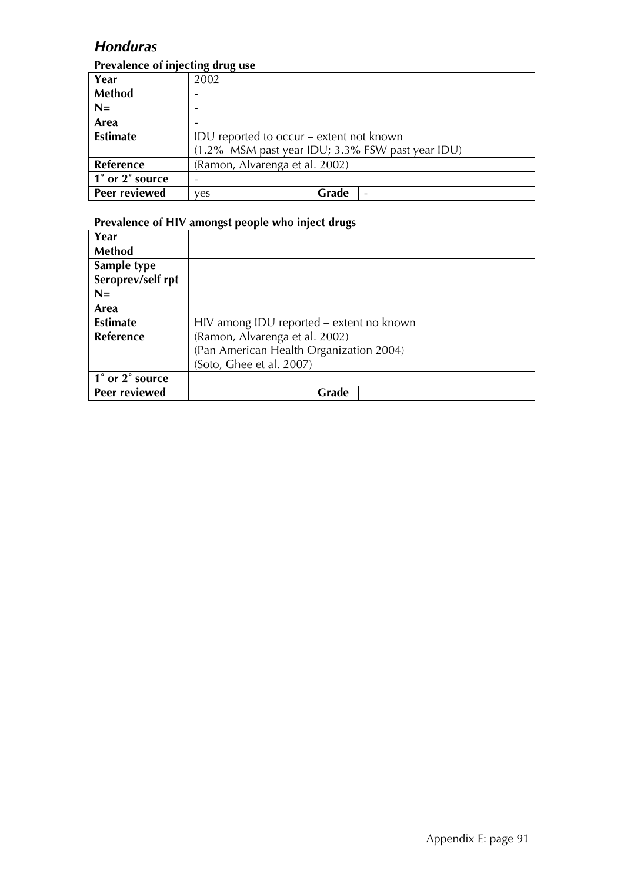## *Honduras*

### Prevalence of injecting drug use

| Year | 2002 | | |
|---|---|---|---|
| Method | - | | |
| N= | - | | |
| Area | - | | |
| Estimate | IDU reported to occur – extent not known<br>(1.2% MSM past year IDU; 3.3% FSW past year IDU) | | |
| Reference | (Ramon, Alvarenga et al. 2002) | | |
| 1˚ or 2˚ source | - | | |
| Peer reviewed | yes | Grade | - |

### Prevalence of HIV amongst people who inject drugs

| Year | | | |
|---|---|---|---|
| Method | | | |
| Sample type | | | |
| Seroprev/self rpt | | | |
| N= | | | |
| Area | | | |
| Estimate | HIV among IDU reported – extent no known | | |
| Reference | (Ramon, Alvarenga et al. 2002)<br>(Pan American Health Organization 2004)<br>(Soto, Ghee et al. 2007) | | |
| 1˚ or 2˚ source | | | |
| Peer reviewed | | Grade | |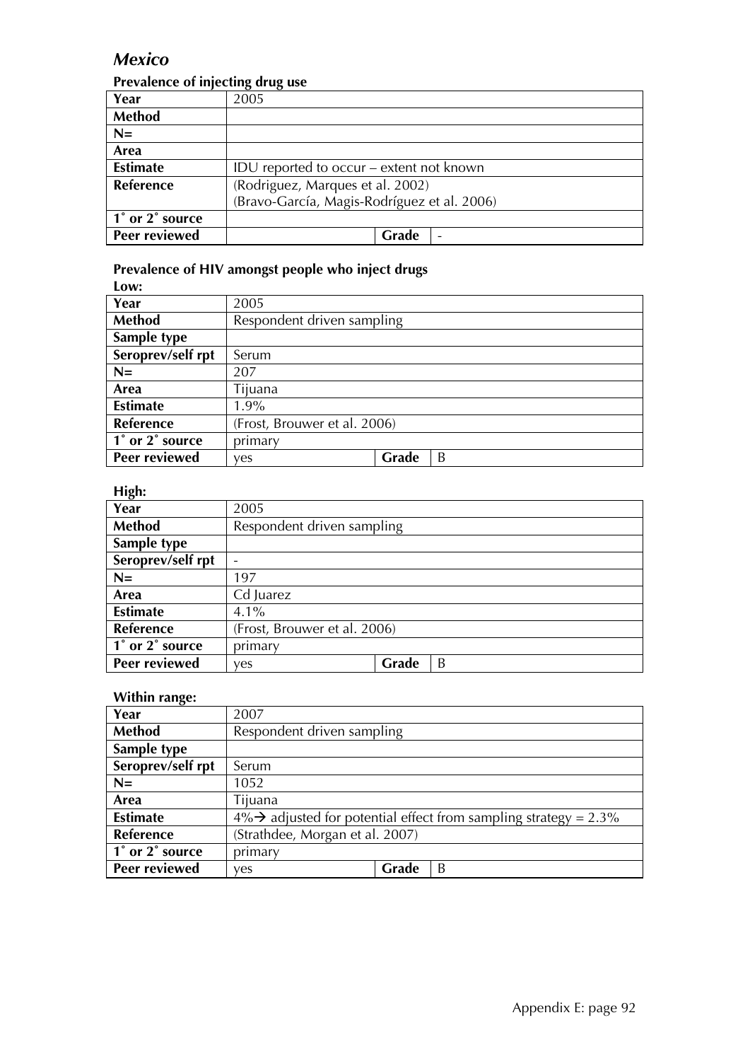## *Mexico*

### Prevalence of injecting drug use

| **Year** | 2005 | | |
|---|---|---|---|
| **Method** | | | |
| **N=** | | | |
| **Area** | | | |
| **Estimate** | IDU reported to occur – extent not known | | |
| **Reference** | (Rodriguez, Marques et al. 2002) (Bravo-García, Magis-Rodríguez et al. 2006) | | |
| **1˚ or 2˚ source** | | | |
| **Peer reviewed** | | **Grade** | - |

### Prevalence of HIV amongst people who inject drugs

**Low:**

| **Year** | 2005 | | |
|---|---|---|---|
| **Method** | Respondent driven sampling | | |
| **Sample type** | | | |
| **Seroprev/self rpt** | Serum | | |
| **N=** | 207 | | |
| **Area** | Tijuana | | |
| **Estimate** | 1.9% | | |
| **Reference** | (Frost, Brouwer et al. 2006) | | |
| **1˚ or 2˚ source** | primary | | |
| **Peer reviewed** | yes | **Grade** | B |

**High:**

| **Year** | 2005 | | |
|---|---|---|---|
| **Method** | Respondent driven sampling | | |
| **Sample type** | | | |
| **Seroprev/self rpt** | - | | |
| **N=** | 197 | | |
| **Area** | Cd Juarez | | |
| **Estimate** | 4.1% | | |
| **Reference** | (Frost, Brouwer et al. 2006) | | |
| **1˚ or 2˚ source** | primary | | |
| **Peer reviewed** | yes | **Grade** | B |

**Within range:**

| **Year** | 2007 | | |
|---|---|---|---|
| **Method** | Respondent driven sampling | | |
| **Sample type** | | | |
| **Seroprev/self rpt** | Serum | | |
| **N=** | 1052 | | |
| **Area** | Tijuana | | |
| **Estimate** | 4%→ adjusted for potential effect from sampling strategy = 2.3% | | |
| **Reference** | (Strathdee, Morgan et al. 2007) | | |
| **1˚ or 2˚ source** | primary | | |
| **Peer reviewed** | yes | **Grade** | B |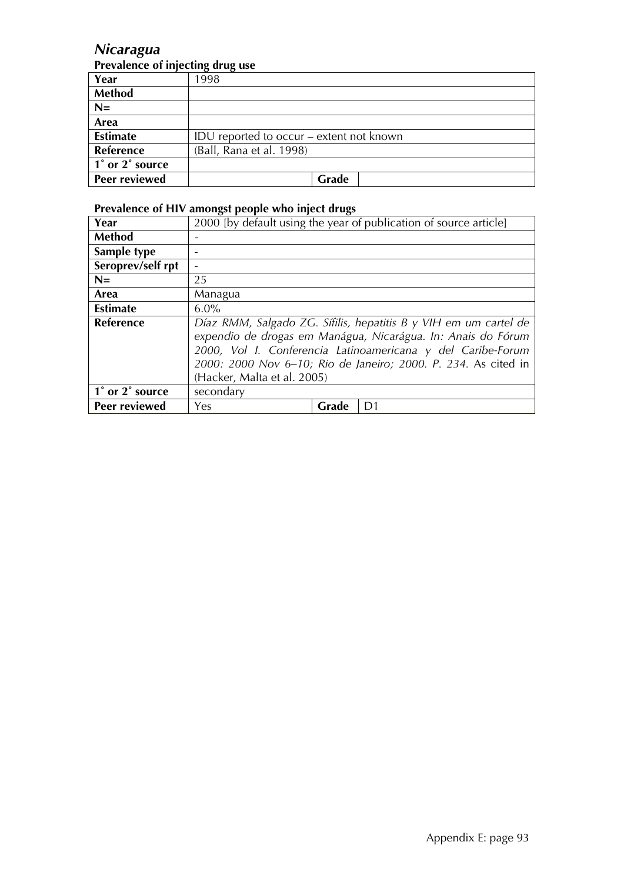## *Nicaragua*

### Prevalence of injecting drug use

| Year | 1998 | | |
|---|---|---|---|
| **Method** | | | |
| **N=** | | | |
| **Area** | | | |
| **Estimate** | IDU reported to occur – extent not known | | |
| **Reference** | (Ball, Rana et al. 1998) | | |
| **1˚ or 2˚ source** | | | |
| **Peer reviewed** | | **Grade** | |

### Prevalence of HIV amongst people who inject drugs

| Year | 2000 [by default using the year of publication of source article] | | |
|---|---|---|---|
| **Method** | - | | |
| **Sample type** | - | | |
| **Seroprev/self rpt** | - | | |
| **N=** | 25 | | |
| **Area** | Managua | | |
| **Estimate** | 6.0% | | |
| **Reference** | *Díaz RMM, Salgado ZG. Sífilis, hepatitis B y VIH em um cartel de expendio de drogas em Manágua, Nicarágua. In: Anais do Fórum 2000, Vol I. Conferencia Latinoamericana y del Caribe-Forum 2000: 2000 Nov 6–10; Rio de Janeiro; 2000. P. 234.* As cited in (Hacker, Malta et al. 2005) | | |
| **1˚ or 2˚ source** | secondary | | |
| **Peer reviewed** | Yes | **Grade** | D1 |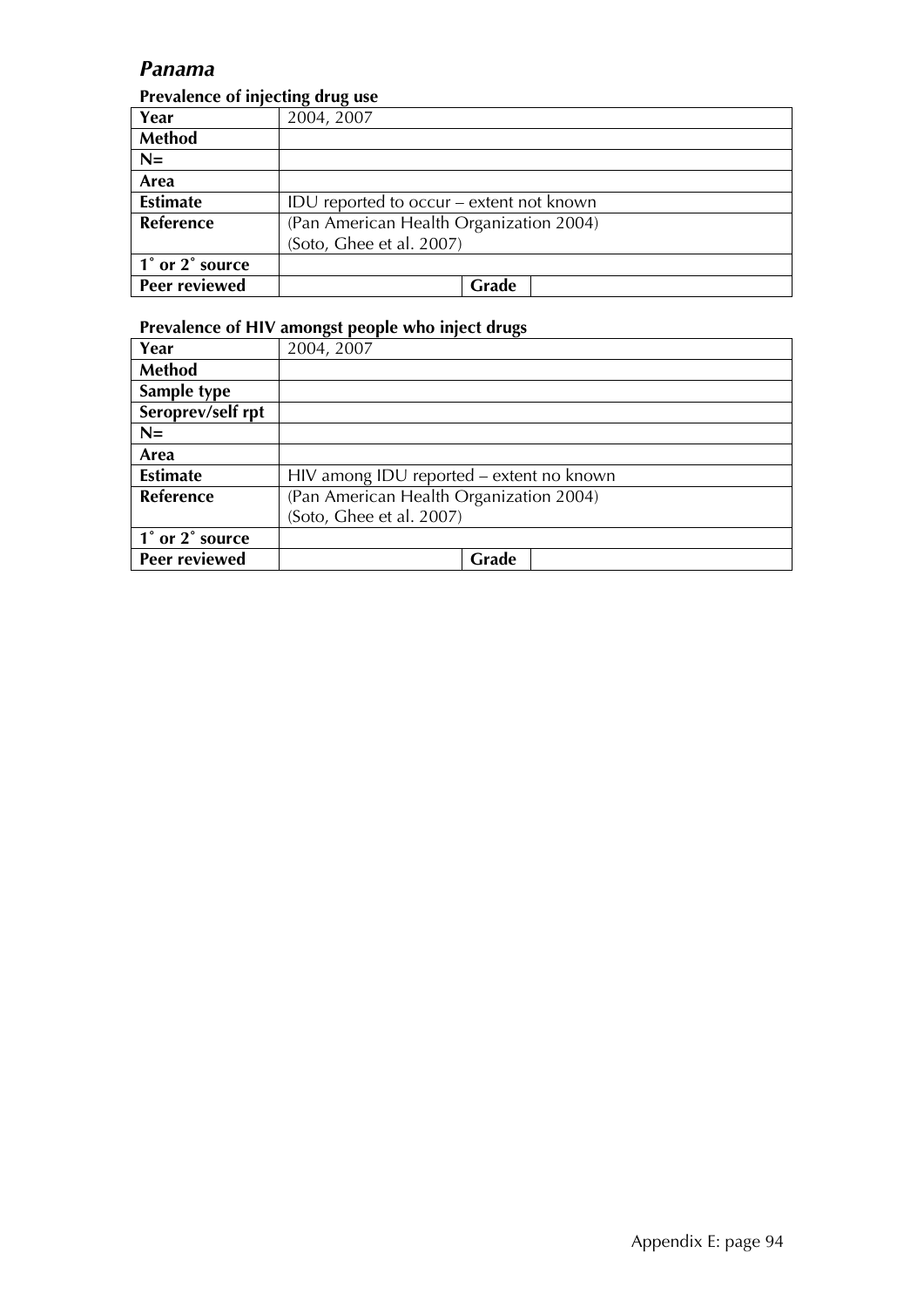## *Panama*

### Prevalence of injecting drug use

| Year | 2004, 2007 | | |
|---|---|---|---|
| Method | | | |
| N= | | | |
| Area | | | |
| Estimate | IDU reported to occur – extent not known | | |
| Reference | (Pan American Health Organization 2004)<br>(Soto, Ghee et al. 2007) | | |
| 1˚ or 2˚ source | | | |
| Peer reviewed | | Grade | |

### Prevalence of HIV amongst people who inject drugs

| Year | 2004, 2007 | | |
|---|---|---|---|
| Method | | | |
| Sample type | | | |
| Seroprev/self rpt | | | |
| N= | | | |
| Area | | | |
| Estimate | HIV among IDU reported – extent no known | | |
| Reference | (Pan American Health Organization 2004)<br>(Soto, Ghee et al. 2007) | | |
| 1˚ or 2˚ source | | | |
| Peer reviewed | | Grade | |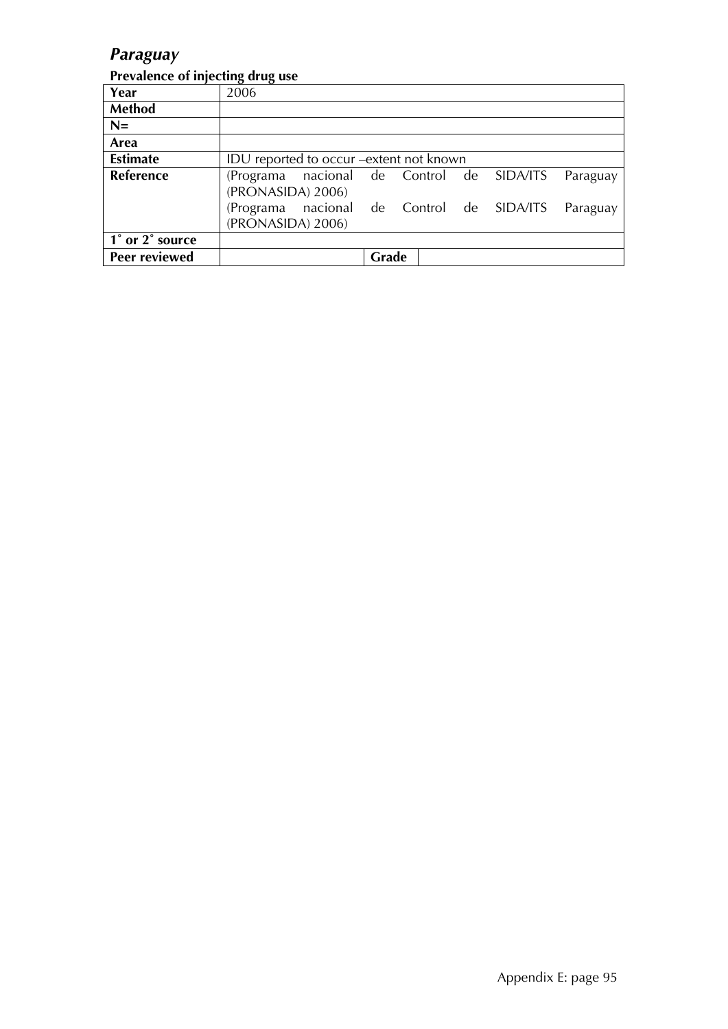## *Paraguay*

### Prevalence of injecting drug use

| **Year** | 2006 | | |
|---|---|---|---|
| **Method** | | | |
| **N=** | | | |
| **Area** | | | |
| **Estimate** | IDU reported to occur –extent not known | | |
| **Reference** | (Programa nacional de Control de SIDA/ITS Paraguay (PRONASIDA) 2006) (Programa nacional de Control de SIDA/ITS Paraguay (PRONASIDA) 2006) | | |
| **1˚ or 2˚ source** | | | |
| **Peer reviewed** | | **Grade** | |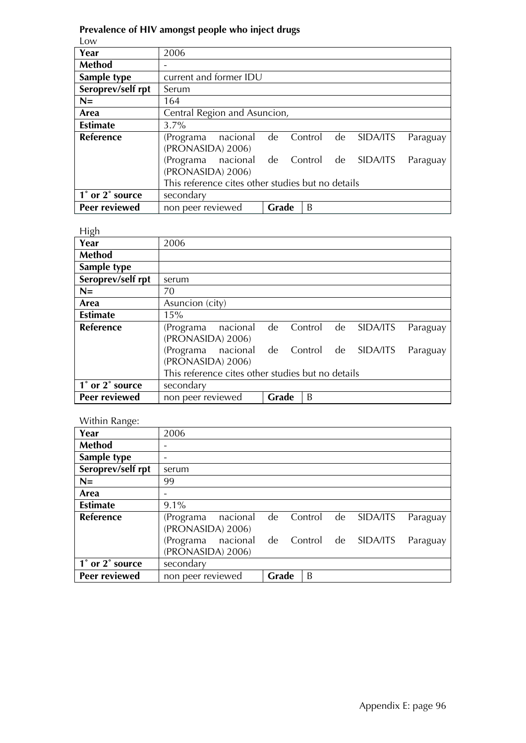**Prevalence of HIV amongst people who inject drugs**

Low

| Year | 2006 | | |
|---|---|---|---|
| Method | - | | |
| Sample type | current and former IDU | | |
| Seroprev/self rpt | Serum | | |
| N= | 164 | | |
| Area | Central Region and Asuncion, | | |
| Estimate | 3.7% | | |
| Reference | (Programa nacional de Control de SIDA/ITS Paraguay (PRONASIDA) 2006)<br>(Programa nacional de Control de SIDA/ITS Paraguay (PRONASIDA) 2006)<br>This reference cites other studies but no details | | |
| 1˚ or 2˚ source | secondary | | |
| Peer reviewed | non peer reviewed | Grade | B |

High

| Year | 2006 | | |
|---|---|---|---|
| Method | | | |
| Sample type | | | |
| Seroprev/self rpt | serum | | |
| N= | 70 | | |
| Area | Asuncion (city) | | |
| Estimate | 15% | | |
| Reference | (Programa nacional de Control de SIDA/ITS Paraguay (PRONASIDA) 2006)<br>(Programa nacional de Control de SIDA/ITS Paraguay (PRONASIDA) 2006)<br>This reference cites other studies but no details | | |
| 1˚ or 2˚ source | secondary | | |
| Peer reviewed | non peer reviewed | Grade | B |

Within Range:

| Year | 2006 | | |
|---|---|---|---|
| Method | - | | |
| Sample type | - | | |
| Seroprev/self rpt | serum | | |
| N= | 99 | | |
| Area | - | | |
| Estimate | 9.1% | | |
| Reference | (Programa nacional de Control de SIDA/ITS Paraguay (PRONASIDA) 2006)<br>(Programa nacional de Control de SIDA/ITS Paraguay (PRONASIDA) 2006) | | |
| 1˚ or 2˚ source | secondary | | |
| Peer reviewed | non peer reviewed | Grade | B |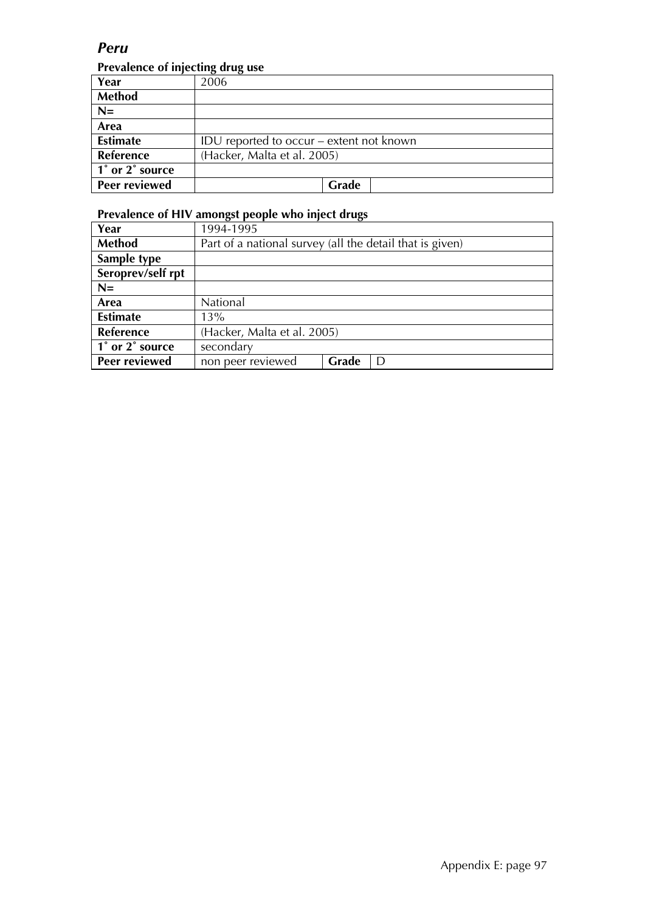## *Peru*

### Prevalence of injecting drug use

| Year | 2006 | | |
|---|---|---|---|
| **Method** | | | |
| **N=** | | | |
| **Area** | | | |
| **Estimate** | IDU reported to occur – extent not known | | |
| **Reference** | (Hacker, Malta et al. 2005) | | |
| **1˚ or 2˚ source** | | | |
| **Peer reviewed** | | **Grade** | |

### Prevalence of HIV amongst people who inject drugs

| Year | 1994-1995 | | |
|---|---|---|---|
| **Method** | Part of a national survey (all the detail that is given) | | |
| **Sample type** | | | |
| **Seroprev/self rpt** | | | |
| **N=** | | | |
| **Area** | National | | |
| **Estimate** | 13% | | |
| **Reference** | (Hacker, Malta et al. 2005) | | |
| **1˚ or 2˚ source** | secondary | | |
| **Peer reviewed** | non peer reviewed | **Grade** | D |

Appendix E: page 97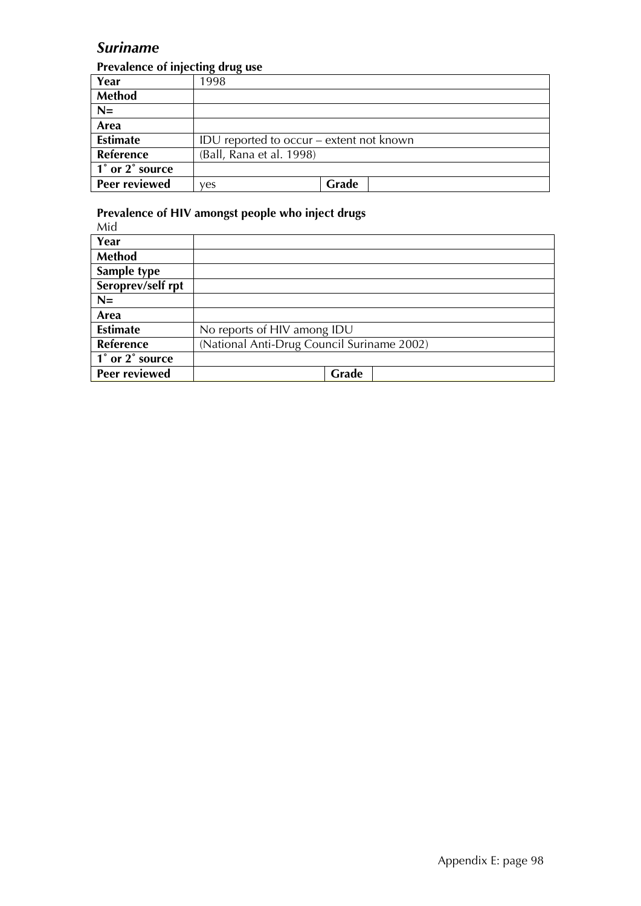## *Suriname*

**Prevalence of injecting drug use**

| **Year** | 1998 | | |
|---|---|---|---|
| **Method** | | | |
| **N=** | | | |
| **Area** | | | |
| **Estimate** | IDU reported to occur – extent not known | | |
| **Reference** | (Ball, Rana et al. 1998) | | |
| **1˚ or 2˚ source** | | | |
| **Peer reviewed** | yes | **Grade** | |

**Prevalence of HIV amongst people who inject drugs**

Mid

| **Year** | | | |
|---|---|---|---|
| **Method** | | | |
| **Sample type** | | | |
| **Seroprev/self rpt** | | | |
| **N=** | | | |
| **Area** | | | |
| **Estimate** | No reports of HIV among IDU | | |
| **Reference** | (National Anti-Drug Council Suriname 2002) | | |
| **1˚ or 2˚ source** | | | |
| **Peer reviewed** | | **Grade** | |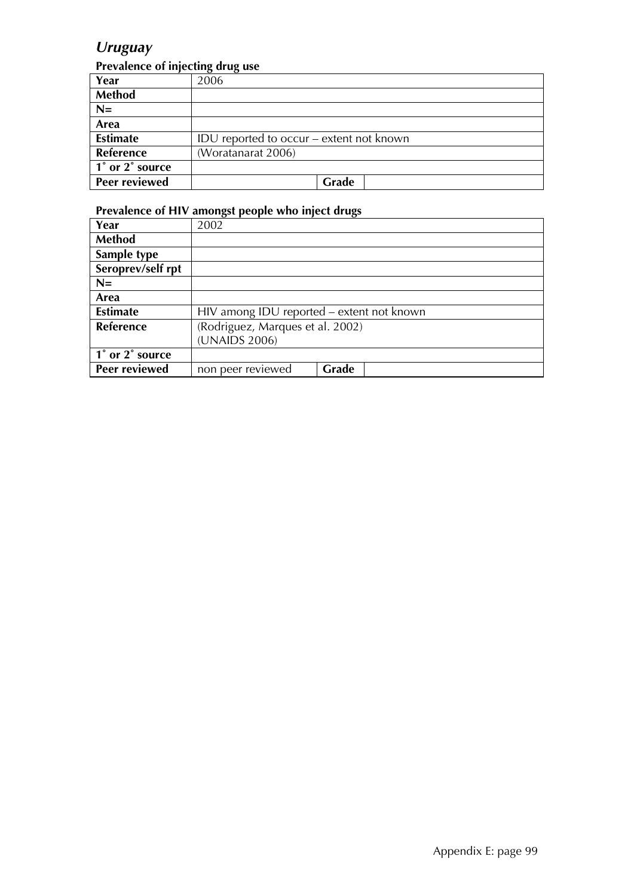## *Uruguay*

### Prevalence of injecting drug use

| Year | 2006 | | |
|---|---|---|---|
| Method | | | |
| N= | | | |
| Area | | | |
| Estimate | IDU reported to occur – extent not known | | |
| Reference | (Woratanarat 2006) | | |
| 1˚ or 2˚ source | | | |
| Peer reviewed | | Grade | |

### Prevalence of HIV amongst people who inject drugs

| Year | 2002 | | |
|---|---|---|---|
| Method | | | |
| Sample type | | | |
| Seroprev/self rpt | | | |
| N= | | | |
| Area | | | |
| Estimate | HIV among IDU reported – extent not known | | |
| Reference | (Rodriguez, Marques et al. 2002)<br>(UNAIDS 2006) | | |
| 1˚ or 2˚ source | | | |
| Peer reviewed | non peer reviewed | Grade | |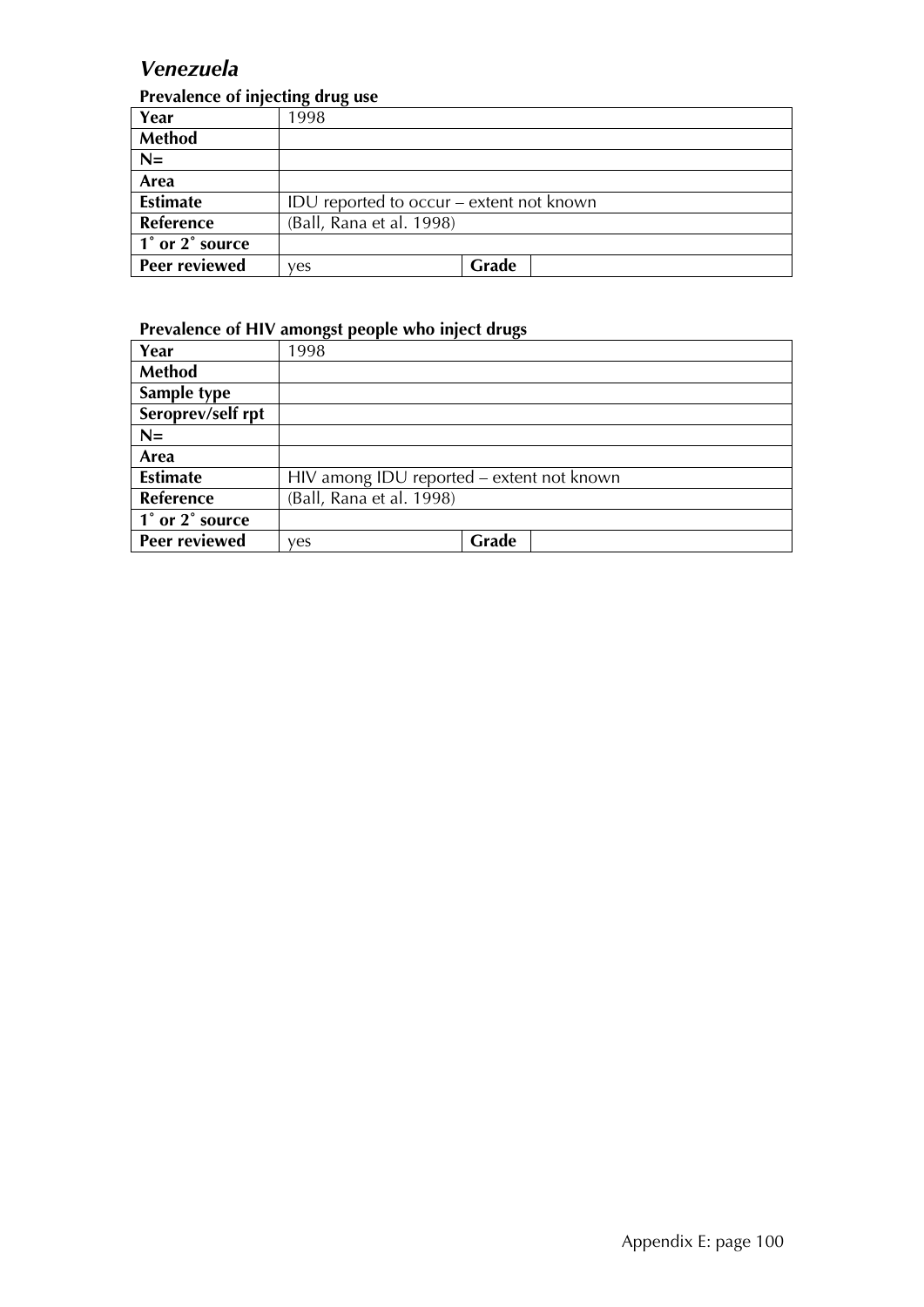## *Venezuela*

### Prevalence of injecting drug use

| Year | 1998 | | |
|---|---|---|---|
| Method | | | |
| N= | | | |
| Area | | | |
| Estimate | IDU reported to occur – extent not known | | |
| Reference | (Ball, Rana et al. 1998) | | |
| 1˚ or 2˚ source | | | |
| Peer reviewed | yes | Grade | |

### Prevalence of HIV amongst people who inject drugs

| Year | 1998 | | |
|---|---|---|---|
| Method | | | |
| Sample type | | | |
| Seroprev/self rpt | | | |
| N= | | | |
| Area | | | |
| Estimate | HIV among IDU reported – extent not known | | |
| Reference | (Ball, Rana et al. 1998) | | |
| 1˚ or 2˚ source | | | |
| Peer reviewed | yes | Grade | |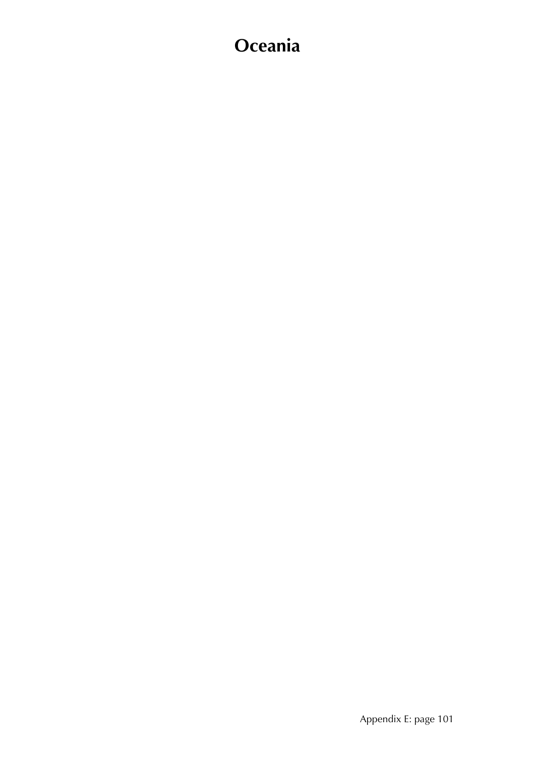# Oceania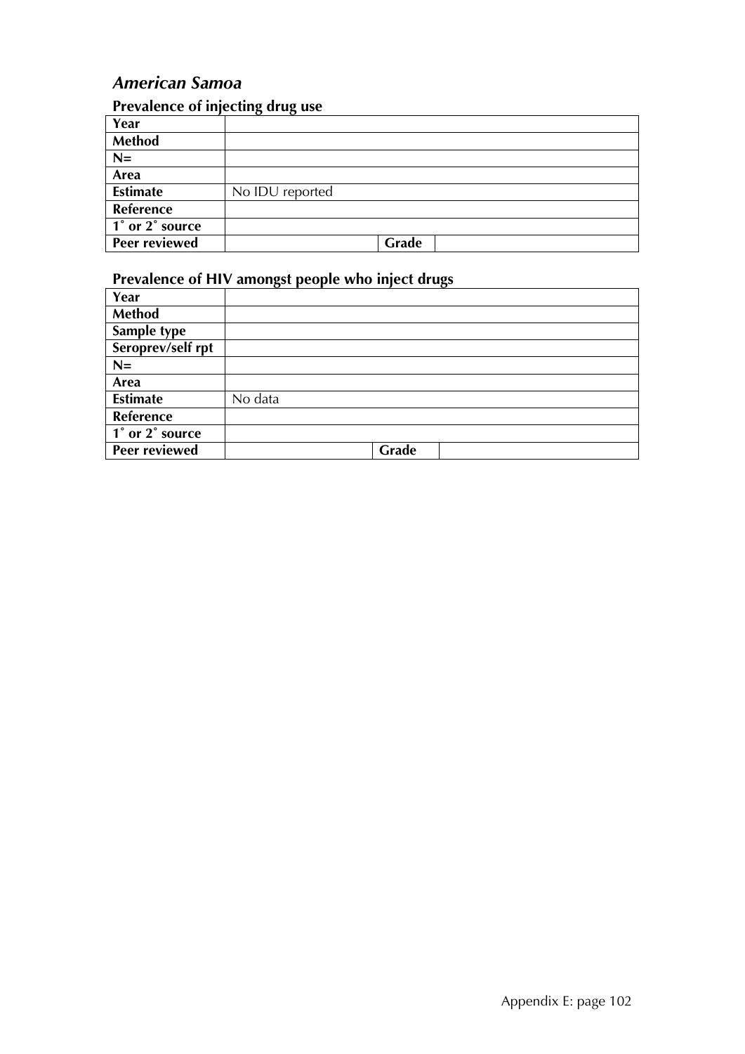## *American Samoa*

### Prevalence of injecting drug use

| Year | | | |
|---|---|---|---|
| Method | | | |
| N= | | | |
| Area | | | |
| Estimate | No IDU reported | | |
| Reference | | | |
| 1˚ or 2˚ source | | | |
| Peer reviewed | | Grade | |

### Prevalence of HIV amongst people who inject drugs

| Year | | | |
|---|---|---|---|
| Method | | | |
| Sample type | | | |
| Seroprev/self rpt | | | |
| N= | | | |
| Area | | | |
| Estimate | No data | | |
| Reference | | | |
| 1˚ or 2˚ source | | | |
| Peer reviewed | | Grade | |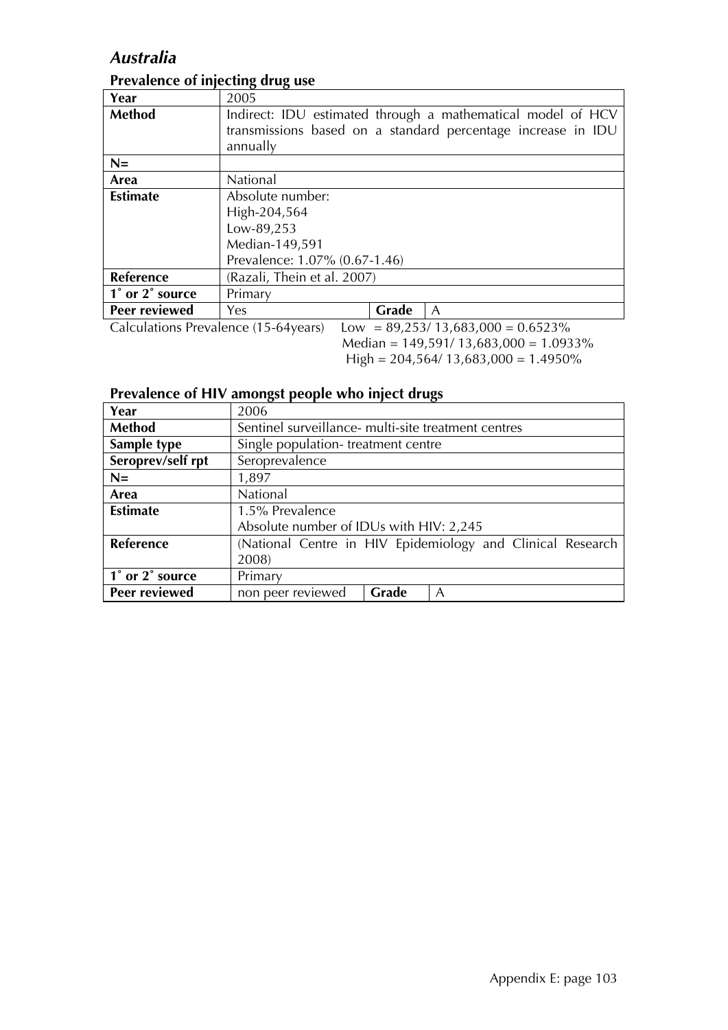# *Australia*

## Prevalence of injecting drug use

| Year | 2005 | | |
|---|---|---|---|
| **Method** | Indirect: IDU estimated through a mathematical model of HCV transmissions based on a standard percentage increase in IDU annually | | |
| **N=** | | | |
| **Area** | National | | |
| **Estimate** | Absolute number:<br>High-204,564<br>Low-89,253<br>Median-149,591<br>Prevalence: 1.07% (0.67-1.46) | | |
| **Reference** | (Razali, Thein et al. 2007) | | |
| **1˚ or 2˚ source** | Primary | | |
| **Peer reviewed** | Yes | **Grade** | A |

Calculations Prevalence (15-64years) Low = 89,253/ 13,683,000 = 0.6523%
Median = 149,591/ 13,683,000 = 1.0933%
High = 204,564/ 13,683,000 = 1.4950%

## Prevalence of HIV amongst people who inject drugs

| Year | 2006 | | |
|---|---|---|---|
| **Method** | Sentinel surveillance- multi-site treatment centres | | |
| **Sample type** | Single population- treatment centre | | |
| **Seroprev/self rpt** | Seroprevalence | | |
| **N=** | 1,897 | | |
| **Area** | National | | |
| **Estimate** | 1.5% Prevalence<br>Absolute number of IDUs with HIV: 2,245 | | |
| **Reference** | (National Centre in HIV Epidemiology and Clinical Research 2008) | | |
| **1˚ or 2˚ source** | Primary | | |
| **Peer reviewed** | non peer reviewed | **Grade** | A |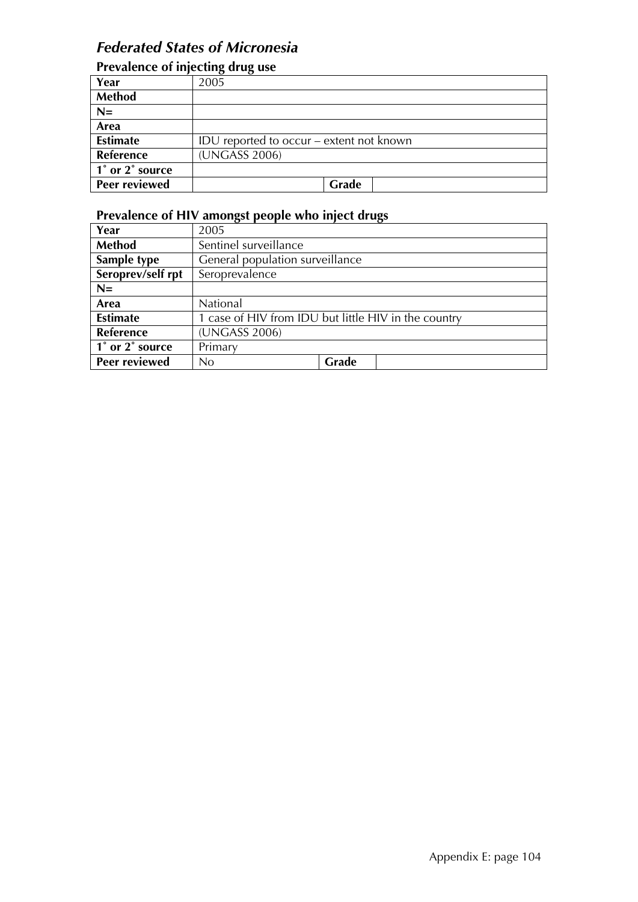## *Federated States of Micronesia*

### Prevalence of injecting drug use

| Year | 2005 | | |
|---|---|---|---|
| Method | | | |
| N= | | | |
| Area | | | |
| Estimate | IDU reported to occur – extent not known | | |
| Reference | (UNGASS 2006) | | |
| 1˚ or 2˚ source | | | |
| Peer reviewed | | Grade | |

### Prevalence of HIV amongst people who inject drugs

| Year | 2005 | | |
|---|---|---|---|
| Method | Sentinel surveillance | | |
| Sample type | General population surveillance | | |
| Seroprev/self rpt | Seroprevalence | | |
| N= | | | |
| Area | National | | |
| Estimate | 1 case of HIV from IDU but little HIV in the country | | |
| Reference | (UNGASS 2006) | | |
| 1˚ or 2˚ source | Primary | | |
| Peer reviewed | No | Grade | |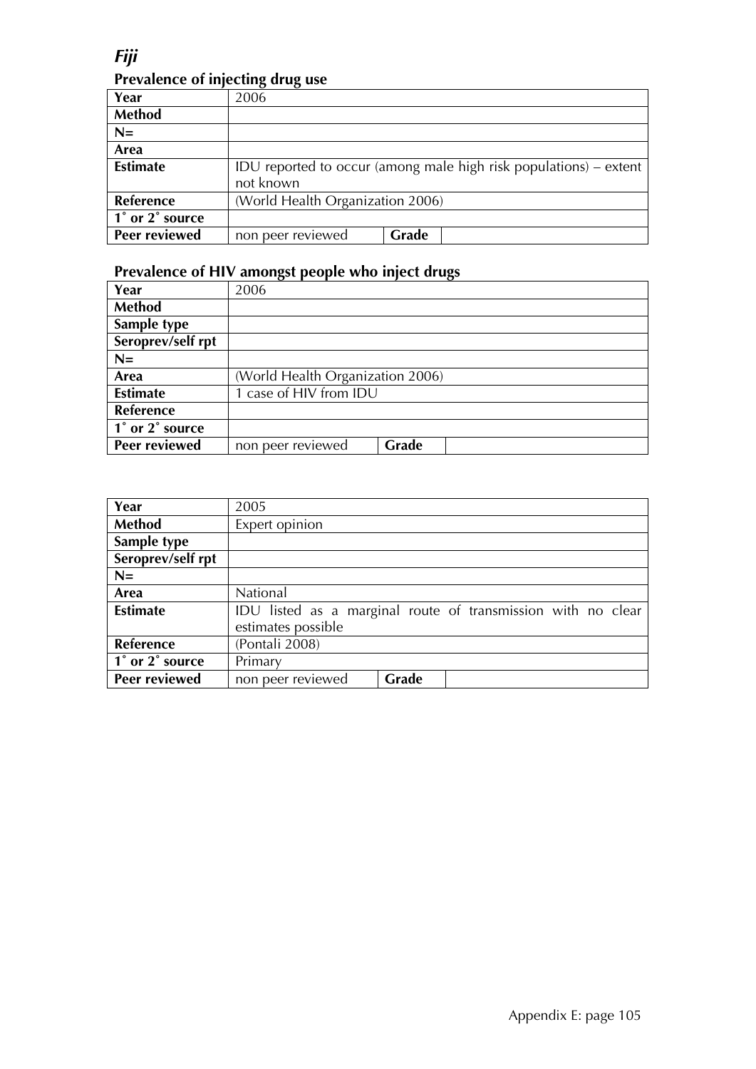*Fiji*

### Prevalence of injecting drug use

| Year | 2006 | | |
|---|---|---|---|
| Method | | | |
| N= | | | |
| Area | | | |
| Estimate | IDU reported to occur (among male high risk populations) – extent not known | | |
| Reference | (World Health Organization 2006) | | |
| 1˚ or 2˚ source | | | |
| Peer reviewed | non peer reviewed | Grade | |

### Prevalence of HIV amongst people who inject drugs

| Year | 2006 | | |
|---|---|---|---|
| Method | | | |
| Sample type | | | |
| Seroprev/self rpt | | | |
| N= | | | |
| Area | (World Health Organization 2006) | | |
| Estimate | 1 case of HIV from IDU | | |
| Reference | | | |
| 1˚ or 2˚ source | | | |
| Peer reviewed | non peer reviewed | Grade | |

| Year | 2005 | | |
|---|---|---|---|
| Method | Expert opinion | | |
| Sample type | | | |
| Seroprev/self rpt | | | |
| N= | | | |
| Area | National | | |
| Estimate | IDU listed as a marginal route of transmission with no clear estimates possible | | |
| Reference | (Pontali 2008) | | |
| 1˚ or 2˚ source | Primary | | |
| Peer reviewed | non peer reviewed | Grade | |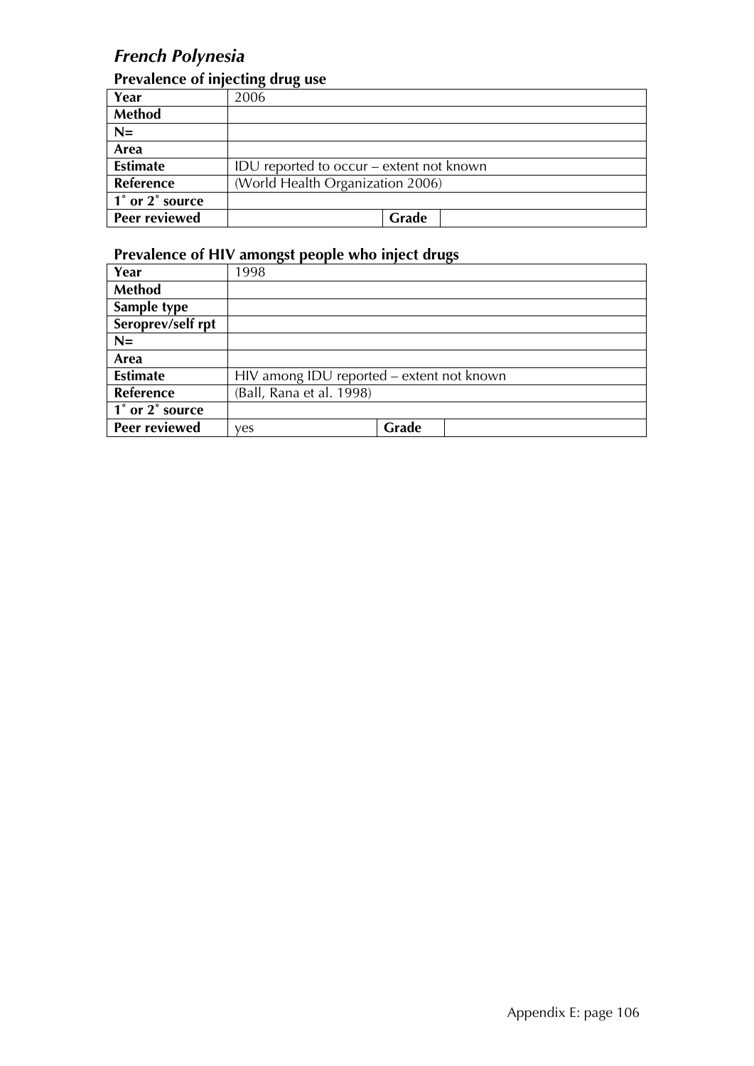## *French Polynesia*

### Prevalence of injecting drug use

| Year | 2006 | | |
|---|---|---|---|
| **Method** | | | |
| **N=** | | | |
| **Area** | | | |
| **Estimate** | IDU reported to occur – extent not known | | |
| **Reference** | (World Health Organization 2006) | | |
| **1˚ or 2˚ source** | | | |
| **Peer reviewed** | | **Grade** | |

### Prevalence of HIV amongst people who inject drugs

| Year | 1998 | | |
|---|---|---|---|
| **Method** | | | |
| **Sample type** | | | |
| **Seroprev/self rpt** | | | |
| **N=** | | | |
| **Area** | | | |
| **Estimate** | HIV among IDU reported – extent not known | | |
| **Reference** | (Ball, Rana et al. 1998) | | |
| **1˚ or 2˚ source** | | | |
| **Peer reviewed** | yes | **Grade** | |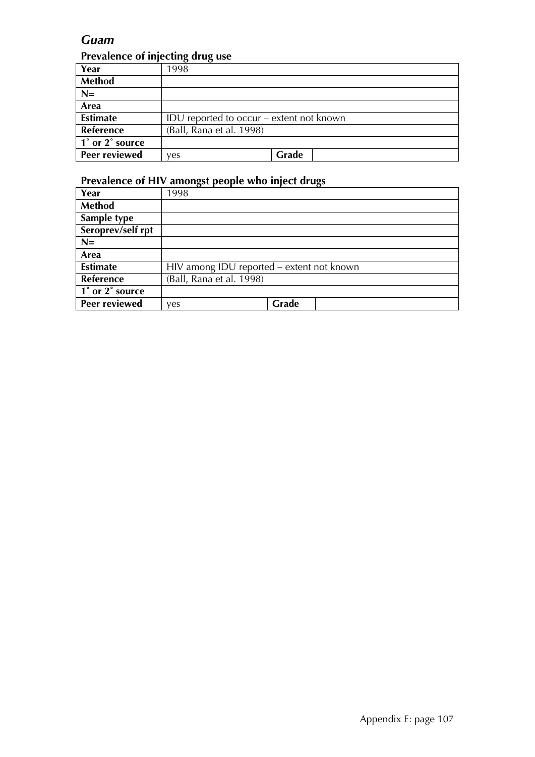## *Guam*

### Prevalence of injecting drug use

| Year | 1998 | | |
|---|---|---|---|
| **Method** | | | |
| **N=** | | | |
| **Area** | | | |
| **Estimate** | IDU reported to occur – extent not known | | |
| **Reference** | (Ball, Rana et al. 1998) | | |
| **1˚ or 2˚ source** | | | |
| **Peer reviewed** | yes | **Grade** | |

### Prevalence of HIV amongst people who inject drugs

| Year | 1998 | | |
|---|---|---|---|
| **Method** | | | |
| **Sample type** | | | |
| **Seroprev/self rpt** | | | |
| **N=** | | | |
| **Area** | | | |
| **Estimate** | HIV among IDU reported – extent not known | | |
| **Reference** | (Ball, Rana et al. 1998) | | |
| **1˚ or 2˚ source** | | | |
| **Peer reviewed** | yes | **Grade** | |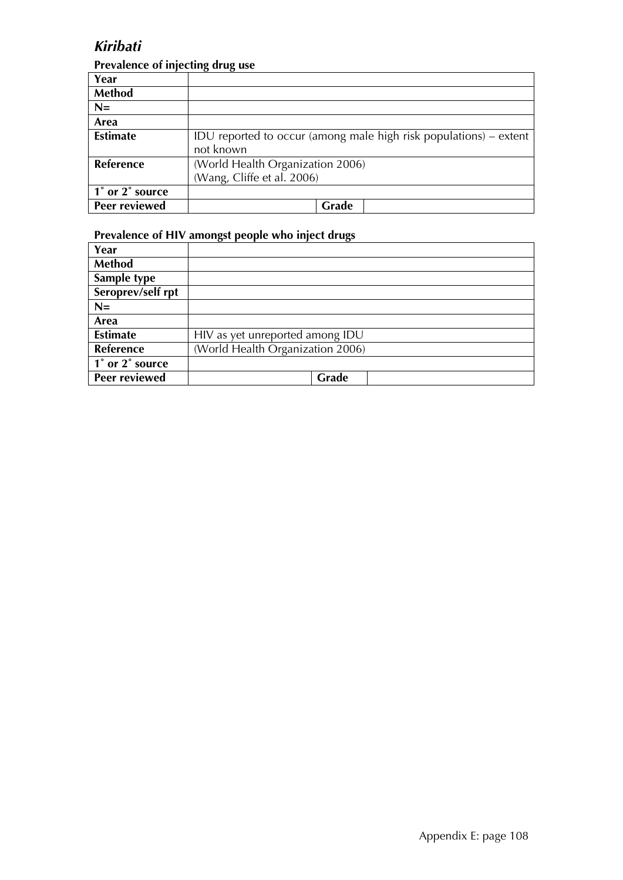## *Kiribati*

### Prevalence of injecting drug use

| | | | |
|---|---|---|---|
| **Year** | | | |
| **Method** | | | |
| **N=** | | | |
| **Area** | | | |
| **Estimate** | IDU reported to occur (among male high risk populations) – extent not known | | |
| **Reference** | (World Health Organization 2006) (Wang, Cliffe et al. 2006) | | |
| **1˚ or 2˚ source** | | | |
| **Peer reviewed** | | **Grade** | |

### Prevalence of HIV amongst people who inject drugs

| | | | |
|---|---|---|---|
| **Year** | | | |
| **Method** | | | |
| **Sample type** | | | |
| **Seroprev/self rpt** | | | |
| **N=** | | | |
| **Area** | | | |
| **Estimate** | HIV as yet unreported among IDU | | |
| **Reference** | (World Health Organization 2006) | | |
| **1˚ or 2˚ source** | | | |
| **Peer reviewed** | | **Grade** | |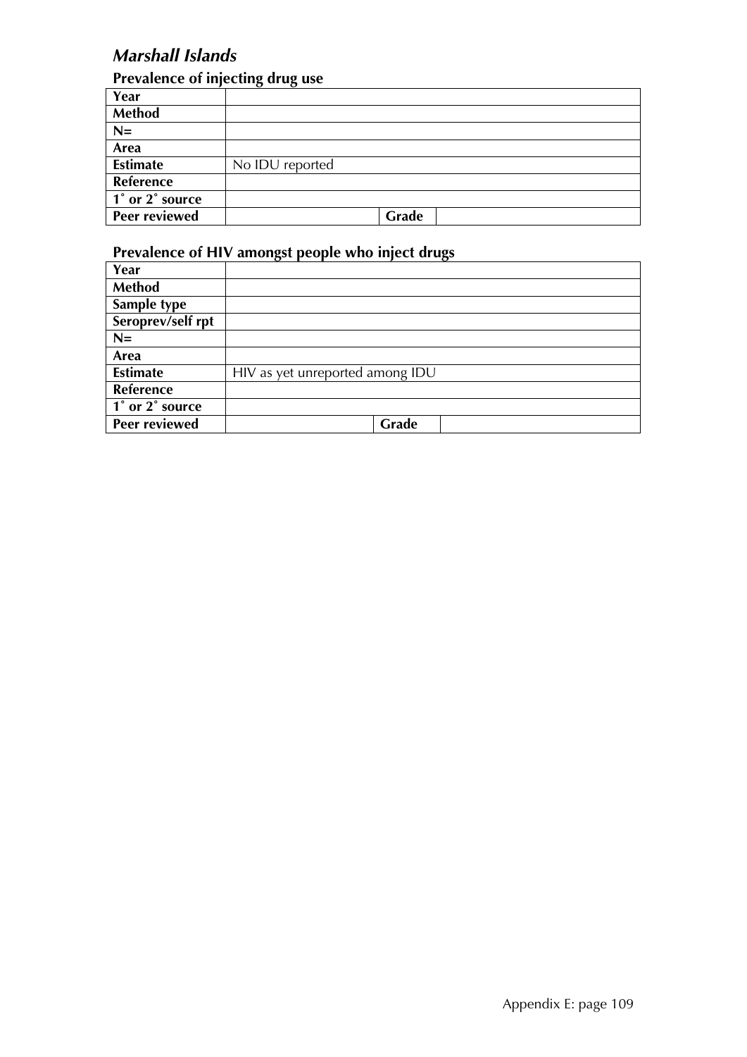## *Marshall Islands*

### Prevalence of injecting drug use

| | | | |
|---|---|---|---|
| **Year** | | | |
| **Method** | | | |
| **N=** | | | |
| **Area** | | | |
| **Estimate** | No IDU reported | | |
| **Reference** | | | |
| **1˚ or 2˚ source** | | | |
| **Peer reviewed** | | **Grade** | |

### Prevalence of HIV amongst people who inject drugs

| | | | |
|---|---|---|---|
| **Year** | | | |
| **Method** | | | |
| **Sample type** | | | |
| **Seroprev/self rpt** | | | |
| **N=** | | | |
| **Area** | | | |
| **Estimate** | HIV as yet unreported among IDU | | |
| **Reference** | | | |
| **1˚ or 2˚ source** | | | |
| **Peer reviewed** | | **Grade** | |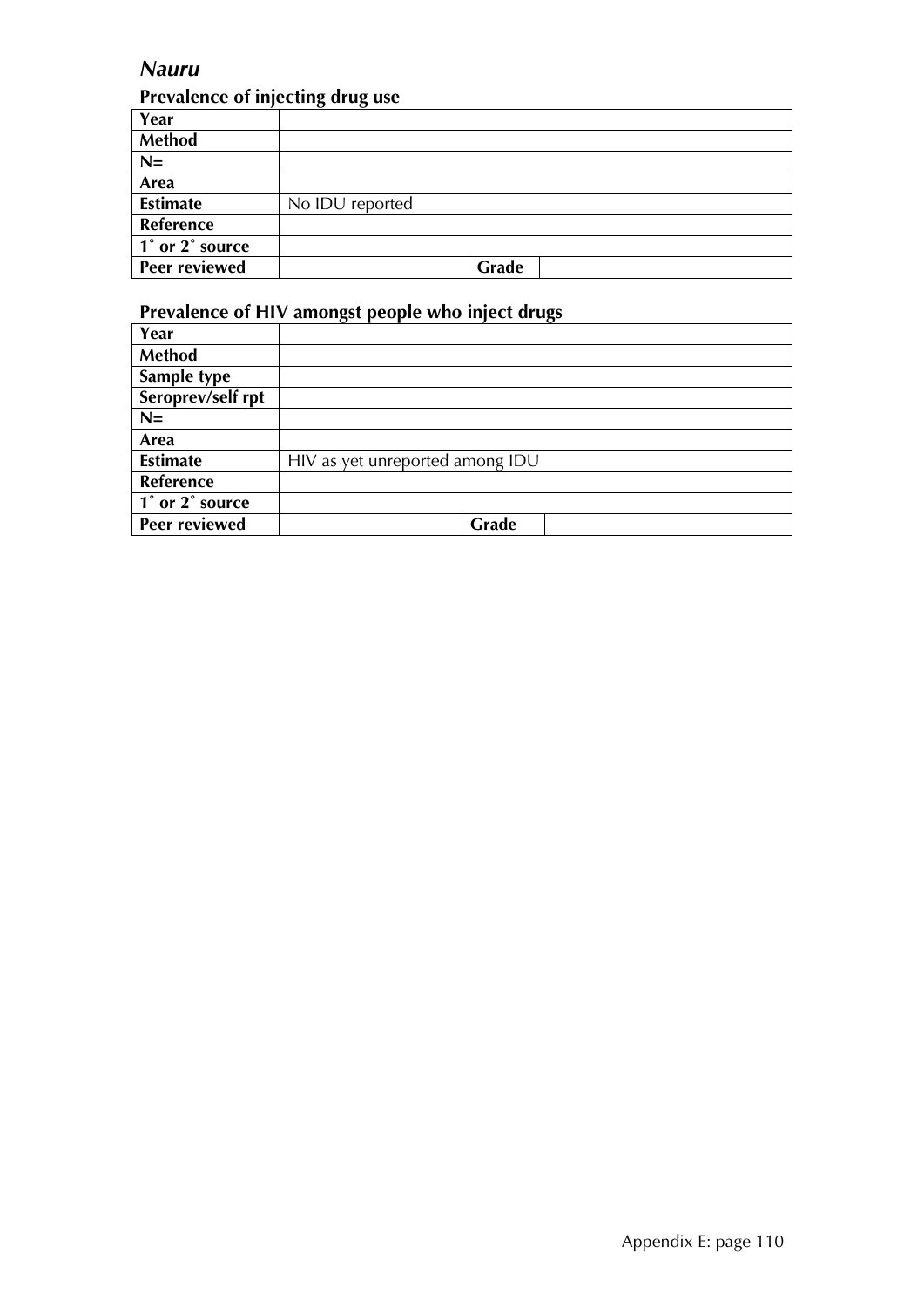## *Nauru*

### Prevalence of injecting drug use

| | | | |
|---|---|---|---|
| **Year** | | | |
| **Method** | | | |
| **N=** | | | |
| **Area** | | | |
| **Estimate** | No IDU reported | | |
| **Reference** | | | |
| **1˚ or 2˚ source** | | | |
| **Peer reviewed** | | **Grade** | |

### Prevalence of HIV amongst people who inject drugs

| | | | |
|---|---|---|---|
| **Year** | | | |
| **Method** | | | |
| **Sample type** | | | |
| **Seroprev/self rpt** | | | |
| **N=** | | | |
| **Area** | | | |
| **Estimate** | HIV as yet unreported among IDU | | |
| **Reference** | | | |
| **1˚ or 2˚ source** | | | |
| **Peer reviewed** | | **Grade** | |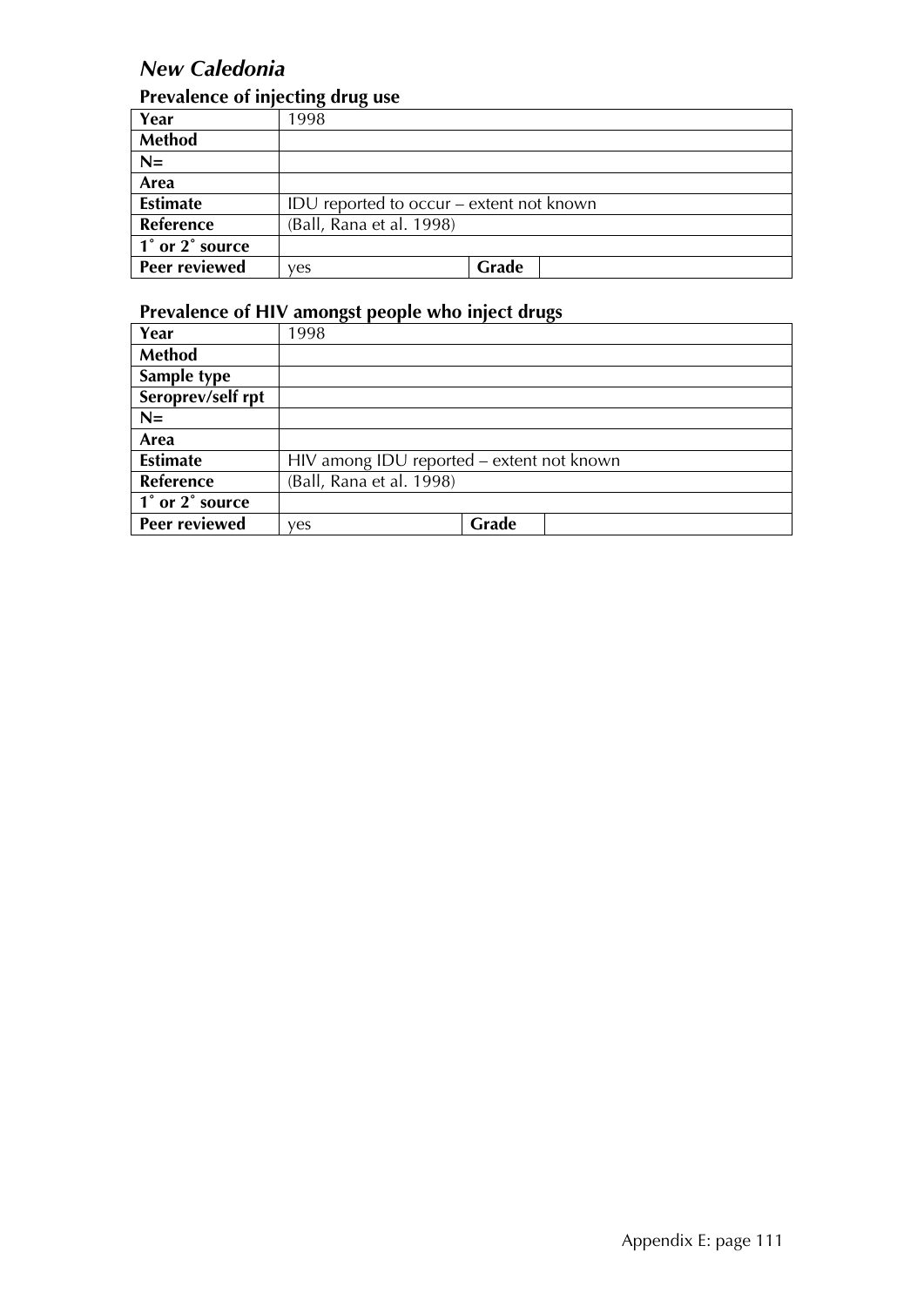## *New Caledonia*

### Prevalence of injecting drug use

| Year | 1998 | | |
|---|---|---|---|
| **Method** | | | |
| **N=** | | | |
| **Area** | | | |
| **Estimate** | IDU reported to occur – extent not known | | |
| **Reference** | (Ball, Rana et al. 1998) | | |
| **1˚ or 2˚ source** | | | |
| **Peer reviewed** | yes | **Grade** | |

### Prevalence of HIV amongst people who inject drugs

| Year | 1998 | | |
|---|---|---|---|
| **Method** | | | |
| **Sample type** | | | |
| **Seroprev/self rpt** | | | |
| **N=** | | | |
| **Area** | | | |
| **Estimate** | HIV among IDU reported – extent not known | | |
| **Reference** | (Ball, Rana et al. 1998) | | |
| **1˚ or 2˚ source** | | | |
| **Peer reviewed** | yes | **Grade** | |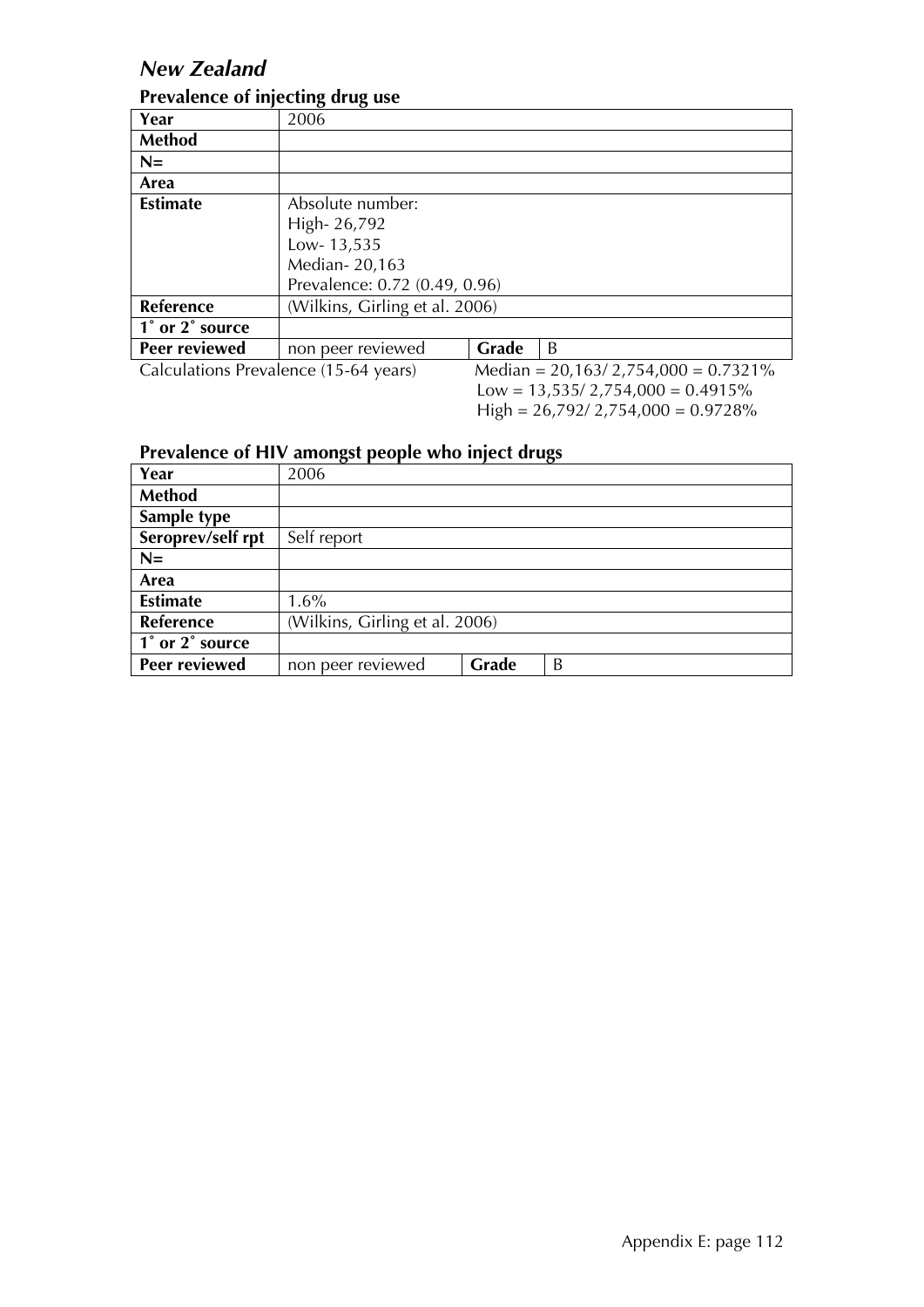## *New Zealand*

### Prevalence of injecting drug use

| Year | 2006 | | |
|---|---|---|---|
| **Method** | | | |
| **N=** | | | |
| **Area** | | | |
| **Estimate** | Absolute number:<br>High- 26,792<br>Low- 13,535<br>Median- 20,163<br>Prevalence: 0.72 (0.49, 0.96) | | |
| **Reference** | (Wilkins, Girling et al. 2006) | | |
| **1˚ or 2˚ source** | | | |
| **Peer reviewed** | non peer reviewed | **Grade** | B |

Calculations Prevalence (15-64 years)

Median = 20,163/ 2,754,000 = 0.7321%
Low = 13,535/ 2,754,000 = 0.4915%
High = 26,792/ 2,754,000 = 0.9728%

### Prevalence of HIV amongst people who inject drugs

| Year | 2006 | | |
|---|---|---|---|
| **Method** | | | |
| **Sample type** | | | |
| **Seroprev/self rpt** | Self report | | |
| **N=** | | | |
| **Area** | | | |
| **Estimate** | 1.6% | | |
| **Reference** | (Wilkins, Girling et al. 2006) | | |
| **1˚ or 2˚ source** | | | |
| **Peer reviewed** | non peer reviewed | **Grade** | B |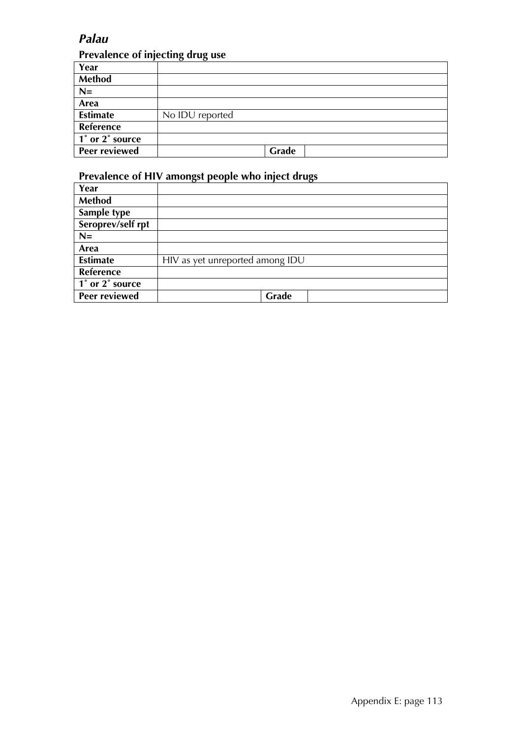## *Palau*

### Prevalence of injecting drug use

| Year | | | |
|---|---|---|---|
| Method | | | |
| N= | | | |
| Area | | | |
| Estimate | No IDU reported | | |
| Reference | | | |
| 1˚ or 2˚ source | | | |
| Peer reviewed | | Grade | |

### Prevalence of HIV amongst people who inject drugs

| Year | | | |
|---|---|---|---|
| Method | | | |
| Sample type | | | |
| Seroprev/self rpt | | | |
| N= | | | |
| Area | | | |
| Estimate | HIV as yet unreported among IDU | | |
| Reference | | | |
| 1˚ or 2˚ source | | | |
| Peer reviewed | | Grade | |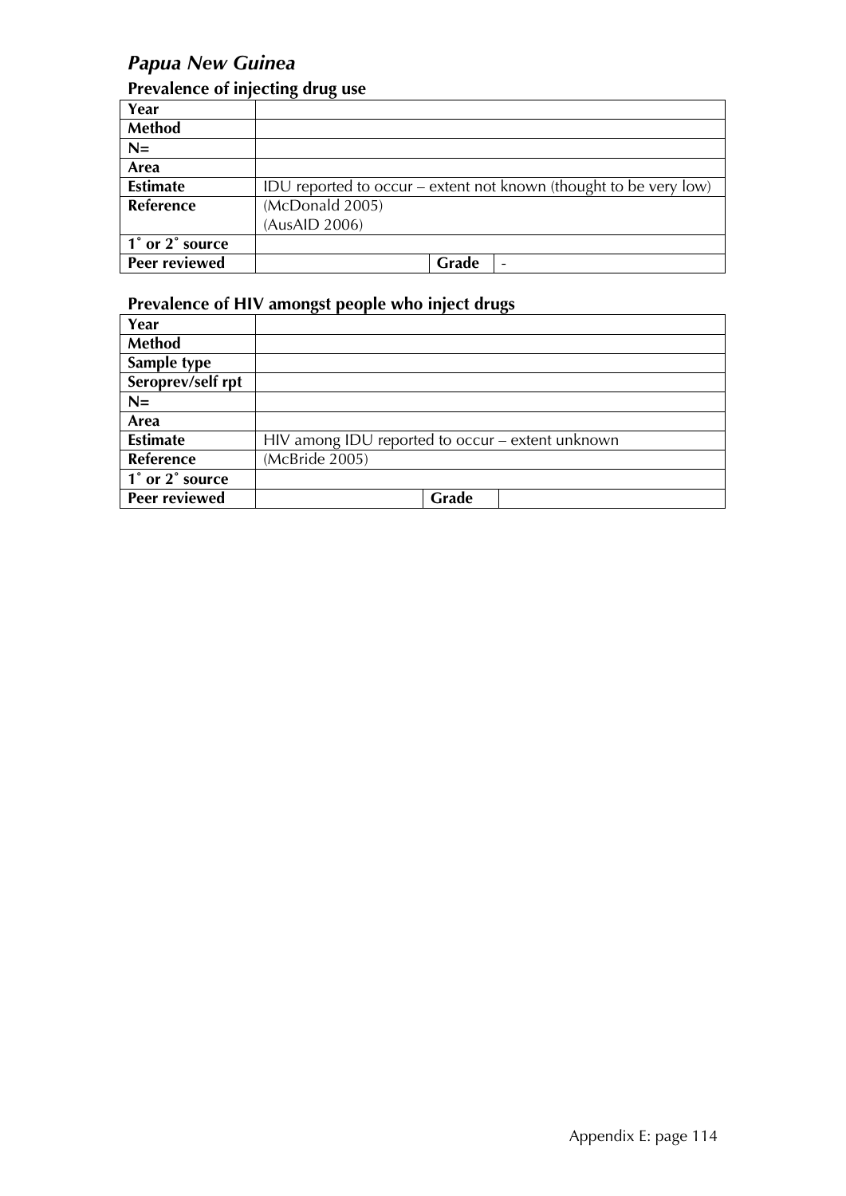## *Papua New Guinea*

### Prevalence of injecting drug use

| | | | |
|---|---|---|---|
| **Year** | | | |
| **Method** | | | |
| **N=** | | | |
| **Area** | | | |
| **Estimate** | IDU reported to occur – extent not known (thought to be very low) | | |
| **Reference** | (McDonald 2005)<br>(AusAID 2006) | | |
| **1˚ or 2˚ source** | | | |
| **Peer reviewed** | | **Grade** | - |

### Prevalence of HIV amongst people who inject drugs

| | | | |
|---|---|---|---|
| **Year** | | | |
| **Method** | | | |
| **Sample type** | | | |
| **Seroprev/self rpt** | | | |
| **N=** | | | |
| **Area** | | | |
| **Estimate** | HIV among IDU reported to occur – extent unknown | | |
| **Reference** | (McBride 2005) | | |
| **1˚ or 2˚ source** | | | |
| **Peer reviewed** | | **Grade** | |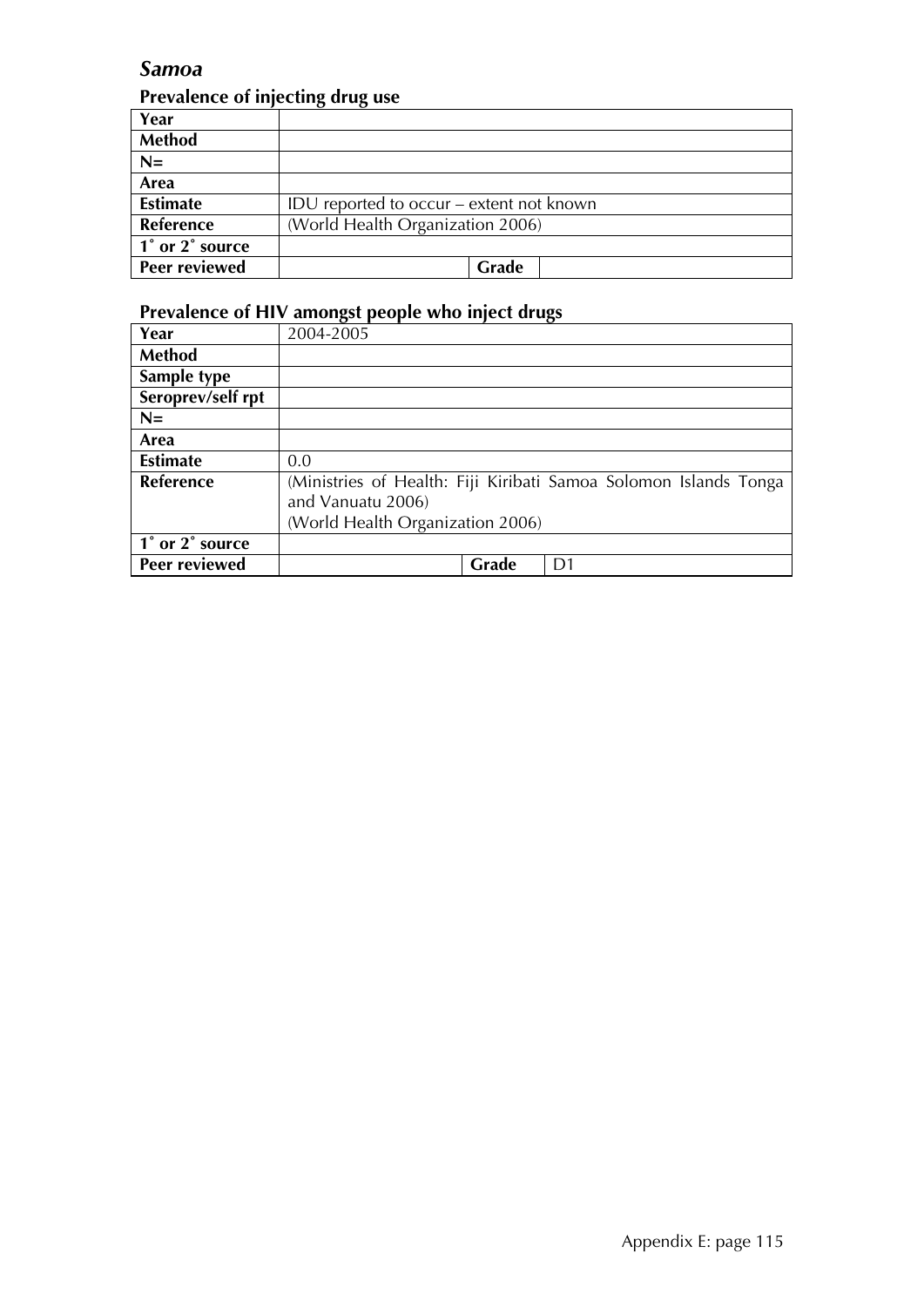## *Samoa*

### Prevalence of injecting drug use

| Year | | | |
|---|---|---|---|
| Method | | | |
| N= | | | |
| Area | | | |
| Estimate | IDU reported to occur – extent not known | | |
| Reference | (World Health Organization 2006) | | |
| 1˚ or 2˚ source | | | |
| Peer reviewed | | Grade | |

### Prevalence of HIV amongst people who inject drugs

| Year | 2004-2005 | | |
|---|---|---|---|
| Method | | | |
| Sample type | | | |
| Seroprev/self rpt | | | |
| N= | | | |
| Area | | | |
| Estimate | 0.0 | | |
| Reference | (Ministries of Health: Fiji Kiribati Samoa Solomon Islands Tonga and Vanuatu 2006)<br>(World Health Organization 2006) | | |
| 1˚ or 2˚ source | | | |
| Peer reviewed | | Grade | D1 |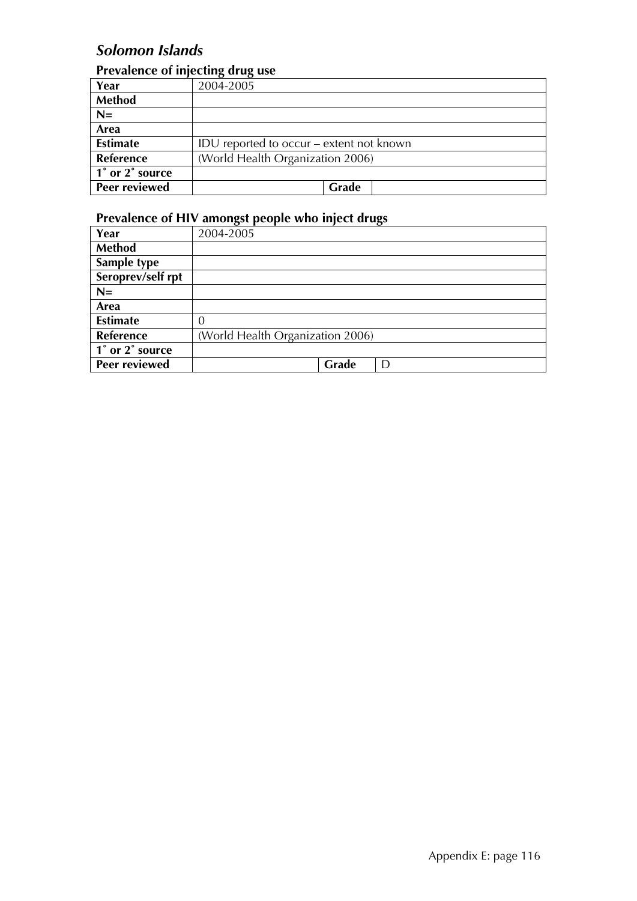## *Solomon Islands*

### Prevalence of injecting drug use

| | | | |
|---|---|---|---|
| **Year** | 2004-2005 | | |
| **Method** | | | |
| **N=** | | | |
| **Area** | | | |
| **Estimate** | IDU reported to occur – extent not known | | |
| **Reference** | (World Health Organization 2006) | | |
| **1˚ or 2˚ source** | | | |
| **Peer reviewed** | | **Grade** | |

### Prevalence of HIV amongst people who inject drugs

| | | | |
|---|---|---|---|
| **Year** | 2004-2005 | | |
| **Method** | | | |
| **Sample type** | | | |
| **Seroprev/self rpt** | | | |
| **N=** | | | |
| **Area** | | | |
| **Estimate** | 0 | | |
| **Reference** | (World Health Organization 2006) | | |
| **1˚ or 2˚ source** | | | |
| **Peer reviewed** | | **Grade** | D |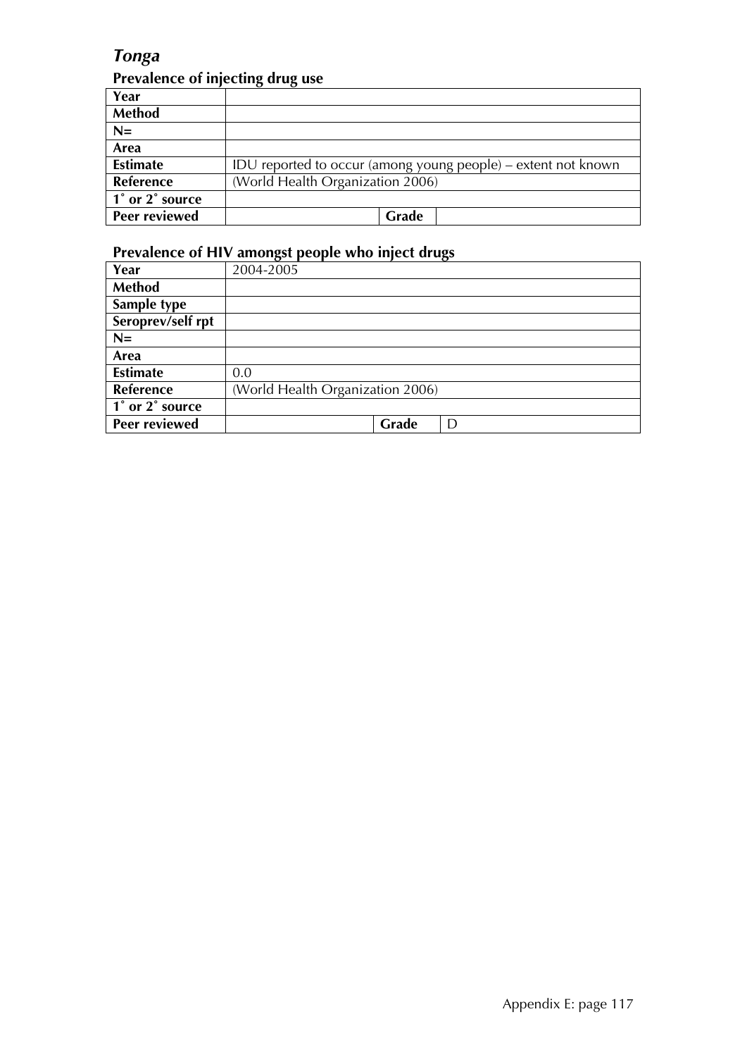## *Tonga*

### Prevalence of injecting drug use

| | | | |
|---|---|---|---|
| **Year** | | | |
| **Method** | | | |
| **N=** | | | |
| **Area** | | | |
| **Estimate** | IDU reported to occur (among young people) – extent not known | | |
| **Reference** | (World Health Organization 2006) | | |
| **1˚ or 2˚ source** | | | |
| **Peer reviewed** | | **Grade** | |

### Prevalence of HIV amongst people who inject drugs

| | | | |
|---|---|---|---|
| **Year** | 2004-2005 | | |
| **Method** | | | |
| **Sample type** | | | |
| **Seroprev/self rpt** | | | |
| **N=** | | | |
| **Area** | | | |
| **Estimate** | 0.0 | | |
| **Reference** | (World Health Organization 2006) | | |
| **1˚ or 2˚ source** | | | |
| **Peer reviewed** | | **Grade** | D |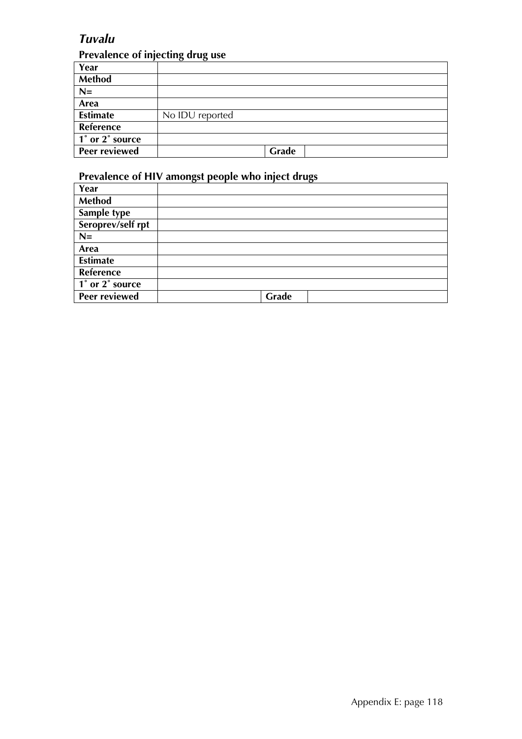## *Tuvalu*

### Prevalence of injecting drug use

| | | | |
|---|---|---|---|
| **Year** | | | |
| **Method** | | | |
| **N=** | | | |
| **Area** | | | |
| **Estimate** | No IDU reported | | |
| **Reference** | | | |
| **1˚ or 2˚ source** | | | |
| **Peer reviewed** | | **Grade** | |

### Prevalence of HIV amongst people who inject drugs

| | | | |
|---|---|---|---|
| **Year** | | | |
| **Method** | | | |
| **Sample type** | | | |
| **Seroprev/self rpt** | | | |
| **N=** | | | |
| **Area** | | | |
| **Estimate** | | | |
| **Reference** | | | |
| **1˚ or 2˚ source** | | | |
| **Peer reviewed** | | **Grade** | |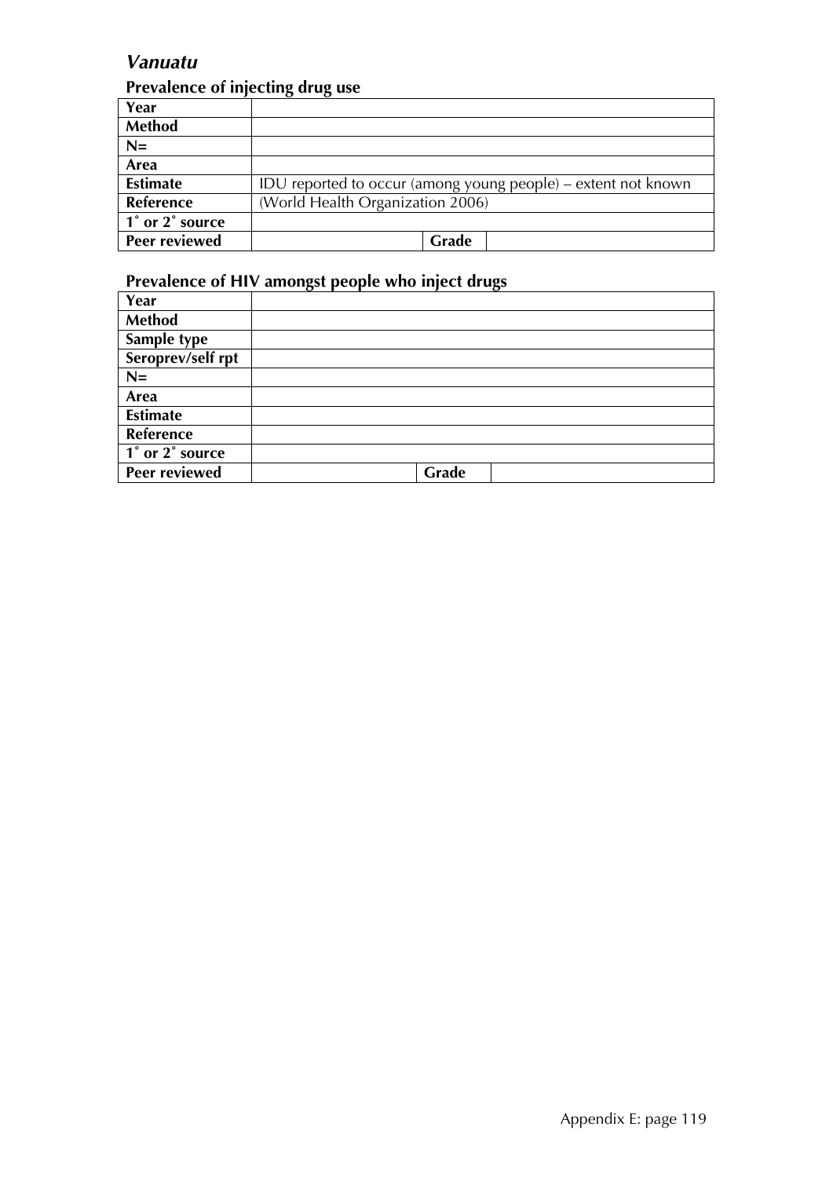## *Vanuatu*

### Prevalence of injecting drug use

| | | | |
|---|---|---|---|
| **Year** | | | |
| **Method** | | | |
| **N=** | | | |
| **Area** | | | |
| **Estimate** | IDU reported to occur (among young people) – extent not known | | |
| **Reference** | (World Health Organization 2006) | | |
| **1˚ or 2˚ source** | | | |
| **Peer reviewed** | | **Grade** | |

### Prevalence of HIV amongst people who inject drugs

| | | | |
|---|---|---|---|
| **Year** | | | |
| **Method** | | | |
| **Sample type** | | | |
| **Seroprev/self rpt** | | | |
| **N=** | | | |
| **Area** | | | |
| **Estimate** | | | |
| **Reference** | | | |
| **1˚ or 2˚ source** | | | |
| **Peer reviewed** | | **Grade** | |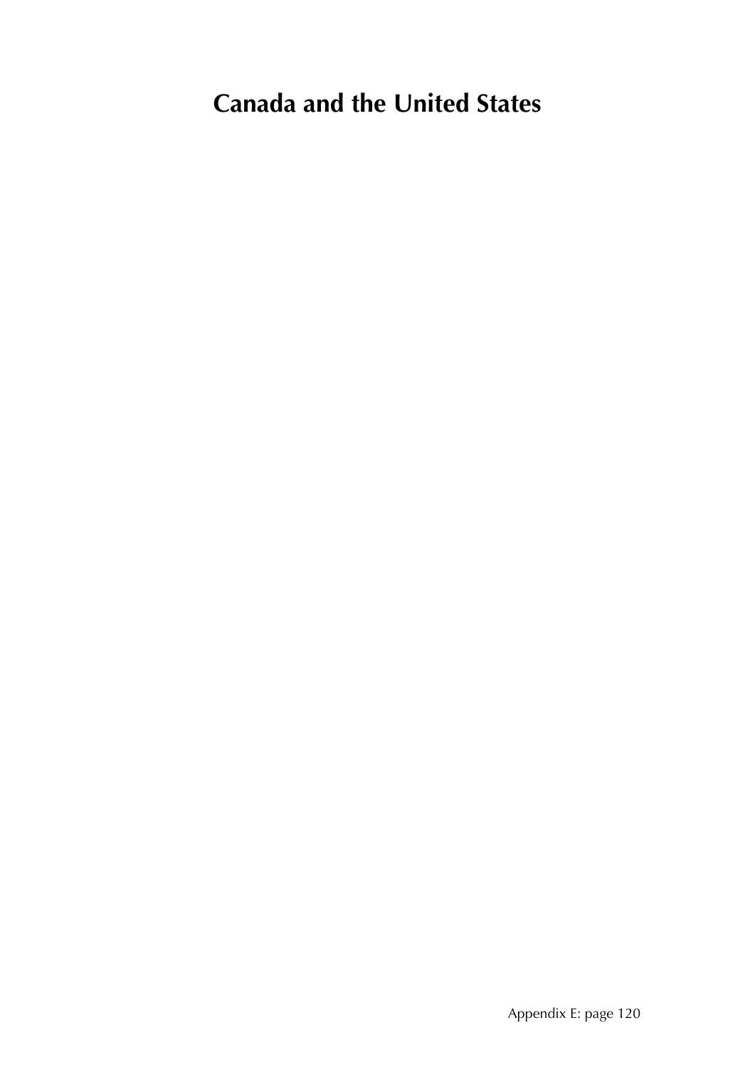# Canada and the United States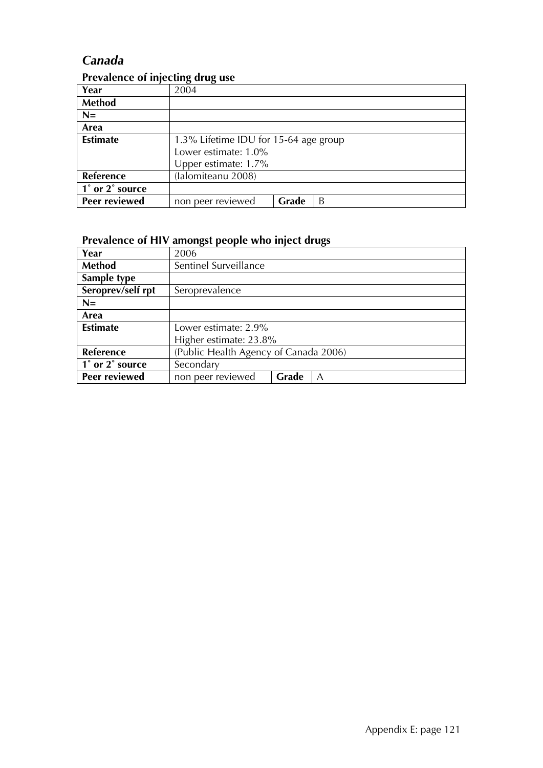## *Canada*

### Prevalence of injecting drug use

| Year | 2004 | | |
|---|---|---|---|
| **Method** | | | |
| **N=** | | | |
| **Area** | | | |
| **Estimate** | 1.3% Lifetime IDU for 15-64 age group<br>Lower estimate: 1.0%<br>Upper estimate: 1.7% | | |
| **Reference** | (Ialomiteanu 2008) | | |
| **1˚ or 2˚ source** | | | |
| **Peer reviewed** | non peer reviewed | **Grade** | B |

### Prevalence of HIV amongst people who inject drugs

| Year | 2006 | | |
|---|---|---|---|
| **Method** | Sentinel Surveillance | | |
| **Sample type** | | | |
| **Seroprev/self rpt** | Seroprevalence | | |
| **N=** | | | |
| **Area** | | | |
| **Estimate** | Lower estimate: 2.9%<br>Higher estimate: 23.8% | | |
| **Reference** | (Public Health Agency of Canada 2006) | | |
| **1˚ or 2˚ source** | Secondary | | |
| **Peer reviewed** | non peer reviewed | **Grade** | A |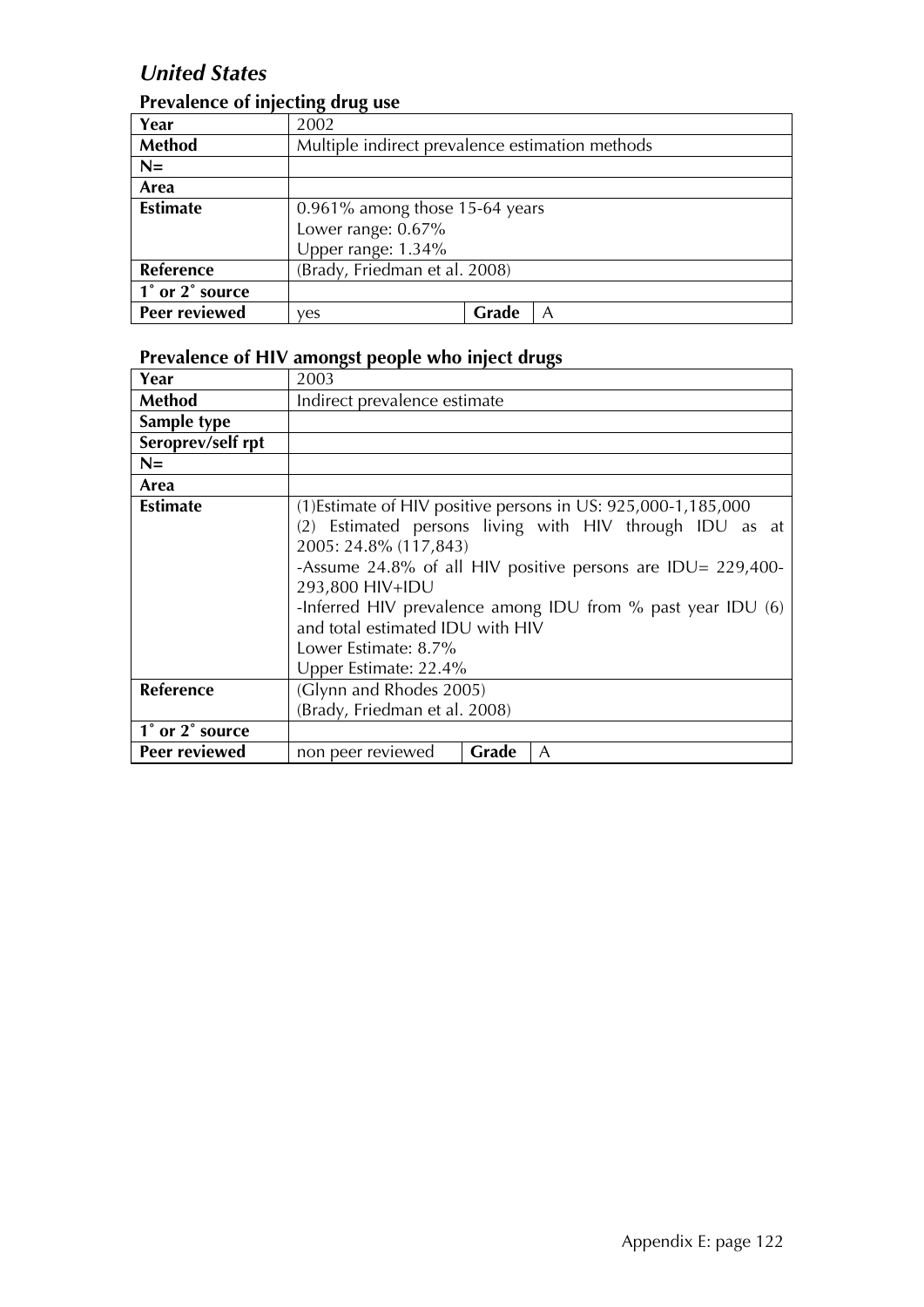## *United States*

### Prevalence of injecting drug use

| Year | 2002 | | |
|---|---|---|---|
| **Method** | Multiple indirect prevalence estimation methods | | |
| **N=** | | | |
| **Area** | | | |
| **Estimate** | 0.961% among those 15-64 years<br>Lower range: 0.67%<br>Upper range: 1.34% | | |
| **Reference** | (Brady, Friedman et al. 2008) | | |
| **1˚ or 2˚ source** | | | |
| **Peer reviewed** | yes | **Grade** | A |

### Prevalence of HIV amongst people who inject drugs

| Year | 2003 | | |
|---|---|---|---|
| **Method** | Indirect prevalence estimate | | |
| **Sample type** | | | |
| **Seroprev/self rpt** | | | |
| **N=** | | | |
| **Area** | | | |
| **Estimate** | (1)Estimate of HIV positive persons in US: 925,000-1,185,000<br>(2) Estimated persons living with HIV through IDU as at 2005: 24.8% (117,843)<br>-Assume 24.8% of all HIV positive persons are IDU= 229,400-293,800 HIV+IDU<br>-Inferred HIV prevalence among IDU from % past year IDU (6) and total estimated IDU with HIV<br>Lower Estimate: 8.7%<br>Upper Estimate: 22.4% | | |
| **Reference** | (Glynn and Rhodes 2005)<br>(Brady, Friedman et al. 2008) | | |
| **1˚ or 2˚ source** | | | |
| **Peer reviewed** | non peer reviewed | **Grade** | A |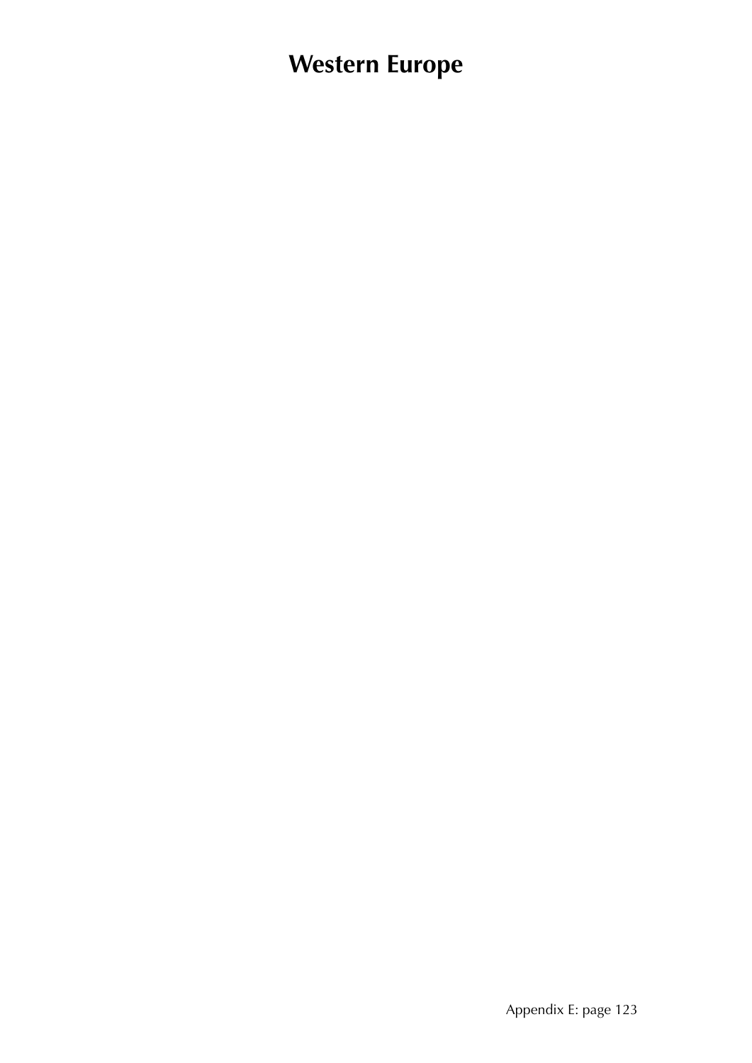# Western Europe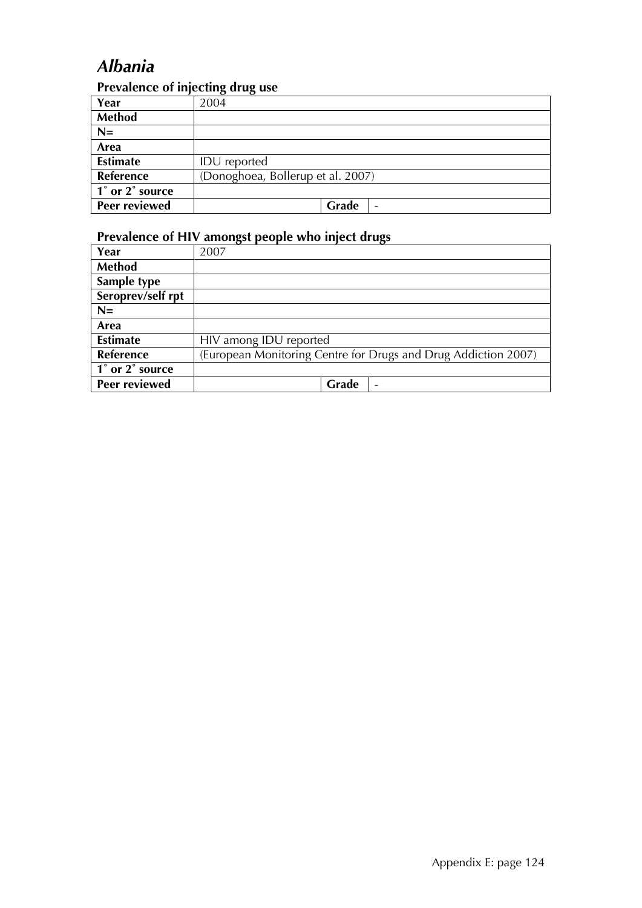# *Albania*

### Prevalence of injecting drug use

| **Year** | 2004 | | |
|---|---|---|---|
| **Method** | | | |
| **N=** | | | |
| **Area** | | | |
| **Estimate** | IDU reported | | |
| **Reference** | (Donoghoea, Bollerup et al. 2007) | | |
| **1˚ or 2˚ source** | | | |
| **Peer reviewed** | | **Grade** | - |

### Prevalence of HIV amongst people who inject drugs

| **Year** | 2007 | | |
|---|---|---|---|
| **Method** | | | |
| **Sample type** | | | |
| **Seroprev/self rpt** | | | |
| **N=** | | | |
| **Area** | | | |
| **Estimate** | HIV among IDU reported | | |
| **Reference** | (European Monitoring Centre for Drugs and Drug Addiction 2007) | | |
| **1˚ or 2˚ source** | | | |
| **Peer reviewed** | | **Grade** | - |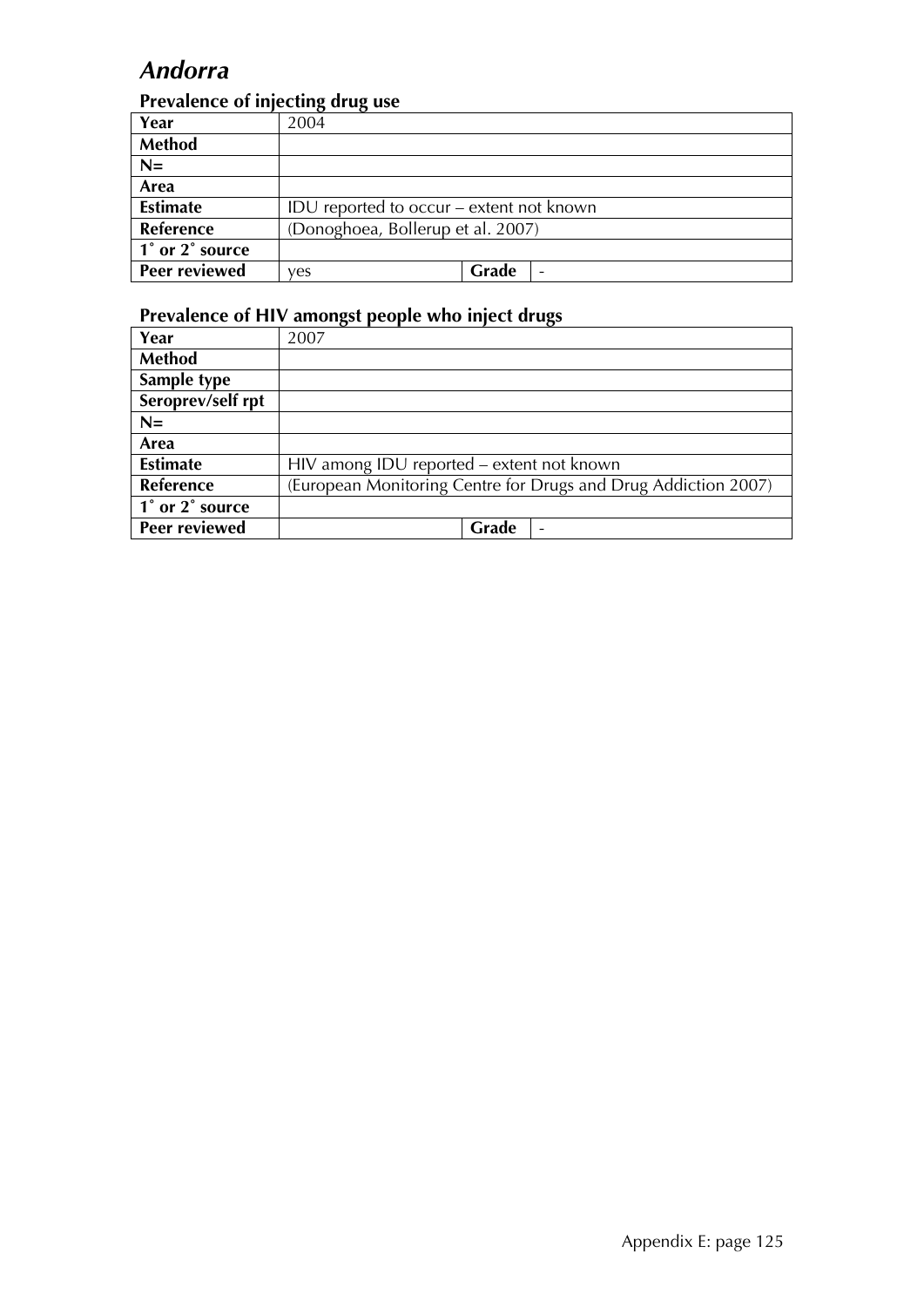# *Andorra*

### Prevalence of injecting drug use

| Year | 2004 | | |
|---|---|---|---|
| Method | | | |
| N= | | | |
| Area | | | |
| Estimate | IDU reported to occur – extent not known | | |
| Reference | (Donoghoea, Bollerup et al. 2007) | | |
| 1˚ or 2˚ source | | | |
| Peer reviewed | yes | Grade | - |

### Prevalence of HIV amongst people who inject drugs

| Year | 2007 | | |
|---|---|---|---|
| Method | | | |
| Sample type | | | |
| Seroprev/self rpt | | | |
| N= | | | |
| Area | | | |
| Estimate | HIV among IDU reported – extent not known | | |
| Reference | (European Monitoring Centre for Drugs and Drug Addiction 2007) | | |
| 1˚ or 2˚ source | | | |
| Peer reviewed | | Grade | - |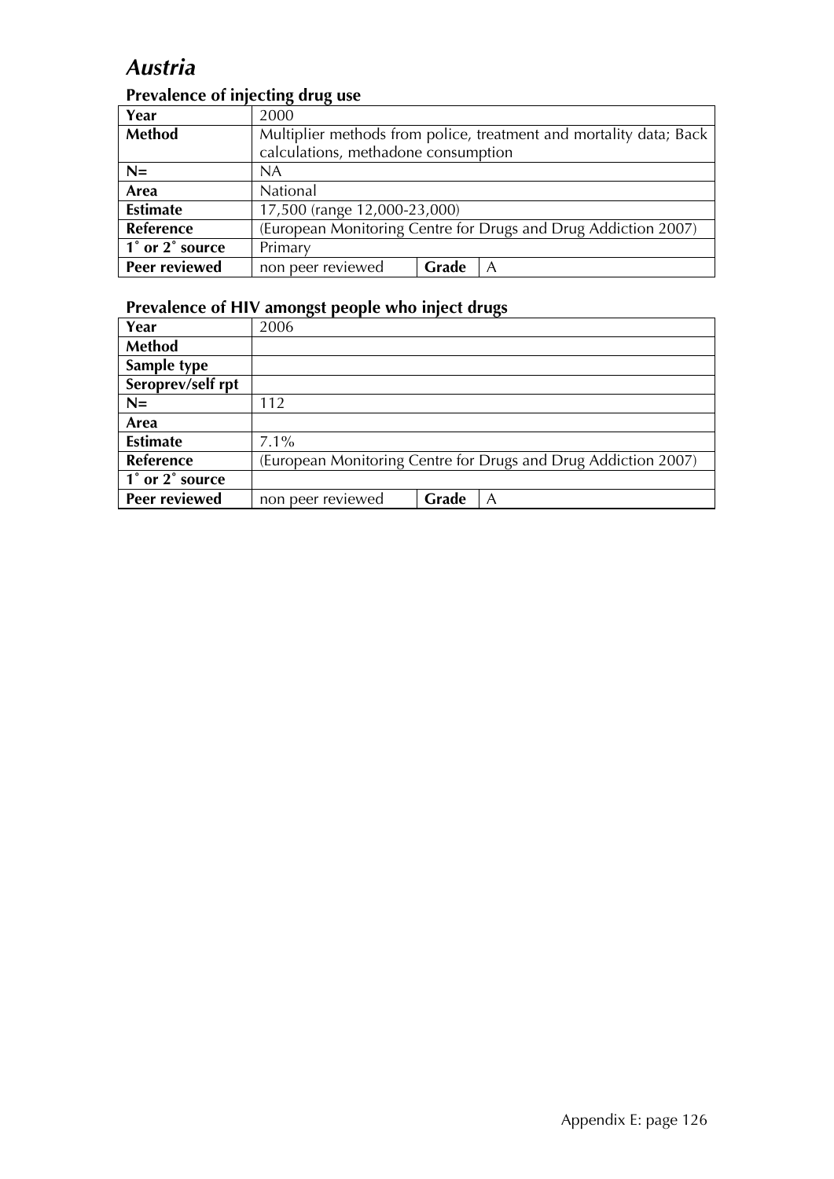# *Austria*

### Prevalence of injecting drug use

| Year | 2000 | | |
|---|---|---|---|
| **Method** | Multiplier methods from police, treatment and mortality data; Back calculations, methadone consumption | | |
| **N=** | NA | | |
| **Area** | National | | |
| **Estimate** | 17,500 (range 12,000-23,000) | | |
| **Reference** | (European Monitoring Centre for Drugs and Drug Addiction 2007) | | |
| **1˚ or 2˚ source** | Primary | | |
| **Peer reviewed** | non peer reviewed | **Grade** | A |

### Prevalence of HIV amongst people who inject drugs

| Year | 2006 | | |
|---|---|---|---|
| **Method** | | | |
| **Sample type** | | | |
| **Seroprev/self rpt** | | | |
| **N=** | 112 | | |
| **Area** | | | |
| **Estimate** | 7.1% | | |
| **Reference** | (European Monitoring Centre for Drugs and Drug Addiction 2007) | | |
| **1˚ or 2˚ source** | | | |
| **Peer reviewed** | non peer reviewed | **Grade** | A |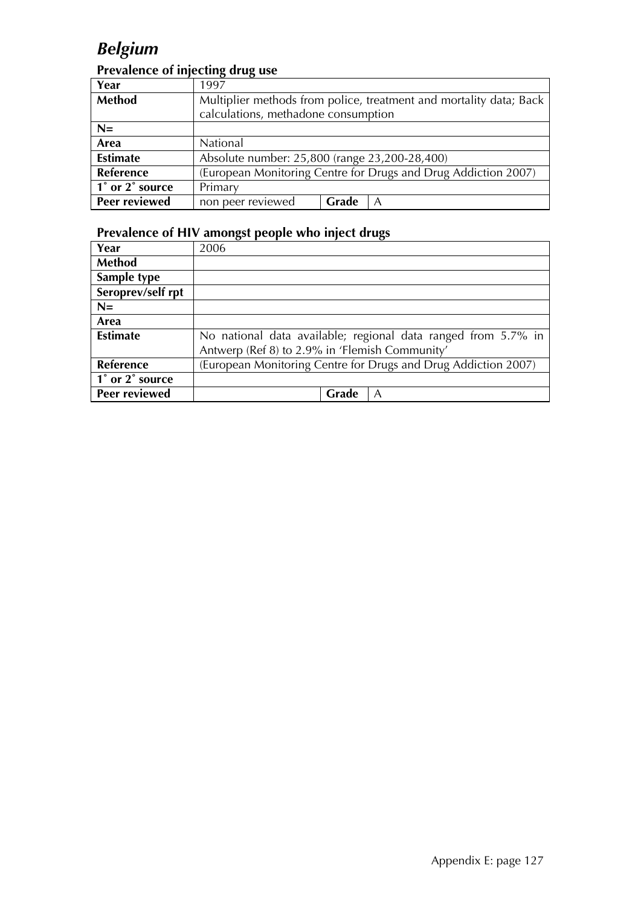# *Belgium*

## Prevalence of injecting drug use

| Year | 1997 | | |
|---|---|---|---|
| **Method** | Multiplier methods from police, treatment and mortality data; Back calculations, methadone consumption | | |
| **N=** | | | |
| **Area** | National | | |
| **Estimate** | Absolute number: 25,800 (range 23,200-28,400) | | |
| **Reference** | (European Monitoring Centre for Drugs and Drug Addiction 2007) | | |
| **1˚ or 2˚ source** | Primary | | |
| **Peer reviewed** | non peer reviewed | **Grade** | A |

## Prevalence of HIV amongst people who inject drugs

| Year | 2006 | | |
|---|---|---|---|
| **Method** | | | |
| **Sample type** | | | |
| **Seroprev/self rpt** | | | |
| **N=** | | | |
| **Area** | | | |
| **Estimate** | No national data available; regional data ranged from 5.7% in Antwerp (Ref 8) to 2.9% in 'Flemish Community' | | |
| **Reference** | (European Monitoring Centre for Drugs and Drug Addiction 2007) | | |
| **1˚ or 2˚ source** | | | |
| **Peer reviewed** | | **Grade** | A |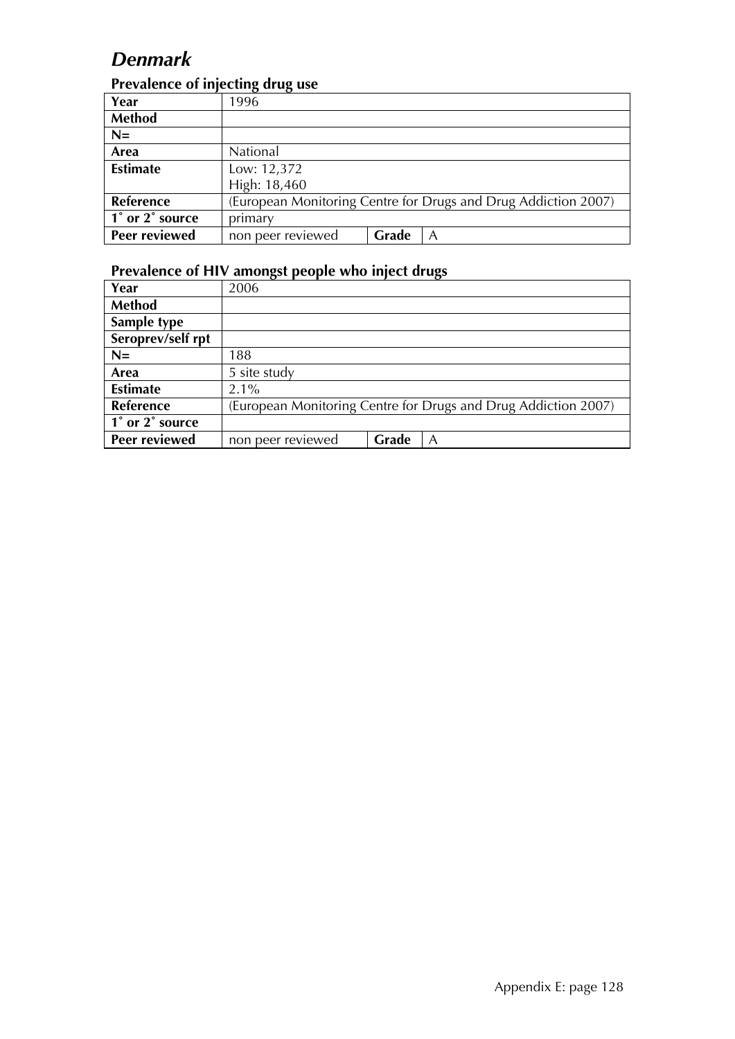# *Denmark*

### Prevalence of injecting drug use

| Year | 1996 | | |
|---|---|---|---|
| **Method** | | | |
| **N=** | | | |
| **Area** | National | | |
| **Estimate** | Low: 12,372<br>High: 18,460 | | |
| **Reference** | (European Monitoring Centre for Drugs and Drug Addiction 2007) | | |
| **1˚ or 2˚ source** | primary | | |
| **Peer reviewed** | non peer reviewed | **Grade** | A |

### Prevalence of HIV amongst people who inject drugs

| Year | 2006 | | |
|---|---|---|---|
| **Method** | | | |
| **Sample type** | | | |
| **Seroprev/self rpt** | | | |
| **N=** | 188 | | |
| **Area** | 5 site study | | |
| **Estimate** | 2.1% | | |
| **Reference** | (European Monitoring Centre for Drugs and Drug Addiction 2007) | | |
| **1˚ or 2˚ source** | | | |
| **Peer reviewed** | non peer reviewed | **Grade** | A |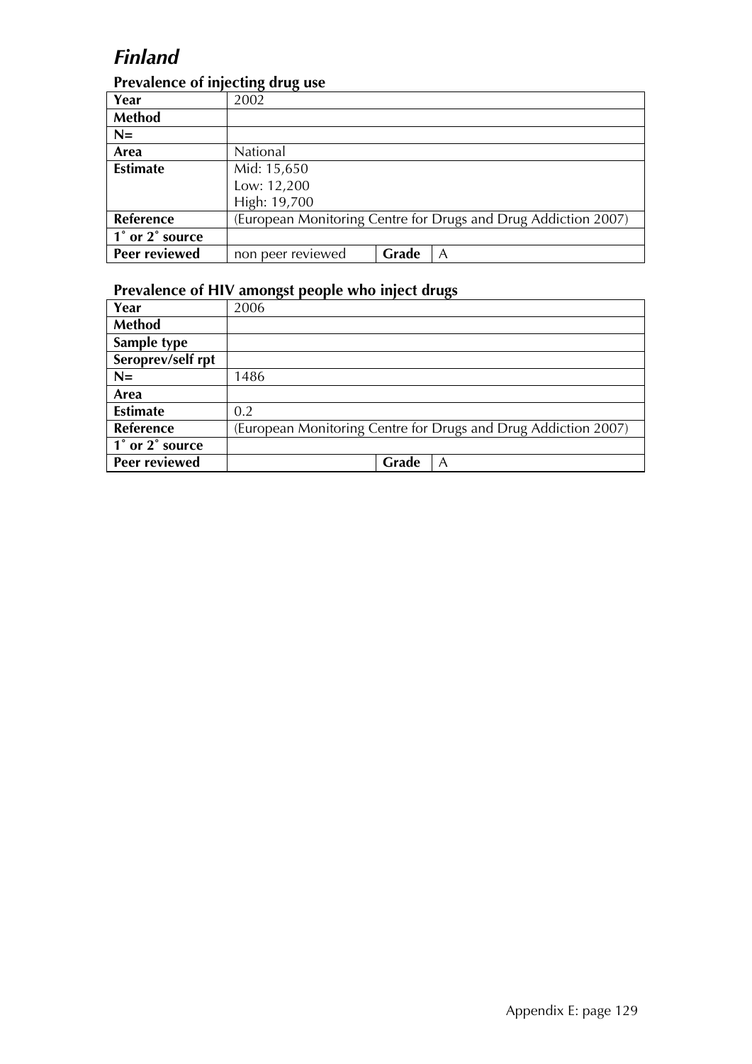# *Finland*

### Prevalence of injecting drug use

| Year | 2002 | | |
|---|---|---|---|
| **Method** | | | |
| **N=** | | | |
| **Area** | National | | |
| **Estimate** | Mid: 15,650<br>Low: 12,200<br>High: 19,700 | | |
| **Reference** | (European Monitoring Centre for Drugs and Drug Addiction 2007) | | |
| **1˚ or 2˚ source** | | | |
| **Peer reviewed** | non peer reviewed | **Grade** | A |

### Prevalence of HIV amongst people who inject drugs

| Year | 2006 | | |
|---|---|---|---|
| **Method** | | | |
| **Sample type** | | | |
| **Seroprev/self rpt** | | | |
| **N=** | 1486 | | |
| **Area** | | | |
| **Estimate** | 0.2 | | |
| **Reference** | (European Monitoring Centre for Drugs and Drug Addiction 2007) | | |
| **1˚ or 2˚ source** | | | |
| **Peer reviewed** | | **Grade** | A |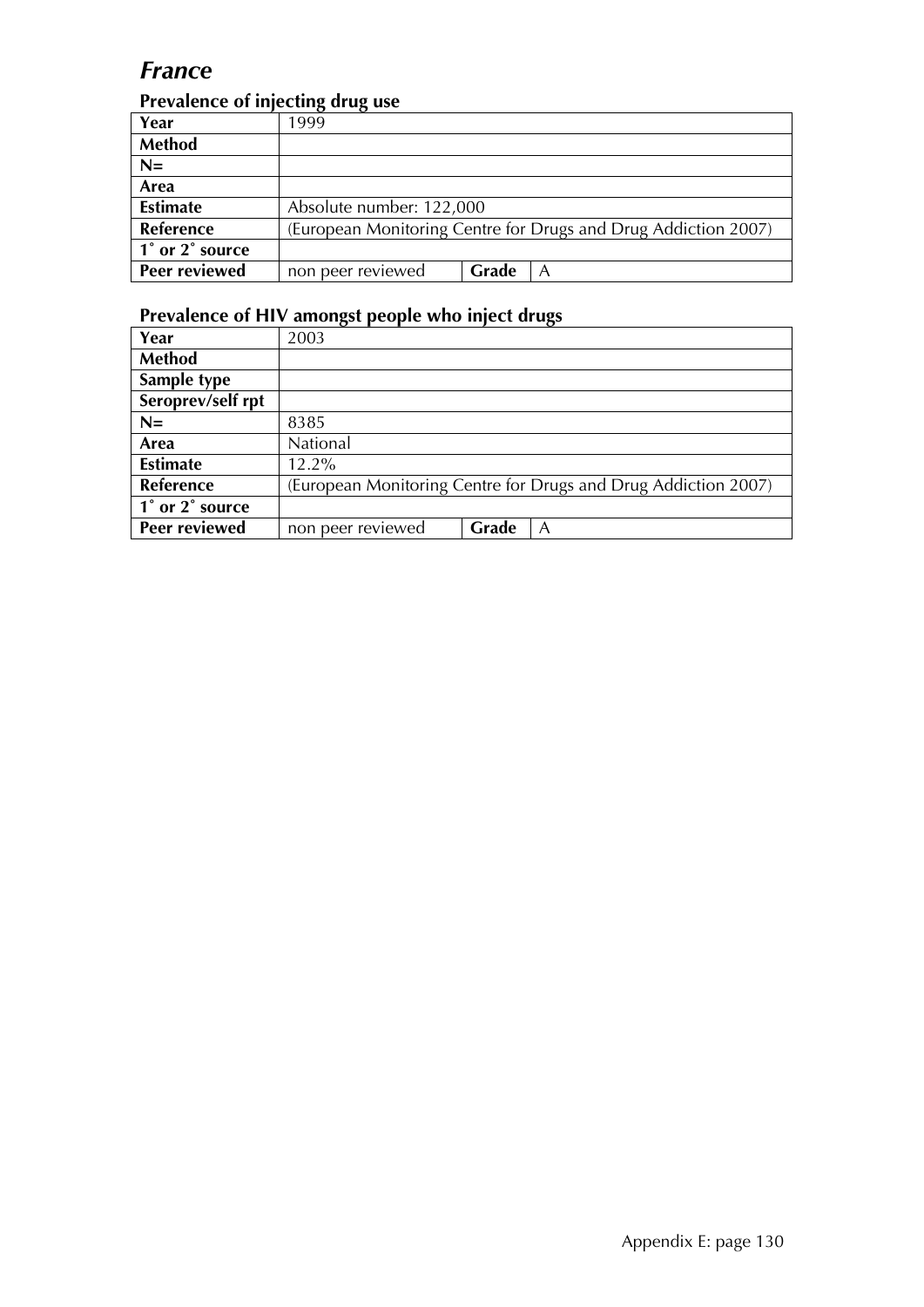# *France*

### Prevalence of injecting drug use

| Year | 1999 | | |
|---|---|---|---|
| **Method** | | | |
| **N=** | | | |
| **Area** | | | |
| **Estimate** | Absolute number: 122,000 | | |
| **Reference** | (European Monitoring Centre for Drugs and Drug Addiction 2007) | | |
| **1˚ or 2˚ source** | | | |
| **Peer reviewed** | non peer reviewed | **Grade** | A |

### Prevalence of HIV amongst people who inject drugs

| Year | 2003 | | |
|---|---|---|---|
| **Method** | | | |
| **Sample type** | | | |
| **Seroprev/self rpt** | | | |
| **N=** | 8385 | | |
| **Area** | National | | |
| **Estimate** | 12.2% | | |
| **Reference** | (European Monitoring Centre for Drugs and Drug Addiction 2007) | | |
| **1˚ or 2˚ source** | | | |
| **Peer reviewed** | non peer reviewed | **Grade** | A |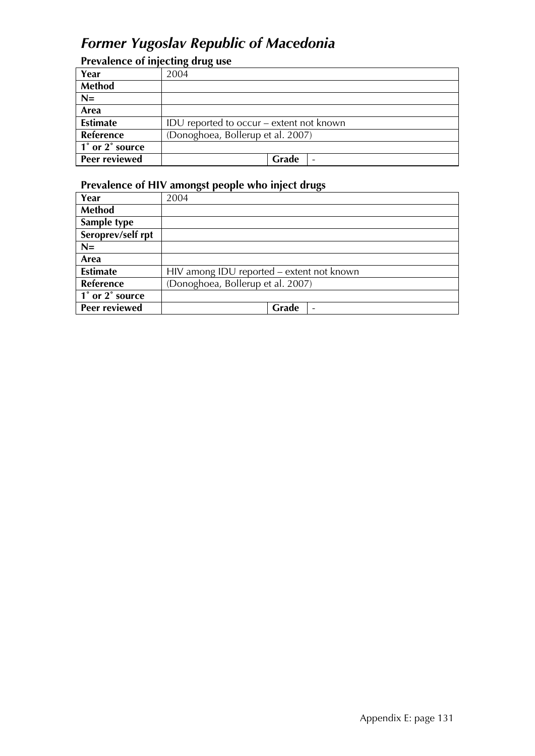# *Former Yugoslav Republic of Macedonia*

### Prevalence of injecting drug use

| Year | 2004 | | |
|---|---|---|---|
| Method | | | |
| N= | | | |
| Area | | | |
| Estimate | IDU reported to occur – extent not known | | |
| Reference | (Donoghoea, Bollerup et al. 2007) | | |
| 1° or 2° source | | | |
| Peer reviewed | | Grade | - |

### Prevalence of HIV amongst people who inject drugs

| Year | 2004 | | |
|---|---|---|---|
| Method | | | |
| Sample type | | | |
| Seroprev/self rpt | | | |
| N= | | | |
| Area | | | |
| Estimate | HIV among IDU reported – extent not known | | |
| Reference | (Donoghoea, Bollerup et al. 2007) | | |
| 1° or 2° source | | | |
| Peer reviewed | | Grade | - |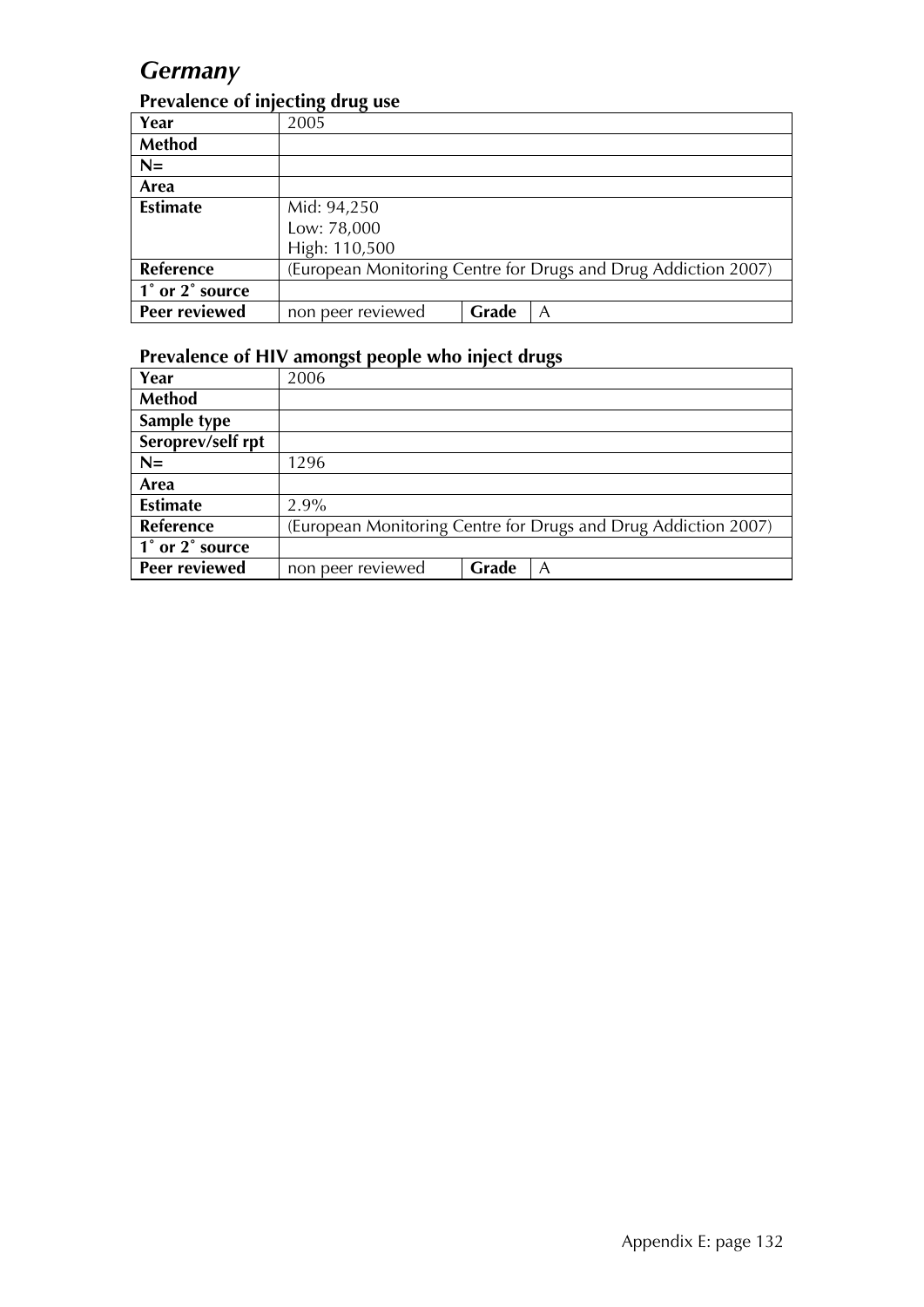# *Germany*

## Prevalence of injecting drug use

| Year | 2005 | | |
|---|---|---|---|
| **Method** | | | |
| **N=** | | | |
| **Area** | | | |
| **Estimate** | Mid: 94,250<br>Low: 78,000<br>High: 110,500 | | |
| **Reference** | (European Monitoring Centre for Drugs and Drug Addiction 2007) | | |
| **1˚ or 2˚ source** | | | |
| **Peer reviewed** | non peer reviewed | **Grade** | A |

## Prevalence of HIV amongst people who inject drugs

| Year | 2006 | | |
|---|---|---|---|
| **Method** | | | |
| **Sample type** | | | |
| **Seroprev/self rpt** | | | |
| **N=** | 1296 | | |
| **Area** | | | |
| **Estimate** | 2.9% | | |
| **Reference** | (European Monitoring Centre for Drugs and Drug Addiction 2007) | | |
| **1˚ or 2˚ source** | | | |
| **Peer reviewed** | non peer reviewed | **Grade** | A |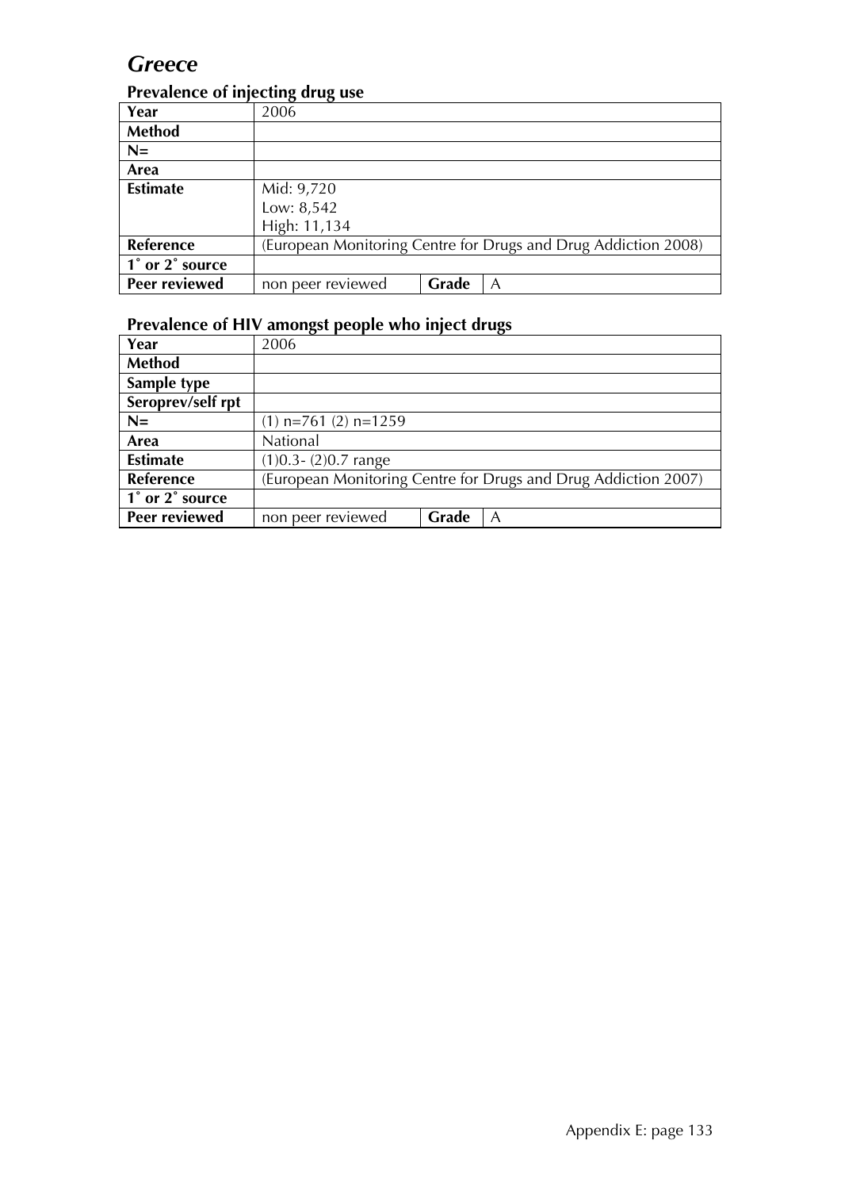# *Greece*

### Prevalence of injecting drug use

| Year | 2006 | | |
|---|---|---|---|
| **Method** | | | |
| **N=** | | | |
| **Area** | | | |
| **Estimate** | Mid: 9,720<br>Low: 8,542<br>High: 11,134 | | |
| **Reference** | (European Monitoring Centre for Drugs and Drug Addiction 2008) | | |
| **1˚ or 2˚ source** | | | |
| **Peer reviewed** | non peer reviewed | **Grade** | A |

### Prevalence of HIV amongst people who inject drugs

| Year | 2006 | | |
|---|---|---|---|
| **Method** | | | |
| **Sample type** | | | |
| **Seroprev/self rpt** | | | |
| **N=** | (1) n=761 (2) n=1259 | | |
| **Area** | National | | |
| **Estimate** | (1)0.3- (2)0.7 range | | |
| **Reference** | (European Monitoring Centre for Drugs and Drug Addiction 2007) | | |
| **1˚ or 2˚ source** | | | |
| **Peer reviewed** | non peer reviewed | **Grade** | A |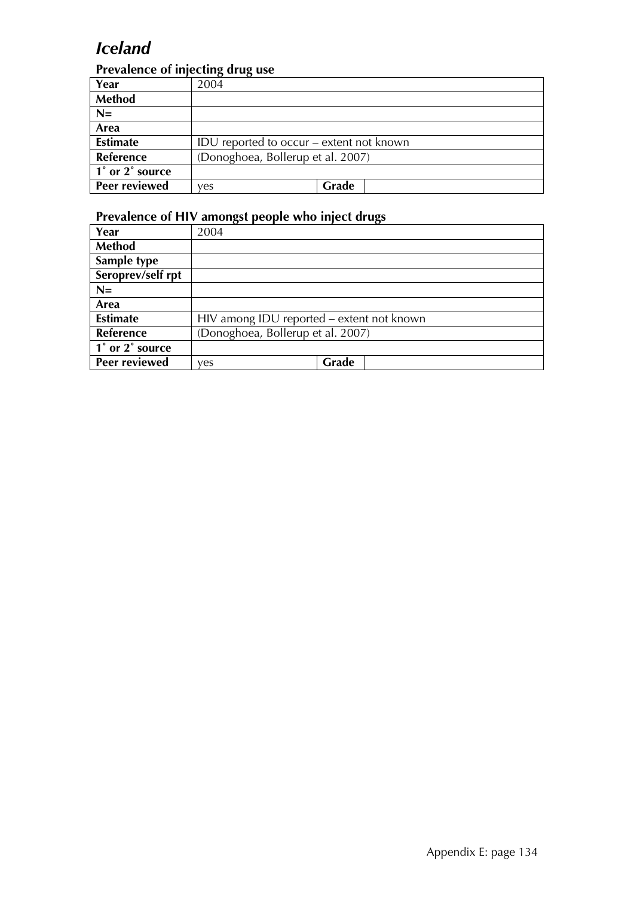# *Iceland*

### Prevalence of injecting drug use

| Year | 2004 | | |
|---|---|---|---|
| **Method** | | | |
| **N=** | | | |
| **Area** | | | |
| **Estimate** | IDU reported to occur – extent not known | | |
| **Reference** | (Donoghoea, Bollerup et al. 2007) | | |
| **1˚ or 2˚ source** | | | |
| **Peer reviewed** | yes | **Grade** | |

### Prevalence of HIV amongst people who inject drugs

| Year | 2004 | | |
|---|---|---|---|
| **Method** | | | |
| **Sample type** | | | |
| **Seroprev/self rpt** | | | |
| **N=** | | | |
| **Area** | | | |
| **Estimate** | HIV among IDU reported – extent not known | | |
| **Reference** | (Donoghoea, Bollerup et al. 2007) | | |
| **1˚ or 2˚ source** | | | |
| **Peer reviewed** | yes | **Grade** | |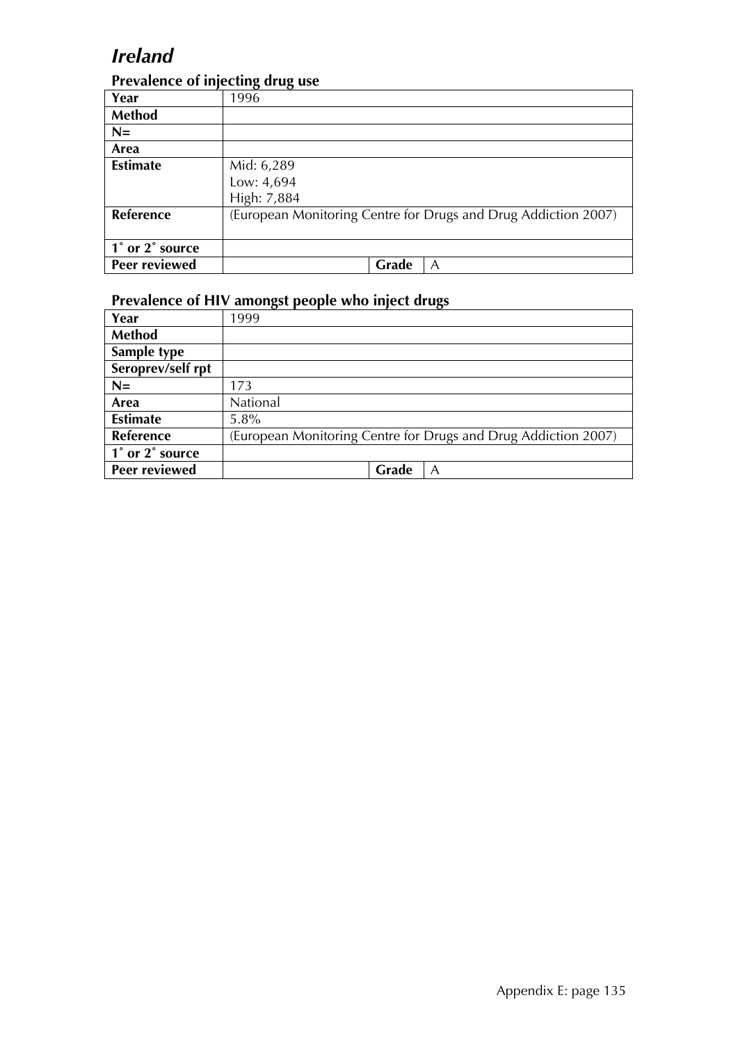# *Ireland*

### Prevalence of injecting drug use

| Year | 1996 | | |
|---|---|---|---|
| **Method** | | | |
| **N=** | | | |
| **Area** | | | |
| **Estimate** | Mid: 6,289<br>Low: 4,694<br>High: 7,884 | | |
| **Reference** | (European Monitoring Centre for Drugs and Drug Addiction 2007) | | |
| **1˚ or 2˚ source** | | | |
| **Peer reviewed** | | **Grade** | A |

### Prevalence of HIV amongst people who inject drugs

| Year | 1999 | | |
|---|---|---|---|
| **Method** | | | |
| **Sample type** | | | |
| **Seroprev/self rpt** | | | |
| **N=** | 173 | | |
| **Area** | National | | |
| **Estimate** | 5.8% | | |
| **Reference** | (European Monitoring Centre for Drugs and Drug Addiction 2007) | | |
| **1˚ or 2˚ source** | | | |
| **Peer reviewed** | | **Grade** | A |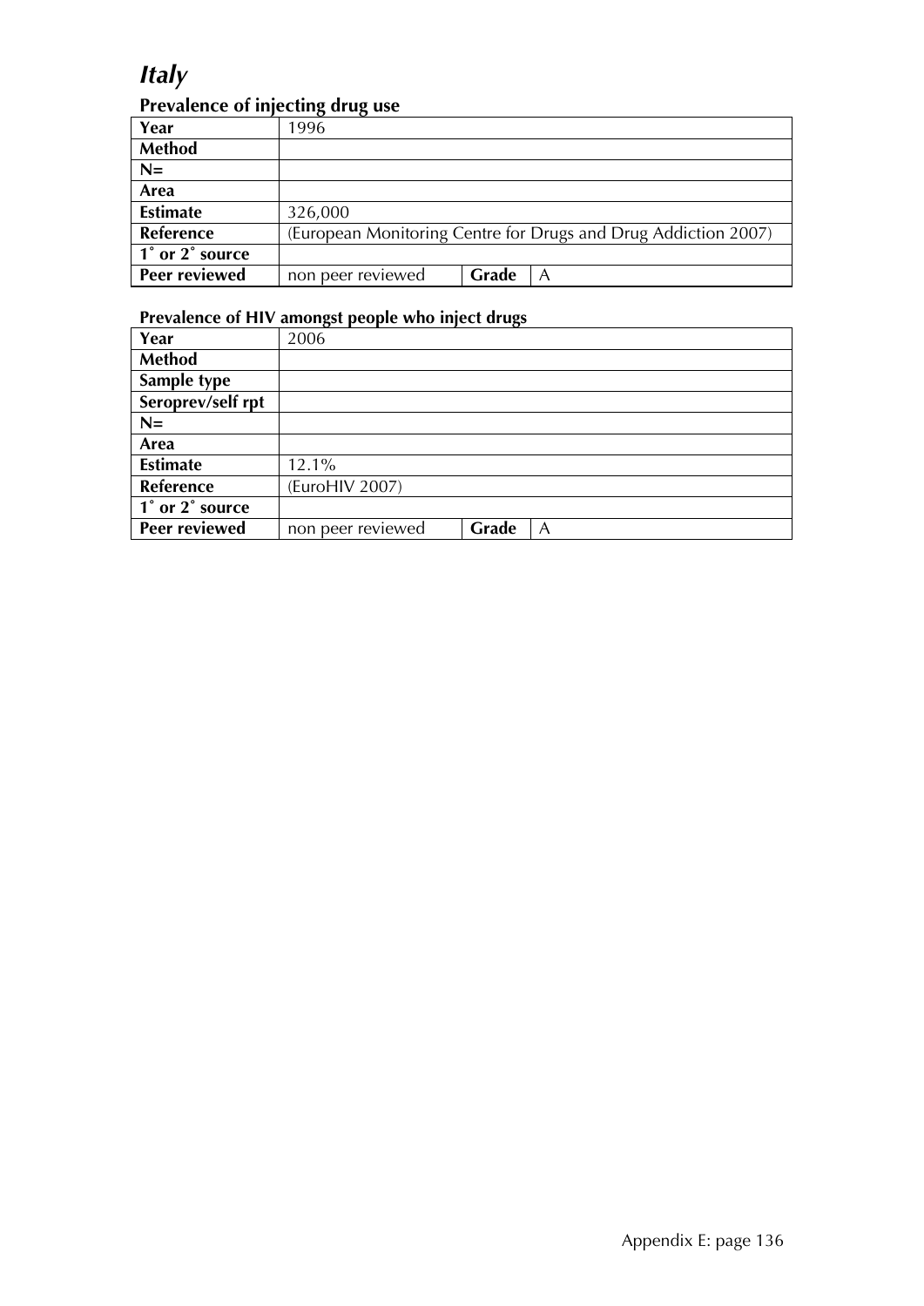# *Italy*

### Prevalence of injecting drug use

| Year | 1996 | | |
|---|---|---|---|
| **Method** | | | |
| **N=** | | | |
| **Area** | | | |
| **Estimate** | 326,000 | | |
| **Reference** | (European Monitoring Centre for Drugs and Drug Addiction 2007) | | |
| **1˚ or 2˚ source** | | | |
| **Peer reviewed** | non peer reviewed | **Grade** | A |

### Prevalence of HIV amongst people who inject drugs

| Year | 2006 | | |
|---|---|---|---|
| **Method** | | | |
| **Sample type** | | | |
| **Seroprev/self rpt** | | | |
| **N=** | | | |
| **Area** | | | |
| **Estimate** | 12.1% | | |
| **Reference** | (EuroHIV 2007) | | |
| **1˚ or 2˚ source** | | | |
| **Peer reviewed** | non peer reviewed | **Grade** | A |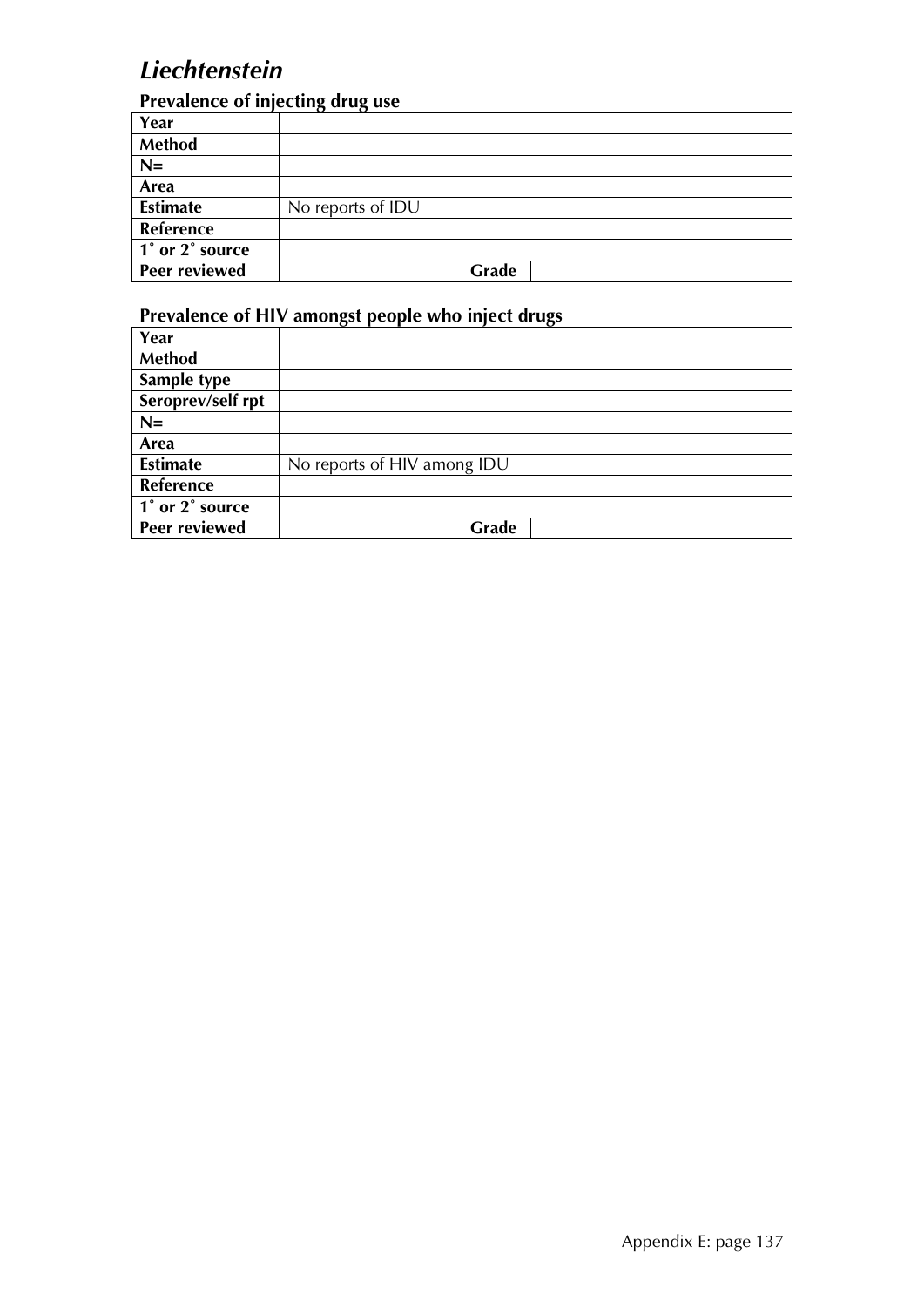# *Liechtenstein*

## Prevalence of injecting drug use

| Year | | | |
|---|---|---|---|
| Method | | | |
| N= | | | |
| Area | | | |
| Estimate | No reports of IDU | | |
| Reference | | | |
| 1˚ or 2˚ source | | | |
| Peer reviewed | | Grade | |

## Prevalence of HIV amongst people who inject drugs

| Year | | | |
|---|---|---|---|
| Method | | | |
| Sample type | | | |
| Seroprev/self rpt | | | |
| N= | | | |
| Area | | | |
| Estimate | No reports of HIV among IDU | | |
| Reference | | | |
| 1˚ or 2˚ source | | | |
| Peer reviewed | | Grade | |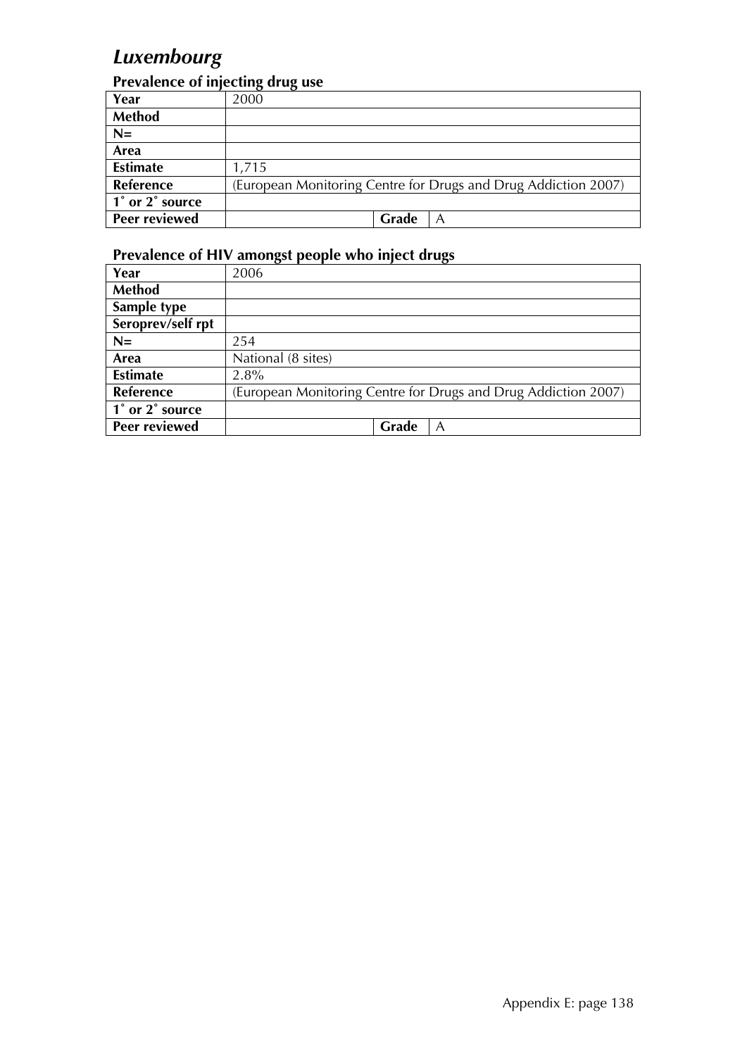## *Luxembourg*

### Prevalence of injecting drug use

| Year | 2000 | | |
|---|---|---|---|
| **Method** | | | |
| **N=** | | | |
| **Area** | | | |
| **Estimate** | 1,715 | | |
| **Reference** | (European Monitoring Centre for Drugs and Drug Addiction 2007) | | |
| **1˚ or 2˚ source** | | | |
| **Peer reviewed** | | **Grade** | A |

### Prevalence of HIV amongst people who inject drugs

| Year | 2006 | | |
|---|---|---|---|
| **Method** | | | |
| **Sample type** | | | |
| **Seroprev/self rpt** | | | |
| **N=** | 254 | | |
| **Area** | National (8 sites) | | |
| **Estimate** | 2.8% | | |
| **Reference** | (European Monitoring Centre for Drugs and Drug Addiction 2007) | | |
| **1˚ or 2˚ source** | | | |
| **Peer reviewed** | | **Grade** | A |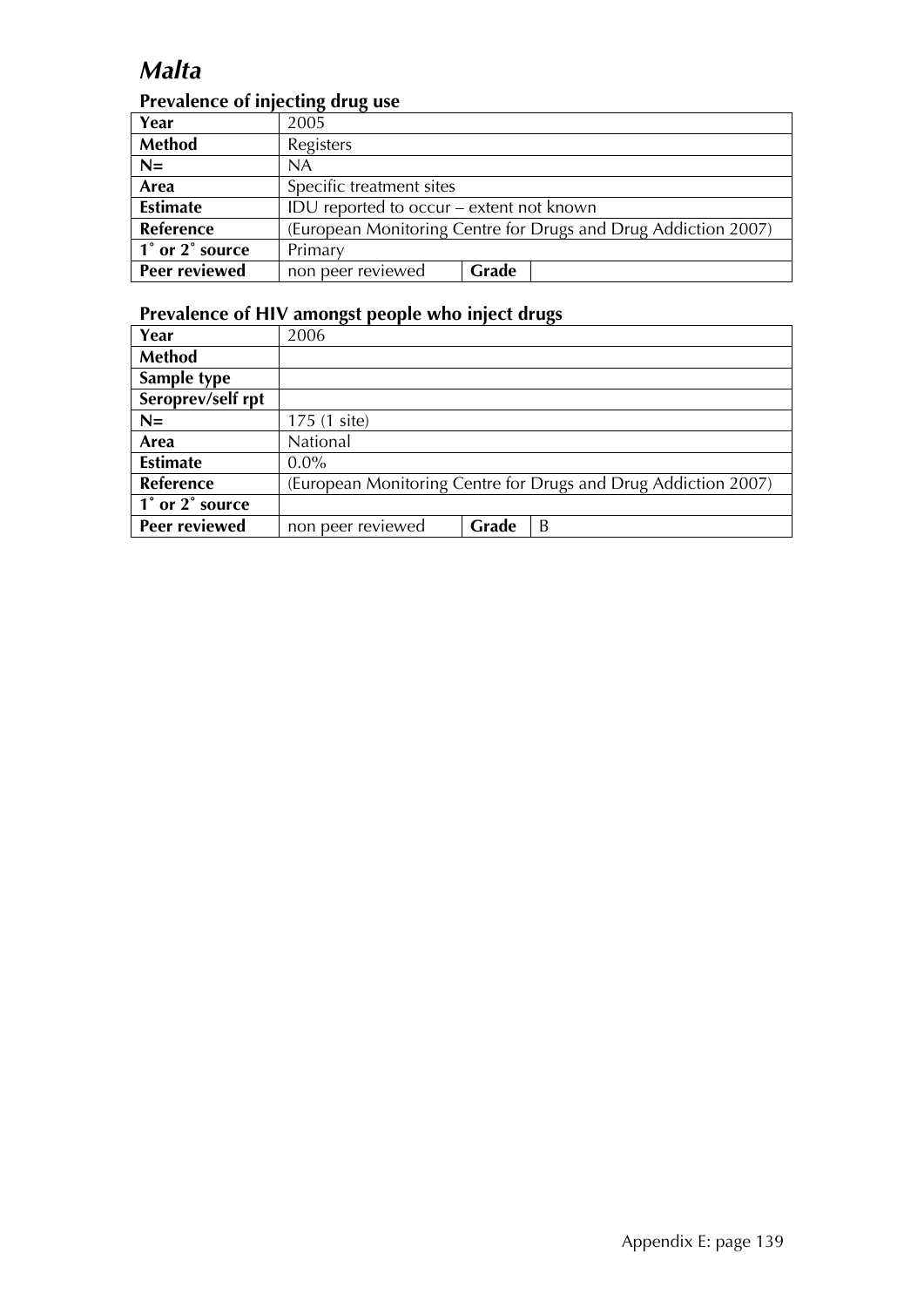# *Malta*

### Prevalence of injecting drug use

| Year | 2005 | | |
|---|---|---|---|
| **Method** | Registers | | |
| **N=** | NA | | |
| **Area** | Specific treatment sites | | |
| **Estimate** | IDU reported to occur – extent not known | | |
| **Reference** | (European Monitoring Centre for Drugs and Drug Addiction 2007) | | |
| **1˚ or 2˚ source** | Primary | | |
| **Peer reviewed** | non peer reviewed | **Grade** | |

### Prevalence of HIV amongst people who inject drugs

| Year | 2006 | | |
|---|---|---|---|
| **Method** | | | |
| **Sample type** | | | |
| **Seroprev/self rpt** | | | |
| **N=** | 175 (1 site) | | |
| **Area** | National | | |
| **Estimate** | 0.0% | | |
| **Reference** | (European Monitoring Centre for Drugs and Drug Addiction 2007) | | |
| **1˚ or 2˚ source** | | | |
| **Peer reviewed** | non peer reviewed | **Grade** | B |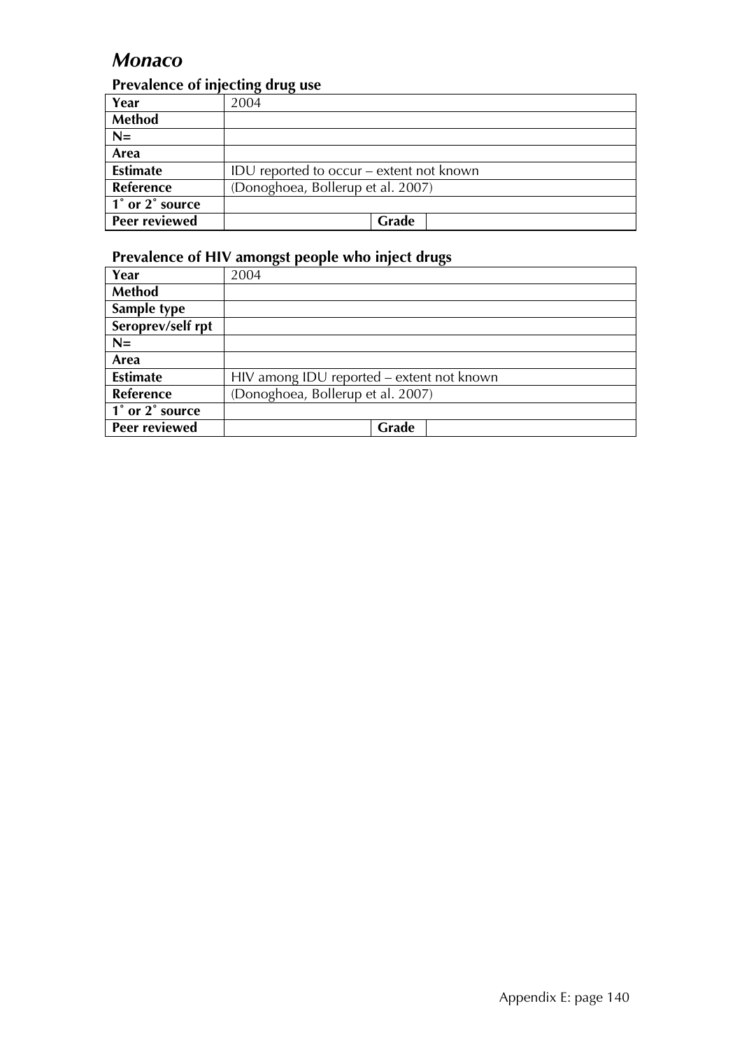## *Monaco*

### Prevalence of injecting drug use

| Year | 2004 | | |
|---|---|---|---|
| Method | | | |
| N= | | | |
| Area | | | |
| Estimate | IDU reported to occur – extent not known | | |
| Reference | (Donoghoea, Bollerup et al. 2007) | | |
| 1˚ or 2˚ source | | | |
| Peer reviewed | | Grade | |

### Prevalence of HIV amongst people who inject drugs

| Year | 2004 | | |
|---|---|---|---|
| Method | | | |
| Sample type | | | |
| Seroprev/self rpt | | | |
| N= | | | |
| Area | | | |
| Estimate | HIV among IDU reported – extent not known | | |
| Reference | (Donoghoea, Bollerup et al. 2007) | | |
| 1˚ or 2˚ source | | | |
| Peer reviewed | | Grade | |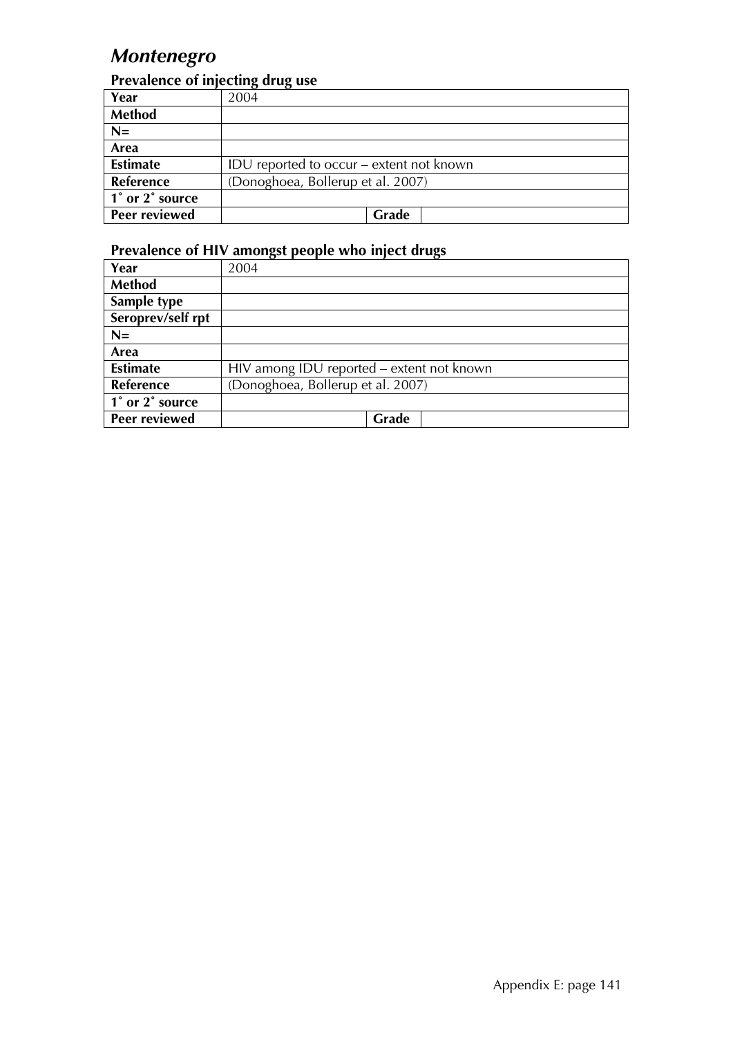# Montenegro

## Prevalence of injecting drug use

| Year | 2004 | | |
|---|---|---|---|
| Method | | | |
| N= | | | |
| Area | | | |
| Estimate | IDU reported to occur – extent not known | | |
| Reference | (Donoghoea, Bollerup et al. 2007) | | |
| 1˚ or 2˚ source | | | |
| Peer reviewed | | Grade | |

## Prevalence of HIV amongst people who inject drugs

| Year | 2004 | | |
|---|---|---|---|
| Method | | | |
| Sample type | | | |
| Seroprev/self rpt | | | |
| N= | | | |
| Area | | | |
| Estimate | HIV among IDU reported – extent not known | | |
| Reference | (Donoghoea, Bollerup et al. 2007) | | |
| 1˚ or 2˚ source | | | |
| Peer reviewed | | Grade | |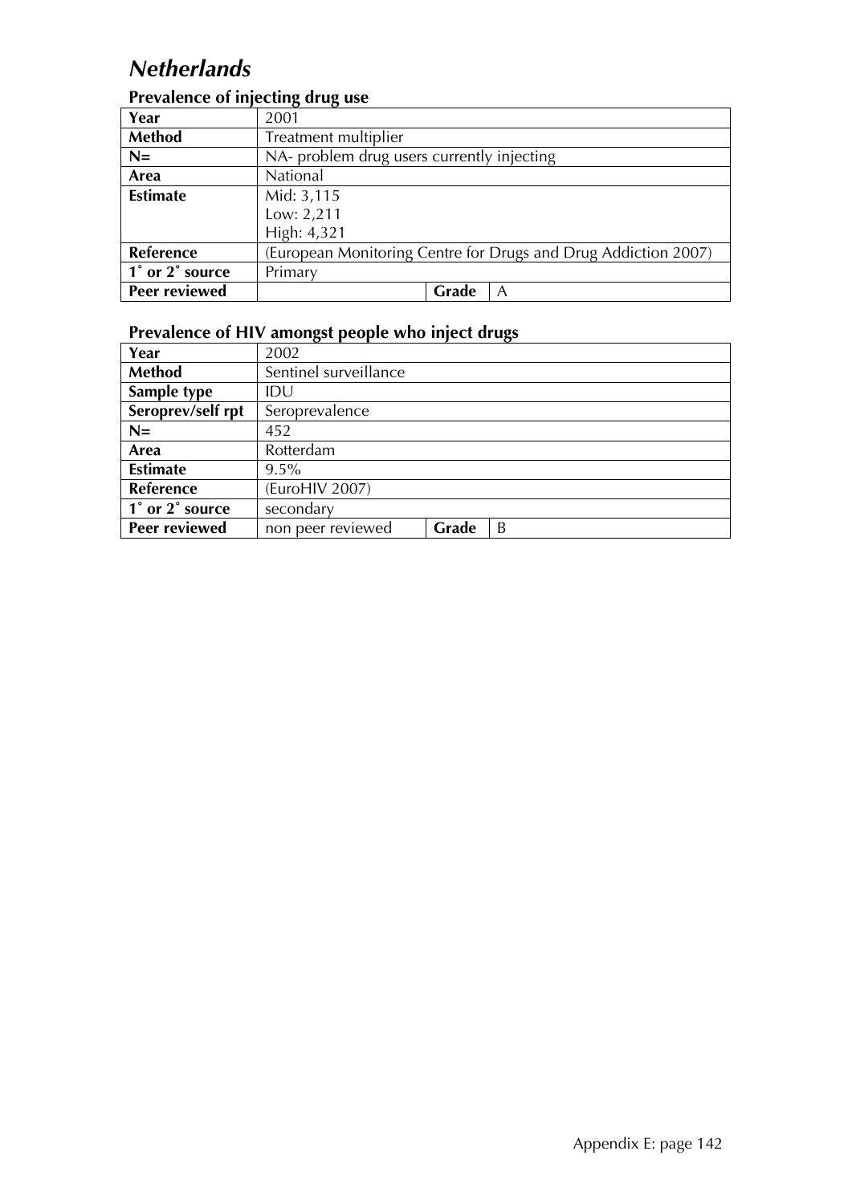## *Netherlands*

### Prevalence of injecting drug use

| | | | |
|---|---|---|---|
| **Year** | 2001 | | |
| **Method** | Treatment multiplier | | |
| **N=** | NA- problem drug users currently injecting | | |
| **Area** | National | | |
| **Estimate** | Mid: 3,115<br>Low: 2,211<br>High: 4,321 | | |
| **Reference** | (European Monitoring Centre for Drugs and Drug Addiction 2007) | | |
| **1˚ or 2˚ source** | Primary | | |
| **Peer reviewed** | | **Grade** | A |

### Prevalence of HIV amongst people who inject drugs

| | | | |
|---|---|---|---|
| **Year** | 2002 | | |
| **Method** | Sentinel surveillance | | |
| **Sample type** | IDU | | |
| **Seroprev/self rpt** | Seroprevalence | | |
| **N=** | 452 | | |
| **Area** | Rotterdam | | |
| **Estimate** | 9.5% | | |
| **Reference** | (EuroHIV 2007) | | |
| **1˚ or 2˚ source** | secondary | | |
| **Peer reviewed** | non peer reviewed | **Grade** | B |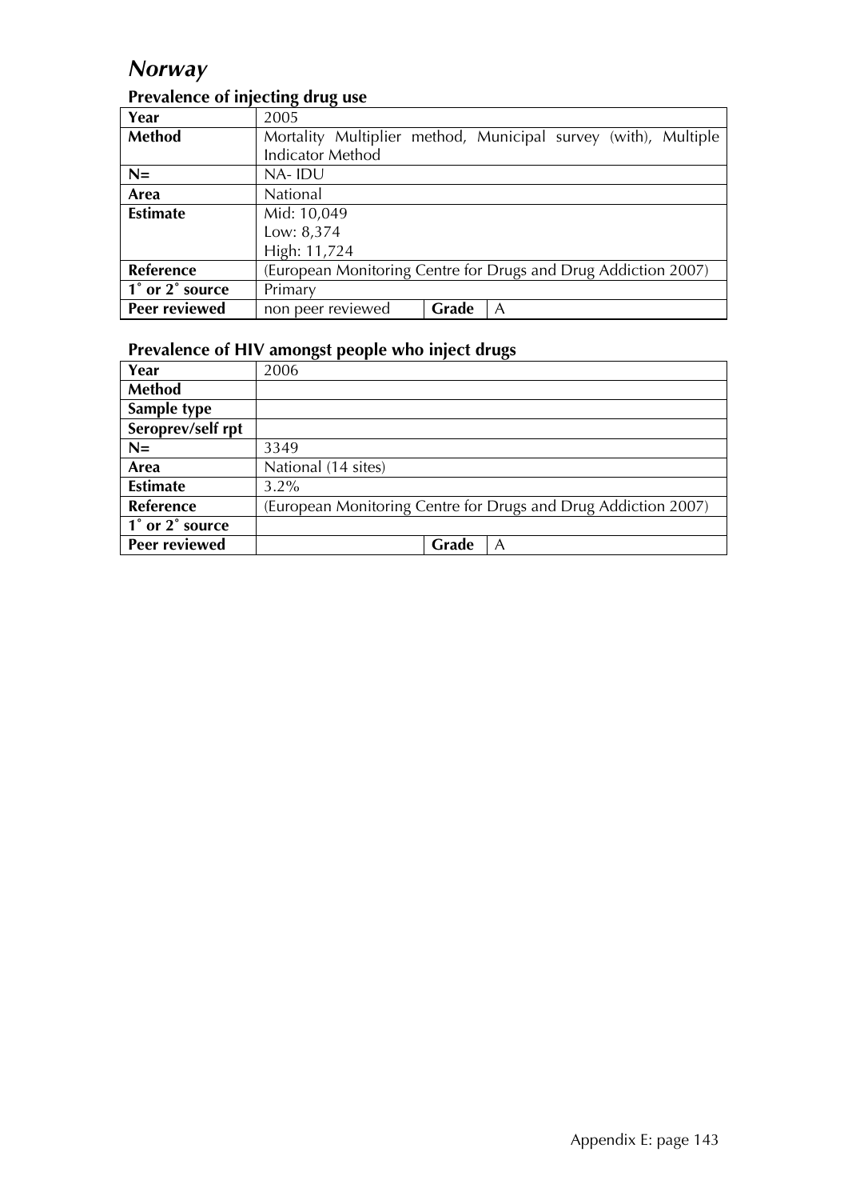# *Norway*

### Prevalence of injecting drug use

| Year | 2005 | | |
|---|---|---|---|
| **Method** | Mortality Multiplier method, Municipal survey (with), Multiple Indicator Method | | |
| **N=** | NA- IDU | | |
| **Area** | National | | |
| **Estimate** | Mid: 10,049<br>Low: 8,374<br>High: 11,724 | | |
| **Reference** | (European Monitoring Centre for Drugs and Drug Addiction 2007) | | |
| **1˚ or 2˚ source** | Primary | | |
| **Peer reviewed** | non peer reviewed | **Grade** | A |

### Prevalence of HIV amongst people who inject drugs

| Year | 2006 | | |
|---|---|---|---|
| **Method** | | | |
| **Sample type** | | | |
| **Seroprev/self rpt** | | | |
| **N=** | 3349 | | |
| **Area** | National (14 sites) | | |
| **Estimate** | 3.2% | | |
| **Reference** | (European Monitoring Centre for Drugs and Drug Addiction 2007) | | |
| **1˚ or 2˚ source** | | | |
| **Peer reviewed** | | **Grade** | A |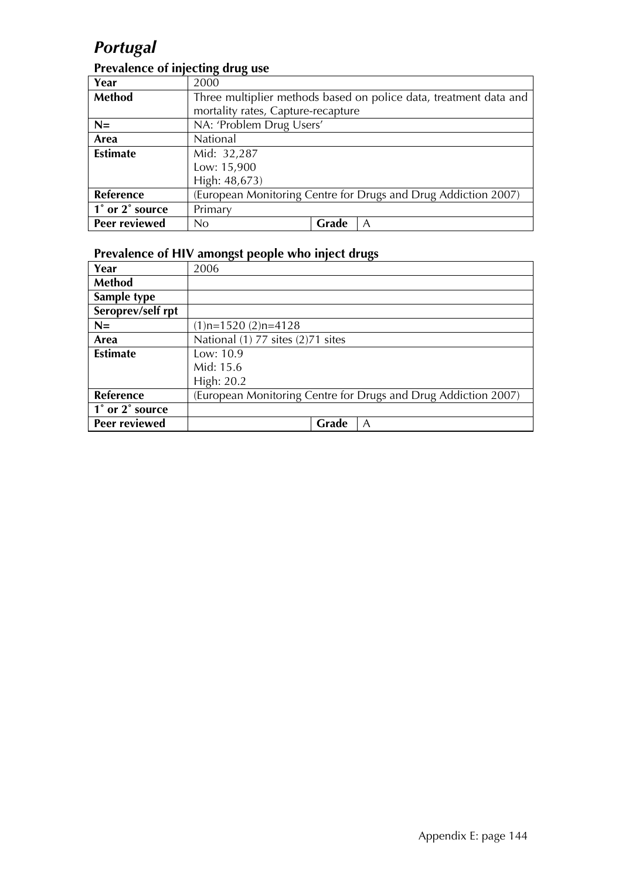# *Portugal*

## Prevalence of injecting drug use

| Year | 2000 | | |
|---|---|---|---|
| **Method** | Three multiplier methods based on police data, treatment data and mortality rates, Capture-recapture | | |
| **N=** | NA: 'Problem Drug Users' | | |
| **Area** | National | | |
| **Estimate** | Mid: 32,287<br>Low: 15,900<br>High: 48,673) | | |
| **Reference** | (European Monitoring Centre for Drugs and Drug Addiction 2007) | | |
| **1˚ or 2˚ source** | Primary | | |
| **Peer reviewed** | No | **Grade** | A |

## Prevalence of HIV amongst people who inject drugs

| Year | 2006 | | |
|---|---|---|---|
| **Method** | | | |
| **Sample type** | | | |
| **Seroprev/self rpt** | | | |
| **N=** | (1)n=1520 (2)n=4128 | | |
| **Area** | National (1) 77 sites (2)71 sites | | |
| **Estimate** | Low: 10.9<br>Mid: 15.6<br>High: 20.2 | | |
| **Reference** | (European Monitoring Centre for Drugs and Drug Addiction 2007) | | |
| **1˚ or 2˚ source** | | | |
| **Peer reviewed** | | **Grade** | A |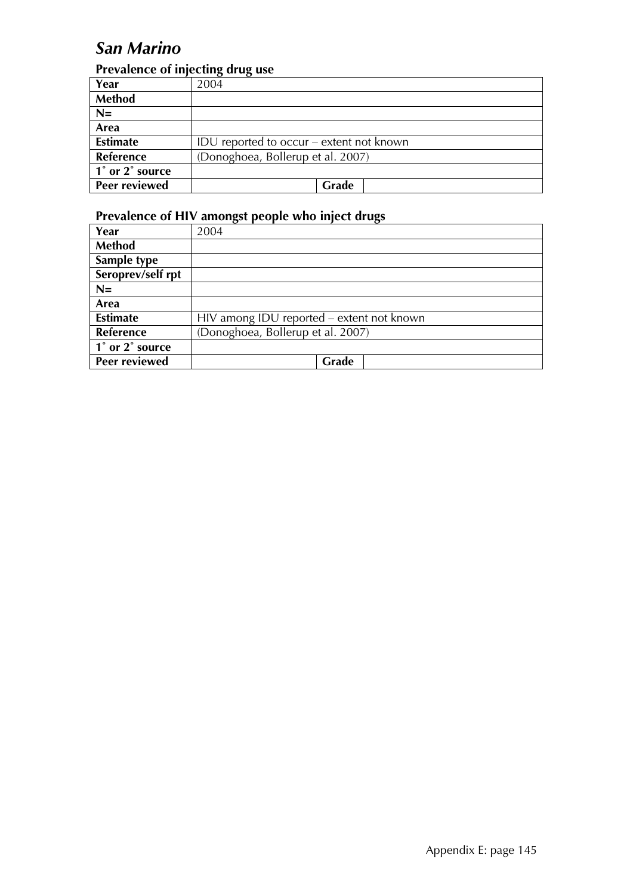# *San Marino*

## Prevalence of injecting drug use

| Year | 2004 | | |
|---|---|---|---|
| Method | | | |
| N= | | | |
| Area | | | |
| Estimate | IDU reported to occur – extent not known | | |
| Reference | (Donoghoea, Bollerup et al. 2007) | | |
| 1˚ or 2˚ source | | | |
| Peer reviewed | | Grade | |

## Prevalence of HIV amongst people who inject drugs

| Year | 2004 | | |
|---|---|---|---|
| Method | | | |
| Sample type | | | |
| Seroprev/self rpt | | | |
| N= | | | |
| Area | | | |
| Estimate | HIV among IDU reported – extent not known | | |
| Reference | (Donoghoea, Bollerup et al. 2007) | | |
| 1˚ or 2˚ source | | | |
| Peer reviewed | | Grade | |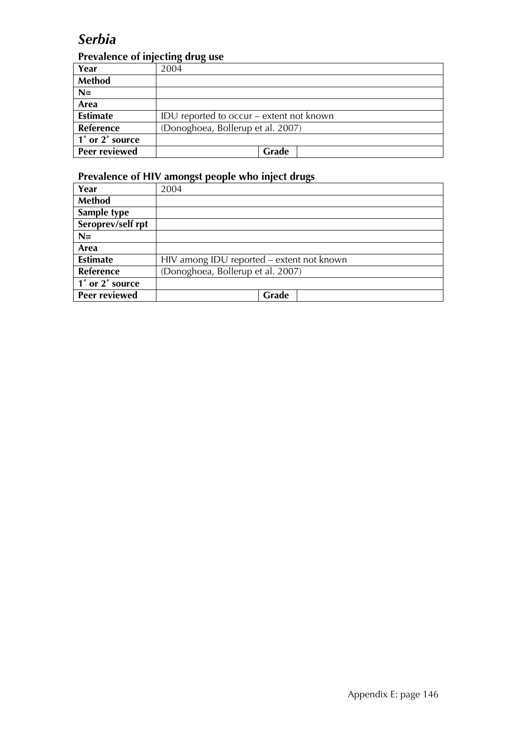# *Serbia*

## Prevalence of injecting drug use

| Year | 2004 | | |
|---|---|---|---|
| Method | | | |
| N= | | | |
| Area | | | |
| Estimate | IDU reported to occur – extent not known | | |
| Reference | (Donoghoea, Bollerup et al. 2007) | | |
| 1˚ or 2˚ source | | | |
| Peer reviewed | | Grade | |

## Prevalence of HIV amongst people who inject drugs

| Year | 2004 | | |
|---|---|---|---|
| Method | | | |
| Sample type | | | |
| Seroprev/self rpt | | | |
| N= | | | |
| Area | | | |
| Estimate | HIV among IDU reported – extent not known | | |
| Reference | (Donoghoea, Bollerup et al. 2007) | | |
| 1˚ or 2˚ source | | | |
| Peer reviewed | | Grade | |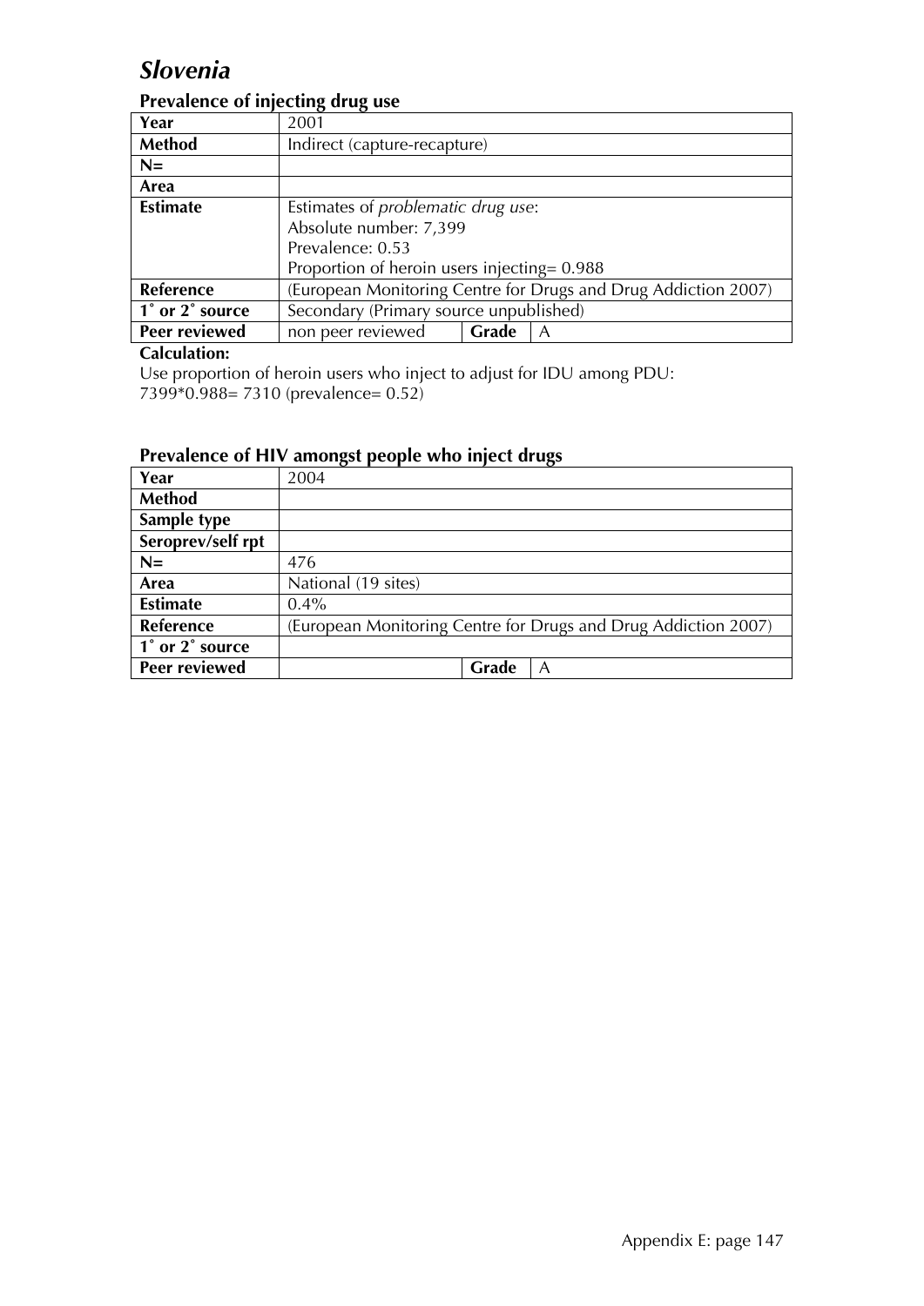# *Slovenia*

### Prevalence of injecting drug use

| Year | 2001 | | |
|---|---|---|---|
| **Method** | Indirect (capture-recapture) | | |
| **N=** | | | |
| **Area** | | | |
| **Estimate** | Estimates of *problematic drug use*:<br>Absolute number: 7,399<br>Prevalence: 0.53<br>Proportion of heroin users injecting= 0.988 | | |
| **Reference** | (European Monitoring Centre for Drugs and Drug Addiction 2007) | | |
| **1˚ or 2˚ source** | Secondary (Primary source unpublished) | | |
| **Peer reviewed** | non peer reviewed | **Grade** | A |

**Calculation:**

Use proportion of heroin users who inject to adjust for IDU among PDU:
7399*0.988= 7310 (prevalence= 0.52)

### Prevalence of HIV amongst people who inject drugs

| Year | 2004 | | |
|---|---|---|---|
| **Method** | | | |
| **Sample type** | | | |
| **Seroprev/self rpt** | | | |
| **N=** | 476 | | |
| **Area** | National (19 sites) | | |
| **Estimate** | 0.4% | | |
| **Reference** | (European Monitoring Centre for Drugs and Drug Addiction 2007) | | |
| **1˚ or 2˚ source** | | | |
| **Peer reviewed** | | **Grade** | A |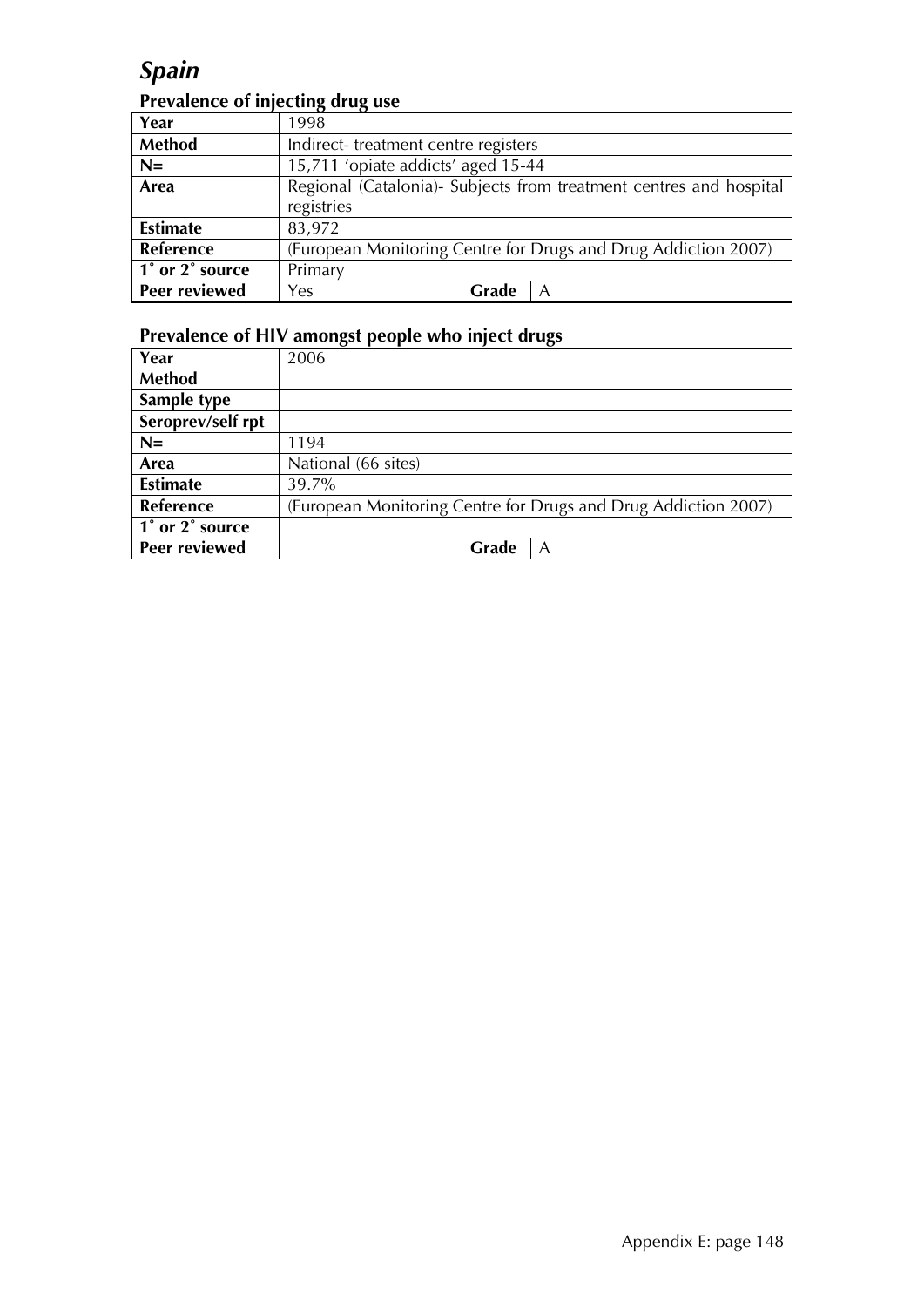# *Spain*

## Prevalence of injecting drug use

| Year | 1998 | | |
|---|---|---|---|
| **Method** | Indirect- treatment centre registers | | |
| **N=** | 15,711 'opiate addicts' aged 15-44 | | |
| **Area** | Regional (Catalonia)- Subjects from treatment centres and hospital registries | | |
| **Estimate** | 83,972 | | |
| **Reference** | (European Monitoring Centre for Drugs and Drug Addiction 2007) | | |
| **1˚ or 2˚ source** | Primary | | |
| **Peer reviewed** | Yes | **Grade** | A |

## Prevalence of HIV amongst people who inject drugs

| Year | 2006 | | |
|---|---|---|---|
| **Method** | | | |
| **Sample type** | | | |
| **Seroprev/self rpt** | | | |
| **N=** | 1194 | | |
| **Area** | National (66 sites) | | |
| **Estimate** | 39.7% | | |
| **Reference** | (European Monitoring Centre for Drugs and Drug Addiction 2007) | | |
| **1˚ or 2˚ source** | | | |
| **Peer reviewed** | | **Grade** | A |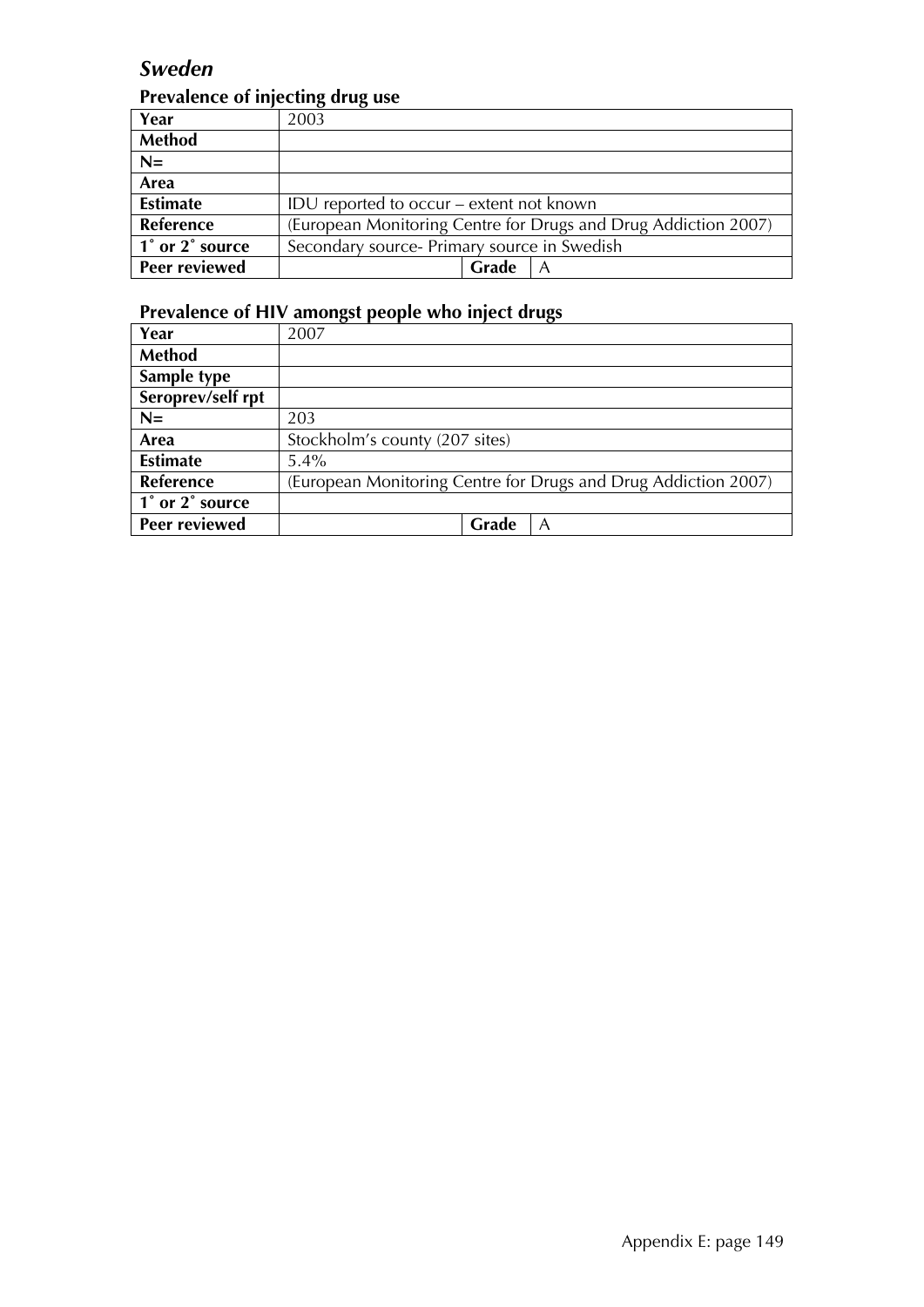## *Sweden*

### Prevalence of injecting drug use

| Year | 2003 | | |
|---|---|---|---|
| **Method** | | | |
| **N=** | | | |
| **Area** | | | |
| **Estimate** | IDU reported to occur – extent not known | | |
| **Reference** | (European Monitoring Centre for Drugs and Drug Addiction 2007) | | |
| **1˚ or 2˚ source** | Secondary source- Primary source in Swedish | | |
| **Peer reviewed** | | **Grade** | A |

### Prevalence of HIV amongst people who inject drugs

| Year | 2007 | | |
|---|---|---|---|
| **Method** | | | |
| **Sample type** | | | |
| **Seroprev/self rpt** | | | |
| **N=** | 203 | | |
| **Area** | Stockholm's county (207 sites) | | |
| **Estimate** | 5.4% | | |
| **Reference** | (European Monitoring Centre for Drugs and Drug Addiction 2007) | | |
| **1˚ or 2˚ source** | | | |
| **Peer reviewed** | | **Grade** | A |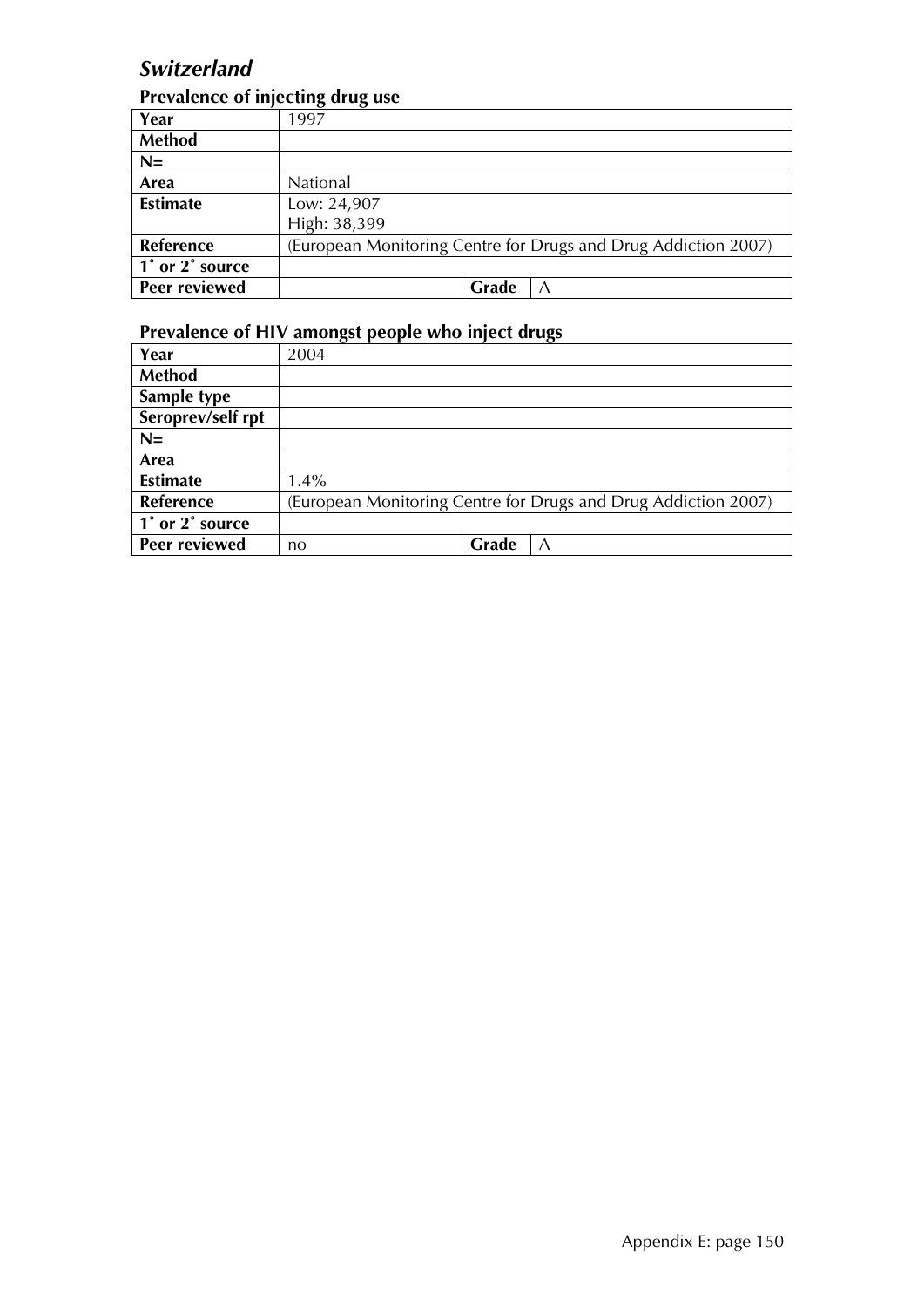## *Switzerland*

### Prevalence of injecting drug use

| Year | 1997 | | |
|---|---|---|---|
| **Method** | | | |
| **N=** | | | |
| **Area** | National | | |
| **Estimate** | Low: 24,907<br>High: 38,399 | | |
| **Reference** | (European Monitoring Centre for Drugs and Drug Addiction 2007) | | |
| **1˚ or 2˚ source** | | | |
| **Peer reviewed** | | **Grade** | A |

### Prevalence of HIV amongst people who inject drugs

| Year | 2004 | | |
|---|---|---|---|
| **Method** | | | |
| **Sample type** | | | |
| **Seroprev/self rpt** | | | |
| **N=** | | | |
| **Area** | | | |
| **Estimate** | 1.4% | | |
| **Reference** | (European Monitoring Centre for Drugs and Drug Addiction 2007) | | |
| **1˚ or 2˚ source** | | | |
| **Peer reviewed** | no | **Grade** | A |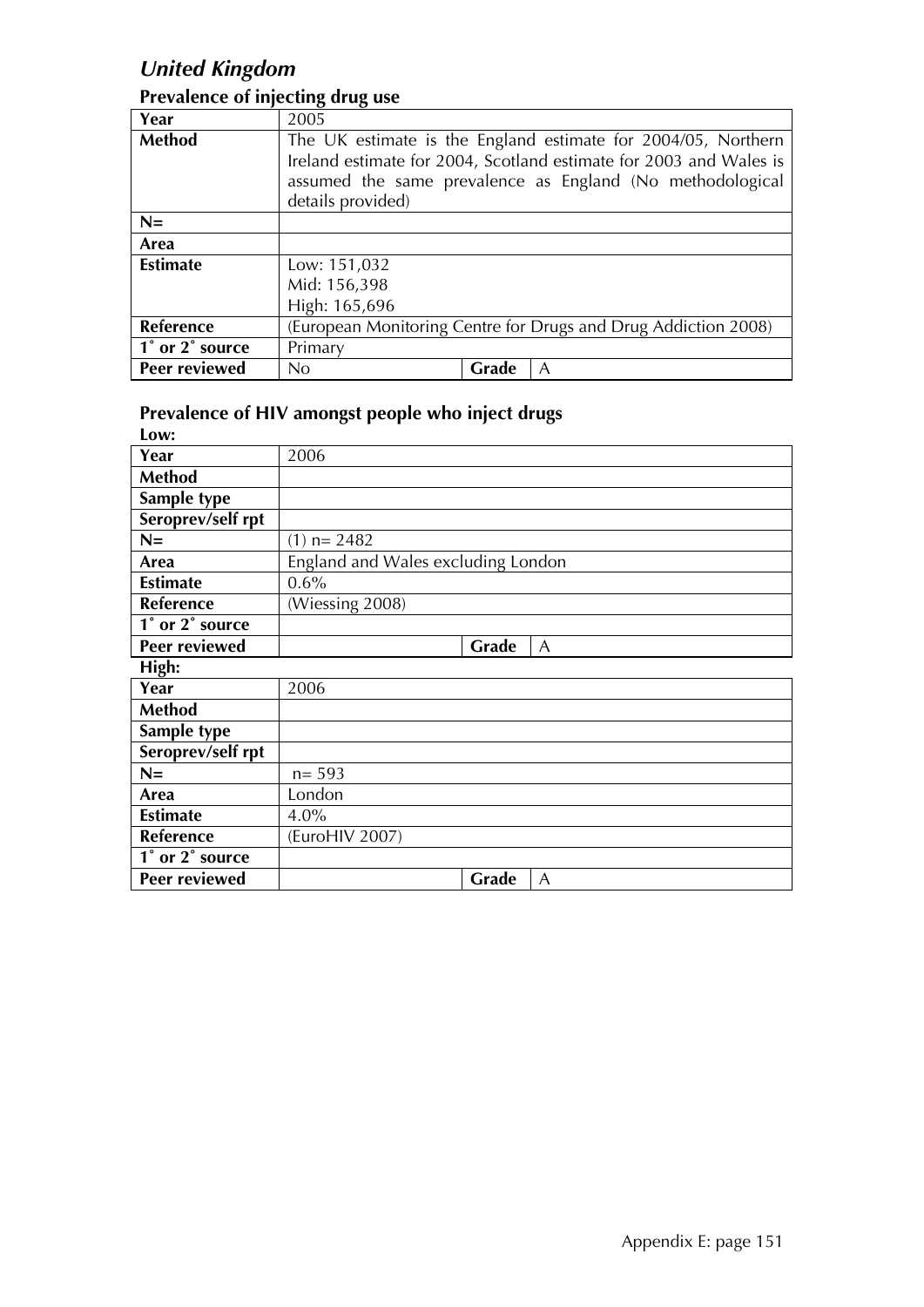## *United Kingdom*

### Prevalence of injecting drug use

| Year | 2005 | | |
|---|---|---|---|
| **Method** | The UK estimate is the England estimate for 2004/05, Northern Ireland estimate for 2004, Scotland estimate for 2003 and Wales is assumed the same prevalence as England (No methodological details provided) | | |
| **N=** | | | |
| **Area** | | | |
| **Estimate** | Low: 151,032<br>Mid: 156,398<br>High: 165,696 | | |
| **Reference** | (European Monitoring Centre for Drugs and Drug Addiction 2008) | | |
| **1˚ or 2˚ source** | Primary | | |
| **Peer reviewed** | No | **Grade** | A |

### Prevalence of HIV amongst people who inject drugs

**Low:**

| Year | 2006 | | |
|---|---|---|---|
| **Method** | | | |
| **Sample type** | | | |
| **Seroprev/self rpt** | | | |
| **N=** | (1) n= 2482 | | |
| **Area** | England and Wales excluding London | | |
| **Estimate** | 0.6% | | |
| **Reference** | (Wiessing 2008) | | |
| **1˚ or 2˚ source** | | | |
| **Peer reviewed** | | **Grade** | A |

**High:**

| Year | 2006 | | |
|---|---|---|---|
| **Method** | | | |
| **Sample type** | | | |
| **Seroprev/self rpt** | | | |
| **N=** | n= 593 | | |
| **Area** | London | | |
| **Estimate** | 4.0% | | |
| **Reference** | (EuroHIV 2007) | | |
| **1˚ or 2˚ source** | | | |
| **Peer reviewed** | | **Grade** | A |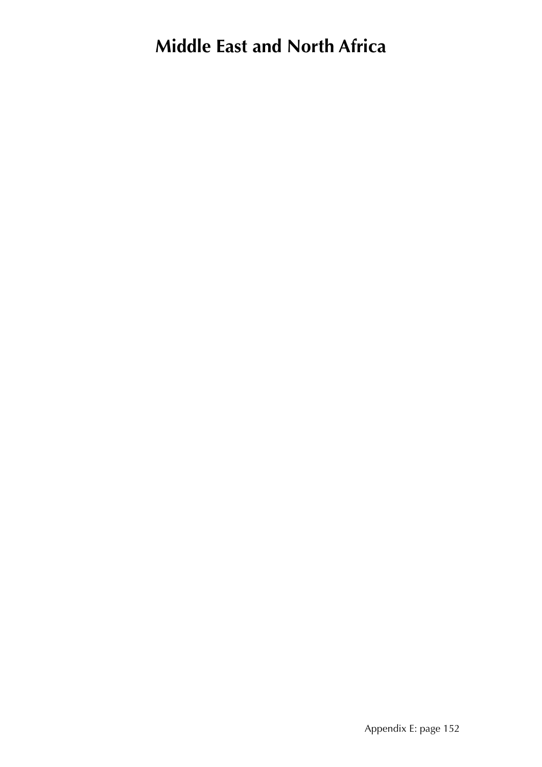# Middle East and North Africa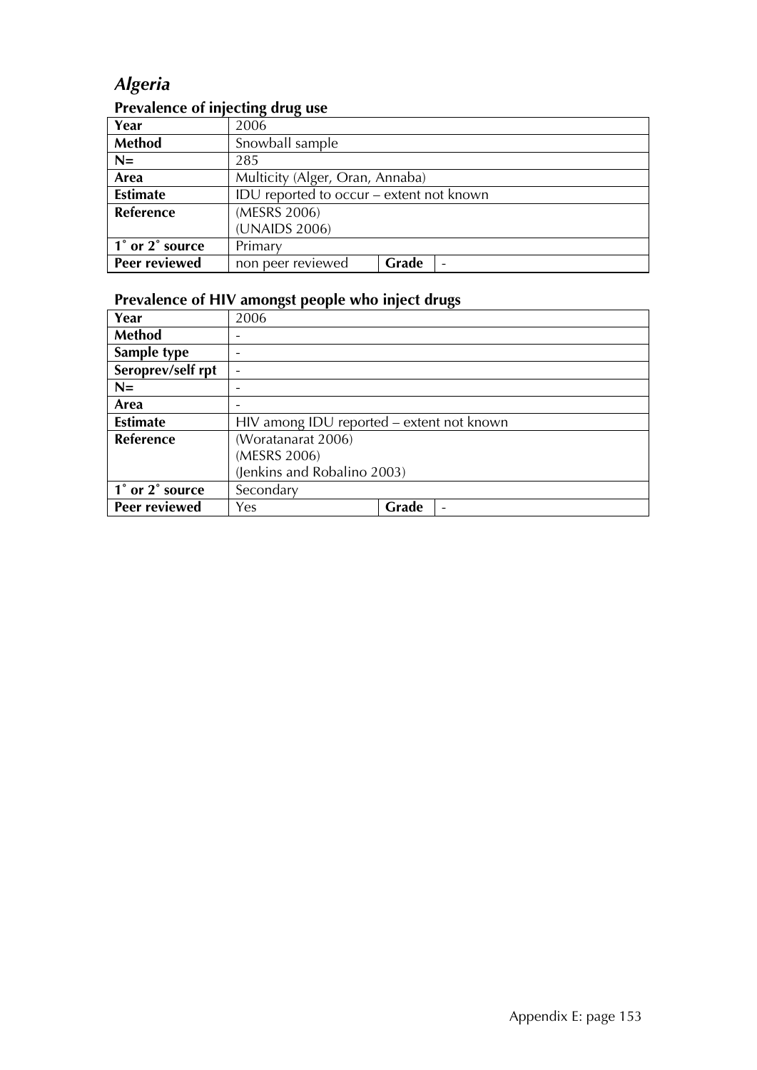# *Algeria*

## Prevalence of injecting drug use

| Year | 2006 | | |
|---|---|---|---|
| **Method** | Snowball sample | | |
| **N=** | 285 | | |
| **Area** | Multicity (Alger, Oran, Annaba) | | |
| **Estimate** | IDU reported to occur – extent not known | | |
| **Reference** | (MESRS 2006)<br>(UNAIDS 2006) | | |
| **1˚ or 2˚ source** | Primary | | |
| **Peer reviewed** | non peer reviewed | **Grade** | - |

## Prevalence of HIV amongst people who inject drugs

| Year | 2006 | | |
|---|---|---|---|
| **Method** | - | | |
| **Sample type** | - | | |
| **Seroprev/self rpt** | - | | |
| **N=** | - | | |
| **Area** | - | | |
| **Estimate** | HIV among IDU reported – extent not known | | |
| **Reference** | (Woratanarat 2006)<br>(MESRS 2006)<br>(Jenkins and Robalino 2003) | | |
| **1˚ or 2˚ source** | Secondary | | |
| **Peer reviewed** | Yes | **Grade** | - |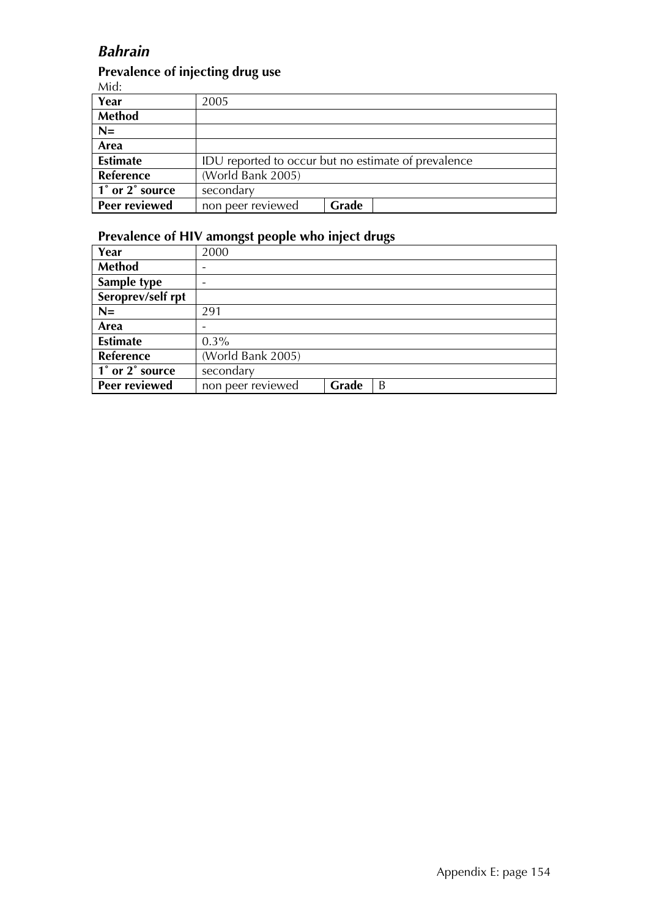## *Bahrain*

### Prevalence of injecting drug use

Mid:

| Year | 2005 | | |
|---|---|---|---|
| **Method** | | | |
| **N=** | | | |
| **Area** | | | |
| **Estimate** | IDU reported to occur but no estimate of prevalence | | |
| **Reference** | (World Bank 2005) | | |
| **1˚ or 2˚ source** | secondary | | |
| **Peer reviewed** | non peer reviewed | **Grade** | |

### Prevalence of HIV amongst people who inject drugs

| Year | 2000 | | |
|---|---|---|---|
| **Method** | - | | |
| **Sample type** | - | | |
| **Seroprev/self rpt** | | | |
| **N=** | 291 | | |
| **Area** | - | | |
| **Estimate** | 0.3% | | |
| **Reference** | (World Bank 2005) | | |
| **1˚ or 2˚ source** | secondary | | |
| **Peer reviewed** | non peer reviewed | **Grade** | B |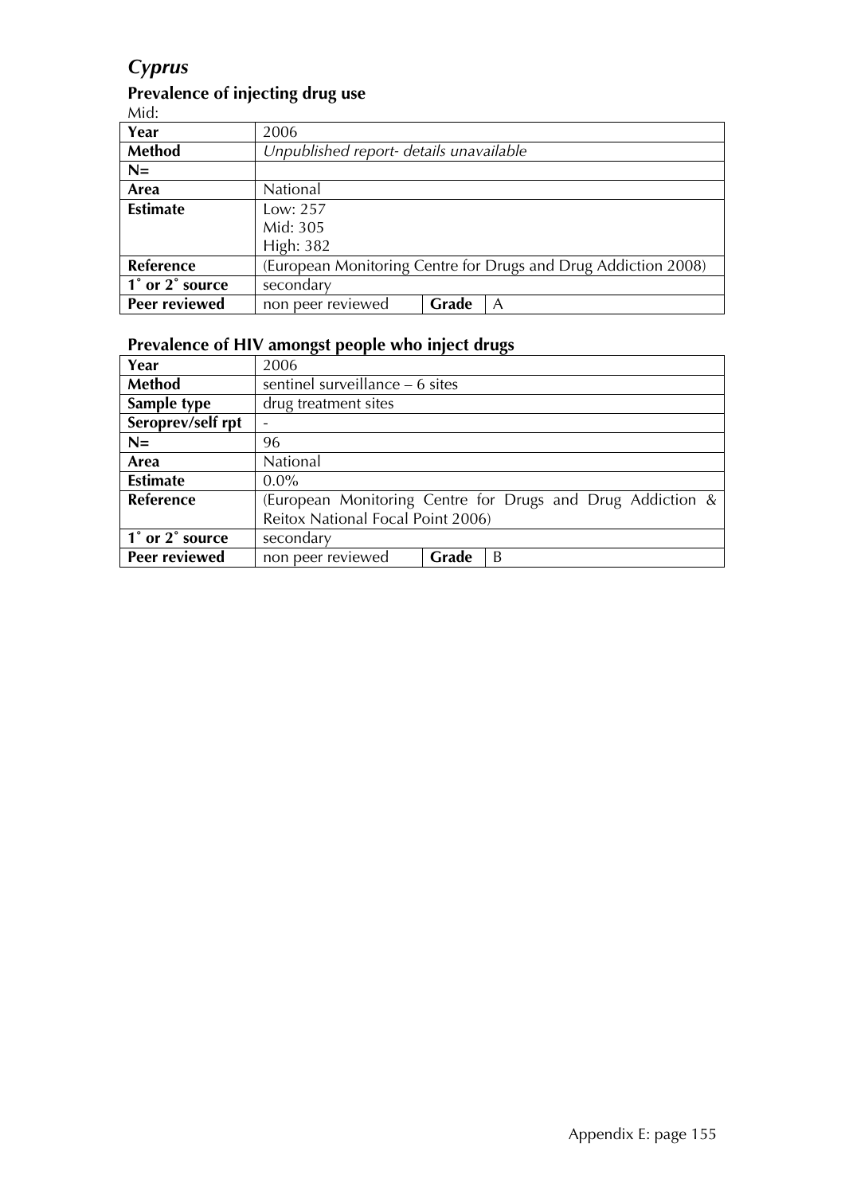## *Cyprus*

### Prevalence of injecting drug use

Mid:

| Year | 2006 | | |
|---|---|---|---|
| **Method** | *Unpublished report- details unavailable* | | |
| **N=** | | | |
| **Area** | National | | |
| **Estimate** | Low: 257<br>Mid: 305<br>High: 382 | | |
| **Reference** | (European Monitoring Centre for Drugs and Drug Addiction 2008) | | |
| **1˚ or 2˚ source** | secondary | | |
| **Peer reviewed** | non peer reviewed | **Grade** | A |

### Prevalence of HIV amongst people who inject drugs

| Year | 2006 | | |
|---|---|---|---|
| **Method** | sentinel surveillance – 6 sites | | |
| **Sample type** | drug treatment sites | | |
| **Seroprev/self rpt** | - | | |
| **N=** | 96 | | |
| **Area** | National | | |
| **Estimate** | 0.0% | | |
| **Reference** | (European Monitoring Centre for Drugs and Drug Addiction & Reitox National Focal Point 2006) | | |
| **1˚ or 2˚ source** | secondary | | |
| **Peer reviewed** | non peer reviewed | **Grade** | B |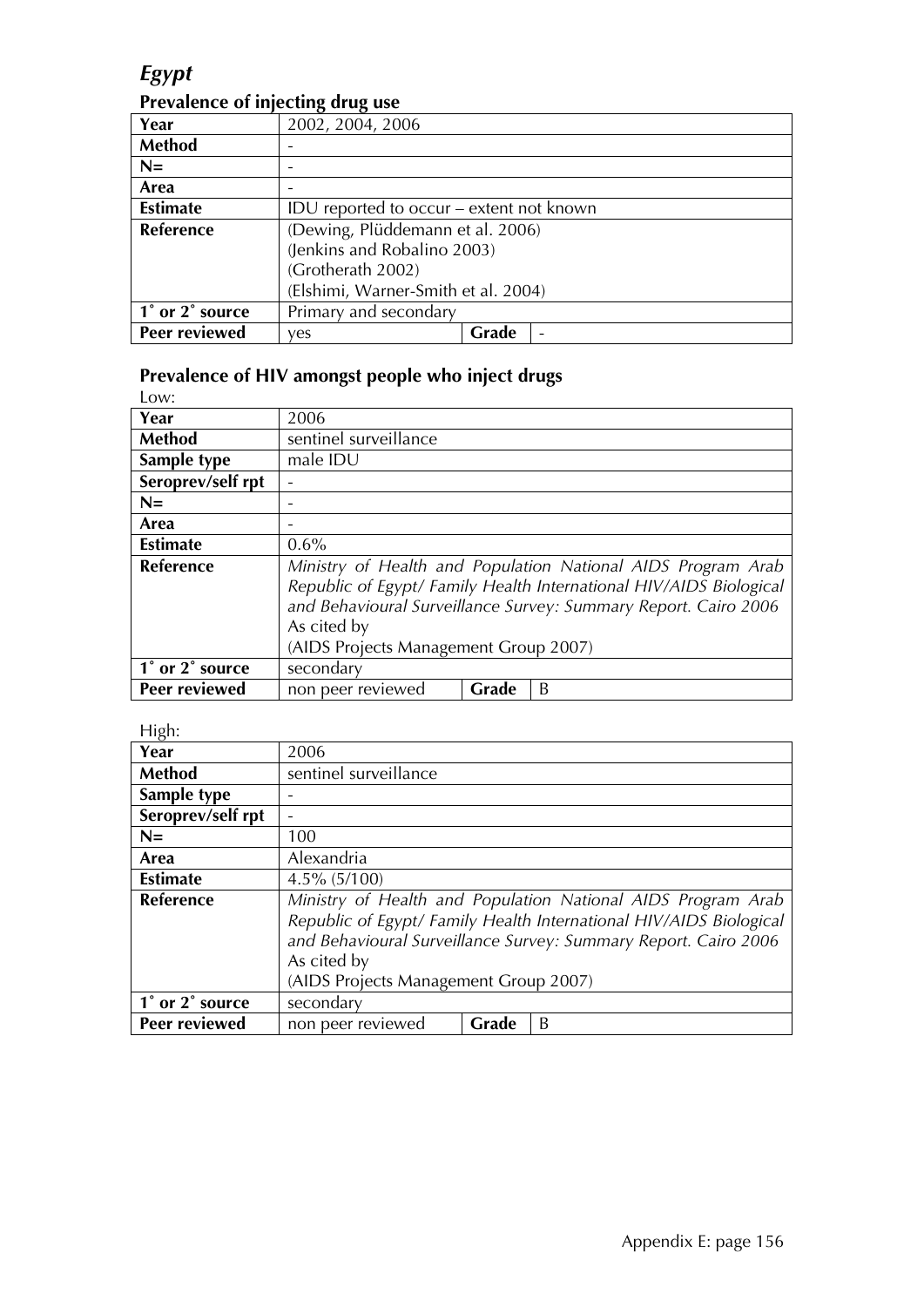# *Egypt*

## Prevalence of injecting drug use

| Year | 2002, 2004, 2006 | | |
|---|---|---|---|
| **Method** | - | | |
| **N=** | - | | |
| **Area** | - | | |
| **Estimate** | IDU reported to occur – extent not known | | |
| **Reference** | (Dewing, Plüddemann et al. 2006)<br>(Jenkins and Robalino 2003)<br>(Grotherath 2002)<br>(Elshimi, Warner-Smith et al. 2004) | | |
| **1˚ or 2˚ source** | Primary and secondary | | |
| **Peer reviewed** | yes | **Grade** | - |

## Prevalence of HIV amongst people who inject drugs

Low:

| Year | 2006 | | |
|---|---|---|---|
| **Method** | sentinel surveillance | | |
| **Sample type** | male IDU | | |
| **Seroprev/self rpt** | - | | |
| **N=** | - | | |
| **Area** | - | | |
| **Estimate** | 0.6% | | |
| **Reference** | *Ministry of Health and Population National AIDS Program Arab Republic of Egypt/ Family Health International HIV/AIDS Biological and Behavioural Surveillance Survey: Summary Report. Cairo 2006*<br>As cited by<br>(AIDS Projects Management Group 2007) | | |
| **1˚ or 2˚ source** | secondary | | |
| **Peer reviewed** | non peer reviewed | **Grade** | B |

High:

| Year | 2006 | | |
|---|---|---|---|
| **Method** | sentinel surveillance | | |
| **Sample type** | - | | |
| **Seroprev/self rpt** | - | | |
| **N=** | 100 | | |
| **Area** | Alexandria | | |
| **Estimate** | 4.5% (5/100) | | |
| **Reference** | *Ministry of Health and Population National AIDS Program Arab Republic of Egypt/ Family Health International HIV/AIDS Biological and Behavioural Surveillance Survey: Summary Report. Cairo 2006*<br>As cited by<br>(AIDS Projects Management Group 2007) | | |
| **1˚ or 2˚ source** | secondary | | |
| **Peer reviewed** | non peer reviewed | **Grade** | B |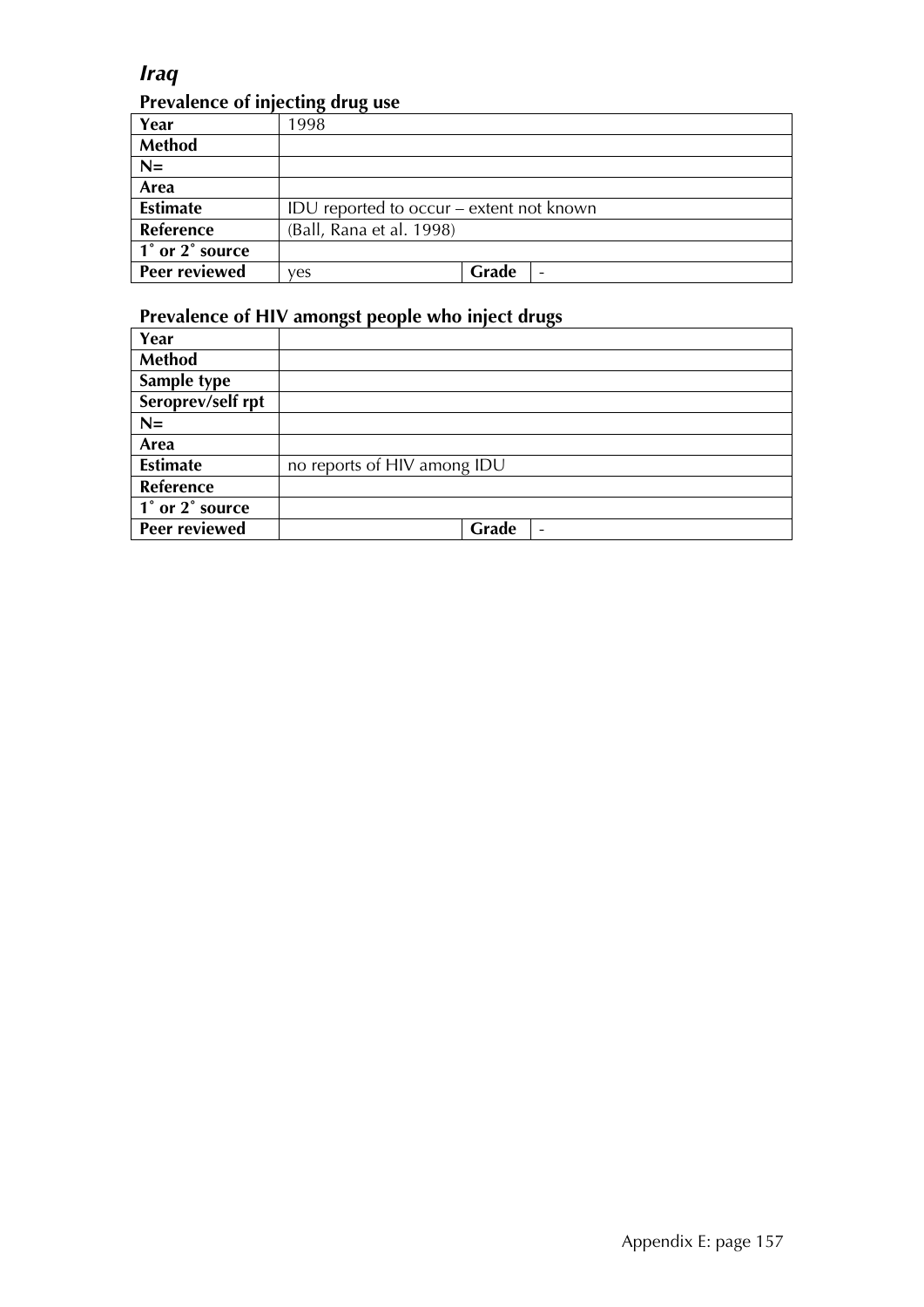## *Iraq*

### Prevalence of injecting drug use

| Year | 1998 | | |
|---|---|---|---|
| Method | | | |
| N= | | | |
| Area | | | |
| Estimate | IDU reported to occur – extent not known | | |
| Reference | (Ball, Rana et al. 1998) | | |
| 1˚ or 2˚ source | | | |
| Peer reviewed | yes | Grade | - |

### Prevalence of HIV amongst people who inject drugs

| Year | | | |
|---|---|---|---|
| Method | | | |
| Sample type | | | |
| Seroprev/self rpt | | | |
| N= | | | |
| Area | | | |
| Estimate | no reports of HIV among IDU | | |
| Reference | | | |
| 1˚ or 2˚ source | | | |
| Peer reviewed | | Grade | - |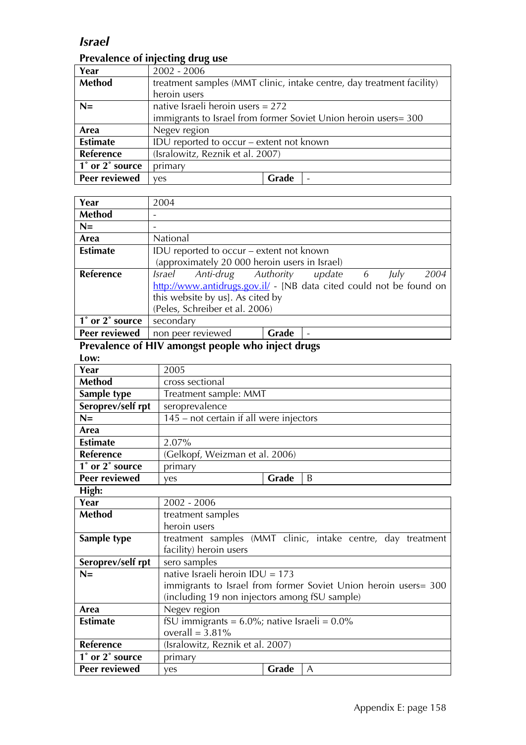## *Israel*

### Prevalence of injecting drug use

| Year | 2002 - 2006 | | |
|---|---|---|---|
| **Method** | treatment samples (MMT clinic, intake centre, day treatment facility) heroin users | | |
| **N=** | native Israeli heroin users = 272<br>immigrants to Israel from former Soviet Union heroin users= 300 | | |
| **Area** | Negev region | | |
| **Estimate** | IDU reported to occur – extent not known | | |
| **Reference** | (Isralowitz, Reznik et al. 2007) | | |
| **1˚ or 2˚ source** | primary | | |
| **Peer reviewed** | yes | **Grade** | - |

| Year | 2004 | | |
|---|---|---|---|
| **Method** | - | | |
| **N=** | - | | |
| **Area** | National | | |
| **Estimate** | IDU reported to occur – extent not known<br>(approximately 20 000 heroin users in Israel) | | |
| **Reference** | *Israel Anti-drug Authority update 6 July 2004* http://www.antidrugs.gov.il/ - [NB data cited could not be found on this website by us]. As cited by<br>(Peles, Schreiber et al. 2006) | | |
| **1˚ or 2˚ source** | secondary | | |
| **Peer reviewed** | non peer reviewed | **Grade** | - |

### Prevalence of HIV amongst people who inject drugs

**Low:**

| Year | 2005 | | |
|---|---|---|---|
| **Method** | cross sectional | | |
| **Sample type** | Treatment sample: MMT | | |
| **Seroprev/self rpt** | seroprevalence | | |
| **N=** | 145 – not certain if all were injectors | | |
| **Area** | | | |
| **Estimate** | 2.07% | | |
| **Reference** | (Gelkopf, Weizman et al. 2006) | | |
| **1˚ or 2˚ source** | primary | | |
| **Peer reviewed** | yes | **Grade** | B |

**High:**

| Year | 2002 - 2006 | | |
|---|---|---|---|
| **Method** | treatment samples<br>heroin users | | |
| **Sample type** | treatment samples (MMT clinic, intake centre, day treatment facility) heroin users | | |
| **Seroprev/self rpt** | sero samples | | |
| **N=** | native Israeli heroin IDU = 173<br>immigrants to Israel from former Soviet Union heroin users= 300 (including 19 non injectors among fSU sample) | | |
| **Area** | Negev region | | |
| **Estimate** | fSU immigrants = 6.0%; native Israeli = 0.0%<br>overall = 3.81% | | |
| **Reference** | (Isralowitz, Reznik et al. 2007) | | |
| **1˚ or 2˚ source** | primary | | |
| **Peer reviewed** | yes | **Grade** | A |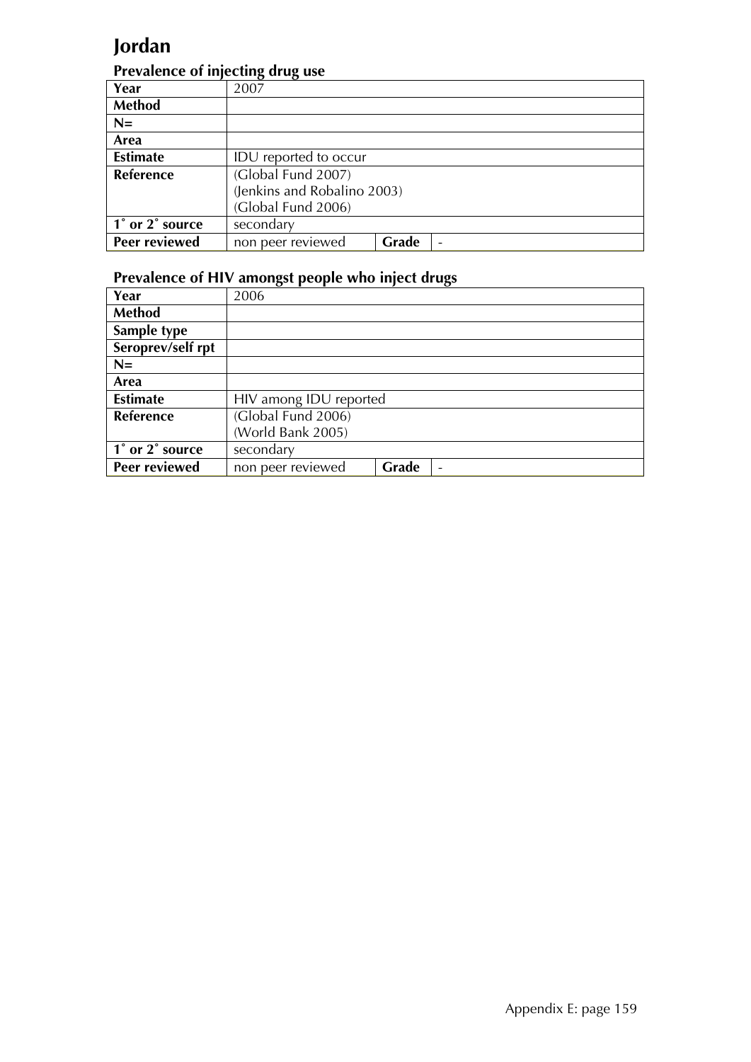# Jordan

## Prevalence of injecting drug use

| Year | 2007 | | |
|---|---|---|---|
| Method | | | |
| N= | | | |
| Area | | | |
| Estimate | IDU reported to occur | | |
| Reference | (Global Fund 2007)<br>(Jenkins and Robalino 2003)<br>(Global Fund 2006) | | |
| 1˚ or 2˚ source | secondary | | |
| Peer reviewed | non peer reviewed | **Grade** | - |

## Prevalence of HIV amongst people who inject drugs

| Year | 2006 | | |
|---|---|---|---|
| Method | | | |
| Sample type | | | |
| Seroprev/self rpt | | | |
| N= | | | |
| Area | | | |
| Estimate | HIV among IDU reported | | |
| Reference | (Global Fund 2006)<br>(World Bank 2005) | | |
| 1˚ or 2˚ source | secondary | | |
| Peer reviewed | non peer reviewed | **Grade** | - |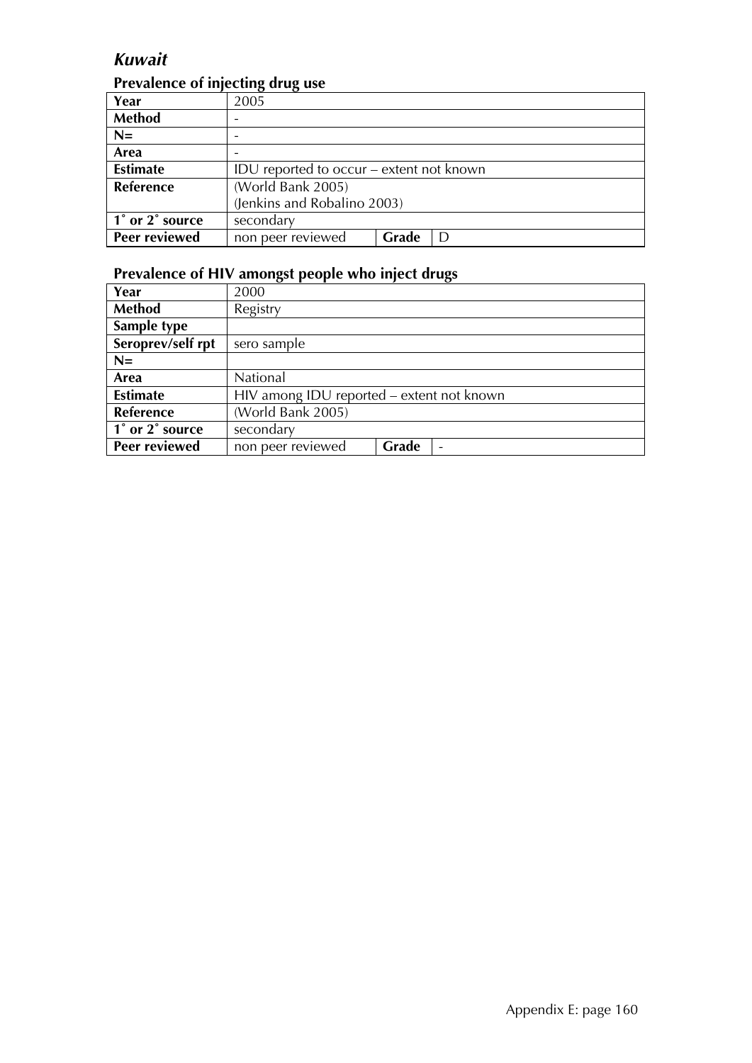## *Kuwait*

### Prevalence of injecting drug use

| **Year** | 2005 | | |
|---|---|---|---|
| **Method** | - | | |
| **N=** | - | | |
| **Area** | - | | |
| **Estimate** | IDU reported to occur – extent not known | | |
| **Reference** | (World Bank 2005)<br>(Jenkins and Robalino 2003) | | |
| **1˚ or 2˚ source** | secondary | | |
| **Peer reviewed** | non peer reviewed | **Grade** | D |

### Prevalence of HIV amongst people who inject drugs

| **Year** | 2000 | | |
|---|---|---|---|
| **Method** | Registry | | |
| **Sample type** | | | |
| **Seroprev/self rpt** | sero sample | | |
| **N=** | | | |
| **Area** | National | | |
| **Estimate** | HIV among IDU reported – extent not known | | |
| **Reference** | (World Bank 2005) | | |
| **1˚ or 2˚ source** | secondary | | |
| **Peer reviewed** | non peer reviewed | **Grade** | - |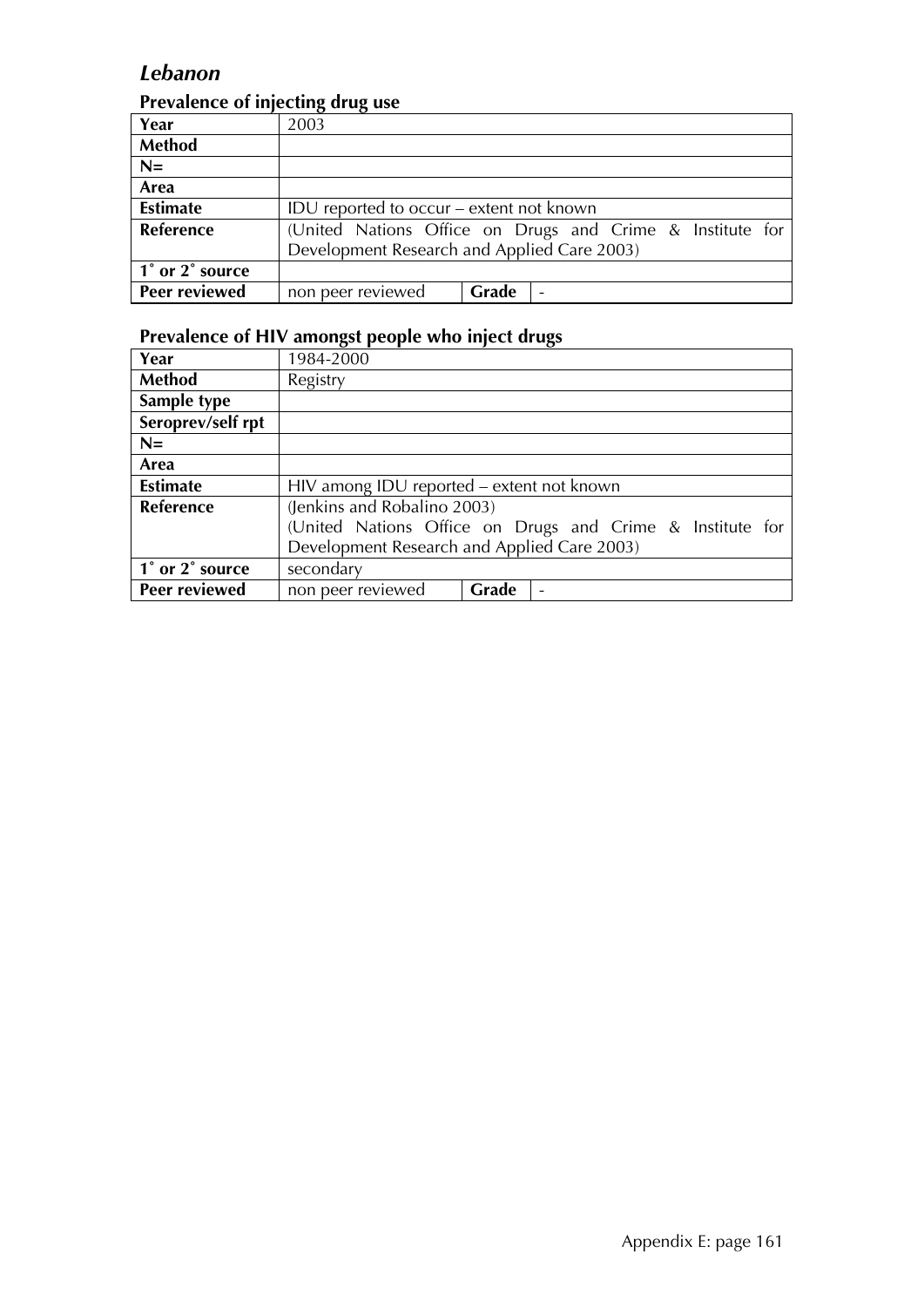## *Lebanon*

### Prevalence of injecting drug use

| Year | 2003 | | |
|---|---|---|---|
| **Method** | | | |
| **N=** | | | |
| **Area** | | | |
| **Estimate** | IDU reported to occur – extent not known | | |
| **Reference** | (United Nations Office on Drugs and Crime & Institute for Development Research and Applied Care 2003) | | |
| **1˚ or 2˚ source** | | | |
| **Peer reviewed** | non peer reviewed | **Grade** | - |

### Prevalence of HIV amongst people who inject drugs

| Year | 1984-2000 | | |
|---|---|---|---|
| **Method** | Registry | | |
| **Sample type** | | | |
| **Seroprev/self rpt** | | | |
| **N=** | | | |
| **Area** | | | |
| **Estimate** | HIV among IDU reported – extent not known | | |
| **Reference** | (Jenkins and Robalino 2003) (United Nations Office on Drugs and Crime & Institute for Development Research and Applied Care 2003) | | |
| **1˚ or 2˚ source** | secondary | | |
| **Peer reviewed** | non peer reviewed | **Grade** | - |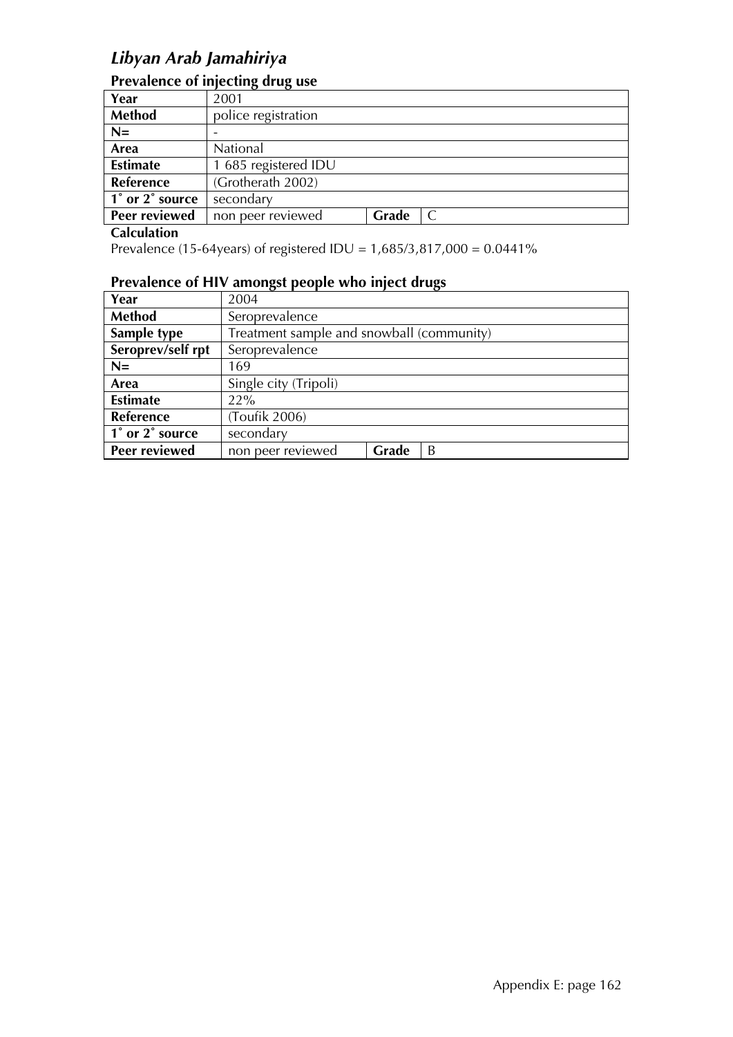# *Libyan Arab Jamahiriya*

## Prevalence of injecting drug use

| Year | 2001 | | |
|---|---|---|---|
| **Method** | police registration | | |
| **N=** | - | | |
| **Area** | National | | |
| **Estimate** | 1 685 registered IDU | | |
| **Reference** | (Grotherath 2002) | | |
| **1˚ or 2˚ source** | secondary | | |
| **Peer reviewed** | non peer reviewed | **Grade** | C |

**Calculation**

Prevalence (15-64years) of registered IDU = 1,685/3,817,000 = 0.0441%

## Prevalence of HIV amongst people who inject drugs

| Year | 2004 | | |
|---|---|---|---|
| **Method** | Seroprevalence | | |
| **Sample type** | Treatment sample and snowball (community) | | |
| **Seroprev/self rpt** | Seroprevalence | | |
| **N=** | 169 | | |
| **Area** | Single city (Tripoli) | | |
| **Estimate** | 22% | | |
| **Reference** | (Toufik 2006) | | |
| **1˚ or 2˚ source** | secondary | | |
| **Peer reviewed** | non peer reviewed | **Grade** | B |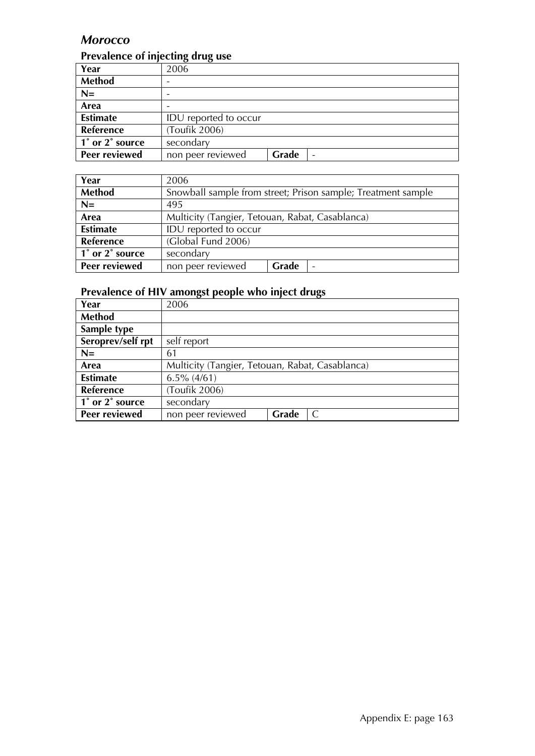## *Morocco*

### Prevalence of injecting drug use

| Year | 2006 | | |
|---|---|---|---|
| **Method** | - | | |
| **N=** | - | | |
| **Area** | - | | |
| **Estimate** | IDU reported to occur | | |
| **Reference** | (Toufik 2006) | | |
| **1˚ or 2˚ source** | secondary | | |
| **Peer reviewed** | non peer reviewed | **Grade** | - |

| Year | 2006 | | |
|---|---|---|---|
| **Method** | Snowball sample from street; Prison sample; Treatment sample | | |
| **N=** | 495 | | |
| **Area** | Multicity (Tangier, Tetouan, Rabat, Casablanca) | | |
| **Estimate** | IDU reported to occur | | |
| **Reference** | (Global Fund 2006) | | |
| **1˚ or 2˚ source** | secondary | | |
| **Peer reviewed** | non peer reviewed | **Grade** | - |

### Prevalence of HIV amongst people who inject drugs

| Year | 2006 | | |
|---|---|---|---|
| **Method** | | | |
| **Sample type** | | | |
| **Seroprev/self rpt** | self report | | |
| **N=** | 61 | | |
| **Area** | Multicity (Tangier, Tetouan, Rabat, Casablanca) | | |
| **Estimate** | 6.5% (4/61) | | |
| **Reference** | (Toufik 2006) | | |
| **1˚ or 2˚ source** | secondary | | |
| **Peer reviewed** | non peer reviewed | **Grade** | C |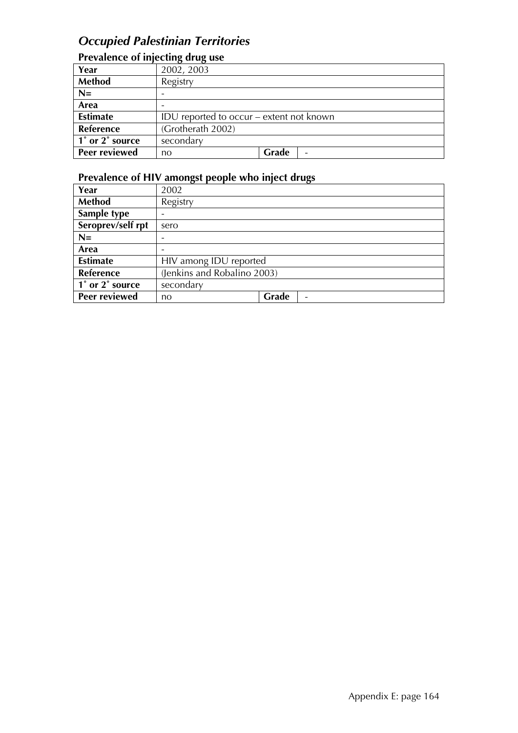## *Occupied Palestinian Territories*

### Prevalence of injecting drug use

| | | | |
|---|---|---|---|
| **Year** | 2002, 2003 | | |
| **Method** | Registry | | |
| **N=** | - | | |
| **Area** | - | | |
| **Estimate** | IDU reported to occur – extent not known | | |
| **Reference** | (Grotherath 2002) | | |
| **1˚ or 2˚ source** | secondary | | |
| **Peer reviewed** | no | **Grade** | - |

### Prevalence of HIV amongst people who inject drugs

| | | | |
|---|---|---|---|
| **Year** | 2002 | | |
| **Method** | Registry | | |
| **Sample type** | - | | |
| **Seroprev/self rpt** | sero | | |
| **N=** | - | | |
| **Area** | - | | |
| **Estimate** | HIV among IDU reported | | |
| **Reference** | (Jenkins and Robalino 2003) | | |
| **1˚ or 2˚ source** | secondary | | |
| **Peer reviewed** | no | **Grade** | - |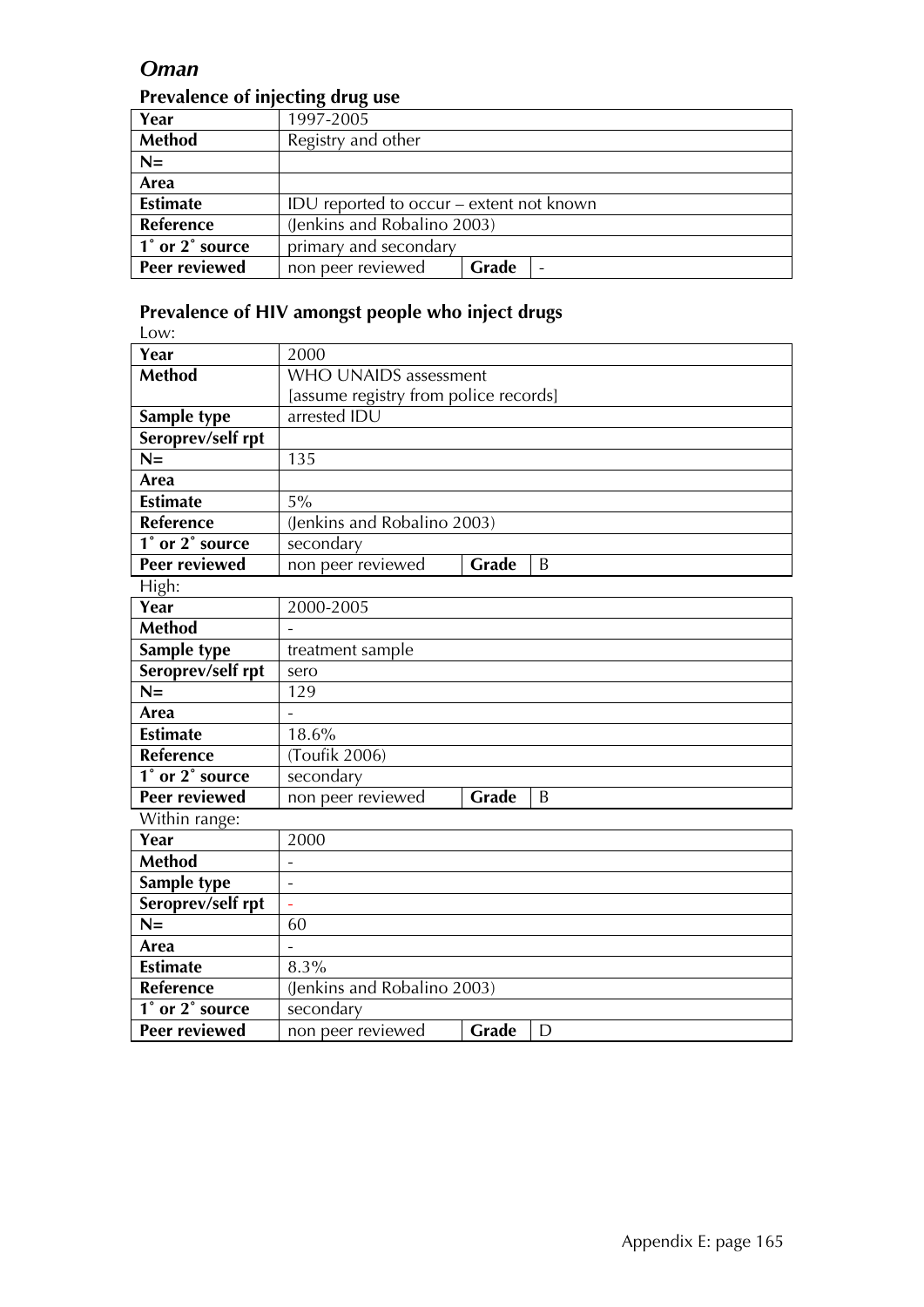## *Oman*

### Prevalence of injecting drug use

| Year | 1997-2005 | | |
|---|---|---|---|
| Method | Registry and other | | |
| N= | | | |
| Area | | | |
| Estimate | IDU reported to occur – extent not known | | |
| Reference | (Jenkins and Robalino 2003) | | |
| 1˚ or 2˚ source | primary and secondary | | |
| Peer reviewed | non peer reviewed | Grade | - |

### Prevalence of HIV amongst people who inject drugs

Low:

| Year | 2000 | | |
|---|---|---|---|
| Method | WHO UNAIDS assessment [assume registry from police records] | | |
| Sample type | arrested IDU | | |
| Seroprev/self rpt | | | |
| N= | 135 | | |
| Area | | | |
| Estimate | 5% | | |
| Reference | (Jenkins and Robalino 2003) | | |
| 1˚ or 2˚ source | secondary | | |
| Peer reviewed | non peer reviewed | Grade | B |

High:

| Year | 2000-2005 | | |
|---|---|---|---|
| Method | - | | |
| Sample type | treatment sample | | |
| Seroprev/self rpt | sero | | |
| N= | 129 | | |
| Area | - | | |
| Estimate | 18.6% | | |
| Reference | (Toufik 2006) | | |
| 1˚ or 2˚ source | secondary | | |
| Peer reviewed | non peer reviewed | Grade | B |

Within range:

| Year | 2000 | | |
|---|---|---|---|
| Method | - | | |
| Sample type | - | | |
| Seroprev/self rpt | - | | |
| N= | 60 | | |
| Area | - | | |
| Estimate | 8.3% | | |
| Reference | (Jenkins and Robalino 2003) | | |
| 1˚ or 2˚ source | secondary | | |
| Peer reviewed | non peer reviewed | Grade | D |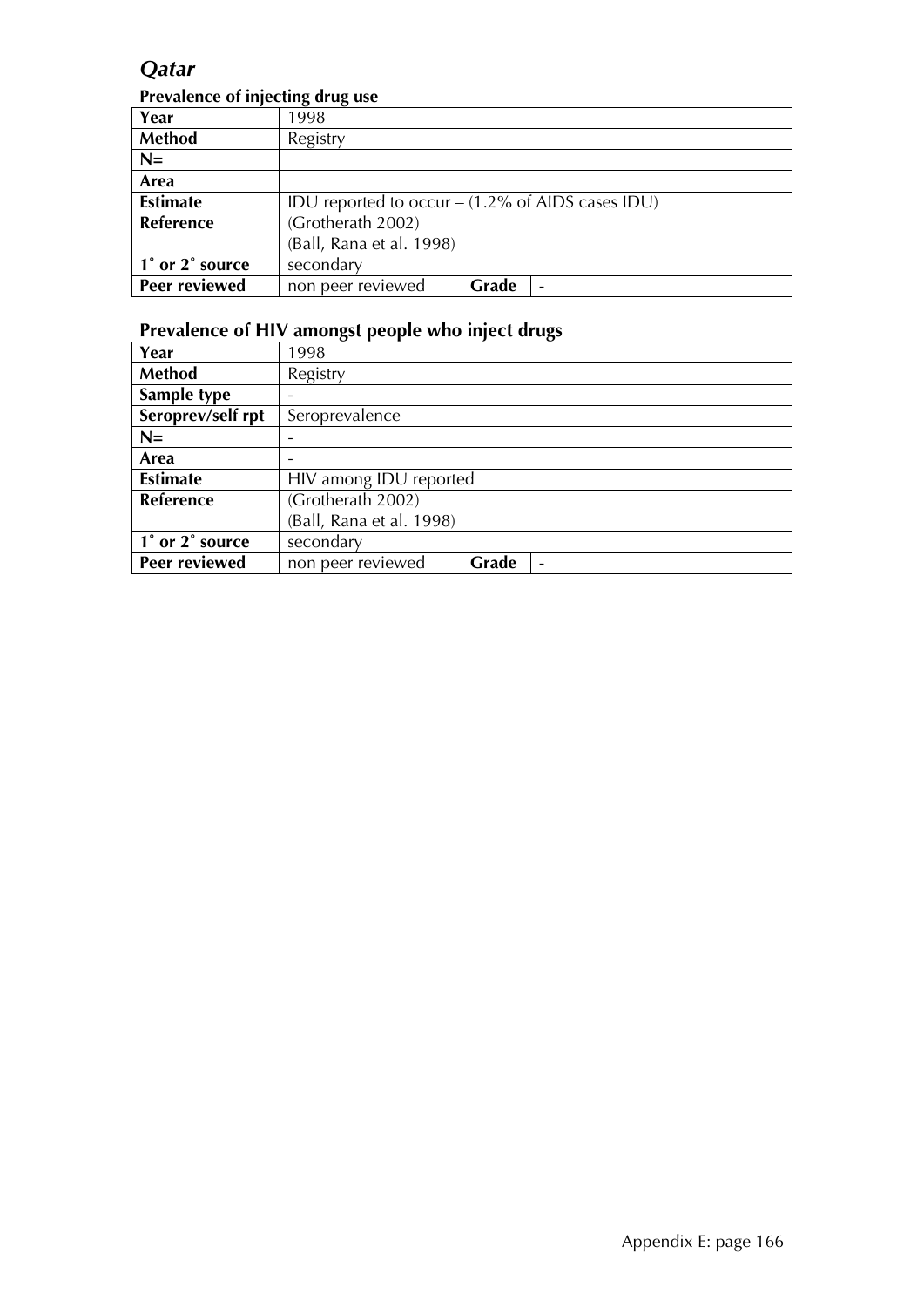# *Qatar*

**Prevalence of injecting drug use**

| **Year** | 1998 | | |
|---|---|---|---|
| **Method** | Registry | | |
| **N=** | | | |
| **Area** | | | |
| **Estimate** | IDU reported to occur – (1.2% of AIDS cases IDU) | | |
| **Reference** | (Grotherath 2002)<br>(Ball, Rana et al. 1998) | | |
| **1˚ or 2˚ source** | secondary | | |
| **Peer reviewed** | non peer reviewed | **Grade** | - |

**Prevalence of HIV amongst people who inject drugs**

| **Year** | 1998 | | |
|---|---|---|---|
| **Method** | Registry | | |
| **Sample type** | - | | |
| **Seroprev/self rpt** | Seroprevalence | | |
| **N=** | - | | |
| **Area** | - | | |
| **Estimate** | HIV among IDU reported | | |
| **Reference** | (Grotherath 2002)<br>(Ball, Rana et al. 1998) | | |
| **1˚ or 2˚ source** | secondary | | |
| **Peer reviewed** | non peer reviewed | **Grade** | - |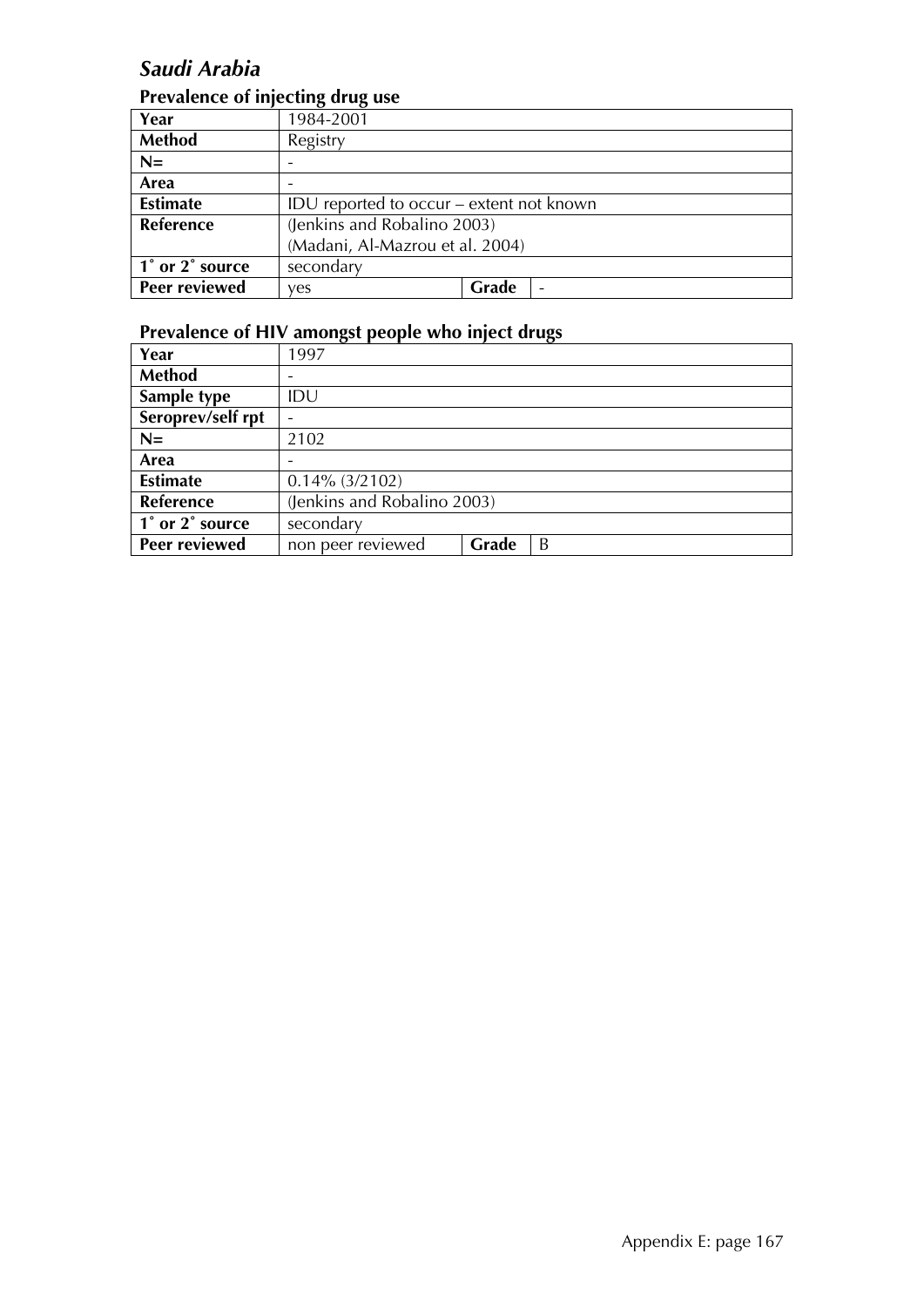## *Saudi Arabia*

### Prevalence of injecting drug use

| Year | 1984-2001 | | |
|---|---|---|---|
| **Method** | Registry | | |
| **N=** | - | | |
| **Area** | - | | |
| **Estimate** | IDU reported to occur – extent not known | | |
| **Reference** | (Jenkins and Robalino 2003)<br>(Madani, Al-Mazrou et al. 2004) | | |
| **1˚ or 2˚ source** | secondary | | |
| **Peer reviewed** | yes | **Grade** | - |

### Prevalence of HIV amongst people who inject drugs

| Year | 1997 | | |
|---|---|---|---|
| **Method** | - | | |
| **Sample type** | IDU | | |
| **Seroprev/self rpt** | - | | |
| **N=** | 2102 | | |
| **Area** | - | | |
| **Estimate** | 0.14% (3/2102) | | |
| **Reference** | (Jenkins and Robalino 2003) | | |
| **1˚ or 2˚ source** | secondary | | |
| **Peer reviewed** | non peer reviewed | **Grade** | B |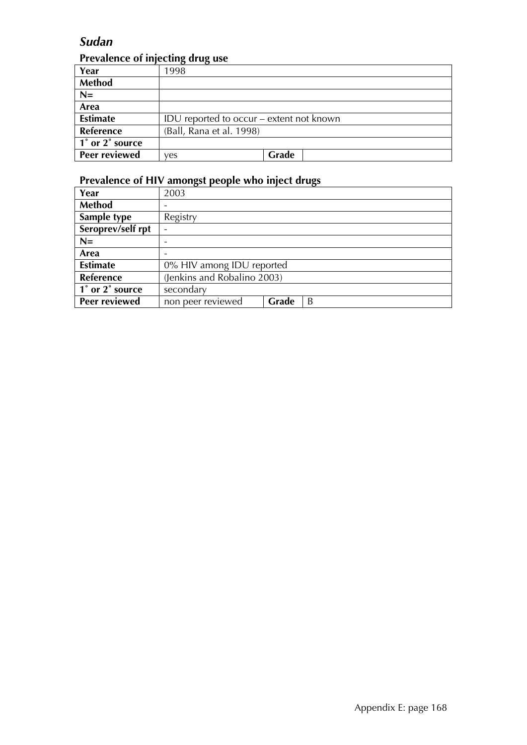## *Sudan*

### Prevalence of injecting drug use

| Year | 1998 | | |
|---|---|---|---|
| Method | | | |
| N= | | | |
| Area | | | |
| Estimate | IDU reported to occur – extent not known | | |
| Reference | (Ball, Rana et al. 1998) | | |
| 1˚ or 2˚ source | | | |
| Peer reviewed | yes | Grade | |

### Prevalence of HIV amongst people who inject drugs

| Year | 2003 | | |
|---|---|---|---|
| Method | - | | |
| Sample type | Registry | | |
| Seroprev/self rpt | - | | |
| N= | - | | |
| Area | - | | |
| Estimate | 0% HIV among IDU reported | | |
| Reference | (Jenkins and Robalino 2003) | | |
| 1˚ or 2˚ source | secondary | | |
| Peer reviewed | non peer reviewed | Grade | B |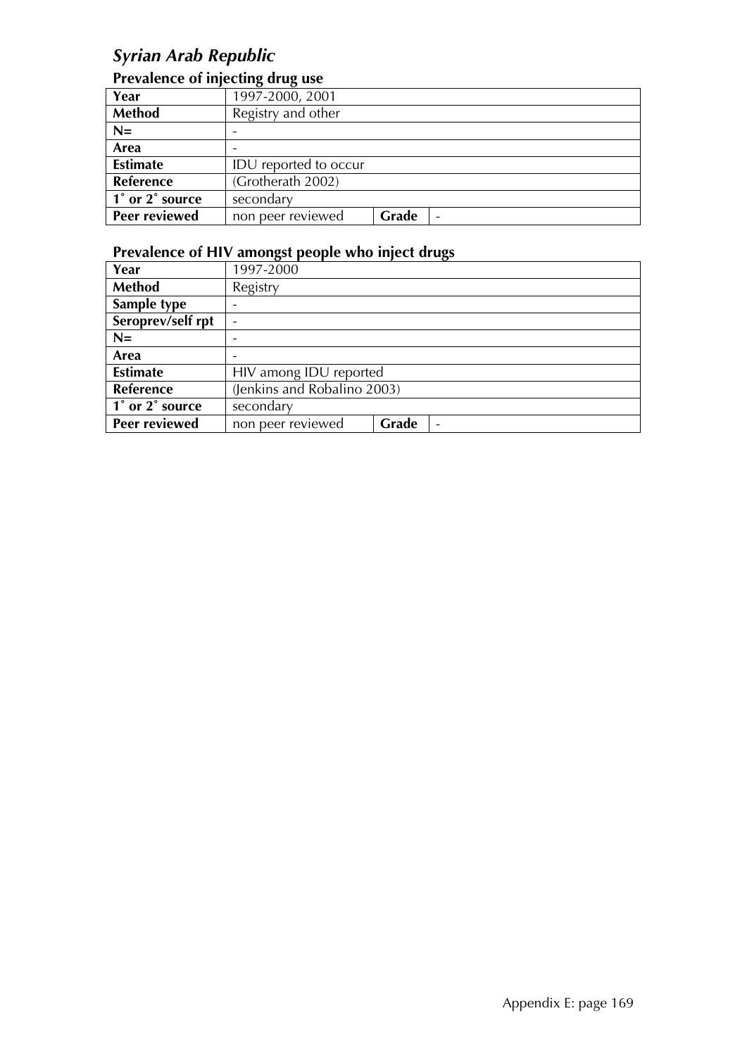## *Syrian Arab Republic*

### Prevalence of injecting drug use

| Year | 1997-2000, 2001 | | |
|---|---|---|---|
| **Method** | Registry and other | | |
| **N=** | - | | |
| **Area** | - | | |
| **Estimate** | IDU reported to occur | | |
| **Reference** | (Grotherath 2002) | | |
| **1˚ or 2˚ source** | secondary | | |
| **Peer reviewed** | non peer reviewed | **Grade** | - |

### Prevalence of HIV amongst people who inject drugs

| Year | 1997-2000 | | |
|---|---|---|---|
| **Method** | Registry | | |
| **Sample type** | - | | |
| **Seroprev/self rpt** | - | | |
| **N=** | - | | |
| **Area** | - | | |
| **Estimate** | HIV among IDU reported | | |
| **Reference** | (Jenkins and Robalino 2003) | | |
| **1˚ or 2˚ source** | secondary | | |
| **Peer reviewed** | non peer reviewed | **Grade** | - |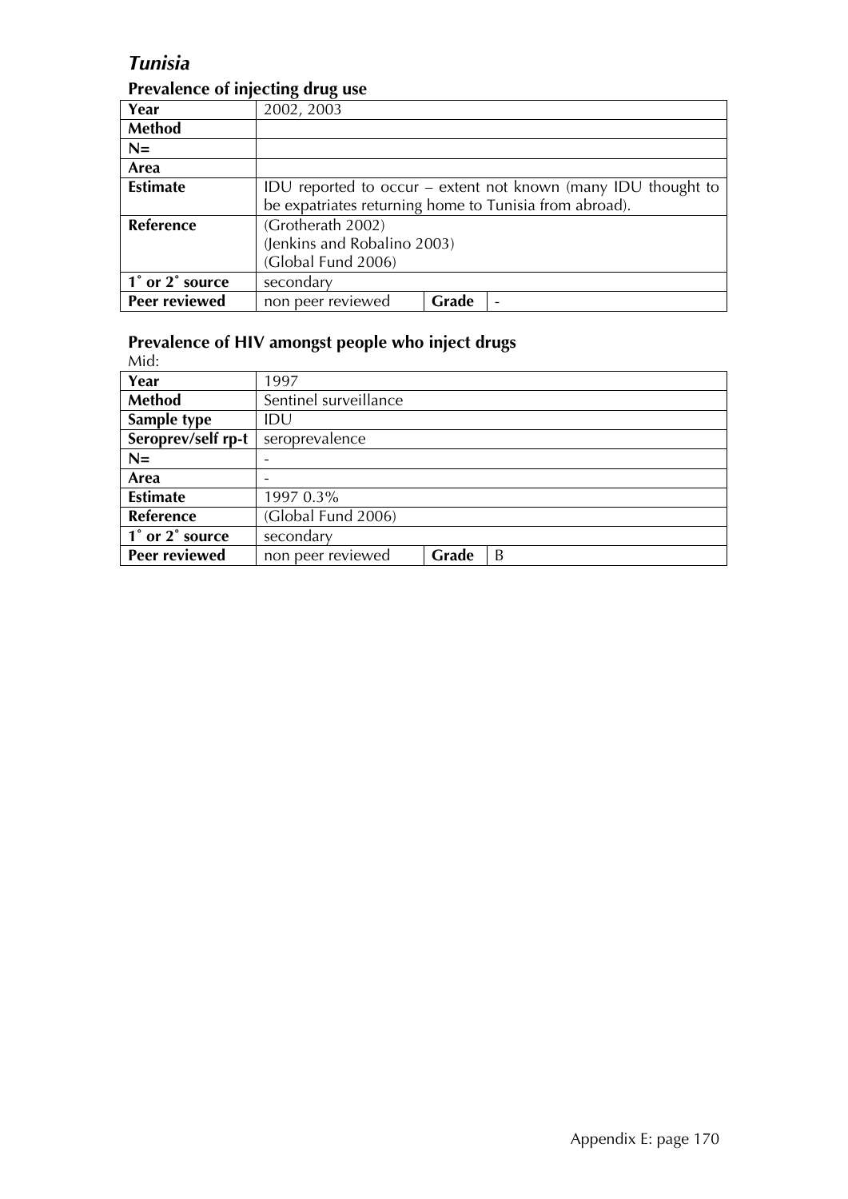## *Tunisia*

### Prevalence of injecting drug use

| | | | |
|---|---|---|---|
| **Year** | 2002, 2003 | | |
| **Method** | | | |
| **N=** | | | |
| **Area** | | | |
| **Estimate** | IDU reported to occur – extent not known (many IDU thought to be expatriates returning home to Tunisia from abroad). | | |
| **Reference** | (Grotherath 2002)<br>(Jenkins and Robalino 2003)<br>(Global Fund 2006) | | |
| **1˚ or 2˚ source** | secondary | | |
| **Peer reviewed** | non peer reviewed | **Grade** | - |

### Prevalence of HIV amongst people who inject drugs

Mid:

| | | | |
|---|---|---|---|
| **Year** | 1997 | | |
| **Method** | Sentinel surveillance | | |
| **Sample type** | IDU | | |
| **Seroprev/self rp-t** | seroprevalence | | |
| **N=** | - | | |
| **Area** | - | | |
| **Estimate** | 1997 0.3% | | |
| **Reference** | (Global Fund 2006) | | |
| **1˚ or 2˚ source** | secondary | | |
| **Peer reviewed** | non peer reviewed | **Grade** | B |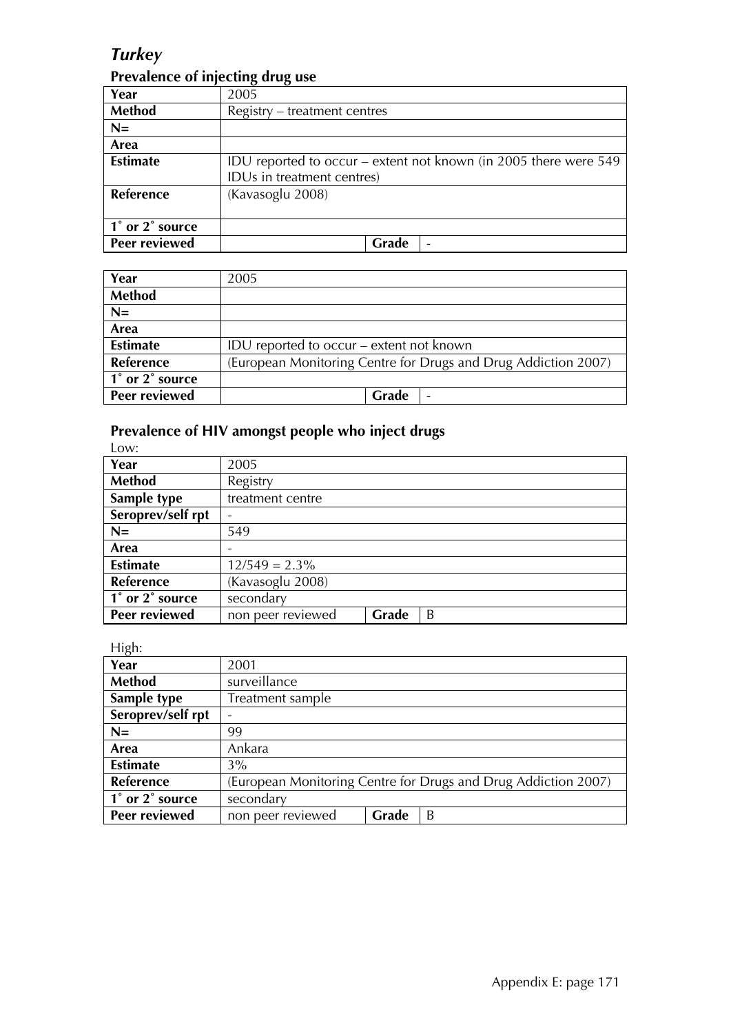## *Turkey*

### Prevalence of injecting drug use

| Year | 2005 | | |
|---|---|---|---|
| Method | Registry – treatment centres | | |
| N= | | | |
| Area | | | |
| Estimate | IDU reported to occur – extent not known (in 2005 there were 549 IDUs in treatment centres) | | |
| Reference | (Kavasoglu 2008) | | |
| 1˚ or 2˚ source | | | |
| Peer reviewed | | Grade | - |

| Year | 2005 | | |
|---|---|---|---|
| Method | | | |
| N= | | | |
| Area | | | |
| Estimate | IDU reported to occur – extent not known | | |
| Reference | (European Monitoring Centre for Drugs and Drug Addiction 2007) | | |
| 1˚ or 2˚ source | | | |
| Peer reviewed | | Grade | - |

### Prevalence of HIV amongst people who inject drugs

Low:

| Year | 2005 | | |
|---|---|---|---|
| Method | Registry | | |
| Sample type | treatment centre | | |
| Seroprev/self rpt | - | | |
| N= | 549 | | |
| Area | - | | |
| Estimate | 12/549 = 2.3% | | |
| Reference | (Kavasoglu 2008) | | |
| 1˚ or 2˚ source | secondary | | |
| Peer reviewed | non peer reviewed | Grade | B |

High:

| Year | 2001 | | |
|---|---|---|---|
| Method | surveillance | | |
| Sample type | Treatment sample | | |
| Seroprev/self rpt | - | | |
| N= | 99 | | |
| Area | Ankara | | |
| Estimate | 3% | | |
| Reference | (European Monitoring Centre for Drugs and Drug Addiction 2007) | | |
| 1˚ or 2˚ source | secondary | | |
| Peer reviewed | non peer reviewed | Grade | B |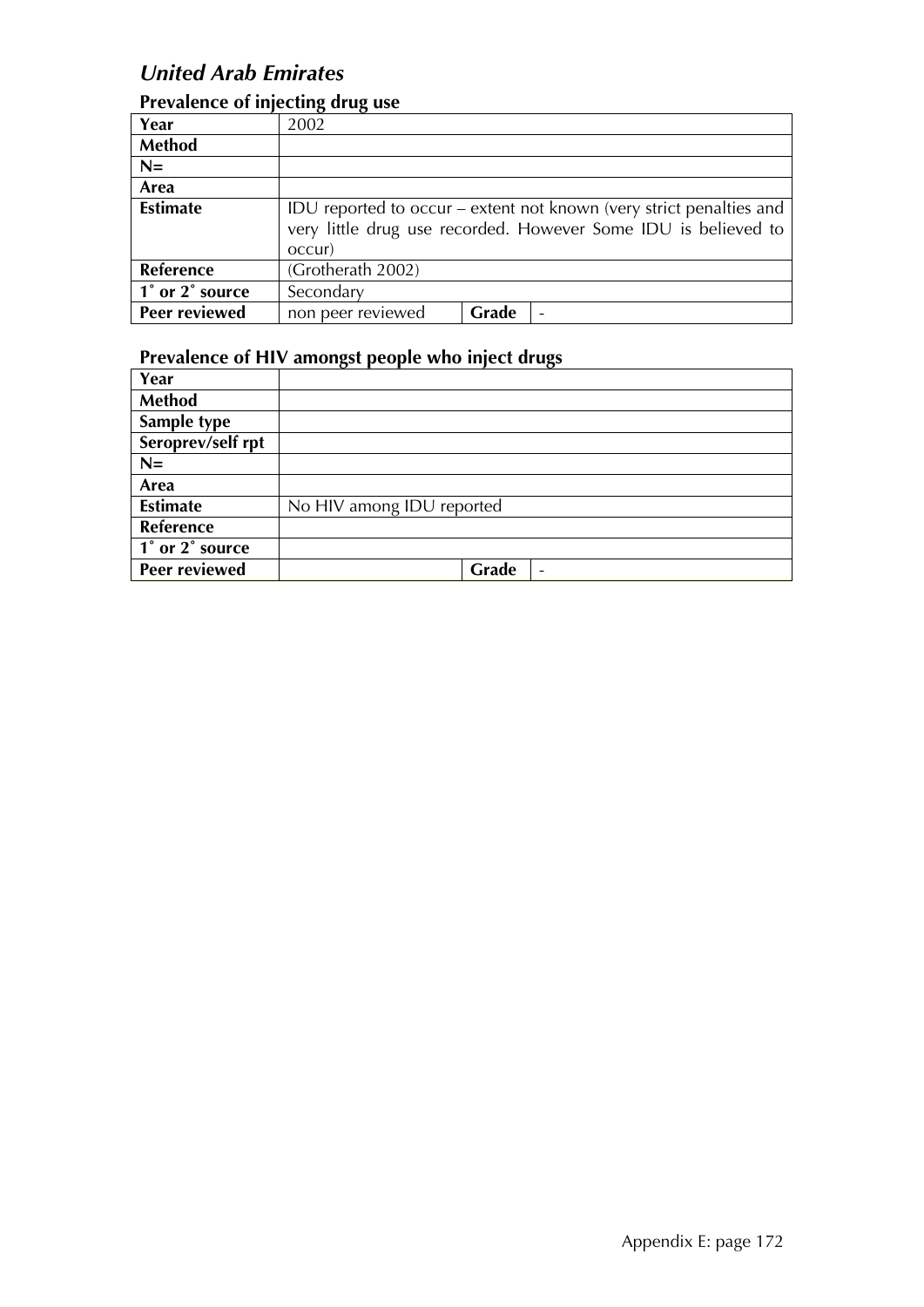## *United Arab Emirates*

### Prevalence of injecting drug use

| | | | |
|---|---|---|---|
| **Year** | 2002 | | |
| **Method** | | | |
| **N=** | | | |
| **Area** | | | |
| **Estimate** | IDU reported to occur – extent not known (very strict penalties and very little drug use recorded. However Some IDU is believed to occur) | | |
| **Reference** | (Grotherath 2002) | | |
| **1˚ or 2˚ source** | Secondary | | |
| **Peer reviewed** | non peer reviewed | **Grade** | - |

### Prevalence of HIV amongst people who inject drugs

| | | | |
|---|---|---|---|
| **Year** | | | |
| **Method** | | | |
| **Sample type** | | | |
| **Seroprev/self rpt** | | | |
| **N=** | | | |
| **Area** | | | |
| **Estimate** | No HIV among IDU reported | | |
| **Reference** | | | |
| **1˚ or 2˚ source** | | | |
| **Peer reviewed** | | **Grade** | - |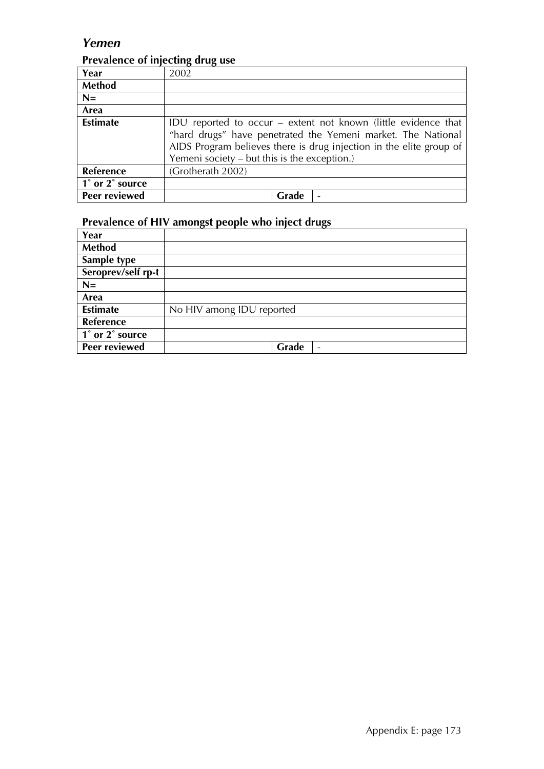## *Yemen*

### Prevalence of injecting drug use

| Year | 2002 | | |
|---|---|---|---|
| **Method** | | | |
| **N=** | | | |
| **Area** | | | |
| **Estimate** | IDU reported to occur – extent not known (little evidence that "hard drugs" have penetrated the Yemeni market. The National AIDS Program believes there is drug injection in the elite group of Yemeni society – but this is the exception.) | | |
| **Reference** | (Grotherath 2002) | | |
| **1˚ or 2˚ source** | | | |
| **Peer reviewed** | | **Grade** | - |

### Prevalence of HIV amongst people who inject drugs

| Year | | | |
|---|---|---|---|
| **Method** | | | |
| **Sample type** | | | |
| **Seroprev/self rp-t** | | | |
| **N=** | | | |
| **Area** | | | |
| **Estimate** | No HIV among IDU reported | | |
| **Reference** | | | |
| **1˚ or 2˚ source** | | | |
| **Peer reviewed** | | **Grade** | - |

Appendix E: page 173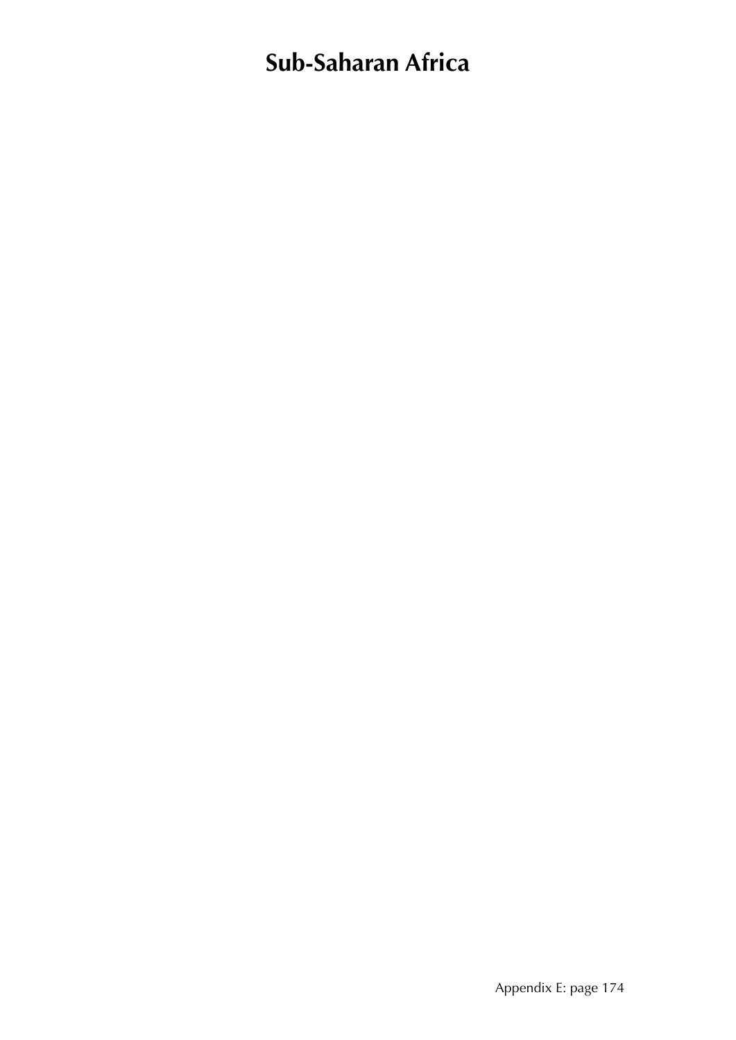# Sub-Saharan Africa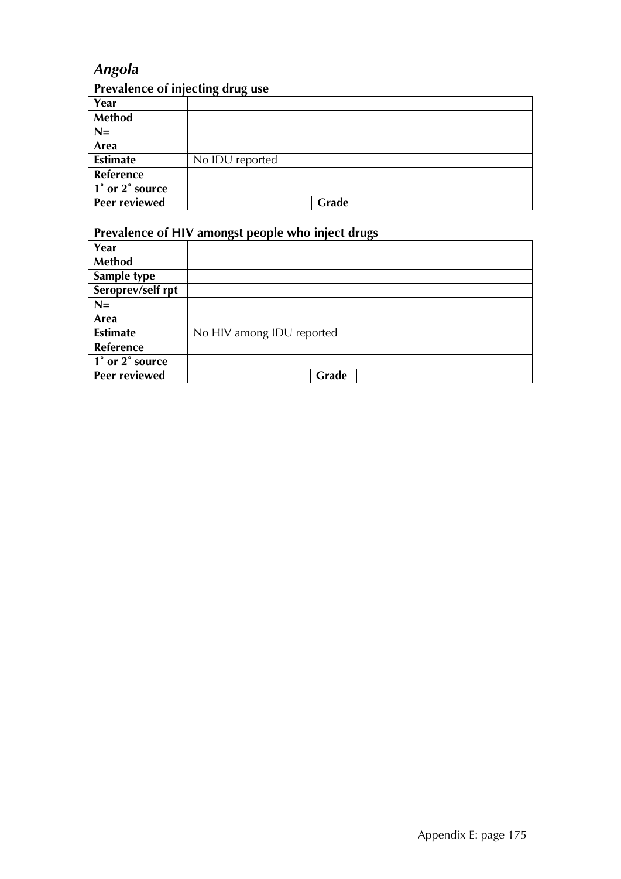## *Angola*

### Prevalence of injecting drug use

| | | | |
|---|---|---|---|
| **Year** | | | |
| **Method** | | | |
| **N=** | | | |
| **Area** | | | |
| **Estimate** | No IDU reported | | |
| **Reference** | | | |
| **1˚ or 2˚ source** | | | |
| **Peer reviewed** | | **Grade** | |

### Prevalence of HIV amongst people who inject drugs

| | | | |
|---|---|---|---|
| **Year** | | | |
| **Method** | | | |
| **Sample type** | | | |
| **Seroprev/self rpt** | | | |
| **N=** | | | |
| **Area** | | | |
| **Estimate** | No HIV among IDU reported | | |
| **Reference** | | | |
| **1˚ or 2˚ source** | | | |
| **Peer reviewed** | | **Grade** | |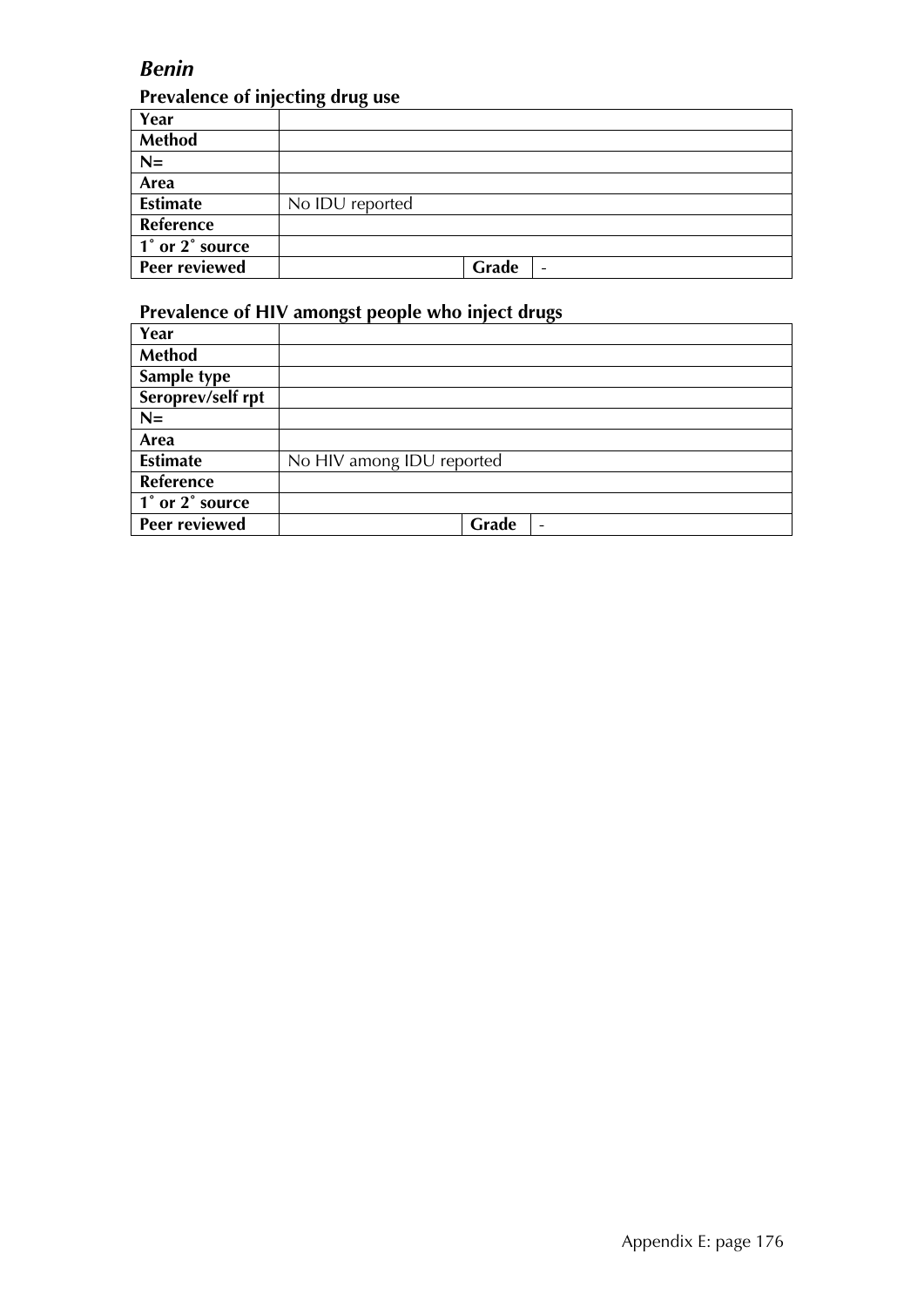## *Benin*

### Prevalence of injecting drug use

| Year | | | |
|---|---|---|---|
| Method | | | |
| N= | | | |
| Area | | | |
| Estimate | No IDU reported | | |
| Reference | | | |
| 1˚ or 2˚ source | | | |
| Peer reviewed | | Grade | - |

### Prevalence of HIV amongst people who inject drugs

| Year | | | |
|---|---|---|---|
| Method | | | |
| Sample type | | | |
| Seroprev/self rpt | | | |
| N= | | | |
| Area | | | |
| Estimate | No HIV among IDU reported | | |
| Reference | | | |
| 1˚ or 2˚ source | | | |
| Peer reviewed | | Grade | - |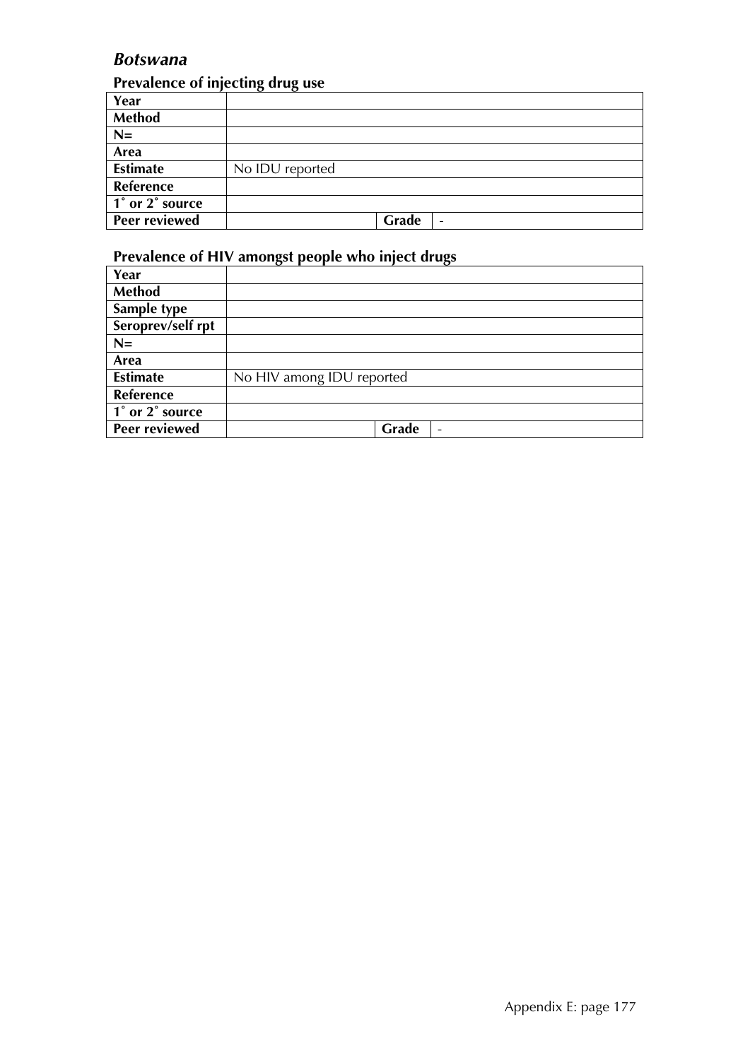## *Botswana*

### Prevalence of injecting drug use

| Year | | | |
|---|---|---|---|
| Method | | | |
| N= | | | |
| Area | | | |
| Estimate | No IDU reported | | |
| Reference | | | |
| 1˚ or 2˚ source | | | |
| Peer reviewed | | Grade | - |

### Prevalence of HIV amongst people who inject drugs

| Year | | | |
|---|---|---|---|
| Method | | | |
| Sample type | | | |
| Seroprev/self rpt | | | |
| N= | | | |
| Area | | | |
| Estimate | No HIV among IDU reported | | |
| Reference | | | |
| 1˚ or 2˚ source | | | |
| Peer reviewed | | Grade | - |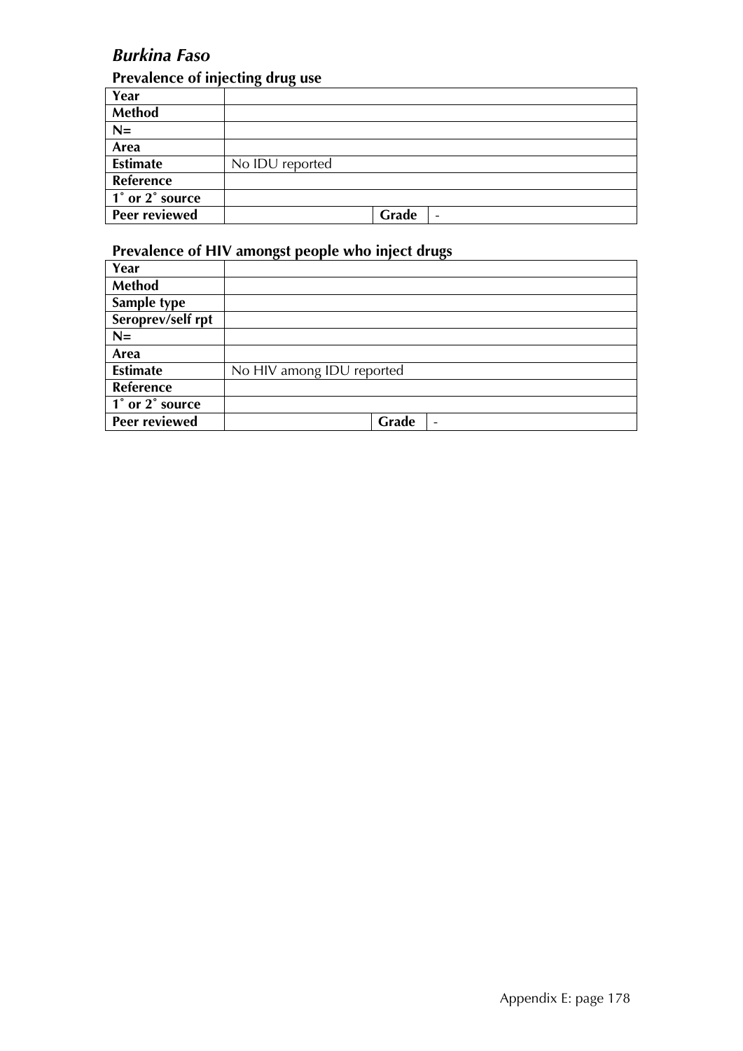## *Burkina Faso*

### Prevalence of injecting drug use

| | | | |
|---|---|---|---|
| **Year** | | | |
| **Method** | | | |
| **N=** | | | |
| **Area** | | | |
| **Estimate** | No IDU reported | | |
| **Reference** | | | |
| **1˚ or 2˚ source** | | | |
| **Peer reviewed** | | **Grade** | - |

### Prevalence of HIV amongst people who inject drugs

| | | | |
|---|---|---|---|
| **Year** | | | |
| **Method** | | | |
| **Sample type** | | | |
| **Seroprev/self rpt** | | | |
| **N=** | | | |
| **Area** | | | |
| **Estimate** | No HIV among IDU reported | | |
| **Reference** | | | |
| **1˚ or 2˚ source** | | | |
| **Peer reviewed** | | **Grade** | - |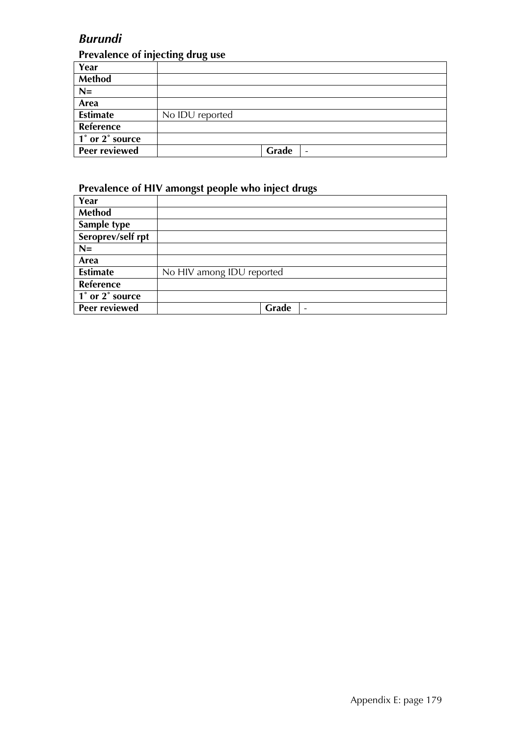## *Burundi*

### Prevalence of injecting drug use

| Year | | | |
|---|---|---|---|
| Method | | | |
| N= | | | |
| Area | | | |
| Estimate | No IDU reported | | |
| Reference | | | |
| 1˚ or 2˚ source | | | |
| Peer reviewed | | Grade | - |

### Prevalence of HIV amongst people who inject drugs

| Year | | | |
|---|---|---|---|
| Method | | | |
| Sample type | | | |
| Seroprev/self rpt | | | |
| N= | | | |
| Area | | | |
| Estimate | No HIV among IDU reported | | |
| Reference | | | |
| 1˚ or 2˚ source | | | |
| Peer reviewed | | Grade | - |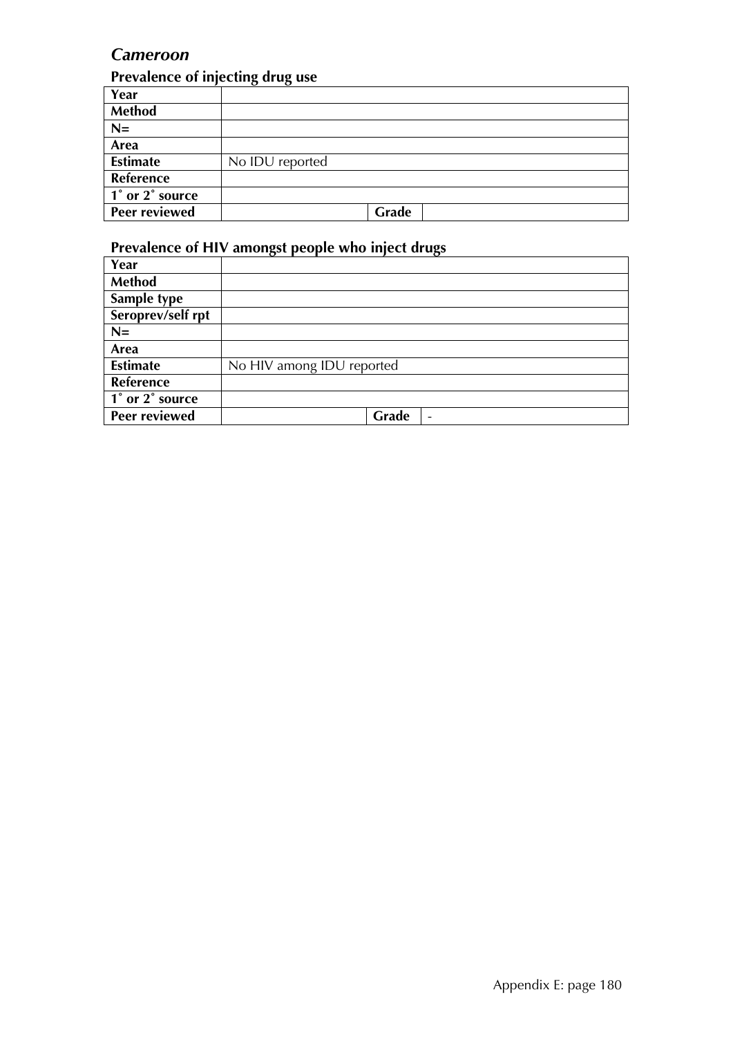## *Cameroon*

### Prevalence of injecting drug use

| | | | |
|---|---|---|---|
| **Year** | | | |
| **Method** | | | |
| **N=** | | | |
| **Area** | | | |
| **Estimate** | No IDU reported | | |
| **Reference** | | | |
| **1˚ or 2˚ source** | | | |
| **Peer reviewed** | | **Grade** | |

### Prevalence of HIV amongst people who inject drugs

| | | | |
|---|---|---|---|
| **Year** | | | |
| **Method** | | | |
| **Sample type** | | | |
| **Seroprev/self rpt** | | | |
| **N=** | | | |
| **Area** | | | |
| **Estimate** | No HIV among IDU reported | | |
| **Reference** | | | |
| **1˚ or 2˚ source** | | | |
| **Peer reviewed** | | **Grade** | - |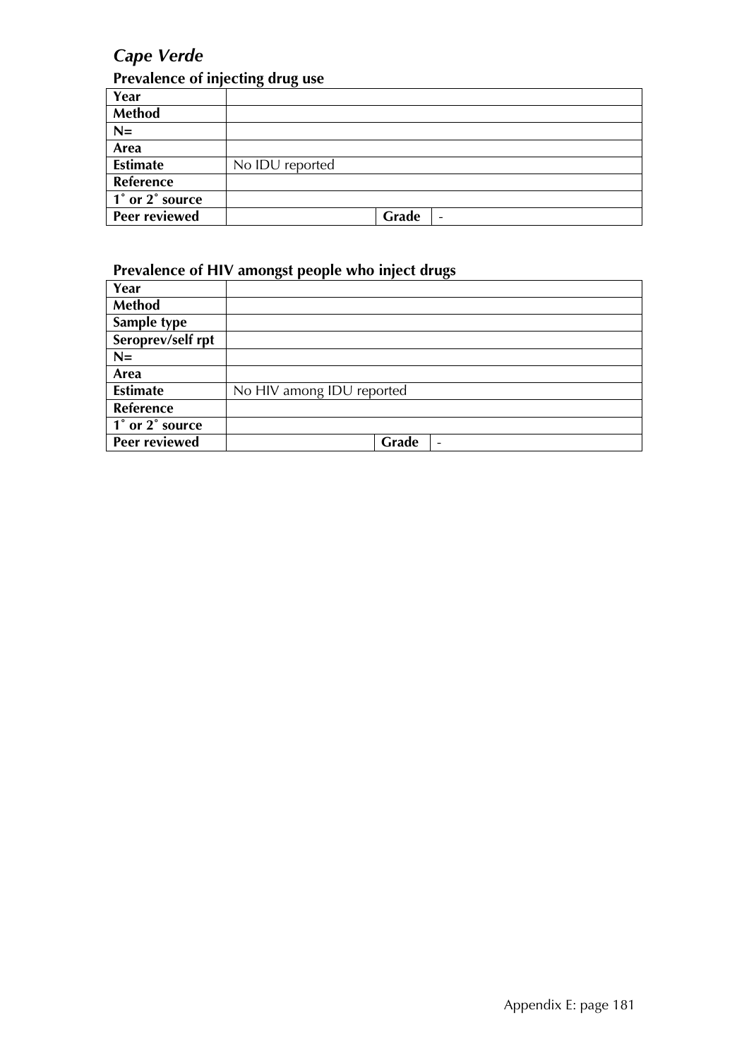## *Cape Verde*

### Prevalence of injecting drug use

| Year | | | |
|---|---|---|---|
| Method | | | |
| N= | | | |
| Area | | | |
| Estimate | No IDU reported | | |
| Reference | | | |
| 1˚ or 2˚ source | | | |
| Peer reviewed | | Grade | - |

### Prevalence of HIV amongst people who inject drugs

| Year | | | |
|---|---|---|---|
| Method | | | |
| Sample type | | | |
| Seroprev/self rpt | | | |
| N= | | | |
| Area | | | |
| Estimate | No HIV among IDU reported | | |
| Reference | | | |
| 1˚ or 2˚ source | | | |
| Peer reviewed | | Grade | - |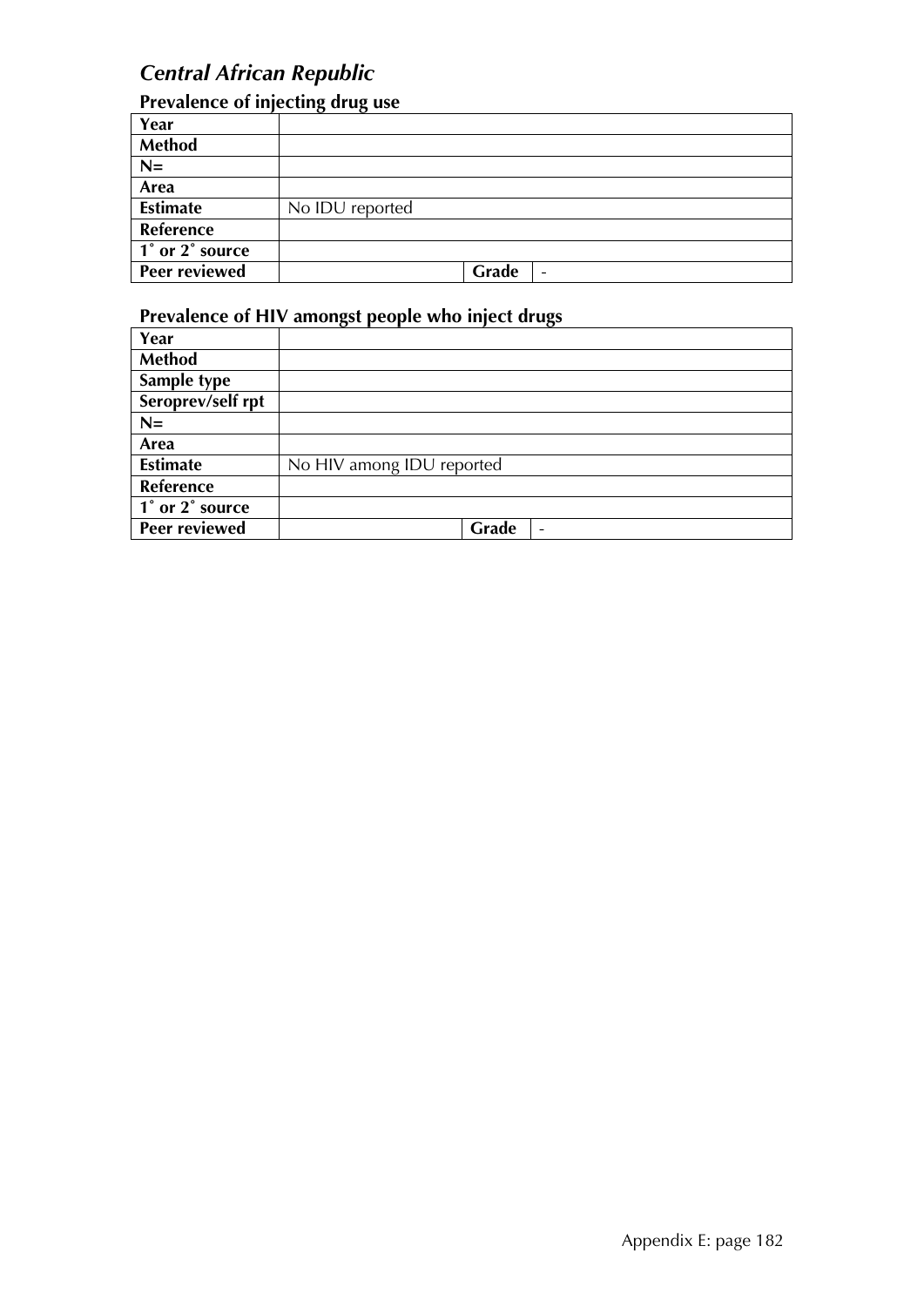## *Central African Republic*

### Prevalence of injecting drug use

| | | | |
|---|---|---|---|
| **Year** | | | |
| **Method** | | | |
| **N=** | | | |
| **Area** | | | |
| **Estimate** | No IDU reported | | |
| **Reference** | | | |
| **1˚ or 2˚ source** | | | |
| **Peer reviewed** | | **Grade** | - |

### Prevalence of HIV amongst people who inject drugs

| | | | |
|---|---|---|---|
| **Year** | | | |
| **Method** | | | |
| **Sample type** | | | |
| **Seroprev/self rpt** | | | |
| **N=** | | | |
| **Area** | | | |
| **Estimate** | No HIV among IDU reported | | |
| **Reference** | | | |
| **1˚ or 2˚ source** | | | |
| **Peer reviewed** | | **Grade** | - |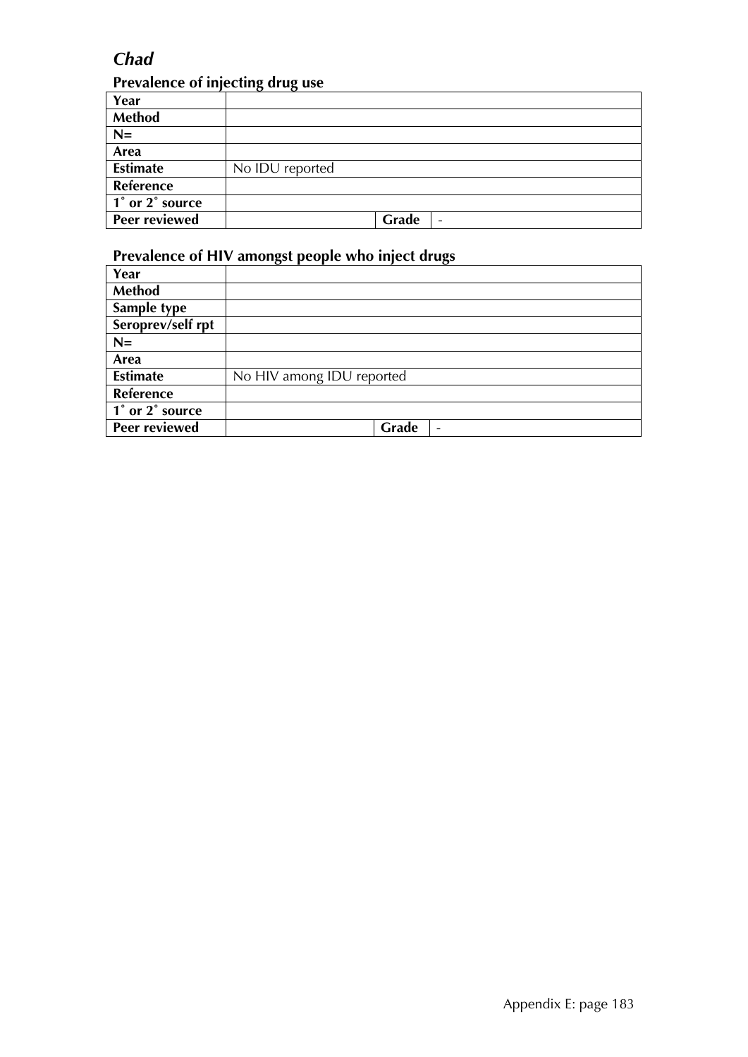## *Chad*

### Prevalence of injecting drug use

| | | | |
|---|---|---|---|
| **Year** | | | |
| **Method** | | | |
| **N=** | | | |
| **Area** | | | |
| **Estimate** | No IDU reported | | |
| **Reference** | | | |
| **1˚ or 2˚ source** | | | |
| **Peer reviewed** | | **Grade** | - |

### Prevalence of HIV amongst people who inject drugs

| | | | |
|---|---|---|---|
| **Year** | | | |
| **Method** | | | |
| **Sample type** | | | |
| **Seroprev/self rpt** | | | |
| **N=** | | | |
| **Area** | | | |
| **Estimate** | No HIV among IDU reported | | |
| **Reference** | | | |
| **1˚ or 2˚ source** | | | |
| **Peer reviewed** | | **Grade** | - |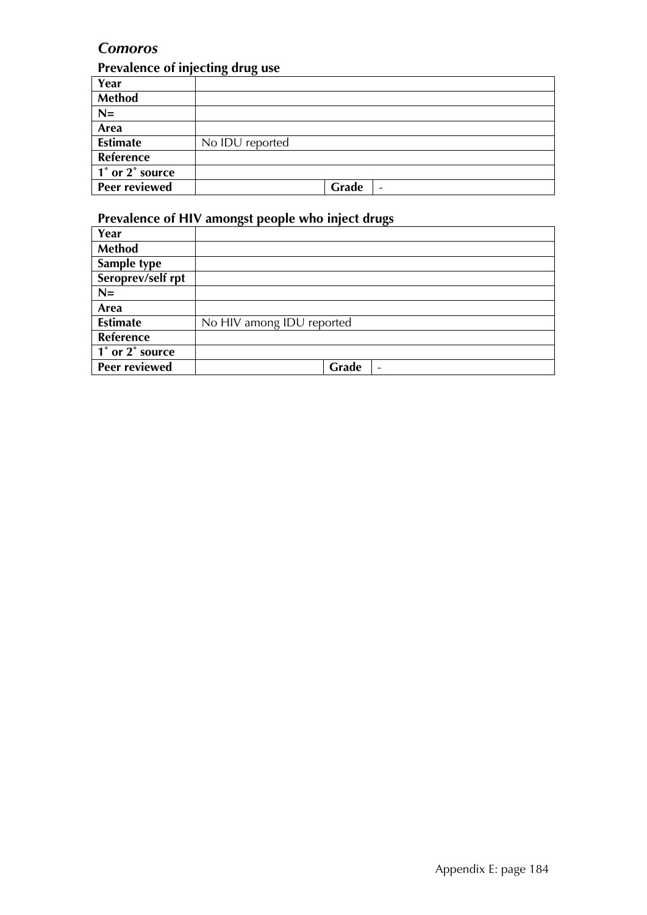## *Comoros*

### Prevalence of injecting drug use

| | | | |
|---|---|---|---|
| **Year** | | | |
| **Method** | | | |
| **N=** | | | |
| **Area** | | | |
| **Estimate** | No IDU reported | | |
| **Reference** | | | |
| **1˚ or 2˚ source** | | | |
| **Peer reviewed** | | **Grade** | - |

### Prevalence of HIV amongst people who inject drugs

| | | | |
|---|---|---|---|
| **Year** | | | |
| **Method** | | | |
| **Sample type** | | | |
| **Seroprev/self rpt** | | | |
| **N=** | | | |
| **Area** | | | |
| **Estimate** | No HIV among IDU reported | | |
| **Reference** | | | |
| **1˚ or 2˚ source** | | | |
| **Peer reviewed** | | **Grade** | - |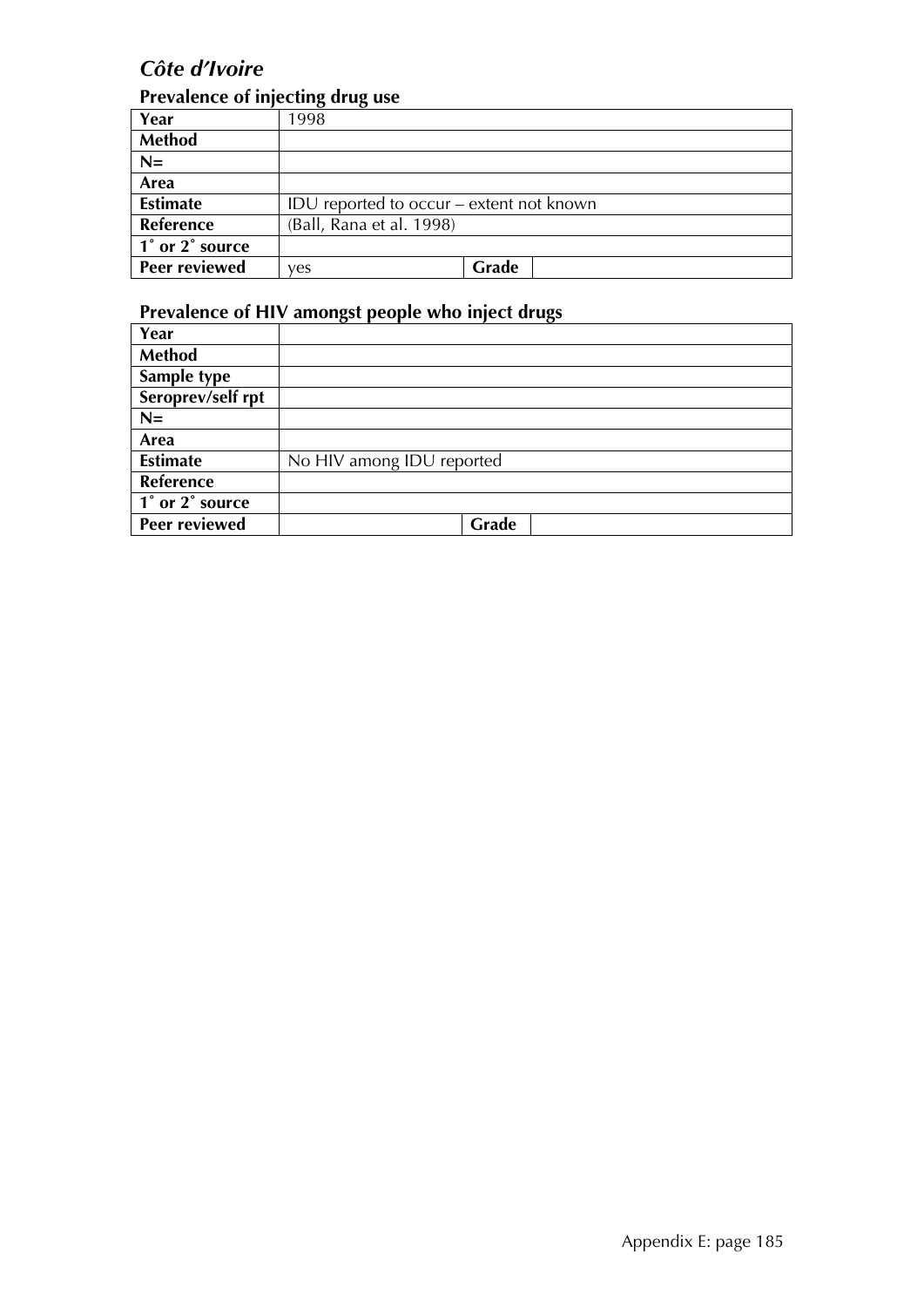## *Côte d'Ivoire*

### Prevalence of injecting drug use

| | | | |
|---|---|---|---|
| **Year** | 1998 | | |
| **Method** | | | |
| **N=** | | | |
| **Area** | | | |
| **Estimate** | IDU reported to occur – extent not known | | |
| **Reference** | (Ball, Rana et al. 1998) | | |
| **1˚ or 2˚ source** | | | |
| **Peer reviewed** | yes | **Grade** | |

### Prevalence of HIV amongst people who inject drugs

| | | | |
|---|---|---|---|
| **Year** | | | |
| **Method** | | | |
| **Sample type** | | | |
| **Seroprev/self rpt** | | | |
| **N=** | | | |
| **Area** | | | |
| **Estimate** | No HIV among IDU reported | | |
| **Reference** | | | |
| **1˚ or 2˚ source** | | | |
| **Peer reviewed** | | **Grade** | |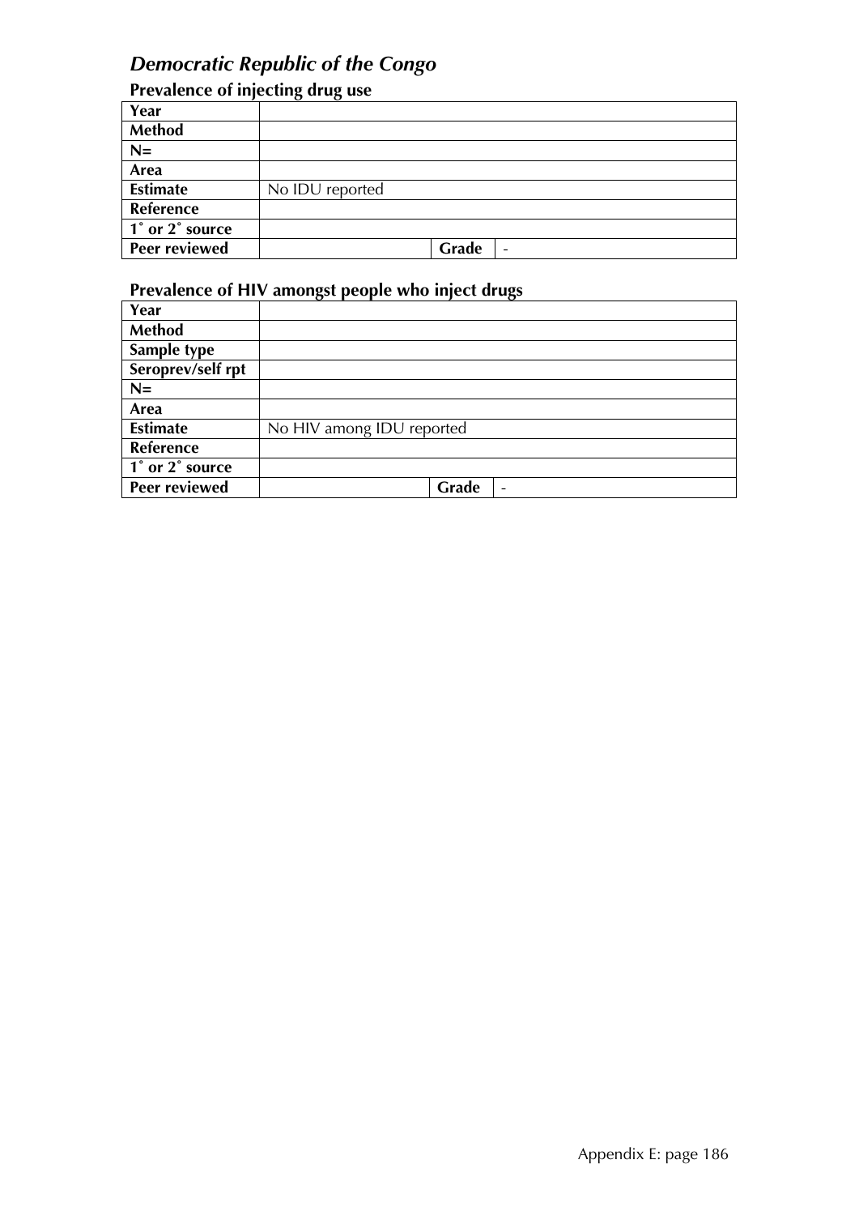## *Democratic Republic of the Congo*

### Prevalence of injecting drug use

| | | | |
|---|---|---|---|
| **Year** | | | |
| **Method** | | | |
| **N=** | | | |
| **Area** | | | |
| **Estimate** | No IDU reported | | |
| **Reference** | | | |
| **1˚ or 2˚ source** | | | |
| **Peer reviewed** | | **Grade** | - |

### Prevalence of HIV amongst people who inject drugs

| | | | |
|---|---|---|---|
| **Year** | | | |
| **Method** | | | |
| **Sample type** | | | |
| **Seroprev/self rpt** | | | |
| **N=** | | | |
| **Area** | | | |
| **Estimate** | No HIV among IDU reported | | |
| **Reference** | | | |
| **1˚ or 2˚ source** | | | |
| **Peer reviewed** | | **Grade** | - |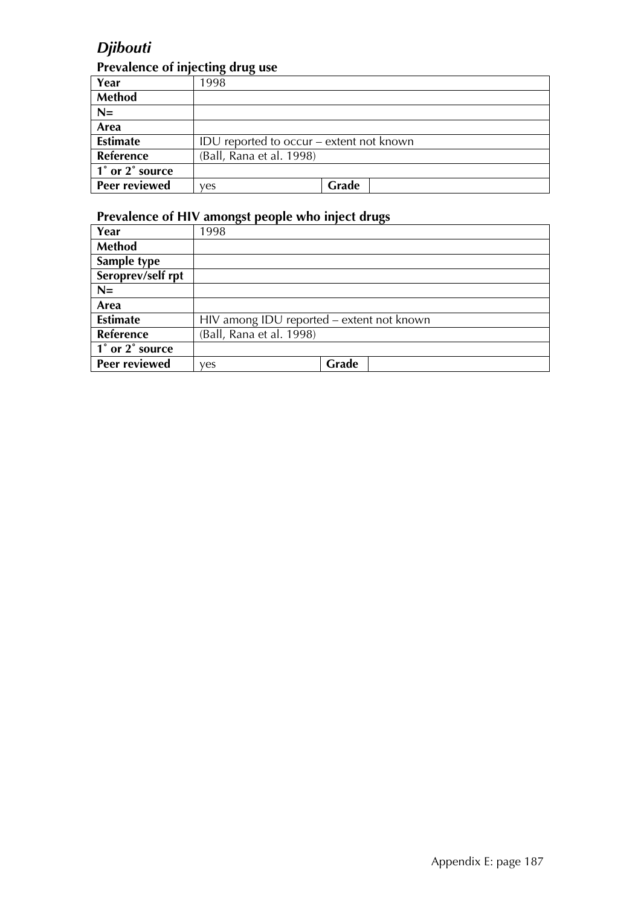# *Djibouti*

## Prevalence of injecting drug use

| Year | 1998 | | |
|---|---|---|---|
| **Method** | | | |
| **N=** | | | |
| **Area** | | | |
| **Estimate** | IDU reported to occur – extent not known | | |
| **Reference** | (Ball, Rana et al. 1998) | | |
| **1˚ or 2˚ source** | | | |
| **Peer reviewed** | yes | **Grade** | |

## Prevalence of HIV amongst people who inject drugs

| Year | 1998 | | |
|---|---|---|---|
| **Method** | | | |
| **Sample type** | | | |
| **Seroprev/self rpt** | | | |
| **N=** | | | |
| **Area** | | | |
| **Estimate** | HIV among IDU reported – extent not known | | |
| **Reference** | (Ball, Rana et al. 1998) | | |
| **1˚ or 2˚ source** | | | |
| **Peer reviewed** | yes | **Grade** | |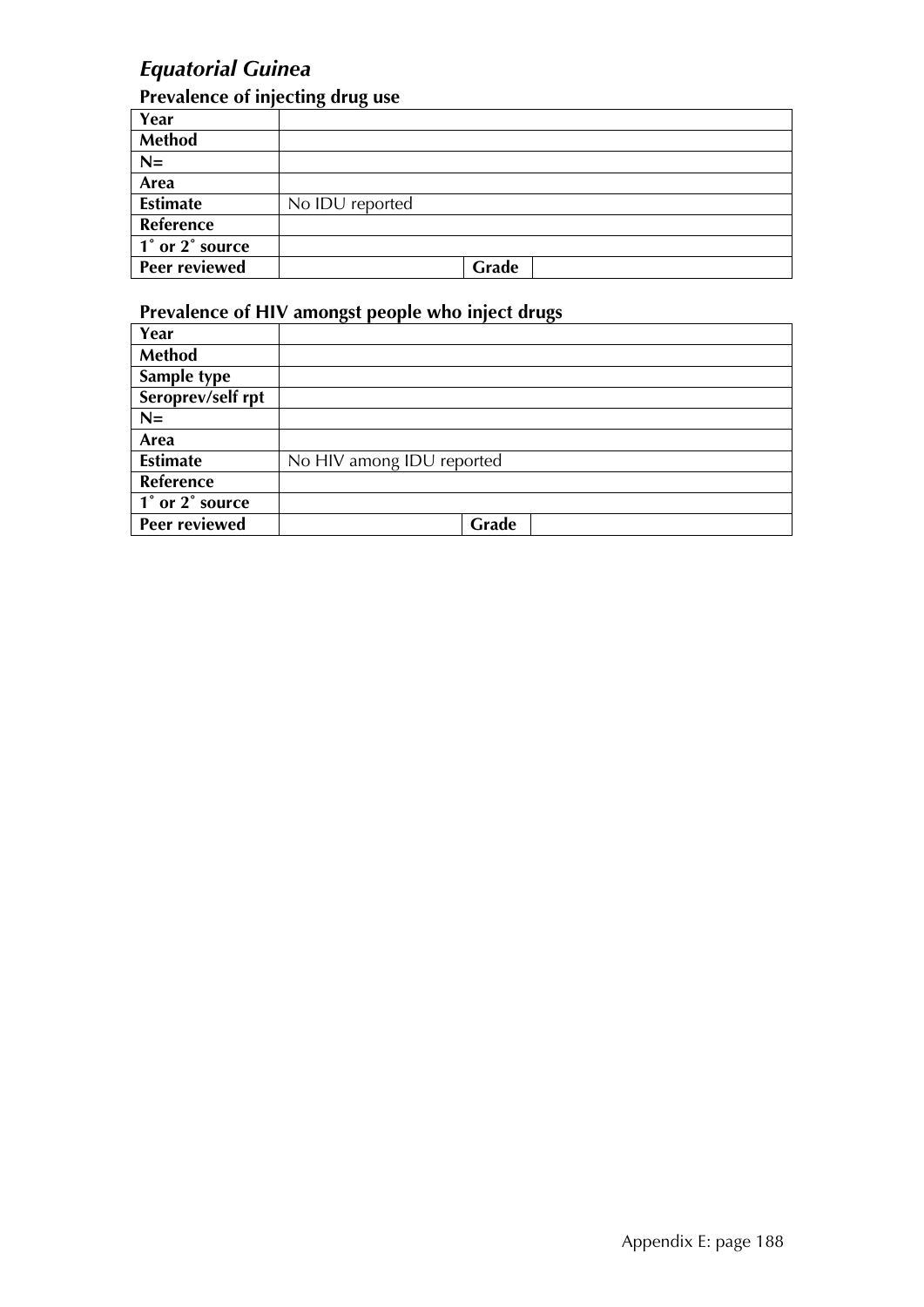## *Equatorial Guinea*

### Prevalence of injecting drug use

| | | | |
|---|---|---|---|
| **Year** | | | |
| **Method** | | | |
| **N=** | | | |
| **Area** | | | |
| **Estimate** | No IDU reported | | |
| **Reference** | | | |
| **1˚ or 2˚ source** | | | |
| **Peer reviewed** | | **Grade** | |

### Prevalence of HIV amongst people who inject drugs

| | | | |
|---|---|---|---|
| **Year** | | | |
| **Method** | | | |
| **Sample type** | | | |
| **Seroprev/self rpt** | | | |
| **N=** | | | |
| **Area** | | | |
| **Estimate** | No HIV among IDU reported | | |
| **Reference** | | | |
| **1˚ or 2˚ source** | | | |
| **Peer reviewed** | | **Grade** | |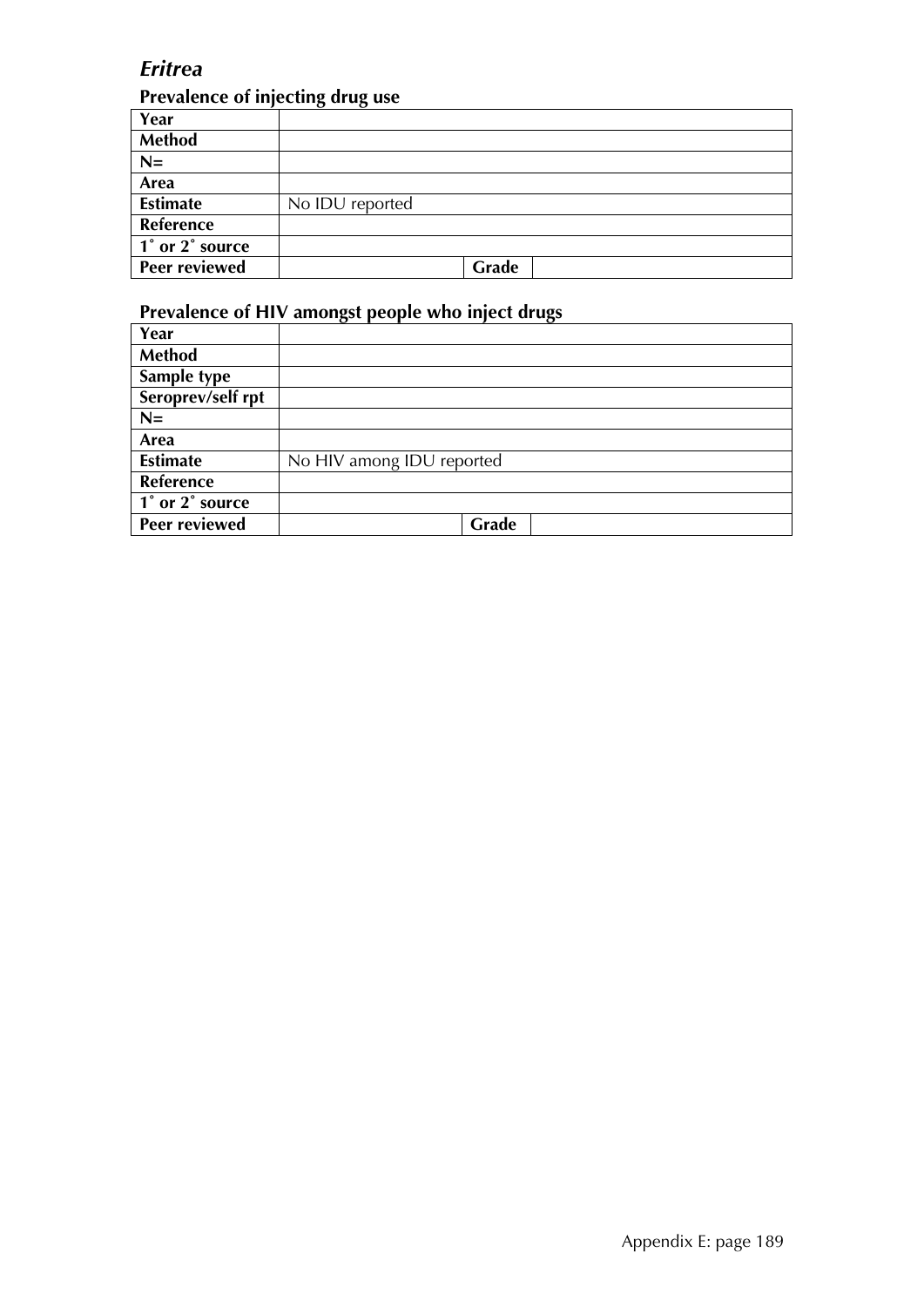## *Eritrea*

### Prevalence of injecting drug use

| | | | |
|---|---|---|---|
| **Year** | | | |
| **Method** | | | |
| **N=** | | | |
| **Area** | | | |
| **Estimate** | No IDU reported | | |
| **Reference** | | | |
| **1˚ or 2˚ source** | | | |
| **Peer reviewed** | | **Grade** | |

### Prevalence of HIV amongst people who inject drugs

| | | | |
|---|---|---|---|
| **Year** | | | |
| **Method** | | | |
| **Sample type** | | | |
| **Seroprev/self rpt** | | | |
| **N=** | | | |
| **Area** | | | |
| **Estimate** | No HIV among IDU reported | | |
| **Reference** | | | |
| **1˚ or 2˚ source** | | | |
| **Peer reviewed** | | **Grade** | |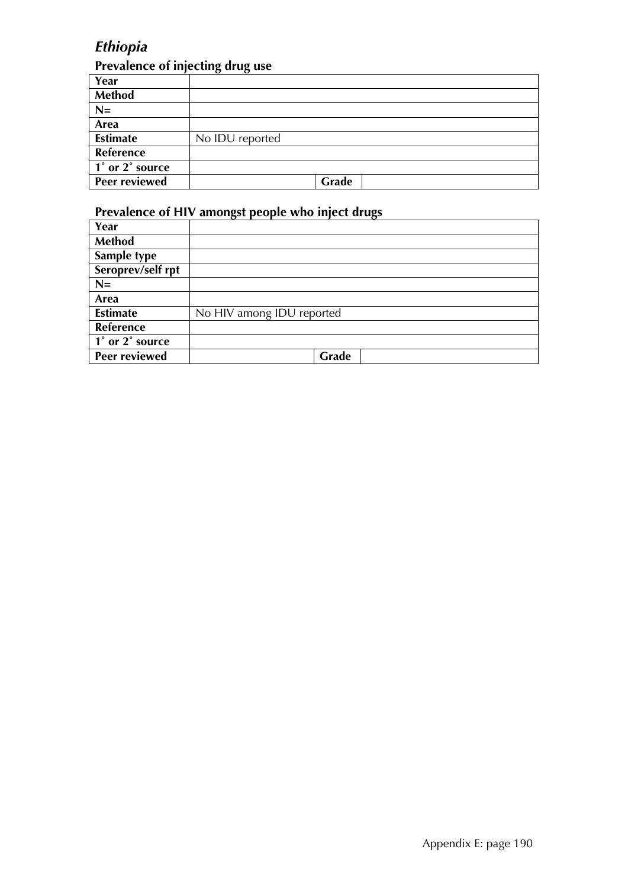# *Ethiopia*

## Prevalence of injecting drug use

| Year | | | |
|---|---|---|---|
| Method | | | |
| N= | | | |
| Area | | | |
| Estimate | No IDU reported | | |
| Reference | | | |
| 1˚ or 2˚ source | | | |
| Peer reviewed | | Grade | |

## Prevalence of HIV amongst people who inject drugs

| Year | | | |
|---|---|---|---|
| Method | | | |
| Sample type | | | |
| Seroprev/self rpt | | | |
| N= | | | |
| Area | | | |
| Estimate | No HIV among IDU reported | | |
| Reference | | | |
| 1˚ or 2˚ source | | | |
| Peer reviewed | | Grade | |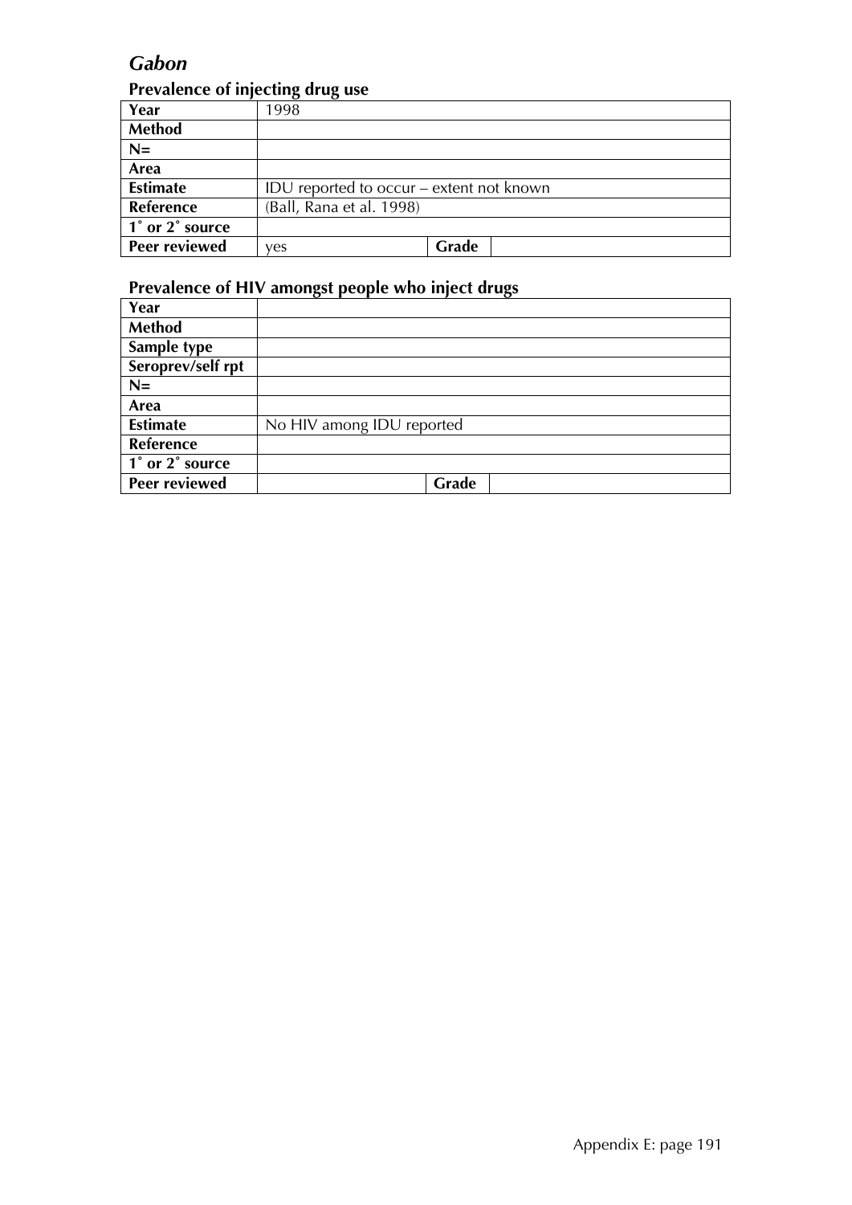## *Gabon*

### Prevalence of injecting drug use

| | | | |
|---|---|---|---|
| **Year** | 1998 | | |
| **Method** | | | |
| **N=** | | | |
| **Area** | | | |
| **Estimate** | IDU reported to occur – extent not known | | |
| **Reference** | (Ball, Rana et al. 1998) | | |
| **1˚ or 2˚ source** | | | |
| **Peer reviewed** | yes | **Grade** | |

### Prevalence of HIV amongst people who inject drugs

| | | | |
|---|---|---|---|
| **Year** | | | |
| **Method** | | | |
| **Sample type** | | | |
| **Seroprev/self rpt** | | | |
| **N=** | | | |
| **Area** | | | |
| **Estimate** | No HIV among IDU reported | | |
| **Reference** | | | |
| **1˚ or 2˚ source** | | | |
| **Peer reviewed** | | **Grade** | |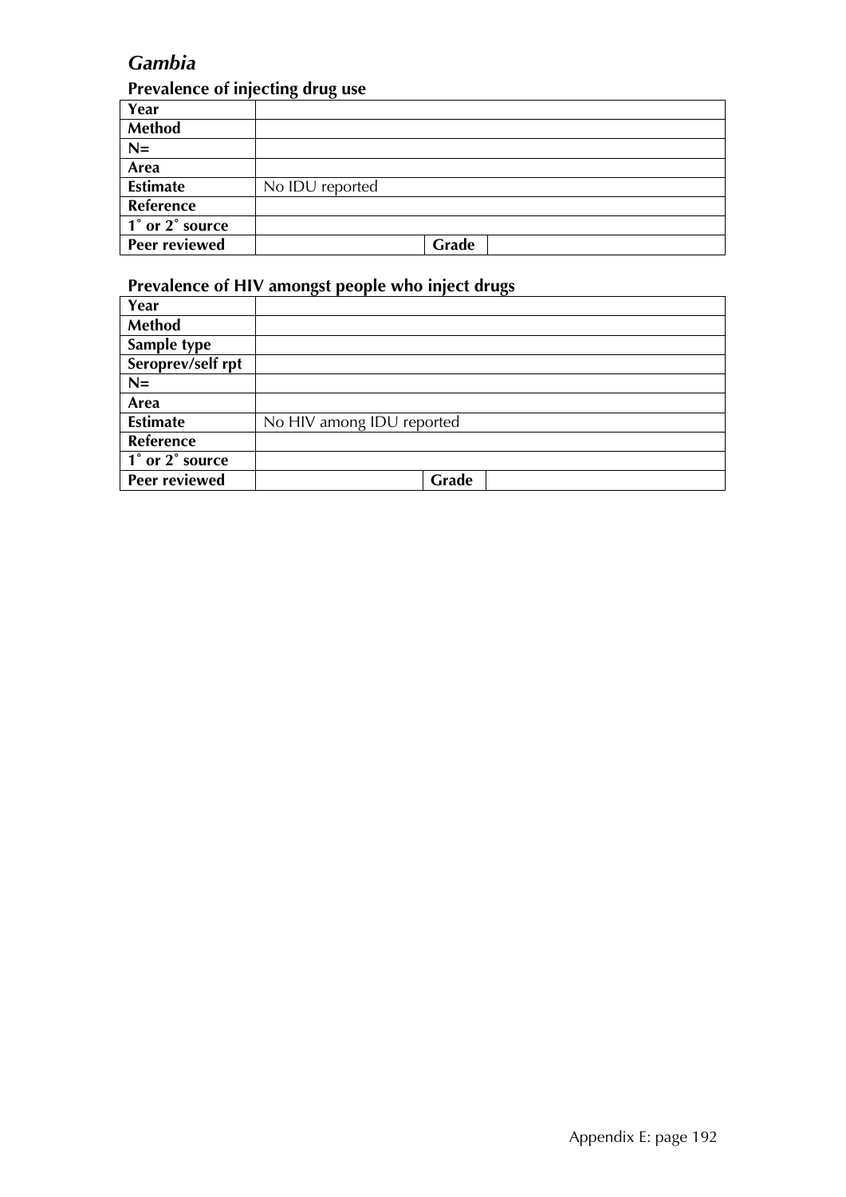## *Gambia*

### Prevalence of injecting drug use

| | | | |
|---|---|---|---|
| **Year** | | | |
| **Method** | | | |
| **N=** | | | |
| **Area** | | | |
| **Estimate** | No IDU reported | | |
| **Reference** | | | |
| **1˚ or 2˚ source** | | | |
| **Peer reviewed** | | **Grade** | |

### Prevalence of HIV amongst people who inject drugs

| | | | |
|---|---|---|---|
| **Year** | | | |
| **Method** | | | |
| **Sample type** | | | |
| **Seroprev/self rpt** | | | |
| **N=** | | | |
| **Area** | | | |
| **Estimate** | No HIV among IDU reported | | |
| **Reference** | | | |
| **1˚ or 2˚ source** | | | |
| **Peer reviewed** | | **Grade** | |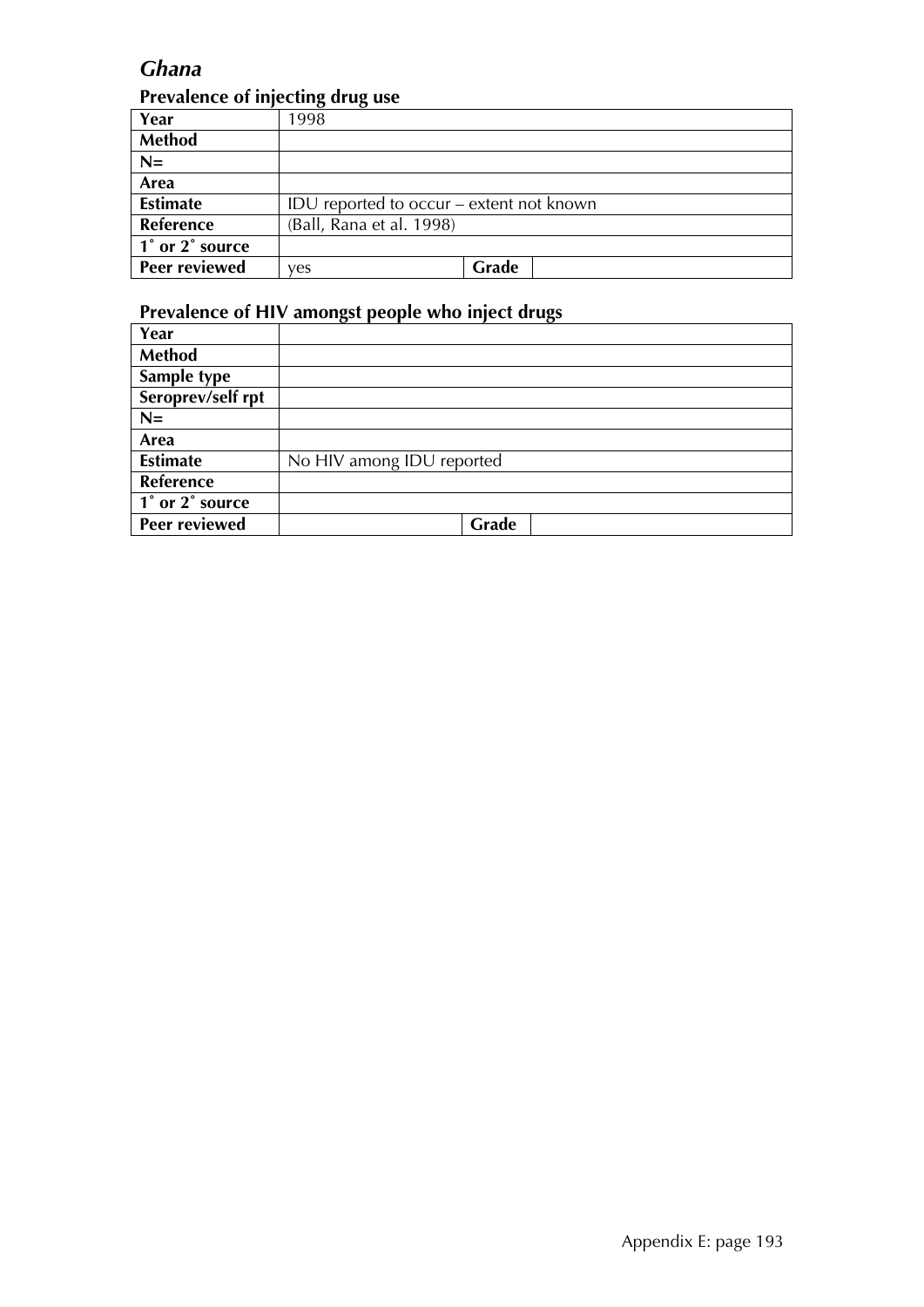## *Ghana*

### Prevalence of injecting drug use

| | | | |
|---|---|---|---|
| **Year** | 1998 | | |
| **Method** | | | |
| **N=** | | | |
| **Area** | | | |
| **Estimate** | IDU reported to occur – extent not known | | |
| **Reference** | (Ball, Rana et al. 1998) | | |
| **1˚ or 2˚ source** | | | |
| **Peer reviewed** | yes | **Grade** | |

### Prevalence of HIV amongst people who inject drugs

| | | | |
|---|---|---|---|
| **Year** | | | |
| **Method** | | | |
| **Sample type** | | | |
| **Seroprev/self rpt** | | | |
| **N=** | | | |
| **Area** | | | |
| **Estimate** | No HIV among IDU reported | | |
| **Reference** | | | |
| **1˚ or 2˚ source** | | | |
| **Peer reviewed** | | **Grade** | |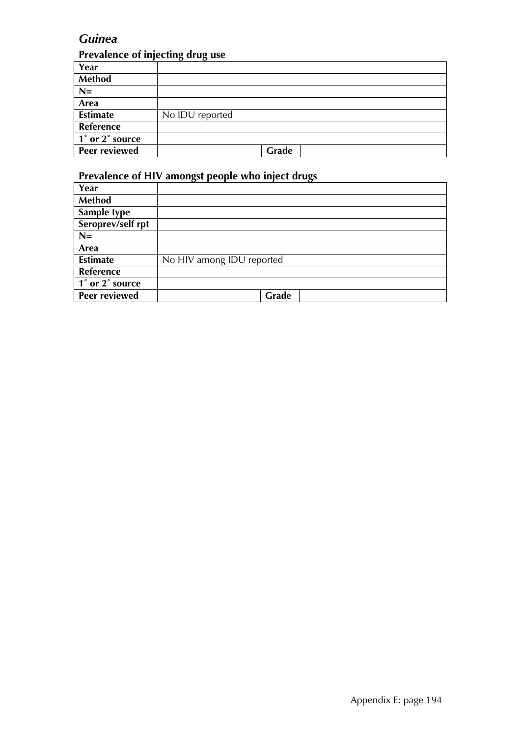## *Guinea*

### Prevalence of injecting drug use

| | | | |
|---|---|---|---|
| **Year** | | | |
| **Method** | | | |
| **N=** | | | |
| **Area** | | | |
| **Estimate** | No IDU reported | | |
| **Reference** | | | |
| **1˚ or 2˚ source** | | | |
| **Peer reviewed** | | **Grade** | |

### Prevalence of HIV amongst people who inject drugs

| | | | |
|---|---|---|---|
| **Year** | | | |
| **Method** | | | |
| **Sample type** | | | |
| **Seroprev/self rpt** | | | |
| **N=** | | | |
| **Area** | | | |
| **Estimate** | No HIV among IDU reported | | |
| **Reference** | | | |
| **1˚ or 2˚ source** | | | |
| **Peer reviewed** | | **Grade** | |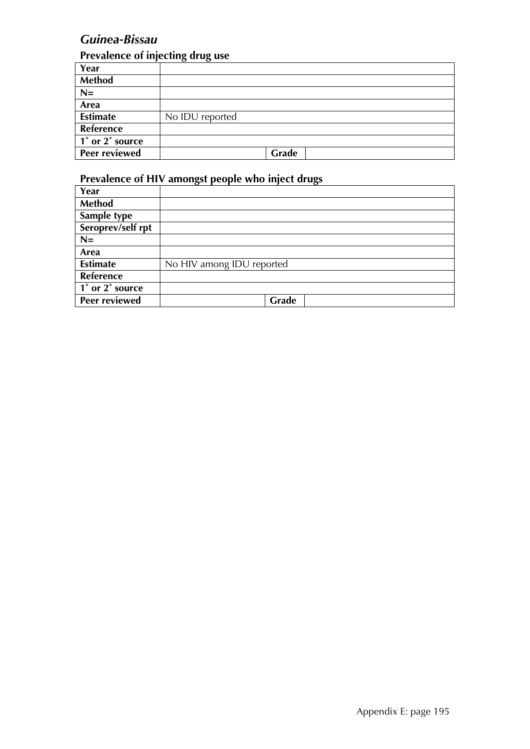## *Guinea-Bissau*

### Prevalence of injecting drug use

| | | | |
|---|---|---|---|
| **Year** | | | |
| **Method** | | | |
| **N=** | | | |
| **Area** | | | |
| **Estimate** | No IDU reported | | |
| **Reference** | | | |
| **1˚ or 2˚ source** | | | |
| **Peer reviewed** | | **Grade** | |

### Prevalence of HIV amongst people who inject drugs

| | | | |
|---|---|---|---|
| **Year** | | | |
| **Method** | | | |
| **Sample type** | | | |
| **Seroprev/self rpt** | | | |
| **N=** | | | |
| **Area** | | | |
| **Estimate** | No HIV among IDU reported | | |
| **Reference** | | | |
| **1˚ or 2˚ source** | | | |
| **Peer reviewed** | | **Grade** | |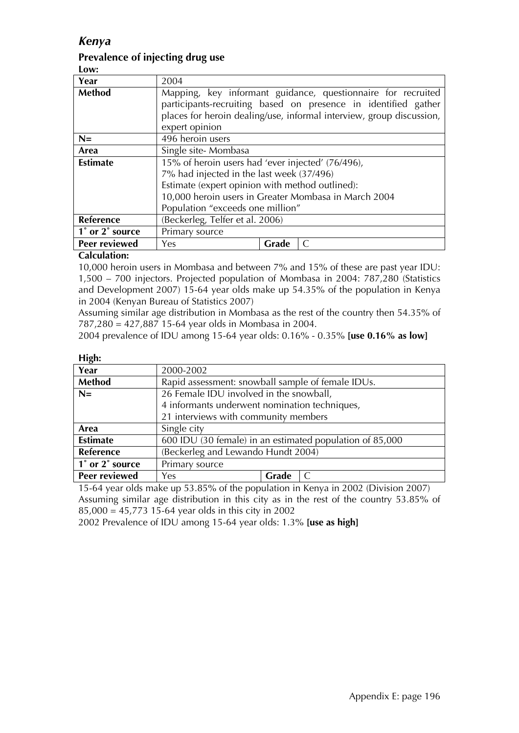## *Kenya*

### Prevalence of injecting drug use

**Low:**

| **Year** | 2004 | | |
|---|---|---|---|
| **Method** | Mapping, key informant guidance, questionnaire for recruited participants-recruiting based on presence in identified gather places for heroin dealing/use, informal interview, group discussion, expert opinion | | |
| **N=** | 496 heroin users | | |
| **Area** | Single site- Mombasa | | |
| **Estimate** | 15% of heroin users had 'ever injected' (76/496),<br>7% had injected in the last week (37/496)<br>Estimate (expert opinion with method outlined):<br>10,000 heroin users in Greater Mombasa in March 2004<br>Population "exceeds one million" | | |
| **Reference** | (Beckerleg, Telfer et al. 2006) | | |
| **1˚ or 2˚ source** | Primary source | | |
| **Peer reviewed** | Yes | **Grade** | C |

**Calculation:**

10,000 heroin users in Mombasa and between 7% and 15% of these are past year IDU: 1,500 – 700 injectors. Projected population of Mombasa in 2004: 787,280 (Statistics and Development 2007) 15-64 year olds make up 54.35% of the population in Kenya in 2004 (Kenyan Bureau of Statistics 2007)

Assuming similar age distribution in Mombasa as the rest of the country then 54.35% of 787,280 = 427,887 15-64 year olds in Mombasa in 2004.

2004 prevalence of IDU among 15-64 year olds: 0.16% - 0.35% **[use 0.16% as low]**

**High:**

| **Year** | 2000-2002 | | |
|---|---|---|---|
| **Method** | Rapid assessment: snowball sample of female IDUs. | | |
| **N=** | 26 Female IDU involved in the snowball,<br>4 informants underwent nomination techniques,<br>21 interviews with community members | | |
| **Area** | Single city | | |
| **Estimate** | 600 IDU (30 female) in an estimated population of 85,000 | | |
| **Reference** | (Beckerleg and Lewando Hundt 2004) | | |
| **1˚ or 2˚ source** | Primary source | | |
| **Peer reviewed** | Yes | **Grade** | C |

15-64 year olds make up 53.85% of the population in Kenya in 2002 (Division 2007)
Assuming similar age distribution in this city as in the rest of the country 53.85% of 85,000 = 45,773 15-64 year olds in this city in 2002

2002 Prevalence of IDU among 15-64 year olds: 1.3% **[use as high]**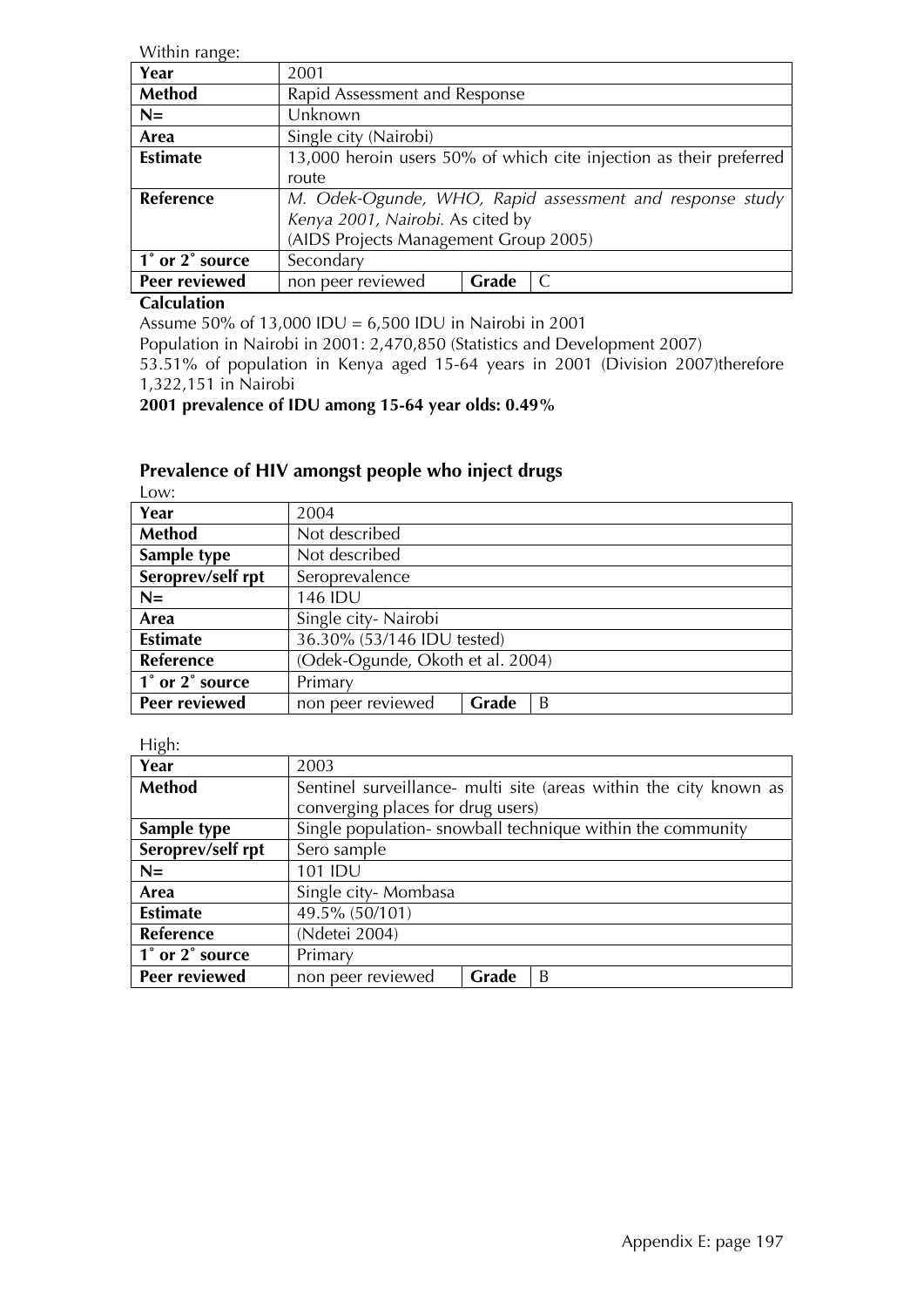Within range:

| Year | 2001 | | |
|---|---|---|---|
| **Method** | Rapid Assessment and Response | | |
| **N=** | Unknown | | |
| **Area** | Single city (Nairobi) | | |
| **Estimate** | 13,000 heroin users 50% of which cite injection as their preferred route | | |
| **Reference** | *M. Odek-Ogunde, WHO, Rapid assessment and response study Kenya 2001, Nairobi.* As cited by (AIDS Projects Management Group 2005) | | |
| **1˚ or 2˚ source** | Secondary | | |
| **Peer reviewed** | non peer reviewed | **Grade** | C |

**Calculation**

Assume 50% of 13,000 IDU = 6,500 IDU in Nairobi in 2001

Population in Nairobi in 2001: 2,470,850 (Statistics and Development 2007)

53.51% of population in Kenya aged 15-64 years in 2001 (Division 2007)therefore 1,322,151 in Nairobi

**2001 prevalence of IDU among 15-64 year olds: 0.49%**

## Prevalence of HIV amongst people who inject drugs

Low:

| Year | 2004 | | |
|---|---|---|---|
| **Method** | Not described | | |
| **Sample type** | Not described | | |
| **Seroprev/self rpt** | Seroprevalence | | |
| **N=** | 146 IDU | | |
| **Area** | Single city- Nairobi | | |
| **Estimate** | 36.30% (53/146 IDU tested) | | |
| **Reference** | (Odek-Ogunde, Okoth et al. 2004) | | |
| **1˚ or 2˚ source** | Primary | | |
| **Peer reviewed** | non peer reviewed | **Grade** | B |

High:

| Year | 2003 | | |
|---|---|---|---|
| **Method** | Sentinel surveillance- multi site (areas within the city known as converging places for drug users) | | |
| **Sample type** | Single population- snowball technique within the community | | |
| **Seroprev/self rpt** | Sero sample | | |
| **N=** | 101 IDU | | |
| **Area** | Single city- Mombasa | | |
| **Estimate** | 49.5% (50/101) | | |
| **Reference** | (Ndetei 2004) | | |
| **1˚ or 2˚ source** | Primary | | |
| **Peer reviewed** | non peer reviewed | **Grade** | B |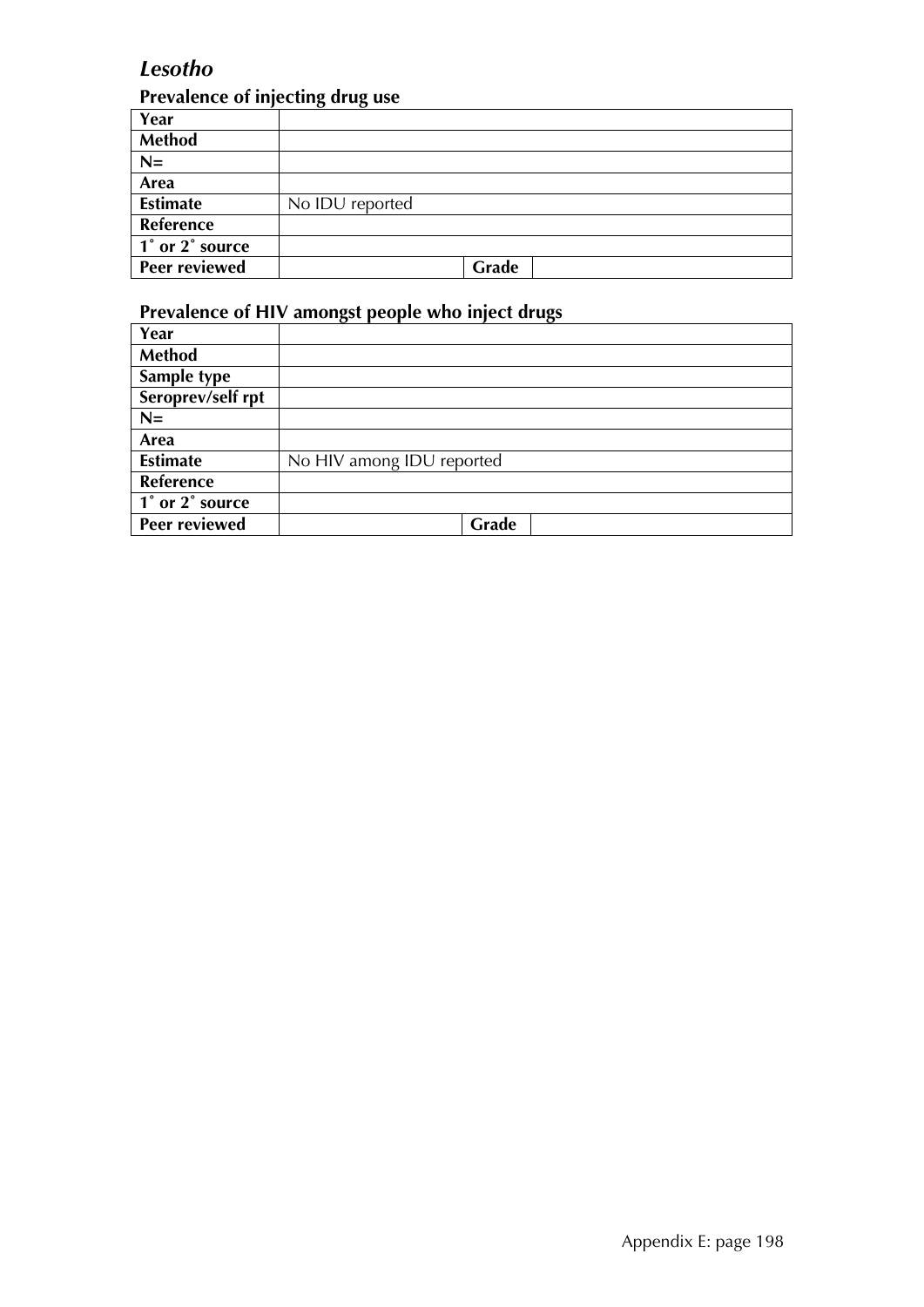## *Lesotho*

### Prevalence of injecting drug use

| | | | |
|---|---|---|---|
| **Year** | | | |
| **Method** | | | |
| **N=** | | | |
| **Area** | | | |
| **Estimate** | No IDU reported | | |
| **Reference** | | | |
| **1˚ or 2˚ source** | | | |
| **Peer reviewed** | | **Grade** | |

### Prevalence of HIV amongst people who inject drugs

| | | | |
|---|---|---|---|
| **Year** | | | |
| **Method** | | | |
| **Sample type** | | | |
| **Seroprev/self rpt** | | | |
| **N=** | | | |
| **Area** | | | |
| **Estimate** | No HIV among IDU reported | | |
| **Reference** | | | |
| **1˚ or 2˚ source** | | | |
| **Peer reviewed** | | **Grade** | |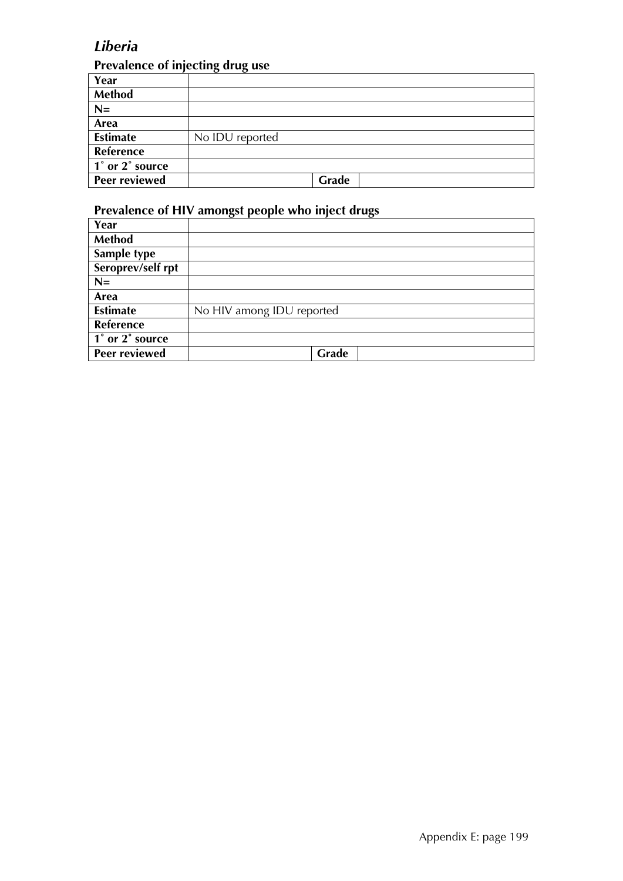## *Liberia*

### Prevalence of injecting drug use

| Year | | | |
|---|---|---|---|
| Method | | | |
| N= | | | |
| Area | | | |
| Estimate | No IDU reported | | |
| Reference | | | |
| 1˚ or 2˚ source | | | |
| Peer reviewed | | **Grade** | |

### Prevalence of HIV amongst people who inject drugs

| Year | | | |
|---|---|---|---|
| Method | | | |
| Sample type | | | |
| Seroprev/self rpt | | | |
| N= | | | |
| Area | | | |
| Estimate | No HIV among IDU reported | | |
| Reference | | | |
| 1˚ or 2˚ source | | | |
| Peer reviewed | | **Grade** | |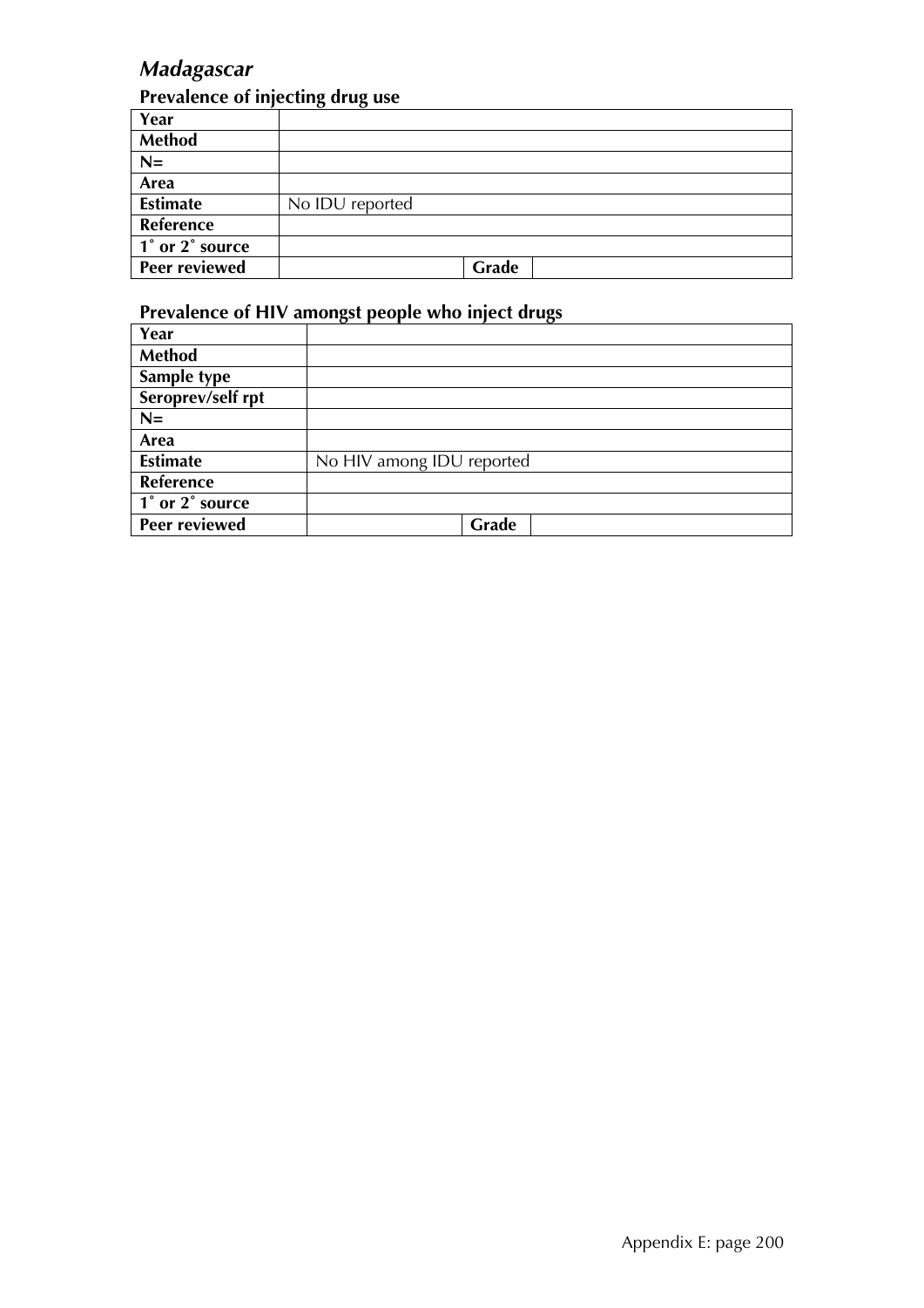## *Madagascar*

### Prevalence of injecting drug use

| Year | | | |
|---|---|---|---|
| Method | | | |
| N= | | | |
| Area | | | |
| Estimate | No IDU reported | | |
| Reference | | | |
| 1˚ or 2˚ source | | | |
| Peer reviewed | | Grade | |

### Prevalence of HIV amongst people who inject drugs

| Year | | | |
|---|---|---|---|
| Method | | | |
| Sample type | | | |
| Seroprev/self rpt | | | |
| N= | | | |
| Area | | | |
| Estimate | No HIV among IDU reported | | |
| Reference | | | |
| 1˚ or 2˚ source | | | |
| Peer reviewed | | Grade | |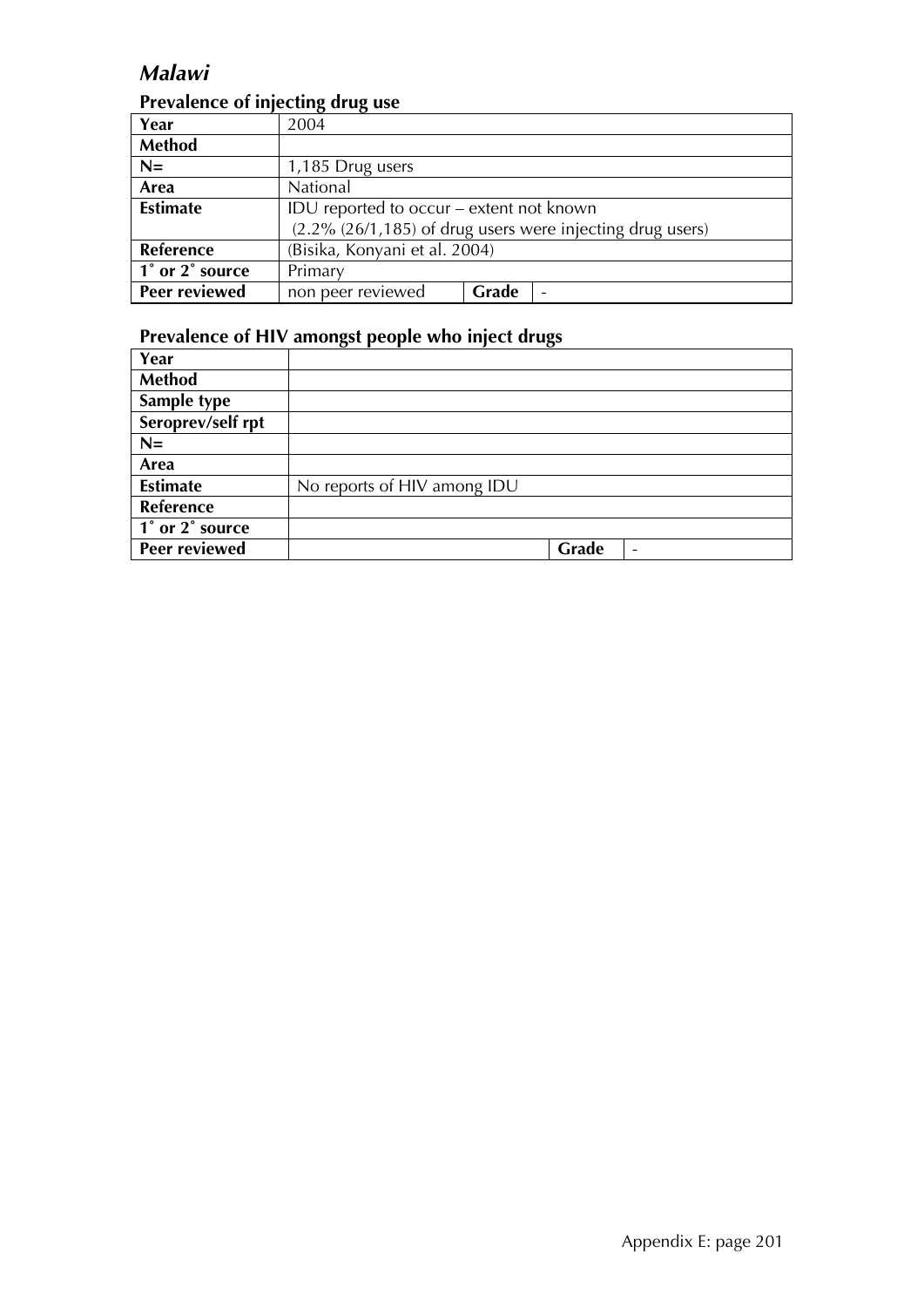## *Malawi*

### Prevalence of injecting drug use

| Year | 2004 | | |
|---|---|---|---|
| **Method** | | | |
| **N=** | 1,185 Drug users | | |
| **Area** | National | | |
| **Estimate** | IDU reported to occur – extent not known<br>(2.2% (26/1,185) of drug users were injecting drug users) | | |
| **Reference** | (Bisika, Konyani et al. 2004) | | |
| **1˚ or 2˚ source** | Primary | | |
| **Peer reviewed** | non peer reviewed | **Grade** | - |

### Prevalence of HIV amongst people who inject drugs

| Year | | | |
|---|---|---|---|
| **Method** | | | |
| **Sample type** | | | |
| **Seroprev/self rpt** | | | |
| **N=** | | | |
| **Area** | | | |
| **Estimate** | No reports of HIV among IDU | | |
| **Reference** | | | |
| **1˚ or 2˚ source** | | | |
| **Peer reviewed** | | **Grade** | - |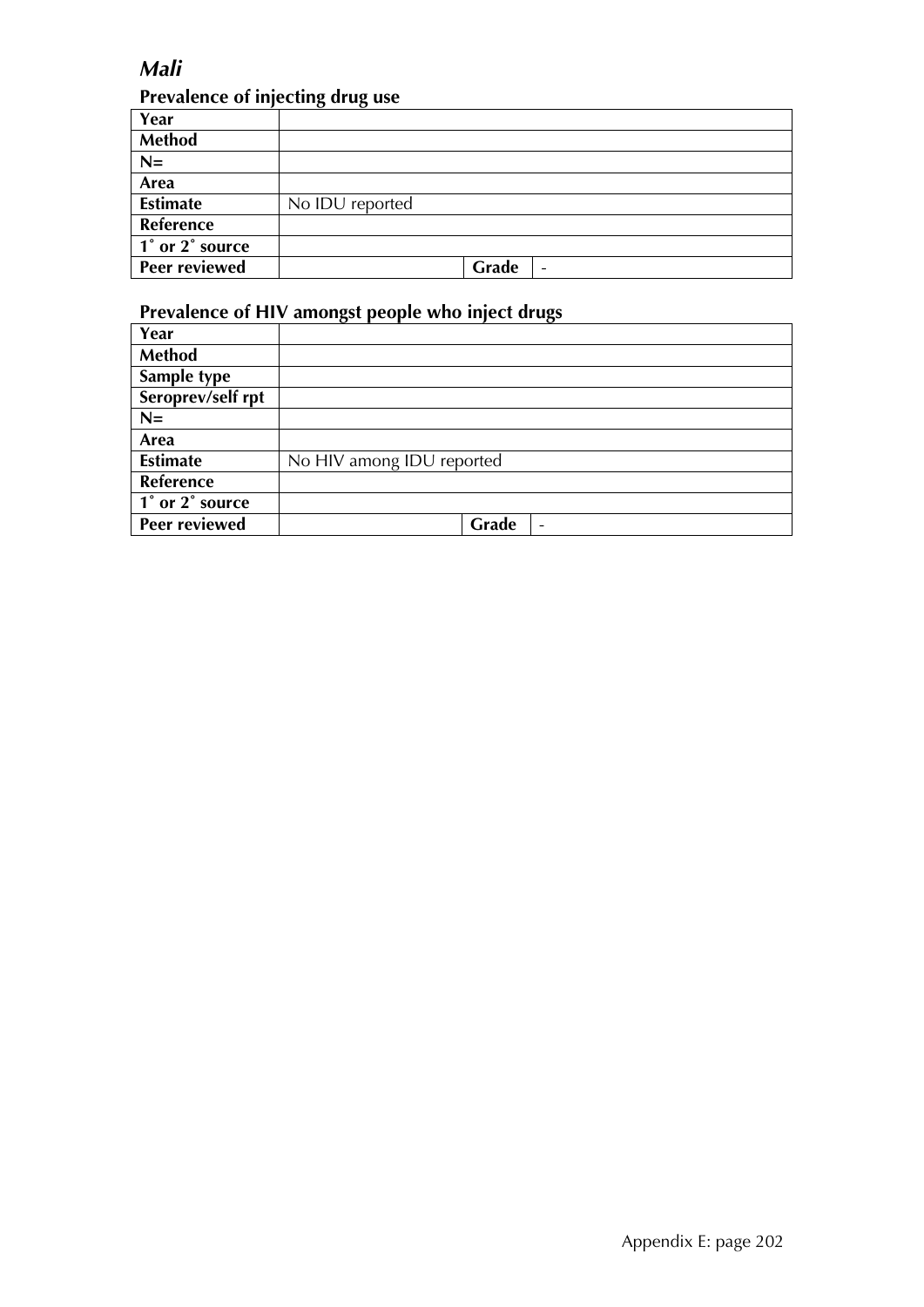## *Mali*

### Prevalence of injecting drug use

| | | | |
|---|---|---|---|
| **Year** | | | |
| **Method** | | | |
| **N=** | | | |
| **Area** | | | |
| **Estimate** | No IDU reported | | |
| **Reference** | | | |
| **1˚ or 2˚ source** | | | |
| **Peer reviewed** | | **Grade** | - |

### Prevalence of HIV amongst people who inject drugs

| | | | |
|---|---|---|---|
| **Year** | | | |
| **Method** | | | |
| **Sample type** | | | |
| **Seroprev/self rpt** | | | |
| **N=** | | | |
| **Area** | | | |
| **Estimate** | No HIV among IDU reported | | |
| **Reference** | | | |
| **1˚ or 2˚ source** | | | |
| **Peer reviewed** | | **Grade** | - |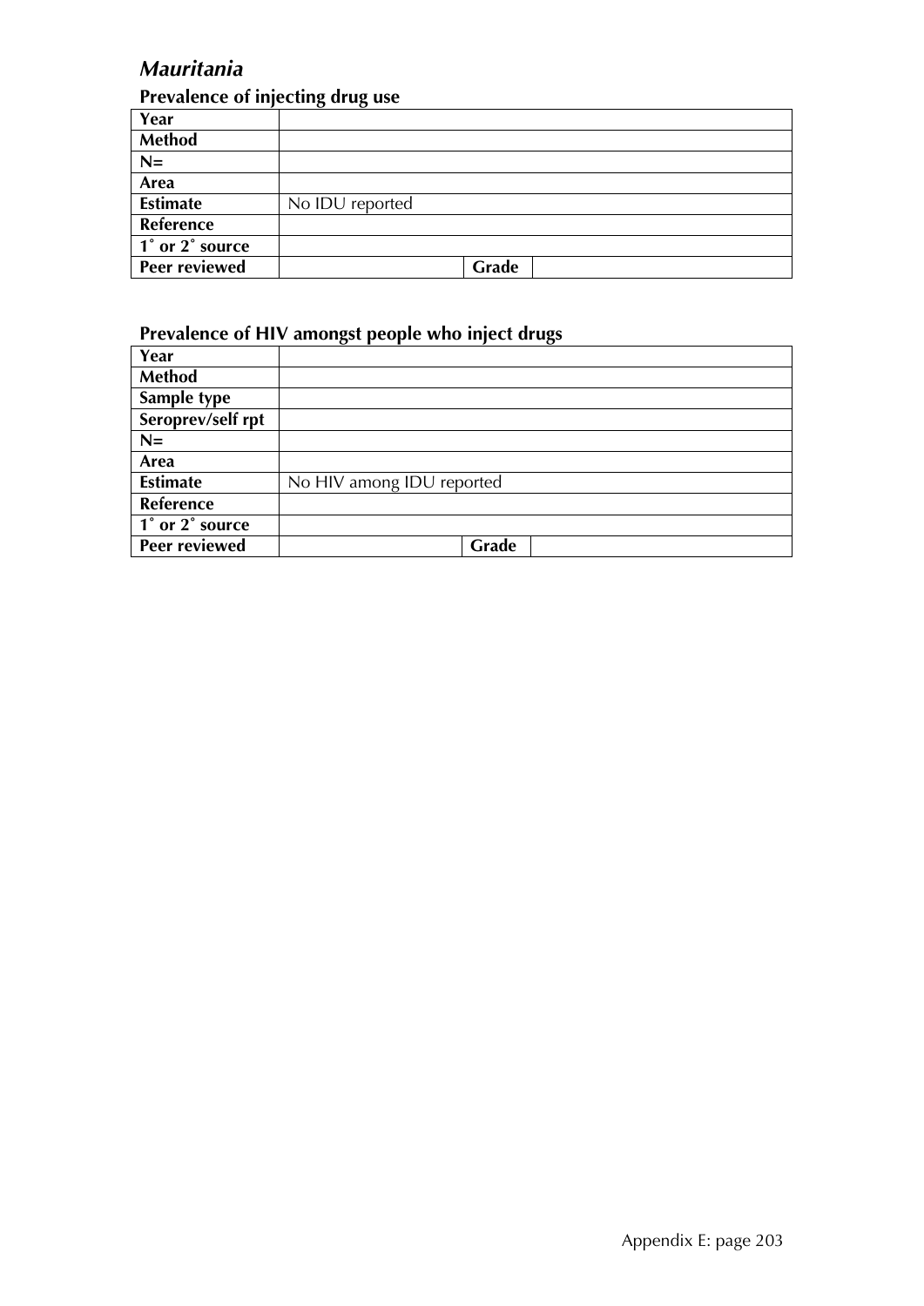## *Mauritania*

### Prevalence of injecting drug use

| | | | |
|---|---|---|---|
| **Year** | | | |
| **Method** | | | |
| **N=** | | | |
| **Area** | | | |
| **Estimate** | No IDU reported | | |
| **Reference** | | | |
| **1˚ or 2˚ source** | | | |
| **Peer reviewed** | | **Grade** | |

### Prevalence of HIV amongst people who inject drugs

| | | | |
|---|---|---|---|
| **Year** | | | |
| **Method** | | | |
| **Sample type** | | | |
| **Seroprev/self rpt** | | | |
| **N=** | | | |
| **Area** | | | |
| **Estimate** | No HIV among IDU reported | | |
| **Reference** | | | |
| **1˚ or 2˚ source** | | | |
| **Peer reviewed** | | **Grade** | |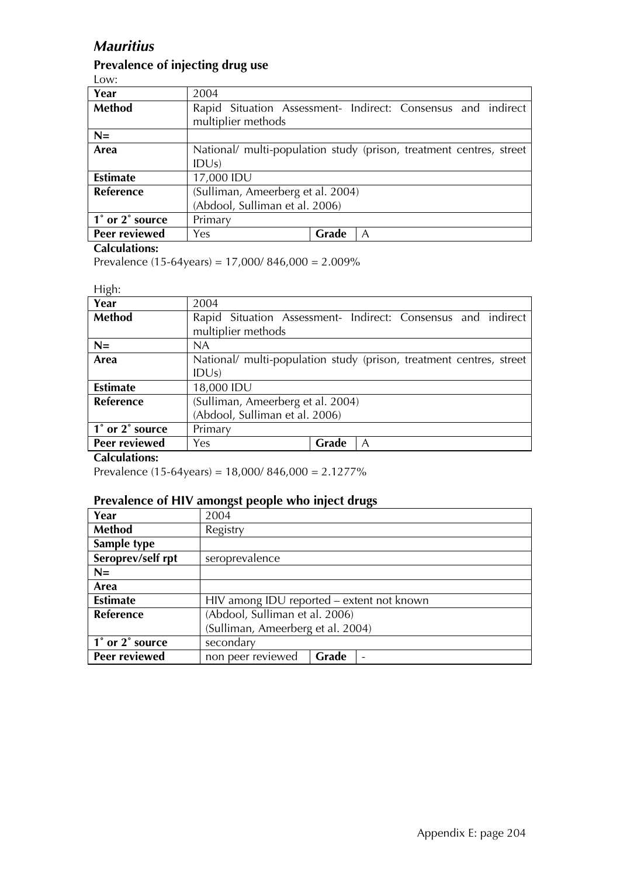# *Mauritius*

## Prevalence of injecting drug use

Low:

| Year | 2004 | | |
|---|---|---|---|
| **Method** | Rapid Situation Assessment- Indirect: Consensus and indirect multiplier methods | | |
| **N=** | | | |
| **Area** | National/ multi-population study (prison, treatment centres, street IDUs) | | |
| **Estimate** | 17,000 IDU | | |
| **Reference** | (Sulliman, Ameerberg et al. 2004) (Abdool, Sulliman et al. 2006) | | |
| **1˚ or 2˚ source** | Primary | | |
| **Peer reviewed** | Yes | **Grade** | A |

**Calculations:**

Prevalence (15-64years) = 17,000/ 846,000 = 2.009%

High:

| Year | 2004 | | |
|---|---|---|---|
| **Method** | Rapid Situation Assessment- Indirect: Consensus and indirect multiplier methods | | |
| **N=** | NA | | |
| **Area** | National/ multi-population study (prison, treatment centres, street IDUs) | | |
| **Estimate** | 18,000 IDU | | |
| **Reference** | (Sulliman, Ameerberg et al. 2004) (Abdool, Sulliman et al. 2006) | | |
| **1˚ or 2˚ source** | Primary | | |
| **Peer reviewed** | Yes | **Grade** | A |

**Calculations:**

Prevalence (15-64years) = 18,000/ 846,000 = 2.1277%

## Prevalence of HIV amongst people who inject drugs

| Year | 2004 | | |
|---|---|---|---|
| **Method** | Registry | | |
| **Sample type** | | | |
| **Seroprev/self rpt** | seroprevalence | | |
| **N=** | | | |
| **Area** | | | |
| **Estimate** | HIV among IDU reported – extent not known | | |
| **Reference** | (Abdool, Sulliman et al. 2006) (Sulliman, Ameerberg et al. 2004) | | |
| **1˚ or 2˚ source** | secondary | | |
| **Peer reviewed** | non peer reviewed | **Grade** | - |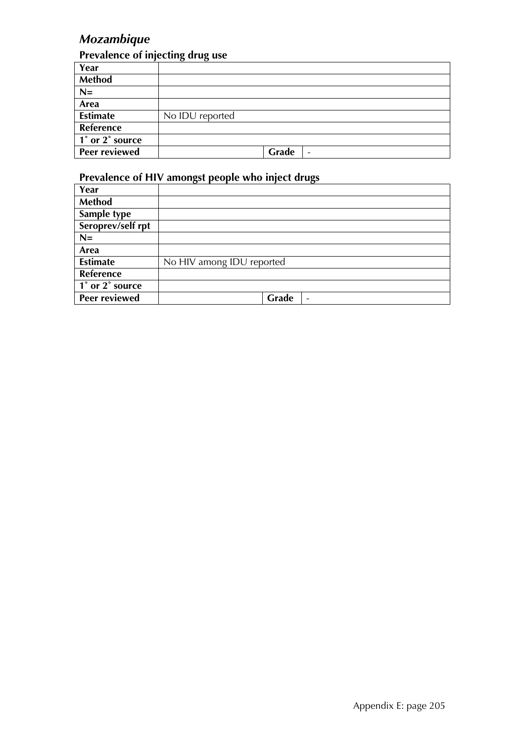## *Mozambique*

### Prevalence of injecting drug use

| | | | |
|---|---|---|---|
| **Year** | | | |
| **Method** | | | |
| **N=** | | | |
| **Area** | | | |
| **Estimate** | No IDU reported | | |
| **Reference** | | | |
| **1˚ or 2˚ source** | | | |
| **Peer reviewed** | | **Grade** | - |

### Prevalence of HIV amongst people who inject drugs

| | | | |
|---|---|---|---|
| **Year** | | | |
| **Method** | | | |
| **Sample type** | | | |
| **Seroprev/self rpt** | | | |
| **N=** | | | |
| **Area** | | | |
| **Estimate** | No HIV among IDU reported | | |
| **Reference** | | | |
| **1˚ or 2˚ source** | | | |
| **Peer reviewed** | | **Grade** | - |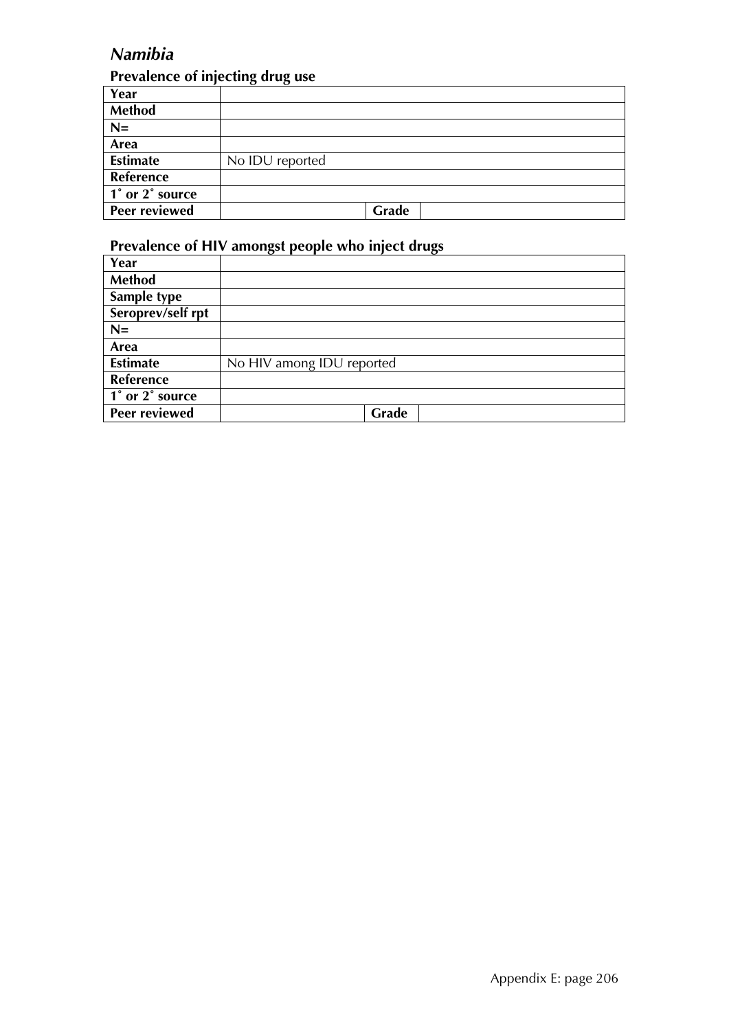## *Namibia*

### Prevalence of injecting drug use

| | | | |
|---|---|---|---|
| **Year** | | | |
| **Method** | | | |
| **N=** | | | |
| **Area** | | | |
| **Estimate** | No IDU reported | | |
| **Reference** | | | |
| **1˚ or 2˚ source** | | | |
| **Peer reviewed** | | **Grade** | |

### Prevalence of HIV amongst people who inject drugs

| | | | |
|---|---|---|---|
| **Year** | | | |
| **Method** | | | |
| **Sample type** | | | |
| **Seroprev/self rpt** | | | |
| **N=** | | | |
| **Area** | | | |
| **Estimate** | No HIV among IDU reported | | |
| **Reference** | | | |
| **1˚ or 2˚ source** | | | |
| **Peer reviewed** | | **Grade** | |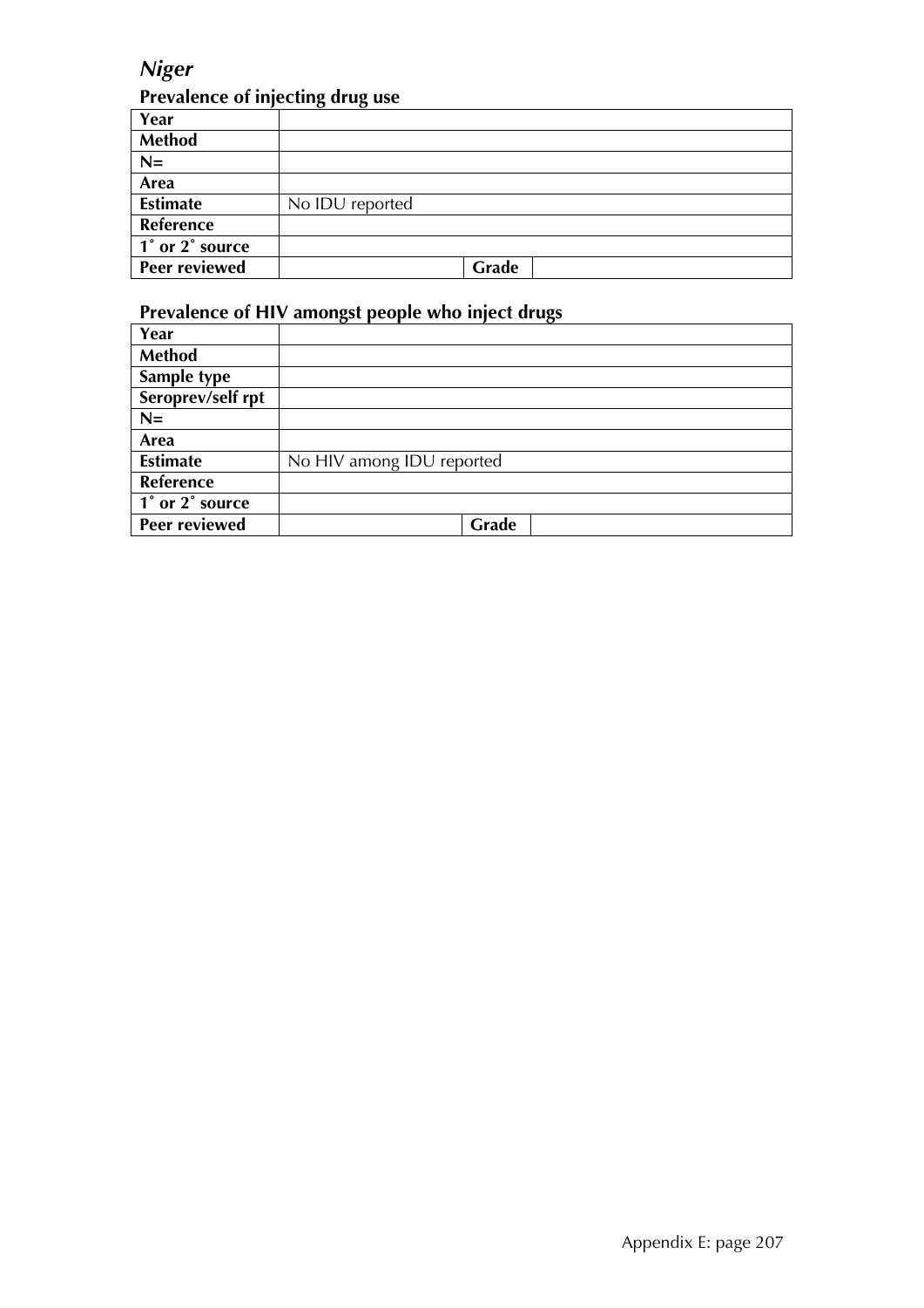*Niger*

## Prevalence of injecting drug use

| | | | |
|---|---|---|---|
| **Year** | | | |
| **Method** | | | |
| **N=** | | | |
| **Area** | | | |
| **Estimate** | No IDU reported | | |
| **Reference** | | | |
| **1˚ or 2˚ source** | | | |
| **Peer reviewed** | | **Grade** | |

## Prevalence of HIV amongst people who inject drugs

| | | | |
|---|---|---|---|
| **Year** | | | |
| **Method** | | | |
| **Sample type** | | | |
| **Seroprev/self rpt** | | | |
| **N=** | | | |
| **Area** | | | |
| **Estimate** | No HIV among IDU reported | | |
| **Reference** | | | |
| **1˚ or 2˚ source** | | | |
| **Peer reviewed** | | **Grade** | |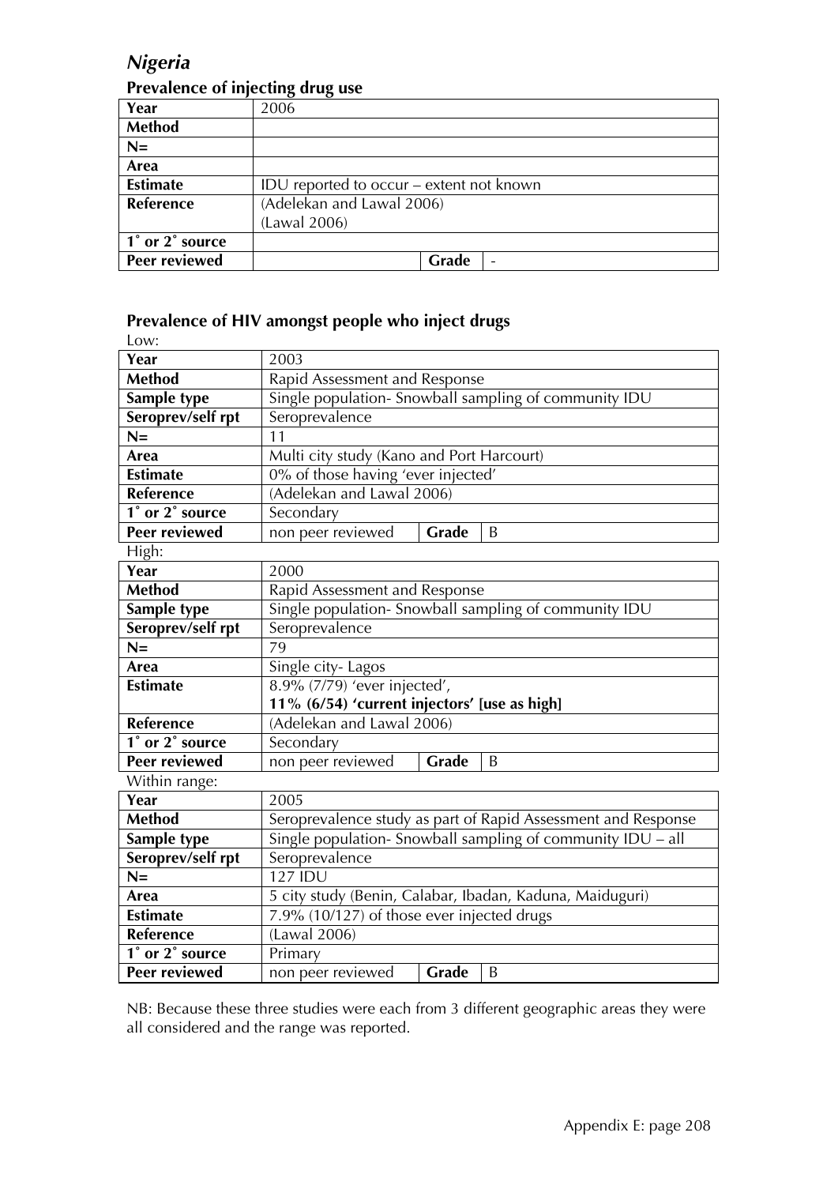# *Nigeria*

## Prevalence of injecting drug use

| Year | 2006 | | |
|---|---|---|---|
| **Method** | | | |
| **N=** | | | |
| **Area** | | | |
| **Estimate** | IDU reported to occur – extent not known | | |
| **Reference** | (Adelekan and Lawal 2006)<br>(Lawal 2006) | | |
| **1˚ or 2˚ source** | | | |
| **Peer reviewed** | | **Grade** | - |

## Prevalence of HIV amongst people who inject drugs

Low:

| Year | 2003 | | |
|---|---|---|---|
| **Method** | Rapid Assessment and Response | | |
| **Sample type** | Single population- Snowball sampling of community IDU | | |
| **Seroprev/self rpt** | Seroprevalence | | |
| **N=** | 11 | | |
| **Area** | Multi city study (Kano and Port Harcourt) | | |
| **Estimate** | 0% of those having 'ever injected' | | |
| **Reference** | (Adelekan and Lawal 2006) | | |
| **1˚ or 2˚ source** | Secondary | | |
| **Peer reviewed** | non peer reviewed | **Grade** | B |

High:

| Year | 2000 | | |
|---|---|---|---|
| **Method** | Rapid Assessment and Response | | |
| **Sample type** | Single population- Snowball sampling of community IDU | | |
| **Seroprev/self rpt** | Seroprevalence | | |
| **N=** | 79 | | |
| **Area** | Single city- Lagos | | |
| **Estimate** | 8.9% (7/79) 'ever injected',<br>**11% (6/54) 'current injectors' [use as high]** | | |
| **Reference** | (Adelekan and Lawal 2006) | | |
| **1˚ or 2˚ source** | Secondary | | |
| **Peer reviewed** | non peer reviewed | **Grade** | B |

Within range:

| Year | 2005 | | |
|---|---|---|---|
| **Method** | Seroprevalence study as part of Rapid Assessment and Response | | |
| **Sample type** | Single population- Snowball sampling of community IDU – all | | |
| **Seroprev/self rpt** | Seroprevalence | | |
| **N=** | 127 IDU | | |
| **Area** | 5 city study (Benin, Calabar, Ibadan, Kaduna, Maiduguri) | | |
| **Estimate** | 7.9% (10/127) of those ever injected drugs | | |
| **Reference** | (Lawal 2006) | | |
| **1˚ or 2˚ source** | Primary | | |
| **Peer reviewed** | non peer reviewed | **Grade** | B |

NB: Because these three studies were each from 3 different geographic areas they were all considered and the range was reported.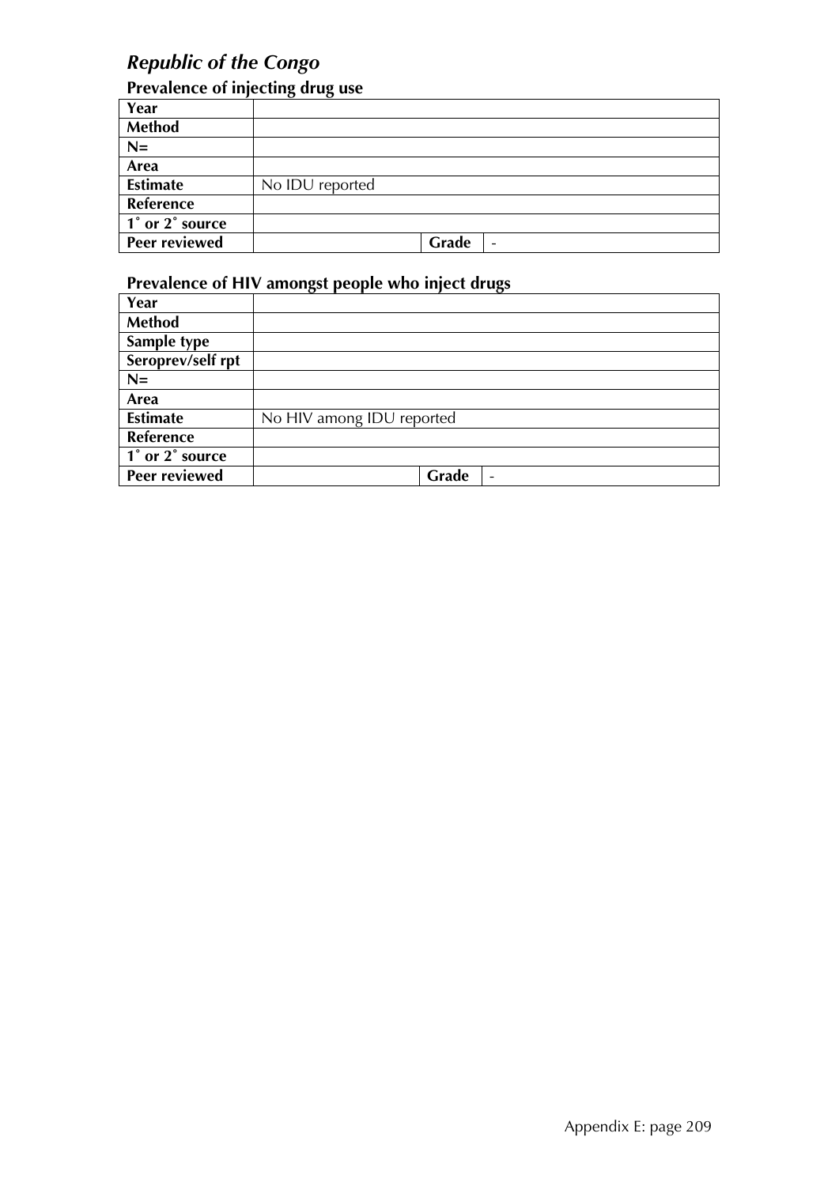## *Republic of the Congo*

### Prevalence of injecting drug use

| | | | |
|---|---|---|---|
| **Year** | | | |
| **Method** | | | |
| **N=** | | | |
| **Area** | | | |
| **Estimate** | No IDU reported | | |
| **Reference** | | | |
| **1˚ or 2˚ source** | | | |
| **Peer reviewed** | | **Grade** | - |

### Prevalence of HIV amongst people who inject drugs

| | | | |
|---|---|---|---|
| **Year** | | | |
| **Method** | | | |
| **Sample type** | | | |
| **Seroprev/self rpt** | | | |
| **N=** | | | |
| **Area** | | | |
| **Estimate** | No HIV among IDU reported | | |
| **Reference** | | | |
| **1˚ or 2˚ source** | | | |
| **Peer reviewed** | | **Grade** | - |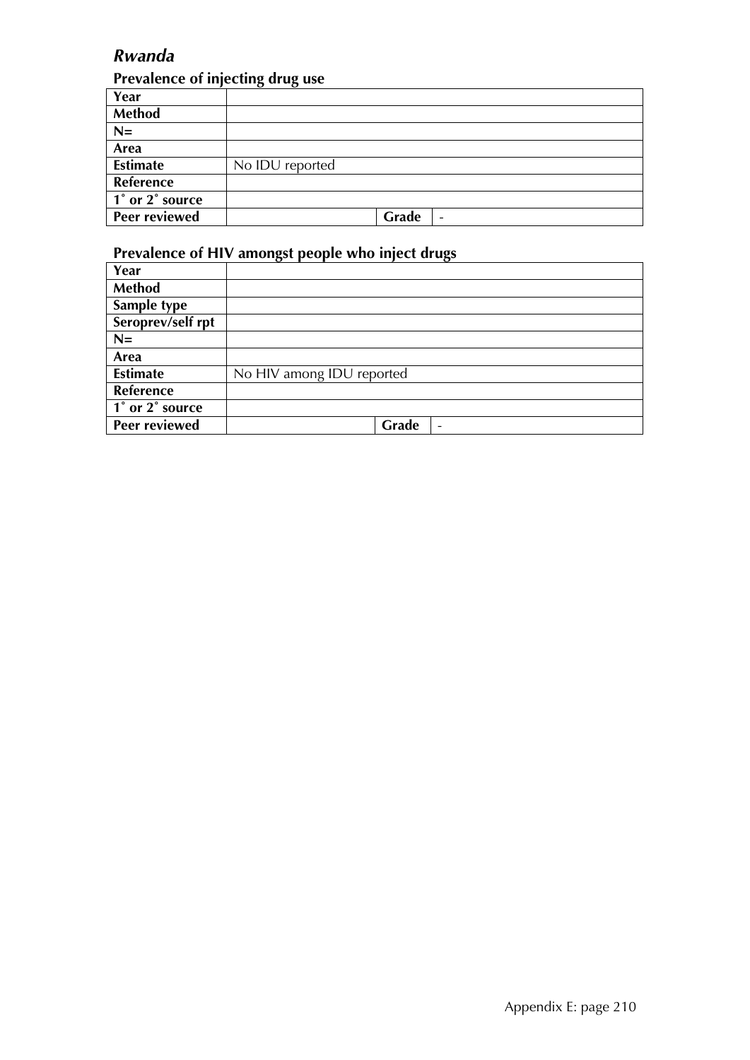## *Rwanda*

### Prevalence of injecting drug use

| | | | |
|---|---|---|---|
| **Year** | | | |
| **Method** | | | |
| **N=** | | | |
| **Area** | | | |
| **Estimate** | No IDU reported | | |
| **Reference** | | | |
| **1˚ or 2˚ source** | | | |
| **Peer reviewed** | | **Grade** | - |

### Prevalence of HIV amongst people who inject drugs

| | | | |
|---|---|---|---|
| **Year** | | | |
| **Method** | | | |
| **Sample type** | | | |
| **Seroprev/self rpt** | | | |
| **N=** | | | |
| **Area** | | | |
| **Estimate** | No HIV among IDU reported | | |
| **Reference** | | | |
| **1˚ or 2˚ source** | | | |
| **Peer reviewed** | | **Grade** | - |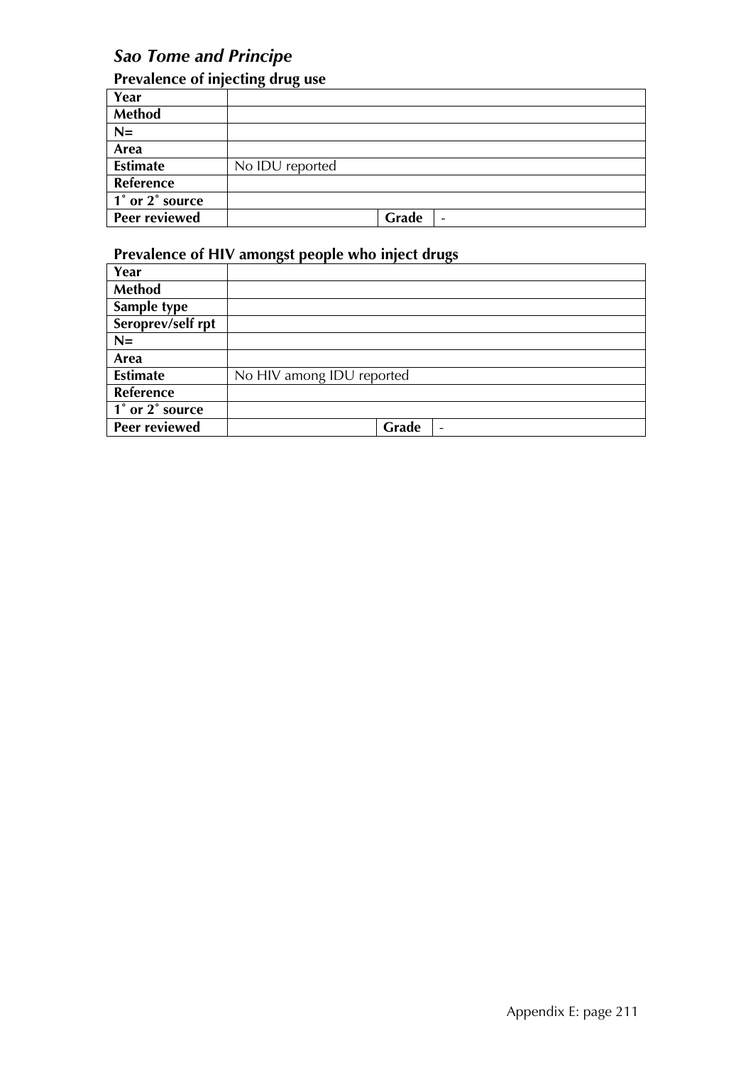## *Sao Tome and Principe*

### Prevalence of injecting drug use

| | | | |
|---|---|---|---|
| **Year** | | | |
| **Method** | | | |
| **N=** | | | |
| **Area** | | | |
| **Estimate** | No IDU reported | | |
| **Reference** | | | |
| **1˚ or 2˚ source** | | | |
| **Peer reviewed** | | **Grade** | - |

### Prevalence of HIV amongst people who inject drugs

| | | | |
|---|---|---|---|
| **Year** | | | |
| **Method** | | | |
| **Sample type** | | | |
| **Seroprev/self rpt** | | | |
| **N=** | | | |
| **Area** | | | |
| **Estimate** | No HIV among IDU reported | | |
| **Reference** | | | |
| **1˚ or 2˚ source** | | | |
| **Peer reviewed** | | **Grade** | - |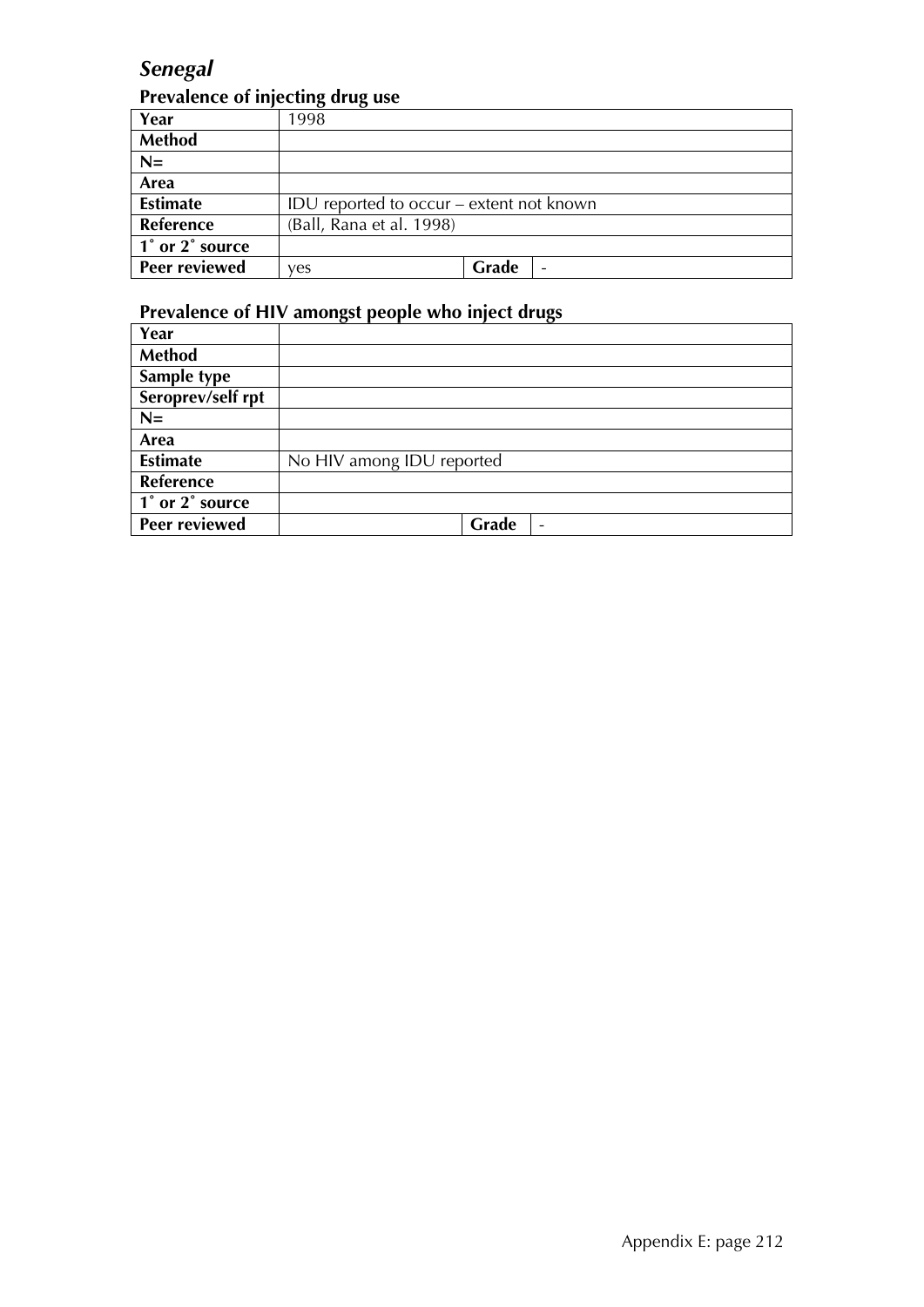## *Senegal*

### Prevalence of injecting drug use

| Year | 1998 | | |
|---|---|---|---|
| **Method** | | | |
| **N=** | | | |
| **Area** | | | |
| **Estimate** | IDU reported to occur – extent not known | | |
| **Reference** | (Ball, Rana et al. 1998) | | |
| **1˚ or 2˚ source** | | | |
| **Peer reviewed** | yes | **Grade** | - |

### Prevalence of HIV amongst people who inject drugs

| Year | | | |
|---|---|---|---|
| **Method** | | | |
| **Sample type** | | | |
| **Seroprev/self rpt** | | | |
| **N=** | | | |
| **Area** | | | |
| **Estimate** | No HIV among IDU reported | | |
| **Reference** | | | |
| **1˚ or 2˚ source** | | | |
| **Peer reviewed** | | **Grade** | - |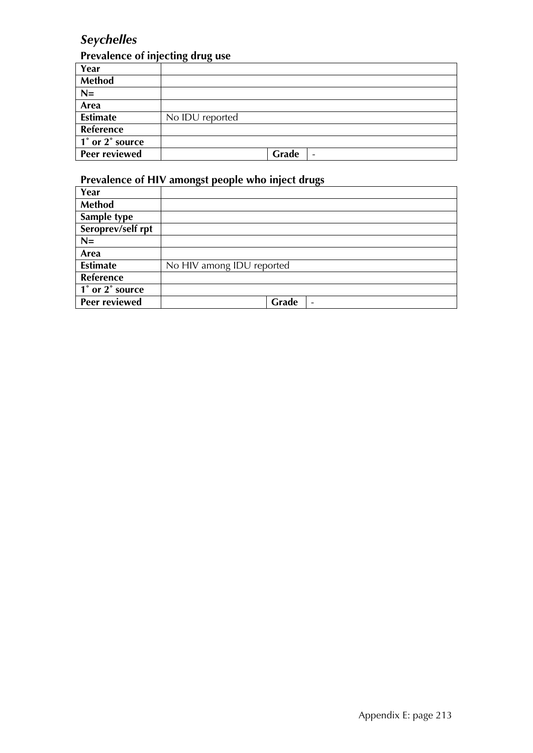## *Seychelles*

### Prevalence of injecting drug use

| Year | | | |
|---|---|---|---|
| Method | | | |
| N= | | | |
| Area | | | |
| Estimate | No IDU reported | | |
| Reference | | | |
| 1˚ or 2˚ source | | | |
| Peer reviewed | | Grade | - |

### Prevalence of HIV amongst people who inject drugs

| Year | | | |
|---|---|---|---|
| Method | | | |
| Sample type | | | |
| Seroprev/self rpt | | | |
| N= | | | |
| Area | | | |
| Estimate | No HIV among IDU reported | | |
| Reference | | | |
| 1˚ or 2˚ source | | | |
| Peer reviewed | | Grade | - |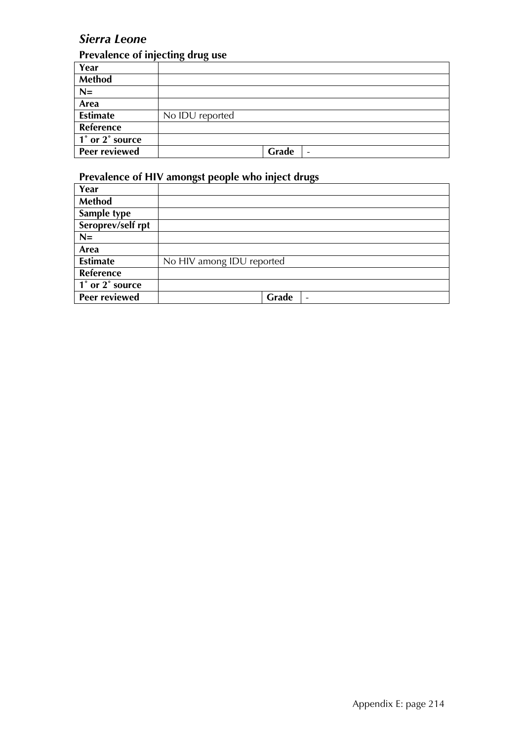## *Sierra Leone*

### Prevalence of injecting drug use

| | | | |
|---|---|---|---|
| **Year** | | | |
| **Method** | | | |
| **N=** | | | |
| **Area** | | | |
| **Estimate** | No IDU reported | | |
| **Reference** | | | |
| **1˚ or 2˚ source** | | | |
| **Peer reviewed** | | **Grade** | - |

### Prevalence of HIV amongst people who inject drugs

| | | | |
|---|---|---|---|
| **Year** | | | |
| **Method** | | | |
| **Sample type** | | | |
| **Seroprev/self rpt** | | | |
| **N=** | | | |
| **Area** | | | |
| **Estimate** | No HIV among IDU reported | | |
| **Reference** | | | |
| **1˚ or 2˚ source** | | | |
| **Peer reviewed** | | **Grade** | - |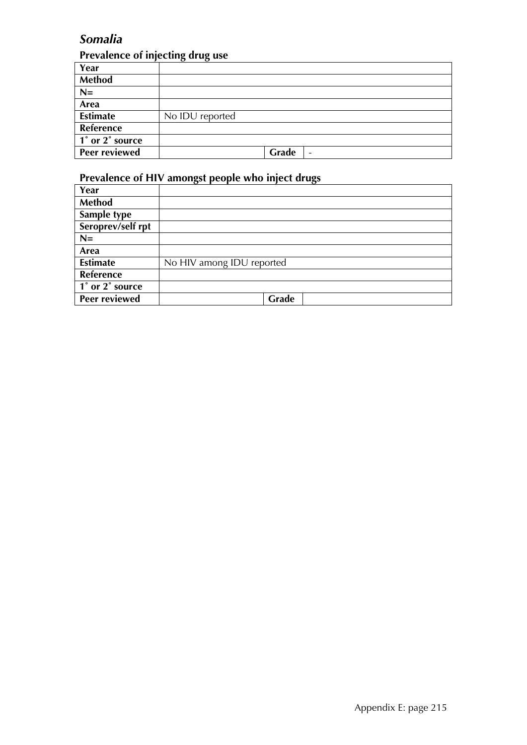## *Somalia*

### Prevalence of injecting drug use

| Year | | | |
|---|---|---|---|
| Method | | | |
| N= | | | |
| Area | | | |
| Estimate | No IDU reported | | |
| Reference | | | |
| 1˚ or 2˚ source | | | |
| Peer reviewed | | Grade | - |

### Prevalence of HIV amongst people who inject drugs

| Year | | | |
|---|---|---|---|
| Method | | | |
| Sample type | | | |
| Seroprev/self rpt | | | |
| N= | | | |
| Area | | | |
| Estimate | No HIV among IDU reported | | |
| Reference | | | |
| 1˚ or 2˚ source | | | |
| Peer reviewed | | Grade | |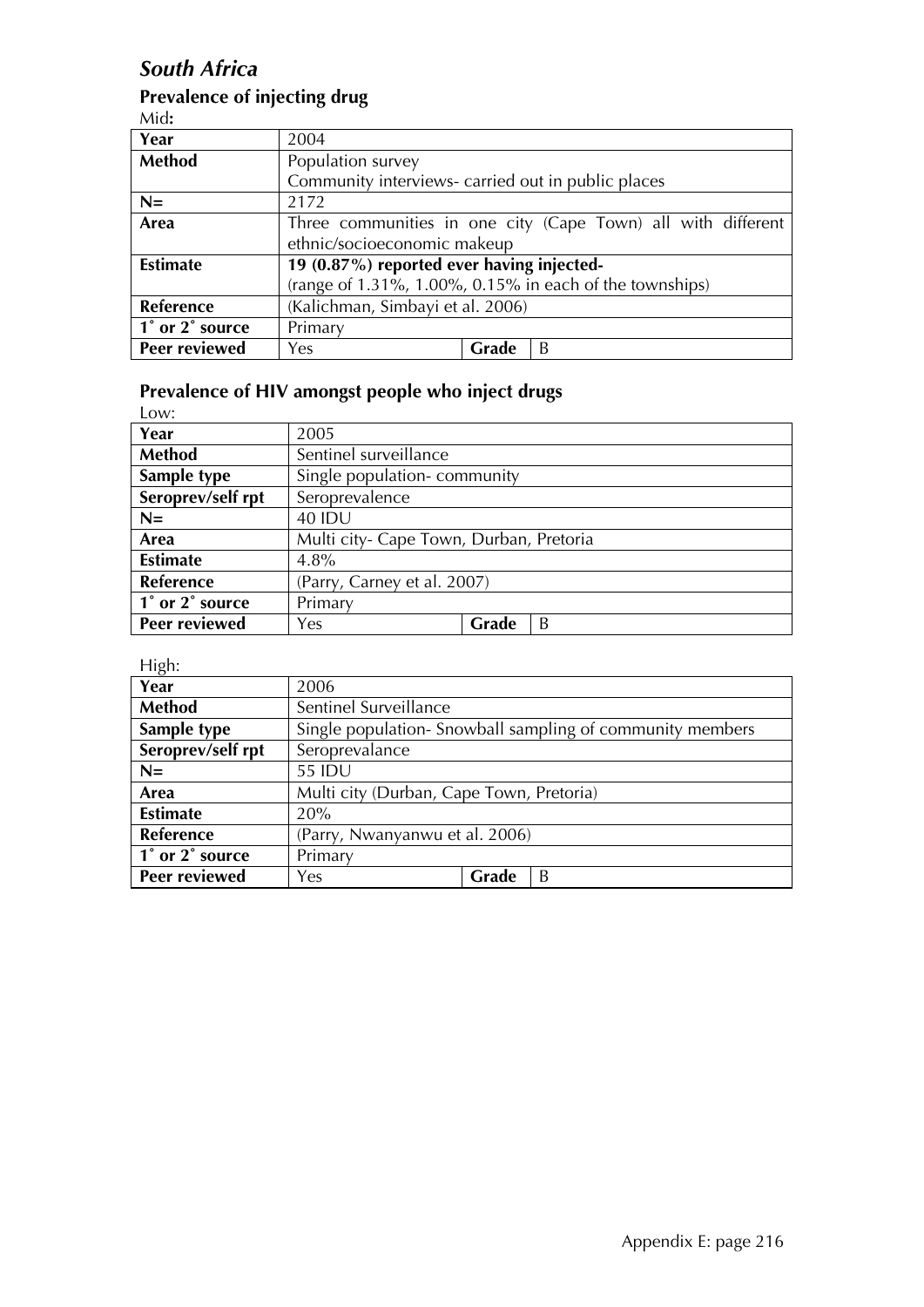## *South Africa*

### Prevalence of injecting drug

Mid**:**

| **Year** | 2004 | | |
|---|---|---|---|
| **Method** | Population survey<br>Community interviews- carried out in public places | | |
| **N=** | 2172 | | |
| **Area** | Three communities in one city (Cape Town) all with different ethnic/socioeconomic makeup | | |
| **Estimate** | **19 (0.87%) reported ever having injected-**<br>(range of 1.31%, 1.00%, 0.15% in each of the townships) | | |
| **Reference** | (Kalichman, Simbayi et al. 2006) | | |
| **1˚ or 2˚ source** | Primary | | |
| **Peer reviewed** | Yes | **Grade** | B |

### Prevalence of HIV amongst people who inject drugs

Low:

| **Year** | 2005 | | |
|---|---|---|---|
| **Method** | Sentinel surveillance | | |
| **Sample type** | Single population- community | | |
| **Seroprev/self rpt** | Seroprevalence | | |
| **N=** | 40 IDU | | |
| **Area** | Multi city- Cape Town, Durban, Pretoria | | |
| **Estimate** | 4.8% | | |
| **Reference** | (Parry, Carney et al. 2007) | | |
| **1˚ or 2˚ source** | Primary | | |
| **Peer reviewed** | Yes | **Grade** | B |

High:

| **Year** | 2006 | | |
|---|---|---|---|
| **Method** | Sentinel Surveillance | | |
| **Sample type** | Single population- Snowball sampling of community members | | |
| **Seroprev/self rpt** | Seroprevalance | | |
| **N=** | 55 IDU | | |
| **Area** | Multi city (Durban, Cape Town, Pretoria) | | |
| **Estimate** | 20% | | |
| **Reference** | (Parry, Nwanyanwu et al. 2006) | | |
| **1˚ or 2˚ source** | Primary | | |
| **Peer reviewed** | Yes | **Grade** | B |

Appendix E: page 216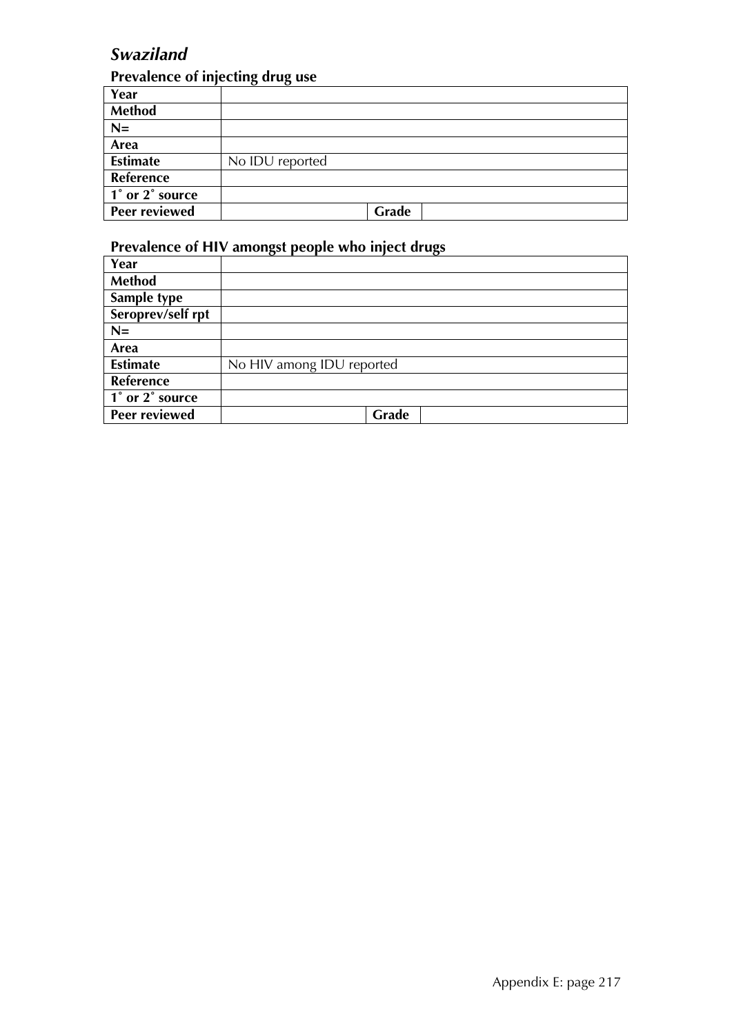## *Swaziland*

### Prevalence of injecting drug use

| Year | | | |
|---|---|---|---|
| Method | | | |
| N= | | | |
| Area | | | |
| Estimate | No IDU reported | | |
| Reference | | | |
| 1˚ or 2˚ source | | | |
| Peer reviewed | | Grade | |

### Prevalence of HIV amongst people who inject drugs

| Year | | | |
|---|---|---|---|
| Method | | | |
| Sample type | | | |
| Seroprev/self rpt | | | |
| N= | | | |
| Area | | | |
| Estimate | No HIV among IDU reported | | |
| Reference | | | |
| 1˚ or 2˚ source | | | |
| Peer reviewed | | Grade | |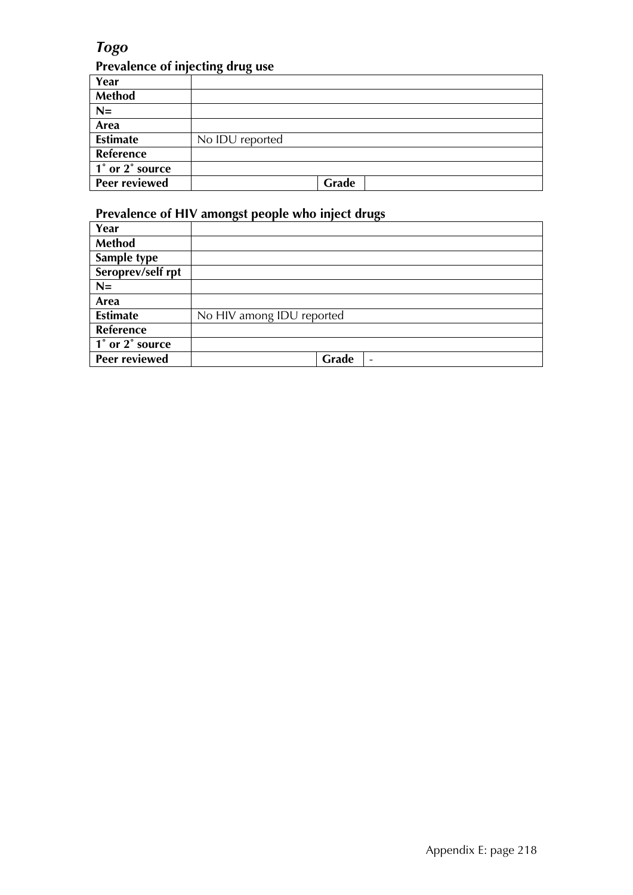## *Togo*

### Prevalence of injecting drug use

| | | | |
|---|---|---|---|
| **Year** | | | |
| **Method** | | | |
| **N=** | | | |
| **Area** | | | |
| **Estimate** | No IDU reported | | |
| **Reference** | | | |
| **1˚ or 2˚ source** | | | |
| **Peer reviewed** | | **Grade** | |

### Prevalence of HIV amongst people who inject drugs

| | | | |
|---|---|---|---|
| **Year** | | | |
| **Method** | | | |
| **Sample type** | | | |
| **Seroprev/self rpt** | | | |
| **N=** | | | |
| **Area** | | | |
| **Estimate** | No HIV among IDU reported | | |
| **Reference** | | | |
| **1˚ or 2˚ source** | | | |
| **Peer reviewed** | | **Grade** | - |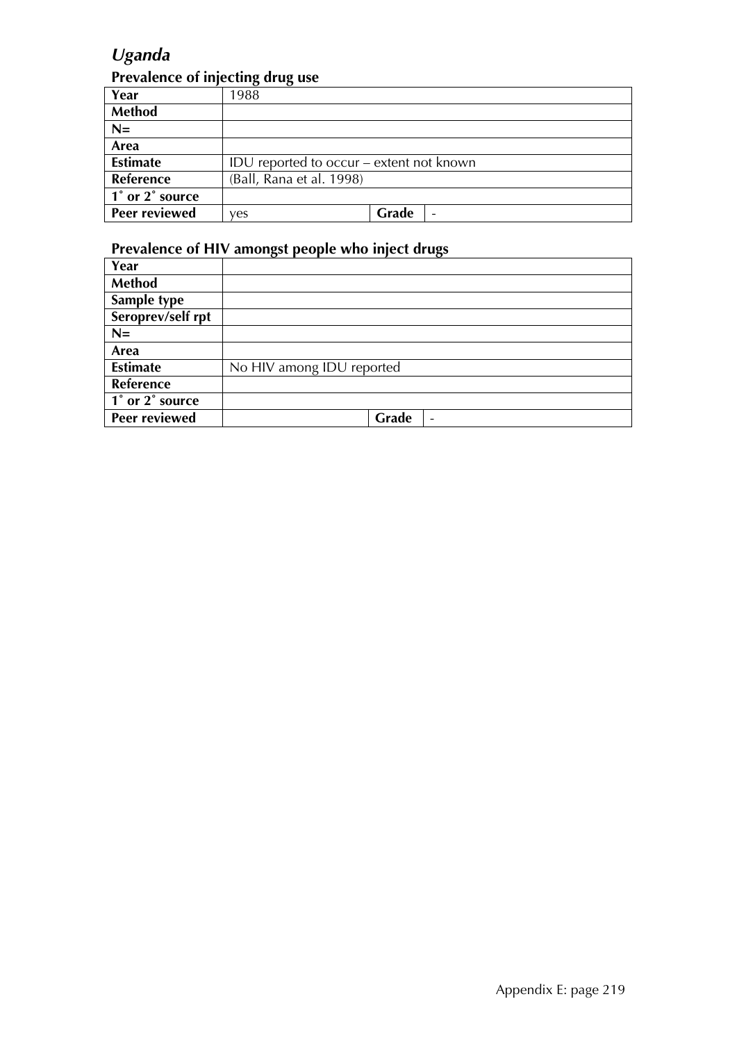## *Uganda*

### Prevalence of injecting drug use

| Year | 1988 | | |
|---|---|---|---|
| **Method** | | | |
| **N=** | | | |
| **Area** | | | |
| **Estimate** | IDU reported to occur – extent not known | | |
| **Reference** | (Ball, Rana et al. 1998) | | |
| **1˚ or 2˚ source** | | | |
| **Peer reviewed** | yes | **Grade** | - |

### Prevalence of HIV amongst people who inject drugs

| Year | | | |
|---|---|---|---|
| **Method** | | | |
| **Sample type** | | | |
| **Seroprev/self rpt** | | | |
| **N=** | | | |
| **Area** | | | |
| **Estimate** | No HIV among IDU reported | | |
| **Reference** | | | |
| **1˚ or 2˚ source** | | | |
| **Peer reviewed** | | **Grade** | - |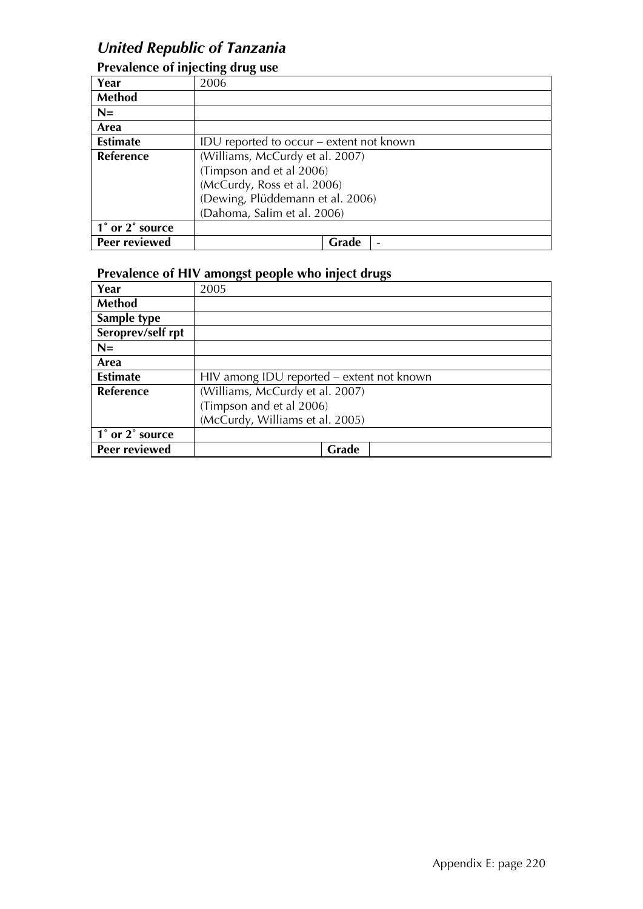# *United Republic of Tanzania*

## Prevalence of injecting drug use

| Year | 2006 | | |
|---|---|---|---|
| **Method** | | | |
| **N=** | | | |
| **Area** | | | |
| **Estimate** | IDU reported to occur – extent not known | | |
| **Reference** | (Williams, McCurdy et al. 2007)<br>(Timpson and et al 2006)<br>(McCurdy, Ross et al. 2006)<br>(Dewing, Plüddemann et al. 2006)<br>(Dahoma, Salim et al. 2006) | | |
| **1˚ or 2˚ source** | | | |
| **Peer reviewed** | | **Grade** | - |

## Prevalence of HIV amongst people who inject drugs

| Year | 2005 | | |
|---|---|---|---|
| **Method** | | | |
| **Sample type** | | | |
| **Seroprev/self rpt** | | | |
| **N=** | | | |
| **Area** | | | |
| **Estimate** | HIV among IDU reported – extent not known | | |
| **Reference** | (Williams, McCurdy et al. 2007)<br>(Timpson and et al 2006)<br>(McCurdy, Williams et al. 2005) | | |
| **1˚ or 2˚ source** | | | |
| **Peer reviewed** | | **Grade** | |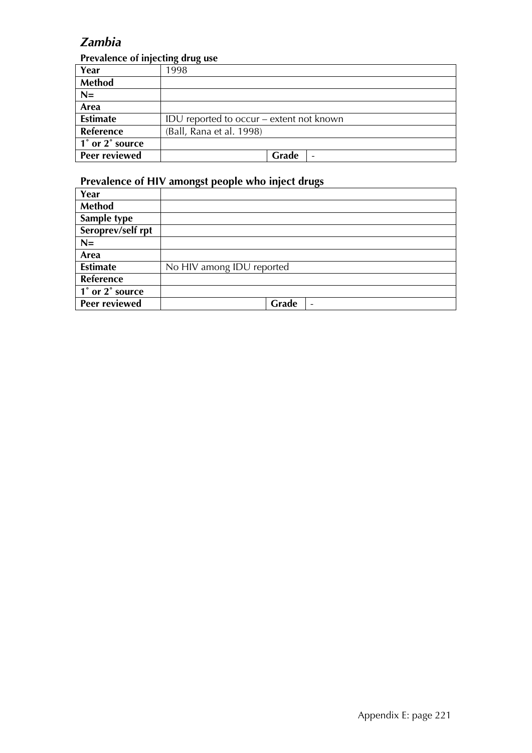## *Zambia*

### Prevalence of injecting drug use

| Year | 1998 | | |
|---|---|---|---|
| Method | | | |
| N= | | | |
| Area | | | |
| Estimate | IDU reported to occur – extent not known | | |
| Reference | (Ball, Rana et al. 1998) | | |
| 1˚ or 2˚ source | | | |
| Peer reviewed | | Grade | - |

### Prevalence of HIV amongst people who inject drugs

| Year | | | |
|---|---|---|---|
| Method | | | |
| Sample type | | | |
| Seroprev/self rpt | | | |
| N= | | | |
| Area | | | |
| Estimate | No HIV among IDU reported | | |
| Reference | | | |
| 1˚ or 2˚ source | | | |
| Peer reviewed | | Grade | - |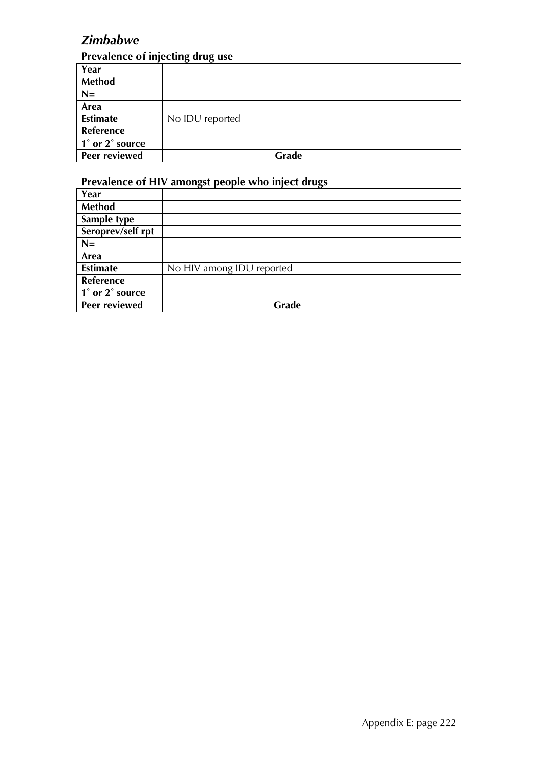## *Zimbabwe*

### Prevalence of injecting drug use

| Year | | | |
|---|---|---|---|
| Method | | | |
| N= | | | |
| Area | | | |
| Estimate | No IDU reported | | |
| Reference | | | |
| 1° or 2° source | | | |
| Peer reviewed | | Grade | |

### Prevalence of HIV amongst people who inject drugs

| Year | | | |
|---|---|---|---|
| Method | | | |
| Sample type | | | |
| Seroprev/self rpt | | | |
| N= | | | |
| Area | | | |
| Estimate | No HIV among IDU reported | | |
| Reference | | | |
| 1° or 2° source | | | |
| Peer reviewed | | Grade | |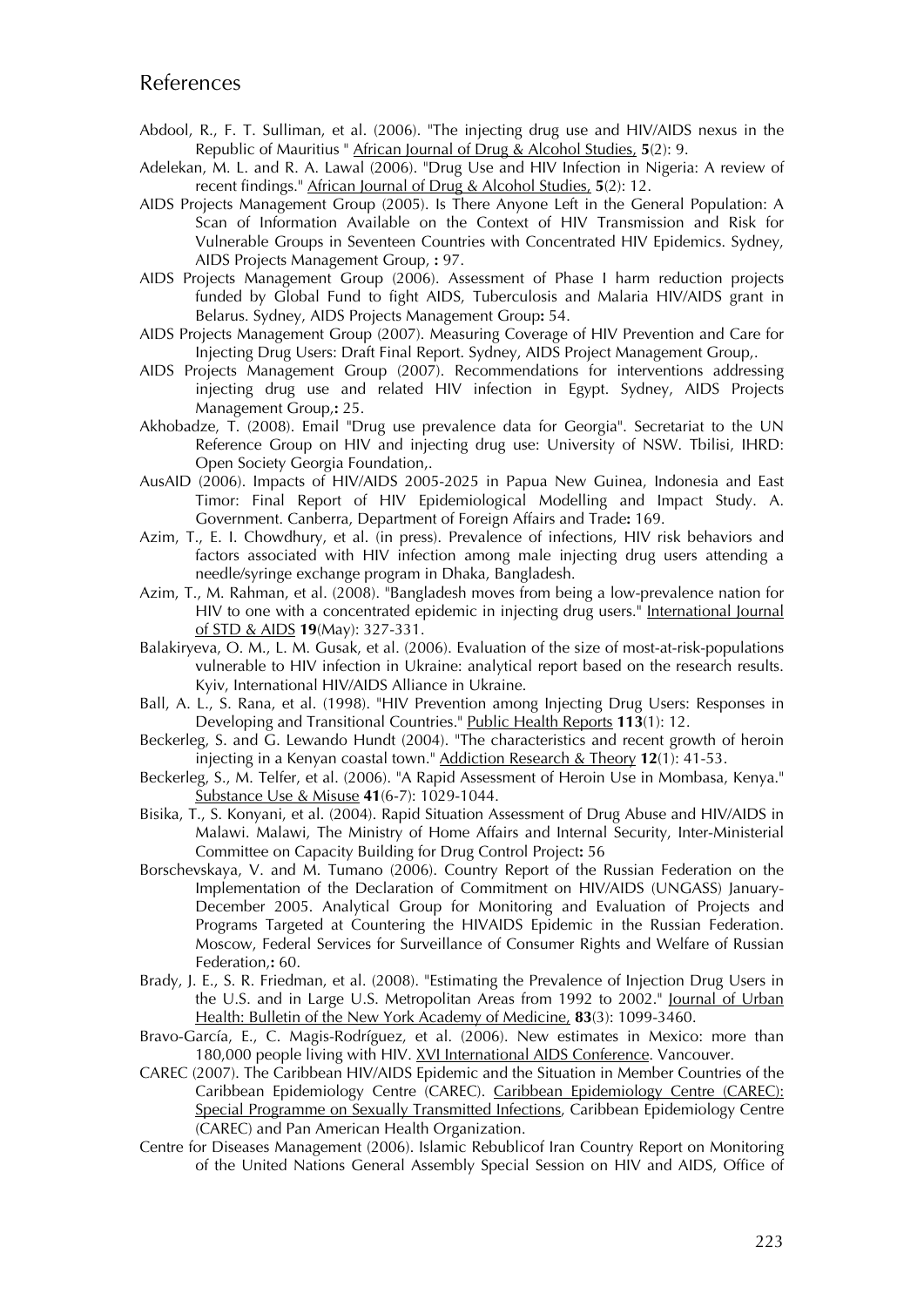# References

Abdool, R., F. T. Sulliman, et al. (2006). "The injecting drug use and HIV/AIDS nexus in the Republic of Mauritius " African Journal of Drug & Alcohol Studies, **5**(2): 9.

Adelekan, M. L. and R. A. Lawal (2006). "Drug Use and HIV Infection in Nigeria: A review of recent findings." African Journal of Drug & Alcohol Studies, **5**(2): 12.

AIDS Projects Management Group (2005). Is There Anyone Left in the General Population: A Scan of Information Available on the Context of HIV Transmission and Risk for Vulnerable Groups in Seventeen Countries with Concentrated HIV Epidemics. Sydney, AIDS Projects Management Group, **:** 97.

AIDS Projects Management Group (2006). Assessment of Phase I harm reduction projects funded by Global Fund to fight AIDS, Tuberculosis and Malaria HIV/AIDS grant in Belarus. Sydney, AIDS Projects Management Group**:** 54.

AIDS Projects Management Group (2007). Measuring Coverage of HIV Prevention and Care for Injecting Drug Users: Draft Final Report. Sydney, AIDS Project Management Group,.

AIDS Projects Management Group (2007). Recommendations for interventions addressing injecting drug use and related HIV infection in Egypt. Sydney, AIDS Projects Management Group,**:** 25.

Akhobadze, T. (2008). Email "Drug use prevalence data for Georgia". Secretariat to the UN Reference Group on HIV and injecting drug use: University of NSW. Tbilisi, IHRD: Open Society Georgia Foundation,.

AusAID (2006). Impacts of HIV/AIDS 2005-2025 in Papua New Guinea, Indonesia and East Timor: Final Report of HIV Epidemiological Modelling and Impact Study. A. Government. Canberra, Department of Foreign Affairs and Trade**:** 169.

Azim, T., E. I. Chowdhury, et al. (in press). Prevalence of infections, HIV risk behaviors and factors associated with HIV infection among male injecting drug users attending a needle/syringe exchange program in Dhaka, Bangladesh.

Azim, T., M. Rahman, et al. (2008). "Bangladesh moves from being a low-prevalence nation for HIV to one with a concentrated epidemic in injecting drug users." International Journal of STD & AIDS **19**(May): 327-331.

Balakiryeva, O. M., L. M. Gusak, et al. (2006). Evaluation of the size of most-at-risk-populations vulnerable to HIV infection in Ukraine: analytical report based on the research results. Kyiv, International HIV/AIDS Alliance in Ukraine.

Ball, A. L., S. Rana, et al. (1998). "HIV Prevention among Injecting Drug Users: Responses in Developing and Transitional Countries." Public Health Reports **113**(1): 12.

Beckerleg, S. and G. Lewando Hundt (2004). "The characteristics and recent growth of heroin injecting in a Kenyan coastal town." Addiction Research & Theory **12**(1): 41-53.

Beckerleg, S., M. Telfer, et al. (2006). "A Rapid Assessment of Heroin Use in Mombasa, Kenya." Substance Use & Misuse **41**(6-7): 1029-1044.

Bisika, T., S. Konyani, et al. (2004). Rapid Situation Assessment of Drug Abuse and HIV/AIDS in Malawi. Malawi, The Ministry of Home Affairs and Internal Security, Inter-Ministerial Committee on Capacity Building for Drug Control Project**:** 56

Borschevskaya, V. and M. Tumano (2006). Country Report of the Russian Federation on the Implementation of the Declaration of Commitment on HIV/AIDS (UNGASS) January-December 2005. Analytical Group for Monitoring and Evaluation of Projects and Programs Targeted at Countering the HIVAIDS Epidemic in the Russian Federation. Moscow, Federal Services for Surveillance of Consumer Rights and Welfare of Russian Federation,**:** 60.

Brady, J. E., S. R. Friedman, et al. (2008). "Estimating the Prevalence of Injection Drug Users in the U.S. and in Large U.S. Metropolitan Areas from 1992 to 2002." Journal of Urban Health: Bulletin of the New York Academy of Medicine, **83**(3): 1099-3460.

Bravo-García, E., C. Magis-Rodríguez, et al. (2006). New estimates in Mexico: more than 180,000 people living with HIV. XVI International AIDS Conference. Vancouver.

CAREC (2007). The Caribbean HIV/AIDS Epidemic and the Situation in Member Countries of the Caribbean Epidemiology Centre (CAREC). Caribbean Epidemiology Centre (CAREC): Special Programme on Sexually Transmitted Infections, Caribbean Epidemiology Centre (CAREC) and Pan American Health Organization.

Centre for Diseases Management (2006). Islamic Rebublicof Iran Country Report on Monitoring of the United Nations General Assembly Special Session on HIV and AIDS, Office of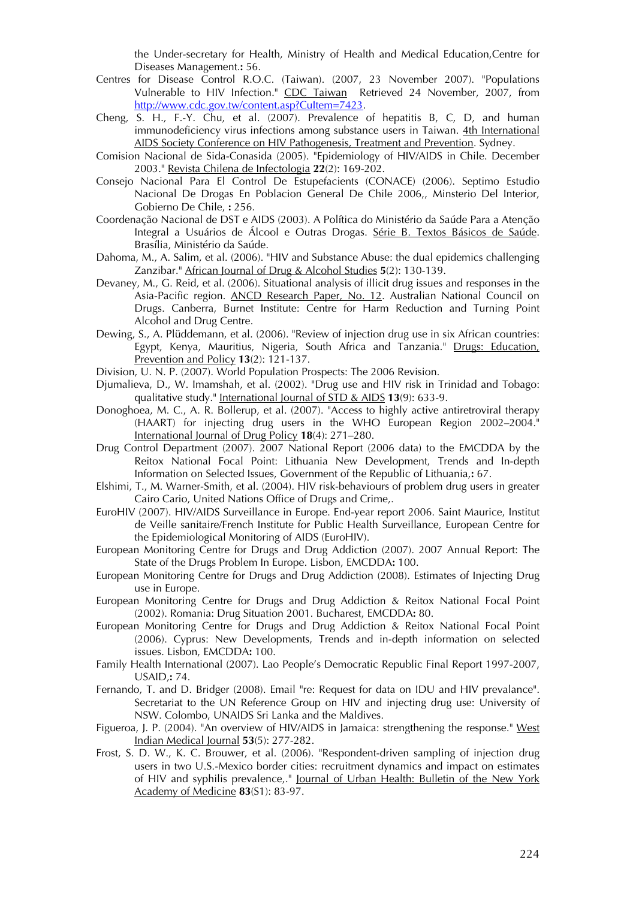the Under-secretary for Health, Ministry of Health and Medical Education,Centre for Diseases Management.**:** 56.

Centres for Disease Control R.O.C. (Taiwan). (2007, 23 November 2007). "Populations Vulnerable to HIV Infection." CDC Taiwan Retrieved 24 November, 2007, from http://www.cdc.gov.tw/content.asp?CuItem=7423.

Cheng, S. H., F.-Y. Chu, et al. (2007). Prevalence of hepatitis B, C, D, and human immunodeficiency virus infections among substance users in Taiwan. 4th International AIDS Society Conference on HIV Pathogenesis, Treatment and Prevention. Sydney.

Comision Nacional de Sida-Conasida (2005). "Epidemiology of HIV/AIDS in Chile. December 2003." Revista Chilena de Infectologia **22**(2): 169-202.

Consejo Nacional Para El Control De Estupefacients (CONACE) (2006). Septimo Estudio Nacional De Drogas En Poblacion General De Chile 2006,, Minsterio Del Interior, Gobierno De Chile, **:** 256.

Coordenação Nacional de DST e AIDS (2003). A Política do Ministério da Saúde Para a Atenção Integral a Usuários de Álcool e Outras Drogas. Série B. Textos Básicos de Saúde. Brasília, Ministério da Saúde.

Dahoma, M., A. Salim, et al. (2006). "HIV and Substance Abuse: the dual epidemics challenging Zanzibar." African Journal of Drug & Alcohol Studies **5**(2): 130-139.

Devaney, M., G. Reid, et al. (2006). Situational analysis of illicit drug issues and responses in the Asia-Pacific region. ANCD Research Paper, No. 12. Australian National Council on Drugs. Canberra, Burnet Institute: Centre for Harm Reduction and Turning Point Alcohol and Drug Centre.

Dewing, S., A. Plüddemann, et al. (2006). "Review of injection drug use in six African countries: Egypt, Kenya, Mauritius, Nigeria, South Africa and Tanzania." Drugs: Education, Prevention and Policy **13**(2): 121-137.

Division, U. N. P. (2007). World Population Prospects: The 2006 Revision.

Djumalieva, D., W. Imamshah, et al. (2002). "Drug use and HIV risk in Trinidad and Tobago: qualitative study." International Journal of STD & AIDS **13**(9): 633-9.

Donoghoea, M. C., A. R. Bollerup, et al. (2007). "Access to highly active antiretroviral therapy (HAART) for injecting drug users in the WHO European Region 2002–2004." International Journal of Drug Policy **18**(4): 271–280.

Drug Control Department (2007). 2007 National Report (2006 data) to the EMCDDA by the Reitox National Focal Point: Lithuania New Development, Trends and In-depth Information on Selected Issues, Government of the Republic of Lithuania,**:** 67.

Elshimi, T., M. Warner-Smith, et al. (2004). HIV risk-behaviours of problem drug users in greater Cairo Cario, United Nations Office of Drugs and Crime,.

EuroHIV (2007). HIV/AIDS Surveillance in Europe. End-year report 2006. Saint Maurice, Institut de Veille sanitaire/French Institute for Public Health Surveillance, European Centre for the Epidemiological Monitoring of AIDS (EuroHIV).

European Monitoring Centre for Drugs and Drug Addiction (2007). 2007 Annual Report: The State of the Drugs Problem In Europe. Lisbon, EMCDDA**:** 100.

European Monitoring Centre for Drugs and Drug Addiction (2008). Estimates of Injecting Drug use in Europe.

European Monitoring Centre for Drugs and Drug Addiction & Reitox National Focal Point (2002). Romania: Drug Situation 2001. Bucharest, EMCDDA**:** 80.

European Monitoring Centre for Drugs and Drug Addiction & Reitox National Focal Point (2006). Cyprus: New Developments, Trends and in-depth information on selected issues. Lisbon, EMCDDA**:** 100.

Family Health International (2007). Lao People's Democratic Republic Final Report 1997-2007, USAID,**:** 74.

Fernando, T. and D. Bridger (2008). Email "re: Request for data on IDU and HIV prevalance". Secretariat to the UN Reference Group on HIV and injecting drug use: University of NSW. Colombo, UNAIDS Sri Lanka and the Maldives.

Figueroa, J. P. (2004). "An overview of HIV/AIDS in Jamaica: strengthening the response." West Indian Medical Journal **53**(5): 277-282.

Frost, S. D. W., K. C. Brouwer, et al. (2006). "Respondent-driven sampling of injection drug users in two U.S.-Mexico border cities: recruitment dynamics and impact on estimates of HIV and syphilis prevalence,." Journal of Urban Health: Bulletin of the New York Academy of Medicine **83**(S1): 83-97.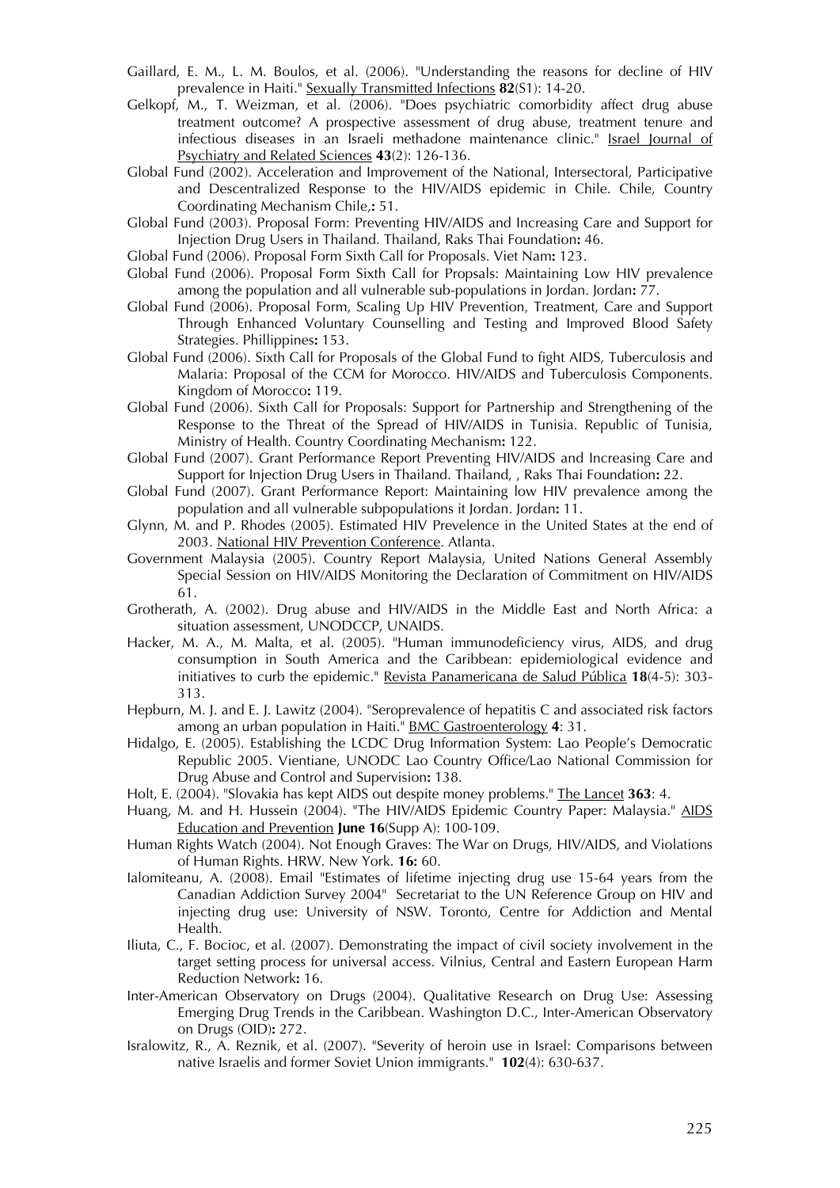Gaillard, E. M., L. M. Boulos, et al. (2006). "Understanding the reasons for decline of HIV prevalence in Haiti." Sexually Transmitted Infections **82**(S1): 14-20.

Gelkopf, M., T. Weizman, et al. (2006). "Does psychiatric comorbidity affect drug abuse treatment outcome? A prospective assessment of drug abuse, treatment tenure and infectious diseases in an Israeli methadone maintenance clinic." Israel Journal of Psychiatry and Related Sciences **43**(2): 126-136.

Global Fund (2002). Acceleration and Improvement of the National, Intersectoral, Participative and Descentralized Response to the HIV/AIDS epidemic in Chile. Chile, Country Coordinating Mechanism Chile,**:** 51.

Global Fund (2003). Proposal Form: Preventing HIV/AIDS and Increasing Care and Support for Injection Drug Users in Thailand. Thailand, Raks Thai Foundation**:** 46.

Global Fund (2006). Proposal Form Sixth Call for Proposals. Viet Nam**:** 123.

Global Fund (2006). Proposal Form Sixth Call for Propsals: Maintaining Low HIV prevalence among the population and all vulnerable sub-populations in Jordan. Jordan**:** 77.

Global Fund (2006). Proposal Form, Scaling Up HIV Prevention, Treatment, Care and Support Through Enhanced Voluntary Counselling and Testing and Improved Blood Safety Strategies. Phillippines**:** 153.

Global Fund (2006). Sixth Call for Proposals of the Global Fund to fight AIDS, Tuberculosis and Malaria: Proposal of the CCM for Morocco. HIV/AIDS and Tuberculosis Components. Kingdom of Morocco**:** 119.

Global Fund (2006). Sixth Call for Proposals: Support for Partnership and Strengthening of the Response to the Threat of the Spread of HIV/AIDS in Tunisia. Republic of Tunisia, Ministry of Health. Country Coordinating Mechanism**:** 122.

Global Fund (2007). Grant Performance Report Preventing HIV/AIDS and Increasing Care and Support for Injection Drug Users in Thailand. Thailand, , Raks Thai Foundation**:** 22.

Global Fund (2007). Grant Performance Report: Maintaining low HIV prevalence among the population and all vulnerable subpopulations it Jordan. Jordan**:** 11.

Glynn, M. and P. Rhodes (2005). Estimated HIV Prevelence in the United States at the end of 2003. National HIV Prevention Conference. Atlanta.

Government Malaysia (2005). Country Report Malaysia, United Nations General Assembly Special Session on HIV/AIDS Monitoring the Declaration of Commitment on HIV/AIDS 61.

Grotherath, A. (2002). Drug abuse and HIV/AIDS in the Middle East and North Africa: a situation assessment, UNODCCP, UNAIDS.

Hacker, M. A., M. Malta, et al. (2005). "Human immunodeficiency virus, AIDS, and drug consumption in South America and the Caribbean: epidemiological evidence and initiatives to curb the epidemic." Revista Panamericana de Salud Pública **18**(4-5): 303-313.

Hepburn, M. J. and E. J. Lawitz (2004). "Seroprevalence of hepatitis C and associated risk factors among an urban population in Haiti." BMC Gastroenterology **4**: 31.

Hidalgo, E. (2005). Establishing the LCDC Drug Information System: Lao People's Democratic Republic 2005. Vientiane, UNODC Lao Country Office/Lao National Commission for Drug Abuse and Control and Supervision**:** 138.

Holt, E. (2004). "Slovakia has kept AIDS out despite money problems." The Lancet **363**: 4.

Huang, M. and H. Hussein (2004). "The HIV/AIDS Epidemic Country Paper: Malaysia." AIDS Education and Prevention **June 16**(Supp A): 100-109.

Human Rights Watch (2004). Not Enough Graves: The War on Drugs, HIV/AIDS, and Violations of Human Rights. HRW. New York. **16:** 60.

Ialomiteanu, A. (2008). Email "Estimates of lifetime injecting drug use 15-64 years from the Canadian Addiction Survey 2004" Secretariat to the UN Reference Group on HIV and injecting drug use: University of NSW. Toronto, Centre for Addiction and Mental Health.

Iliuta, C., F. Bocioc, et al. (2007). Demonstrating the impact of civil society involvement in the target setting process for universal access. Vilnius, Central and Eastern European Harm Reduction Network**:** 16.

Inter-American Observatory on Drugs (2004). Qualitative Research on Drug Use: Assessing Emerging Drug Trends in the Caribbean. Washington D.C., Inter-American Observatory on Drugs (OID)**:** 272.

Isralowitz, R., A. Reznik, et al. (2007). "Severity of heroin use in Israel: Comparisons between native Israelis and former Soviet Union immigrants." **102**(4): 630-637.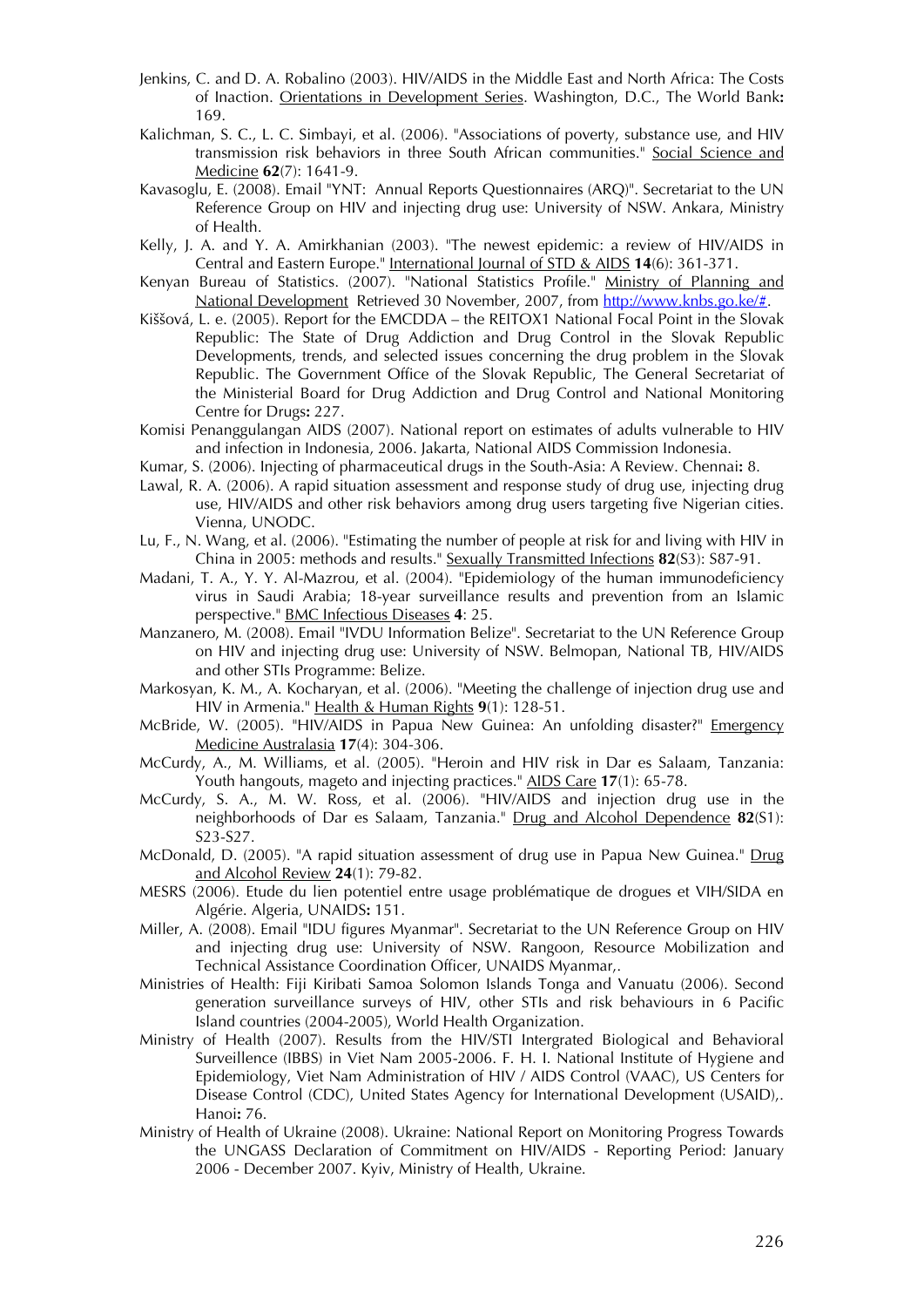Jenkins, C. and D. A. Robalino (2003). HIV/AIDS in the Middle East and North Africa: The Costs of Inaction. Orientations in Development Series. Washington, D.C., The World Bank**:** 169.

Kalichman, S. C., L. C. Simbayi, et al. (2006). "Associations of poverty, substance use, and HIV transmission risk behaviors in three South African communities." Social Science and Medicine **62**(7): 1641-9.

Kavasoglu, E. (2008). Email "YNT: Annual Reports Questionnaires (ARQ)". Secretariat to the UN Reference Group on HIV and injecting drug use: University of NSW. Ankara, Ministry of Health.

Kelly, J. A. and Y. A. Amirkhanian (2003). "The newest epidemic: a review of HIV/AIDS in Central and Eastern Europe." International Journal of STD & AIDS **14**(6): 361-371.

Kenyan Bureau of Statistics. (2007). "National Statistics Profile." Ministry of Planning and National Development Retrieved 30 November, 2007, from http://www.knbs.go.ke/#.

Kiššová, L. e. (2005). Report for the EMCDDA – the REITOX1 National Focal Point in the Slovak Republic: The State of Drug Addiction and Drug Control in the Slovak Republic Developments, trends, and selected issues concerning the drug problem in the Slovak Republic. The Government Office of the Slovak Republic, The General Secretariat of the Ministerial Board for Drug Addiction and Drug Control and National Monitoring Centre for Drugs**:** 227.

Komisi Penanggulangan AIDS (2007). National report on estimates of adults vulnerable to HIV and infection in Indonesia, 2006. Jakarta, National AIDS Commission Indonesia.

Kumar, S. (2006). Injecting of pharmaceutical drugs in the South-Asia: A Review. Chennai**:** 8.

Lawal, R. A. (2006). A rapid situation assessment and response study of drug use, injecting drug use, HIV/AIDS and other risk behaviors among drug users targeting five Nigerian cities. Vienna, UNODC.

Lu, F., N. Wang, et al. (2006). "Estimating the number of people at risk for and living with HIV in China in 2005: methods and results." Sexually Transmitted Infections **82**(S3): S87-91.

Madani, T. A., Y. Y. Al-Mazrou, et al. (2004). "Epidemiology of the human immunodeficiency virus in Saudi Arabia; 18-year surveillance results and prevention from an Islamic perspective." BMC Infectious Diseases **4**: 25.

Manzanero, M. (2008). Email "IVDU Information Belize". Secretariat to the UN Reference Group on HIV and injecting drug use: University of NSW. Belmopan, National TB, HIV/AIDS and other STIs Programme: Belize.

Markosyan, K. M., A. Kocharyan, et al. (2006). "Meeting the challenge of injection drug use and HIV in Armenia." Health & Human Rights **9**(1): 128-51.

McBride, W. (2005). "HIV/AIDS in Papua New Guinea: An unfolding disaster?" Emergency Medicine Australasia **17**(4): 304-306.

McCurdy, A., M. Williams, et al. (2005). "Heroin and HIV risk in Dar es Salaam, Tanzania: Youth hangouts, mageto and injecting practices." AIDS Care **17**(1): 65-78.

McCurdy, S. A., M. W. Ross, et al. (2006). "HIV/AIDS and injection drug use in the neighborhoods of Dar es Salaam, Tanzania." Drug and Alcohol Dependence **82**(S1): S23-S27.

McDonald, D. (2005). "A rapid situation assessment of drug use in Papua New Guinea." Drug and Alcohol Review **24**(1): 79-82.

MESRS (2006). Etude du lien potentiel entre usage problématique de drogues et VIH/SIDA en Algérie. Algeria, UNAIDS**:** 151.

Miller, A. (2008). Email "IDU figures Myanmar". Secretariat to the UN Reference Group on HIV and injecting drug use: University of NSW. Rangoon, Resource Mobilization and Technical Assistance Coordination Officer, UNAIDS Myanmar,.

Ministries of Health: Fiji Kiribati Samoa Solomon Islands Tonga and Vanuatu (2006). Second generation surveillance surveys of HIV, other STIs and risk behaviours in 6 Pacific Island countries (2004-2005), World Health Organization.

Ministry of Health (2007). Results from the HIV/STI Intergrated Biological and Behavioral Surveillence (IBBS) in Viet Nam 2005-2006. F. H. I. National Institute of Hygiene and Epidemiology, Viet Nam Administration of HIV / AIDS Control (VAAC), US Centers for Disease Control (CDC), United States Agency for International Development (USAID),. Hanoi**:** 76.

Ministry of Health of Ukraine (2008). Ukraine: National Report on Monitoring Progress Towards the UNGASS Declaration of Commitment on HIV/AIDS - Reporting Period: January 2006 - December 2007. Kyiv, Ministry of Health, Ukraine.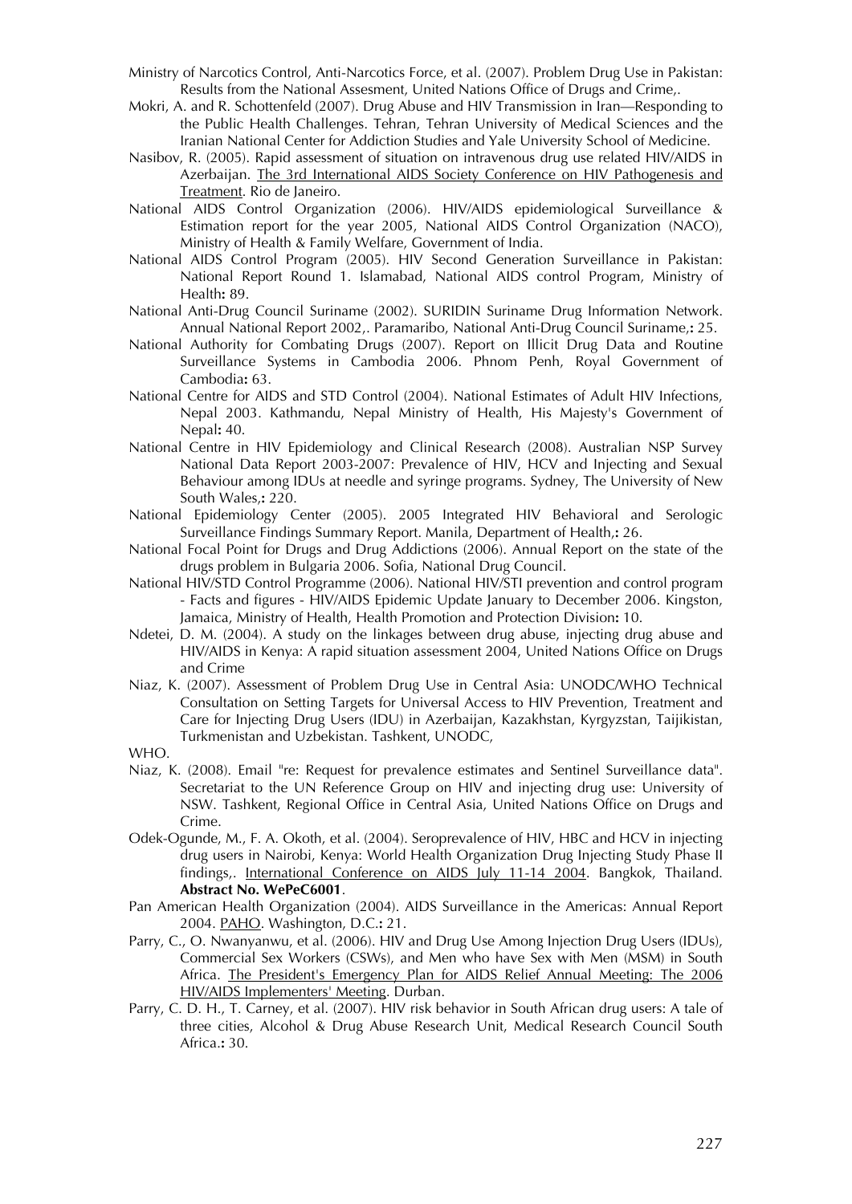Ministry of Narcotics Control, Anti-Narcotics Force, et al. (2007). Problem Drug Use in Pakistan: Results from the National Assesment, United Nations Office of Drugs and Crime,.

Mokri, A. and R. Schottenfeld (2007). Drug Abuse and HIV Transmission in Iran—Responding to the Public Health Challenges. Tehran, Tehran University of Medical Sciences and the Iranian National Center for Addiction Studies and Yale University School of Medicine.

Nasibov, R. (2005). Rapid assessment of situation on intravenous drug use related HIV/AIDS in Azerbaijan. The 3rd International AIDS Society Conference on HIV Pathogenesis and Treatment. Rio de Janeiro.

National AIDS Control Organization (2006). HIV/AIDS epidemiological Surveillance & Estimation report for the year 2005, National AIDS Control Organization (NACO), Ministry of Health & Family Welfare, Government of India.

National AIDS Control Program (2005). HIV Second Generation Surveillance in Pakistan: National Report Round 1. Islamabad, National AIDS control Program, Ministry of Health**:** 89.

National Anti-Drug Council Suriname (2002). SURIDIN Suriname Drug Information Network. Annual National Report 2002,. Paramaribo, National Anti-Drug Council Suriname,**:** 25.

National Authority for Combating Drugs (2007). Report on Illicit Drug Data and Routine Surveillance Systems in Cambodia 2006. Phnom Penh, Royal Government of Cambodia**:** 63.

National Centre for AIDS and STD Control (2004). National Estimates of Adult HIV Infections, Nepal 2003. Kathmandu, Nepal Ministry of Health, His Majesty's Government of Nepal**:** 40.

National Centre in HIV Epidemiology and Clinical Research (2008). Australian NSP Survey National Data Report 2003-2007: Prevalence of HIV, HCV and Injecting and Sexual Behaviour among IDUs at needle and syringe programs. Sydney, The University of New South Wales,**:** 220.

National Epidemiology Center (2005). 2005 Integrated HIV Behavioral and Serologic Surveillance Findings Summary Report. Manila, Department of Health,**:** 26.

National Focal Point for Drugs and Drug Addictions (2006). Annual Report on the state of the drugs problem in Bulgaria 2006. Sofia, National Drug Council.

National HIV/STD Control Programme (2006). National HIV/STI prevention and control program - Facts and figures - HIV/AIDS Epidemic Update January to December 2006. Kingston, Jamaica, Ministry of Health, Health Promotion and Protection Division**:** 10.

Ndetei, D. M. (2004). A study on the linkages between drug abuse, injecting drug abuse and HIV/AIDS in Kenya: A rapid situation assessment 2004, United Nations Office on Drugs and Crime

Niaz, K. (2007). Assessment of Problem Drug Use in Central Asia: UNODC/WHO Technical Consultation on Setting Targets for Universal Access to HIV Prevention, Treatment and Care for Injecting Drug Users (IDU) in Azerbaijan, Kazakhstan, Kyrgyzstan, Taijikistan, Turkmenistan and Uzbekistan. Tashkent, UNODC,

WHO.

Niaz, K. (2008). Email "re: Request for prevalence estimates and Sentinel Surveillance data". Secretariat to the UN Reference Group on HIV and injecting drug use: University of NSW. Tashkent, Regional Office in Central Asia, United Nations Office on Drugs and Crime.

Odek-Ogunde, M., F. A. Okoth, et al. (2004). Seroprevalence of HIV, HBC and HCV in injecting drug users in Nairobi, Kenya: World Health Organization Drug Injecting Study Phase II findings,. International Conference on AIDS July 11-14 2004. Bangkok, Thailand. **Abstract No. WePeC6001**.

Pan American Health Organization (2004). AIDS Surveillance in the Americas: Annual Report 2004. PAHO. Washington, D.C.**:** 21.

Parry, C., O. Nwanyanwu, et al. (2006). HIV and Drug Use Among Injection Drug Users (IDUs), Commercial Sex Workers (CSWs), and Men who have Sex with Men (MSM) in South Africa. The President's Emergency Plan for AIDS Relief Annual Meeting: The 2006 HIV/AIDS Implementers' Meeting. Durban.

Parry, C. D. H., T. Carney, et al. (2007). HIV risk behavior in South African drug users: A tale of three cities, Alcohol & Drug Abuse Research Unit, Medical Research Council South Africa.**:** 30.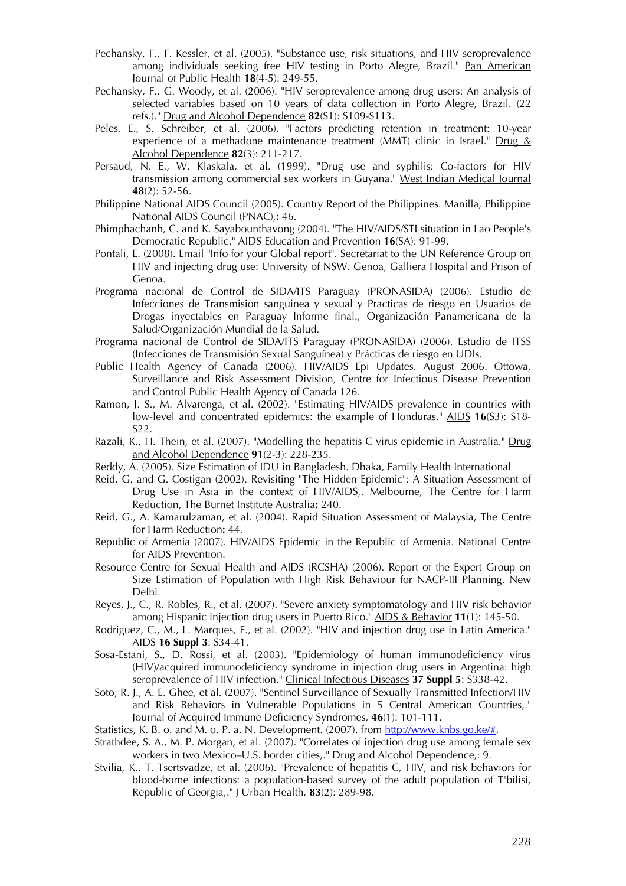Pechansky, F., F. Kessler, et al. (2005). "Substance use, risk situations, and HIV seroprevalence among individuals seeking free HIV testing in Porto Alegre, Brazil." Pan American Journal of Public Health **18**(4-5): 249-55.

Pechansky, F., G. Woody, et al. (2006). "HIV seroprevalence among drug users: An analysis of selected variables based on 10 years of data collection in Porto Alegre, Brazil. (22 refs.)." Drug and Alcohol Dependence **82**(S1): S109-S113.

Peles, E., S. Schreiber, et al. (2006). "Factors predicting retention in treatment: 10-year experience of a methadone maintenance treatment (MMT) clinic in Israel." Drug & Alcohol Dependence **82**(3): 211-217.

Persaud, N. E., W. Klaskala, et al. (1999). "Drug use and syphilis: Co-factors for HIV transmission among commercial sex workers in Guyana." West Indian Medical Journal **48**(2): 52-56.

Philippine National AIDS Council (2005). Country Report of the Philippines. Manilla, Philippine National AIDS Council (PNAC),**:** 46.

Phimphachanh, C. and K. Sayabounthavong (2004). "The HIV/AIDS/STI situation in Lao People's Democratic Republic." AIDS Education and Prevention **16**(SA): 91-99.

Pontali, E. (2008). Email "Info for your Global report". Secretariat to the UN Reference Group on HIV and injecting drug use: University of NSW. Genoa, Galliera Hospital and Prison of Genoa.

Programa nacional de Control de SIDA/ITS Paraguay (PRONASIDA) (2006). Estudio de Infecciones de Transmision sanguinea y sexual y Practicas de riesgo en Usuarios de Drogas inyectables en Paraguay Informe final., Organización Panamericana de la Salud/Organización Mundial de la Salud.

Programa nacional de Control de SIDA/ITS Paraguay (PRONASIDA) (2006). Estudio de ITSS (Infecciones de Transmisión Sexual Sanguínea) y Prácticas de riesgo en UDIs.

Public Health Agency of Canada (2006). HIV/AIDS Epi Updates. August 2006. Ottowa, Surveillance and Risk Assessment Division, Centre for Infectious Disease Prevention and Control Public Health Agency of Canada 126.

Ramon, J. S., M. Alvarenga, et al. (2002). "Estimating HIV/AIDS prevalence in countries with low-level and concentrated epidemics: the example of Honduras." AIDS **16**(S3): S18-S22.

Razali, K., H. Thein, et al. (2007). "Modelling the hepatitis C virus epidemic in Australia." Drug and Alcohol Dependence **91**(2-3): 228-235.

Reddy, A. (2005). Size Estimation of IDU in Bangladesh. Dhaka, Family Health International

Reid, G. and G. Costigan (2002). Revisiting "The Hidden Epidemic": A Situation Assessment of Drug Use in Asia in the context of HIV/AIDS,. Melbourne, The Centre for Harm Reduction, The Burnet Institute Australia**:** 240.

Reid, G., A. Kamarulzaman, et al. (2004). Rapid Situation Assessment of Malaysia, The Centre for Harm Reduction**:** 44.

Republic of Armenia (2007). HIV/AIDS Epidemic in the Republic of Armenia. National Centre for AIDS Prevention.

Resource Centre for Sexual Health and AIDS (RCSHA) (2006). Report of the Expert Group on Size Estimation of Population with High Risk Behaviour for NACP-III Planning. New Delhi.

Reyes, J., C., R. Robles, R., et al. (2007). "Severe anxiety symptomatology and HIV risk behavior among Hispanic injection drug users in Puerto Rico." AIDS & Behavior **11**(1): 145-50.

Rodriguez, C., M., L. Marques, F., et al. (2002). "HIV and injection drug use in Latin America." AIDS **16 Suppl 3**: S34-41.

Sosa-Estani, S., D. Rossi, et al. (2003). "Epidemiology of human immunodeficiency virus (HIV)/acquired immunodeficiency syndrome in injection drug users in Argentina: high seroprevalence of HIV infection." Clinical Infectious Diseases **37 Suppl 5**: S338-42.

Soto, R. J., A. E. Ghee, et al. (2007). "Sentinel Surveillance of Sexually Transmitted Infection/HIV and Risk Behaviors in Vulnerable Populations in 5 Central American Countries,." Journal of Acquired Immune Deficiency Syndromes, **46**(1): 101-111.

Statistics, K. B. o. and M. o. P. a. N. Development. (2007). from http://www.knbs.go.ke/#.

Strathdee, S. A., M. P. Morgan, et al. (2007). "Correlates of injection drug use among female sex workers in two Mexico–U.S. border cities,." Drug and Alcohol Dependence,: 9.

Stvilia, K., T. Tsertsvadze, et al. (2006). "Prevalence of hepatitis C, HIV, and risk behaviors for blood-borne infections: a population-based survey of the adult population of T'bilisi, Republic of Georgia,." J Urban Health, **83**(2): 289-98.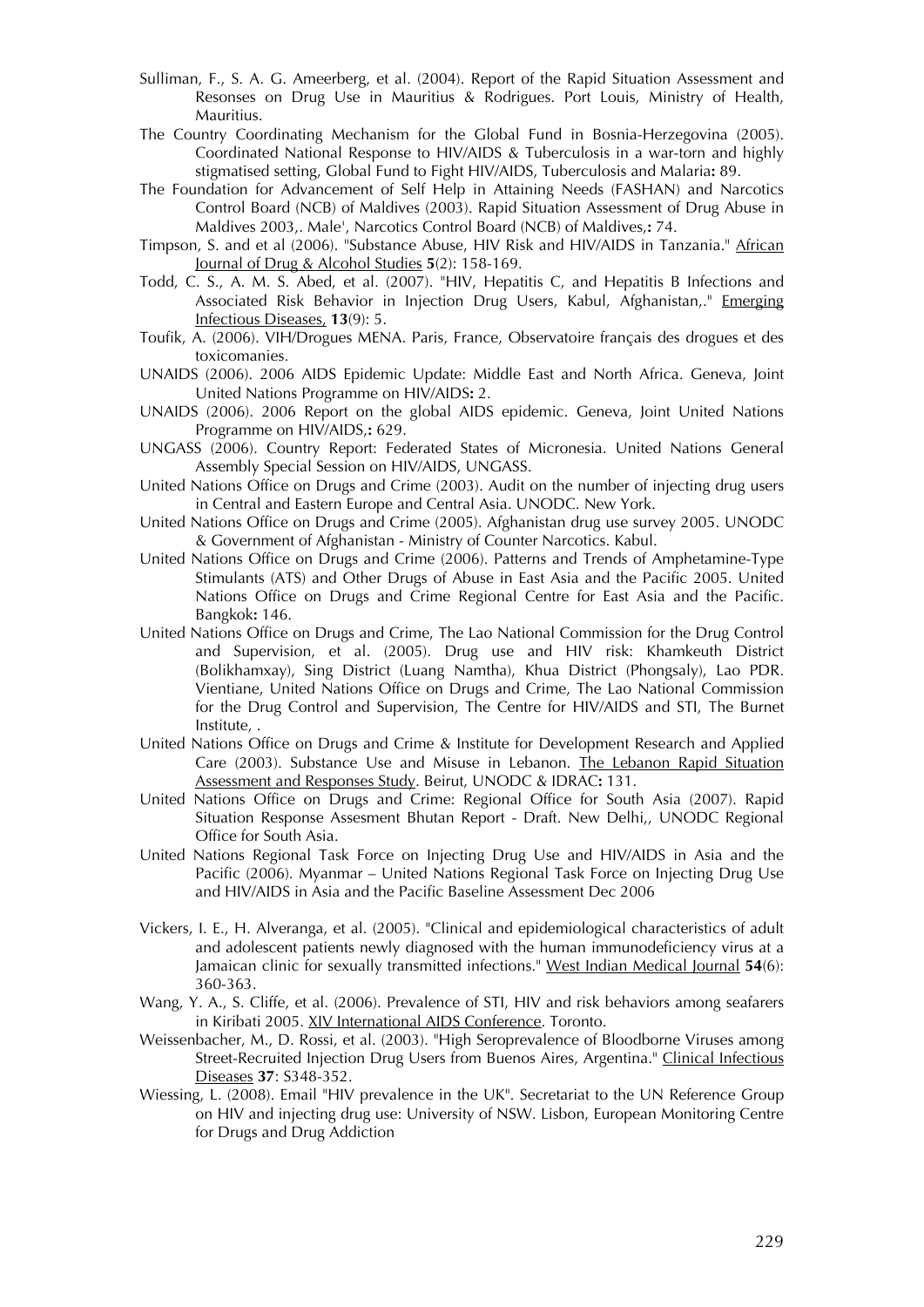Sulliman, F., S. A. G. Ameerberg, et al. (2004). Report of the Rapid Situation Assessment and Resonses on Drug Use in Mauritius & Rodrigues. Port Louis, Ministry of Health, Mauritius.

The Country Coordinating Mechanism for the Global Fund in Bosnia-Herzegovina (2005). Coordinated National Response to HIV/AIDS & Tuberculosis in a war-torn and highly stigmatised setting, Global Fund to Fight HIV/AIDS, Tuberculosis and Malaria**:** 89.

The Foundation for Advancement of Self Help in Attaining Needs (FASHAN) and Narcotics Control Board (NCB) of Maldives (2003). Rapid Situation Assessment of Drug Abuse in Maldives 2003,. Male', Narcotics Control Board (NCB) of Maldives,**:** 74.

Timpson, S. and et al (2006). "Substance Abuse, HIV Risk and HIV/AIDS in Tanzania." African Journal of Drug & Alcohol Studies **5**(2): 158-169.

Todd, C. S., A. M. S. Abed, et al. (2007). "HIV, Hepatitis C, and Hepatitis B Infections and Associated Risk Behavior in Injection Drug Users, Kabul, Afghanistan,." Emerging Infectious Diseases, **13**(9): 5.

Toufik, A. (2006). VIH/Drogues MENA. Paris, France, Observatoire français des drogues et des toxicomanies.

UNAIDS (2006). 2006 AIDS Epidemic Update: Middle East and North Africa. Geneva, Joint United Nations Programme on HIV/AIDS**:** 2.

UNAIDS (2006). 2006 Report on the global AIDS epidemic. Geneva, Joint United Nations Programme on HIV/AIDS,**:** 629.

UNGASS (2006). Country Report: Federated States of Micronesia. United Nations General Assembly Special Session on HIV/AIDS, UNGASS.

United Nations Office on Drugs and Crime (2003). Audit on the number of injecting drug users in Central and Eastern Europe and Central Asia. UNODC. New York.

United Nations Office on Drugs and Crime (2005). Afghanistan drug use survey 2005. UNODC & Government of Afghanistan - Ministry of Counter Narcotics. Kabul.

United Nations Office on Drugs and Crime (2006). Patterns and Trends of Amphetamine-Type Stimulants (ATS) and Other Drugs of Abuse in East Asia and the Pacific 2005. United Nations Office on Drugs and Crime Regional Centre for East Asia and the Pacific. Bangkok**:** 146.

United Nations Office on Drugs and Crime, The Lao National Commission for the Drug Control and Supervision, et al. (2005). Drug use and HIV risk: Khamkeuth District (Bolikhamxay), Sing District (Luang Namtha), Khua District (Phongsaly), Lao PDR. Vientiane, United Nations Office on Drugs and Crime, The Lao National Commission for the Drug Control and Supervision, The Centre for HIV/AIDS and STI, The Burnet Institute, .

United Nations Office on Drugs and Crime & Institute for Development Research and Applied Care (2003). Substance Use and Misuse in Lebanon. The Lebanon Rapid Situation Assessment and Responses Study. Beirut, UNODC & IDRAC**:** 131.

United Nations Office on Drugs and Crime: Regional Office for South Asia (2007). Rapid Situation Response Assesment Bhutan Report - Draft. New Delhi,, UNODC Regional Office for South Asia.

United Nations Regional Task Force on Injecting Drug Use and HIV/AIDS in Asia and the Pacific (2006). Myanmar – United Nations Regional Task Force on Injecting Drug Use and HIV/AIDS in Asia and the Pacific Baseline Assessment Dec 2006

Vickers, I. E., H. Alveranga, et al. (2005). "Clinical and epidemiological characteristics of adult and adolescent patients newly diagnosed with the human immunodeficiency virus at a Jamaican clinic for sexually transmitted infections." West Indian Medical Journal **54**(6): 360-363.

Wang, Y. A., S. Cliffe, et al. (2006). Prevalence of STI, HIV and risk behaviors among seafarers in Kiribati 2005. XIV International AIDS Conference. Toronto.

Weissenbacher, M., D. Rossi, et al. (2003). "High Seroprevalence of Bloodborne Viruses among Street-Recruited Injection Drug Users from Buenos Aires, Argentina." Clinical Infectious Diseases **37**: S348-352.

Wiessing, L. (2008). Email "HIV prevalence in the UK". Secretariat to the UN Reference Group on HIV and injecting drug use: University of NSW. Lisbon, European Monitoring Centre for Drugs and Drug Addiction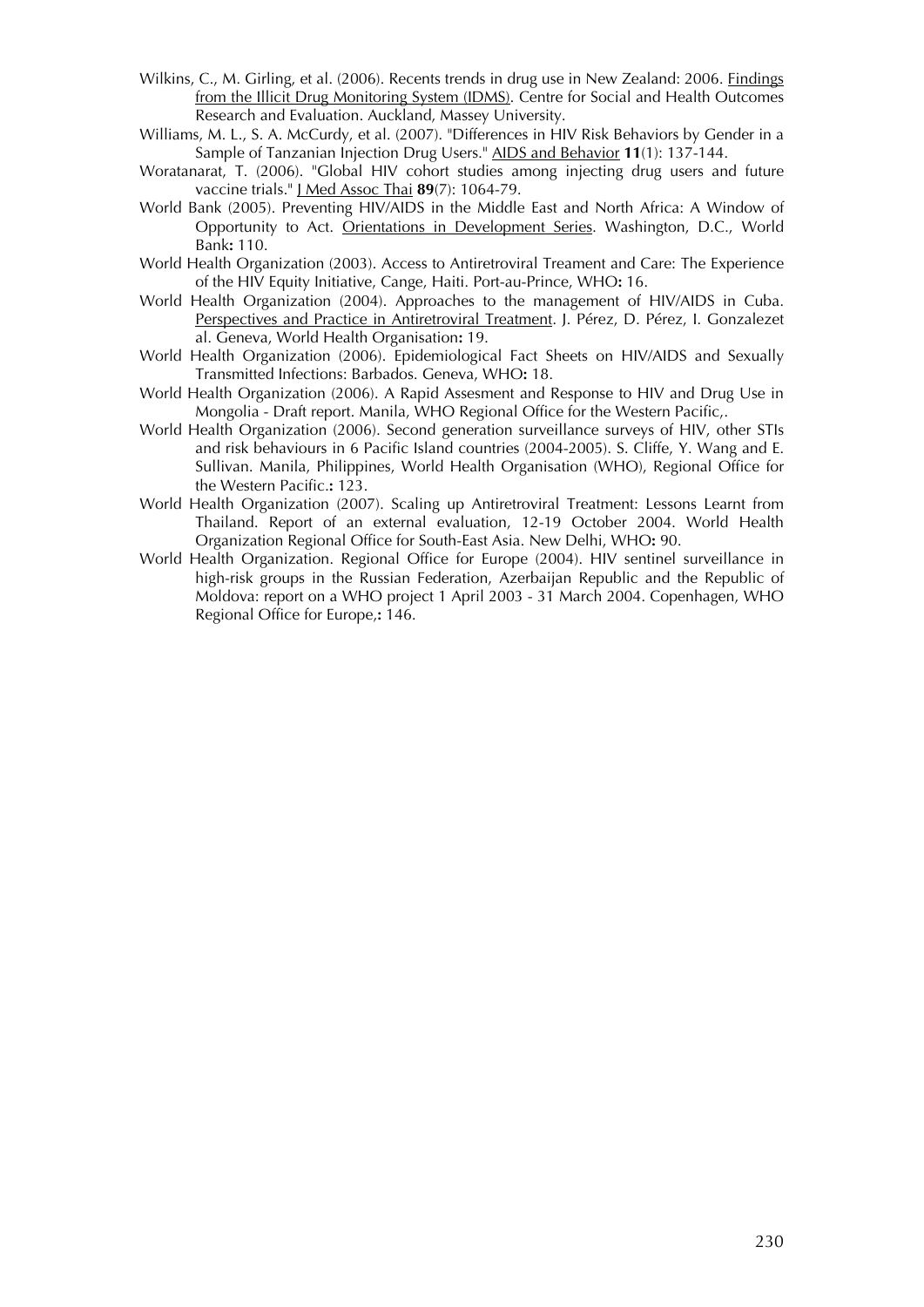Wilkins, C., M. Girling, et al. (2006). Recents trends in drug use in New Zealand: 2006. Findings from the Illicit Drug Monitoring System (IDMS). Centre for Social and Health Outcomes Research and Evaluation. Auckland, Massey University.

Williams, M. L., S. A. McCurdy, et al. (2007). "Differences in HIV Risk Behaviors by Gender in a Sample of Tanzanian Injection Drug Users." AIDS and Behavior **11**(1): 137-144.

Woratanarat, T. (2006). "Global HIV cohort studies among injecting drug users and future vaccine trials." J Med Assoc Thai **89**(7): 1064-79.

World Bank (2005). Preventing HIV/AIDS in the Middle East and North Africa: A Window of Opportunity to Act. Orientations in Development Series. Washington, D.C., World Bank**:** 110.

World Health Organization (2003). Access to Antiretroviral Treament and Care: The Experience of the HIV Equity Initiative, Cange, Haiti. Port-au-Prince, WHO**:** 16.

World Health Organization (2004). Approaches to the management of HIV/AIDS in Cuba. Perspectives and Practice in Antiretroviral Treatment. J. Pérez, D. Pérez, I. Gonzalezet al. Geneva, World Health Organisation**:** 19.

World Health Organization (2006). Epidemiological Fact Sheets on HIV/AIDS and Sexually Transmitted Infections: Barbados. Geneva, WHO**:** 18.

World Health Organization (2006). A Rapid Assesment and Response to HIV and Drug Use in Mongolia - Draft report. Manila, WHO Regional Office for the Western Pacific,.

World Health Organization (2006). Second generation surveillance surveys of HIV, other STIs and risk behaviours in 6 Pacific Island countries (2004-2005). S. Cliffe, Y. Wang and E. Sullivan. Manila, Philippines, World Health Organisation (WHO), Regional Office for the Western Pacific.**:** 123.

World Health Organization (2007). Scaling up Antiretroviral Treatment: Lessons Learnt from Thailand. Report of an external evaluation, 12-19 October 2004. World Health Organization Regional Office for South-East Asia. New Delhi, WHO**:** 90.

World Health Organization. Regional Office for Europe (2004). HIV sentinel surveillance in high-risk groups in the Russian Federation, Azerbaijan Republic and the Republic of Moldova: report on a WHO project 1 April 2003 - 31 March 2004. Copenhagen, WHO Regional Office for Europe,**:** 146.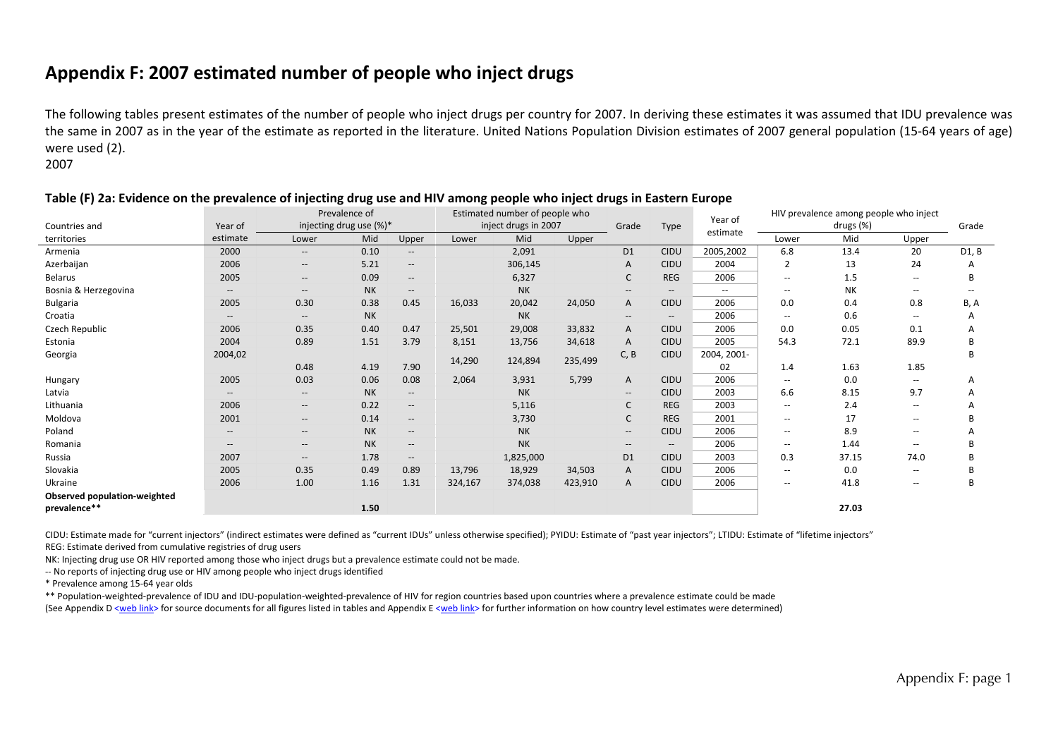# Appendix F: 2007 estimated number of people who inject drugs

The following tables present estimates of the number of people who inject drugs per country for 2007. In deriving these estimates it was assumed that IDU prevalence was the same in 2007 as in the year of the estimate as reported in the literature. United Nations Population Division estimates of 2007 general population (15-64 years of age) were used (2).

2007

**Table (F) 2a: Evidence on the prevalence of injecting drug use and HIV among people who inject drugs in Eastern Europe**

| Countries and territories | Year of estimate | Prevalence of injecting drug use (%)* | | | Estimated number of people who inject drugs in 2007 | | | Grade | Type | Year of estimate | HIV prevalence among people who inject drugs (%) | | | Grade |
|---|---|---|---|---|---|---|---|---|---|---|---|---|---|---|
| | | Lower | Mid | Upper | Lower | Mid | Upper | | | | Lower | Mid | Upper | |
| Armenia | 2000 | -- | 0.10 | -- | | 2,091 | | D1 | CIDU | 2005,2002 | 6.8 | 13.4 | 20 | D1, B |
| Azerbaijan | 2006 | -- | 5.21 | -- | | 306,145 | | A | CIDU | 2004 | 2 | 13 | 24 | A |
| Belarus | 2005 | -- | 0.09 | -- | | 6,327 | | C | REG | 2006 | -- | 1.5 | -- | B |
| Bosnia & Herzegovina | -- | -- | NK | -- | | NK | | -- | -- | -- | -- | NK | -- | -- |
| Bulgaria | 2005 | 0.30 | 0.38 | 0.45 | 16,033 | 20,042 | 24,050 | A | CIDU | 2006 | 0.0 | 0.4 | 0.8 | B, A |
| Croatia | -- | -- | NK | -- | | NK | | -- | -- | 2006 | -- | 0.6 | -- | A |
| Czech Republic | 2006 | 0.35 | 0.40 | 0.47 | 25,501 | 29,008 | 33,832 | A | CIDU | 2006 | 0.0 | 0.05 | 0.1 | A |
| Estonia | 2004 | 0.89 | 1.51 | 3.79 | 8,151 | 13,756 | 34,618 | A | CIDU | 2005 | 54.3 | 72.1 | 89.9 | B |
| Georgia | 2004,02 | 0.48 | 4.19 | 7.90 | 14,290 | 124,894 | 235,499 | C, B | CIDU | 2004, 2001-02 | 1.4 | 1.63 | 1.85 | B |
| Hungary | 2005 | 0.03 | 0.06 | 0.08 | 2,064 | 3,931 | 5,799 | A | CIDU | 2006 | -- | 0.0 | -- | A |
| Latvia | -- | -- | NK | -- | | NK | | -- | CIDU | 2003 | 6.6 | 8.15 | 9.7 | A |
| Lithuania | 2006 | -- | 0.22 | -- | | 5,116 | | C | REG | 2003 | -- | 2.4 | -- | A |
| Moldova | 2001 | -- | 0.14 | -- | | 3,730 | | C | REG | 2001 | -- | 17 | -- | B |
| Poland | -- | -- | NK | -- | | NK | | -- | CIDU | 2006 | -- | 8.9 | -- | A |
| Romania | -- | -- | NK | -- | | NK | | -- | -- | 2006 | -- | 1.44 | -- | B |
| Russia | 2007 | -- | 1.78 | -- | | 1,825,000 | | D1 | CIDU | 2003 | 0.3 | 37.15 | 74.0 | B |
| Slovakia | 2005 | 0.35 | 0.49 | 0.89 | 13,796 | 18,929 | 34,503 | A | CIDU | 2006 | -- | 0.0 | -- | B |
| Ukraine | 2006 | 1.00 | 1.16 | 1.31 | 324,167 | 374,038 | 423,910 | A | CIDU | 2006 | -- | 41.8 | -- | B |
| **Observed population-weighted prevalence**** | | | **1.50** | | | | | | | | | **27.03** | | |

CIDU: Estimate made for "current injectors" (indirect estimates were defined as "current IDUs" unless otherwise specified); PYIDU: Estimate of "past year injectors"; LTIDU: Estimate of "lifetime injectors"

REG: Estimate derived from cumulative registries of drug users

NK: Injecting drug use OR HIV reported among those who inject drugs but a prevalence estimate could not be made.

-- No reports of injecting drug use or HIV among people who inject drugs identified

* Prevalence among 15-64 year olds

** Population-weighted-prevalence of IDU and IDU-population-weighted-prevalence of HIV for region countries based upon countries where a prevalence estimate could be made

(See Appendix D <web link> for source documents for all figures listed in tables and Appendix E <web link> for further information on how country level estimates were determined)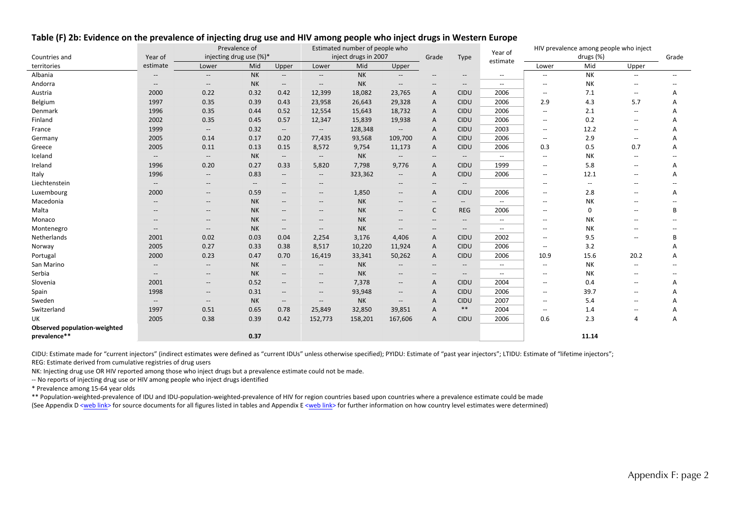### Table (F) 2b: Evidence on the prevalence of injecting drug use and HIV among people who inject drugs in Western Europe

| Countries and territories | Year of estimate | Prevalence of injecting drug use (%)* | | | Estimated number of people who inject drugs in 2007 | | | Grade | Type | Year of estimate | HIV prevalence among people who inject drugs (%) | | | Grade |
|---|---|---|---|---|---|---|---|---|---|---|---|---|---|---|
| | | Lower | Mid | Upper | Lower | Mid | Upper | | | | Lower | Mid | Upper | |
| Albania | -- | -- | NK | -- | -- | NK | -- | -- | -- | -- | -- | NK | -- | -- |
| Andorra | -- | -- | NK | -- | -- | NK | -- | -- | -- | -- | -- | NK | -- | -- |
| Austria | 2000 | 0.22 | 0.32 | 0.42 | 12,399 | 18,082 | 23,765 | A | CIDU | 2006 | -- | 7.1 | -- | A |
| Belgium | 1997 | 0.35 | 0.39 | 0.43 | 23,958 | 26,643 | 29,328 | A | CIDU | 2006 | 2.9 | 4.3 | 5.7 | A |
| Denmark | 1996 | 0.35 | 0.44 | 0.52 | 12,554 | 15,643 | 18,732 | A | CIDU | 2006 | -- | 2.1 | -- | A |
| Finland | 2002 | 0.35 | 0.45 | 0.57 | 12,347 | 15,839 | 19,938 | A | CIDU | 2006 | -- | 0.2 | -- | A |
| France | 1999 | -- | 0.32 | -- | -- | 128,348 | -- | A | CIDU | 2003 | -- | 12.2 | -- | A |
| Germany | 2005 | 0.14 | 0.17 | 0.20 | 77,435 | 93,568 | 109,700 | A | CIDU | 2006 | -- | 2.9 | -- | A |
| Greece | 2005 | 0.11 | 0.13 | 0.15 | 8,572 | 9,754 | 11,173 | A | CIDU | 2006 | 0.3 | 0.5 | 0.7 | A |
| Iceland | -- | -- | NK | -- | -- | NK | -- | -- | -- | -- | -- | NK | -- | -- |
| Ireland | 1996 | 0.20 | 0.27 | 0.33 | 5,820 | 7,798 | 9,776 | A | CIDU | 1999 | -- | 5.8 | -- | A |
| Italy | 1996 | -- | 0.83 | -- | -- | 323,362 | -- | A | CIDU | 2006 | -- | 12.1 | -- | A |
| Liechtenstein | -- | -- | -- | -- | -- | | -- | -- | -- | | -- | -- | -- | -- |
| Luxembourg | 2000 | -- | 0.59 | -- | -- | 1,850 | -- | A | CIDU | 2006 | -- | 2.8 | -- | A |
| Macedonia | -- | -- | NK | -- | -- | NK | -- | -- | -- | -- | -- | NK | -- | -- |
| Malta | -- | -- | NK | -- | -- | NK | -- | C | REG | 2006 | -- | 0 | -- | B |
| Monaco | -- | -- | NK | -- | -- | NK | -- | -- | -- | -- | -- | NK | -- | -- |
| Montenegro | -- | -- | NK | -- | -- | NK | -- | -- | -- | -- | -- | NK | -- | -- |
| Netherlands | 2001 | 0.02 | 0.03 | 0.04 | 2,254 | 3,176 | 4,406 | A | CIDU | 2002 | -- | 9.5 | -- | B |
| Norway | 2005 | 0.27 | 0.33 | 0.38 | 8,517 | 10,220 | 11,924 | A | CIDU | 2006 | -- | 3.2 | | A |
| Portugal | 2000 | 0.23 | 0.47 | 0.70 | 16,419 | 33,341 | 50,262 | A | CIDU | 2006 | 10.9 | 15.6 | 20.2 | A |
| San Marino | -- | -- | NK | -- | -- | NK | -- | -- | -- | -- | -- | NK | -- | -- |
| Serbia | -- | -- | NK | -- | -- | NK | -- | -- | -- | -- | -- | NK | -- | -- |
| Slovenia | 2001 | -- | 0.52 | -- | -- | 7,378 | -- | A | CIDU | 2004 | -- | 0.4 | -- | A |
| Spain | 1998 | -- | 0.31 | -- | -- | 93,948 | -- | A | CIDU | 2006 | -- | 39.7 | -- | A |
| Sweden | -- | -- | NK | -- | -- | NK | -- | A | CIDU | 2007 | -- | 5.4 | -- | A |
| Switzerland | 1997 | 0.51 | 0.65 | 0.78 | 25,849 | 32,850 | 39,851 | A | ** | 2004 | -- | 1.4 | -- | A |
| UK | 2005 | 0.38 | 0.39 | 0.42 | 152,773 | 158,201 | 167,606 | A | CIDU | 2006 | 0.6 | 2.3 | 4 | A |
| **Observed population-weighted prevalence**** | | | **0.37** | | | | | | | | | **11.14** | | |

CIDU: Estimate made for "current injectors" (indirect estimates were defined as "current IDUs" unless otherwise specified); PYIDU: Estimate of "past year injectors"; LTIDU: Estimate of "lifetime injectors";
REG: Estimate derived from cumulative registries of drug users

NK: Injecting drug use OR HIV reported among those who inject drugs but a prevalence estimate could not be made.

-- No reports of injecting drug use or HIV among people who inject drugs identified

* Prevalence among 15-64 year olds

** Population-weighted-prevalence of IDU and IDU-population-weighted-prevalence of HIV for region countries based upon countries where a prevalence estimate could be made
(See Appendix D <web link> for source documents for all figures listed in tables and Appendix E <web link> for further information on how country level estimates were determined)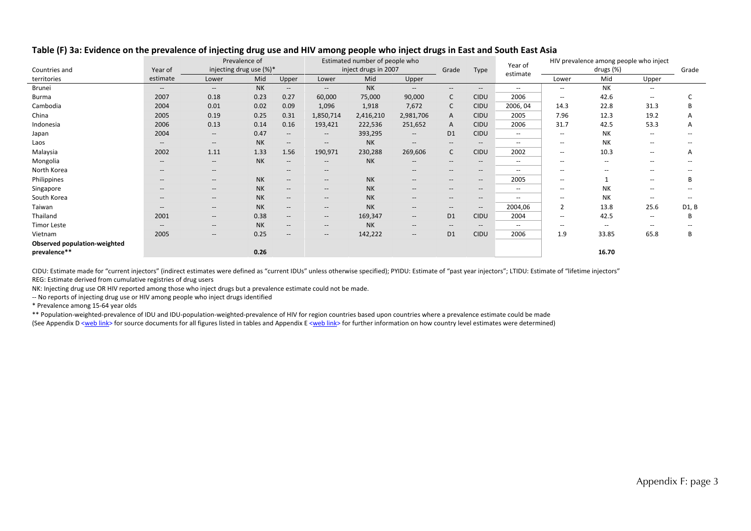## Table (F) 3a: Evidence on the prevalence of injecting drug use and HIV among people who inject drugs in East and South East Asia

| Countries and territories | Year of estimate | Prevalence of injecting drug use (%)* | | | Estimated number of people who inject drugs in 2007 | | | Grade | Type | Year of estimate | HIV prevalence among people who inject drugs (%) | | | Grade |
|---|---|---|---|---|---|---|---|---|---|---|---|---|---|---|
| | | Lower | Mid | Upper | Lower | Mid | Upper | | | | Lower | Mid | Upper | |
| Brunei | -- | -- | NK | -- | -- | NK | -- | -- | -- | -- | -- | NK | -- | |
| Burma | 2007 | 0.18 | 0.23 | 0.27 | 60,000 | 75,000 | 90,000 | C | CIDU | 2006 | -- | 42.6 | -- | C |
| Cambodia | 2004 | 0.01 | 0.02 | 0.09 | 1,096 | 1,918 | 7,672 | C | CIDU | 2006, 04 | 14.3 | 22.8 | 31.3 | B |
| China | 2005 | 0.19 | 0.25 | 0.31 | 1,850,714 | 2,416,210 | 2,981,706 | A | CIDU | 2005 | 7.96 | 12.3 | 19.2 | A |
| Indonesia | 2006 | 0.13 | 0.14 | 0.16 | 193,421 | 222,536 | 251,652 | A | CIDU | 2006 | 31.7 | 42.5 | 53.3 | A |
| Japan | 2004 | -- | 0.47 | -- | -- | 393,295 | -- | D1 | CIDU | -- | -- | NK | -- | -- |
| Laos | -- | -- | NK | -- | -- | NK | -- | -- | -- | -- | -- | NK | -- | -- |
| Malaysia | 2002 | 1.11 | 1.33 | 1.56 | 190,971 | 230,288 | 269,606 | C | CIDU | 2002 | -- | 10.3 | -- | A |
| Mongolia | -- | -- | NK | -- | -- | NK | -- | -- | -- | -- | -- | -- | -- | -- |
| North Korea | -- | -- | | -- | -- | | -- | -- | -- | -- | -- | -- | -- | -- |
| Philippines | -- | -- | NK | -- | -- | NK | -- | -- | -- | 2005 | -- | 1 | -- | B |
| Singapore | -- | -- | NK | -- | -- | NK | -- | -- | -- | -- | -- | NK | -- | -- |
| South Korea | -- | -- | NK | -- | -- | NK | -- | -- | -- | -- | -- | NK | -- | -- |
| Taiwan | -- | -- | NK | -- | -- | NK | -- | -- | -- | 2004,06 | 2 | 13.8 | 25.6 | D1, B |
| Thailand | 2001 | -- | 0.38 | -- | -- | 169,347 | -- | D1 | CIDU | 2004 | -- | 42.5 | -- | B |
| Timor Leste | -- | -- | NK | -- | -- | NK | -- | -- | -- | -- | -- | -- | -- | -- |
| Vietnam | 2005 | -- | 0.25 | -- | -- | 142,222 | -- | D1 | CIDU | 2006 | 1.9 | 33.85 | 65.8 | B |
| **Observed population-weighted prevalence**** | | | **0.26** | | | | | | | | | **16.70** | | |

CIDU: Estimate made for "current injectors" (indirect estimates were defined as "current IDUs" unless otherwise specified); PYIDU: Estimate of "past year injectors"; LTIDU: Estimate of "lifetime injectors"
REG: Estimate derived from cumulative registries of drug users
NK: Injecting drug use OR HIV reported among those who inject drugs but a prevalence estimate could not be made.
-- No reports of injecting drug use or HIV among people who inject drugs identified
* Prevalence among 15-64 year olds
** Population-weighted-prevalence of IDU and IDU-population-weighted-prevalence of HIV for region countries based upon countries where a prevalence estimate could be made
(See Appendix D <web link> for source documents for all figures listed in tables and Appendix E <web link> for further information on how country level estimates were determined)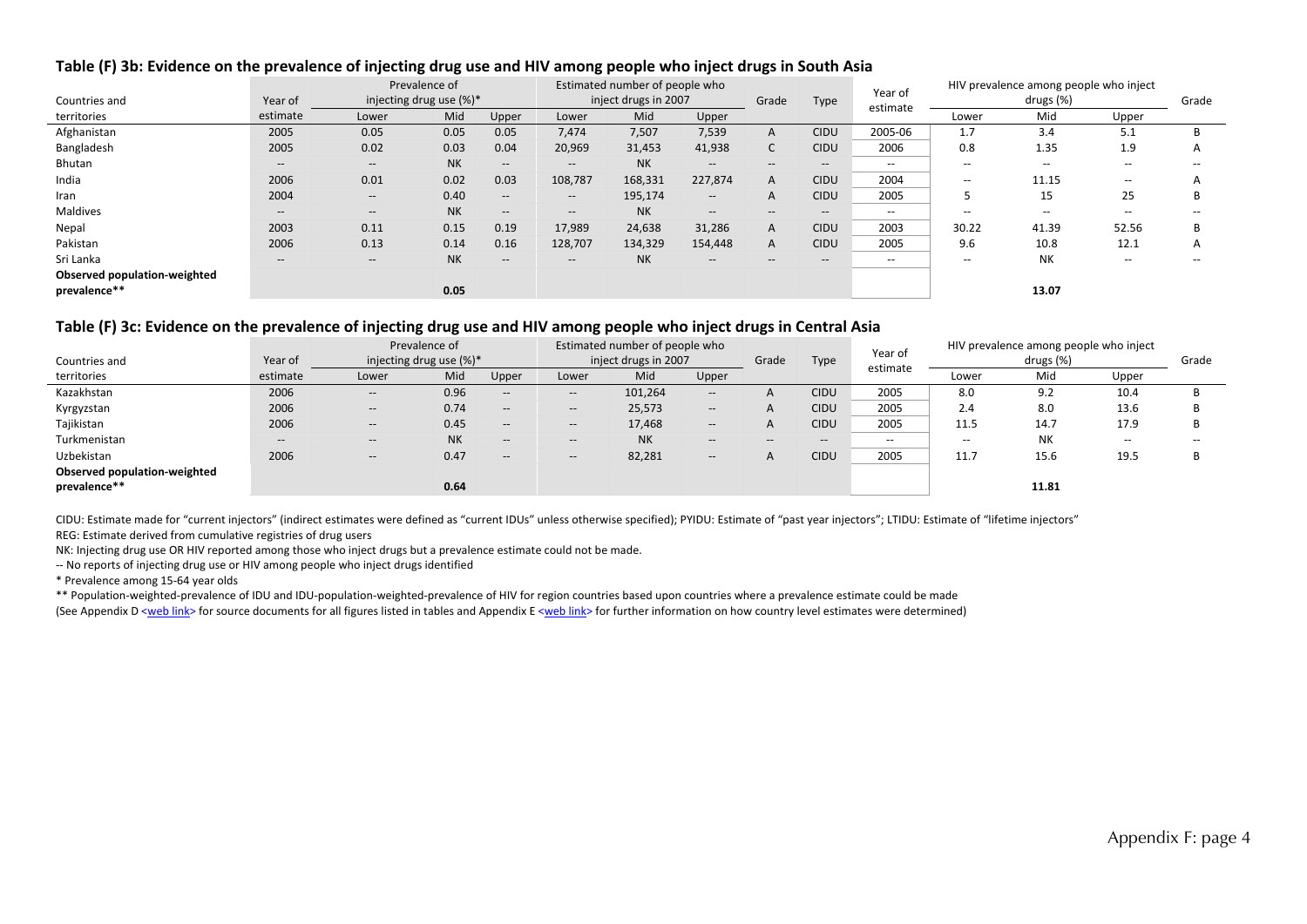### Table (F) 3b: Evidence on the prevalence of injecting drug use and HIV among people who inject drugs in South Asia

| Countries and territories | Year of estimate | Prevalence of injecting drug use (%)* | | | Estimated number of people who inject drugs in 2007 | | | Grade | Type | Year of estimate | HIV prevalence among people who inject drugs (%) | | | Grade |
|---|---|---|---|---|---|---|---|---|---|---|---|---|---|---|
| | | Lower | Mid | Upper | Lower | Mid | Upper | | | | Lower | Mid | Upper | |
| Afghanistan | 2005 | 0.05 | 0.05 | 0.05 | 7,474 | 7,507 | 7,539 | A | CIDU | 2005-06 | 1.7 | 3.4 | 5.1 | B |
| Bangladesh | 2005 | 0.02 | 0.03 | 0.04 | 20,969 | 31,453 | 41,938 | C | CIDU | 2006 | 0.8 | 1.35 | 1.9 | A |
| Bhutan | -- | -- | NK | -- | -- | NK | -- | -- | -- | -- | -- | -- | -- | -- |
| India | 2006 | 0.01 | 0.02 | 0.03 | 108,787 | 168,331 | 227,874 | A | CIDU | 2004 | -- | 11.15 | -- | A |
| Iran | 2004 | -- | 0.40 | -- | -- | 195,174 | -- | A | CIDU | 2005 | 5 | 15 | 25 | B |
| Maldives | -- | -- | NK | -- | -- | NK | -- | -- | -- | -- | -- | -- | -- | -- |
| Nepal | 2003 | 0.11 | 0.15 | 0.19 | 17,989 | 24,638 | 31,286 | A | CIDU | 2003 | 30.22 | 41.39 | 52.56 | B |
| Pakistan | 2006 | 0.13 | 0.14 | 0.16 | 128,707 | 134,329 | 154,448 | A | CIDU | 2005 | 9.6 | 10.8 | 12.1 | A |
| Sri Lanka | -- | -- | NK | -- | -- | NK | -- | -- | -- | -- | -- | NK | -- | -- |
| **Observed population-weighted prevalence**** | | | **0.05** | | | | | | | | | **13.07** | | |

### Table (F) 3c: Evidence on the prevalence of injecting drug use and HIV among people who inject drugs in Central Asia

| Countries and territories | Year of estimate | Prevalence of injecting drug use (%)* | | | Estimated number of people who inject drugs in 2007 | | | Grade | Type | Year of estimate | HIV prevalence among people who inject drugs (%) | | | Grade |
|---|---|---|---|---|---|---|---|---|---|---|---|---|---|---|
| | | Lower | Mid | Upper | Lower | Mid | Upper | | | | Lower | Mid | Upper | |
| Kazakhstan | 2006 | -- | 0.96 | -- | -- | 101,264 | -- | A | CIDU | 2005 | 8.0 | 9.2 | 10.4 | B |
| Kyrgyzstan | 2006 | -- | 0.74 | -- | -- | 25,573 | -- | A | CIDU | 2005 | 2.4 | 8.0 | 13.6 | B |
| Tajikistan | 2006 | -- | 0.45 | -- | -- | 17,468 | -- | A | CIDU | 2005 | 11.5 | 14.7 | 17.9 | B |
| Turkmenistan | -- | -- | NK | -- | -- | NK | -- | -- | -- | -- | -- | NK | -- | -- |
| Uzbekistan | 2006 | -- | 0.47 | -- | -- | 82,281 | -- | A | CIDU | 2005 | 11.7 | 15.6 | 19.5 | B |
| **Observed population-weighted prevalence**** | | | **0.64** | | | | | | | | | **11.81** | | |

CIDU: Estimate made for "current injectors" (indirect estimates were defined as "current IDUs" unless otherwise specified); PYIDU: Estimate of "past year injectors"; LTIDU: Estimate of "lifetime injectors"

REG: Estimate derived from cumulative registries of drug users

NK: Injecting drug use OR HIV reported among those who inject drugs but a prevalence estimate could not be made.

-- No reports of injecting drug use or HIV among people who inject drugs identified

* Prevalence among 15-64 year olds

** Population-weighted-prevalence of IDU and IDU-population-weighted-prevalence of HIV for region countries based upon countries where a prevalence estimate could be made

(See Appendix D <web link> for source documents for all figures listed in tables and Appendix E <web link> for further information on how country level estimates were determined)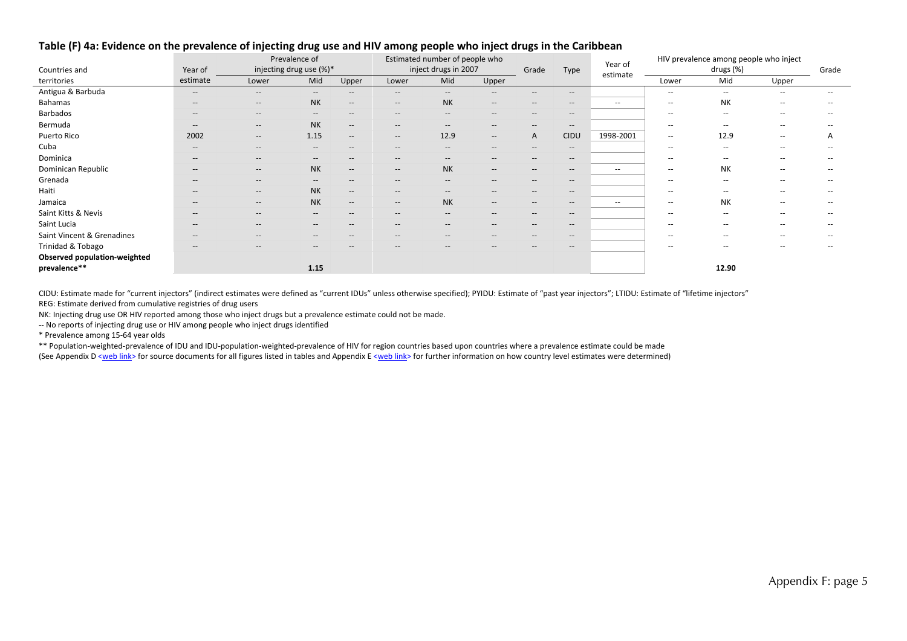## Table (F) 4a: Evidence on the prevalence of injecting drug use and HIV among people who inject drugs in the Caribbean

| Countries and territories | Year of estimate | Prevalence of injecting drug use (%)* | | | Estimated number of people who inject drugs in 2007 | | | Grade | Type | Year of estimate | HIV prevalence among people who inject drugs (%) | | | Grade |
|---|---|---|---|---|---|---|---|---|---|---|---|---|---|---|
| | | Lower | Mid | Upper | Lower | Mid | Upper | | | | Lower | Mid | Upper | |
| Antigua & Barbuda | -- | -- | -- | -- | -- | -- | -- | -- | -- | | -- | -- | -- | -- |
| Bahamas | -- | -- | NK | -- | -- | NK | -- | -- | -- | -- | -- | NK | -- | -- |
| Barbados | -- | -- | -- | -- | -- | -- | -- | -- | -- | | -- | -- | -- | -- |
| Bermuda | -- | -- | NK | -- | -- | -- | -- | -- | -- | | -- | -- | -- | -- |
| Puerto Rico | 2002 | -- | 1.15 | -- | -- | 12.9 | -- | A | CIDU | 1998-2001 | -- | 12.9 | -- | A |
| Cuba | -- | -- | -- | -- | -- | -- | -- | -- | -- | | -- | -- | -- | -- |
| Dominica | -- | -- | -- | -- | -- | -- | -- | -- | -- | | -- | -- | -- | -- |
| Dominican Republic | -- | -- | NK | -- | -- | NK | -- | -- | -- | -- | -- | NK | -- | -- |
| Grenada | -- | -- | -- | -- | -- | -- | -- | -- | -- | | -- | -- | -- | -- |
| Haiti | -- | -- | NK | -- | -- | -- | -- | -- | -- | | -- | -- | -- | -- |
| Jamaica | -- | -- | NK | -- | -- | NK | -- | -- | -- | -- | -- | NK | -- | -- |
| Saint Kitts & Nevis | -- | -- | -- | -- | -- | -- | -- | -- | -- | | -- | -- | -- | -- |
| Saint Lucia | -- | -- | -- | -- | -- | -- | -- | -- | -- | | -- | -- | -- | -- |
| Saint Vincent & Grenadines | -- | -- | -- | -- | -- | -- | -- | -- | -- | | -- | -- | -- | -- |
| Trinidad & Tobago | -- | -- | -- | -- | -- | -- | -- | -- | -- | | -- | -- | -- | -- |
| **Observed population-weighted prevalence**** | | | **1.15** | | | | | | | | | **12.90** | | |

CIDU: Estimate made for "current injectors" (indirect estimates were defined as "current IDUs" unless otherwise specified); PYIDU: Estimate of "past year injectors"; LTIDU: Estimate of "lifetime injectors"

REG: Estimate derived from cumulative registries of drug users

NK: Injecting drug use OR HIV reported among those who inject drugs but a prevalence estimate could not be made.

-- No reports of injecting drug use or HIV among people who inject drugs identified

\* Prevalence among 15-64 year olds

** Population-weighted-prevalence of IDU and IDU-population-weighted-prevalence of HIV for region countries based upon countries where a prevalence estimate could be made

(See Appendix D <web link> for source documents for all figures listed in tables and Appendix E <web link> for further information on how country level estimates were determined)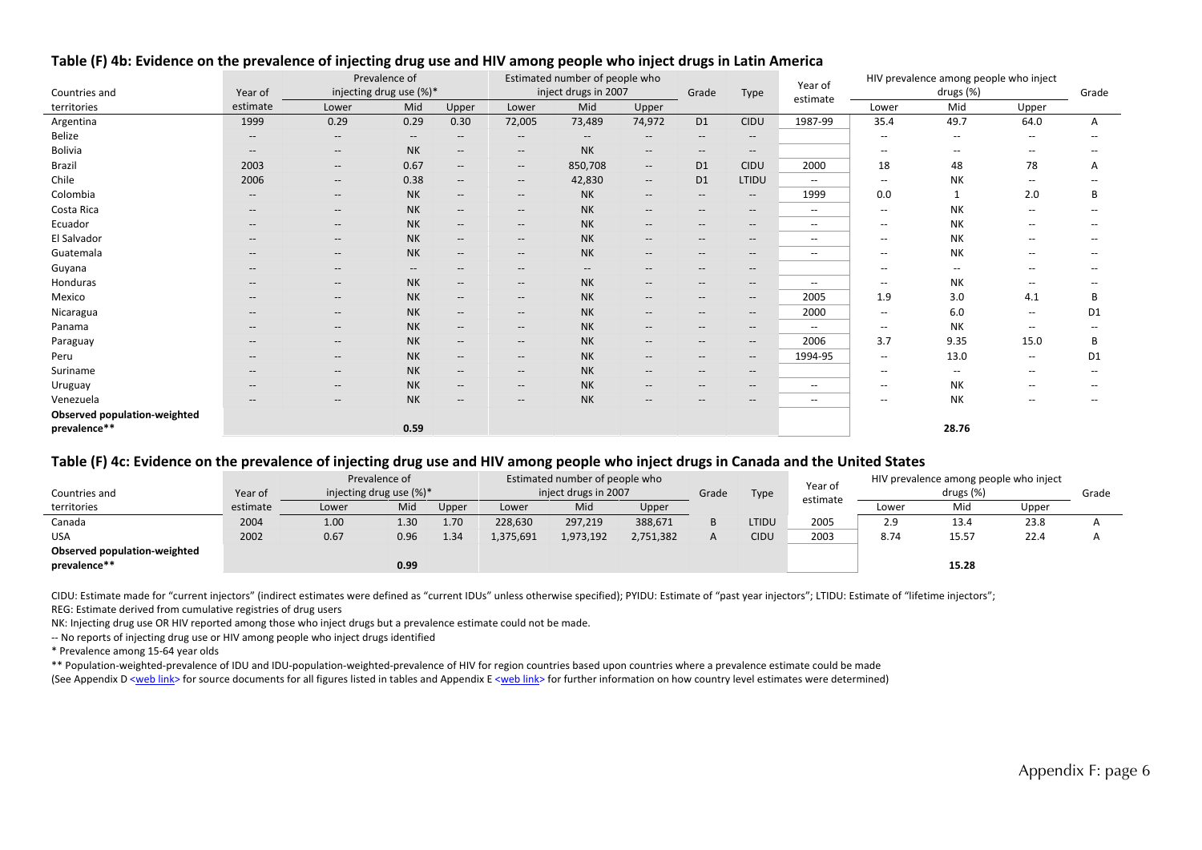### Table (F) 4b: Evidence on the prevalence of injecting drug use and HIV among people who inject drugs in Latin America

| Countries and territories | Year of estimate | Prevalence of injecting drug use (%)* | | | Estimated number of people who inject drugs in 2007 | | | Grade | Type | Year of estimate | HIV prevalence among people who inject drugs (%) | | | Grade |
|---|---|---|---|---|---|---|---|---|---|---|---|---|---|---|
| | | Lower | Mid | Upper | Lower | Mid | Upper | | | | Lower | Mid | Upper | |
| Argentina | 1999 | 0.29 | 0.29 | 0.30 | 72,005 | 73,489 | 74,972 | D1 | CIDU | 1987-99 | 35.4 | 49.7 | 64.0 | A |
| Belize | -- | -- | -- | -- | -- | -- | -- | -- | -- | | -- | -- | -- | -- |
| Bolivia | -- | -- | NK | -- | -- | NK | -- | -- | -- | | -- | -- | -- | -- |
| Brazil | 2003 | -- | 0.67 | -- | -- | 850,708 | -- | D1 | CIDU | 2000 | 18 | 48 | 78 | A |
| Chile | 2006 | -- | 0.38 | -- | -- | 42,830 | -- | D1 | LTIDU | -- | -- | NK | -- | -- |
| Colombia | -- | -- | NK | -- | -- | NK | -- | -- | -- | 1999 | 0.0 | 1 | 2.0 | B |
| Costa Rica | -- | -- | NK | -- | -- | NK | -- | -- | -- | -- | -- | NK | -- | -- |
| Ecuador | -- | -- | NK | -- | -- | NK | -- | -- | -- | -- | -- | NK | -- | -- |
| El Salvador | -- | -- | NK | -- | -- | NK | -- | -- | -- | -- | -- | NK | -- | -- |
| Guatemala | -- | -- | NK | -- | -- | NK | -- | -- | -- | -- | -- | NK | -- | -- |
| Guyana | -- | -- | -- | -- | -- | -- | -- | -- | -- | | -- | -- | -- | -- |
| Honduras | -- | -- | NK | -- | -- | NK | -- | -- | -- | -- | -- | NK | -- | -- |
| Mexico | -- | -- | NK | -- | -- | NK | -- | -- | -- | 2005 | 1.9 | 3.0 | 4.1 | B |
| Nicaragua | -- | -- | NK | -- | -- | NK | -- | -- | -- | 2000 | -- | 6.0 | -- | D1 |
| Panama | -- | -- | NK | -- | -- | NK | -- | -- | -- | -- | -- | NK | -- | -- |
| Paraguay | -- | -- | NK | -- | -- | NK | -- | -- | -- | 2006 | 3.7 | 9.35 | 15.0 | B |
| Peru | -- | -- | NK | -- | -- | NK | -- | -- | -- | 1994-95 | -- | 13.0 | -- | D1 |
| Suriname | -- | -- | NK | -- | -- | NK | -- | -- | -- | | -- | -- | -- | -- |
| Uruguay | -- | -- | NK | -- | -- | NK | -- | -- | -- | -- | -- | NK | -- | -- |
| Venezuela | -- | -- | NK | -- | -- | NK | -- | -- | -- | -- | -- | NK | -- | -- |
| **Observed population-weighted prevalence**** | | | **0.59** | | | | | | | | | **28.76** | | |

### Table (F) 4c: Evidence on the prevalence of injecting drug use and HIV among people who inject drugs in Canada and the United States

| Countries and territories | Year of estimate | Prevalence of injecting drug use (%)* | | | Estimated number of people who inject drugs in 2007 | | | Grade | Type | Year of estimate | HIV prevalence among people who inject drugs (%) | | | Grade |
|---|---|---|---|---|---|---|---|---|---|---|---|---|---|---|
| | | Lower | Mid | Upper | Lower | Mid | Upper | | | | Lower | Mid | Upper | |
| Canada | 2004 | 1.00 | 1.30 | 1.70 | 228,630 | 297,219 | 388,671 | B | LTIDU | 2005 | 2.9 | 13.4 | 23.8 | A |
| USA | 2002 | 0.67 | 0.96 | 1.34 | 1,375,691 | 1,973,192 | 2,751,382 | A | CIDU | 2003 | 8.74 | 15.57 | 22.4 | A |
| **Observed population-weighted prevalence**** | | | **0.99** | | | | | | | | | **15.28** | | |

CIDU: Estimate made for "current injectors" (indirect estimates were defined as "current IDUs" unless otherwise specified); PYIDU: Estimate of "past year injectors"; LTIDU: Estimate of "lifetime injectors";
REG: Estimate derived from cumulative registries of drug users

NK: Injecting drug use OR HIV reported among those who inject drugs but a prevalence estimate could not be made.

-- No reports of injecting drug use or HIV among people who inject drugs identified

\* Prevalence among 15-64 year olds

\*\* Population-weighted-prevalence of IDU and IDU-population-weighted-prevalence of HIV for region countries based upon countries where a prevalence estimate could be made

(See Appendix D <web link> for source documents for all figures listed in tables and Appendix E <web link> for further information on how country level estimates were determined)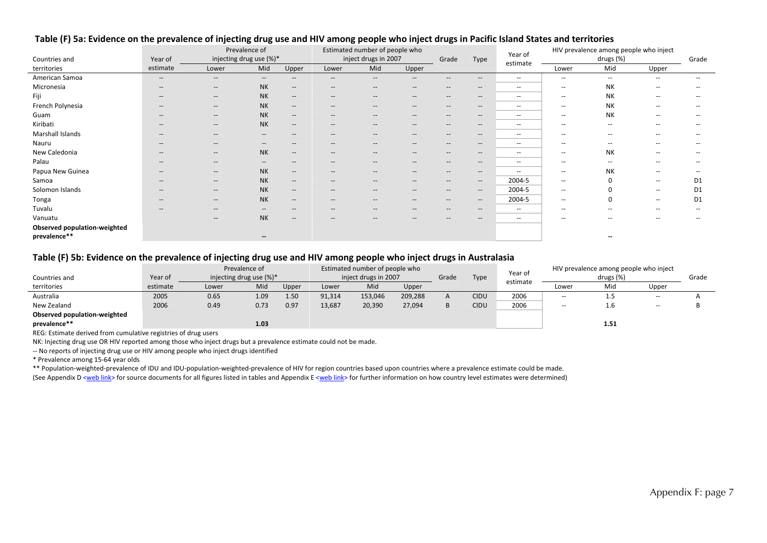### Table (F) 5a: Evidence on the prevalence of injecting drug use and HIV among people who inject drugs in Pacific Island States and territories

| Countries and territories | Year of estimate | Prevalence of injecting drug use (%)* | | | Estimated number of people who inject drugs in 2007 | | | Grade | Type | Year of estimate | HIV prevalence among people who inject drugs (%) | | | Grade |
|---|---|---|---|---|---|---|---|---|---|---|---|---|---|---|
| | | Lower | Mid | Upper | Lower | Mid | Upper | | | | Lower | Mid | Upper | |
| American Samoa | -- | -- | -- | -- | -- | -- | -- | -- | -- | -- | -- | -- | -- | -- |
| Micronesia | -- | -- | NK | -- | -- | -- | -- | -- | -- | -- | -- | NK | -- | -- |
| Fiji | -- | -- | NK | -- | -- | -- | -- | -- | -- | -- | -- | NK | -- | -- |
| French Polynesia | -- | -- | NK | -- | -- | -- | -- | -- | -- | -- | -- | NK | -- | -- |
| Guam | -- | -- | NK | -- | -- | -- | -- | -- | -- | -- | -- | NK | -- | -- |
| Kiribati | -- | -- | NK | -- | -- | -- | -- | -- | -- | -- | -- | -- | -- | -- |
| Marshall Islands | -- | -- | -- | -- | -- | -- | -- | -- | -- | -- | -- | -- | -- | -- |
| Nauru | -- | -- | -- | -- | -- | -- | -- | -- | -- | -- | -- | -- | -- | -- |
| New Caledonia | -- | -- | NK | -- | -- | -- | -- | -- | -- | -- | -- | NK | -- | -- |
| Palau | -- | -- | -- | -- | -- | -- | -- | -- | -- | -- | -- | -- | -- | -- |
| Papua New Guinea | -- | -- | NK | -- | -- | -- | -- | -- | -- | -- | -- | NK | -- | -- |
| Samoa | -- | -- | NK | -- | -- | -- | -- | -- | -- | 2004-5 | -- | 0 | -- | D1 |
| Solomon Islands | -- | -- | NK | -- | -- | -- | -- | -- | -- | 2004-5 | -- | 0 | -- | D1 |
| Tonga | -- | -- | NK | -- | -- | -- | -- | -- | -- | 2004-5 | -- | 0 | -- | D1 |
| Tuvalu | -- | -- | -- | -- | -- | -- | -- | -- | -- | -- | -- | -- | -- | -- |
| Vanuatu | | -- | NK | -- | -- | -- | -- | -- | -- | -- | -- | -- | -- | -- |
| **Observed population-weighted prevalence**** | | | **--** | | | | | | | | | **--** | | |

### Table (F) 5b: Evidence on the prevalence of injecting drug use and HIV among people who inject drugs in Australasia

| Countries and territories | Year of estimate | Prevalence of injecting drug use (%)* | | | Estimated number of people who inject drugs in 2007 | | | Grade | Type | Year of estimate | HIV prevalence among people who inject drugs (%) | | | Grade |
|---|---|---|---|---|---|---|---|---|---|---|---|---|---|---|
| | | Lower | Mid | Upper | Lower | Mid | Upper | | | | Lower | Mid | Upper | |
| Australia | 2005 | 0.65 | 1.09 | 1.50 | 91,314 | 153,046 | 209,288 | A | CIDU | 2006 | -- | 1.5 | -- | A |
| New Zealand | 2006 | 0.49 | 0.73 | 0.97 | 13,687 | 20,390 | 27,094 | B | CIDU | 2006 | -- | 1.6 | -- | B |
| **Observed population-weighted prevalence**** | | | **1.03** | | | | | | | | | **1.51** | | |

REG: Estimate derived from cumulative registries of drug users

NK: Injecting drug use OR HIV reported among those who inject drugs but a prevalence estimate could not be made.

-- No reports of injecting drug use or HIV among people who inject drugs identified

\* Prevalence among 15-64 year olds

** Population-weighted-prevalence of IDU and IDU-population-weighted-prevalence of HIV for region countries based upon countries where a prevalence estimate could be made.

(See Appendix D <web link> for source documents for all figures listed in tables and Appendix E <web link> for further information on how country level estimates were determined)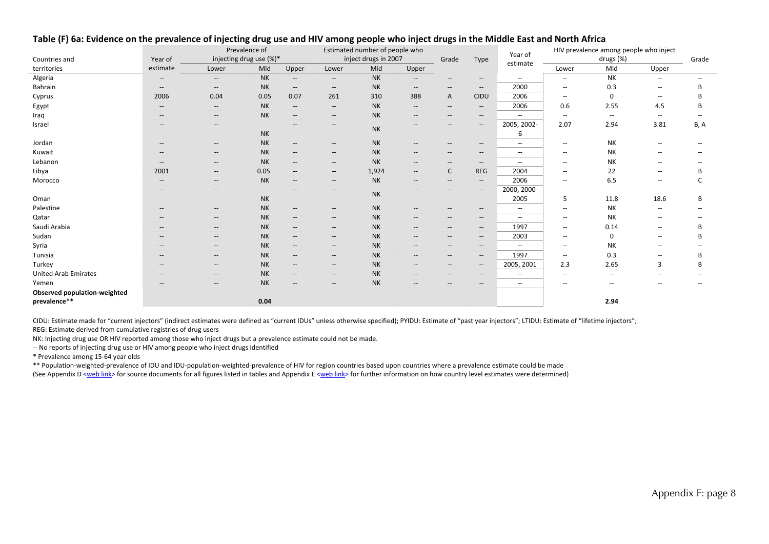**Table (F) 6a: Evidence on the prevalence of injecting drug use and HIV among people who inject drugs in the Middle East and North Africa**

| Countries and territories | Year of estimate | Prevalence of injecting drug use (%)* | | | Estimated number of people who inject drugs in 2007 | | | Grade | Type | Year of estimate | HIV prevalence among people who inject drugs (%) | | | Grade |
|---|---|---|---|---|---|---|---|---|---|---|---|---|---|---|
| | | Lower | Mid | Upper | Lower | Mid | Upper | | | | Lower | Mid | Upper | |
| Algeria | -- | -- | NK | -- | -- | NK | -- | -- | -- | -- | -- | NK | -- | -- |
| Bahrain | -- | -- | NK | -- | -- | NK | -- | -- | -- | 2000 | -- | 0.3 | -- | B |
| Cyprus | 2006 | 0.04 | 0.05 | 0.07 | 261 | 310 | 388 | A | CIDU | 2006 | -- | 0 | -- | B |
| Egypt | -- | -- | NK | -- | -- | NK | -- | -- | -- | 2006 | 0.6 | 2.55 | 4.5 | B |
| Iraq | -- | -- | NK | -- | -- | NK | -- | -- | -- | -- | -- | -- | -- | -- |
| Israel | -- | -- | NK | -- | -- | NK | -- | -- | -- | 2005, 2002-6 | 2.07 | 2.94 | 3.81 | B, A |
| Jordan | -- | -- | NK | -- | -- | NK | -- | -- | -- | -- | -- | NK | -- | -- |
| Kuwait | -- | -- | NK | -- | -- | NK | -- | -- | -- | -- | -- | NK | -- | -- |
| Lebanon | -- | -- | NK | -- | -- | NK | -- | -- | -- | -- | -- | NK | -- | -- |
| Libya | 2001 | -- | 0.05 | -- | -- | 1,924 | -- | C | REG | 2004 | -- | 22 | -- | B |
| Morocco | -- | -- | NK | -- | -- | NK | -- | -- | -- | 2006 | -- | 6.5 | -- | C |
| Oman | -- | -- | NK | -- | -- | NK | -- | -- | -- | 2000, 2000-2005 | 5 | 11.8 | 18.6 | B |
| Palestine | -- | -- | NK | -- | -- | NK | -- | -- | -- | -- | -- | NK | -- | -- |
| Qatar | -- | -- | NK | -- | -- | NK | -- | -- | -- | -- | -- | NK | -- | -- |
| Saudi Arabia | -- | -- | NK | -- | -- | NK | -- | -- | -- | 1997 | -- | 0.14 | -- | B |
| Sudan | -- | -- | NK | -- | -- | NK | -- | -- | -- | 2003 | -- | 0 | -- | B |
| Syria | -- | -- | NK | -- | -- | NK | -- | -- | -- | -- | -- | NK | -- | -- |
| Tunisia | -- | -- | NK | -- | -- | NK | -- | -- | -- | 1997 | -- | 0.3 | -- | B |
| Turkey | -- | -- | NK | -- | -- | NK | -- | -- | -- | 2005, 2001 | 2.3 | 2.65 | 3 | B |
| United Arab Emirates | -- | -- | NK | -- | -- | NK | -- | -- | -- | -- | -- | -- | -- | -- |
| Yemen | -- | -- | NK | -- | -- | NK | -- | -- | -- | -- | -- | -- | -- | -- |
| **Observed population-weighted prevalence**** | | | **0.04** | | | | | | | | | **2.94** | | |

CIDU: Estimate made for "current injectors" (indirect estimates were defined as "current IDUs" unless otherwise specified); PYIDU: Estimate of "past year injectors"; LTIDU: Estimate of "lifetime injectors";
REG: Estimate derived from cumulative registries of drug users

NK: Injecting drug use OR HIV reported among those who inject drugs but a prevalence estimate could not be made.

-- No reports of injecting drug use or HIV among people who inject drugs identified

* Prevalence among 15-64 year olds

** Population-weighted-prevalence of IDU and IDU-population-weighted-prevalence of HIV for region countries based upon countries where a prevalence estimate could be made
(See Appendix D <web link> for source documents for all figures listed in tables and Appendix E <web link> for further information on how country level estimates were determined)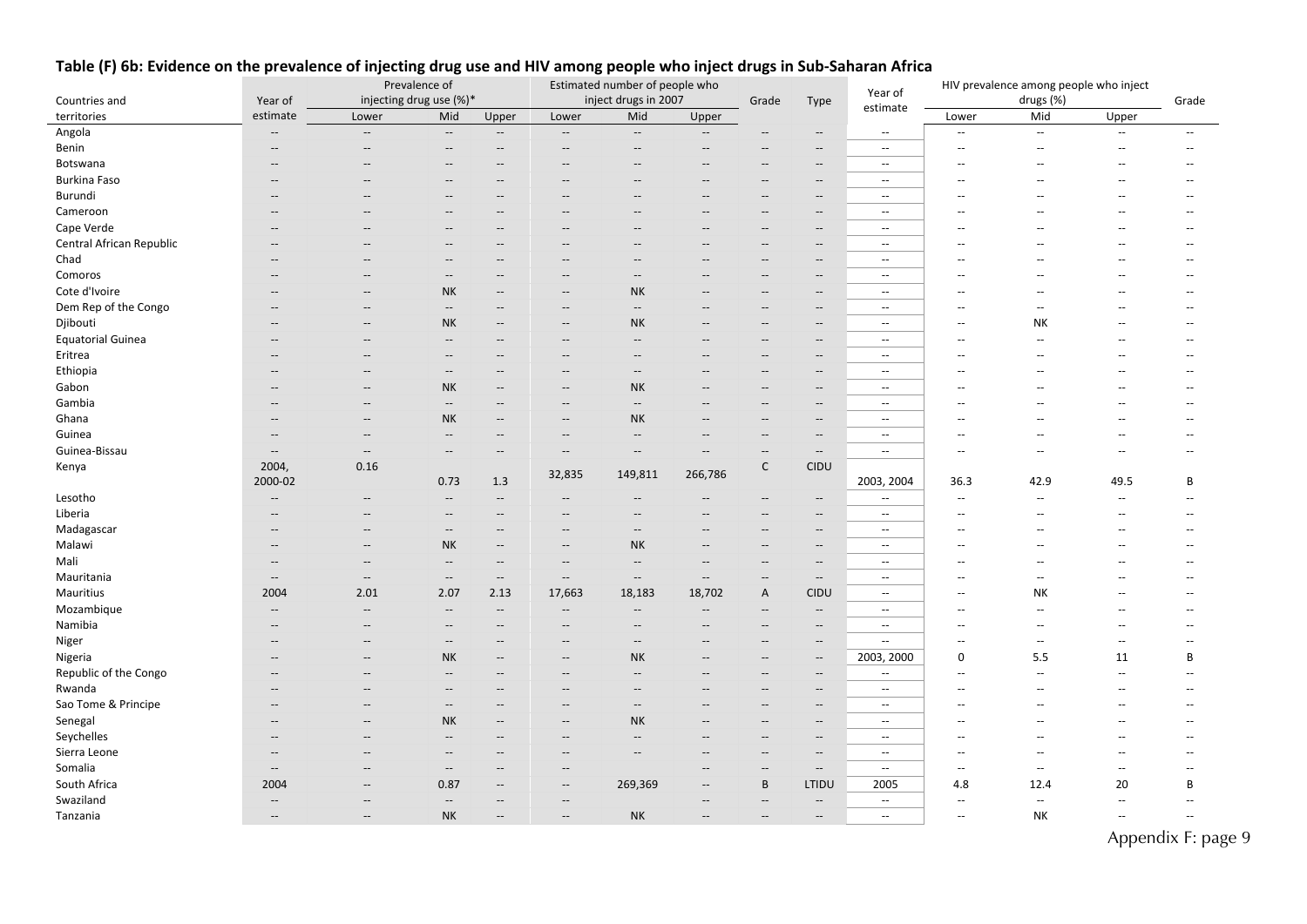## Table (F) 6b: Evidence on the prevalence of injecting drug use and HIV among people who inject drugs in Sub-Saharan Africa

| Countries and territories | Year of estimate | Prevalence of injecting drug use (%)* | | | Estimated number of people who inject drugs in 2007 | | | Grade | Type | Year of estimate | HIV prevalence among people who inject drugs (%) | | | Grade |
|---|---|---|---|---|---|---|---|---|---|---|---|---|---|---|
| | | Lower | Mid | Upper | Lower | Mid | Upper | | | | Lower | Mid | Upper | |
| Angola | -- | -- | -- | -- | -- | -- | -- | -- | -- | -- | -- | -- | -- | -- |
| Benin | -- | -- | -- | -- | -- | -- | -- | -- | -- | -- | -- | -- | -- | -- |
| Botswana | -- | -- | -- | -- | -- | -- | -- | -- | -- | -- | -- | -- | -- | -- |
| Burkina Faso | -- | -- | -- | -- | -- | -- | -- | -- | -- | -- | -- | -- | -- | -- |
| Burundi | -- | -- | -- | -- | -- | -- | -- | -- | -- | -- | -- | -- | -- | -- |
| Cameroon | -- | -- | -- | -- | -- | -- | -- | -- | -- | -- | -- | -- | -- | -- |
| Cape Verde | -- | -- | -- | -- | -- | -- | -- | -- | -- | -- | -- | -- | -- | -- |
| Central African Republic | -- | -- | -- | -- | -- | -- | -- | -- | -- | -- | -- | -- | -- | -- |
| Chad | -- | -- | -- | -- | -- | -- | -- | -- | -- | -- | -- | -- | -- | -- |
| Comoros | -- | -- | -- | -- | -- | -- | -- | -- | -- | -- | -- | -- | -- | -- |
| Cote d'Ivoire | -- | -- | NK | -- | -- | NK | -- | -- | -- | -- | -- | -- | -- | -- |
| Dem Rep of the Congo | -- | -- | -- | -- | -- | -- | -- | -- | -- | -- | -- | -- | -- | -- |
| Djibouti | -- | -- | NK | -- | -- | NK | -- | -- | -- | -- | -- | NK | -- | -- |
| Equatorial Guinea | -- | -- | -- | -- | -- | -- | -- | -- | -- | -- | -- | -- | -- | -- |
| Eritrea | -- | -- | -- | -- | -- | -- | -- | -- | -- | -- | -- | -- | -- | -- |
| Ethiopia | -- | -- | -- | -- | -- | -- | -- | -- | -- | -- | -- | -- | -- | -- |
| Gabon | -- | -- | NK | -- | -- | NK | -- | -- | -- | -- | -- | -- | -- | -- |
| Gambia | -- | -- | -- | -- | -- | -- | -- | -- | -- | -- | -- | -- | -- | -- |
| Ghana | -- | -- | NK | -- | -- | NK | -- | -- | -- | -- | -- | -- | -- | -- |
| Guinea | -- | -- | -- | -- | -- | -- | -- | -- | -- | -- | -- | -- | -- | -- |
| Guinea-Bissau | -- | -- | -- | -- | -- | -- | -- | -- | -- | -- | -- | -- | -- | -- |
| Kenya | 2004, 2000-02 | 0.16 | 0.73 | 1.3 | 32,835 | 149,811 | 266,786 | C | CIDU | 2003, 2004 | 36.3 | 42.9 | 49.5 | B |
| Lesotho | -- | -- | -- | -- | -- | -- | -- | -- | -- | -- | -- | -- | -- | -- |
| Liberia | -- | -- | -- | -- | -- | -- | -- | -- | -- | -- | -- | -- | -- | -- |
| Madagascar | -- | -- | -- | -- | -- | -- | -- | -- | -- | -- | -- | -- | -- | -- |
| Malawi | -- | -- | NK | -- | -- | NK | -- | -- | -- | -- | -- | -- | -- | -- |
| Mali | -- | -- | -- | -- | -- | -- | -- | -- | -- | -- | -- | -- | -- | -- |
| Mauritania | -- | -- | -- | -- | -- | -- | -- | -- | -- | -- | -- | -- | -- | -- |
| Mauritius | 2004 | 2.01 | 2.07 | 2.13 | 17,663 | 18,183 | 18,702 | A | CIDU | -- | -- | NK | -- | -- |
| Mozambique | -- | -- | -- | -- | -- | -- | -- | -- | -- | -- | -- | -- | -- | -- |
| Namibia | -- | -- | -- | -- | -- | -- | -- | -- | -- | -- | -- | -- | -- | -- |
| Niger | -- | -- | -- | -- | -- | -- | -- | -- | -- | -- | -- | -- | -- | -- |
| Nigeria | -- | -- | NK | -- | -- | NK | -- | -- | -- | 2003, 2000 | 0 | 5.5 | 11 | B |
| Republic of the Congo | -- | -- | -- | -- | -- | -- | -- | -- | -- | -- | -- | -- | -- | -- |
| Rwanda | -- | -- | -- | -- | -- | -- | -- | -- | -- | -- | -- | -- | -- | -- |
| Sao Tome & Principe | -- | -- | -- | -- | -- | -- | -- | -- | -- | -- | -- | -- | -- | -- |
| Senegal | -- | -- | NK | -- | -- | NK | -- | -- | -- | -- | -- | -- | -- | -- |
| Seychelles | -- | -- | -- | -- | -- | -- | -- | -- | -- | -- | -- | -- | -- | -- |
| Sierra Leone | -- | -- | -- | -- | -- | -- | -- | -- | -- | -- | -- | -- | -- | -- |
| Somalia | -- | -- | -- | -- | -- | | -- | -- | -- | -- | -- | -- | -- | -- |
| South Africa | 2004 | -- | 0.87 | -- | -- | 269,369 | -- | B | LTIDU | 2005 | 4.8 | 12.4 | 20 | B |
| Swaziland | -- | -- | -- | -- | -- | | -- | -- | -- | -- | -- | -- | -- | -- |
| Tanzania | -- | -- | NK | -- | -- | NK | -- | -- | -- | -- | -- | NK | -- | -- |

Appendix F: page 9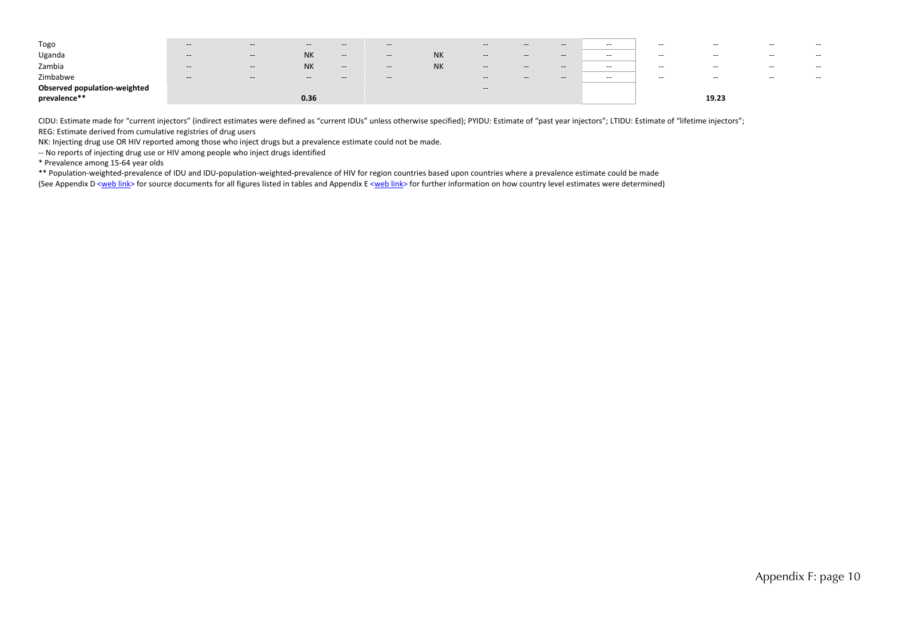| | | | | | | | | | | | | | | |
|---|---|---|---|---|---|---|---|---|---|---|---|---|---|---|
| Togo | -- | -- | -- | -- | -- | | -- | -- | -- | -- | -- | -- | -- | -- |
| Uganda | -- | -- | NK | -- | -- | NK | -- | -- | -- | -- | -- | -- | -- | -- |
| Zambia | -- | -- | NK | -- | -- | NK | -- | -- | -- | -- | -- | -- | -- | -- |
| Zimbabwe | -- | -- | -- | -- | -- | | -- | -- | -- | -- | -- | -- | -- | -- |
| **Observed population-weighted prevalence**** | | | **0.36** | | | | -- | | | | | **19.23** | | |

CIDU: Estimate made for "current injectors" (indirect estimates were defined as "current IDUs" unless otherwise specified); PYIDU: Estimate of "past year injectors"; LTIDU: Estimate of "lifetime injectors";
REG: Estimate derived from cumulative registries of drug users

NK: Injecting drug use OR HIV reported among those who inject drugs but a prevalence estimate could not be made.

-- No reports of injecting drug use or HIV among people who inject drugs identified

* Prevalence among 15-64 year olds

** Population-weighted-prevalence of IDU and IDU-population-weighted-prevalence of HIV for region countries based upon countries where a prevalence estimate could be made

(See Appendix D <web link> for source documents for all figures listed in tables and Appendix E <web link> for further information on how country level estimates were determined)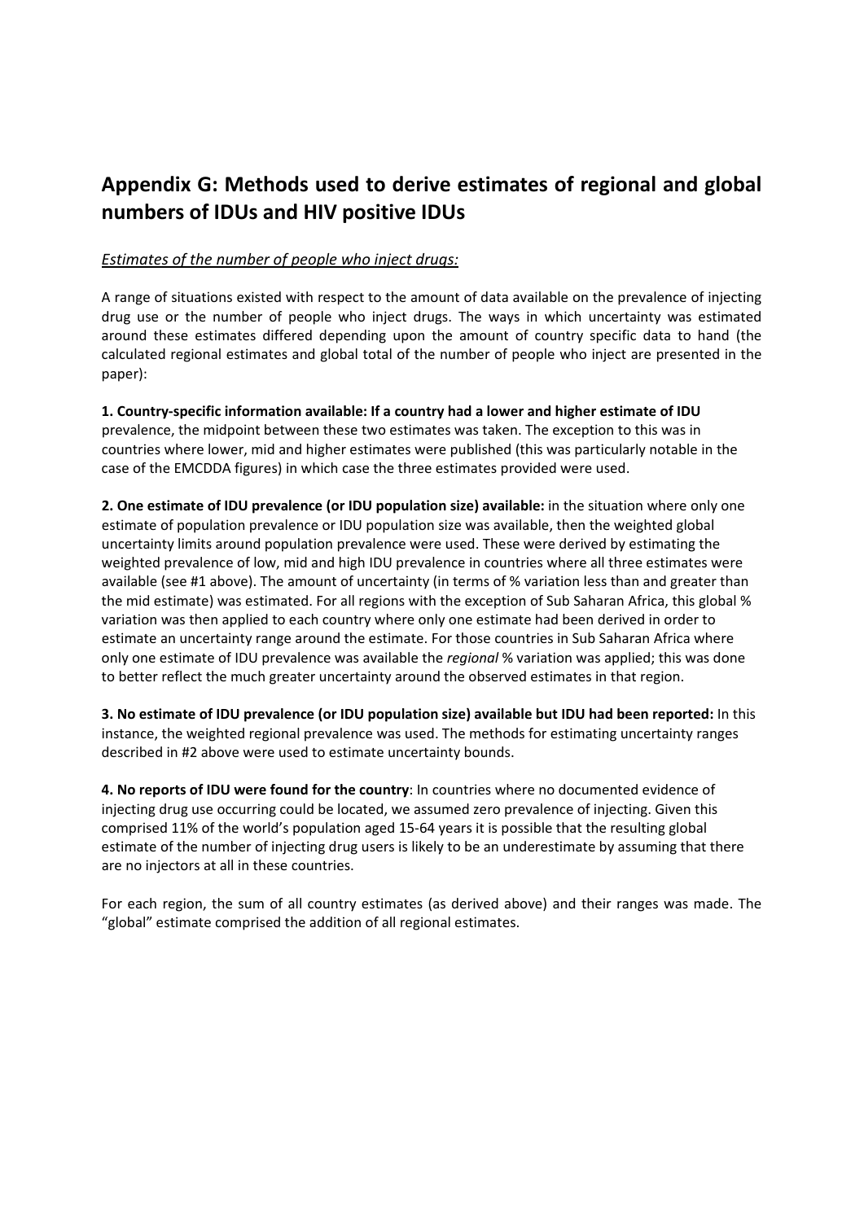## Appendix G: Methods used to derive estimates of regional and global numbers of IDUs and HIV positive IDUs

*Estimates of the number of people who inject drugs:*

A range of situations existed with respect to the amount of data available on the prevalence of injecting drug use or the number of people who inject drugs. The ways in which uncertainty was estimated around these estimates differed depending upon the amount of country specific data to hand (the calculated regional estimates and global total of the number of people who inject are presented in the paper):

**1. Country-specific information available: If a country had a lower and higher estimate of IDU** prevalence, the midpoint between these two estimates was taken. The exception to this was in countries where lower, mid and higher estimates were published (this was particularly notable in the case of the EMCDDA figures) in which case the three estimates provided were used.

**2. One estimate of IDU prevalence (or IDU population size) available:** in the situation where only one estimate of population prevalence or IDU population size was available, then the weighted global uncertainty limits around population prevalence were used. These were derived by estimating the weighted prevalence of low, mid and high IDU prevalence in countries where all three estimates were available (see #1 above). The amount of uncertainty (in terms of % variation less than and greater than the mid estimate) was estimated. For all regions with the exception of Sub Saharan Africa, this global % variation was then applied to each country where only one estimate had been derived in order to estimate an uncertainty range around the estimate. For those countries in Sub Saharan Africa where only one estimate of IDU prevalence was available the *regional* % variation was applied; this was done to better reflect the much greater uncertainty around the observed estimates in that region.

**3. No estimate of IDU prevalence (or IDU population size) available but IDU had been reported:** In this instance, the weighted regional prevalence was used. The methods for estimating uncertainty ranges described in #2 above were used to estimate uncertainty bounds.

**4. No reports of IDU were found for the country**: In countries where no documented evidence of injecting drug use occurring could be located, we assumed zero prevalence of injecting. Given this comprised 11% of the world's population aged 15-64 years it is possible that the resulting global estimate of the number of injecting drug users is likely to be an underestimate by assuming that there are no injectors at all in these countries.

For each region, the sum of all country estimates (as derived above) and their ranges was made. The "global" estimate comprised the addition of all regional estimates.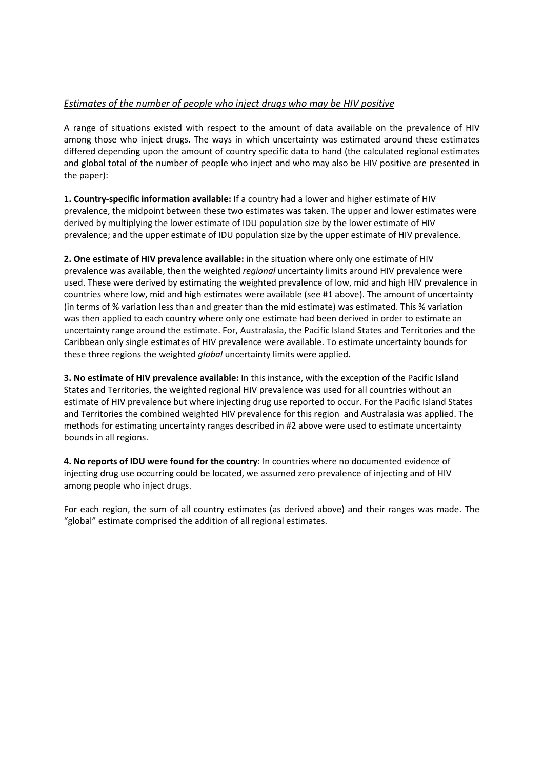*Estimates of the number of people who inject drugs who may be HIV positive*

A range of situations existed with respect to the amount of data available on the prevalence of HIV among those who inject drugs. The ways in which uncertainty was estimated around these estimates differed depending upon the amount of country specific data to hand (the calculated regional estimates and global total of the number of people who inject and who may also be HIV positive are presented in the paper):

**1. Country-specific information available:** If a country had a lower and higher estimate of HIV prevalence, the midpoint between these two estimates was taken. The upper and lower estimates were derived by multiplying the lower estimate of IDU population size by the lower estimate of HIV prevalence; and the upper estimate of IDU population size by the upper estimate of HIV prevalence.

**2. One estimate of HIV prevalence available:** in the situation where only one estimate of HIV prevalence was available, then the weighted *regional* uncertainty limits around HIV prevalence were used. These were derived by estimating the weighted prevalence of low, mid and high HIV prevalence in countries where low, mid and high estimates were available (see #1 above). The amount of uncertainty (in terms of % variation less than and greater than the mid estimate) was estimated. This % variation was then applied to each country where only one estimate had been derived in order to estimate an uncertainty range around the estimate. For, Australasia, the Pacific Island States and Territories and the Caribbean only single estimates of HIV prevalence were available. To estimate uncertainty bounds for these three regions the weighted *global* uncertainty limits were applied.

**3. No estimate of HIV prevalence available:** In this instance, with the exception of the Pacific Island States and Territories, the weighted regional HIV prevalence was used for all countries without an estimate of HIV prevalence but where injecting drug use reported to occur. For the Pacific Island States and Territories the combined weighted HIV prevalence for this region and Australasia was applied. The methods for estimating uncertainty ranges described in #2 above were used to estimate uncertainty bounds in all regions.

**4. No reports of IDU were found for the country**: In countries where no documented evidence of injecting drug use occurring could be located, we assumed zero prevalence of injecting and of HIV among people who inject drugs.

For each region, the sum of all country estimates (as derived above) and their ranges was made. The "global" estimate comprised the addition of all regional estimates.